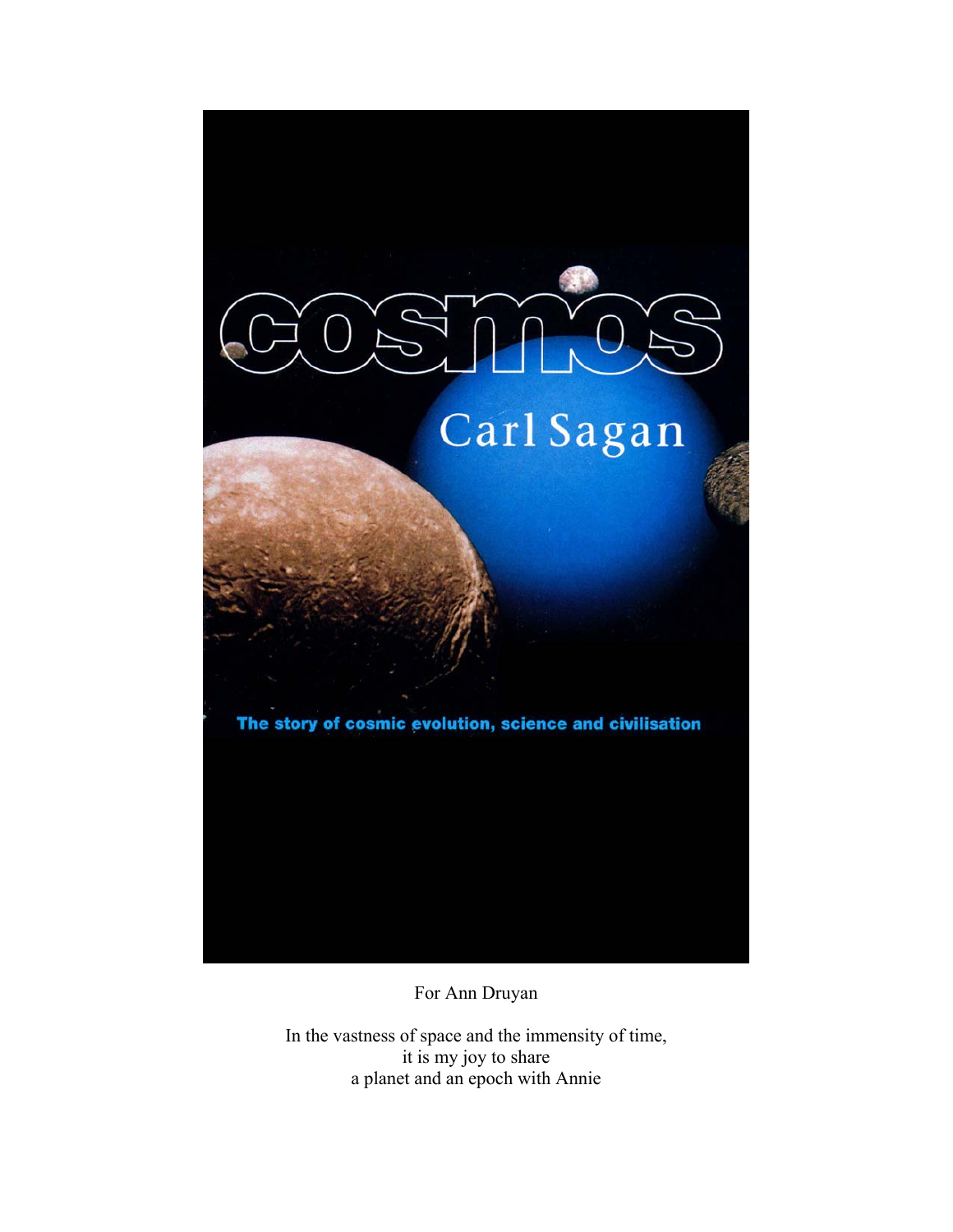# COSMOS

Carl Sagan

The story of cosmic evolution, science and civilisation

For Ann Druyan

In the vastness of space and the immensity of time,
it is my joy to share
a planet and an epoch with Annie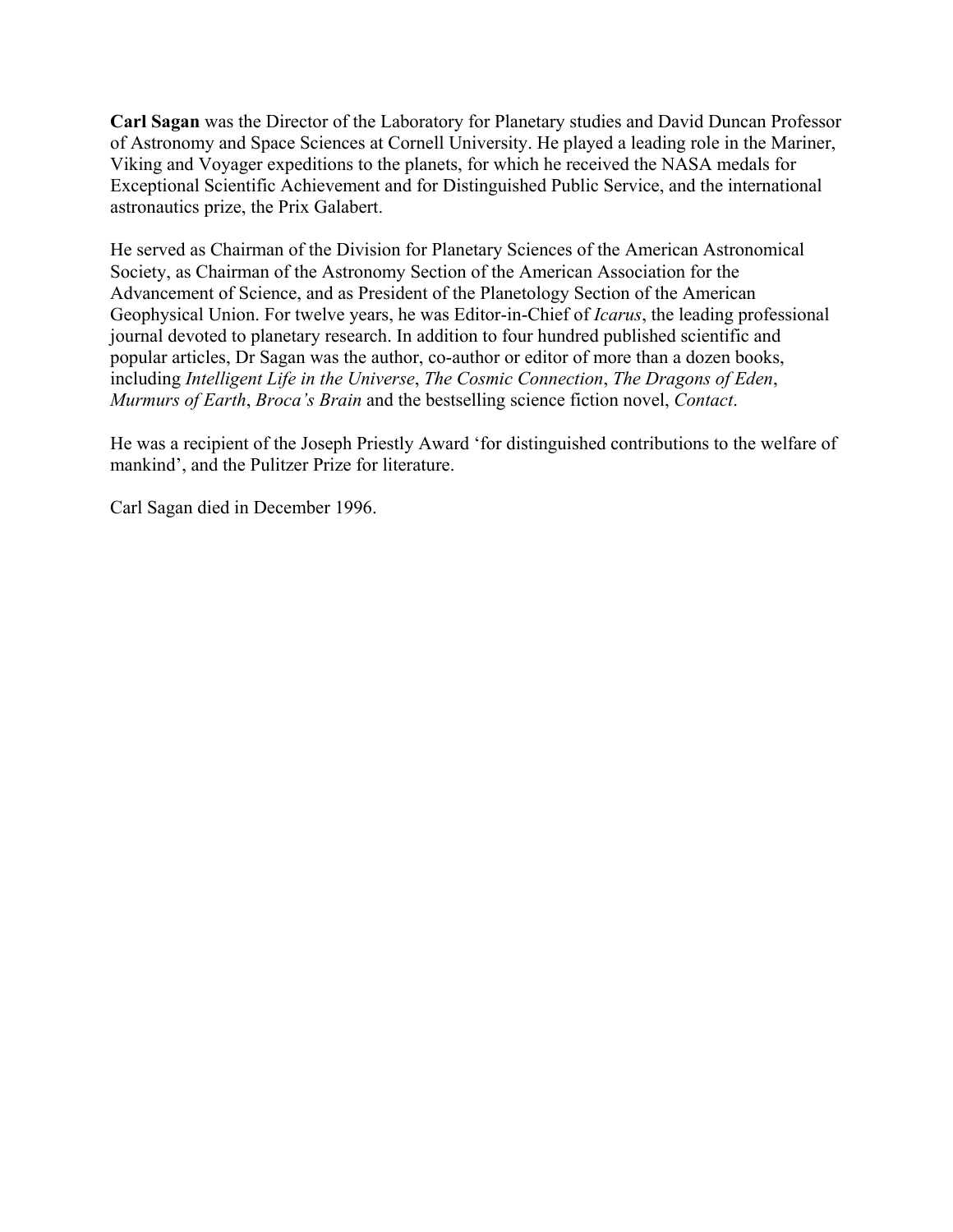**Carl Sagan** was the Director of the Laboratory for Planetary studies and David Duncan Professor of Astronomy and Space Sciences at Cornell University. He played a leading role in the Mariner, Viking and Voyager expeditions to the planets, for which he received the NASA medals for Exceptional Scientific Achievement and for Distinguished Public Service, and the international astronautics prize, the Prix Galabert.

He served as Chairman of the Division for Planetary Sciences of the American Astronomical Society, as Chairman of the Astronomy Section of the American Association for the Advancement of Science, and as President of the Planetology Section of the American Geophysical Union. For twelve years, he was Editor-in-Chief of *Icarus*, the leading professional journal devoted to planetary research. In addition to four hundred published scientific and popular articles, Dr Sagan was the author, co-author or editor of more than a dozen books, including *Intelligent Life in the Universe*, *The Cosmic Connection*, *The Dragons of Eden*, *Murmurs of Earth*, *Broca's Brain* and the bestselling science fiction novel, *Contact*.

He was a recipient of the Joseph Priestly Award 'for distinguished contributions to the welfare of mankind', and the Pulitzer Prize for literature.

Carl Sagan died in December 1996.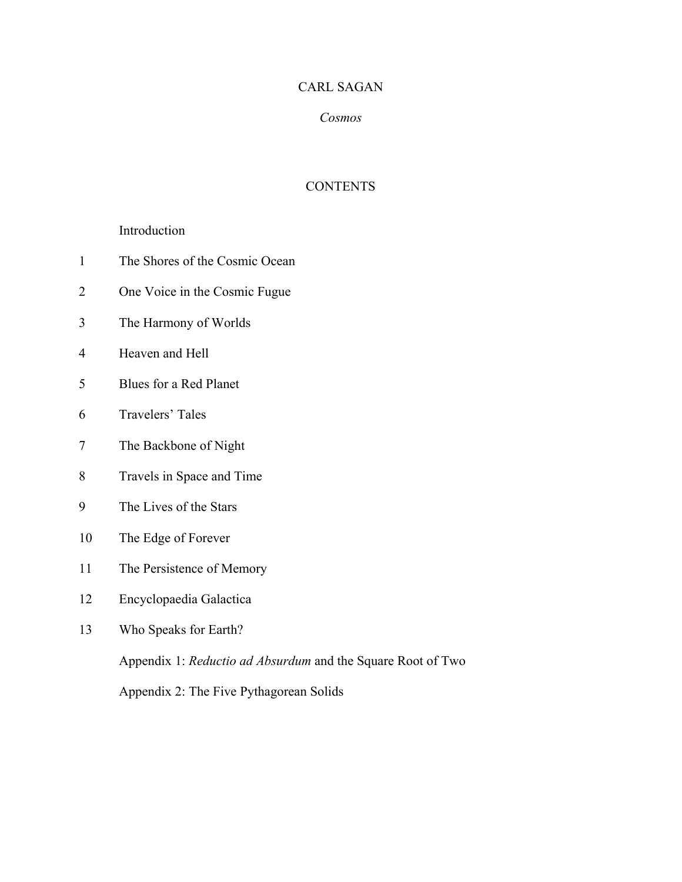CARL SAGAN

*Cosmos*

# CONTENTS

Introduction

1 The Shores of the Cosmic Ocean

2 One Voice in the Cosmic Fugue

3 The Harmony of Worlds

4 Heaven and Hell

5 Blues for a Red Planet

6 Travelers' Tales

7 The Backbone of Night

8 Travels in Space and Time

9 The Lives of the Stars

10 The Edge of Forever

11 The Persistence of Memory

12 Encyclopaedia Galactica

13 Who Speaks for Earth?

Appendix 1: *Reductio ad Absurdum* and the Square Root of Two

Appendix 2: The Five Pythagorean Solids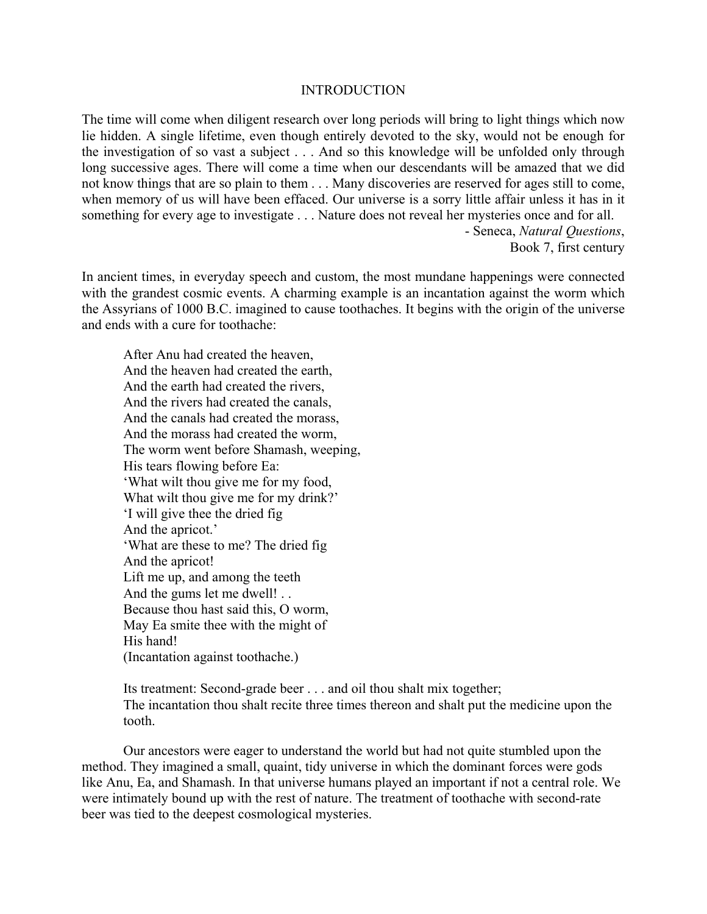# INTRODUCTION

The time will come when diligent research over long periods will bring to light things which now lie hidden. A single lifetime, even though entirely devoted to the sky, would not be enough for the investigation of so vast a subject . . . And so this knowledge will be unfolded only through long successive ages. There will come a time when our descendants will be amazed that we did not know things that are so plain to them . . . Many discoveries are reserved for ages still to come, when memory of us will have been effaced. Our universe is a sorry little affair unless it has in it something for every age to investigate . . . Nature does not reveal her mysteries once and for all.

- Seneca, *Natural Questions*,
Book 7, first century

In ancient times, in everyday speech and custom, the most mundane happenings were connected with the grandest cosmic events. A charming example is an incantation against the worm which the Assyrians of 1000 B.C. imagined to cause toothaches. It begins with the origin of the universe and ends with a cure for toothache:

> After Anu had created the heaven,
> And the heaven had created the earth,
> And the earth had created the rivers,
> And the rivers had created the canals,
> And the canals had created the morass,
> And the morass had created the worm,
> The worm went before Shamash, weeping,
> His tears flowing before Ea:
> 'What wilt thou give me for my food,
> What wilt thou give me for my drink?'
> 'I will give thee the dried fig
> And the apricot.'
> 'What are these to me? The dried fig
> And the apricot!
> Lift me up, and among the teeth
> And the gums let me dwell! . .
> Because thou hast said this, O worm,
> May Ea smite thee with the might of
> His hand!
> (Incantation against toothache.)
>
> Its treatment: Second-grade beer . . . and oil thou shalt mix together;
> The incantation thou shalt recite three times thereon and shalt put the medicine upon the tooth.

Our ancestors were eager to understand the world but had not quite stumbled upon the method. They imagined a small, quaint, tidy universe in which the dominant forces were gods like Anu, Ea, and Shamash. In that universe humans played an important if not a central role. We were intimately bound up with the rest of nature. The treatment of toothache with second-rate beer was tied to the deepest cosmological mysteries.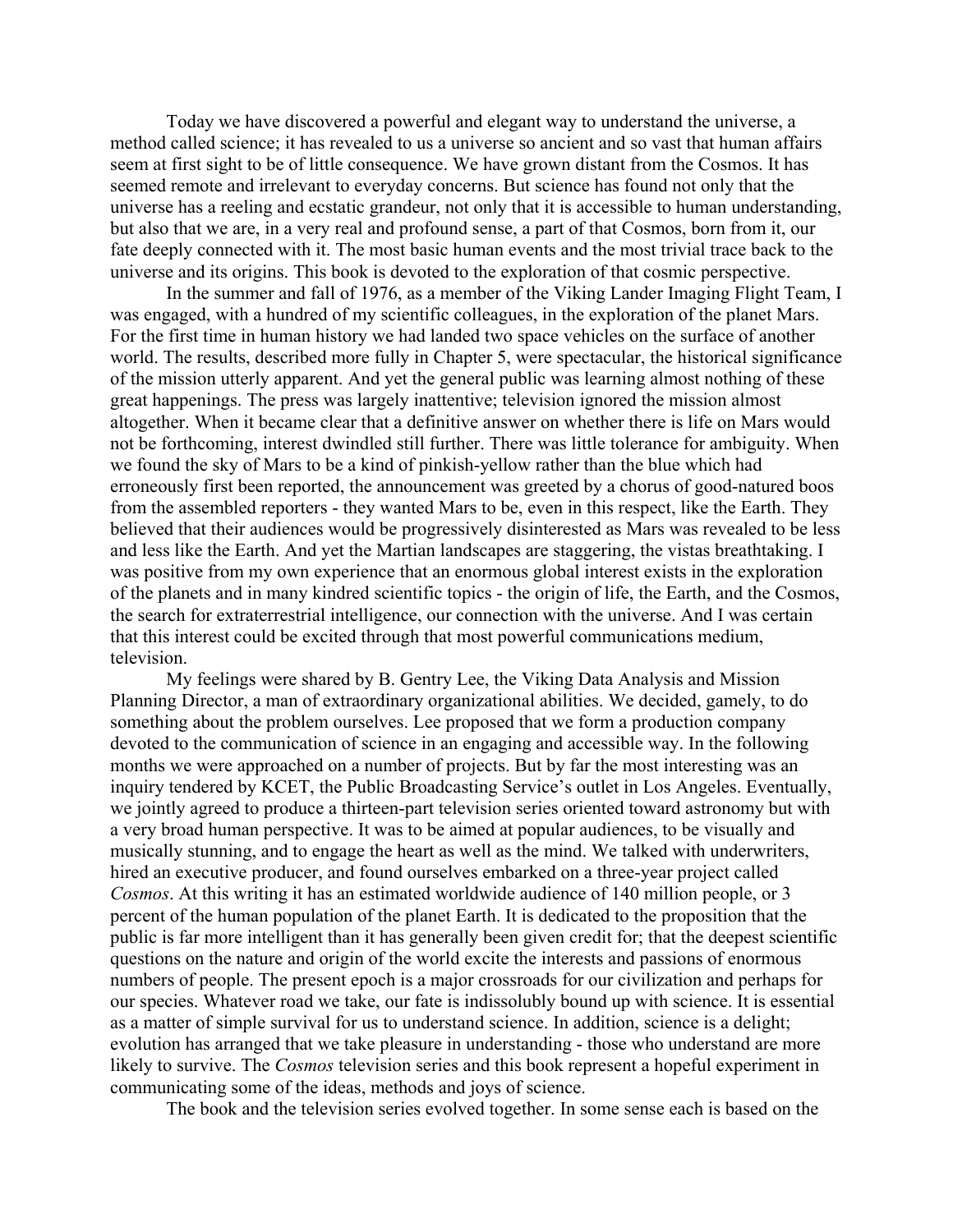Today we have discovered a powerful and elegant way to understand the universe, a method called science; it has revealed to us a universe so ancient and so vast that human affairs seem at first sight to be of little consequence. We have grown distant from the Cosmos. It has seemed remote and irrelevant to everyday concerns. But science has found not only that the universe has a reeling and ecstatic grandeur, not only that it is accessible to human understanding, but also that we are, in a very real and profound sense, a part of that Cosmos, born from it, our fate deeply connected with it. The most basic human events and the most trivial trace back to the universe and its origins. This book is devoted to the exploration of that cosmic perspective.

In the summer and fall of 1976, as a member of the Viking Lander Imaging Flight Team, I was engaged, with a hundred of my scientific colleagues, in the exploration of the planet Mars. For the first time in human history we had landed two space vehicles on the surface of another world. The results, described more fully in Chapter 5, were spectacular, the historical significance of the mission utterly apparent. And yet the general public was learning almost nothing of these great happenings. The press was largely inattentive; television ignored the mission almost altogether. When it became clear that a definitive answer on whether there is life on Mars would not be forthcoming, interest dwindled still further. There was little tolerance for ambiguity. When we found the sky of Mars to be a kind of pinkish-yellow rather than the blue which had erroneously first been reported, the announcement was greeted by a chorus of good-natured boos from the assembled reporters - they wanted Mars to be, even in this respect, like the Earth. They believed that their audiences would be progressively disinterested as Mars was revealed to be less and less like the Earth. And yet the Martian landscapes are staggering, the vistas breathtaking. I was positive from my own experience that an enormous global interest exists in the exploration of the planets and in many kindred scientific topics - the origin of life, the Earth, and the Cosmos, the search for extraterrestrial intelligence, our connection with the universe. And I was certain that this interest could be excited through that most powerful communications medium, television.

My feelings were shared by B. Gentry Lee, the Viking Data Analysis and Mission Planning Director, a man of extraordinary organizational abilities. We decided, gamely, to do something about the problem ourselves. Lee proposed that we form a production company devoted to the communication of science in an engaging and accessible way. In the following months we were approached on a number of projects. But by far the most interesting was an inquiry tendered by KCET, the Public Broadcasting Service's outlet in Los Angeles. Eventually, we jointly agreed to produce a thirteen-part television series oriented toward astronomy but with a very broad human perspective. It was to be aimed at popular audiences, to be visually and musically stunning, and to engage the heart as well as the mind. We talked with underwriters, hired an executive producer, and found ourselves embarked on a three-year project called *Cosmos*. At this writing it has an estimated worldwide audience of 140 million people, or 3 percent of the human population of the planet Earth. It is dedicated to the proposition that the public is far more intelligent than it has generally been given credit for; that the deepest scientific questions on the nature and origin of the world excite the interests and passions of enormous numbers of people. The present epoch is a major crossroads for our civilization and perhaps for our species. Whatever road we take, our fate is indissolubly bound up with science. It is essential as a matter of simple survival for us to understand science. In addition, science is a delight; evolution has arranged that we take pleasure in understanding - those who understand are more likely to survive. The *Cosmos* television series and this book represent a hopeful experiment in communicating some of the ideas, methods and joys of science.

The book and the television series evolved together. In some sense each is based on the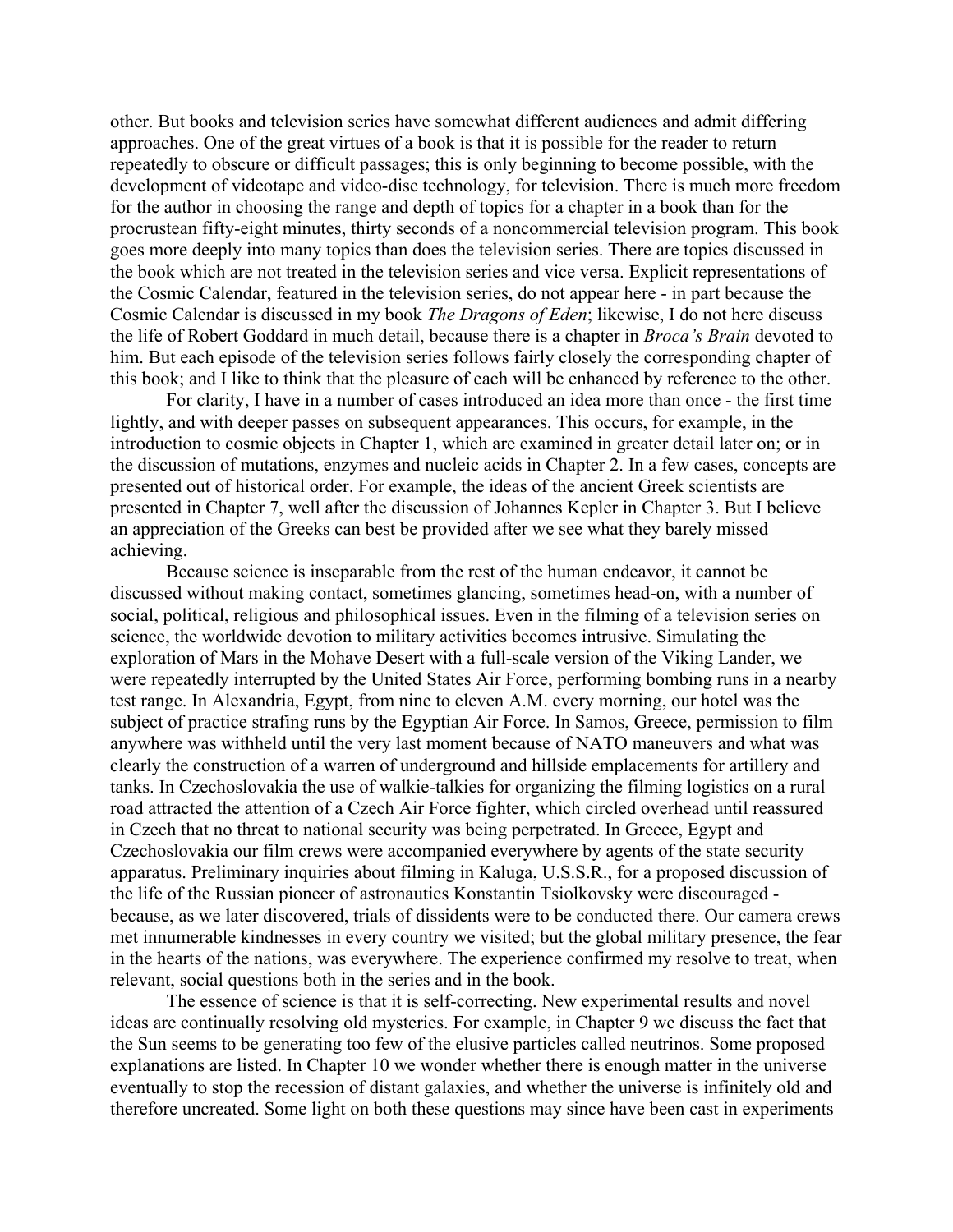other. But books and television series have somewhat different audiences and admit differing approaches. One of the great virtues of a book is that it is possible for the reader to return repeatedly to obscure or difficult passages; this is only beginning to become possible, with the development of videotape and video-disc technology, for television. There is much more freedom for the author in choosing the range and depth of topics for a chapter in a book than for the procrustean fifty-eight minutes, thirty seconds of a noncommercial television program. This book goes more deeply into many topics than does the television series. There are topics discussed in the book which are not treated in the television series and vice versa. Explicit representations of the Cosmic Calendar, featured in the television series, do not appear here - in part because the Cosmic Calendar is discussed in my book *The Dragons of Eden*; likewise, I do not here discuss the life of Robert Goddard in much detail, because there is a chapter in *Broca's Brain* devoted to him. But each episode of the television series follows fairly closely the corresponding chapter of this book; and I like to think that the pleasure of each will be enhanced by reference to the other.

For clarity, I have in a number of cases introduced an idea more than once - the first time lightly, and with deeper passes on subsequent appearances. This occurs, for example, in the introduction to cosmic objects in Chapter 1, which are examined in greater detail later on; or in the discussion of mutations, enzymes and nucleic acids in Chapter 2. In a few cases, concepts are presented out of historical order. For example, the ideas of the ancient Greek scientists are presented in Chapter 7, well after the discussion of Johannes Kepler in Chapter 3. But I believe an appreciation of the Greeks can best be provided after we see what they barely missed achieving.

Because science is inseparable from the rest of the human endeavor, it cannot be discussed without making contact, sometimes glancing, sometimes head-on, with a number of social, political, religious and philosophical issues. Even in the filming of a television series on science, the worldwide devotion to military activities becomes intrusive. Simulating the exploration of Mars in the Mohave Desert with a full-scale version of the Viking Lander, we were repeatedly interrupted by the United States Air Force, performing bombing runs in a nearby test range. In Alexandria, Egypt, from nine to eleven A.M. every morning, our hotel was the subject of practice strafing runs by the Egyptian Air Force. In Samos, Greece, permission to film anywhere was withheld until the very last moment because of NATO maneuvers and what was clearly the construction of a warren of underground and hillside emplacements for artillery and tanks. In Czechoslovakia the use of walkie-talkies for organizing the filming logistics on a rural road attracted the attention of a Czech Air Force fighter, which circled overhead until reassured in Czech that no threat to national security was being perpetrated. In Greece, Egypt and Czechoslovakia our film crews were accompanied everywhere by agents of the state security apparatus. Preliminary inquiries about filming in Kaluga, U.S.S.R., for a proposed discussion of the life of the Russian pioneer of astronautics Konstantin Tsiolkovsky were discouraged - because, as we later discovered, trials of dissidents were to be conducted there. Our camera crews met innumerable kindnesses in every country we visited; but the global military presence, the fear in the hearts of the nations, was everywhere. The experience confirmed my resolve to treat, when relevant, social questions both in the series and in the book.

The essence of science is that it is self-correcting. New experimental results and novel ideas are continually resolving old mysteries. For example, in Chapter 9 we discuss the fact that the Sun seems to be generating too few of the elusive particles called neutrinos. Some proposed explanations are listed. In Chapter 10 we wonder whether there is enough matter in the universe eventually to stop the recession of distant galaxies, and whether the universe is infinitely old and therefore uncreated. Some light on both these questions may since have been cast in experiments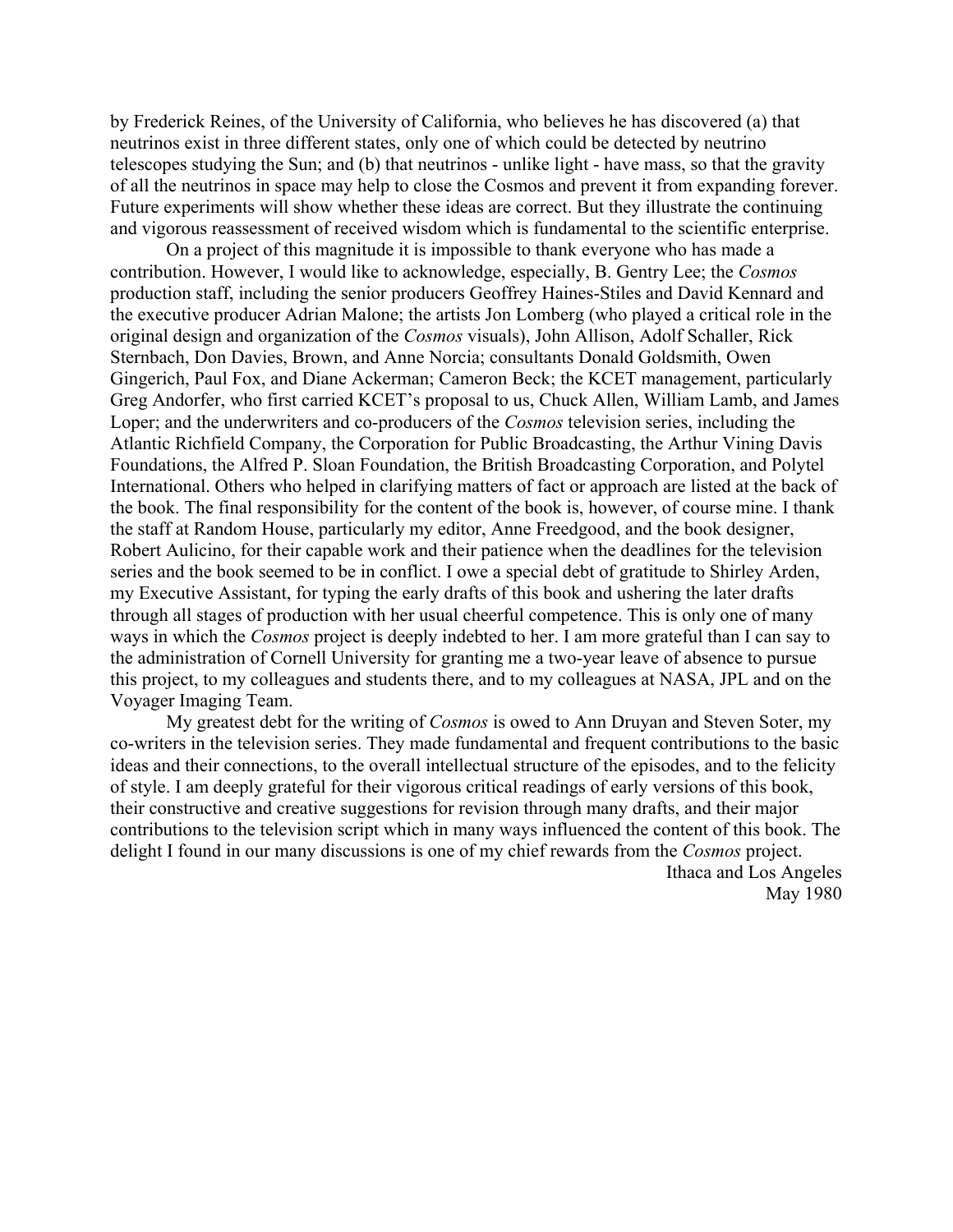by Frederick Reines, of the University of California, who believes he has discovered (a) that neutrinos exist in three different states, only one of which could be detected by neutrino telescopes studying the Sun; and (b) that neutrinos - unlike light - have mass, so that the gravity of all the neutrinos in space may help to close the Cosmos and prevent it from expanding forever. Future experiments will show whether these ideas are correct. But they illustrate the continuing and vigorous reassessment of received wisdom which is fundamental to the scientific enterprise.

On a project of this magnitude it is impossible to thank everyone who has made a contribution. However, I would like to acknowledge, especially, B. Gentry Lee; the *Cosmos* production staff, including the senior producers Geoffrey Haines-Stiles and David Kennard and the executive producer Adrian Malone; the artists Jon Lomberg (who played a critical role in the original design and organization of the *Cosmos* visuals), John Allison, Adolf Schaller, Rick Sternbach, Don Davies, Brown, and Anne Norcia; consultants Donald Goldsmith, Owen Gingerich, Paul Fox, and Diane Ackerman; Cameron Beck; the KCET management, particularly Greg Andorfer, who first carried KCET's proposal to us, Chuck Allen, William Lamb, and James Loper; and the underwriters and co-producers of the *Cosmos* television series, including the Atlantic Richfield Company, the Corporation for Public Broadcasting, the Arthur Vining Davis Foundations, the Alfred P. Sloan Foundation, the British Broadcasting Corporation, and Polytel International. Others who helped in clarifying matters of fact or approach are listed at the back of the book. The final responsibility for the content of the book is, however, of course mine. I thank the staff at Random House, particularly my editor, Anne Freedgood, and the book designer, Robert Aulicino, for their capable work and their patience when the deadlines for the television series and the book seemed to be in conflict. I owe a special debt of gratitude to Shirley Arden, my Executive Assistant, for typing the early drafts of this book and ushering the later drafts through all stages of production with her usual cheerful competence. This is only one of many ways in which the *Cosmos* project is deeply indebted to her. I am more grateful than I can say to the administration of Cornell University for granting me a two-year leave of absence to pursue this project, to my colleagues and students there, and to my colleagues at NASA, JPL and on the Voyager Imaging Team.

My greatest debt for the writing of *Cosmos* is owed to Ann Druyan and Steven Soter, my co-writers in the television series. They made fundamental and frequent contributions to the basic ideas and their connections, to the overall intellectual structure of the episodes, and to the felicity of style. I am deeply grateful for their vigorous critical readings of early versions of this book, their constructive and creative suggestions for revision through many drafts, and their major contributions to the television script which in many ways influenced the content of this book. The delight I found in our many discussions is one of my chief rewards from the *Cosmos* project.

Ithaca and Los Angeles
May 1980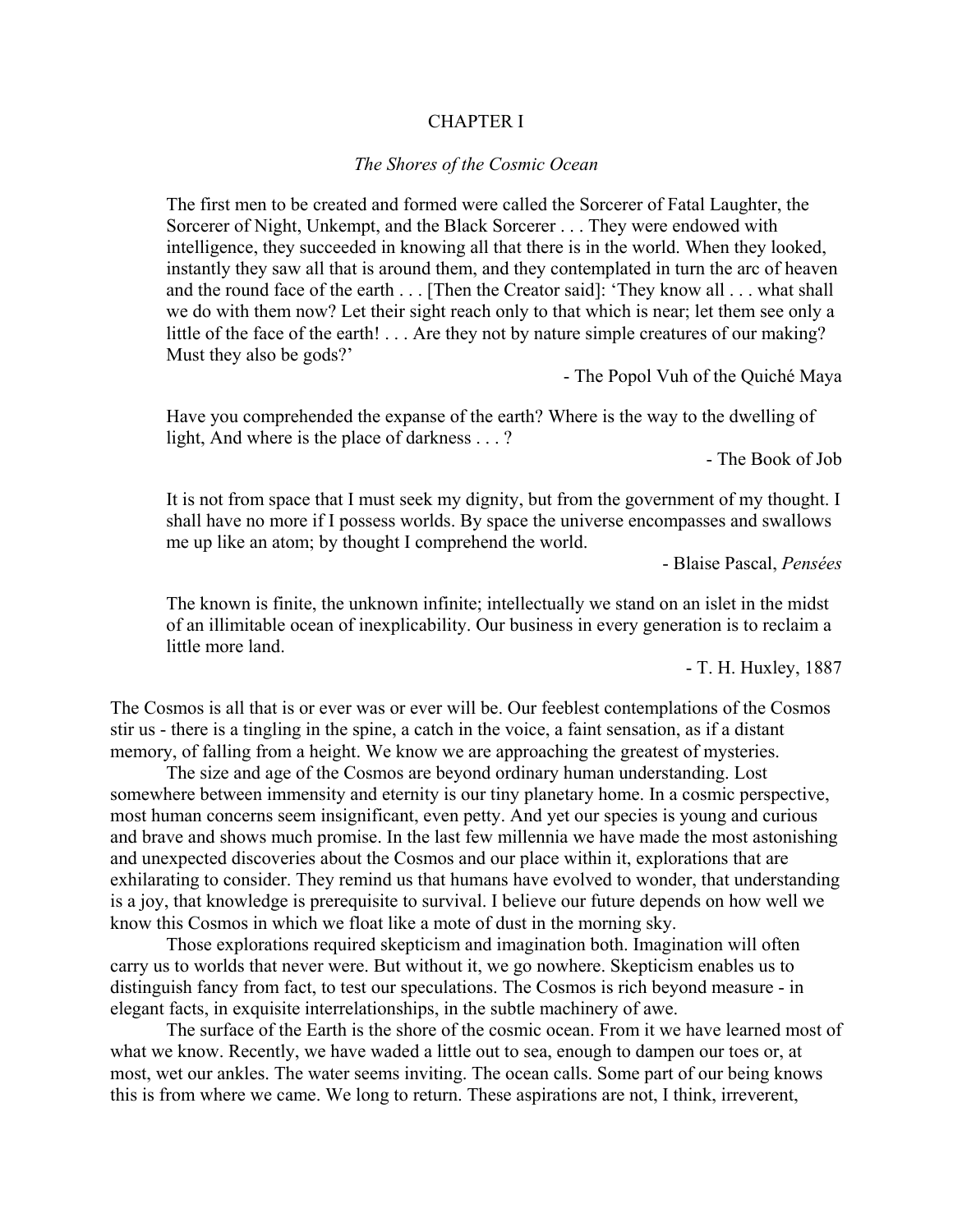# CHAPTER I

## *The Shores of the Cosmic Ocean*

> The first men to be created and formed were called the Sorcerer of Fatal Laughter, the Sorcerer of Night, Unkempt, and the Black Sorcerer . . . They were endowed with intelligence, they succeeded in knowing all that there is in the world. When they looked, instantly they saw all that is around them, and they contemplated in turn the arc of heaven and the round face of the earth . . . [Then the Creator said]: 'They know all . . . what shall we do with them now? Let their sight reach only to that which is near; let them see only a little of the face of the earth! . . . Are they not by nature simple creatures of our making? Must they also be gods?'
>
> - The Popol Vuh of the Quiché Maya

> Have you comprehended the expanse of the earth? Where is the way to the dwelling of light, And where is the place of darkness . . . ?
>
> - The Book of Job

> It is not from space that I must seek my dignity, but from the government of my thought. I shall have no more if I possess worlds. By space the universe encompasses and swallows me up like an atom; by thought I comprehend the world.
>
> - Blaise Pascal, *Pensées*

> The known is finite, the unknown infinite; intellectually we stand on an islet in the midst of an illimitable ocean of inexplicability. Our business in every generation is to reclaim a little more land.
>
> - T. H. Huxley, 1887

The Cosmos is all that is or ever was or ever will be. Our feeblest contemplations of the Cosmos stir us - there is a tingling in the spine, a catch in the voice, a faint sensation, as if a distant memory, of falling from a height. We know we are approaching the greatest of mysteries.

The size and age of the Cosmos are beyond ordinary human understanding. Lost somewhere between immensity and eternity is our tiny planetary home. In a cosmic perspective, most human concerns seem insignificant, even petty. And yet our species is young and curious and brave and shows much promise. In the last few millennia we have made the most astonishing and unexpected discoveries about the Cosmos and our place within it, explorations that are exhilarating to consider. They remind us that humans have evolved to wonder, that understanding is a joy, that knowledge is prerequisite to survival. I believe our future depends on how well we know this Cosmos in which we float like a mote of dust in the morning sky.

Those explorations required skepticism and imagination both. Imagination will often carry us to worlds that never were. But without it, we go nowhere. Skepticism enables us to distinguish fancy from fact, to test our speculations. The Cosmos is rich beyond measure - in elegant facts, in exquisite interrelationships, in the subtle machinery of awe.

The surface of the Earth is the shore of the cosmic ocean. From it we have learned most of what we know. Recently, we have waded a little out to sea, enough to dampen our toes or, at most, wet our ankles. The water seems inviting. The ocean calls. Some part of our being knows this is from where we came. We long to return. These aspirations are not, I think, irreverent,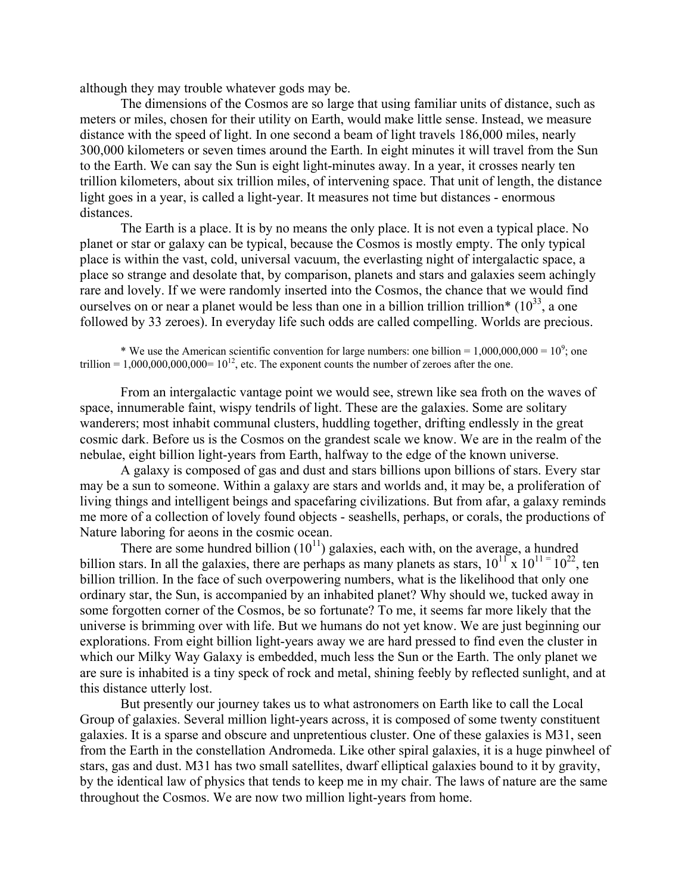although they may trouble whatever gods may be.

The dimensions of the Cosmos are so large that using familiar units of distance, such as meters or miles, chosen for their utility on Earth, would make little sense. Instead, we measure distance with the speed of light. In one second a beam of light travels 186,000 miles, nearly 300,000 kilometers or seven times around the Earth. In eight minutes it will travel from the Sun to the Earth. We can say the Sun is eight light-minutes away. In a year, it crosses nearly ten trillion kilometers, about six trillion miles, of intervening space. That unit of length, the distance light goes in a year, is called a light-year. It measures not time but distances - enormous distances.

The Earth is a place. It is by no means the only place. It is not even a typical place. No planet or star or galaxy can be typical, because the Cosmos is mostly empty. The only typical place is within the vast, cold, universal vacuum, the everlasting night of intergalactic space, a place so strange and desolate that, by comparison, planets and stars and galaxies seem achingly rare and lovely. If we were randomly inserted into the Cosmos, the chance that we would find ourselves on or near a planet would be less than one in a billion trillion trillion* ($10^{33}$, a one followed by 33 zeroes). In everyday life such odds are called compelling. Worlds are precious.

\* We use the American scientific convention for large numbers: one billion = 1,000,000,000 = $10^9$; one trillion = 1,000,000,000,000= $10^{12}$, etc. The exponent counts the number of zeroes after the one.

From an intergalactic vantage point we would see, strewn like sea froth on the waves of space, innumerable faint, wispy tendrils of light. These are the galaxies. Some are solitary wanderers; most inhabit communal clusters, huddling together, drifting endlessly in the great cosmic dark. Before us is the Cosmos on the grandest scale we know. We are in the realm of the nebulae, eight billion light-years from Earth, halfway to the edge of the known universe.

A galaxy is composed of gas and dust and stars billions upon billions of stars. Every star may be a sun to someone. Within a galaxy are stars and worlds and, it may be, a proliferation of living things and intelligent beings and spacefaring civilizations. But from afar, a galaxy reminds me more of a collection of lovely found objects - seashells, perhaps, or corals, the productions of Nature laboring for aeons in the cosmic ocean.

There are some hundred billion ($10^{11}$) galaxies, each with, on the average, a hundred billion stars. In all the galaxies, there are perhaps as many planets as stars, $10^{11} \times 10^{11} = 10^{22}$, ten billion trillion. In the face of such overpowering numbers, what is the likelihood that only one ordinary star, the Sun, is accompanied by an inhabited planet? Why should we, tucked away in some forgotten corner of the Cosmos, be so fortunate? To me, it seems far more likely that the universe is brimming over with life. But we humans do not yet know. We are just beginning our explorations. From eight billion light-years away we are hard pressed to find even the cluster in which our Milky Way Galaxy is embedded, much less the Sun or the Earth. The only planet we are sure is inhabited is a tiny speck of rock and metal, shining feebly by reflected sunlight, and at this distance utterly lost.

But presently our journey takes us to what astronomers on Earth like to call the Local Group of galaxies. Several million light-years across, it is composed of some twenty constituent galaxies. It is a sparse and obscure and unpretentious cluster. One of these galaxies is M31, seen from the Earth in the constellation Andromeda. Like other spiral galaxies, it is a huge pinwheel of stars, gas and dust. M31 has two small satellites, dwarf elliptical galaxies bound to it by gravity, by the identical law of physics that tends to keep me in my chair. The laws of nature are the same throughout the Cosmos. We are now two million light-years from home.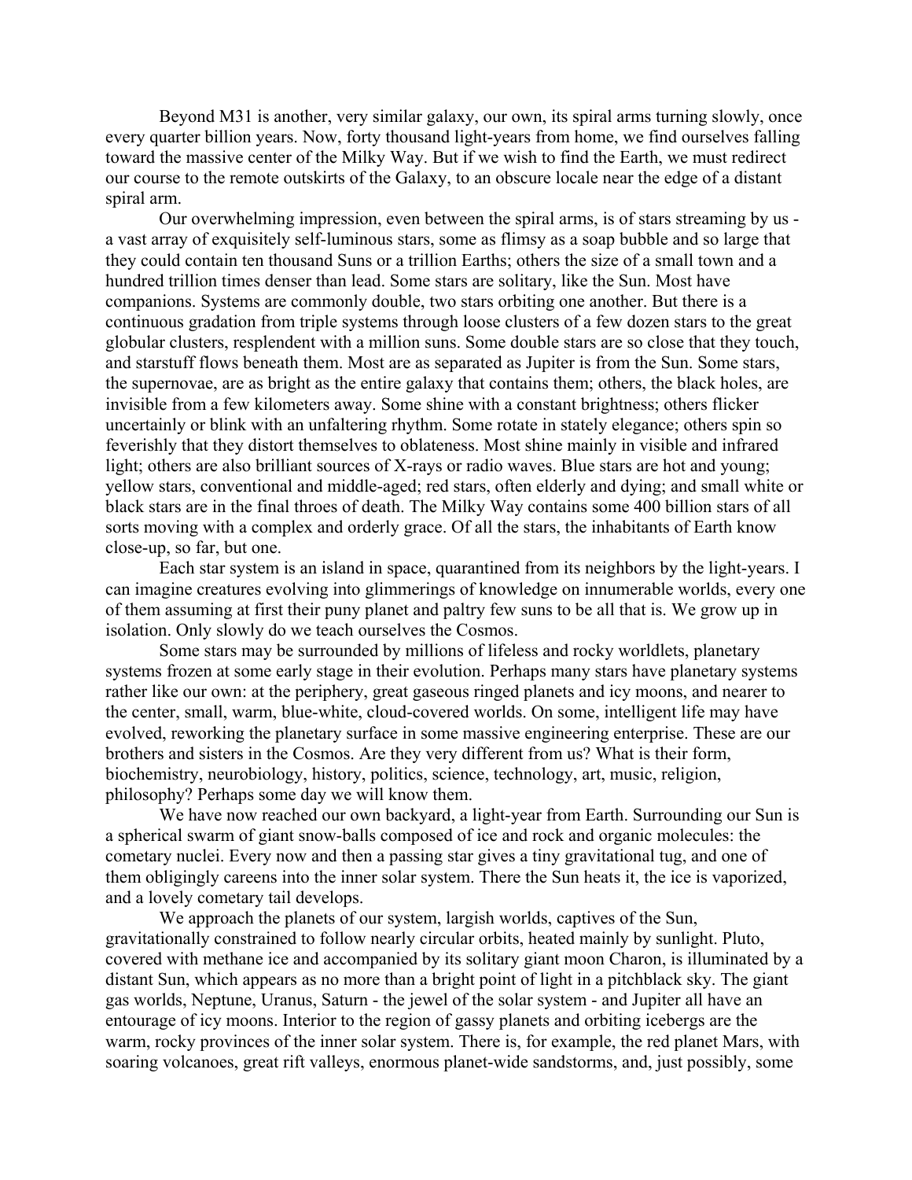Beyond M31 is another, very similar galaxy, our own, its spiral arms turning slowly, once every quarter billion years. Now, forty thousand light-years from home, we find ourselves falling toward the massive center of the Milky Way. But if we wish to find the Earth, we must redirect our course to the remote outskirts of the Galaxy, to an obscure locale near the edge of a distant spiral arm.

Our overwhelming impression, even between the spiral arms, is of stars streaming by us - a vast array of exquisitely self-luminous stars, some as flimsy as a soap bubble and so large that they could contain ten thousand Suns or a trillion Earths; others the size of a small town and a hundred trillion times denser than lead. Some stars are solitary, like the Sun. Most have companions. Systems are commonly double, two stars orbiting one another. But there is a continuous gradation from triple systems through loose clusters of a few dozen stars to the great globular clusters, resplendent with a million suns. Some double stars are so close that they touch, and starstuff flows beneath them. Most are as separated as Jupiter is from the Sun. Some stars, the supernovae, are as bright as the entire galaxy that contains them; others, the black holes, are invisible from a few kilometers away. Some shine with a constant brightness; others flicker uncertainly or blink with an unfaltering rhythm. Some rotate in stately elegance; others spin so feverishly that they distort themselves to oblateness. Most shine mainly in visible and infrared light; others are also brilliant sources of X-rays or radio waves. Blue stars are hot and young; yellow stars, conventional and middle-aged; red stars, often elderly and dying; and small white or black stars are in the final throes of death. The Milky Way contains some 400 billion stars of all sorts moving with a complex and orderly grace. Of all the stars, the inhabitants of Earth know close-up, so far, but one.

Each star system is an island in space, quarantined from its neighbors by the light-years. I can imagine creatures evolving into glimmerings of knowledge on innumerable worlds, every one of them assuming at first their puny planet and paltry few suns to be all that is. We grow up in isolation. Only slowly do we teach ourselves the Cosmos.

Some stars may be surrounded by millions of lifeless and rocky worldlets, planetary systems frozen at some early stage in their evolution. Perhaps many stars have planetary systems rather like our own: at the periphery, great gaseous ringed planets and icy moons, and nearer to the center, small, warm, blue-white, cloud-covered worlds. On some, intelligent life may have evolved, reworking the planetary surface in some massive engineering enterprise. These are our brothers and sisters in the Cosmos. Are they very different from us? What is their form, biochemistry, neurobiology, history, politics, science, technology, art, music, religion, philosophy? Perhaps some day we will know them.

We have now reached our own backyard, a light-year from Earth. Surrounding our Sun is a spherical swarm of giant snow-balls composed of ice and rock and organic molecules: the cometary nuclei. Every now and then a passing star gives a tiny gravitational tug, and one of them obligingly careens into the inner solar system. There the Sun heats it, the ice is vaporized, and a lovely cometary tail develops.

We approach the planets of our system, largish worlds, captives of the Sun, gravitationally constrained to follow nearly circular orbits, heated mainly by sunlight. Pluto, covered with methane ice and accompanied by its solitary giant moon Charon, is illuminated by a distant Sun, which appears as no more than a bright point of light in a pitchblack sky. The giant gas worlds, Neptune, Uranus, Saturn - the jewel of the solar system - and Jupiter all have an entourage of icy moons. Interior to the region of gassy planets and orbiting icebergs are the warm, rocky provinces of the inner solar system. There is, for example, the red planet Mars, with soaring volcanoes, great rift valleys, enormous planet-wide sandstorms, and, just possibly, some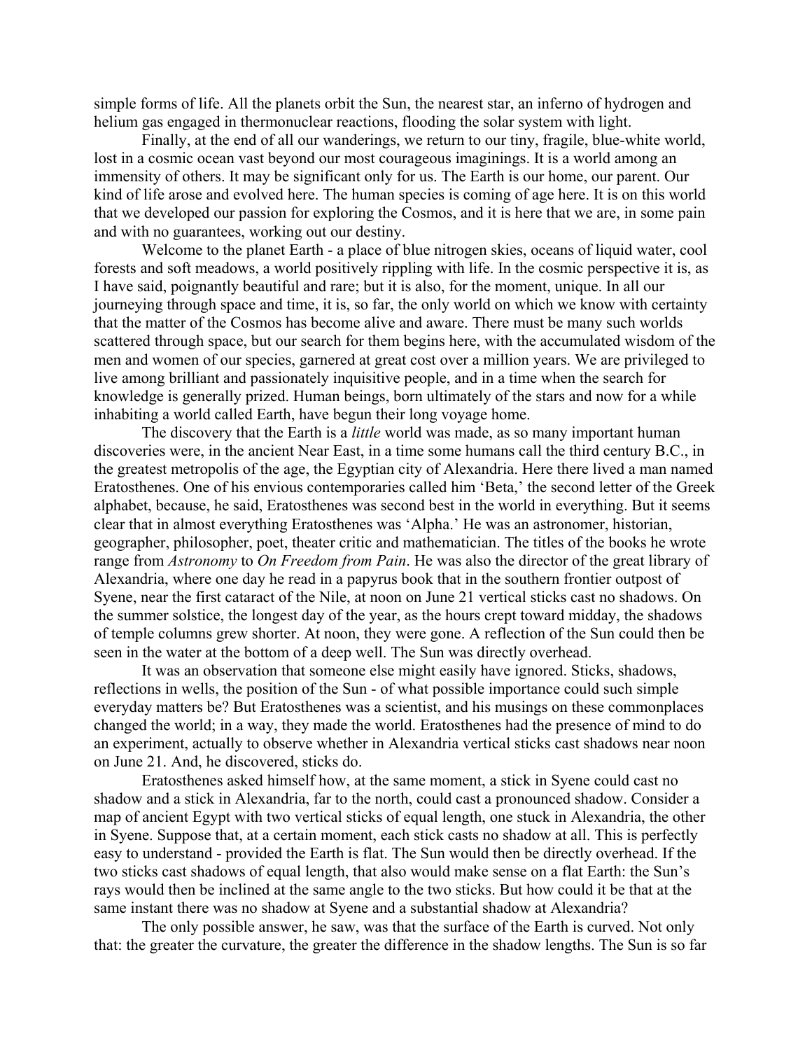simple forms of life. All the planets orbit the Sun, the nearest star, an inferno of hydrogen and helium gas engaged in thermonuclear reactions, flooding the solar system with light.

Finally, at the end of all our wanderings, we return to our tiny, fragile, blue-white world, lost in a cosmic ocean vast beyond our most courageous imaginings. It is a world among an immensity of others. It may be significant only for us. The Earth is our home, our parent. Our kind of life arose and evolved here. The human species is coming of age here. It is on this world that we developed our passion for exploring the Cosmos, and it is here that we are, in some pain and with no guarantees, working out our destiny.

Welcome to the planet Earth - a place of blue nitrogen skies, oceans of liquid water, cool forests and soft meadows, a world positively rippling with life. In the cosmic perspective it is, as I have said, poignantly beautiful and rare; but it is also, for the moment, unique. In all our journeying through space and time, it is, so far, the only world on which we know with certainty that the matter of the Cosmos has become alive and aware. There must be many such worlds scattered through space, but our search for them begins here, with the accumulated wisdom of the men and women of our species, garnered at great cost over a million years. We are privileged to live among brilliant and passionately inquisitive people, and in a time when the search for knowledge is generally prized. Human beings, born ultimately of the stars and now for a while inhabiting a world called Earth, have begun their long voyage home.

The discovery that the Earth is a *little* world was made, as so many important human discoveries were, in the ancient Near East, in a time some humans call the third century B.C., in the greatest metropolis of the age, the Egyptian city of Alexandria. Here there lived a man named Eratosthenes. One of his envious contemporaries called him 'Beta,' the second letter of the Greek alphabet, because, he said, Eratosthenes was second best in the world in everything. But it seems clear that in almost everything Eratosthenes was 'Alpha.' He was an astronomer, historian, geographer, philosopher, poet, theater critic and mathematician. The titles of the books he wrote range from *Astronomy* to *On Freedom from Pain*. He was also the director of the great library of Alexandria, where one day he read in a papyrus book that in the southern frontier outpost of Syene, near the first cataract of the Nile, at noon on June 21 vertical sticks cast no shadows. On the summer solstice, the longest day of the year, as the hours crept toward midday, the shadows of temple columns grew shorter. At noon, they were gone. A reflection of the Sun could then be seen in the water at the bottom of a deep well. The Sun was directly overhead.

It was an observation that someone else might easily have ignored. Sticks, shadows, reflections in wells, the position of the Sun - of what possible importance could such simple everyday matters be? But Eratosthenes was a scientist, and his musings on these commonplaces changed the world; in a way, they made the world. Eratosthenes had the presence of mind to do an experiment, actually to observe whether in Alexandria vertical sticks cast shadows near noon on June 21. And, he discovered, sticks do.

Eratosthenes asked himself how, at the same moment, a stick in Syene could cast no shadow and a stick in Alexandria, far to the north, could cast a pronounced shadow. Consider a map of ancient Egypt with two vertical sticks of equal length, one stuck in Alexandria, the other in Syene. Suppose that, at a certain moment, each stick casts no shadow at all. This is perfectly easy to understand - provided the Earth is flat. The Sun would then be directly overhead. If the two sticks cast shadows of equal length, that also would make sense on a flat Earth: the Sun's rays would then be inclined at the same angle to the two sticks. But how could it be that at the same instant there was no shadow at Syene and a substantial shadow at Alexandria?

The only possible answer, he saw, was that the surface of the Earth is curved. Not only that: the greater the curvature, the greater the difference in the shadow lengths. The Sun is so far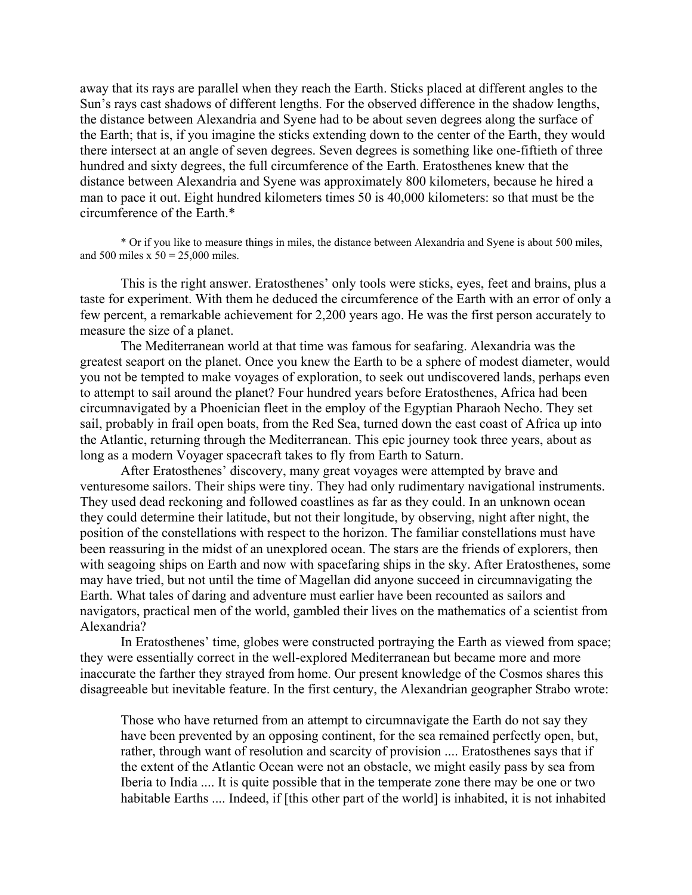away that its rays are parallel when they reach the Earth. Sticks placed at different angles to the Sun's rays cast shadows of different lengths. For the observed difference in the shadow lengths, the distance between Alexandria and Syene had to be about seven degrees along the surface of the Earth; that is, if you imagine the sticks extending down to the center of the Earth, they would there intersect at an angle of seven degrees. Seven degrees is something like one-fiftieth of three hundred and sixty degrees, the full circumference of the Earth. Eratosthenes knew that the distance between Alexandria and Syene was approximately 800 kilometers, because he hired a man to pace it out. Eight hundred kilometers times 50 is 40,000 kilometers: so that must be the circumference of the Earth.*

\* Or if you like to measure things in miles, the distance between Alexandria and Syene is about 500 miles, and 500 miles x 50 = 25,000 miles.

This is the right answer. Eratosthenes' only tools were sticks, eyes, feet and brains, plus a taste for experiment. With them he deduced the circumference of the Earth with an error of only a few percent, a remarkable achievement for 2,200 years ago. He was the first person accurately to measure the size of a planet.

The Mediterranean world at that time was famous for seafaring. Alexandria was the greatest seaport on the planet. Once you knew the Earth to be a sphere of modest diameter, would you not be tempted to make voyages of exploration, to seek out undiscovered lands, perhaps even to attempt to sail around the planet? Four hundred years before Eratosthenes, Africa had been circumnavigated by a Phoenician fleet in the employ of the Egyptian Pharaoh Necho. They set sail, probably in frail open boats, from the Red Sea, turned down the east coast of Africa up into the Atlantic, returning through the Mediterranean. This epic journey took three years, about as long as a modern Voyager spacecraft takes to fly from Earth to Saturn.

After Eratosthenes' discovery, many great voyages were attempted by brave and venturesome sailors. Their ships were tiny. They had only rudimentary navigational instruments. They used dead reckoning and followed coastlines as far as they could. In an unknown ocean they could determine their latitude, but not their longitude, by observing, night after night, the position of the constellations with respect to the horizon. The familiar constellations must have been reassuring in the midst of an unexplored ocean. The stars are the friends of explorers, then with seagoing ships on Earth and now with spacefaring ships in the sky. After Eratosthenes, some may have tried, but not until the time of Magellan did anyone succeed in circumnavigating the Earth. What tales of daring and adventure must earlier have been recounted as sailors and navigators, practical men of the world, gambled their lives on the mathematics of a scientist from Alexandria?

In Eratosthenes' time, globes were constructed portraying the Earth as viewed from space; they were essentially correct in the well-explored Mediterranean but became more and more inaccurate the farther they strayed from home. Our present knowledge of the Cosmos shares this disagreeable but inevitable feature. In the first century, the Alexandrian geographer Strabo wrote:

> Those who have returned from an attempt to circumnavigate the Earth do not say they have been prevented by an opposing continent, for the sea remained perfectly open, but, rather, through want of resolution and scarcity of provision .... Eratosthenes says that if the extent of the Atlantic Ocean were not an obstacle, we might easily pass by sea from Iberia to India .... It is quite possible that in the temperate zone there may be one or two habitable Earths .... Indeed, if [this other part of the world] is inhabited, it is not inhabited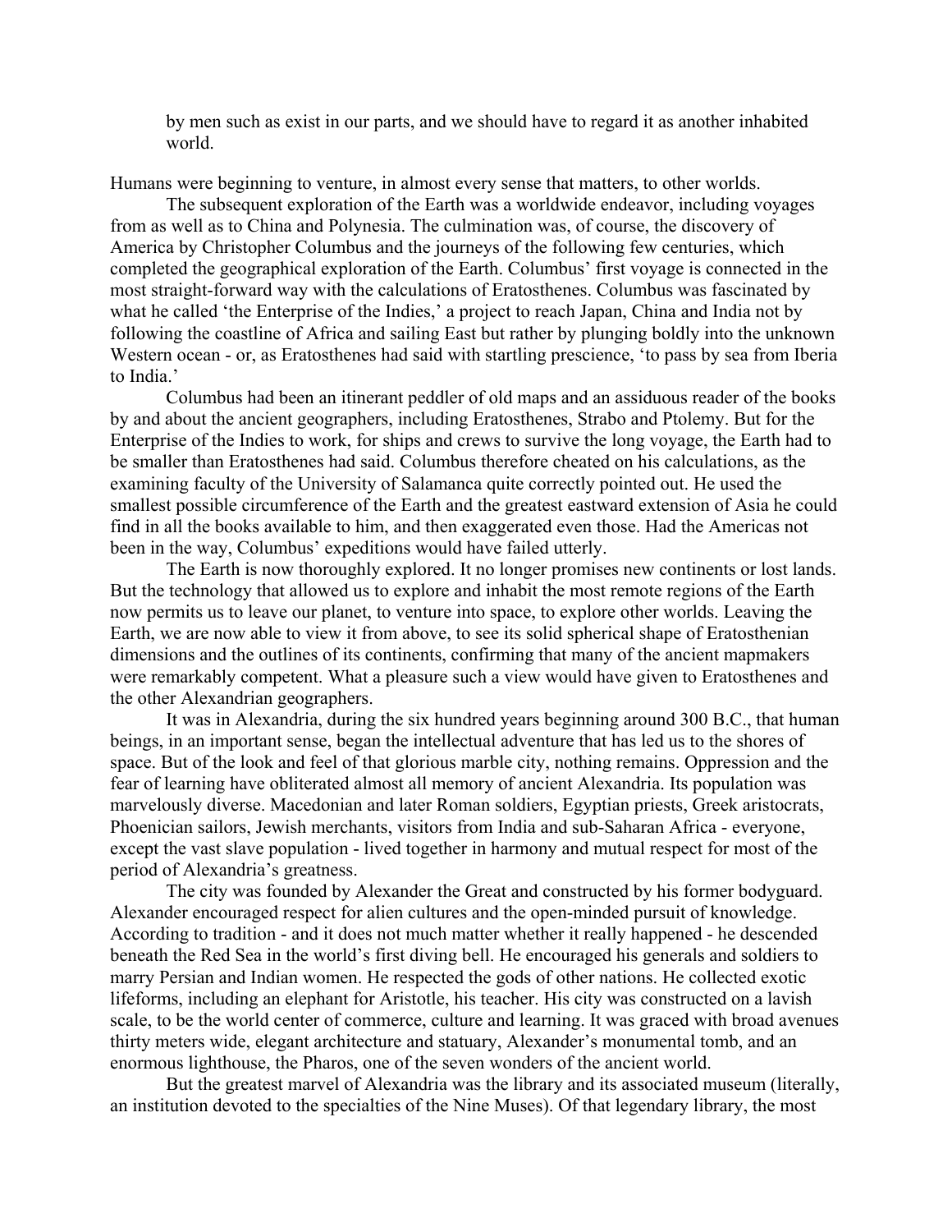> by men such as exist in our parts, and we should have to regard it as another inhabited world.

Humans were beginning to venture, in almost every sense that matters, to other worlds.

The subsequent exploration of the Earth was a worldwide endeavor, including voyages from as well as to China and Polynesia. The culmination was, of course, the discovery of America by Christopher Columbus and the journeys of the following few centuries, which completed the geographical exploration of the Earth. Columbus' first voyage is connected in the most straight-forward way with the calculations of Eratosthenes. Columbus was fascinated by what he called 'the Enterprise of the Indies,' a project to reach Japan, China and India not by following the coastline of Africa and sailing East but rather by plunging boldly into the unknown Western ocean - or, as Eratosthenes had said with startling prescience, 'to pass by sea from Iberia to India.'

Columbus had been an itinerant peddler of old maps and an assiduous reader of the books by and about the ancient geographers, including Eratosthenes, Strabo and Ptolemy. But for the Enterprise of the Indies to work, for ships and crews to survive the long voyage, the Earth had to be smaller than Eratosthenes had said. Columbus therefore cheated on his calculations, as the examining faculty of the University of Salamanca quite correctly pointed out. He used the smallest possible circumference of the Earth and the greatest eastward extension of Asia he could find in all the books available to him, and then exaggerated even those. Had the Americas not been in the way, Columbus' expeditions would have failed utterly.

The Earth is now thoroughly explored. It no longer promises new continents or lost lands. But the technology that allowed us to explore and inhabit the most remote regions of the Earth now permits us to leave our planet, to venture into space, to explore other worlds. Leaving the Earth, we are now able to view it from above, to see its solid spherical shape of Eratosthenian dimensions and the outlines of its continents, confirming that many of the ancient mapmakers were remarkably competent. What a pleasure such a view would have given to Eratosthenes and the other Alexandrian geographers.

It was in Alexandria, during the six hundred years beginning around 300 B.C., that human beings, in an important sense, began the intellectual adventure that has led us to the shores of space. But of the look and feel of that glorious marble city, nothing remains. Oppression and the fear of learning have obliterated almost all memory of ancient Alexandria. Its population was marvelously diverse. Macedonian and later Roman soldiers, Egyptian priests, Greek aristocrats, Phoenician sailors, Jewish merchants, visitors from India and sub-Saharan Africa - everyone, except the vast slave population - lived together in harmony and mutual respect for most of the period of Alexandria's greatness.

The city was founded by Alexander the Great and constructed by his former bodyguard. Alexander encouraged respect for alien cultures and the open-minded pursuit of knowledge. According to tradition - and it does not much matter whether it really happened - he descended beneath the Red Sea in the world's first diving bell. He encouraged his generals and soldiers to marry Persian and Indian women. He respected the gods of other nations. He collected exotic lifeforms, including an elephant for Aristotle, his teacher. His city was constructed on a lavish scale, to be the world center of commerce, culture and learning. It was graced with broad avenues thirty meters wide, elegant architecture and statuary, Alexander's monumental tomb, and an enormous lighthouse, the Pharos, one of the seven wonders of the ancient world.

But the greatest marvel of Alexandria was the library and its associated museum (literally, an institution devoted to the specialties of the Nine Muses). Of that legendary library, the most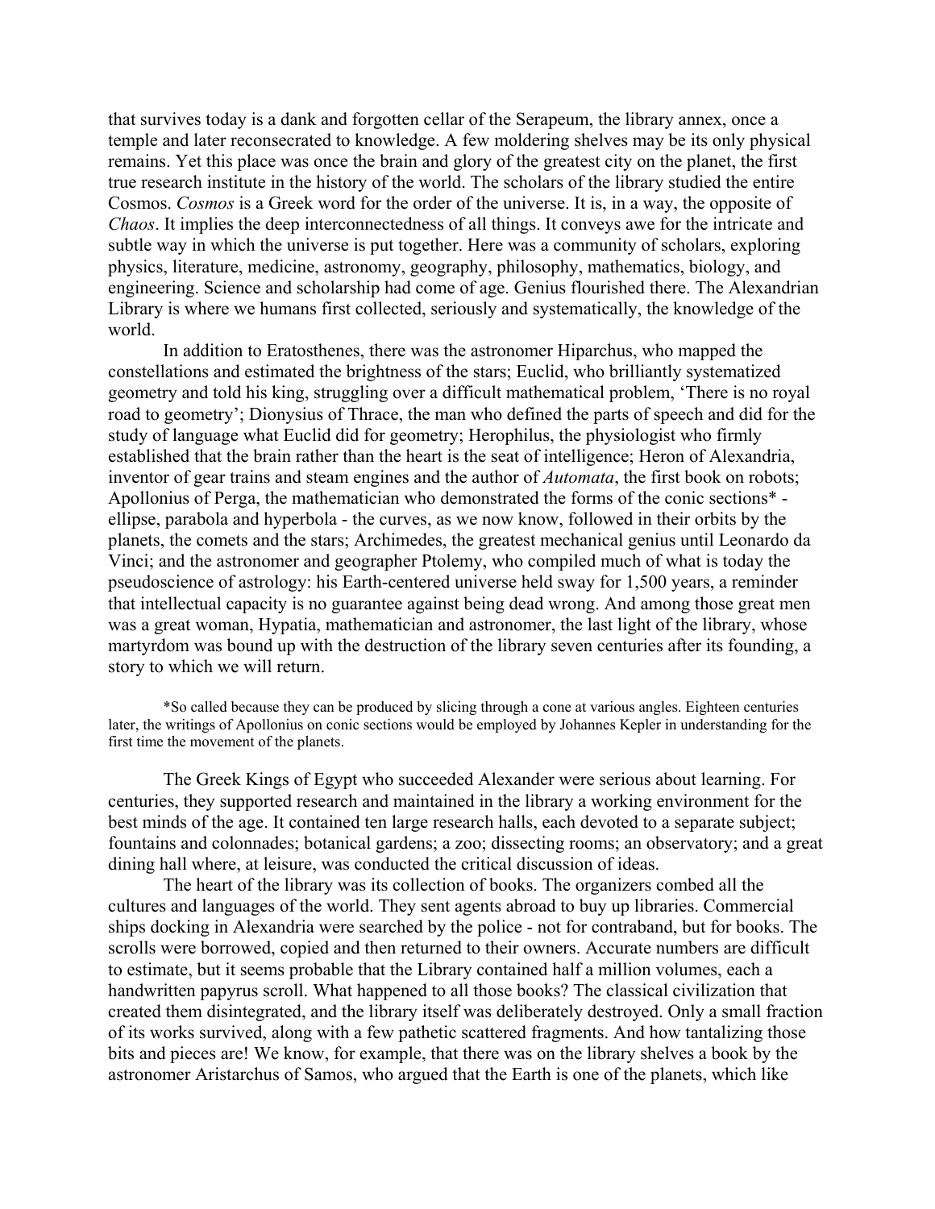that survives today is a dank and forgotten cellar of the Serapeum, the library annex, once a temple and later reconsecrated to knowledge. A few moldering shelves may be its only physical remains. Yet this place was once the brain and glory of the greatest city on the planet, the first true research institute in the history of the world. The scholars of the library studied the entire Cosmos. *Cosmos* is a Greek word for the order of the universe. It is, in a way, the opposite of *Chaos*. It implies the deep interconnectedness of all things. It conveys awe for the intricate and subtle way in which the universe is put together. Here was a community of scholars, exploring physics, literature, medicine, astronomy, geography, philosophy, mathematics, biology, and engineering. Science and scholarship had come of age. Genius flourished there. The Alexandrian Library is where we humans first collected, seriously and systematically, the knowledge of the world.

In addition to Eratosthenes, there was the astronomer Hiparchus, who mapped the constellations and estimated the brightness of the stars; Euclid, who brilliantly systematized geometry and told his king, struggling over a difficult mathematical problem, 'There is no royal road to geometry'; Dionysius of Thrace, the man who defined the parts of speech and did for the study of language what Euclid did for geometry; Herophilus, the physiologist who firmly established that the brain rather than the heart is the seat of intelligence; Heron of Alexandria, inventor of gear trains and steam engines and the author of *Automata*, the first book on robots; Apollonius of Perga, the mathematician who demonstrated the forms of the conic sections* - ellipse, parabola and hyperbola - the curves, as we now know, followed in their orbits by the planets, the comets and the stars; Archimedes, the greatest mechanical genius until Leonardo da Vinci; and the astronomer and geographer Ptolemy, who compiled much of what is today the pseudoscience of astrology: his Earth-centered universe held sway for 1,500 years, a reminder that intellectual capacity is no guarantee against being dead wrong. And among those great men was a great woman, Hypatia, mathematician and astronomer, the last light of the library, whose martyrdom was bound up with the destruction of the library seven centuries after its founding, a story to which we will return.

*So called because they can be produced by slicing through a cone at various angles. Eighteen centuries later, the writings of Apollonius on conic sections would be employed by Johannes Kepler in understanding for the first time the movement of the planets.

The Greek Kings of Egypt who succeeded Alexander were serious about learning. For centuries, they supported research and maintained in the library a working environment for the best minds of the age. It contained ten large research halls, each devoted to a separate subject; fountains and colonnades; botanical gardens; a zoo; dissecting rooms; an observatory; and a great dining hall where, at leisure, was conducted the critical discussion of ideas.

The heart of the library was its collection of books. The organizers combed all the cultures and languages of the world. They sent agents abroad to buy up libraries. Commercial ships docking in Alexandria were searched by the police - not for contraband, but for books. The scrolls were borrowed, copied and then returned to their owners. Accurate numbers are difficult to estimate, but it seems probable that the Library contained half a million volumes, each a handwritten papyrus scroll. What happened to all those books? The classical civilization that created them disintegrated, and the library itself was deliberately destroyed. Only a small fraction of its works survived, along with a few pathetic scattered fragments. And how tantalizing those bits and pieces are! We know, for example, that there was on the library shelves a book by the astronomer Aristarchus of Samos, who argued that the Earth is one of the planets, which like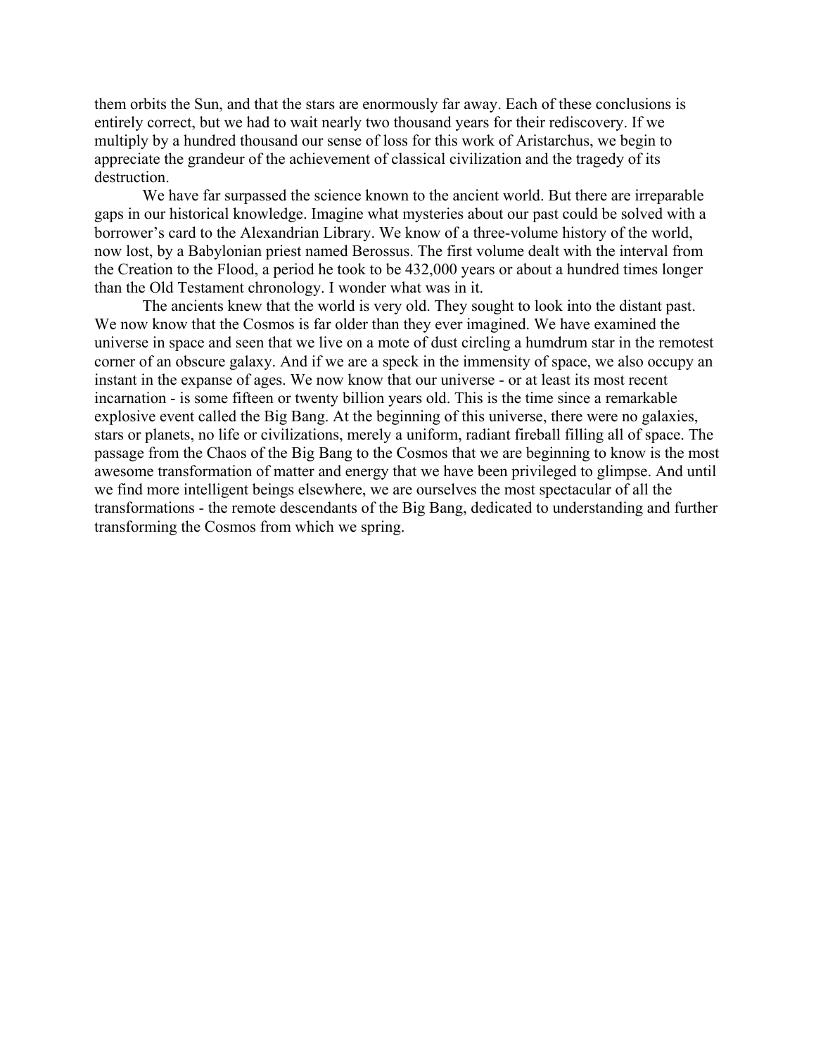them orbits the Sun, and that the stars are enormously far away. Each of these conclusions is entirely correct, but we had to wait nearly two thousand years for their rediscovery. If we multiply by a hundred thousand our sense of loss for this work of Aristarchus, we begin to appreciate the grandeur of the achievement of classical civilization and the tragedy of its destruction.

We have far surpassed the science known to the ancient world. But there are irreparable gaps in our historical knowledge. Imagine what mysteries about our past could be solved with a borrower's card to the Alexandrian Library. We know of a three-volume history of the world, now lost, by a Babylonian priest named Berossus. The first volume dealt with the interval from the Creation to the Flood, a period he took to be 432,000 years or about a hundred times longer than the Old Testament chronology. I wonder what was in it.

The ancients knew that the world is very old. They sought to look into the distant past. We now know that the Cosmos is far older than they ever imagined. We have examined the universe in space and seen that we live on a mote of dust circling a humdrum star in the remotest corner of an obscure galaxy. And if we are a speck in the immensity of space, we also occupy an instant in the expanse of ages. We now know that our universe - or at least its most recent incarnation - is some fifteen or twenty billion years old. This is the time since a remarkable explosive event called the Big Bang. At the beginning of this universe, there were no galaxies, stars or planets, no life or civilizations, merely a uniform, radiant fireball filling all of space. The passage from the Chaos of the Big Bang to the Cosmos that we are beginning to know is the most awesome transformation of matter and energy that we have been privileged to glimpse. And until we find more intelligent beings elsewhere, we are ourselves the most spectacular of all the transformations - the remote descendants of the Big Bang, dedicated to understanding and further transforming the Cosmos from which we spring.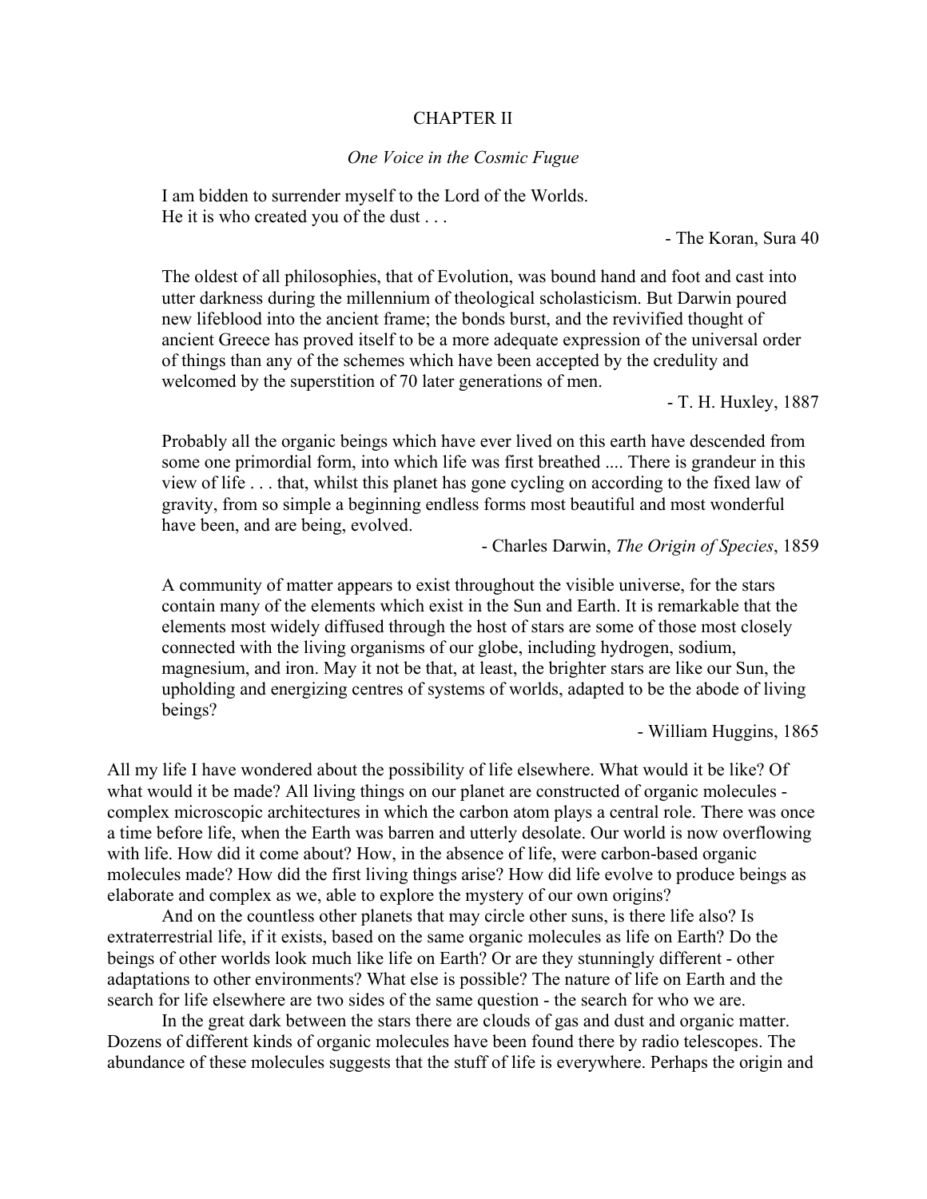# CHAPTER II

## *One Voice in the Cosmic Fugue*

> I am bidden to surrender myself to the Lord of the Worlds.
> He it is who created you of the dust . . .
>
> \- The Koran, Sura 40

> The oldest of all philosophies, that of Evolution, was bound hand and foot and cast into utter darkness during the millennium of theological scholasticism. But Darwin poured new lifeblood into the ancient frame; the bonds burst, and the revivified thought of ancient Greece has proved itself to be a more adequate expression of the universal order of things than any of the schemes which have been accepted by the credulity and welcomed by the superstition of 70 later generations of men.
>
> \- T. H. Huxley, 1887

> Probably all the organic beings which have ever lived on this earth have descended from some one primordial form, into which life was first breathed .... There is grandeur in this view of life . . . that, whilst this planet has gone cycling on according to the fixed law of gravity, from so simple a beginning endless forms most beautiful and most wonderful have been, and are being, evolved.
>
> \- Charles Darwin, *The Origin of Species*, 1859

> A community of matter appears to exist throughout the visible universe, for the stars contain many of the elements which exist in the Sun and Earth. It is remarkable that the elements most widely diffused through the host of stars are some of those most closely connected with the living organisms of our globe, including hydrogen, sodium, magnesium, and iron. May it not be that, at least, the brighter stars are like our Sun, the upholding and energizing centres of systems of worlds, adapted to be the abode of living beings?
>
> \- William Huggins, 1865

All my life I have wondered about the possibility of life elsewhere. What would it be like? Of what would it be made? All living things on our planet are constructed of organic molecules - complex microscopic architectures in which the carbon atom plays a central role. There was once a time before life, when the Earth was barren and utterly desolate. Our world is now overflowing with life. How did it come about? How, in the absence of life, were carbon-based organic molecules made? How did the first living things arise? How did life evolve to produce beings as elaborate and complex as we, able to explore the mystery of our own origins?

And on the countless other planets that may circle other suns, is there life also? Is extraterrestrial life, if it exists, based on the same organic molecules as life on Earth? Do the beings of other worlds look much like life on Earth? Or are they stunningly different - other adaptations to other environments? What else is possible? The nature of life on Earth and the search for life elsewhere are two sides of the same question - the search for who we are.

In the great dark between the stars there are clouds of gas and dust and organic matter. Dozens of different kinds of organic molecules have been found there by radio telescopes. The abundance of these molecules suggests that the stuff of life is everywhere. Perhaps the origin and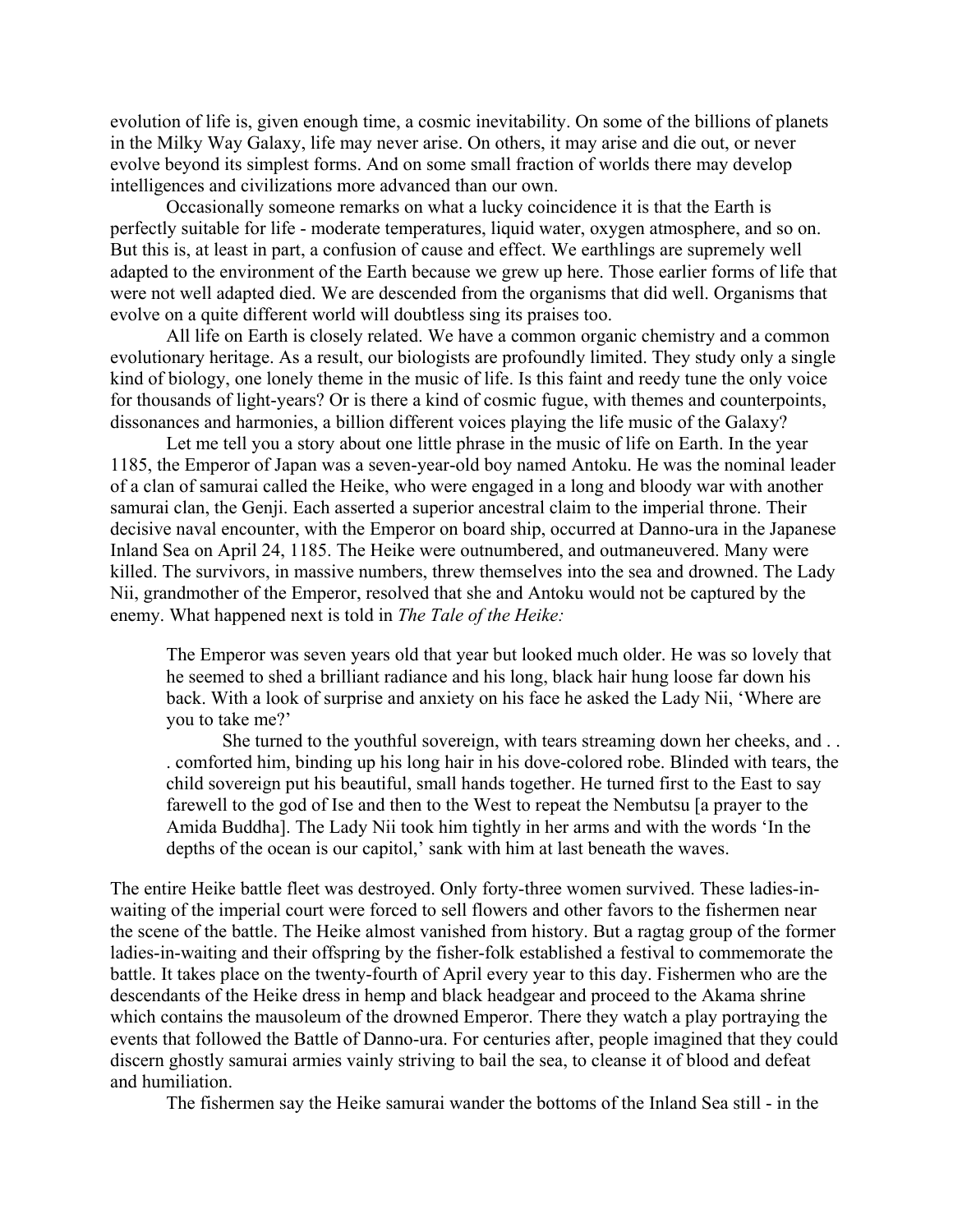evolution of life is, given enough time, a cosmic inevitability. On some of the billions of planets in the Milky Way Galaxy, life may never arise. On others, it may arise and die out, or never evolve beyond its simplest forms. And on some small fraction of worlds there may develop intelligences and civilizations more advanced than our own.

Occasionally someone remarks on what a lucky coincidence it is that the Earth is perfectly suitable for life - moderate temperatures, liquid water, oxygen atmosphere, and so on. But this is, at least in part, a confusion of cause and effect. We earthlings are supremely well adapted to the environment of the Earth because we grew up here. Those earlier forms of life that were not well adapted died. We are descended from the organisms that did well. Organisms that evolve on a quite different world will doubtless sing its praises too.

All life on Earth is closely related. We have a common organic chemistry and a common evolutionary heritage. As a result, our biologists are profoundly limited. They study only a single kind of biology, one lonely theme in the music of life. Is this faint and reedy tune the only voice for thousands of light-years? Or is there a kind of cosmic fugue, with themes and counterpoints, dissonances and harmonies, a billion different voices playing the life music of the Galaxy?

Let me tell you a story about one little phrase in the music of life on Earth. In the year 1185, the Emperor of Japan was a seven-year-old boy named Antoku. He was the nominal leader of a clan of samurai called the Heike, who were engaged in a long and bloody war with another samurai clan, the Genji. Each asserted a superior ancestral claim to the imperial throne. Their decisive naval encounter, with the Emperor on board ship, occurred at Danno-ura in the Japanese Inland Sea on April 24, 1185. The Heike were outnumbered, and outmaneuvered. Many were killed. The survivors, in massive numbers, threw themselves into the sea and drowned. The Lady Nii, grandmother of the Emperor, resolved that she and Antoku would not be captured by the enemy. What happened next is told in *The Tale of the Heike:*

> The Emperor was seven years old that year but looked much older. He was so lovely that he seemed to shed a brilliant radiance and his long, black hair hung loose far down his back. With a look of surprise and anxiety on his face he asked the Lady Nii, 'Where are you to take me?'
>
> She turned to the youthful sovereign, with tears streaming down her cheeks, and . . . comforted him, binding up his long hair in his dove-colored robe. Blinded with tears, the child sovereign put his beautiful, small hands together. He turned first to the East to say farewell to the god of Ise and then to the West to repeat the Nembutsu [a prayer to the Amida Buddha]. The Lady Nii took him tightly in her arms and with the words 'In the depths of the ocean is our capitol,' sank with him at last beneath the waves.

The entire Heike battle fleet was destroyed. Only forty-three women survived. These ladies-in-waiting of the imperial court were forced to sell flowers and other favors to the fishermen near the scene of the battle. The Heike almost vanished from history. But a ragtag group of the former ladies-in-waiting and their offspring by the fisher-folk established a festival to commemorate the battle. It takes place on the twenty-fourth of April every year to this day. Fishermen who are the descendants of the Heike dress in hemp and black headgear and proceed to the Akama shrine which contains the mausoleum of the drowned Emperor. There they watch a play portraying the events that followed the Battle of Danno-ura. For centuries after, people imagined that they could discern ghostly samurai armies vainly striving to bail the sea, to cleanse it of blood and defeat and humiliation.

The fishermen say the Heike samurai wander the bottoms of the Inland Sea still - in the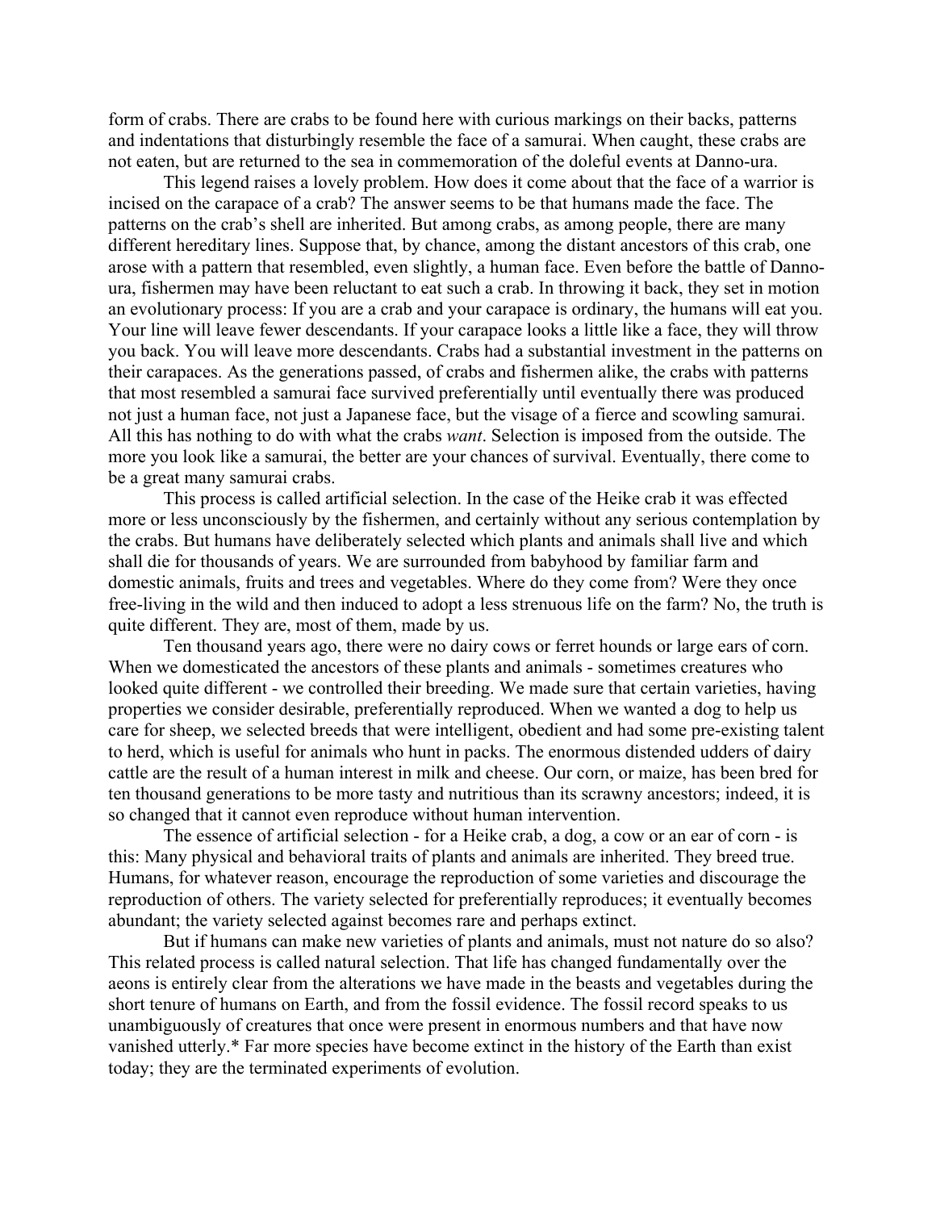form of crabs. There are crabs to be found here with curious markings on their backs, patterns and indentations that disturbingly resemble the face of a samurai. When caught, these crabs are not eaten, but are returned to the sea in commemoration of the doleful events at Danno-ura.

This legend raises a lovely problem. How does it come about that the face of a warrior is incised on the carapace of a crab? The answer seems to be that humans made the face. The patterns on the crab's shell are inherited. But among crabs, as among people, there are many different hereditary lines. Suppose that, by chance, among the distant ancestors of this crab, one arose with a pattern that resembled, even slightly, a human face. Even before the battle of Danno-ura, fishermen may have been reluctant to eat such a crab. In throwing it back, they set in motion an evolutionary process: If you are a crab and your carapace is ordinary, the humans will eat you. Your line will leave fewer descendants. If your carapace looks a little like a face, they will throw you back. You will leave more descendants. Crabs had a substantial investment in the patterns on their carapaces. As the generations passed, of crabs and fishermen alike, the crabs with patterns that most resembled a samurai face survived preferentially until eventually there was produced not just a human face, not just a Japanese face, but the visage of a fierce and scowling samurai. All this has nothing to do with what the crabs *want*. Selection is imposed from the outside. The more you look like a samurai, the better are your chances of survival. Eventually, there come to be a great many samurai crabs.

This process is called artificial selection. In the case of the Heike crab it was effected more or less unconsciously by the fishermen, and certainly without any serious contemplation by the crabs. But humans have deliberately selected which plants and animals shall live and which shall die for thousands of years. We are surrounded from babyhood by familiar farm and domestic animals, fruits and trees and vegetables. Where do they come from? Were they once free-living in the wild and then induced to adopt a less strenuous life on the farm? No, the truth is quite different. They are, most of them, made by us.

Ten thousand years ago, there were no dairy cows or ferret hounds or large ears of corn. When we domesticated the ancestors of these plants and animals - sometimes creatures who looked quite different - we controlled their breeding. We made sure that certain varieties, having properties we consider desirable, preferentially reproduced. When we wanted a dog to help us care for sheep, we selected breeds that were intelligent, obedient and had some pre-existing talent to herd, which is useful for animals who hunt in packs. The enormous distended udders of dairy cattle are the result of a human interest in milk and cheese. Our corn, or maize, has been bred for ten thousand generations to be more tasty and nutritious than its scrawny ancestors; indeed, it is so changed that it cannot even reproduce without human intervention.

The essence of artificial selection - for a Heike crab, a dog, a cow or an ear of corn - is this: Many physical and behavioral traits of plants and animals are inherited. They breed true. Humans, for whatever reason, encourage the reproduction of some varieties and discourage the reproduction of others. The variety selected for preferentially reproduces; it eventually becomes abundant; the variety selected against becomes rare and perhaps extinct.

But if humans can make new varieties of plants and animals, must not nature do so also? This related process is called natural selection. That life has changed fundamentally over the aeons is entirely clear from the alterations we have made in the beasts and vegetables during the short tenure of humans on Earth, and from the fossil evidence. The fossil record speaks to us unambiguously of creatures that once were present in enormous numbers and that have now vanished utterly.* Far more species have become extinct in the history of the Earth than exist today; they are the terminated experiments of evolution.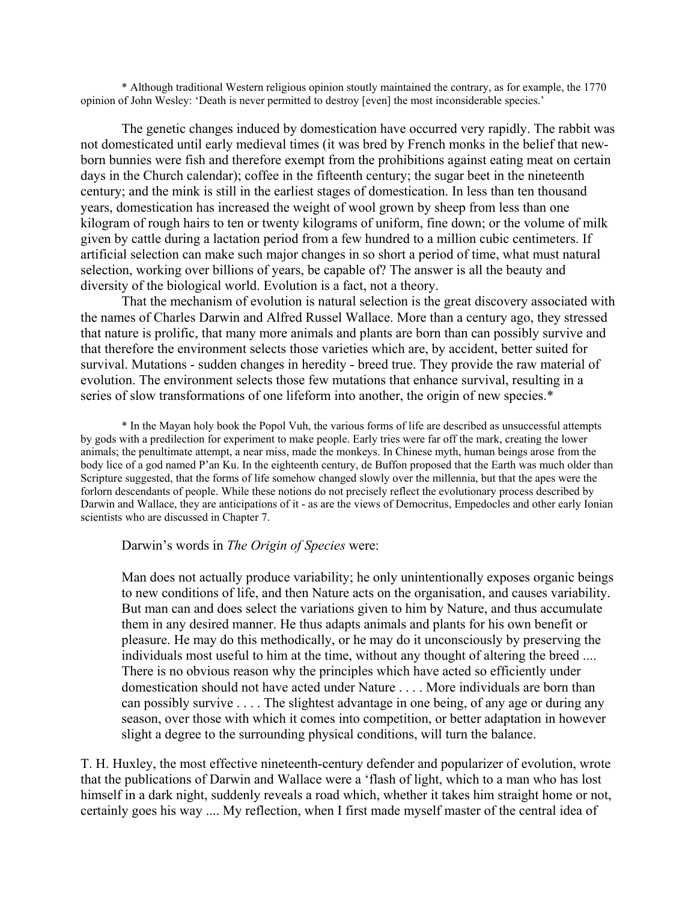* Although traditional Western religious opinion stoutly maintained the contrary, as for example, the 1770 opinion of John Wesley: 'Death is never permitted to destroy [even] the most inconsiderable species.'

The genetic changes induced by domestication have occurred very rapidly. The rabbit was not domesticated until early medieval times (it was bred by French monks in the belief that new-born bunnies were fish and therefore exempt from the prohibitions against eating meat on certain days in the Church calendar); coffee in the fifteenth century; the sugar beet in the nineteenth century; and the mink is still in the earliest stages of domestication. In less than ten thousand years, domestication has increased the weight of wool grown by sheep from less than one kilogram of rough hairs to ten or twenty kilograms of uniform, fine down; or the volume of milk given by cattle during a lactation period from a few hundred to a million cubic centimeters. If artificial selection can make such major changes in so short a period of time, what must natural selection, working over billions of years, be capable of? The answer is all the beauty and diversity of the biological world. Evolution is a fact, not a theory.

That the mechanism of evolution is natural selection is the great discovery associated with the names of Charles Darwin and Alfred Russel Wallace. More than a century ago, they stressed that nature is prolific, that many more animals and plants are born than can possibly survive and that therefore the environment selects those varieties which are, by accident, better suited for survival. Mutations - sudden changes in heredity - breed true. They provide the raw material of evolution. The environment selects those few mutations that enhance survival, resulting in a series of slow transformations of one lifeform into another, the origin of new species.*

* In the Mayan holy book the Popol Vuh, the various forms of life are described as unsuccessful attempts by gods with a predilection for experiment to make people. Early tries were far off the mark, creating the lower animals; the penultimate attempt, a near miss, made the monkeys. In Chinese myth, human beings arose from the body lice of a god named P'an Ku. In the eighteenth century, de Buffon proposed that the Earth was much older than Scripture suggested, that the forms of life somehow changed slowly over the millennia, but that the apes were the forlorn descendants of people. While these notions do not precisely reflect the evolutionary process described by Darwin and Wallace, they are anticipations of it - as are the views of Democritus, Empedocles and other early Ionian scientists who are discussed in Chapter 7.

Darwin's words in *The Origin of Species* were:

> Man does not actually produce variability; he only unintentionally exposes organic beings to new conditions of life, and then Nature acts on the organisation, and causes variability. But man can and does select the variations given to him by Nature, and thus accumulate them in any desired manner. He thus adapts animals and plants for his own benefit or pleasure. He may do this methodically, or he may do it unconsciously by preserving the individuals most useful to him at the time, without any thought of altering the breed .... There is no obvious reason why the principles which have acted so efficiently under domestication should not have acted under Nature . . . . More individuals are born than can possibly survive . . . . The slightest advantage in one being, of any age or during any season, over those with which it comes into competition, or better adaptation in however slight a degree to the surrounding physical conditions, will turn the balance.

T. H. Huxley, the most effective nineteenth-century defender and popularizer of evolution, wrote that the publications of Darwin and Wallace were a 'flash of light, which to a man who has lost himself in a dark night, suddenly reveals a road which, whether it takes him straight home or not, certainly goes his way .... My reflection, when I first made myself master of the central idea of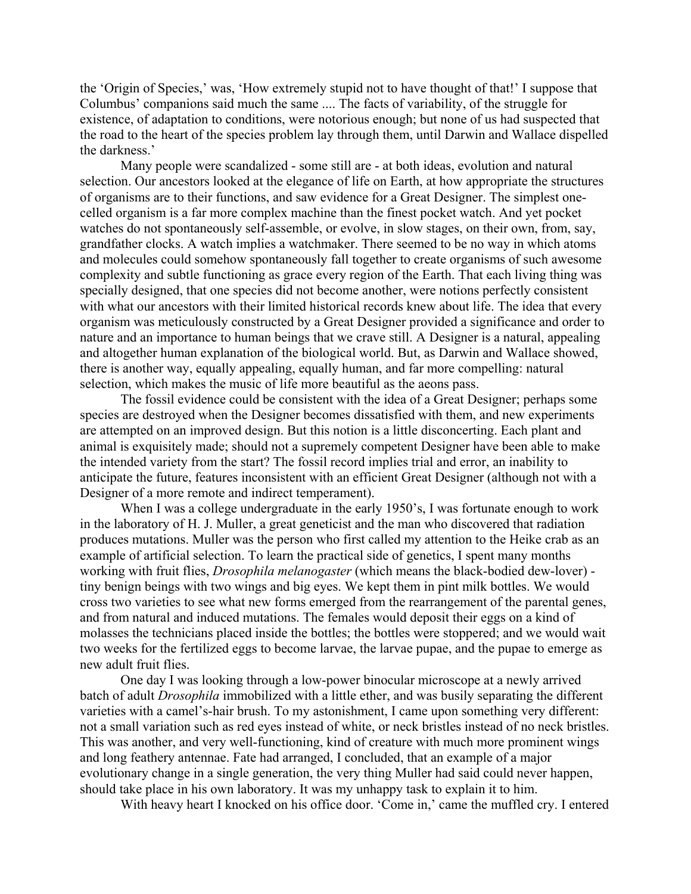the 'Origin of Species,' was, 'How extremely stupid not to have thought of that!' I suppose that Columbus' companions said much the same .... The facts of variability, of the struggle for existence, of adaptation to conditions, were notorious enough; but none of us had suspected that the road to the heart of the species problem lay through them, until Darwin and Wallace dispelled the darkness.'

Many people were scandalized - some still are - at both ideas, evolution and natural selection. Our ancestors looked at the elegance of life on Earth, at how appropriate the structures of organisms are to their functions, and saw evidence for a Great Designer. The simplest one-celled organism is a far more complex machine than the finest pocket watch. And yet pocket watches do not spontaneously self-assemble, or evolve, in slow stages, on their own, from, say, grandfather clocks. A watch implies a watchmaker. There seemed to be no way in which atoms and molecules could somehow spontaneously fall together to create organisms of such awesome complexity and subtle functioning as grace every region of the Earth. That each living thing was specially designed, that one species did not become another, were notions perfectly consistent with what our ancestors with their limited historical records knew about life. The idea that every organism was meticulously constructed by a Great Designer provided a significance and order to nature and an importance to human beings that we crave still. A Designer is a natural, appealing and altogether human explanation of the biological world. But, as Darwin and Wallace showed, there is another way, equally appealing, equally human, and far more compelling: natural selection, which makes the music of life more beautiful as the aeons pass.

The fossil evidence could be consistent with the idea of a Great Designer; perhaps some species are destroyed when the Designer becomes dissatisfied with them, and new experiments are attempted on an improved design. But this notion is a little disconcerting. Each plant and animal is exquisitely made; should not a supremely competent Designer have been able to make the intended variety from the start? The fossil record implies trial and error, an inability to anticipate the future, features inconsistent with an efficient Great Designer (although not with a Designer of a more remote and indirect temperament).

When I was a college undergraduate in the early 1950's, I was fortunate enough to work in the laboratory of H. J. Muller, a great geneticist and the man who discovered that radiation produces mutations. Muller was the person who first called my attention to the Heike crab as an example of artificial selection. To learn the practical side of genetics, I spent many months working with fruit flies, *Drosophila melanogaster* (which means the black-bodied dew-lover) - tiny benign beings with two wings and big eyes. We kept them in pint milk bottles. We would cross two varieties to see what new forms emerged from the rearrangement of the parental genes, and from natural and induced mutations. The females would deposit their eggs on a kind of molasses the technicians placed inside the bottles; the bottles were stoppered; and we would wait two weeks for the fertilized eggs to become larvae, the larvae pupae, and the pupae to emerge as new adult fruit flies.

One day I was looking through a low-power binocular microscope at a newly arrived batch of adult *Drosophila* immobilized with a little ether, and was busily separating the different varieties with a camel's-hair brush. To my astonishment, I came upon something very different: not a small variation such as red eyes instead of white, or neck bristles instead of no neck bristles. This was another, and very well-functioning, kind of creature with much more prominent wings and long feathery antennae. Fate had arranged, I concluded, that an example of a major evolutionary change in a single generation, the very thing Muller had said could never happen, should take place in his own laboratory. It was my unhappy task to explain it to him.

With heavy heart I knocked on his office door. 'Come in,' came the muffled cry. I entered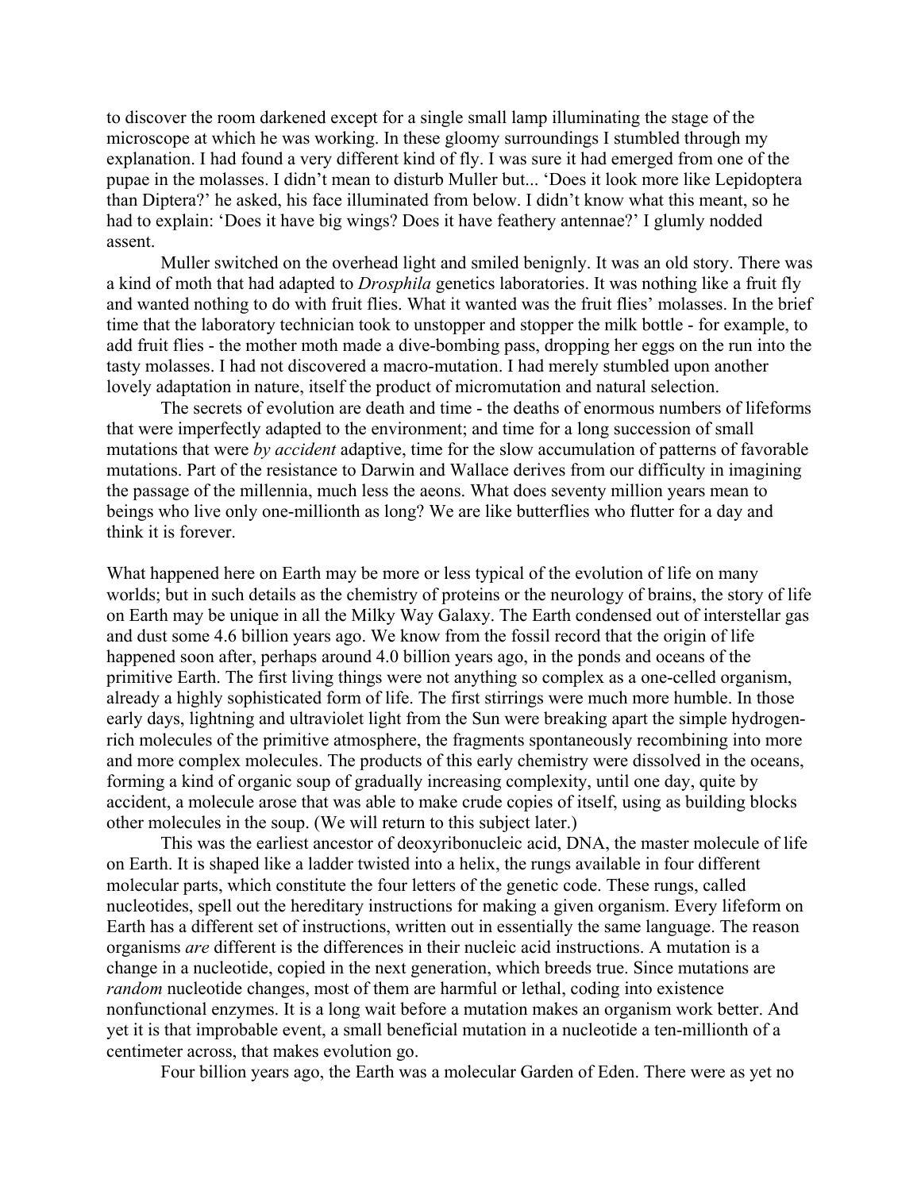to discover the room darkened except for a single small lamp illuminating the stage of the microscope at which he was working. In these gloomy surroundings I stumbled through my explanation. I had found a very different kind of fly. I was sure it had emerged from one of the pupae in the molasses. I didn't mean to disturb Muller but... 'Does it look more like Lepidoptera than Diptera?' he asked, his face illuminated from below. I didn't know what this meant, so he had to explain: 'Does it have big wings? Does it have feathery antennae?' I glumly nodded assent.

Muller switched on the overhead light and smiled benignly. It was an old story. There was a kind of moth that had adapted to *Drosphila* genetics laboratories. It was nothing like a fruit fly and wanted nothing to do with fruit flies. What it wanted was the fruit flies' molasses. In the brief time that the laboratory technician took to unstopper and stopper the milk bottle - for example, to add fruit flies - the mother moth made a dive-bombing pass, dropping her eggs on the run into the tasty molasses. I had not discovered a macro-mutation. I had merely stumbled upon another lovely adaptation in nature, itself the product of micromutation and natural selection.

The secrets of evolution are death and time - the deaths of enormous numbers of lifeforms that were imperfectly adapted to the environment; and time for a long succession of small mutations that were *by accident* adaptive, time for the slow accumulation of patterns of favorable mutations. Part of the resistance to Darwin and Wallace derives from our difficulty in imagining the passage of the millennia, much less the aeons. What does seventy million years mean to beings who live only one-millionth as long? We are like butterflies who flutter for a day and think it is forever.

What happened here on Earth may be more or less typical of the evolution of life on many worlds; but in such details as the chemistry of proteins or the neurology of brains, the story of life on Earth may be unique in all the Milky Way Galaxy. The Earth condensed out of interstellar gas and dust some 4.6 billion years ago. We know from the fossil record that the origin of life happened soon after, perhaps around 4.0 billion years ago, in the ponds and oceans of the primitive Earth. The first living things were not anything so complex as a one-celled organism, already a highly sophisticated form of life. The first stirrings were much more humble. In those early days, lightning and ultraviolet light from the Sun were breaking apart the simple hydrogen-rich molecules of the primitive atmosphere, the fragments spontaneously recombining into more and more complex molecules. The products of this early chemistry were dissolved in the oceans, forming a kind of organic soup of gradually increasing complexity, until one day, quite by accident, a molecule arose that was able to make crude copies of itself, using as building blocks other molecules in the soup. (We will return to this subject later.)

This was the earliest ancestor of deoxyribonucleic acid, DNA, the master molecule of life on Earth. It is shaped like a ladder twisted into a helix, the rungs available in four different molecular parts, which constitute the four letters of the genetic code. These rungs, called nucleotides, spell out the hereditary instructions for making a given organism. Every lifeform on Earth has a different set of instructions, written out in essentially the same language. The reason organisms *are* different is the differences in their nucleic acid instructions. A mutation is a change in a nucleotide, copied in the next generation, which breeds true. Since mutations are *random* nucleotide changes, most of them are harmful or lethal, coding into existence nonfunctional enzymes. It is a long wait before a mutation makes an organism work better. And yet it is that improbable event, a small beneficial mutation in a nucleotide a ten-millionth of a centimeter across, that makes evolution go.

Four billion years ago, the Earth was a molecular Garden of Eden. There were as yet no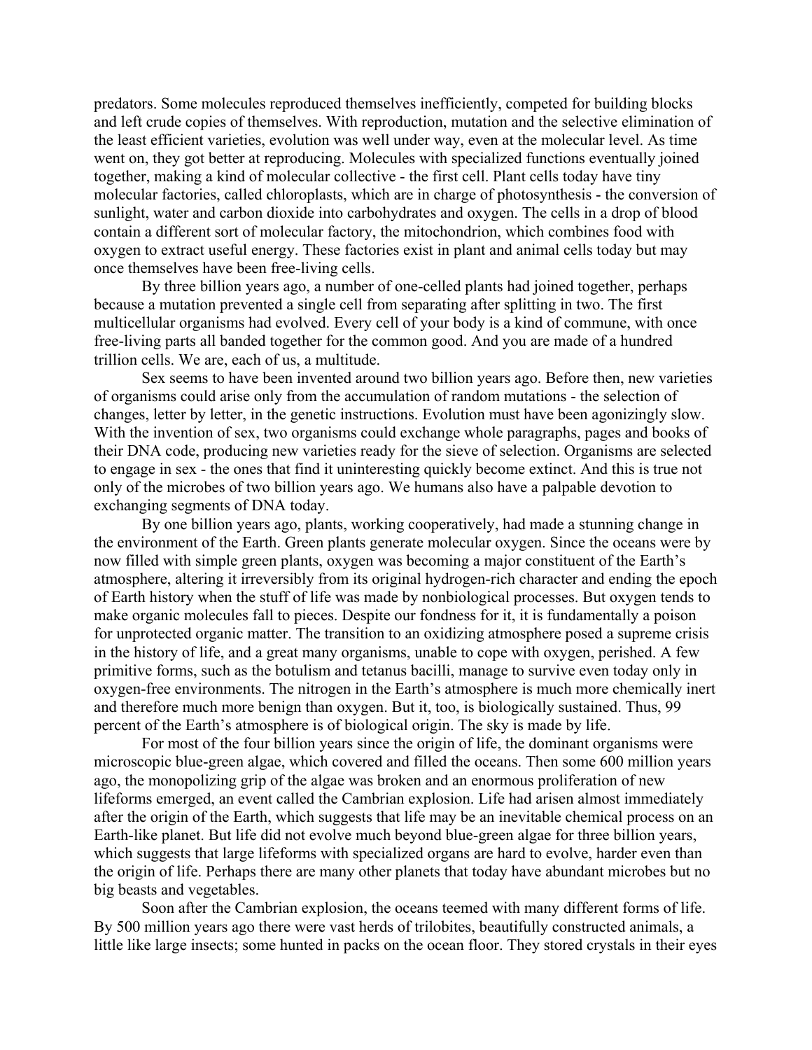predators. Some molecules reproduced themselves inefficiently, competed for building blocks and left crude copies of themselves. With reproduction, mutation and the selective elimination of the least efficient varieties, evolution was well under way, even at the molecular level. As time went on, they got better at reproducing. Molecules with specialized functions eventually joined together, making a kind of molecular collective - the first cell. Plant cells today have tiny molecular factories, called chloroplasts, which are in charge of photosynthesis - the conversion of sunlight, water and carbon dioxide into carbohydrates and oxygen. The cells in a drop of blood contain a different sort of molecular factory, the mitochondrion, which combines food with oxygen to extract useful energy. These factories exist in plant and animal cells today but may once themselves have been free-living cells.

By three billion years ago, a number of one-celled plants had joined together, perhaps because a mutation prevented a single cell from separating after splitting in two. The first multicellular organisms had evolved. Every cell of your body is a kind of commune, with once free-living parts all banded together for the common good. And you are made of a hundred trillion cells. We are, each of us, a multitude.

Sex seems to have been invented around two billion years ago. Before then, new varieties of organisms could arise only from the accumulation of random mutations - the selection of changes, letter by letter, in the genetic instructions. Evolution must have been agonizingly slow. With the invention of sex, two organisms could exchange whole paragraphs, pages and books of their DNA code, producing new varieties ready for the sieve of selection. Organisms are selected to engage in sex - the ones that find it uninteresting quickly become extinct. And this is true not only of the microbes of two billion years ago. We humans also have a palpable devotion to exchanging segments of DNA today.

By one billion years ago, plants, working cooperatively, had made a stunning change in the environment of the Earth. Green plants generate molecular oxygen. Since the oceans were by now filled with simple green plants, oxygen was becoming a major constituent of the Earth's atmosphere, altering it irreversibly from its original hydrogen-rich character and ending the epoch of Earth history when the stuff of life was made by nonbiological processes. But oxygen tends to make organic molecules fall to pieces. Despite our fondness for it, it is fundamentally a poison for unprotected organic matter. The transition to an oxidizing atmosphere posed a supreme crisis in the history of life, and a great many organisms, unable to cope with oxygen, perished. A few primitive forms, such as the botulism and tetanus bacilli, manage to survive even today only in oxygen-free environments. The nitrogen in the Earth's atmosphere is much more chemically inert and therefore much more benign than oxygen. But it, too, is biologically sustained. Thus, 99 percent of the Earth's atmosphere is of biological origin. The sky is made by life.

For most of the four billion years since the origin of life, the dominant organisms were microscopic blue-green algae, which covered and filled the oceans. Then some 600 million years ago, the monopolizing grip of the algae was broken and an enormous proliferation of new lifeforms emerged, an event called the Cambrian explosion. Life had arisen almost immediately after the origin of the Earth, which suggests that life may be an inevitable chemical process on an Earth-like planet. But life did not evolve much beyond blue-green algae for three billion years, which suggests that large lifeforms with specialized organs are hard to evolve, harder even than the origin of life. Perhaps there are many other planets that today have abundant microbes but no big beasts and vegetables.

Soon after the Cambrian explosion, the oceans teemed with many different forms of life. By 500 million years ago there were vast herds of trilobites, beautifully constructed animals, a little like large insects; some hunted in packs on the ocean floor. They stored crystals in their eyes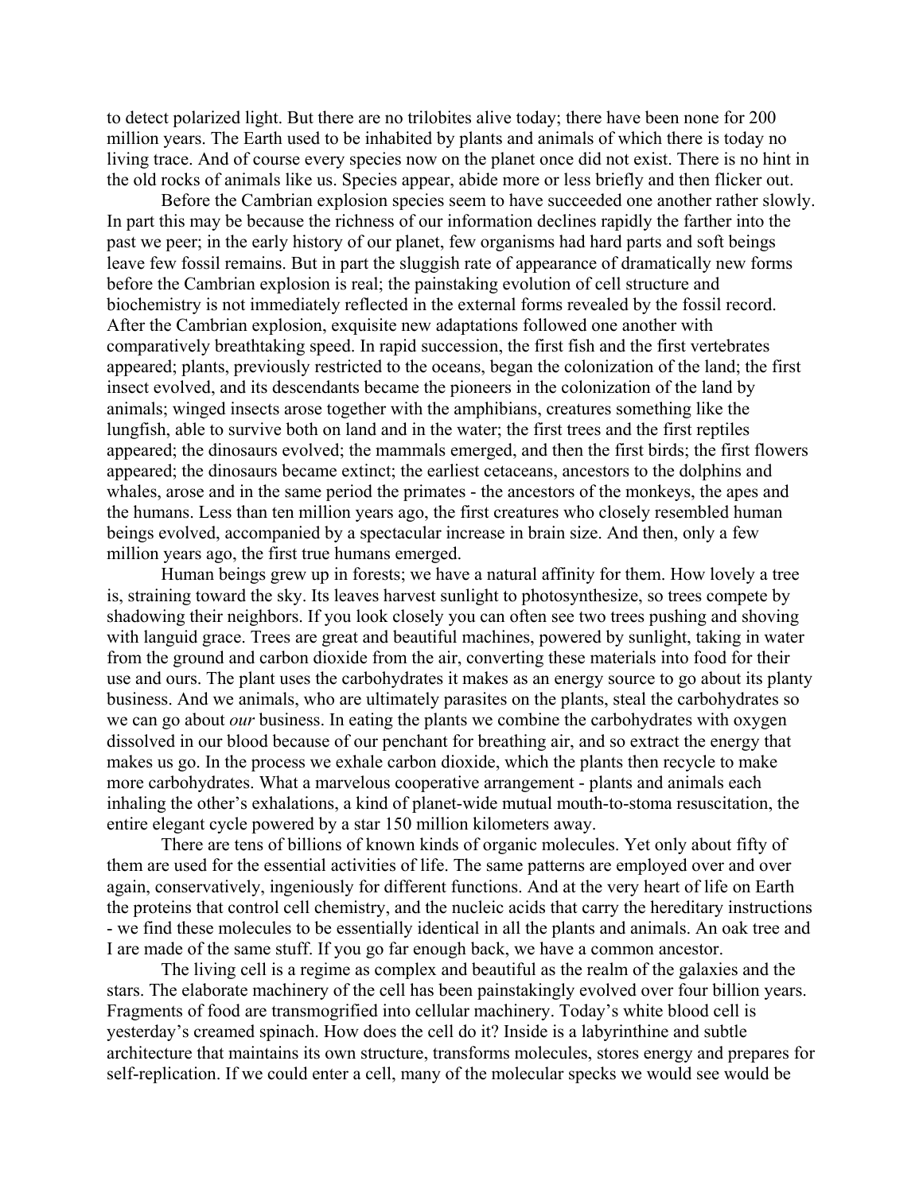to detect polarized light. But there are no trilobites alive today; there have been none for 200 million years. The Earth used to be inhabited by plants and animals of which there is today no living trace. And of course every species now on the planet once did not exist. There is no hint in the old rocks of animals like us. Species appear, abide more or less briefly and then flicker out.

Before the Cambrian explosion species seem to have succeeded one another rather slowly. In part this may be because the richness of our information declines rapidly the farther into the past we peer; in the early history of our planet, few organisms had hard parts and soft beings leave few fossil remains. But in part the sluggish rate of appearance of dramatically new forms before the Cambrian explosion is real; the painstaking evolution of cell structure and biochemistry is not immediately reflected in the external forms revealed by the fossil record. After the Cambrian explosion, exquisite new adaptations followed one another with comparatively breathtaking speed. In rapid succession, the first fish and the first vertebrates appeared; plants, previously restricted to the oceans, began the colonization of the land; the first insect evolved, and its descendants became the pioneers in the colonization of the land by animals; winged insects arose together with the amphibians, creatures something like the lungfish, able to survive both on land and in the water; the first trees and the first reptiles appeared; the dinosaurs evolved; the mammals emerged, and then the first birds; the first flowers appeared; the dinosaurs became extinct; the earliest cetaceans, ancestors to the dolphins and whales, arose and in the same period the primates - the ancestors of the monkeys, the apes and the humans. Less than ten million years ago, the first creatures who closely resembled human beings evolved, accompanied by a spectacular increase in brain size. And then, only a few million years ago, the first true humans emerged.

Human beings grew up in forests; we have a natural affinity for them. How lovely a tree is, straining toward the sky. Its leaves harvest sunlight to photosynthesize, so trees compete by shadowing their neighbors. If you look closely you can often see two trees pushing and shoving with languid grace. Trees are great and beautiful machines, powered by sunlight, taking in water from the ground and carbon dioxide from the air, converting these materials into food for their use and ours. The plant uses the carbohydrates it makes as an energy source to go about its planty business. And we animals, who are ultimately parasites on the plants, steal the carbohydrates so we can go about *our* business. In eating the plants we combine the carbohydrates with oxygen dissolved in our blood because of our penchant for breathing air, and so extract the energy that makes us go. In the process we exhale carbon dioxide, which the plants then recycle to make more carbohydrates. What a marvelous cooperative arrangement - plants and animals each inhaling the other's exhalations, a kind of planet-wide mutual mouth-to-stoma resuscitation, the entire elegant cycle powered by a star 150 million kilometers away.

There are tens of billions of known kinds of organic molecules. Yet only about fifty of them are used for the essential activities of life. The same patterns are employed over and over again, conservatively, ingeniously for different functions. And at the very heart of life on Earth the proteins that control cell chemistry, and the nucleic acids that carry the hereditary instructions - we find these molecules to be essentially identical in all the plants and animals. An oak tree and I are made of the same stuff. If you go far enough back, we have a common ancestor.

The living cell is a regime as complex and beautiful as the realm of the galaxies and the stars. The elaborate machinery of the cell has been painstakingly evolved over four billion years. Fragments of food are transmogrified into cellular machinery. Today's white blood cell is yesterday's creamed spinach. How does the cell do it? Inside is a labyrinthine and subtle architecture that maintains its own structure, transforms molecules, stores energy and prepares for self-replication. If we could enter a cell, many of the molecular specks we would see would be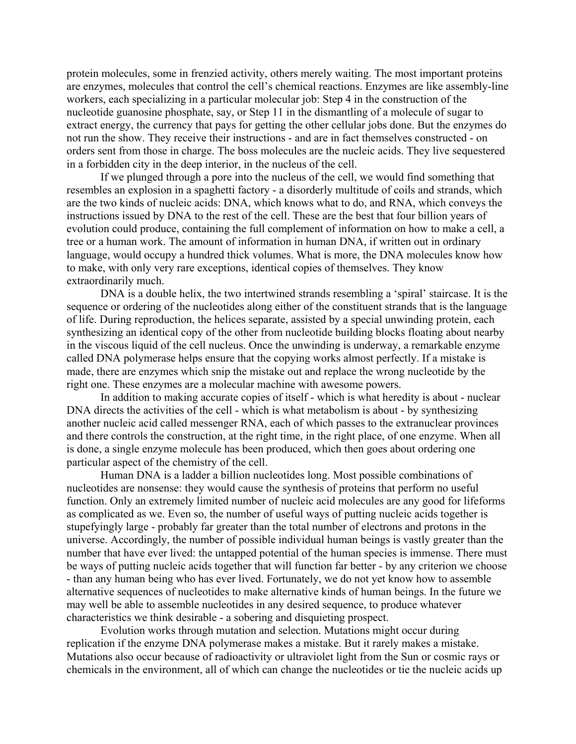protein molecules, some in frenzied activity, others merely waiting. The most important proteins are enzymes, molecules that control the cell's chemical reactions. Enzymes are like assembly-line workers, each specializing in a particular molecular job: Step 4 in the construction of the nucleotide guanosine phosphate, say, or Step 11 in the dismantling of a molecule of sugar to extract energy, the currency that pays for getting the other cellular jobs done. But the enzymes do not run the show. They receive their instructions - and are in fact themselves constructed - on orders sent from those in charge. The boss molecules are the nucleic acids. They live sequestered in a forbidden city in the deep interior, in the nucleus of the cell.

If we plunged through a pore into the nucleus of the cell, we would find something that resembles an explosion in a spaghetti factory - a disorderly multitude of coils and strands, which are the two kinds of nucleic acids: DNA, which knows what to do, and RNA, which conveys the instructions issued by DNA to the rest of the cell. These are the best that four billion years of evolution could produce, containing the full complement of information on how to make a cell, a tree or a human work. The amount of information in human DNA, if written out in ordinary language, would occupy a hundred thick volumes. What is more, the DNA molecules know how to make, with only very rare exceptions, identical copies of themselves. They know extraordinarily much.

DNA is a double helix, the two intertwined strands resembling a 'spiral' staircase. It is the sequence or ordering of the nucleotides along either of the constituent strands that is the language of life. During reproduction, the helices separate, assisted by a special unwinding protein, each synthesizing an identical copy of the other from nucleotide building blocks floating about nearby in the viscous liquid of the cell nucleus. Once the unwinding is underway, a remarkable enzyme called DNA polymerase helps ensure that the copying works almost perfectly. If a mistake is made, there are enzymes which snip the mistake out and replace the wrong nucleotide by the right one. These enzymes are a molecular machine with awesome powers.

In addition to making accurate copies of itself - which is what heredity is about - nuclear DNA directs the activities of the cell - which is what metabolism is about - by synthesizing another nucleic acid called messenger RNA, each of which passes to the extranuclear provinces and there controls the construction, at the right time, in the right place, of one enzyme. When all is done, a single enzyme molecule has been produced, which then goes about ordering one particular aspect of the chemistry of the cell.

Human DNA is a ladder a billion nucleotides long. Most possible combinations of nucleotides are nonsense: they would cause the synthesis of proteins that perform no useful function. Only an extremely limited number of nucleic acid molecules are any good for lifeforms as complicated as we. Even so, the number of useful ways of putting nucleic acids together is stupefyingly large - probably far greater than the total number of electrons and protons in the universe. Accordingly, the number of possible individual human beings is vastly greater than the number that have ever lived: the untapped potential of the human species is immense. There must be ways of putting nucleic acids together that will function far better - by any criterion we choose - than any human being who has ever lived. Fortunately, we do not yet know how to assemble alternative sequences of nucleotides to make alternative kinds of human beings. In the future we may well be able to assemble nucleotides in any desired sequence, to produce whatever characteristics we think desirable - a sobering and disquieting prospect.

Evolution works through mutation and selection. Mutations might occur during replication if the enzyme DNA polymerase makes a mistake. But it rarely makes a mistake. Mutations also occur because of radioactivity or ultraviolet light from the Sun or cosmic rays or chemicals in the environment, all of which can change the nucleotides or tie the nucleic acids up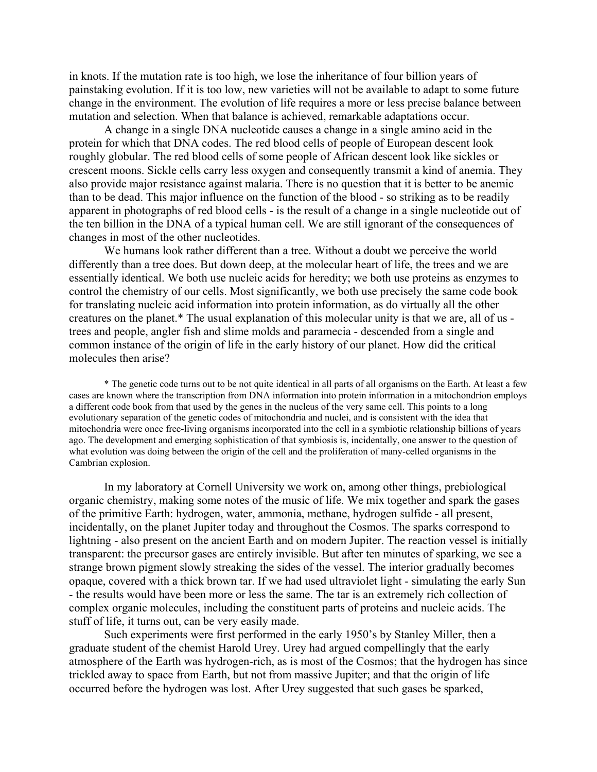in knots. If the mutation rate is too high, we lose the inheritance of four billion years of painstaking evolution. If it is too low, new varieties will not be available to adapt to some future change in the environment. The evolution of life requires a more or less precise balance between mutation and selection. When that balance is achieved, remarkable adaptations occur.

A change in a single DNA nucleotide causes a change in a single amino acid in the protein for which that DNA codes. The red blood cells of people of European descent look roughly globular. The red blood cells of some people of African descent look like sickles or crescent moons. Sickle cells carry less oxygen and consequently transmit a kind of anemia. They also provide major resistance against malaria. There is no question that it is better to be anemic than to be dead. This major influence on the function of the blood - so striking as to be readily apparent in photographs of red blood cells - is the result of a change in a single nucleotide out of the ten billion in the DNA of a typical human cell. We are still ignorant of the consequences of changes in most of the other nucleotides.

We humans look rather different than a tree. Without a doubt we perceive the world differently than a tree does. But down deep, at the molecular heart of life, the trees and we are essentially identical. We both use nucleic acids for heredity; we both use proteins as enzymes to control the chemistry of our cells. Most significantly, we both use precisely the same code book for translating nucleic acid information into protein information, as do virtually all the other creatures on the planet.* The usual explanation of this molecular unity is that we are, all of us - trees and people, angler fish and slime molds and paramecia - descended from a single and common instance of the origin of life in the early history of our planet. How did the critical molecules then arise?

\* The genetic code turns out to be not quite identical in all parts of all organisms on the Earth. At least a few cases are known where the transcription from DNA information into protein information in a mitochondrion employs a different code book from that used by the genes in the nucleus of the very same cell. This points to a long evolutionary separation of the genetic codes of mitochondria and nuclei, and is consistent with the idea that mitochondria were once free-living organisms incorporated into the cell in a symbiotic relationship billions of years ago. The development and emerging sophistication of that symbiosis is, incidentally, one answer to the question of what evolution was doing between the origin of the cell and the proliferation of many-celled organisms in the Cambrian explosion.

In my laboratory at Cornell University we work on, among other things, prebiological organic chemistry, making some notes of the music of life. We mix together and spark the gases of the primitive Earth: hydrogen, water, ammonia, methane, hydrogen sulfide - all present, incidentally, on the planet Jupiter today and throughout the Cosmos. The sparks correspond to lightning - also present on the ancient Earth and on modern Jupiter. The reaction vessel is initially transparent: the precursor gases are entirely invisible. But after ten minutes of sparking, we see a strange brown pigment slowly streaking the sides of the vessel. The interior gradually becomes opaque, covered with a thick brown tar. If we had used ultraviolet light - simulating the early Sun - the results would have been more or less the same. The tar is an extremely rich collection of complex organic molecules, including the constituent parts of proteins and nucleic acids. The stuff of life, it turns out, can be very easily made.

Such experiments were first performed in the early 1950's by Stanley Miller, then a graduate student of the chemist Harold Urey. Urey had argued compellingly that the early atmosphere of the Earth was hydrogen-rich, as is most of the Cosmos; that the hydrogen has since trickled away to space from Earth, but not from massive Jupiter; and that the origin of life occurred before the hydrogen was lost. After Urey suggested that such gases be sparked,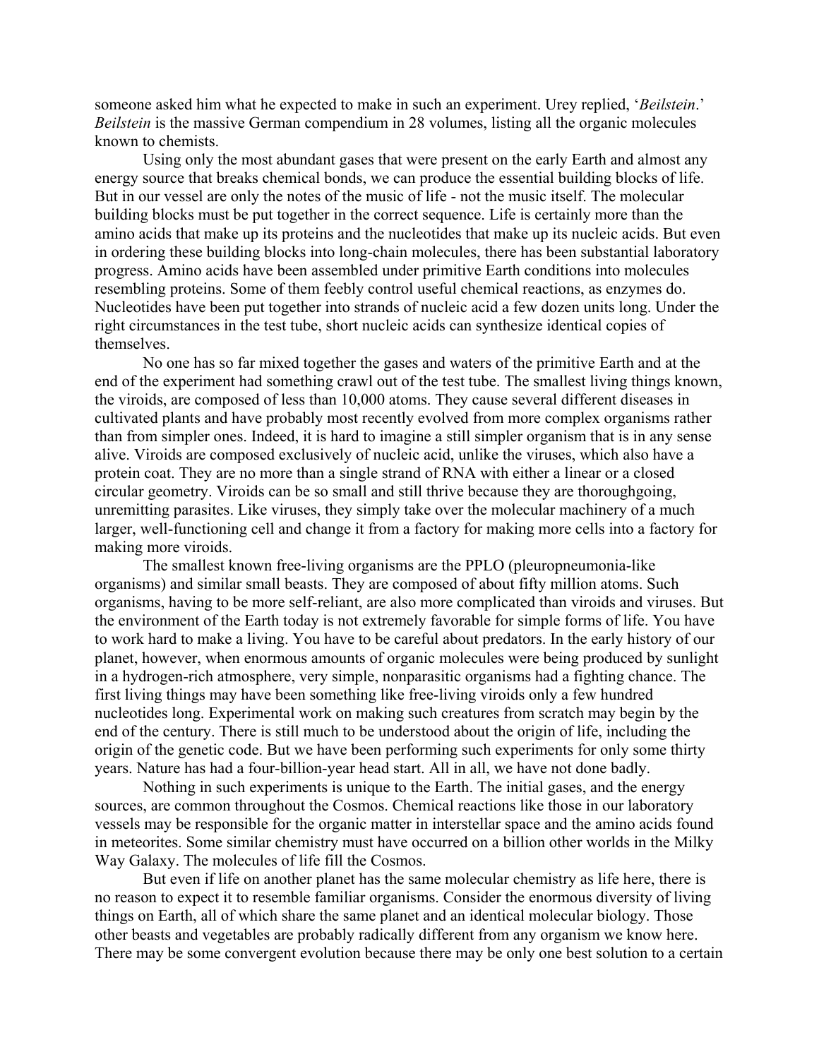someone asked him what he expected to make in such an experiment. Urey replied, '*Beilstein*.' *Beilstein* is the massive German compendium in 28 volumes, listing all the organic molecules known to chemists.

Using only the most abundant gases that were present on the early Earth and almost any energy source that breaks chemical bonds, we can produce the essential building blocks of life. But in our vessel are only the notes of the music of life - not the music itself. The molecular building blocks must be put together in the correct sequence. Life is certainly more than the amino acids that make up its proteins and the nucleotides that make up its nucleic acids. But even in ordering these building blocks into long-chain molecules, there has been substantial laboratory progress. Amino acids have been assembled under primitive Earth conditions into molecules resembling proteins. Some of them feebly control useful chemical reactions, as enzymes do. Nucleotides have been put together into strands of nucleic acid a few dozen units long. Under the right circumstances in the test tube, short nucleic acids can synthesize identical copies of themselves.

No one has so far mixed together the gases and waters of the primitive Earth and at the end of the experiment had something crawl out of the test tube. The smallest living things known, the viroids, are composed of less than 10,000 atoms. They cause several different diseases in cultivated plants and have probably most recently evolved from more complex organisms rather than from simpler ones. Indeed, it is hard to imagine a still simpler organism that is in any sense alive. Viroids are composed exclusively of nucleic acid, unlike the viruses, which also have a protein coat. They are no more than a single strand of RNA with either a linear or a closed circular geometry. Viroids can be so small and still thrive because they are thoroughgoing, unremitting parasites. Like viruses, they simply take over the molecular machinery of a much larger, well-functioning cell and change it from a factory for making more cells into a factory for making more viroids.

The smallest known free-living organisms are the PPLO (pleuropneumonia-like organisms) and similar small beasts. They are composed of about fifty million atoms. Such organisms, having to be more self-reliant, are also more complicated than viroids and viruses. But the environment of the Earth today is not extremely favorable for simple forms of life. You have to work hard to make a living. You have to be careful about predators. In the early history of our planet, however, when enormous amounts of organic molecules were being produced by sunlight in a hydrogen-rich atmosphere, very simple, nonparasitic organisms had a fighting chance. The first living things may have been something like free-living viroids only a few hundred nucleotides long. Experimental work on making such creatures from scratch may begin by the end of the century. There is still much to be understood about the origin of life, including the origin of the genetic code. But we have been performing such experiments for only some thirty years. Nature has had a four-billion-year head start. All in all, we have not done badly.

Nothing in such experiments is unique to the Earth. The initial gases, and the energy sources, are common throughout the Cosmos. Chemical reactions like those in our laboratory vessels may be responsible for the organic matter in interstellar space and the amino acids found in meteorites. Some similar chemistry must have occurred on a billion other worlds in the Milky Way Galaxy. The molecules of life fill the Cosmos.

But even if life on another planet has the same molecular chemistry as life here, there is no reason to expect it to resemble familiar organisms. Consider the enormous diversity of living things on Earth, all of which share the same planet and an identical molecular biology. Those other beasts and vegetables are probably radically different from any organism we know here. There may be some convergent evolution because there may be only one best solution to a certain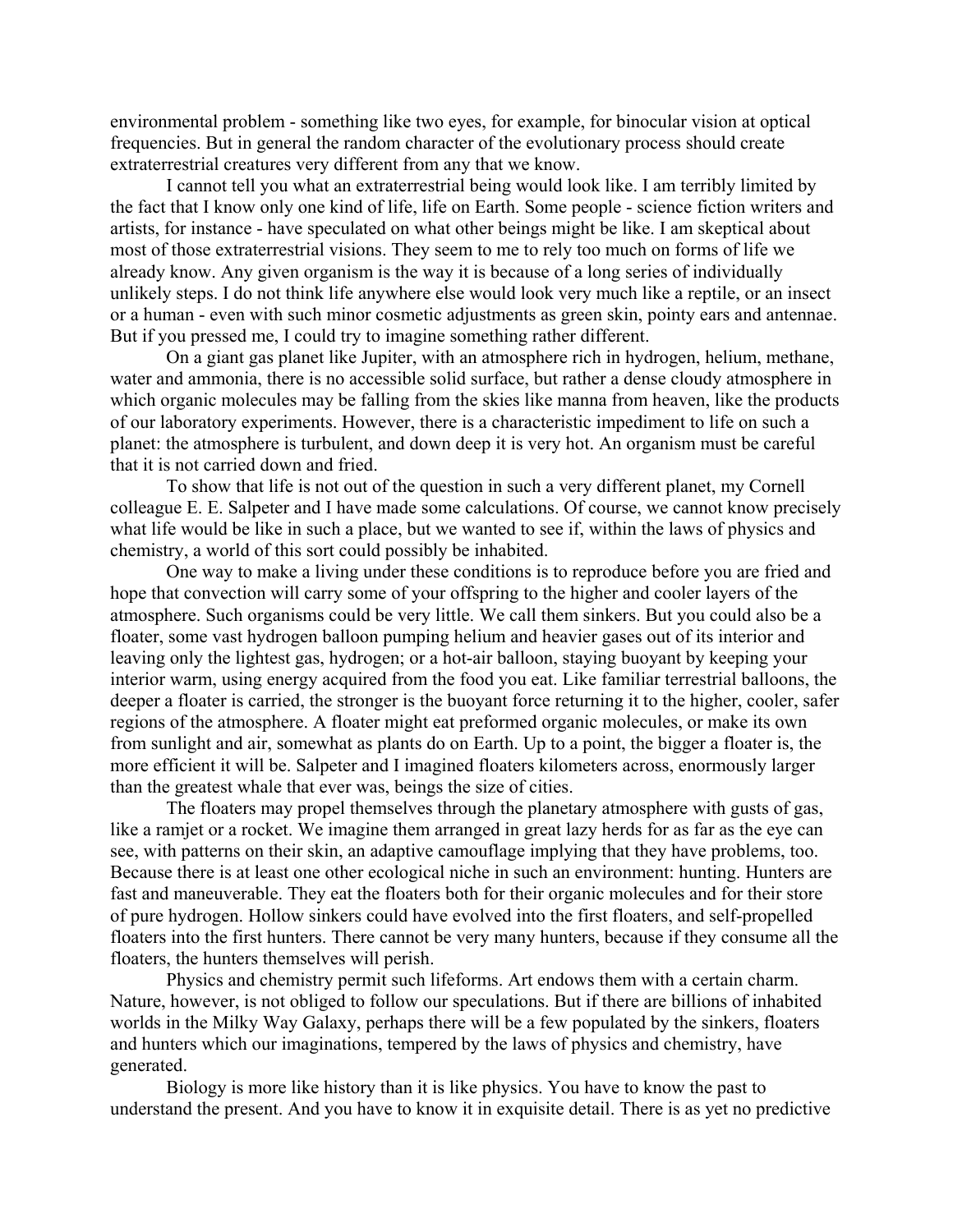environmental problem - something like two eyes, for example, for binocular vision at optical frequencies. But in general the random character of the evolutionary process should create extraterrestrial creatures very different from any that we know.

I cannot tell you what an extraterrestrial being would look like. I am terribly limited by the fact that I know only one kind of life, life on Earth. Some people - science fiction writers and artists, for instance - have speculated on what other beings might be like. I am skeptical about most of those extraterrestrial visions. They seem to me to rely too much on forms of life we already know. Any given organism is the way it is because of a long series of individually unlikely steps. I do not think life anywhere else would look very much like a reptile, or an insect or a human - even with such minor cosmetic adjustments as green skin, pointy ears and antennae. But if you pressed me, I could try to imagine something rather different.

On a giant gas planet like Jupiter, with an atmosphere rich in hydrogen, helium, methane, water and ammonia, there is no accessible solid surface, but rather a dense cloudy atmosphere in which organic molecules may be falling from the skies like manna from heaven, like the products of our laboratory experiments. However, there is a characteristic impediment to life on such a planet: the atmosphere is turbulent, and down deep it is very hot. An organism must be careful that it is not carried down and fried.

To show that life is not out of the question in such a very different planet, my Cornell colleague E. E. Salpeter and I have made some calculations. Of course, we cannot know precisely what life would be like in such a place, but we wanted to see if, within the laws of physics and chemistry, a world of this sort could possibly be inhabited.

One way to make a living under these conditions is to reproduce before you are fried and hope that convection will carry some of your offspring to the higher and cooler layers of the atmosphere. Such organisms could be very little. We call them sinkers. But you could also be a floater, some vast hydrogen balloon pumping helium and heavier gases out of its interior and leaving only the lightest gas, hydrogen; or a hot-air balloon, staying buoyant by keeping your interior warm, using energy acquired from the food you eat. Like familiar terrestrial balloons, the deeper a floater is carried, the stronger is the buoyant force returning it to the higher, cooler, safer regions of the atmosphere. A floater might eat preformed organic molecules, or make its own from sunlight and air, somewhat as plants do on Earth. Up to a point, the bigger a floater is, the more efficient it will be. Salpeter and I imagined floaters kilometers across, enormously larger than the greatest whale that ever was, beings the size of cities.

The floaters may propel themselves through the planetary atmosphere with gusts of gas, like a ramjet or a rocket. We imagine them arranged in great lazy herds for as far as the eye can see, with patterns on their skin, an adaptive camouflage implying that they have problems, too. Because there is at least one other ecological niche in such an environment: hunting. Hunters are fast and maneuverable. They eat the floaters both for their organic molecules and for their store of pure hydrogen. Hollow sinkers could have evolved into the first floaters, and self-propelled floaters into the first hunters. There cannot be very many hunters, because if they consume all the floaters, the hunters themselves will perish.

Physics and chemistry permit such lifeforms. Art endows them with a certain charm. Nature, however, is not obliged to follow our speculations. But if there are billions of inhabited worlds in the Milky Way Galaxy, perhaps there will be a few populated by the sinkers, floaters and hunters which our imaginations, tempered by the laws of physics and chemistry, have generated.

Biology is more like history than it is like physics. You have to know the past to understand the present. And you have to know it in exquisite detail. There is as yet no predictive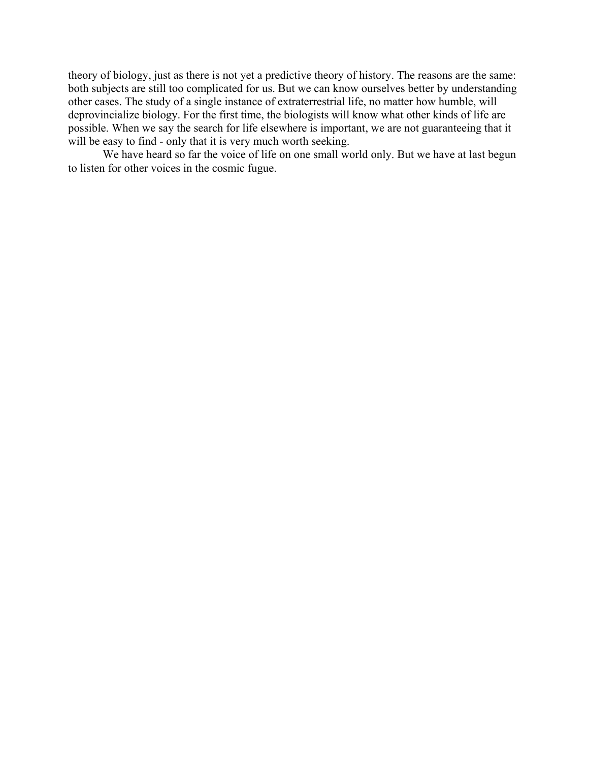theory of biology, just as there is not yet a predictive theory of history. The reasons are the same: both subjects are still too complicated for us. But we can know ourselves better by understanding other cases. The study of a single instance of extraterrestrial life, no matter how humble, will deprovincialize biology. For the first time, the biologists will know what other kinds of life are possible. When we say the search for life elsewhere is important, we are not guaranteeing that it will be easy to find - only that it is very much worth seeking.

We have heard so far the voice of life on one small world only. But we have at last begun to listen for other voices in the cosmic fugue.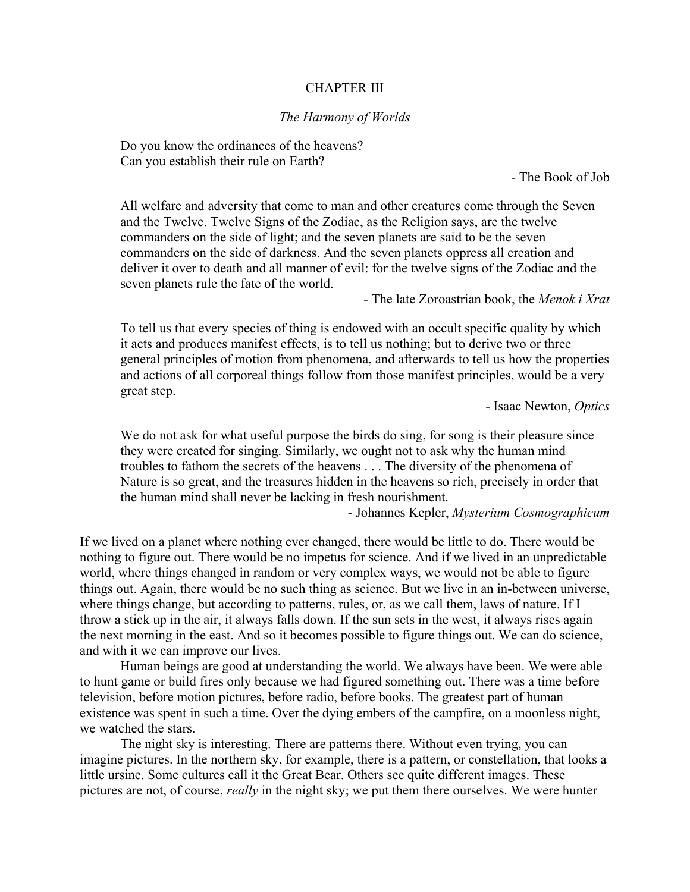# CHAPTER III

## *The Harmony of Worlds*

> Do you know the ordinances of the heavens?
> Can you establish their rule on Earth?
>
> \- The Book of Job

> All welfare and adversity that come to man and other creatures come through the Seven and the Twelve. Twelve Signs of the Zodiac, as the Religion says, are the twelve commanders on the side of light; and the seven planets are said to be the seven commanders on the side of darkness. And the seven planets oppress all creation and deliver it over to death and all manner of evil: for the twelve signs of the Zodiac and the seven planets rule the fate of the world.
>
> \- The late Zoroastrian book, the *Menok i Xrat*

> To tell us that every species of thing is endowed with an occult specific quality by which it acts and produces manifest effects, is to tell us nothing; but to derive two or three general principles of motion from phenomena, and afterwards to tell us how the properties and actions of all corporeal things follow from those manifest principles, would be a very great step.
>
> \- Isaac Newton, *Optics*

> We do not ask for what useful purpose the birds do sing, for song is their pleasure since they were created for singing. Similarly, we ought not to ask why the human mind troubles to fathom the secrets of the heavens . . . The diversity of the phenomena of Nature is so great, and the treasures hidden in the heavens so rich, precisely in order that the human mind shall never be lacking in fresh nourishment.
>
> \- Johannes Kepler, *Mysterium Cosmographicum*

If we lived on a planet where nothing ever changed, there would be little to do. There would be nothing to figure out. There would be no impetus for science. And if we lived in an unpredictable world, where things changed in random or very complex ways, we would not be able to figure things out. Again, there would be no such thing as science. But we live in an in-between universe, where things change, but according to patterns, rules, or, as we call them, laws of nature. If I throw a stick up in the air, it always falls down. If the sun sets in the west, it always rises again the next morning in the east. And so it becomes possible to figure things out. We can do science, and with it we can improve our lives.

Human beings are good at understanding the world. We always have been. We were able to hunt game or build fires only because we had figured something out. There was a time before television, before motion pictures, before radio, before books. The greatest part of human existence was spent in such a time. Over the dying embers of the campfire, on a moonless night, we watched the stars.

The night sky is interesting. There are patterns there. Without even trying, you can imagine pictures. In the northern sky, for example, there is a pattern, or constellation, that looks a little ursine. Some cultures call it the Great Bear. Others see quite different images. These pictures are not, of course, *really* in the night sky; we put them there ourselves. We were hunter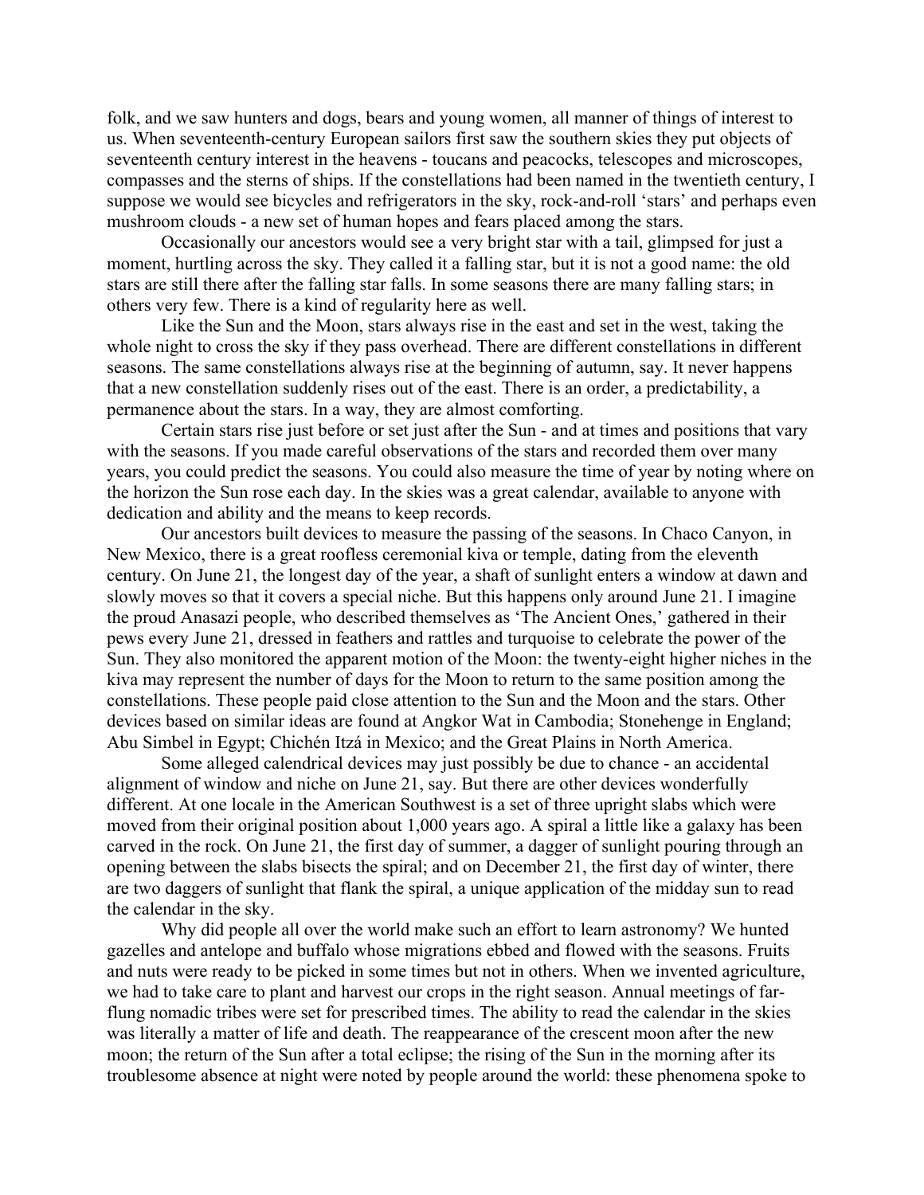folk, and we saw hunters and dogs, bears and young women, all manner of things of interest to us. When seventeenth-century European sailors first saw the southern skies they put objects of seventeenth century interest in the heavens - toucans and peacocks, telescopes and microscopes, compasses and the sterns of ships. If the constellations had been named in the twentieth century, I suppose we would see bicycles and refrigerators in the sky, rock-and-roll 'stars' and perhaps even mushroom clouds - a new set of human hopes and fears placed among the stars.

Occasionally our ancestors would see a very bright star with a tail, glimpsed for just a moment, hurtling across the sky. They called it a falling star, but it is not a good name: the old stars are still there after the falling star falls. In some seasons there are many falling stars; in others very few. There is a kind of regularity here as well.

Like the Sun and the Moon, stars always rise in the east and set in the west, taking the whole night to cross the sky if they pass overhead. There are different constellations in different seasons. The same constellations always rise at the beginning of autumn, say. It never happens that a new constellation suddenly rises out of the east. There is an order, a predictability, a permanence about the stars. In a way, they are almost comforting.

Certain stars rise just before or set just after the Sun - and at times and positions that vary with the seasons. If you made careful observations of the stars and recorded them over many years, you could predict the seasons. You could also measure the time of year by noting where on the horizon the Sun rose each day. In the skies was a great calendar, available to anyone with dedication and ability and the means to keep records.

Our ancestors built devices to measure the passing of the seasons. In Chaco Canyon, in New Mexico, there is a great roofless ceremonial kiva or temple, dating from the eleventh century. On June 21, the longest day of the year, a shaft of sunlight enters a window at dawn and slowly moves so that it covers a special niche. But this happens only around June 21. I imagine the proud Anasazi people, who described themselves as 'The Ancient Ones,' gathered in their pews every June 21, dressed in feathers and rattles and turquoise to celebrate the power of the Sun. They also monitored the apparent motion of the Moon: the twenty-eight higher niches in the kiva may represent the number of days for the Moon to return to the same position among the constellations. These people paid close attention to the Sun and the Moon and the stars. Other devices based on similar ideas are found at Angkor Wat in Cambodia; Stonehenge in England; Abu Simbel in Egypt; Chichén Itzá in Mexico; and the Great Plains in North America.

Some alleged calendrical devices may just possibly be due to chance - an accidental alignment of window and niche on June 21, say. But there are other devices wonderfully different. At one locale in the American Southwest is a set of three upright slabs which were moved from their original position about 1,000 years ago. A spiral a little like a galaxy has been carved in the rock. On June 21, the first day of summer, a dagger of sunlight pouring through an opening between the slabs bisects the spiral; and on December 21, the first day of winter, there are two daggers of sunlight that flank the spiral, a unique application of the midday sun to read the calendar in the sky.

Why did people all over the world make such an effort to learn astronomy? We hunted gazelles and antelope and buffalo whose migrations ebbed and flowed with the seasons. Fruits and nuts were ready to be picked in some times but not in others. When we invented agriculture, we had to take care to plant and harvest our crops in the right season. Annual meetings of far-flung nomadic tribes were set for prescribed times. The ability to read the calendar in the skies was literally a matter of life and death. The reappearance of the crescent moon after the new moon; the return of the Sun after a total eclipse; the rising of the Sun in the morning after its troublesome absence at night were noted by people around the world: these phenomena spoke to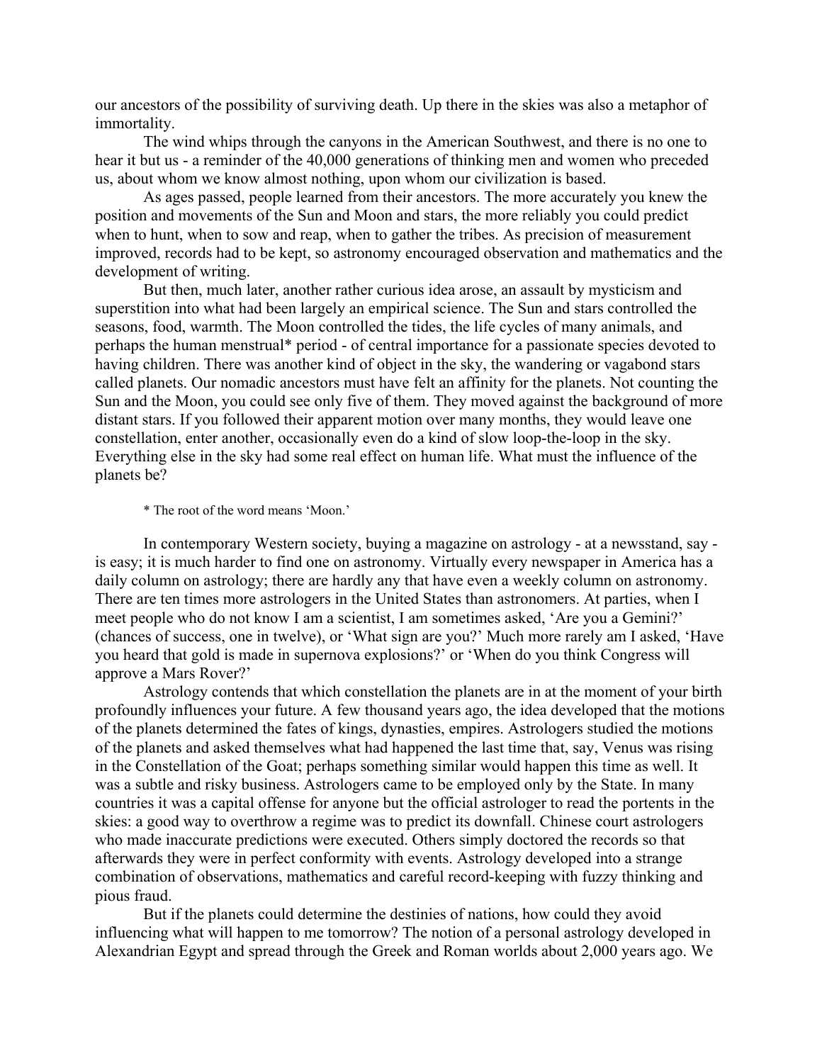our ancestors of the possibility of surviving death. Up there in the skies was also a metaphor of immortality.

The wind whips through the canyons in the American Southwest, and there is no one to hear it but us - a reminder of the 40,000 generations of thinking men and women who preceded us, about whom we know almost nothing, upon whom our civilization is based.

As ages passed, people learned from their ancestors. The more accurately you knew the position and movements of the Sun and Moon and stars, the more reliably you could predict when to hunt, when to sow and reap, when to gather the tribes. As precision of measurement improved, records had to be kept, so astronomy encouraged observation and mathematics and the development of writing.

But then, much later, another rather curious idea arose, an assault by mysticism and superstition into what had been largely an empirical science. The Sun and stars controlled the seasons, food, warmth. The Moon controlled the tides, the life cycles of many animals, and perhaps the human menstrual* period - of central importance for a passionate species devoted to having children. There was another kind of object in the sky, the wandering or vagabond stars called planets. Our nomadic ancestors must have felt an affinity for the planets. Not counting the Sun and the Moon, you could see only five of them. They moved against the background of more distant stars. If you followed their apparent motion over many months, they would leave one constellation, enter another, occasionally even do a kind of slow loop-the-loop in the sky. Everything else in the sky had some real effect on human life. What must the influence of the planets be?

* The root of the word means 'Moon.'

In contemporary Western society, buying a magazine on astrology - at a newsstand, say - is easy; it is much harder to find one on astronomy. Virtually every newspaper in America has a daily column on astrology; there are hardly any that have even a weekly column on astronomy. There are ten times more astrologers in the United States than astronomers. At parties, when I meet people who do not know I am a scientist, I am sometimes asked, 'Are you a Gemini?' (chances of success, one in twelve), or 'What sign are you?' Much more rarely am I asked, 'Have you heard that gold is made in supernova explosions?' or 'When do you think Congress will approve a Mars Rover?'

Astrology contends that which constellation the planets are in at the moment of your birth profoundly influences your future. A few thousand years ago, the idea developed that the motions of the planets determined the fates of kings, dynasties, empires. Astrologers studied the motions of the planets and asked themselves what had happened the last time that, say, Venus was rising in the Constellation of the Goat; perhaps something similar would happen this time as well. It was a subtle and risky business. Astrologers came to be employed only by the State. In many countries it was a capital offense for anyone but the official astrologer to read the portents in the skies: a good way to overthrow a regime was to predict its downfall. Chinese court astrologers who made inaccurate predictions were executed. Others simply doctored the records so that afterwards they were in perfect conformity with events. Astrology developed into a strange combination of observations, mathematics and careful record-keeping with fuzzy thinking and pious fraud.

But if the planets could determine the destinies of nations, how could they avoid influencing what will happen to me tomorrow? The notion of a personal astrology developed in Alexandrian Egypt and spread through the Greek and Roman worlds about 2,000 years ago. We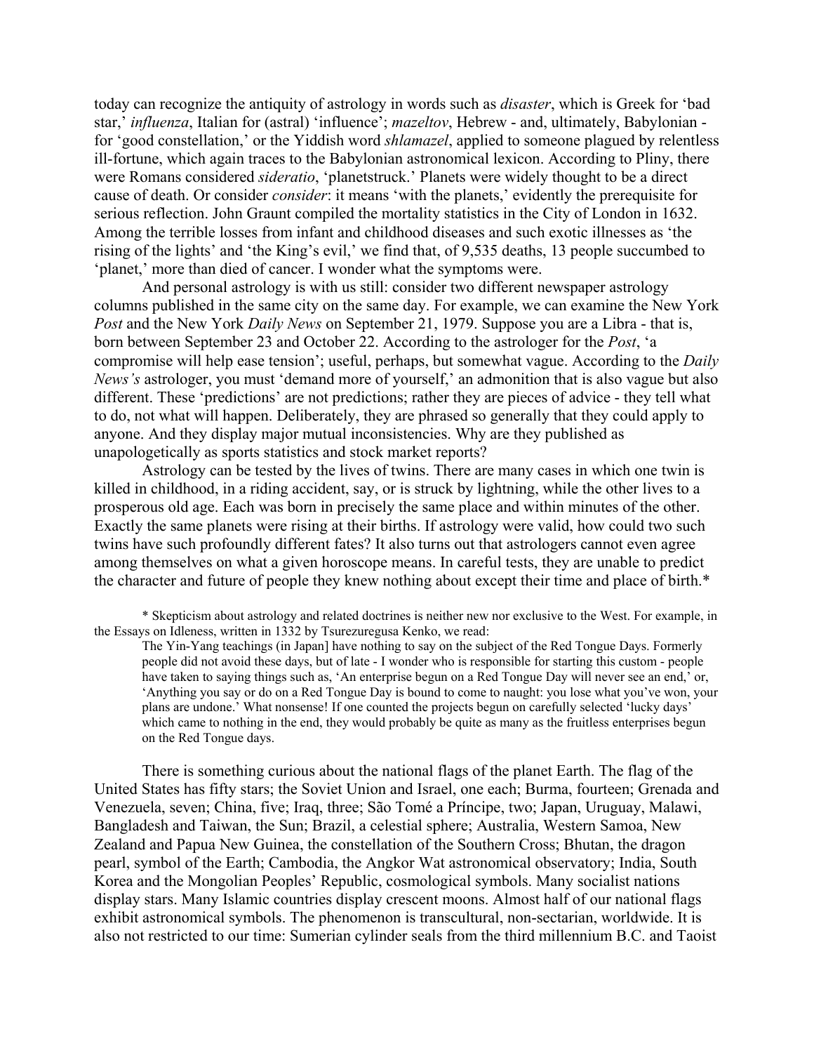today can recognize the antiquity of astrology in words such as *disaster*, which is Greek for 'bad star,' *influenza*, Italian for (astral) 'influence'; *mazeltov*, Hebrew - and, ultimately, Babylonian - for 'good constellation,' or the Yiddish word *shlamazel*, applied to someone plagued by relentless ill-fortune, which again traces to the Babylonian astronomical lexicon. According to Pliny, there were Romans considered *sideratio*, 'planetstruck.' Planets were widely thought to be a direct cause of death. Or consider *consider*: it means 'with the planets,' evidently the prerequisite for serious reflection. John Graunt compiled the mortality statistics in the City of London in 1632. Among the terrible losses from infant and childhood diseases and such exotic illnesses as 'the rising of the lights' and 'the King's evil,' we find that, of 9,535 deaths, 13 people succumbed to 'planet,' more than died of cancer. I wonder what the symptoms were.

And personal astrology is with us still: consider two different newspaper astrology columns published in the same city on the same day. For example, we can examine the New York *Post* and the New York *Daily News* on September 21, 1979. Suppose you are a Libra - that is, born between September 23 and October 22. According to the astrologer for the *Post*, 'a compromise will help ease tension'; useful, perhaps, but somewhat vague. According to the *Daily News's* astrologer, you must 'demand more of yourself,' an admonition that is also vague but also different. These 'predictions' are not predictions; rather they are pieces of advice - they tell what to do, not what will happen. Deliberately, they are phrased so generally that they could apply to anyone. And they display major mutual inconsistencies. Why are they published as unapologetically as sports statistics and stock market reports?

Astrology can be tested by the lives of twins. There are many cases in which one twin is killed in childhood, in a riding accident, say, or is struck by lightning, while the other lives to a prosperous old age. Each was born in precisely the same place and within minutes of the other. Exactly the same planets were rising at their births. If astrology were valid, how could two such twins have such profoundly different fates? It also turns out that astrologers cannot even agree among themselves on what a given horoscope means. In careful tests, they are unable to predict the character and future of people they knew nothing about except their time and place of birth.*

\* Skepticism about astrology and related doctrines is neither new nor exclusive to the West. For example, in the Essays on Idleness, written in 1332 by Tsurezuregusa Kenko, we read:

> The Yin-Yang teachings (in Japan] have nothing to say on the subject of the Red Tongue Days. Formerly people did not avoid these days, but of late - I wonder who is responsible for starting this custom - people have taken to saying things such as, 'An enterprise begun on a Red Tongue Day will never see an end,' or, 'Anything you say or do on a Red Tongue Day is bound to come to naught: you lose what you've won, your plans are undone.' What nonsense! If one counted the projects begun on carefully selected 'lucky days' which came to nothing in the end, they would probably be quite as many as the fruitless enterprises begun on the Red Tongue days.

There is something curious about the national flags of the planet Earth. The flag of the United States has fifty stars; the Soviet Union and Israel, one each; Burma, fourteen; Grenada and Venezuela, seven; China, five; Iraq, three; São Tomé a Príncipe, two; Japan, Uruguay, Malawi, Bangladesh and Taiwan, the Sun; Brazil, a celestial sphere; Australia, Western Samoa, New Zealand and Papua New Guinea, the constellation of the Southern Cross; Bhutan, the dragon pearl, symbol of the Earth; Cambodia, the Angkor Wat astronomical observatory; India, South Korea and the Mongolian Peoples' Republic, cosmological symbols. Many socialist nations display stars. Many Islamic countries display crescent moons. Almost half of our national flags exhibit astronomical symbols. The phenomenon is transcultural, non-sectarian, worldwide. It is also not restricted to our time: Sumerian cylinder seals from the third millennium B.C. and Taoist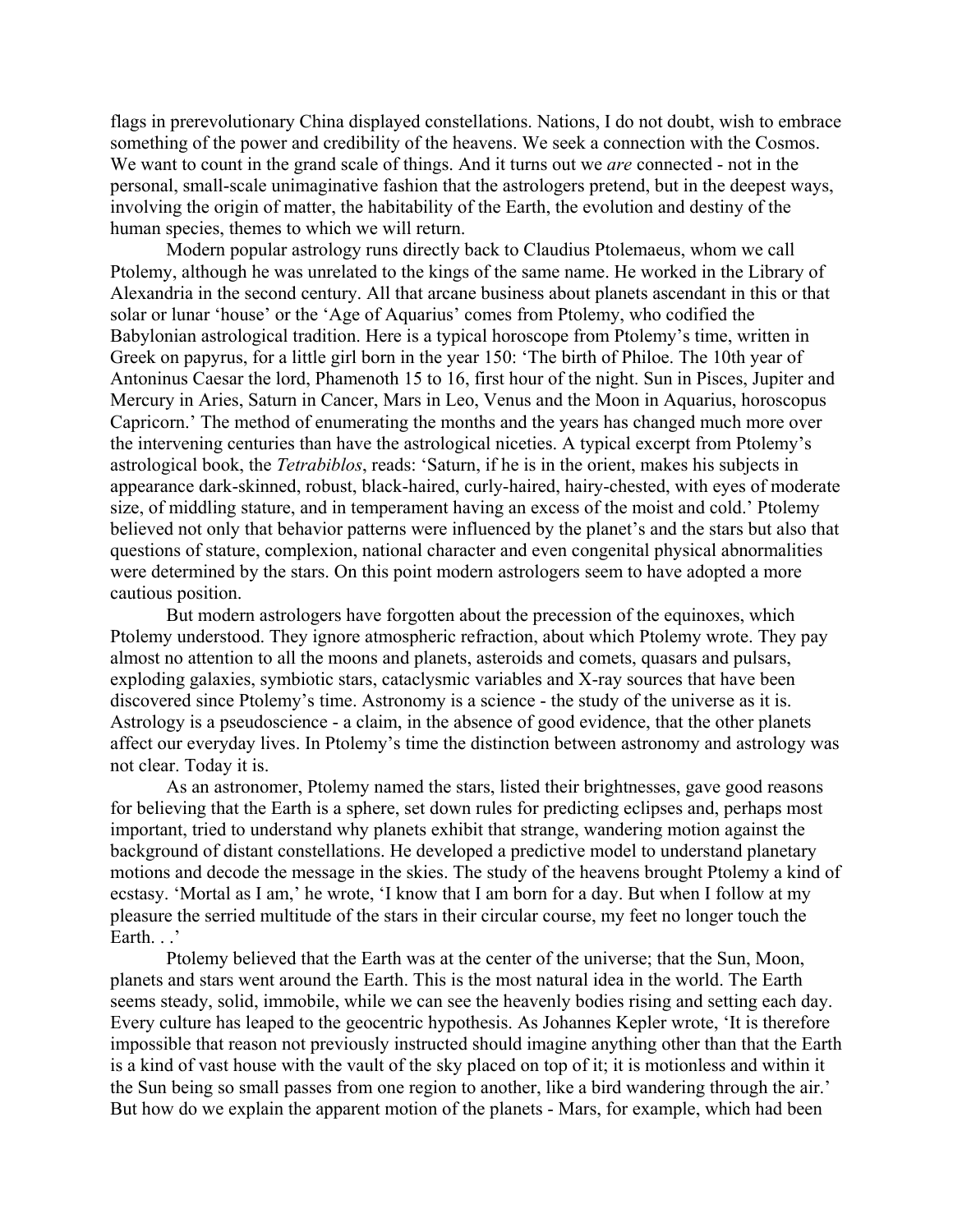flags in prerevolutionary China displayed constellations. Nations, I do not doubt, wish to embrace something of the power and credibility of the heavens. We seek a connection with the Cosmos. We want to count in the grand scale of things. And it turns out we *are* connected - not in the personal, small-scale unimaginative fashion that the astrologers pretend, but in the deepest ways, involving the origin of matter, the habitability of the Earth, the evolution and destiny of the human species, themes to which we will return.

Modern popular astrology runs directly back to Claudius Ptolemaeus, whom we call Ptolemy, although he was unrelated to the kings of the same name. He worked in the Library of Alexandria in the second century. All that arcane business about planets ascendant in this or that solar or lunar 'house' or the 'Age of Aquarius' comes from Ptolemy, who codified the Babylonian astrological tradition. Here is a typical horoscope from Ptolemy's time, written in Greek on papyrus, for a little girl born in the year 150: 'The birth of Philoe. The 10th year of Antoninus Caesar the lord, Phamenoth 15 to 16, first hour of the night. Sun in Pisces, Jupiter and Mercury in Aries, Saturn in Cancer, Mars in Leo, Venus and the Moon in Aquarius, horoscopus Capricorn.' The method of enumerating the months and the years has changed much more over the intervening centuries than have the astrological niceties. A typical excerpt from Ptolemy's astrological book, the *Tetrabiblos*, reads: 'Saturn, if he is in the orient, makes his subjects in appearance dark-skinned, robust, black-haired, curly-haired, hairy-chested, with eyes of moderate size, of middling stature, and in temperament having an excess of the moist and cold.' Ptolemy believed not only that behavior patterns were influenced by the planet's and the stars but also that questions of stature, complexion, national character and even congenital physical abnormalities were determined by the stars. On this point modern astrologers seem to have adopted a more cautious position.

But modern astrologers have forgotten about the precession of the equinoxes, which Ptolemy understood. They ignore atmospheric refraction, about which Ptolemy wrote. They pay almost no attention to all the moons and planets, asteroids and comets, quasars and pulsars, exploding galaxies, symbiotic stars, cataclysmic variables and X-ray sources that have been discovered since Ptolemy's time. Astronomy is a science - the study of the universe as it is. Astrology is a pseudoscience - a claim, in the absence of good evidence, that the other planets affect our everyday lives. In Ptolemy's time the distinction between astronomy and astrology was not clear. Today it is.

As an astronomer, Ptolemy named the stars, listed their brightnesses, gave good reasons for believing that the Earth is a sphere, set down rules for predicting eclipses and, perhaps most important, tried to understand why planets exhibit that strange, wandering motion against the background of distant constellations. He developed a predictive model to understand planetary motions and decode the message in the skies. The study of the heavens brought Ptolemy a kind of ecstasy. 'Mortal as I am,' he wrote, 'I know that I am born for a day. But when I follow at my pleasure the serried multitude of the stars in their circular course, my feet no longer touch the Earth. . .'

Ptolemy believed that the Earth was at the center of the universe; that the Sun, Moon, planets and stars went around the Earth. This is the most natural idea in the world. The Earth seems steady, solid, immobile, while we can see the heavenly bodies rising and setting each day. Every culture has leaped to the geocentric hypothesis. As Johannes Kepler wrote, 'It is therefore impossible that reason not previously instructed should imagine anything other than that the Earth is a kind of vast house with the vault of the sky placed on top of it; it is motionless and within it the Sun being so small passes from one region to another, like a bird wandering through the air.' But how do we explain the apparent motion of the planets - Mars, for example, which had been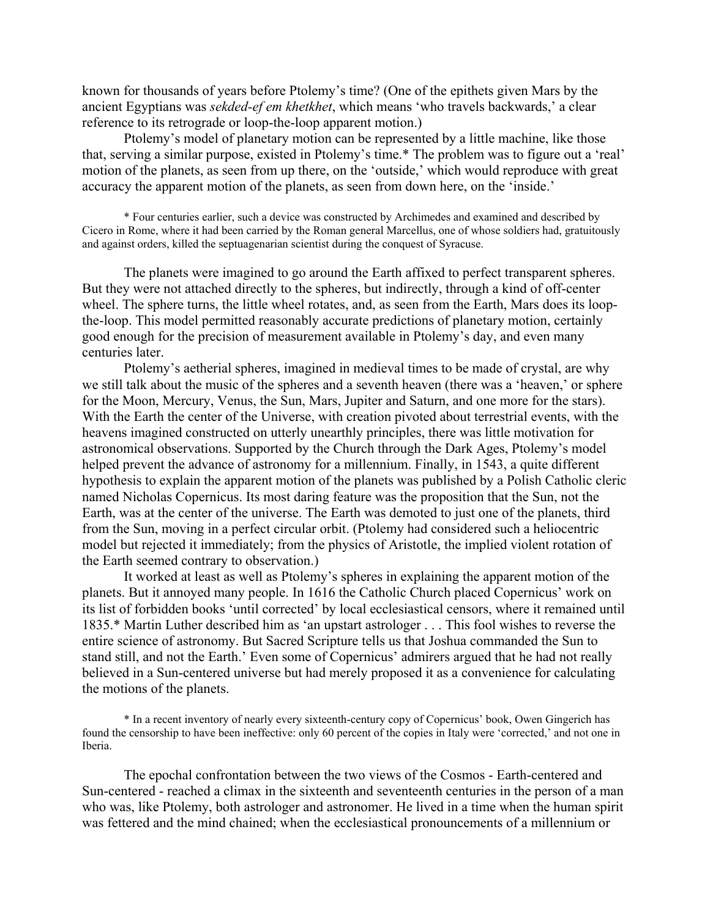known for thousands of years before Ptolemy's time? (One of the epithets given Mars by the ancient Egyptians was *sekded-ef em khetkhet*, which means 'who travels backwards,' a clear reference to its retrograde or loop-the-loop apparent motion.)

Ptolemy's model of planetary motion can be represented by a little machine, like those that, serving a similar purpose, existed in Ptolemy's time.* The problem was to figure out a 'real' motion of the planets, as seen from up there, on the 'outside,' which would reproduce with great accuracy the apparent motion of the planets, as seen from down here, on the 'inside.'

\* Four centuries earlier, such a device was constructed by Archimedes and examined and described by Cicero in Rome, where it had been carried by the Roman general Marcellus, one of whose soldiers had, gratuitously and against orders, killed the septuagenarian scientist during the conquest of Syracuse.

The planets were imagined to go around the Earth affixed to perfect transparent spheres. But they were not attached directly to the spheres, but indirectly, through a kind of off-center wheel. The sphere turns, the little wheel rotates, and, as seen from the Earth, Mars does its loop-the-loop. This model permitted reasonably accurate predictions of planetary motion, certainly good enough for the precision of measurement available in Ptolemy's day, and even many centuries later.

Ptolemy's aetherial spheres, imagined in medieval times to be made of crystal, are why we still talk about the music of the spheres and a seventh heaven (there was a 'heaven,' or sphere for the Moon, Mercury, Venus, the Sun, Mars, Jupiter and Saturn, and one more for the stars). With the Earth the center of the Universe, with creation pivoted about terrestrial events, with the heavens imagined constructed on utterly unearthly principles, there was little motivation for astronomical observations. Supported by the Church through the Dark Ages, Ptolemy's model helped prevent the advance of astronomy for a millennium. Finally, in 1543, a quite different hypothesis to explain the apparent motion of the planets was published by a Polish Catholic cleric named Nicholas Copernicus. Its most daring feature was the proposition that the Sun, not the Earth, was at the center of the universe. The Earth was demoted to just one of the planets, third from the Sun, moving in a perfect circular orbit. (Ptolemy had considered such a heliocentric model but rejected it immediately; from the physics of Aristotle, the implied violent rotation of the Earth seemed contrary to observation.)

It worked at least as well as Ptolemy's spheres in explaining the apparent motion of the planets. But it annoyed many people. In 1616 the Catholic Church placed Copernicus' work on its list of forbidden books 'until corrected' by local ecclesiastical censors, where it remained until 1835.* Martin Luther described him as 'an upstart astrologer . . . This fool wishes to reverse the entire science of astronomy. But Sacred Scripture tells us that Joshua commanded the Sun to stand still, and not the Earth.' Even some of Copernicus' admirers argued that he had not really believed in a Sun-centered universe but had merely proposed it as a convenience for calculating the motions of the planets.

\* In a recent inventory of nearly every sixteenth-century copy of Copernicus' book, Owen Gingerich has found the censorship to have been ineffective: only 60 percent of the copies in Italy were 'corrected,' and not one in Iberia.

The epochal confrontation between the two views of the Cosmos - Earth-centered and Sun-centered - reached a climax in the sixteenth and seventeenth centuries in the person of a man who was, like Ptolemy, both astrologer and astronomer. He lived in a time when the human spirit was fettered and the mind chained; when the ecclesiastical pronouncements of a millennium or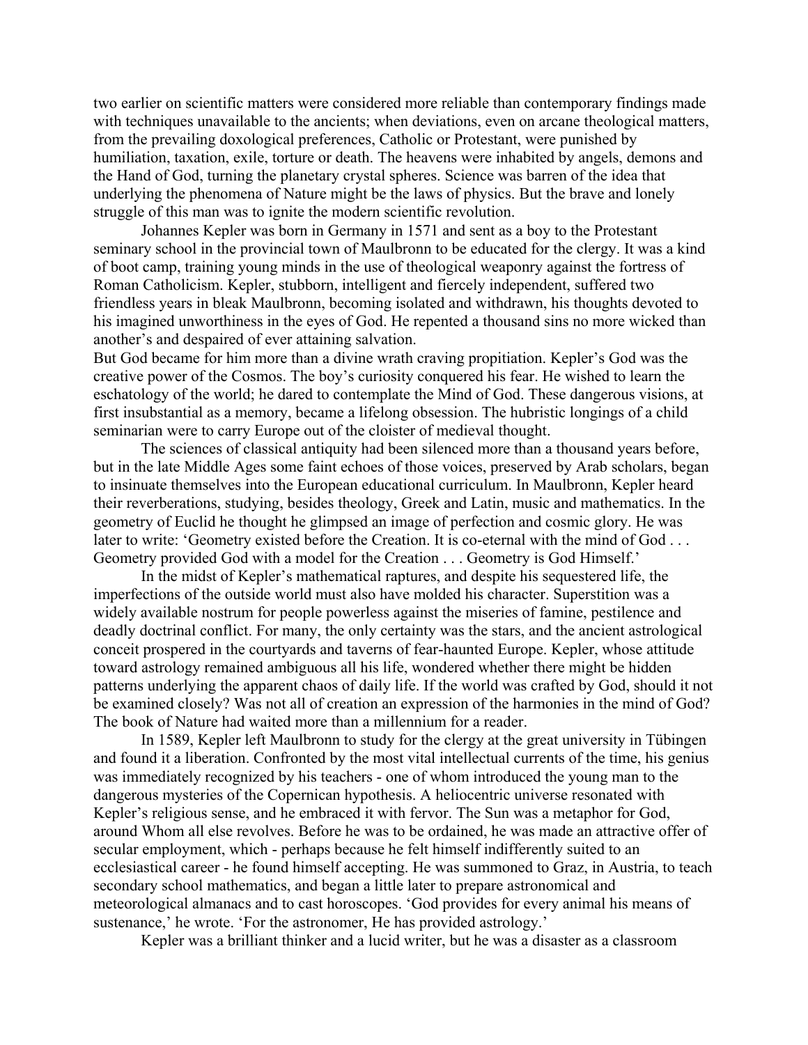two earlier on scientific matters were considered more reliable than contemporary findings made with techniques unavailable to the ancients; when deviations, even on arcane theological matters, from the prevailing doxological preferences, Catholic or Protestant, were punished by humiliation, taxation, exile, torture or death. The heavens were inhabited by angels, demons and the Hand of God, turning the planetary crystal spheres. Science was barren of the idea that underlying the phenomena of Nature might be the laws of physics. But the brave and lonely struggle of this man was to ignite the modern scientific revolution.

Johannes Kepler was born in Germany in 1571 and sent as a boy to the Protestant seminary school in the provincial town of Maulbronn to be educated for the clergy. It was a kind of boot camp, training young minds in the use of theological weaponry against the fortress of Roman Catholicism. Kepler, stubborn, intelligent and fiercely independent, suffered two friendless years in bleak Maulbronn, becoming isolated and withdrawn, his thoughts devoted to his imagined unworthiness in the eyes of God. He repented a thousand sins no more wicked than another's and despaired of ever attaining salvation.

But God became for him more than a divine wrath craving propitiation. Kepler's God was the creative power of the Cosmos. The boy's curiosity conquered his fear. He wished to learn the eschatology of the world; he dared to contemplate the Mind of God. These dangerous visions, at first insubstantial as a memory, became a lifelong obsession. The hubristic longings of a child seminarian were to carry Europe out of the cloister of medieval thought.

The sciences of classical antiquity had been silenced more than a thousand years before, but in the late Middle Ages some faint echoes of those voices, preserved by Arab scholars, began to insinuate themselves into the European educational curriculum. In Maulbronn, Kepler heard their reverberations, studying, besides theology, Greek and Latin, music and mathematics. In the geometry of Euclid he thought he glimpsed an image of perfection and cosmic glory. He was later to write: 'Geometry existed before the Creation. It is co-eternal with the mind of God . . . Geometry provided God with a model for the Creation . . . Geometry is God Himself.'

In the midst of Kepler's mathematical raptures, and despite his sequestered life, the imperfections of the outside world must also have molded his character. Superstition was a widely available nostrum for people powerless against the miseries of famine, pestilence and deadly doctrinal conflict. For many, the only certainty was the stars, and the ancient astrological conceit prospered in the courtyards and taverns of fear-haunted Europe. Kepler, whose attitude toward astrology remained ambiguous all his life, wondered whether there might be hidden patterns underlying the apparent chaos of daily life. If the world was crafted by God, should it not be examined closely? Was not all of creation an expression of the harmonies in the mind of God? The book of Nature had waited more than a millennium for a reader.

In 1589, Kepler left Maulbronn to study for the clergy at the great university in Tübingen and found it a liberation. Confronted by the most vital intellectual currents of the time, his genius was immediately recognized by his teachers - one of whom introduced the young man to the dangerous mysteries of the Copernican hypothesis. A heliocentric universe resonated with Kepler's religious sense, and he embraced it with fervor. The Sun was a metaphor for God, around Whom all else revolves. Before he was to be ordained, he was made an attractive offer of secular employment, which - perhaps because he felt himself indifferently suited to an ecclesiastical career - he found himself accepting. He was summoned to Graz, in Austria, to teach secondary school mathematics, and began a little later to prepare astronomical and meteorological almanacs and to cast horoscopes. 'God provides for every animal his means of sustenance,' he wrote. 'For the astronomer, He has provided astrology.'

Kepler was a brilliant thinker and a lucid writer, but he was a disaster as a classroom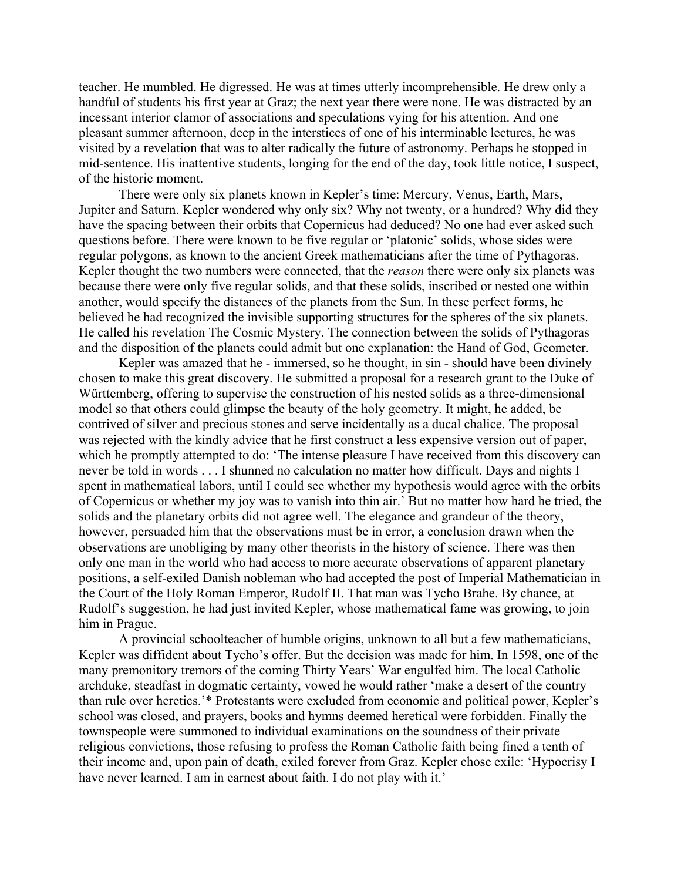teacher. He mumbled. He digressed. He was at times utterly incomprehensible. He drew only a handful of students his first year at Graz; the next year there were none. He was distracted by an incessant interior clamor of associations and speculations vying for his attention. And one pleasant summer afternoon, deep in the interstices of one of his interminable lectures, he was visited by a revelation that was to alter radically the future of astronomy. Perhaps he stopped in mid-sentence. His inattentive students, longing for the end of the day, took little notice, I suspect, of the historic moment.

There were only six planets known in Kepler's time: Mercury, Venus, Earth, Mars, Jupiter and Saturn. Kepler wondered why only six? Why not twenty, or a hundred? Why did they have the spacing between their orbits that Copernicus had deduced? No one had ever asked such questions before. There were known to be five regular or 'platonic' solids, whose sides were regular polygons, as known to the ancient Greek mathematicians after the time of Pythagoras. Kepler thought the two numbers were connected, that the *reason* there were only six planets was because there were only five regular solids, and that these solids, inscribed or nested one within another, would specify the distances of the planets from the Sun. In these perfect forms, he believed he had recognized the invisible supporting structures for the spheres of the six planets. He called his revelation The Cosmic Mystery. The connection between the solids of Pythagoras and the disposition of the planets could admit but one explanation: the Hand of God, Geometer.

Kepler was amazed that he - immersed, so he thought, in sin - should have been divinely chosen to make this great discovery. He submitted a proposal for a research grant to the Duke of Württemberg, offering to supervise the construction of his nested solids as a three-dimensional model so that others could glimpse the beauty of the holy geometry. It might, he added, be contrived of silver and precious stones and serve incidentally as a ducal chalice. The proposal was rejected with the kindly advice that he first construct a less expensive version out of paper, which he promptly attempted to do: 'The intense pleasure I have received from this discovery can never be told in words . . . I shunned no calculation no matter how difficult. Days and nights I spent in mathematical labors, until I could see whether my hypothesis would agree with the orbits of Copernicus or whether my joy was to vanish into thin air.' But no matter how hard he tried, the solids and the planetary orbits did not agree well. The elegance and grandeur of the theory, however, persuaded him that the observations must be in error, a conclusion drawn when the observations are unobliging by many other theorists in the history of science. There was then only one man in the world who had access to more accurate observations of apparent planetary positions, a self-exiled Danish nobleman who had accepted the post of Imperial Mathematician in the Court of the Holy Roman Emperor, Rudolf II. That man was Tycho Brahe. By chance, at Rudolf's suggestion, he had just invited Kepler, whose mathematical fame was growing, to join him in Prague.

A provincial schoolteacher of humble origins, unknown to all but a few mathematicians, Kepler was diffident about Tycho's offer. But the decision was made for him. In 1598, one of the many premonitory tremors of the coming Thirty Years' War engulfed him. The local Catholic archduke, steadfast in dogmatic certainty, vowed he would rather 'make a desert of the country than rule over heretics.'* Protestants were excluded from economic and political power, Kepler's school was closed, and prayers, books and hymns deemed heretical were forbidden. Finally the townspeople were summoned to individual examinations on the soundness of their private religious convictions, those refusing to profess the Roman Catholic faith being fined a tenth of their income and, upon pain of death, exiled forever from Graz. Kepler chose exile: 'Hypocrisy I have never learned. I am in earnest about faith. I do not play with it.'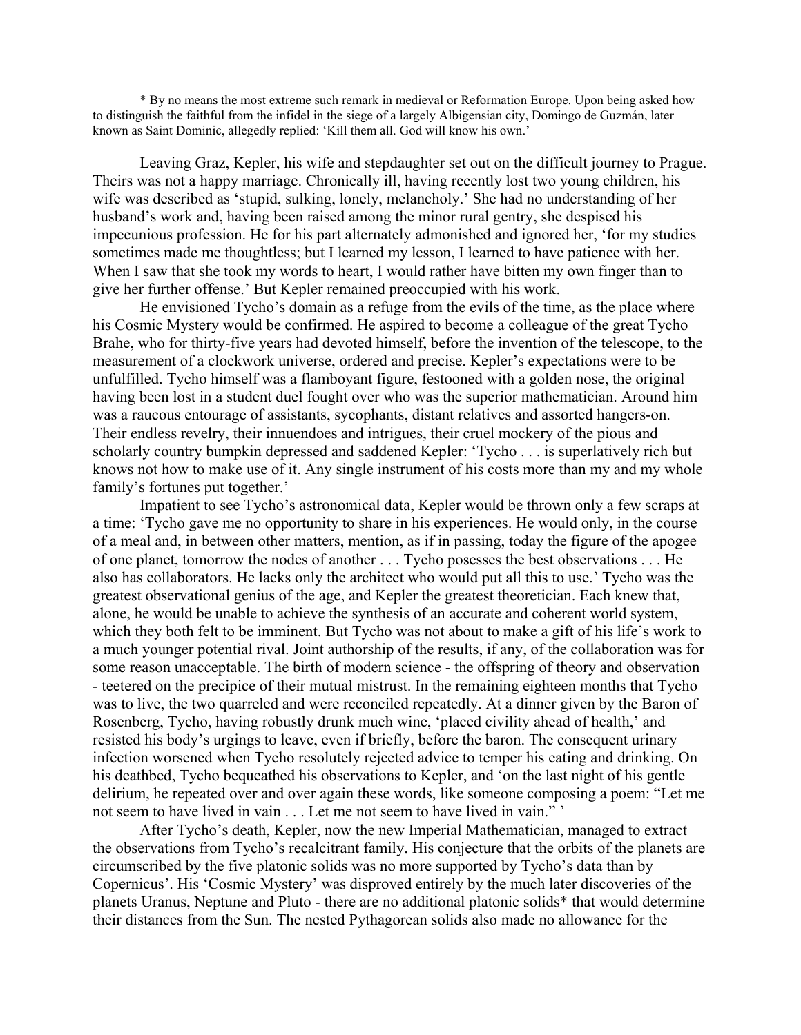* By no means the most extreme such remark in medieval or Reformation Europe. Upon being asked how to distinguish the faithful from the infidel in the siege of a largely Albigensian city, Domingo de Guzmán, later known as Saint Dominic, allegedly replied: 'Kill them all. God will know his own.'

Leaving Graz, Kepler, his wife and stepdaughter set out on the difficult journey to Prague. Theirs was not a happy marriage. Chronically ill, having recently lost two young children, his wife was described as 'stupid, sulking, lonely, melancholy.' She had no understanding of her husband's work and, having been raised among the minor rural gentry, she despised his impecunious profession. He for his part alternately admonished and ignored her, 'for my studies sometimes made me thoughtless; but I learned my lesson, I learned to have patience with her. When I saw that she took my words to heart, I would rather have bitten my own finger than to give her further offense.' But Kepler remained preoccupied with his work.

He envisioned Tycho's domain as a refuge from the evils of the time, as the place where his Cosmic Mystery would be confirmed. He aspired to become a colleague of the great Tycho Brahe, who for thirty-five years had devoted himself, before the invention of the telescope, to the measurement of a clockwork universe, ordered and precise. Kepler's expectations were to be unfulfilled. Tycho himself was a flamboyant figure, festooned with a golden nose, the original having been lost in a student duel fought over who was the superior mathematician. Around him was a raucous entourage of assistants, sycophants, distant relatives and assorted hangers-on. Their endless revelry, their innuendoes and intrigues, their cruel mockery of the pious and scholarly country bumpkin depressed and saddened Kepler: 'Tycho . . . is superlatively rich but knows not how to make use of it. Any single instrument of his costs more than my and my whole family's fortunes put together.'

Impatient to see Tycho's astronomical data, Kepler would be thrown only a few scraps at a time: 'Tycho gave me no opportunity to share in his experiences. He would only, in the course of a meal and, in between other matters, mention, as if in passing, today the figure of the apogee of one planet, tomorrow the nodes of another . . . Tycho posesses the best observations . . . He also has collaborators. He lacks only the architect who would put all this to use.' Tycho was the greatest observational genius of the age, and Kepler the greatest theoretician. Each knew that, alone, he would be unable to achieve the synthesis of an accurate and coherent world system, which they both felt to be imminent. But Tycho was not about to make a gift of his life's work to a much younger potential rival. Joint authorship of the results, if any, of the collaboration was for some reason unacceptable. The birth of modern science - the offspring of theory and observation - teetered on the precipice of their mutual mistrust. In the remaining eighteen months that Tycho was to live, the two quarreled and were reconciled repeatedly. At a dinner given by the Baron of Rosenberg, Tycho, having robustly drunk much wine, 'placed civility ahead of health,' and resisted his body's urgings to leave, even if briefly, before the baron. The consequent urinary infection worsened when Tycho resolutely rejected advice to temper his eating and drinking. On his deathbed, Tycho bequeathed his observations to Kepler, and 'on the last night of his gentle delirium, he repeated over and over again these words, like someone composing a poem: "Let me not seem to have lived in vain . . . Let me not seem to have lived in vain." '

After Tycho's death, Kepler, now the new Imperial Mathematician, managed to extract the observations from Tycho's recalcitrant family. His conjecture that the orbits of the planets are circumscribed by the five platonic solids was no more supported by Tycho's data than by Copernicus'. His 'Cosmic Mystery' was disproved entirely by the much later discoveries of the planets Uranus, Neptune and Pluto - there are no additional platonic solids* that would determine their distances from the Sun. The nested Pythagorean solids also made no allowance for the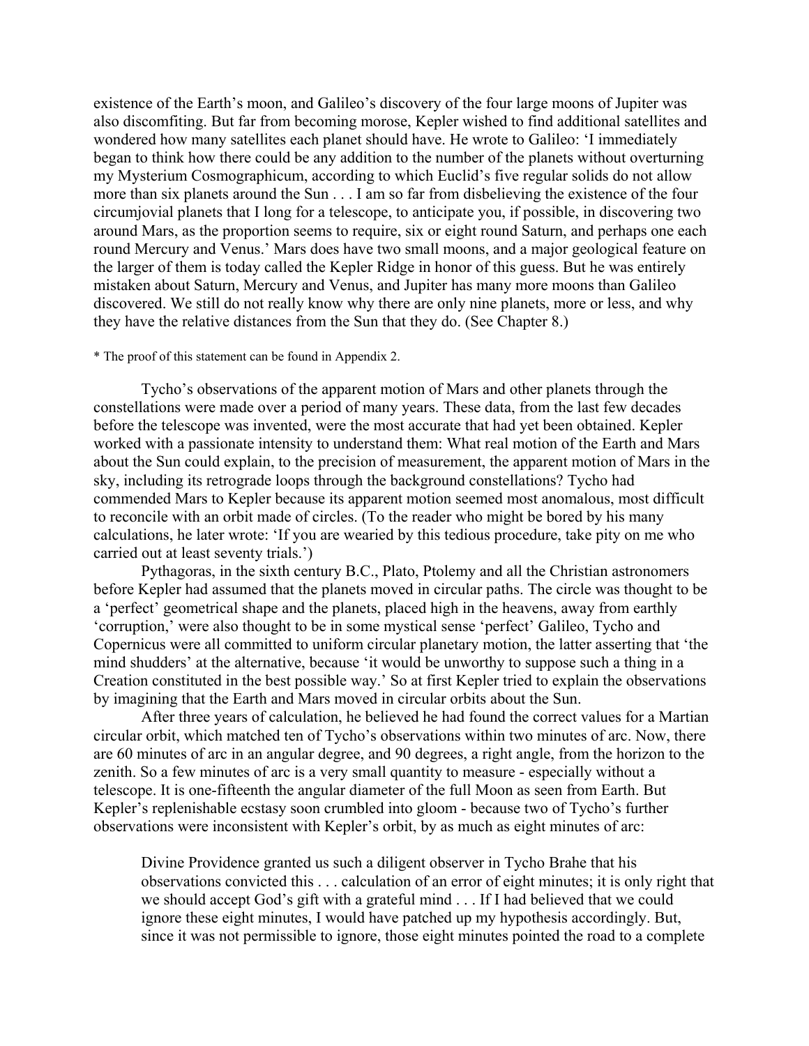existence of the Earth's moon, and Galileo's discovery of the four large moons of Jupiter was also discomfiting. But far from becoming morose, Kepler wished to find additional satellites and wondered how many satellites each planet should have. He wrote to Galileo: 'I immediately began to think how there could be any addition to the number of the planets without overturning my Mysterium Cosmographicum, according to which Euclid's five regular solids do not allow more than six planets around the Sun . . . I am so far from disbelieving the existence of the four circumjovial planets that I long for a telescope, to anticipate you, if possible, in discovering two around Mars, as the proportion seems to require, six or eight round Saturn, and perhaps one each round Mercury and Venus.' Mars does have two small moons, and a major geological feature on the larger of them is today called the Kepler Ridge in honor of this guess. But he was entirely mistaken about Saturn, Mercury and Venus, and Jupiter has many more moons than Galileo discovered. We still do not really know why there are only nine planets, more or less, and why they have the relative distances from the Sun that they do. (See Chapter 8.)

* The proof of this statement can be found in Appendix 2.

Tycho's observations of the apparent motion of Mars and other planets through the constellations were made over a period of many years. These data, from the last few decades before the telescope was invented, were the most accurate that had yet been obtained. Kepler worked with a passionate intensity to understand them: What real motion of the Earth and Mars about the Sun could explain, to the precision of measurement, the apparent motion of Mars in the sky, including its retrograde loops through the background constellations? Tycho had commended Mars to Kepler because its apparent motion seemed most anomalous, most difficult to reconcile with an orbit made of circles. (To the reader who might be bored by his many calculations, he later wrote: 'If you are wearied by this tedious procedure, take pity on me who carried out at least seventy trials.')

Pythagoras, in the sixth century B.C., Plato, Ptolemy and all the Christian astronomers before Kepler had assumed that the planets moved in circular paths. The circle was thought to be a 'perfect' geometrical shape and the planets, placed high in the heavens, away from earthly 'corruption,' were also thought to be in some mystical sense 'perfect' Galileo, Tycho and Copernicus were all committed to uniform circular planetary motion, the latter asserting that 'the mind shudders' at the alternative, because 'it would be unworthy to suppose such a thing in a Creation constituted in the best possible way.' So at first Kepler tried to explain the observations by imagining that the Earth and Mars moved in circular orbits about the Sun.

After three years of calculation, he believed he had found the correct values for a Martian circular orbit, which matched ten of Tycho's observations within two minutes of arc. Now, there are 60 minutes of arc in an angular degree, and 90 degrees, a right angle, from the horizon to the zenith. So a few minutes of arc is a very small quantity to measure - especially without a telescope. It is one-fifteenth the angular diameter of the full Moon as seen from Earth. But Kepler's replenishable ecstasy soon crumbled into gloom - because two of Tycho's further observations were inconsistent with Kepler's orbit, by as much as eight minutes of arc:

> Divine Providence granted us such a diligent observer in Tycho Brahe that his observations convicted this . . . calculation of an error of eight minutes; it is only right that we should accept God's gift with a grateful mind . . . If I had believed that we could ignore these eight minutes, I would have patched up my hypothesis accordingly. But, since it was not permissible to ignore, those eight minutes pointed the road to a complete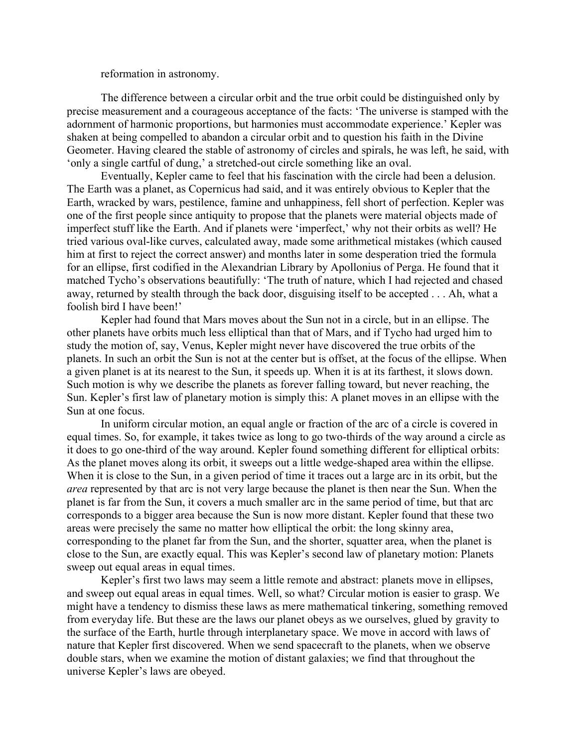reformation in astronomy.

The difference between a circular orbit and the true orbit could be distinguished only by precise measurement and a courageous acceptance of the facts: 'The universe is stamped with the adornment of harmonic proportions, but harmonies must accommodate experience.' Kepler was shaken at being compelled to abandon a circular orbit and to question his faith in the Divine Geometer. Having cleared the stable of astronomy of circles and spirals, he was left, he said, with 'only a single cartful of dung,' a stretched-out circle something like an oval.

Eventually, Kepler came to feel that his fascination with the circle had been a delusion. The Earth was a planet, as Copernicus had said, and it was entirely obvious to Kepler that the Earth, wracked by wars, pestilence, famine and unhappiness, fell short of perfection. Kepler was one of the first people since antiquity to propose that the planets were material objects made of imperfect stuff like the Earth. And if planets were 'imperfect,' why not their orbits as well? He tried various oval-like curves, calculated away, made some arithmetical mistakes (which caused him at first to reject the correct answer) and months later in some desperation tried the formula for an ellipse, first codified in the Alexandrian Library by Apollonius of Perga. He found that it matched Tycho's observations beautifully: 'The truth of nature, which I had rejected and chased away, returned by stealth through the back door, disguising itself to be accepted . . . Ah, what a foolish bird I have been!'

Kepler had found that Mars moves about the Sun not in a circle, but in an ellipse. The other planets have orbits much less elliptical than that of Mars, and if Tycho had urged him to study the motion of, say, Venus, Kepler might never have discovered the true orbits of the planets. In such an orbit the Sun is not at the center but is offset, at the focus of the ellipse. When a given planet is at its nearest to the Sun, it speeds up. When it is at its farthest, it slows down. Such motion is why we describe the planets as forever falling toward, but never reaching, the Sun. Kepler's first law of planetary motion is simply this: A planet moves in an ellipse with the Sun at one focus.

In uniform circular motion, an equal angle or fraction of the arc of a circle is covered in equal times. So, for example, it takes twice as long to go two-thirds of the way around a circle as it does to go one-third of the way around. Kepler found something different for elliptical orbits: As the planet moves along its orbit, it sweeps out a little wedge-shaped area within the ellipse. When it is close to the Sun, in a given period of time it traces out a large arc in its orbit, but the *area* represented by that arc is not very large because the planet is then near the Sun. When the planet is far from the Sun, it covers a much smaller arc in the same period of time, but that arc corresponds to a bigger area because the Sun is now more distant. Kepler found that these two areas were precisely the same no matter how elliptical the orbit: the long skinny area, corresponding to the planet far from the Sun, and the shorter, squatter area, when the planet is close to the Sun, are exactly equal. This was Kepler's second law of planetary motion: Planets sweep out equal areas in equal times.

Kepler's first two laws may seem a little remote and abstract: planets move in ellipses, and sweep out equal areas in equal times. Well, so what? Circular motion is easier to grasp. We might have a tendency to dismiss these laws as mere mathematical tinkering, something removed from everyday life. But these are the laws our planet obeys as we ourselves, glued by gravity to the surface of the Earth, hurtle through interplanetary space. We move in accord with laws of nature that Kepler first discovered. When we send spacecraft to the planets, when we observe double stars, when we examine the motion of distant galaxies; we find that throughout the universe Kepler's laws are obeyed.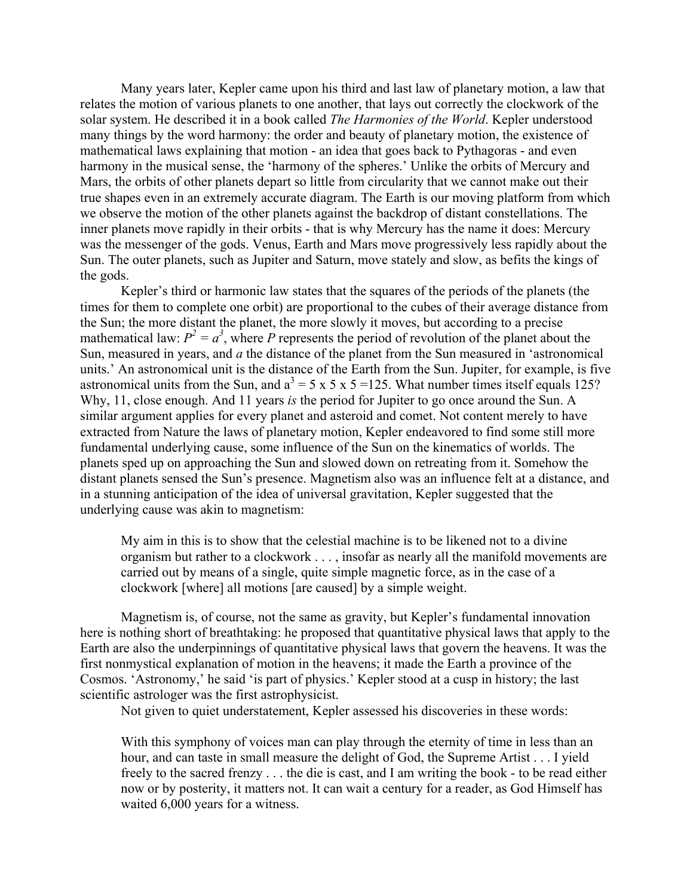Many years later, Kepler came upon his third and last law of planetary motion, a law that relates the motion of various planets to one another, that lays out correctly the clockwork of the solar system. He described it in a book called *The Harmonies of the World*. Kepler understood many things by the word harmony: the order and beauty of planetary motion, the existence of mathematical laws explaining that motion - an idea that goes back to Pythagoras - and even harmony in the musical sense, the 'harmony of the spheres.' Unlike the orbits of Mercury and Mars, the orbits of other planets depart so little from circularity that we cannot make out their true shapes even in an extremely accurate diagram. The Earth is our moving platform from which we observe the motion of the other planets against the backdrop of distant constellations. The inner planets move rapidly in their orbits - that is why Mercury has the name it does: Mercury was the messenger of the gods. Venus, Earth and Mars move progressively less rapidly about the Sun. The outer planets, such as Jupiter and Saturn, move stately and slow, as befits the kings of the gods.

Kepler's third or harmonic law states that the squares of the periods of the planets (the times for them to complete one orbit) are proportional to the cubes of their average distance from the Sun; the more distant the planet, the more slowly it moves, but according to a precise mathematical law: $P^2 = a^3$, where $P$ represents the period of revolution of the planet about the Sun, measured in years, and $a$ the distance of the planet from the Sun measured in 'astronomical units.' An astronomical unit is the distance of the Earth from the Sun. Jupiter, for example, is five astronomical units from the Sun, and $a^3 = 5 \times 5 \times 5 = 125$. What number times itself equals 125? Why, 11, close enough. And 11 years *is* the period for Jupiter to go once around the Sun. A similar argument applies for every planet and asteroid and comet. Not content merely to have extracted from Nature the laws of planetary motion, Kepler endeavored to find some still more fundamental underlying cause, some influence of the Sun on the kinematics of worlds. The planets sped up on approaching the Sun and slowed down on retreating from it. Somehow the distant planets sensed the Sun's presence. Magnetism also was an influence felt at a distance, and in a stunning anticipation of the idea of universal gravitation, Kepler suggested that the underlying cause was akin to magnetism:

> My aim in this is to show that the celestial machine is to be likened not to a divine organism but rather to a clockwork . . . , insofar as nearly all the manifold movements are carried out by means of a single, quite simple magnetic force, as in the case of a clockwork [where] all motions [are caused] by a simple weight.

Magnetism is, of course, not the same as gravity, but Kepler's fundamental innovation here is nothing short of breathtaking: he proposed that quantitative physical laws that apply to the Earth are also the underpinnings of quantitative physical laws that govern the heavens. It was the first nonmystical explanation of motion in the heavens; it made the Earth a province of the Cosmos. 'Astronomy,' he said 'is part of physics.' Kepler stood at a cusp in history; the last scientific astrologer was the first astrophysicist.

Not given to quiet understatement, Kepler assessed his discoveries in these words:

> With this symphony of voices man can play through the eternity of time in less than an hour, and can taste in small measure the delight of God, the Supreme Artist . . . I yield freely to the sacred frenzy . . . the die is cast, and I am writing the book - to be read either now or by posterity, it matters not. It can wait a century for a reader, as God Himself has waited 6,000 years for a witness.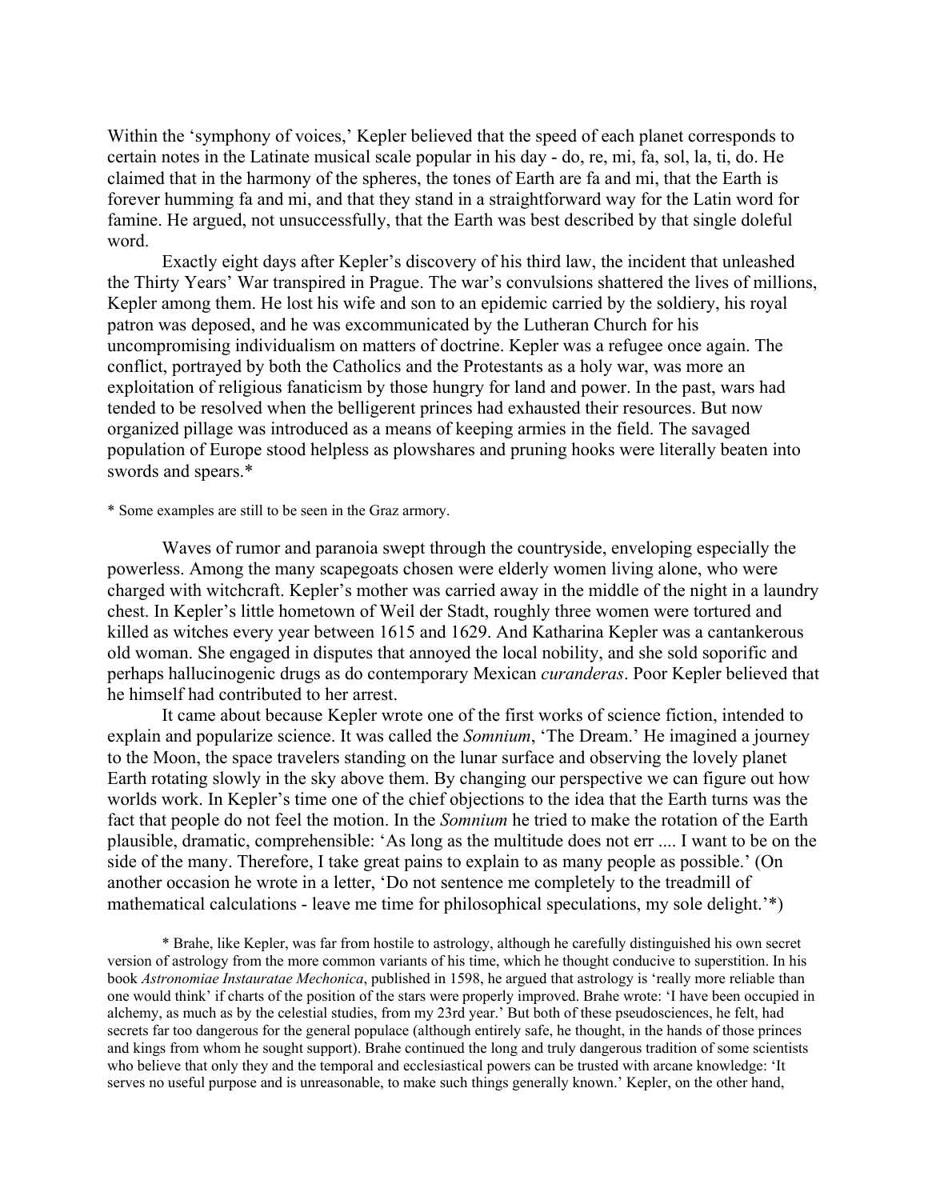Within the 'symphony of voices,' Kepler believed that the speed of each planet corresponds to certain notes in the Latinate musical scale popular in his day - do, re, mi, fa, sol, la, ti, do. He claimed that in the harmony of the spheres, the tones of Earth are fa and mi, that the Earth is forever humming fa and mi, and that they stand in a straightforward way for the Latin word for famine. He argued, not unsuccessfully, that the Earth was best described by that single doleful word.

Exactly eight days after Kepler's discovery of his third law, the incident that unleashed the Thirty Years' War transpired in Prague. The war's convulsions shattered the lives of millions, Kepler among them. He lost his wife and son to an epidemic carried by the soldiery, his royal patron was deposed, and he was excommunicated by the Lutheran Church for his uncompromising individualism on matters of doctrine. Kepler was a refugee once again. The conflict, portrayed by both the Catholics and the Protestants as a holy war, was more an exploitation of religious fanaticism by those hungry for land and power. In the past, wars had tended to be resolved when the belligerent princes had exhausted their resources. But now organized pillage was introduced as a means of keeping armies in the field. The savaged population of Europe stood helpless as plowshares and pruning hooks were literally beaten into swords and spears.*

* Some examples are still to be seen in the Graz armory.

Waves of rumor and paranoia swept through the countryside, enveloping especially the powerless. Among the many scapegoats chosen were elderly women living alone, who were charged with witchcraft. Kepler's mother was carried away in the middle of the night in a laundry chest. In Kepler's little hometown of Weil der Stadt, roughly three women were tortured and killed as witches every year between 1615 and 1629. And Katharina Kepler was a cantankerous old woman. She engaged in disputes that annoyed the local nobility, and she sold soporific and perhaps hallucinogenic drugs as do contemporary Mexican *curanderas*. Poor Kepler believed that he himself had contributed to her arrest.

It came about because Kepler wrote one of the first works of science fiction, intended to explain and popularize science. It was called the *Somnium*, 'The Dream.' He imagined a journey to the Moon, the space travelers standing on the lunar surface and observing the lovely planet Earth rotating slowly in the sky above them. By changing our perspective we can figure out how worlds work. In Kepler's time one of the chief objections to the idea that the Earth turns was the fact that people do not feel the motion. In the *Somnium* he tried to make the rotation of the Earth plausible, dramatic, comprehensible: 'As long as the multitude does not err .... I want to be on the side of the many. Therefore, I take great pains to explain to as many people as possible.' (On another occasion he wrote in a letter, 'Do not sentence me completely to the treadmill of mathematical calculations - leave me time for philosophical speculations, my sole delight.'*)

* Brahe, like Kepler, was far from hostile to astrology, although he carefully distinguished his own secret version of astrology from the more common variants of his time, which he thought conducive to superstition. In his book *Astronomiae Instauratae Mechonica*, published in 1598, he argued that astrology is 'really more reliable than one would think' if charts of the position of the stars were properly improved. Brahe wrote: 'I have been occupied in alchemy, as much as by the celestial studies, from my 23rd year.' But both of these pseudosciences, he felt, had secrets far too dangerous for the general populace (although entirely safe, he thought, in the hands of those princes and kings from whom he sought support). Brahe continued the long and truly dangerous tradition of some scientists who believe that only they and the temporal and ecclesiastical powers can be trusted with arcane knowledge: 'It serves no useful purpose and is unreasonable, to make such things generally known.' Kepler, on the other hand,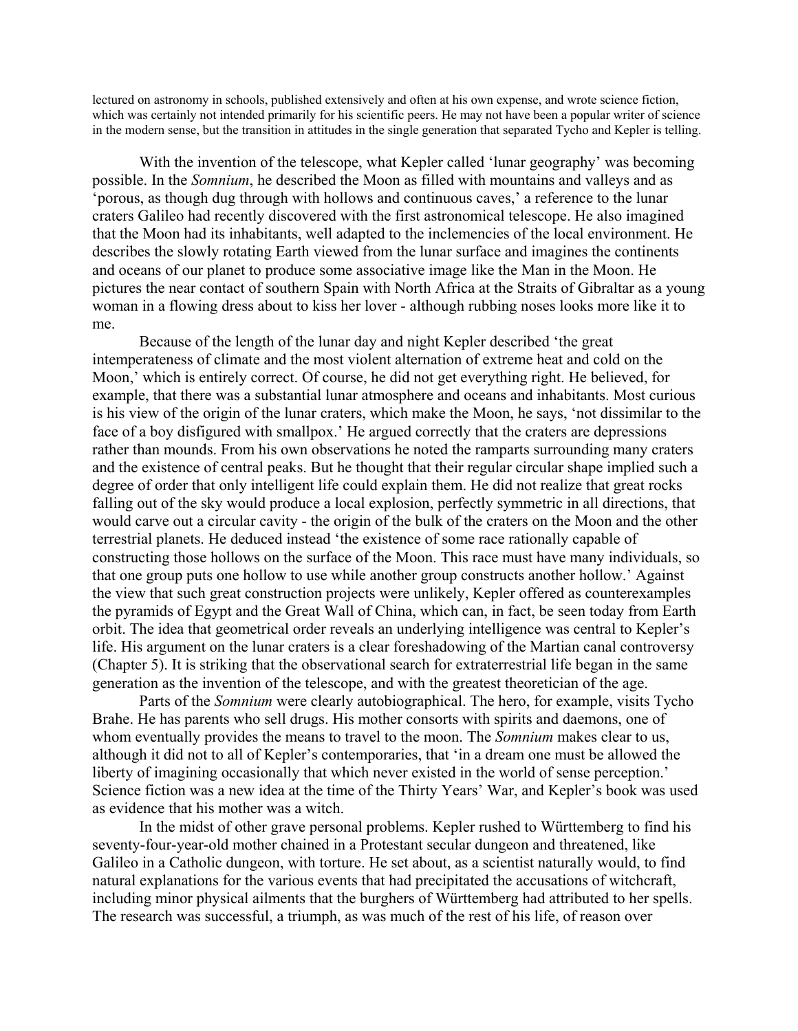lectured on astronomy in schools, published extensively and often at his own expense, and wrote science fiction, which was certainly not intended primarily for his scientific peers. He may not have been a popular writer of science in the modern sense, but the transition in attitudes in the single generation that separated Tycho and Kepler is telling.

With the invention of the telescope, what Kepler called 'lunar geography' was becoming possible. In the *Somnium*, he described the Moon as filled with mountains and valleys and as 'porous, as though dug through with hollows and continuous caves,' a reference to the lunar craters Galileo had recently discovered with the first astronomical telescope. He also imagined that the Moon had its inhabitants, well adapted to the inclemencies of the local environment. He describes the slowly rotating Earth viewed from the lunar surface and imagines the continents and oceans of our planet to produce some associative image like the Man in the Moon. He pictures the near contact of southern Spain with North Africa at the Straits of Gibraltar as a young woman in a flowing dress about to kiss her lover - although rubbing noses looks more like it to me.

Because of the length of the lunar day and night Kepler described 'the great intemperateness of climate and the most violent alternation of extreme heat and cold on the Moon,' which is entirely correct. Of course, he did not get everything right. He believed, for example, that there was a substantial lunar atmosphere and oceans and inhabitants. Most curious is his view of the origin of the lunar craters, which make the Moon, he says, 'not dissimilar to the face of a boy disfigured with smallpox.' He argued correctly that the craters are depressions rather than mounds. From his own observations he noted the ramparts surrounding many craters and the existence of central peaks. But he thought that their regular circular shape implied such a degree of order that only intelligent life could explain them. He did not realize that great rocks falling out of the sky would produce a local explosion, perfectly symmetric in all directions, that would carve out a circular cavity - the origin of the bulk of the craters on the Moon and the other terrestrial planets. He deduced instead 'the existence of some race rationally capable of constructing those hollows on the surface of the Moon. This race must have many individuals, so that one group puts one hollow to use while another group constructs another hollow.' Against the view that such great construction projects were unlikely, Kepler offered as counterexamples the pyramids of Egypt and the Great Wall of China, which can, in fact, be seen today from Earth orbit. The idea that geometrical order reveals an underlying intelligence was central to Kepler's life. His argument on the lunar craters is a clear foreshadowing of the Martian canal controversy (Chapter 5). It is striking that the observational search for extraterrestrial life began in the same generation as the invention of the telescope, and with the greatest theoretician of the age.

Parts of the *Somnium* were clearly autobiographical. The hero, for example, visits Tycho Brahe. He has parents who sell drugs. His mother consorts with spirits and daemons, one of whom eventually provides the means to travel to the moon. The *Somnium* makes clear to us, although it did not to all of Kepler's contemporaries, that 'in a dream one must be allowed the liberty of imagining occasionally that which never existed in the world of sense perception.' Science fiction was a new idea at the time of the Thirty Years' War, and Kepler's book was used as evidence that his mother was a witch.

In the midst of other grave personal problems. Kepler rushed to Württemberg to find his seventy-four-year-old mother chained in a Protestant secular dungeon and threatened, like Galileo in a Catholic dungeon, with torture. He set about, as a scientist naturally would, to find natural explanations for the various events that had precipitated the accusations of witchcraft, including minor physical ailments that the burghers of Württemberg had attributed to her spells. The research was successful, a triumph, as was much of the rest of his life, of reason over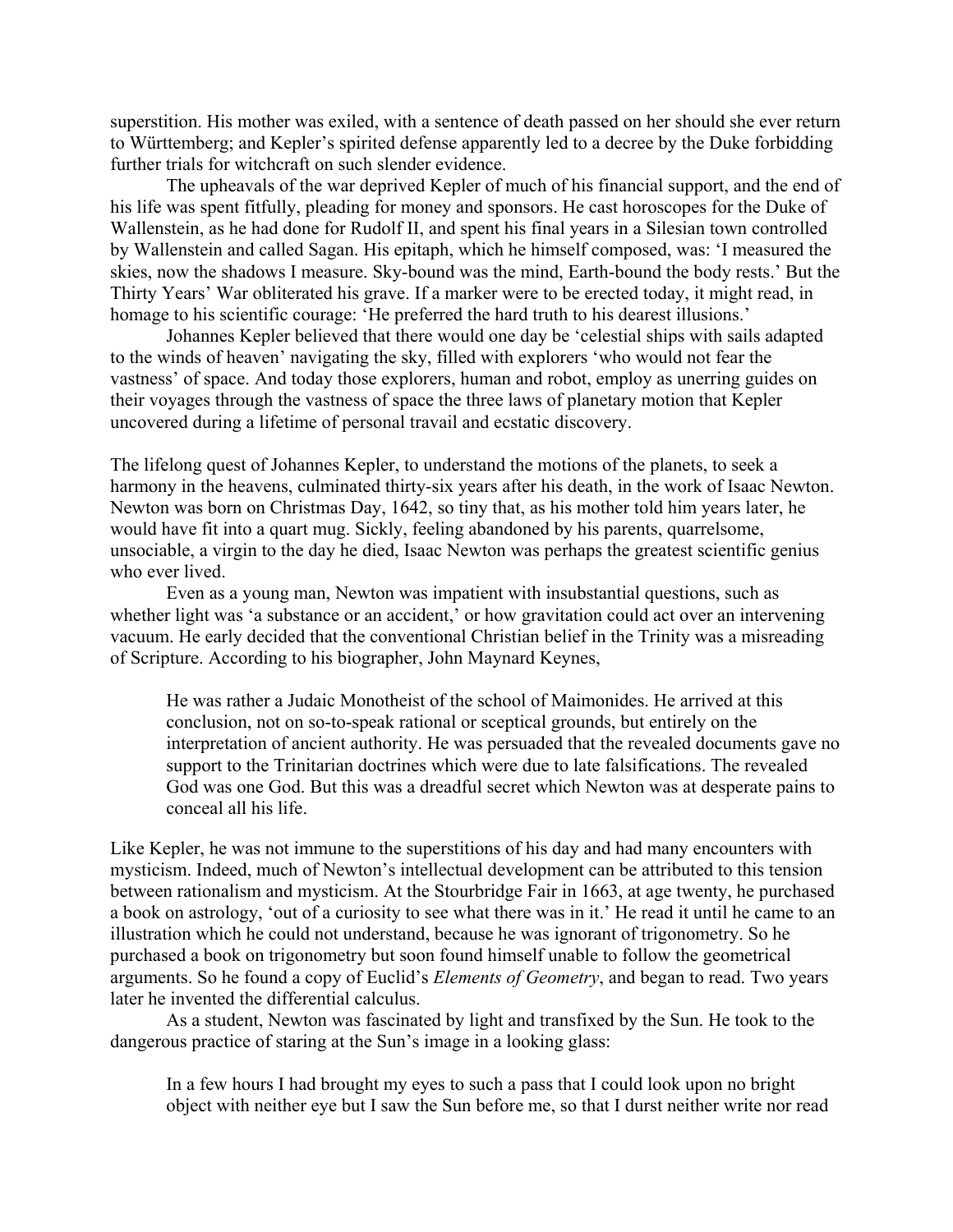superstition. His mother was exiled, with a sentence of death passed on her should she ever return to Württemberg; and Kepler's spirited defense apparently led to a decree by the Duke forbidding further trials for witchcraft on such slender evidence.

The upheavals of the war deprived Kepler of much of his financial support, and the end of his life was spent fitfully, pleading for money and sponsors. He cast horoscopes for the Duke of Wallenstein, as he had done for Rudolf II, and spent his final years in a Silesian town controlled by Wallenstein and called Sagan. His epitaph, which he himself composed, was: 'I measured the skies, now the shadows I measure. Sky-bound was the mind, Earth-bound the body rests.' But the Thirty Years' War obliterated his grave. If a marker were to be erected today, it might read, in homage to his scientific courage: 'He preferred the hard truth to his dearest illusions.'

Johannes Kepler believed that there would one day be 'celestial ships with sails adapted to the winds of heaven' navigating the sky, filled with explorers 'who would not fear the vastness' of space. And today those explorers, human and robot, employ as unerring guides on their voyages through the vastness of space the three laws of planetary motion that Kepler uncovered during a lifetime of personal travail and ecstatic discovery.

The lifelong quest of Johannes Kepler, to understand the motions of the planets, to seek a harmony in the heavens, culminated thirty-six years after his death, in the work of Isaac Newton. Newton was born on Christmas Day, 1642, so tiny that, as his mother told him years later, he would have fit into a quart mug. Sickly, feeling abandoned by his parents, quarrelsome, unsociable, a virgin to the day he died, Isaac Newton was perhaps the greatest scientific genius who ever lived.

Even as a young man, Newton was impatient with insubstantial questions, such as whether light was 'a substance or an accident,' or how gravitation could act over an intervening vacuum. He early decided that the conventional Christian belief in the Trinity was a misreading of Scripture. According to his biographer, John Maynard Keynes,

> He was rather a Judaic Monotheist of the school of Maimonides. He arrived at this conclusion, not on so-to-speak rational or sceptical grounds, but entirely on the interpretation of ancient authority. He was persuaded that the revealed documents gave no support to the Trinitarian doctrines which were due to late falsifications. The revealed God was one God. But this was a dreadful secret which Newton was at desperate pains to conceal all his life.

Like Kepler, he was not immune to the superstitions of his day and had many encounters with mysticism. Indeed, much of Newton's intellectual development can be attributed to this tension between rationalism and mysticism. At the Stourbridge Fair in 1663, at age twenty, he purchased a book on astrology, 'out of a curiosity to see what there was in it.' He read it until he came to an illustration which he could not understand, because he was ignorant of trigonometry. So he purchased a book on trigonometry but soon found himself unable to follow the geometrical arguments. So he found a copy of Euclid's *Elements of Geometry*, and began to read. Two years later he invented the differential calculus.

As a student, Newton was fascinated by light and transfixed by the Sun. He took to the dangerous practice of staring at the Sun's image in a looking glass:

> In a few hours I had brought my eyes to such a pass that I could look upon no bright object with neither eye but I saw the Sun before me, so that I durst neither write nor read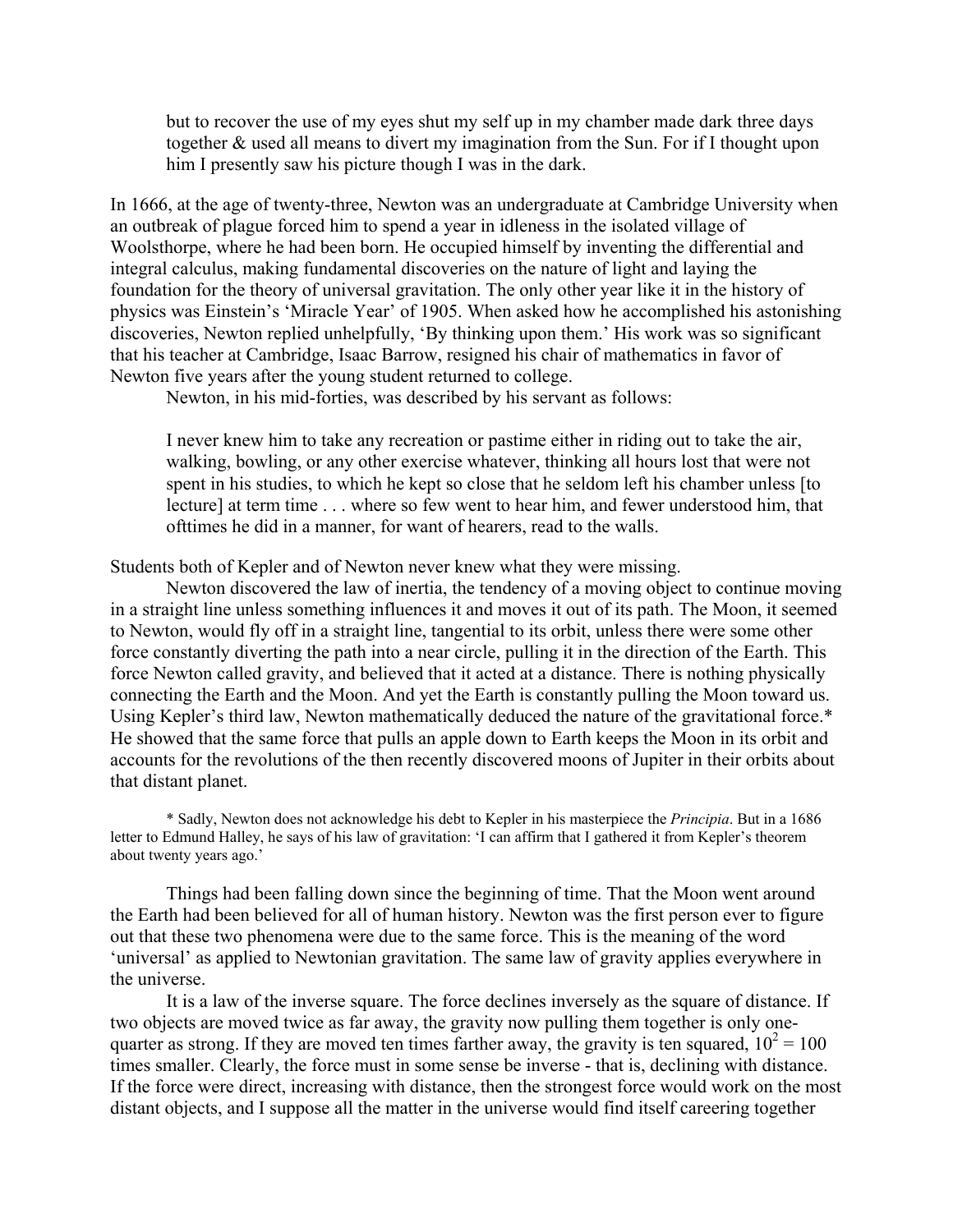> but to recover the use of my eyes shut my self up in my chamber made dark three days together & used all means to divert my imagination from the Sun. For if I thought upon him I presently saw his picture though I was in the dark.

In 1666, at the age of twenty-three, Newton was an undergraduate at Cambridge University when an outbreak of plague forced him to spend a year in idleness in the isolated village of Woolsthorpe, where he had been born. He occupied himself by inventing the differential and integral calculus, making fundamental discoveries on the nature of light and laying the foundation for the theory of universal gravitation. The only other year like it in the history of physics was Einstein's 'Miracle Year' of 1905. When asked how he accomplished his astonishing discoveries, Newton replied unhelpfully, 'By thinking upon them.' His work was so significant that his teacher at Cambridge, Isaac Barrow, resigned his chair of mathematics in favor of Newton five years after the young student returned to college.

Newton, in his mid-forties, was described by his servant as follows:

> I never knew him to take any recreation or pastime either in riding out to take the air, walking, bowling, or any other exercise whatever, thinking all hours lost that were not spent in his studies, to which he kept so close that he seldom left his chamber unless [to lecture] at term time . . . where so few went to hear him, and fewer understood him, that ofttimes he did in a manner, for want of hearers, read to the walls.

Students both of Kepler and of Newton never knew what they were missing.

Newton discovered the law of inertia, the tendency of a moving object to continue moving in a straight line unless something influences it and moves it out of its path. The Moon, it seemed to Newton, would fly off in a straight line, tangential to its orbit, unless there were some other force constantly diverting the path into a near circle, pulling it in the direction of the Earth. This force Newton called gravity, and believed that it acted at a distance. There is nothing physically connecting the Earth and the Moon. And yet the Earth is constantly pulling the Moon toward us. Using Kepler's third law, Newton mathematically deduced the nature of the gravitational force.* He showed that the same force that pulls an apple down to Earth keeps the Moon in its orbit and accounts for the revolutions of the then recently discovered moons of Jupiter in their orbits about that distant planet.

\* Sadly, Newton does not acknowledge his debt to Kepler in his masterpiece the *Principia*. But in a 1686 letter to Edmund Halley, he says of his law of gravitation: 'I can affirm that I gathered it from Kepler's theorem about twenty years ago.'

Things had been falling down since the beginning of time. That the Moon went around the Earth had been believed for all of human history. Newton was the first person ever to figure out that these two phenomena were due to the same force. This is the meaning of the word 'universal' as applied to Newtonian gravitation. The same law of gravity applies everywhere in the universe.

It is a law of the inverse square. The force declines inversely as the square of distance. If two objects are moved twice as far away, the gravity now pulling them together is only one-quarter as strong. If they are moved ten times farther away, the gravity is ten squared, $10^2 = 100$ times smaller. Clearly, the force must in some sense be inverse - that is, declining with distance. If the force were direct, increasing with distance, then the strongest force would work on the most distant objects, and I suppose all the matter in the universe would find itself careering together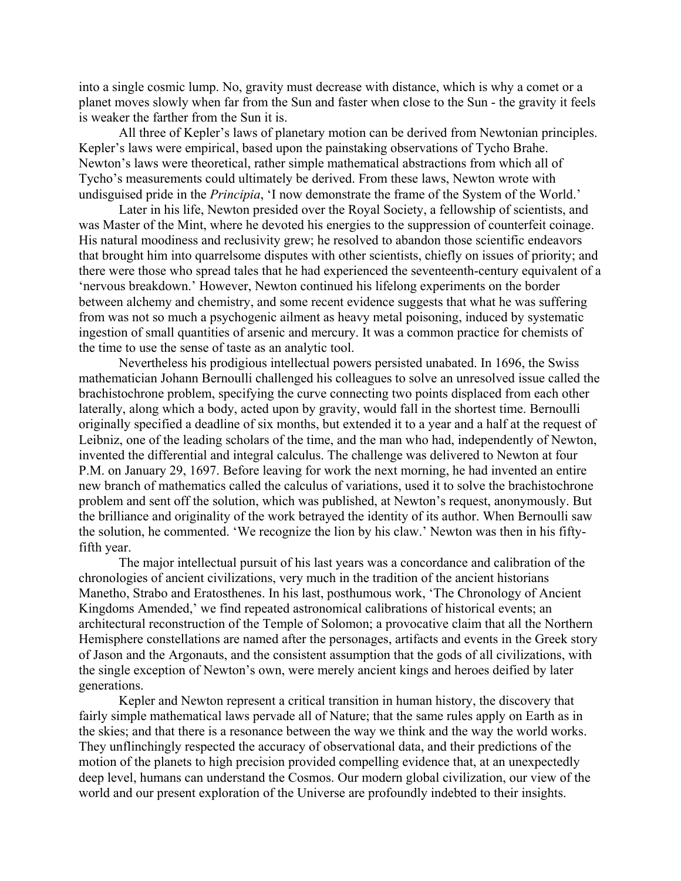into a single cosmic lump. No, gravity must decrease with distance, which is why a comet or a planet moves slowly when far from the Sun and faster when close to the Sun - the gravity it feels is weaker the farther from the Sun it is.

All three of Kepler's laws of planetary motion can be derived from Newtonian principles. Kepler's laws were empirical, based upon the painstaking observations of Tycho Brahe. Newton's laws were theoretical, rather simple mathematical abstractions from which all of Tycho's measurements could ultimately be derived. From these laws, Newton wrote with undisguised pride in the *Principia*, 'I now demonstrate the frame of the System of the World.'

Later in his life, Newton presided over the Royal Society, a fellowship of scientists, and was Master of the Mint, where he devoted his energies to the suppression of counterfeit coinage. His natural moodiness and reclusivity grew; he resolved to abandon those scientific endeavors that brought him into quarrelsome disputes with other scientists, chiefly on issues of priority; and there were those who spread tales that he had experienced the seventeenth-century equivalent of a 'nervous breakdown.' However, Newton continued his lifelong experiments on the border between alchemy and chemistry, and some recent evidence suggests that what he was suffering from was not so much a psychogenic ailment as heavy metal poisoning, induced by systematic ingestion of small quantities of arsenic and mercury. It was a common practice for chemists of the time to use the sense of taste as an analytic tool.

Nevertheless his prodigious intellectual powers persisted unabated. In 1696, the Swiss mathematician Johann Bernoulli challenged his colleagues to solve an unresolved issue called the brachistochrone problem, specifying the curve connecting two points displaced from each other laterally, along which a body, acted upon by gravity, would fall in the shortest time. Bernoulli originally specified a deadline of six months, but extended it to a year and a half at the request of Leibniz, one of the leading scholars of the time, and the man who had, independently of Newton, invented the differential and integral calculus. The challenge was delivered to Newton at four P.M. on January 29, 1697. Before leaving for work the next morning, he had invented an entire new branch of mathematics called the calculus of variations, used it to solve the brachistochrone problem and sent off the solution, which was published, at Newton's request, anonymously. But the brilliance and originality of the work betrayed the identity of its author. When Bernoulli saw the solution, he commented. 'We recognize the lion by his claw.' Newton was then in his fifty-fifth year.

The major intellectual pursuit of his last years was a concordance and calibration of the chronologies of ancient civilizations, very much in the tradition of the ancient historians Manetho, Strabo and Eratosthenes. In his last, posthumous work, 'The Chronology of Ancient Kingdoms Amended,' we find repeated astronomical calibrations of historical events; an architectural reconstruction of the Temple of Solomon; a provocative claim that all the Northern Hemisphere constellations are named after the personages, artifacts and events in the Greek story of Jason and the Argonauts, and the consistent assumption that the gods of all civilizations, with the single exception of Newton's own, were merely ancient kings and heroes deified by later generations.

Kepler and Newton represent a critical transition in human history, the discovery that fairly simple mathematical laws pervade all of Nature; that the same rules apply on Earth as in the skies; and that there is a resonance between the way we think and the way the world works. They unflinchingly respected the accuracy of observational data, and their predictions of the motion of the planets to high precision provided compelling evidence that, at an unexpectedly deep level, humans can understand the Cosmos. Our modern global civilization, our view of the world and our present exploration of the Universe are profoundly indebted to their insights.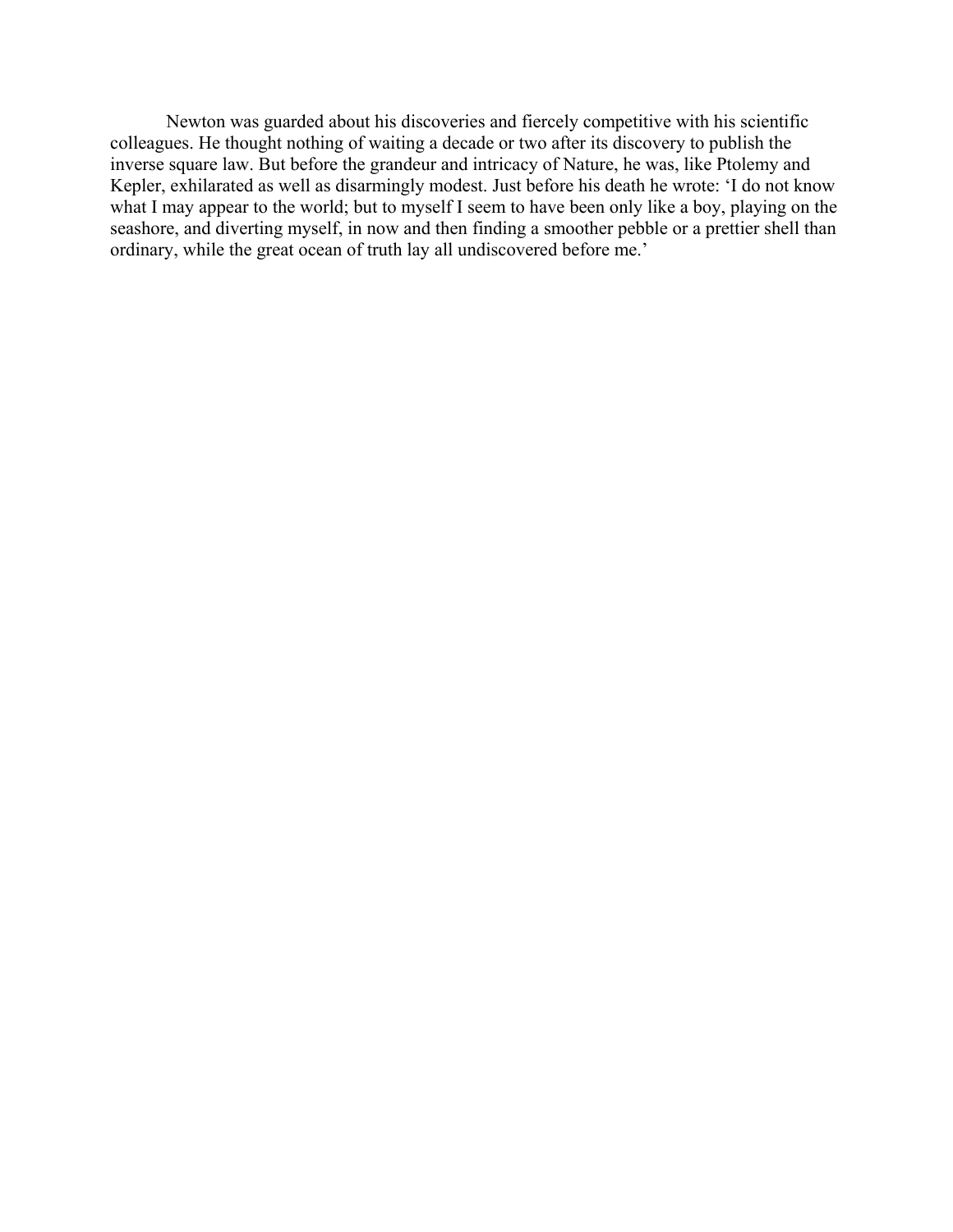Newton was guarded about his discoveries and fiercely competitive with his scientific colleagues. He thought nothing of waiting a decade or two after its discovery to publish the inverse square law. But before the grandeur and intricacy of Nature, he was, like Ptolemy and Kepler, exhilarated as well as disarmingly modest. Just before his death he wrote: 'I do not know what I may appear to the world; but to myself I seem to have been only like a boy, playing on the seashore, and diverting myself, in now and then finding a smoother pebble or a prettier shell than ordinary, while the great ocean of truth lay all undiscovered before me.'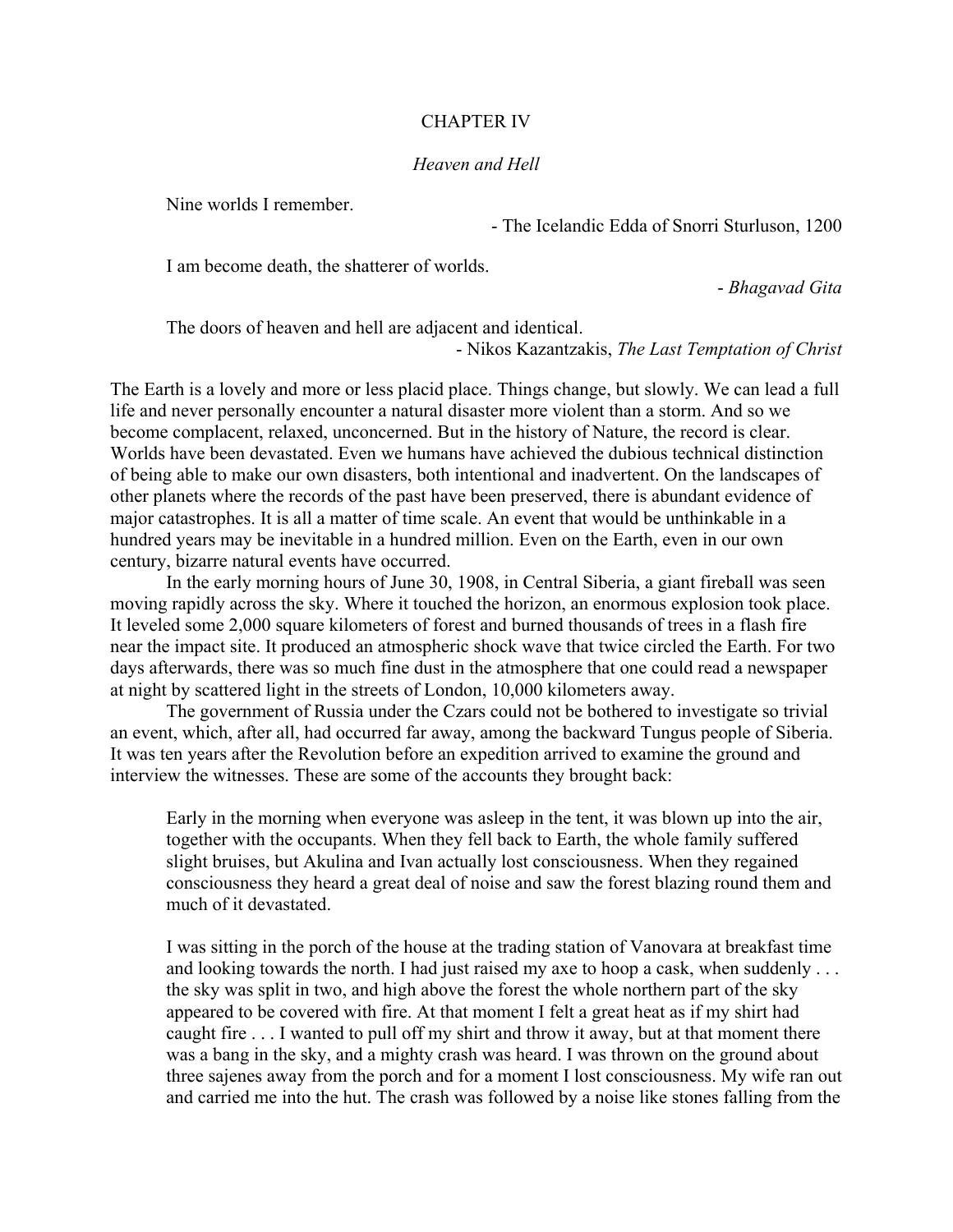# CHAPTER IV

## *Heaven and Hell*

Nine worlds I remember.

- The Icelandic Edda of Snorri Sturluson, 1200

I am become death, the shatterer of worlds.

- *Bhagavad Gita*

The doors of heaven and hell are adjacent and identical.

- Nikos Kazantzakis, *The Last Temptation of Christ*

The Earth is a lovely and more or less placid place. Things change, but slowly. We can lead a full life and never personally encounter a natural disaster more violent than a storm. And so we become complacent, relaxed, unconcerned. But in the history of Nature, the record is clear. Worlds have been devastated. Even we humans have achieved the dubious technical distinction of being able to make our own disasters, both intentional and inadvertent. On the landscapes of other planets where the records of the past have been preserved, there is abundant evidence of major catastrophes. It is all a matter of time scale. An event that would be unthinkable in a hundred years may be inevitable in a hundred million. Even on the Earth, even in our own century, bizarre natural events have occurred.

In the early morning hours of June 30, 1908, in Central Siberia, a giant fireball was seen moving rapidly across the sky. Where it touched the horizon, an enormous explosion took place. It leveled some 2,000 square kilometers of forest and burned thousands of trees in a flash fire near the impact site. It produced an atmospheric shock wave that twice circled the Earth. For two days afterwards, there was so much fine dust in the atmosphere that one could read a newspaper at night by scattered light in the streets of London, 10,000 kilometers away.

The government of Russia under the Czars could not be bothered to investigate so trivial an event, which, after all, had occurred far away, among the backward Tungus people of Siberia. It was ten years after the Revolution before an expedition arrived to examine the ground and interview the witnesses. These are some of the accounts they brought back:

> Early in the morning when everyone was asleep in the tent, it was blown up into the air, together with the occupants. When they fell back to Earth, the whole family suffered slight bruises, but Akulina and Ivan actually lost consciousness. When they regained consciousness they heard a great deal of noise and saw the forest blazing round them and much of it devastated.
>
> I was sitting in the porch of the house at the trading station of Vanovara at breakfast time and looking towards the north. I had just raised my axe to hoop a cask, when suddenly . . . the sky was split in two, and high above the forest the whole northern part of the sky appeared to be covered with fire. At that moment I felt a great heat as if my shirt had caught fire . . . I wanted to pull off my shirt and throw it away, but at that moment there was a bang in the sky, and a mighty crash was heard. I was thrown on the ground about three sajenes away from the porch and for a moment I lost consciousness. My wife ran out and carried me into the hut. The crash was followed by a noise like stones falling from the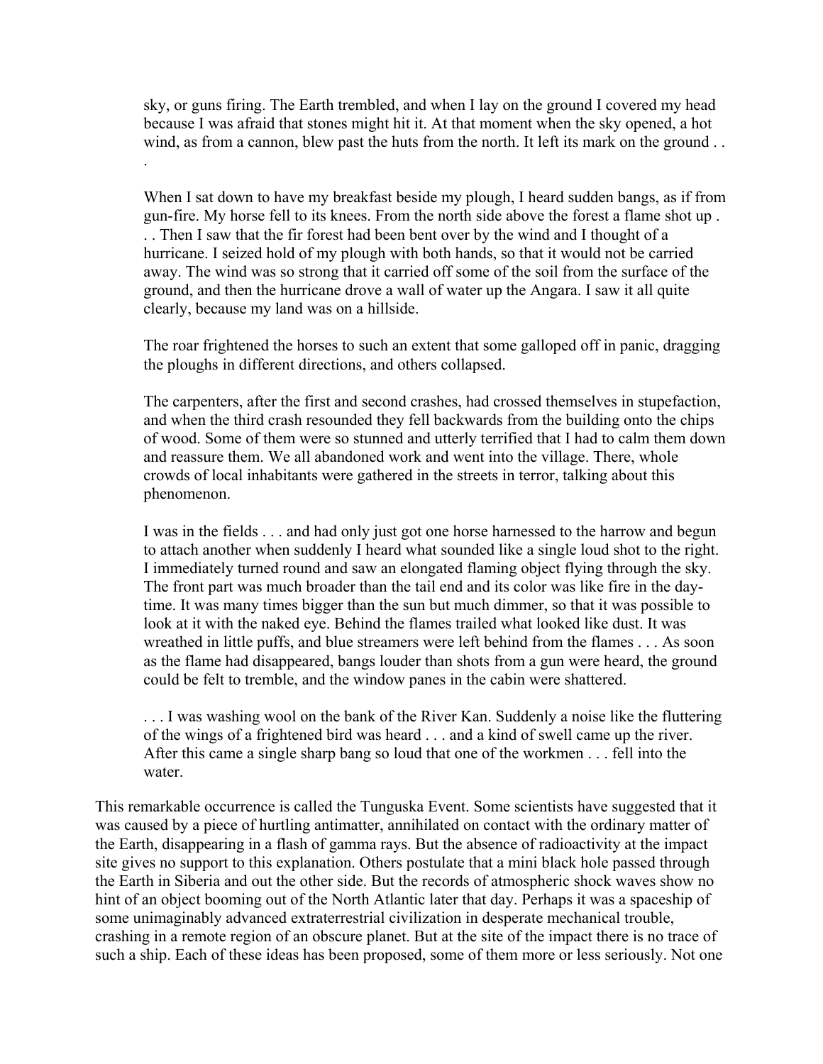> sky, or guns firing. The Earth trembled, and when I lay on the ground I covered my head because I was afraid that stones might hit it. At that moment when the sky opened, a hot wind, as from a cannon, blew past the huts from the north. It left its mark on the ground . . .
>
> When I sat down to have my breakfast beside my plough, I heard sudden bangs, as if from gun-fire. My horse fell to its knees. From the north side above the forest a flame shot up . . . Then I saw that the fir forest had been bent over by the wind and I thought of a hurricane. I seized hold of my plough with both hands, so that it would not be carried away. The wind was so strong that it carried off some of the soil from the surface of the ground, and then the hurricane drove a wall of water up the Angara. I saw it all quite clearly, because my land was on a hillside.
>
> The roar frightened the horses to such an extent that some galloped off in panic, dragging the ploughs in different directions, and others collapsed.
>
> The carpenters, after the first and second crashes, had crossed themselves in stupefaction, and when the third crash resounded they fell backwards from the building onto the chips of wood. Some of them were so stunned and utterly terrified that I had to calm them down and reassure them. We all abandoned work and went into the village. There, whole crowds of local inhabitants were gathered in the streets in terror, talking about this phenomenon.
>
> I was in the fields . . . and had only just got one horse harnessed to the harrow and begun to attach another when suddenly I heard what sounded like a single loud shot to the right. I immediately turned round and saw an elongated flaming object flying through the sky. The front part was much broader than the tail end and its color was like fire in the day-time. It was many times bigger than the sun but much dimmer, so that it was possible to look at it with the naked eye. Behind the flames trailed what looked like dust. It was wreathed in little puffs, and blue streamers were left behind from the flames . . . As soon as the flame had disappeared, bangs louder than shots from a gun were heard, the ground could be felt to tremble, and the window panes in the cabin were shattered.
>
> . . . I was washing wool on the bank of the River Kan. Suddenly a noise like the fluttering of the wings of a frightened bird was heard . . . and a kind of swell came up the river. After this came a single sharp bang so loud that one of the workmen . . . fell into the water.

This remarkable occurrence is called the Tunguska Event. Some scientists have suggested that it was caused by a piece of hurtling antimatter, annihilated on contact with the ordinary matter of the Earth, disappearing in a flash of gamma rays. But the absence of radioactivity at the impact site gives no support to this explanation. Others postulate that a mini black hole passed through the Earth in Siberia and out the other side. But the records of atmospheric shock waves show no hint of an object booming out of the North Atlantic later that day. Perhaps it was a spaceship of some unimaginably advanced extraterrestrial civilization in desperate mechanical trouble, crashing in a remote region of an obscure planet. But at the site of the impact there is no trace of such a ship. Each of these ideas has been proposed, some of them more or less seriously. Not one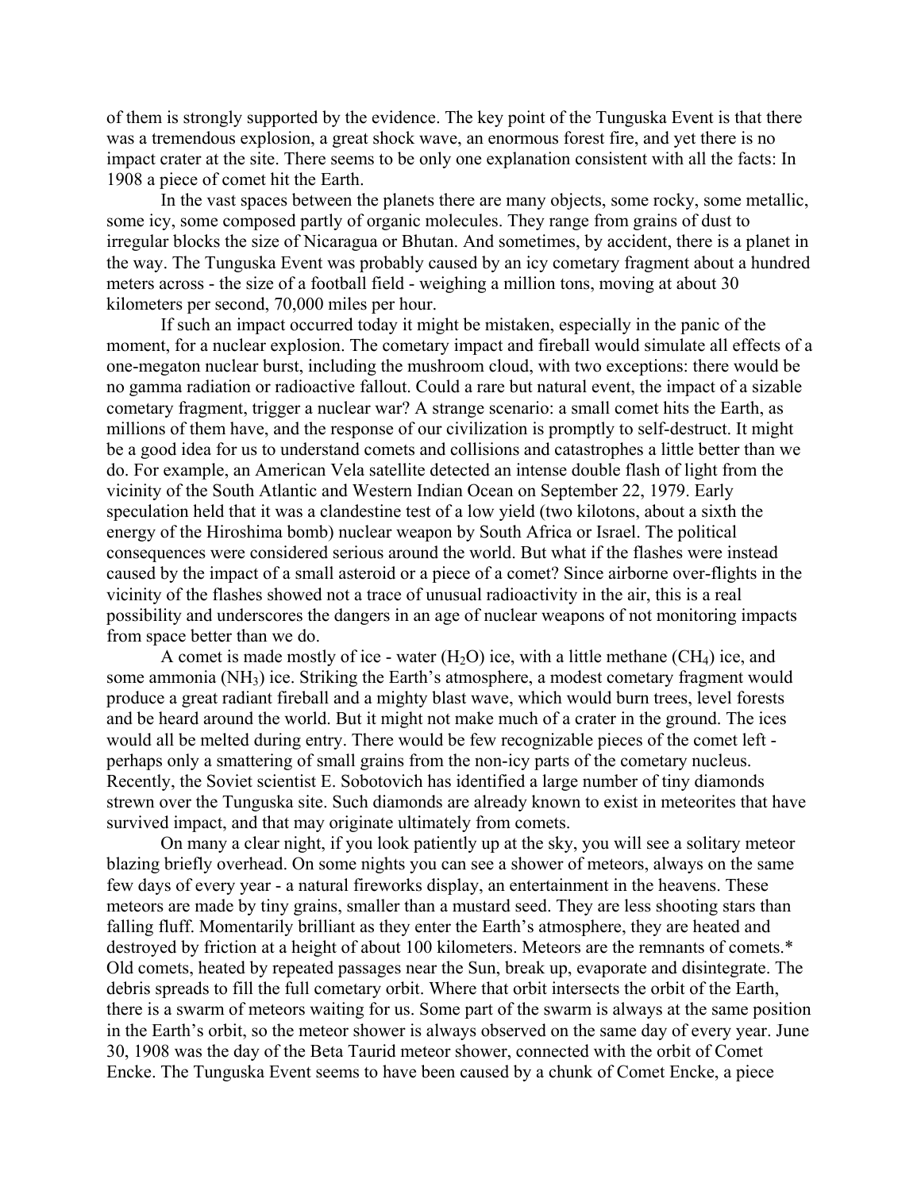of them is strongly supported by the evidence. The key point of the Tunguska Event is that there was a tremendous explosion, a great shock wave, an enormous forest fire, and yet there is no impact crater at the site. There seems to be only one explanation consistent with all the facts: In 1908 a piece of comet hit the Earth.

In the vast spaces between the planets there are many objects, some rocky, some metallic, some icy, some composed partly of organic molecules. They range from grains of dust to irregular blocks the size of Nicaragua or Bhutan. And sometimes, by accident, there is a planet in the way. The Tunguska Event was probably caused by an icy cometary fragment about a hundred meters across - the size of a football field - weighing a million tons, moving at about 30 kilometers per second, 70,000 miles per hour.

If such an impact occurred today it might be mistaken, especially in the panic of the moment, for a nuclear explosion. The cometary impact and fireball would simulate all effects of a one-megaton nuclear burst, including the mushroom cloud, with two exceptions: there would be no gamma radiation or radioactive fallout. Could a rare but natural event, the impact of a sizable cometary fragment, trigger a nuclear war? A strange scenario: a small comet hits the Earth, as millions of them have, and the response of our civilization is promptly to self-destruct. It might be a good idea for us to understand comets and collisions and catastrophes a little better than we do. For example, an American Vela satellite detected an intense double flash of light from the vicinity of the South Atlantic and Western Indian Ocean on September 22, 1979. Early speculation held that it was a clandestine test of a low yield (two kilotons, about a sixth the energy of the Hiroshima bomb) nuclear weapon by South Africa or Israel. The political consequences were considered serious around the world. But what if the flashes were instead caused by the impact of a small asteroid or a piece of a comet? Since airborne over-flights in the vicinity of the flashes showed not a trace of unusual radioactivity in the air, this is a real possibility and underscores the dangers in an age of nuclear weapons of not monitoring impacts from space better than we do.

A comet is made mostly of ice - water ($H_2O$) ice, with a little methane ($CH_4$) ice, and some ammonia ($NH_3$) ice. Striking the Earth's atmosphere, a modest cometary fragment would produce a great radiant fireball and a mighty blast wave, which would burn trees, level forests and be heard around the world. But it might not make much of a crater in the ground. The ices would all be melted during entry. There would be few recognizable pieces of the comet left - perhaps only a smattering of small grains from the non-icy parts of the cometary nucleus. Recently, the Soviet scientist E. Sobotovich has identified a large number of tiny diamonds strewn over the Tunguska site. Such diamonds are already known to exist in meteorites that have survived impact, and that may originate ultimately from comets.

On many a clear night, if you look patiently up at the sky, you will see a solitary meteor blazing briefly overhead. On some nights you can see a shower of meteors, always on the same few days of every year - a natural fireworks display, an entertainment in the heavens. These meteors are made by tiny grains, smaller than a mustard seed. They are less shooting stars than falling fluff. Momentarily brilliant as they enter the Earth's atmosphere, they are heated and destroyed by friction at a height of about 100 kilometers. Meteors are the remnants of comets.* Old comets, heated by repeated passages near the Sun, break up, evaporate and disintegrate. The debris spreads to fill the full cometary orbit. Where that orbit intersects the orbit of the Earth, there is a swarm of meteors waiting for us. Some part of the swarm is always at the same position in the Earth's orbit, so the meteor shower is always observed on the same day of every year. June 30, 1908 was the day of the Beta Taurid meteor shower, connected with the orbit of Comet Encke. The Tunguska Event seems to have been caused by a chunk of Comet Encke, a piece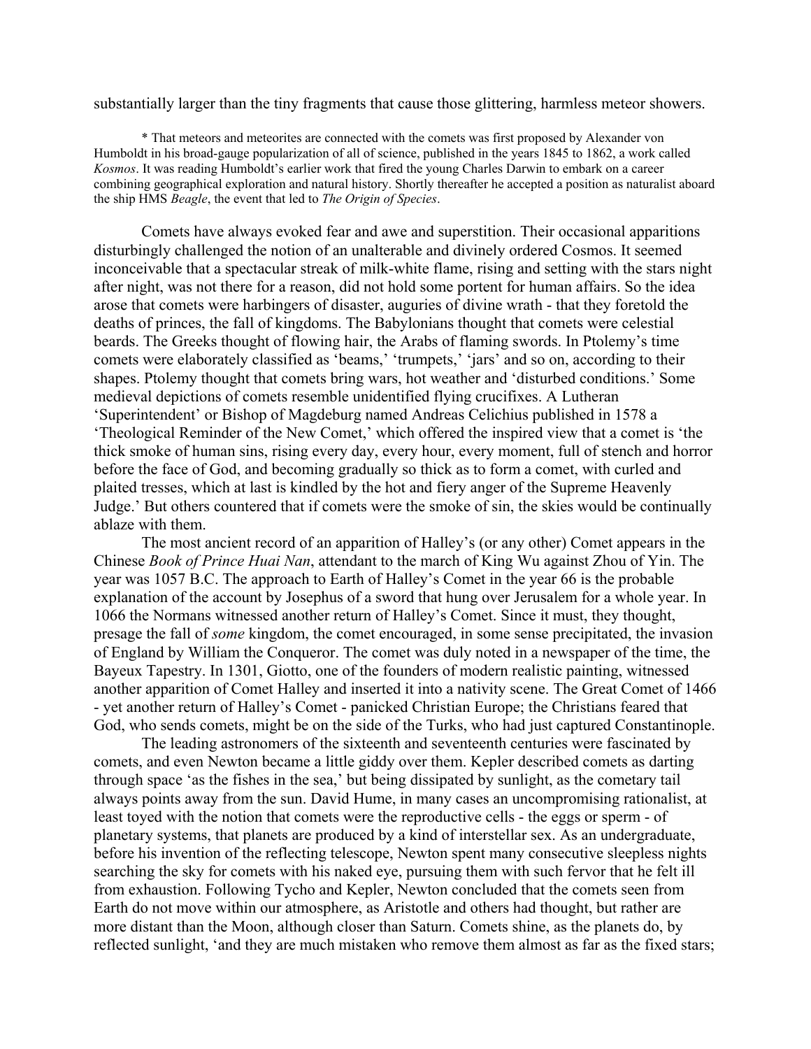substantially larger than the tiny fragments that cause those glittering, harmless meteor showers.

* That meteors and meteorites are connected with the comets was first proposed by Alexander von Humboldt in his broad-gauge popularization of all of science, published in the years 1845 to 1862, a work called *Kosmos*. It was reading Humboldt's earlier work that fired the young Charles Darwin to embark on a career combining geographical exploration and natural history. Shortly thereafter he accepted a position as naturalist aboard the ship HMS *Beagle*, the event that led to *The Origin of Species*.

Comets have always evoked fear and awe and superstition. Their occasional apparitions disturbingly challenged the notion of an unalterable and divinely ordered Cosmos. It seemed inconceivable that a spectacular streak of milk-white flame, rising and setting with the stars night after night, was not there for a reason, did not hold some portent for human affairs. So the idea arose that comets were harbingers of disaster, auguries of divine wrath - that they foretold the deaths of princes, the fall of kingdoms. The Babylonians thought that comets were celestial beards. The Greeks thought of flowing hair, the Arabs of flaming swords. In Ptolemy's time comets were elaborately classified as 'beams,' 'trumpets,' 'jars' and so on, according to their shapes. Ptolemy thought that comets bring wars, hot weather and 'disturbed conditions.' Some medieval depictions of comets resemble unidentified flying crucifixes. A Lutheran 'Superintendent' or Bishop of Magdeburg named Andreas Celichius published in 1578 a 'Theological Reminder of the New Comet,' which offered the inspired view that a comet is 'the thick smoke of human sins, rising every day, every hour, every moment, full of stench and horror before the face of God, and becoming gradually so thick as to form a comet, with curled and plaited tresses, which at last is kindled by the hot and fiery anger of the Supreme Heavenly Judge.' But others countered that if comets were the smoke of sin, the skies would be continually ablaze with them.

The most ancient record of an apparition of Halley's (or any other) Comet appears in the Chinese *Book of Prince Huai Nan*, attendant to the march of King Wu against Zhou of Yin. The year was 1057 B.C. The approach to Earth of Halley's Comet in the year 66 is the probable explanation of the account by Josephus of a sword that hung over Jerusalem for a whole year. In 1066 the Normans witnessed another return of Halley's Comet. Since it must, they thought, presage the fall of *some* kingdom, the comet encouraged, in some sense precipitated, the invasion of England by William the Conqueror. The comet was duly noted in a newspaper of the time, the Bayeux Tapestry. In 1301, Giotto, one of the founders of modern realistic painting, witnessed another apparition of Comet Halley and inserted it into a nativity scene. The Great Comet of 1466 - yet another return of Halley's Comet - panicked Christian Europe; the Christians feared that God, who sends comets, might be on the side of the Turks, who had just captured Constantinople.

The leading astronomers of the sixteenth and seventeenth centuries were fascinated by comets, and even Newton became a little giddy over them. Kepler described comets as darting through space 'as the fishes in the sea,' but being dissipated by sunlight, as the cometary tail always points away from the sun. David Hume, in many cases an uncompromising rationalist, at least toyed with the notion that comets were the reproductive cells - the eggs or sperm - of planetary systems, that planets are produced by a kind of interstellar sex. As an undergraduate, before his invention of the reflecting telescope, Newton spent many consecutive sleepless nights searching the sky for comets with his naked eye, pursuing them with such fervor that he felt ill from exhaustion. Following Tycho and Kepler, Newton concluded that the comets seen from Earth do not move within our atmosphere, as Aristotle and others had thought, but rather are more distant than the Moon, although closer than Saturn. Comets shine, as the planets do, by reflected sunlight, 'and they are much mistaken who remove them almost as far as the fixed stars;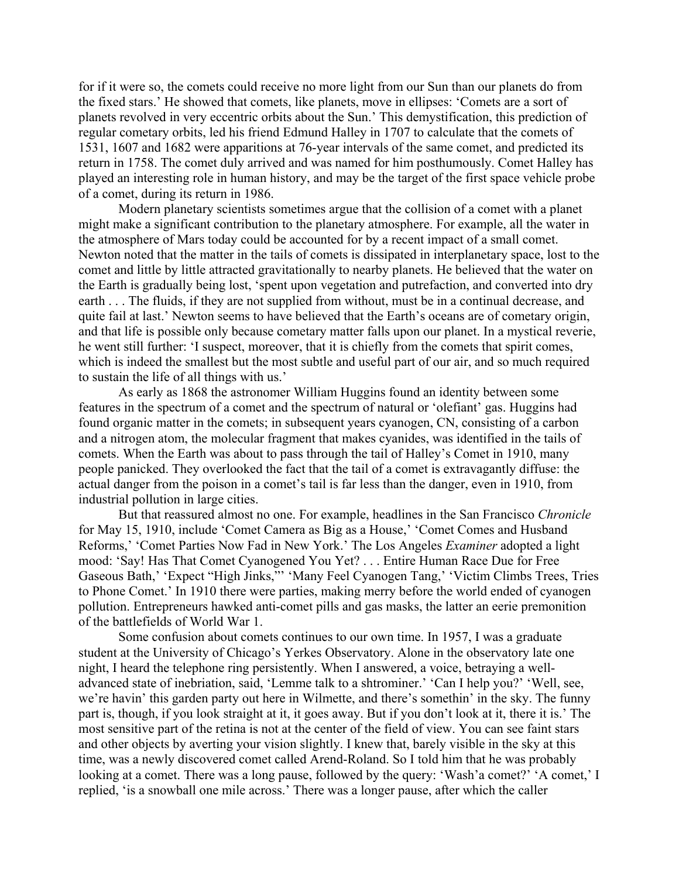for if it were so, the comets could receive no more light from our Sun than our planets do from the fixed stars.' He showed that comets, like planets, move in ellipses: 'Comets are a sort of planets revolved in very eccentric orbits about the Sun.' This demystification, this prediction of regular cometary orbits, led his friend Edmund Halley in 1707 to calculate that the comets of 1531, 1607 and 1682 were apparitions at 76-year intervals of the same comet, and predicted its return in 1758. The comet duly arrived and was named for him posthumously. Comet Halley has played an interesting role in human history, and may be the target of the first space vehicle probe of a comet, during its return in 1986.

Modern planetary scientists sometimes argue that the collision of a comet with a planet might make a significant contribution to the planetary atmosphere. For example, all the water in the atmosphere of Mars today could be accounted for by a recent impact of a small comet. Newton noted that the matter in the tails of comets is dissipated in interplanetary space, lost to the comet and little by little attracted gravitationally to nearby planets. He believed that the water on the Earth is gradually being lost, 'spent upon vegetation and putrefaction, and converted into dry earth . . . The fluids, if they are not supplied from without, must be in a continual decrease, and quite fail at last.' Newton seems to have believed that the Earth's oceans are of cometary origin, and that life is possible only because cometary matter falls upon our planet. In a mystical reverie, he went still further: 'I suspect, moreover, that it is chiefly from the comets that spirit comes, which is indeed the smallest but the most subtle and useful part of our air, and so much required to sustain the life of all things with us.'

As early as 1868 the astronomer William Huggins found an identity between some features in the spectrum of a comet and the spectrum of natural or 'olefiant' gas. Huggins had found organic matter in the comets; in subsequent years cyanogen, CN, consisting of a carbon and a nitrogen atom, the molecular fragment that makes cyanides, was identified in the tails of comets. When the Earth was about to pass through the tail of Halley's Comet in 1910, many people panicked. They overlooked the fact that the tail of a comet is extravagantly diffuse: the actual danger from the poison in a comet's tail is far less than the danger, even in 1910, from industrial pollution in large cities.

But that reassured almost no one. For example, headlines in the San Francisco *Chronicle* for May 15, 1910, include 'Comet Camera as Big as a House,' 'Comet Comes and Husband Reforms,' 'Comet Parties Now Fad in New York.' The Los Angeles *Examiner* adopted a light mood: 'Say! Has That Comet Cyanogened You Yet? . . . Entire Human Race Due for Free Gaseous Bath,' 'Expect "High Jinks,"' 'Many Feel Cyanogen Tang,' 'Victim Climbs Trees, Tries to Phone Comet.' In 1910 there were parties, making merry before the world ended of cyanogen pollution. Entrepreneurs hawked anti-comet pills and gas masks, the latter an eerie premonition of the battlefields of World War 1.

Some confusion about comets continues to our own time. In 1957, I was a graduate student at the University of Chicago's Yerkes Observatory. Alone in the observatory late one night, I heard the telephone ring persistently. When I answered, a voice, betraying a well-advanced state of inebriation, said, 'Lemme talk to a shtrominer.' 'Can I help you?' 'Well, see, we're havin' this garden party out here in Wilmette, and there's somethin' in the sky. The funny part is, though, if you look straight at it, it goes away. But if you don't look at it, there it is.' The most sensitive part of the retina is not at the center of the field of view. You can see faint stars and other objects by averting your vision slightly. I knew that, barely visible in the sky at this time, was a newly discovered comet called Arend-Roland. So I told him that he was probably looking at a comet. There was a long pause, followed by the query: 'Wash'a comet?' 'A comet,' I replied, 'is a snowball one mile across.' There was a longer pause, after which the caller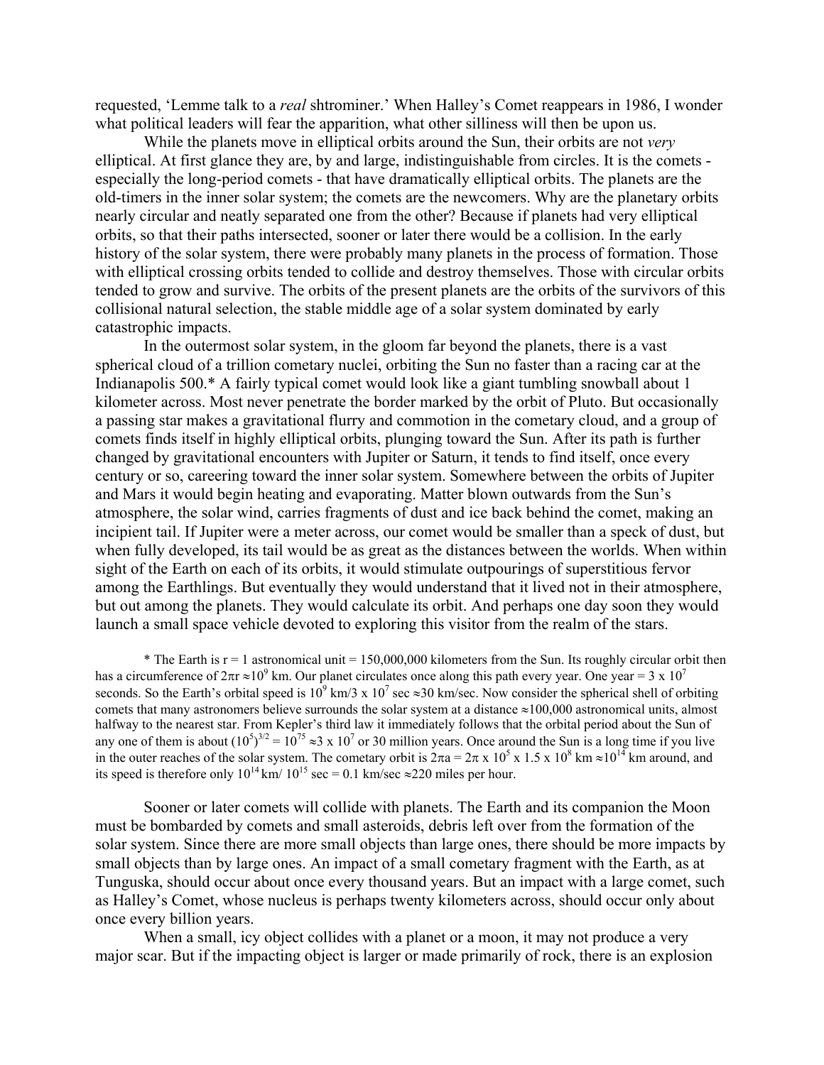requested, 'Lemme talk to a *real* shtrominer.' When Halley's Comet reappears in 1986, I wonder what political leaders will fear the apparition, what other silliness will then be upon us.

While the planets move in elliptical orbits around the Sun, their orbits are not *very* elliptical. At first glance they are, by and large, indistinguishable from circles. It is the comets - especially the long-period comets - that have dramatically elliptical orbits. The planets are the old-timers in the inner solar system; the comets are the newcomers. Why are the planetary orbits nearly circular and neatly separated one from the other? Because if planets had very elliptical orbits, so that their paths intersected, sooner or later there would be a collision. In the early history of the solar system, there were probably many planets in the process of formation. Those with elliptical crossing orbits tended to collide and destroy themselves. Those with circular orbits tended to grow and survive. The orbits of the present planets are the orbits of the survivors of this collisional natural selection, the stable middle age of a solar system dominated by early catastrophic impacts.

In the outermost solar system, in the gloom far beyond the planets, there is a vast spherical cloud of a trillion cometary nuclei, orbiting the Sun no faster than a racing car at the Indianapolis 500.* A fairly typical comet would look like a giant tumbling snowball about 1 kilometer across. Most never penetrate the border marked by the orbit of Pluto. But occasionally a passing star makes a gravitational flurry and commotion in the cometary cloud, and a group of comets finds itself in highly elliptical orbits, plunging toward the Sun. After its path is further changed by gravitational encounters with Jupiter or Saturn, it tends to find itself, once every century or so, careering toward the inner solar system. Somewhere between the orbits of Jupiter and Mars it would begin heating and evaporating. Matter blown outwards from the Sun's atmosphere, the solar wind, carries fragments of dust and ice back behind the comet, making an incipient tail. If Jupiter were a meter across, our comet would be smaller than a speck of dust, but when fully developed, its tail would be as great as the distances between the worlds. When within sight of the Earth on each of its orbits, it would stimulate outpourings of superstitious fervor among the Earthlings. But eventually they would understand that it lived not in their atmosphere, but out among the planets. They would calculate its orbit. And perhaps one day soon they would launch a small space vehicle devoted to exploring this visitor from the realm of the stars.

\* The Earth is r = 1 astronomical unit = 150,000,000 kilometers from the Sun. Its roughly circular orbit then has a circumference of $2\pi r \approx 10^9$ km. Our planet circulates once along this path every year. One year = $3 \times 10^7$ seconds. So the Earth's orbital speed is $10^9$ km/$3 \times 10^7$ sec $\approx$30 km/sec. Now consider the spherical shell of orbiting comets that many astronomers believe surrounds the solar system at a distance $\approx$100,000 astronomical units, almost halfway to the nearest star. From Kepler's third law it immediately follows that the orbital period about the Sun of any one of them is about $(10^5)^{3/2} = 10^{75} \approx 3 \times 10^7$ or 30 million years. Once around the Sun is a long time if you live in the outer reaches of the solar system. The cometary orbit is $2\pi a = 2\pi \times 10^5 \times 1.5 \times 10^8$ km $\approx 10^{14}$ km around, and its speed is therefore only $10^{14}$ km/ $10^{15}$ sec = 0.1 km/sec $\approx$220 miles per hour.

Sooner or later comets will collide with planets. The Earth and its companion the Moon must be bombarded by comets and small asteroids, debris left over from the formation of the solar system. Since there are more small objects than large ones, there should be more impacts by small objects than by large ones. An impact of a small cometary fragment with the Earth, as at Tunguska, should occur about once every thousand years. But an impact with a large comet, such as Halley's Comet, whose nucleus is perhaps twenty kilometers across, should occur only about once every billion years.

When a small, icy object collides with a planet or a moon, it may not produce a very major scar. But if the impacting object is larger or made primarily of rock, there is an explosion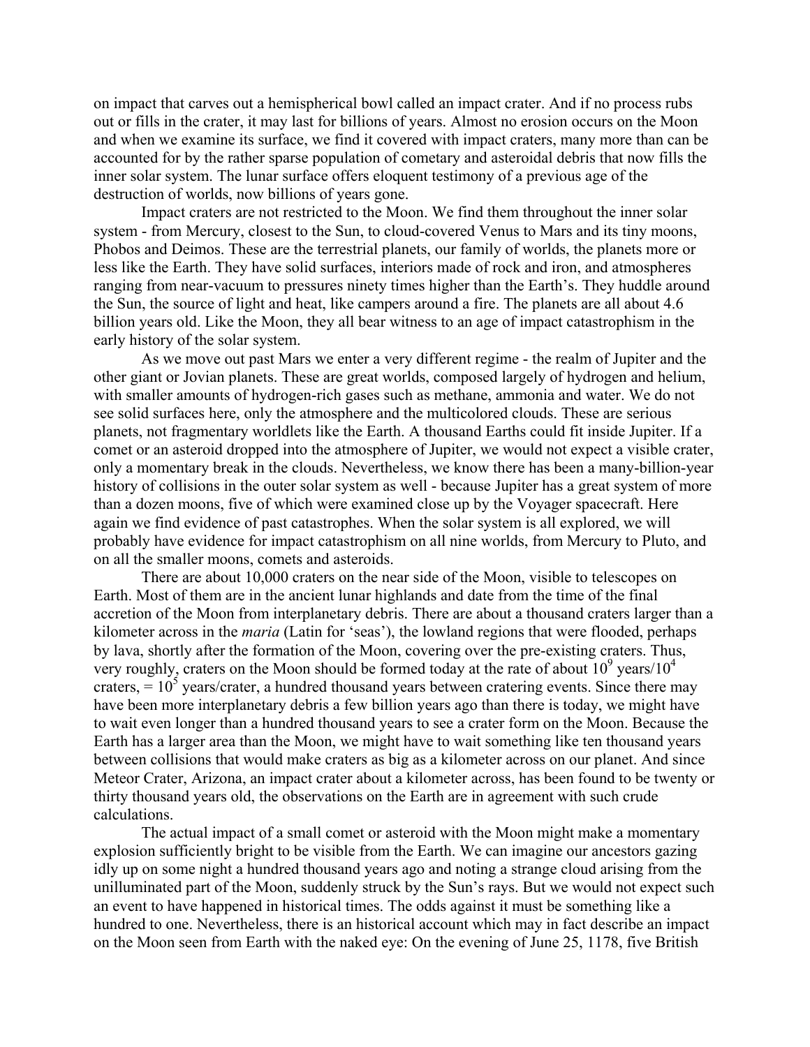on impact that carves out a hemispherical bowl called an impact crater. And if no process rubs out or fills in the crater, it may last for billions of years. Almost no erosion occurs on the Moon and when we examine its surface, we find it covered with impact craters, many more than can be accounted for by the rather sparse population of cometary and asteroidal debris that now fills the inner solar system. The lunar surface offers eloquent testimony of a previous age of the destruction of worlds, now billions of years gone.

Impact craters are not restricted to the Moon. We find them throughout the inner solar system - from Mercury, closest to the Sun, to cloud-covered Venus to Mars and its tiny moons, Phobos and Deimos. These are the terrestrial planets, our family of worlds, the planets more or less like the Earth. They have solid surfaces, interiors made of rock and iron, and atmospheres ranging from near-vacuum to pressures ninety times higher than the Earth's. They huddle around the Sun, the source of light and heat, like campers around a fire. The planets are all about 4.6 billion years old. Like the Moon, they all bear witness to an age of impact catastrophism in the early history of the solar system.

As we move out past Mars we enter a very different regime - the realm of Jupiter and the other giant or Jovian planets. These are great worlds, composed largely of hydrogen and helium, with smaller amounts of hydrogen-rich gases such as methane, ammonia and water. We do not see solid surfaces here, only the atmosphere and the multicolored clouds. These are serious planets, not fragmentary worldlets like the Earth. A thousand Earths could fit inside Jupiter. If a comet or an asteroid dropped into the atmosphere of Jupiter, we would not expect a visible crater, only a momentary break in the clouds. Nevertheless, we know there has been a many-billion-year history of collisions in the outer solar system as well - because Jupiter has a great system of more than a dozen moons, five of which were examined close up by the Voyager spacecraft. Here again we find evidence of past catastrophes. When the solar system is all explored, we will probably have evidence for impact catastrophism on all nine worlds, from Mercury to Pluto, and on all the smaller moons, comets and asteroids.

There are about 10,000 craters on the near side of the Moon, visible to telescopes on Earth. Most of them are in the ancient lunar highlands and date from the time of the final accretion of the Moon from interplanetary debris. There are about a thousand craters larger than a kilometer across in the *maria* (Latin for 'seas'), the lowland regions that were flooded, perhaps by lava, shortly after the formation of the Moon, covering over the pre-existing craters. Thus, very roughly, craters on the Moon should be formed today at the rate of about $10^9$ years/$10^4$ craters, = $10^5$ years/crater, a hundred thousand years between cratering events. Since there may have been more interplanetary debris a few billion years ago than there is today, we might have to wait even longer than a hundred thousand years to see a crater form on the Moon. Because the Earth has a larger area than the Moon, we might have to wait something like ten thousand years between collisions that would make craters as big as a kilometer across on our planet. And since Meteor Crater, Arizona, an impact crater about a kilometer across, has been found to be twenty or thirty thousand years old, the observations on the Earth are in agreement with such crude calculations.

The actual impact of a small comet or asteroid with the Moon might make a momentary explosion sufficiently bright to be visible from the Earth. We can imagine our ancestors gazing idly up on some night a hundred thousand years ago and noting a strange cloud arising from the unilluminated part of the Moon, suddenly struck by the Sun's rays. But we would not expect such an event to have happened in historical times. The odds against it must be something like a hundred to one. Nevertheless, there is an historical account which may in fact describe an impact on the Moon seen from Earth with the naked eye: On the evening of June 25, 1178, five British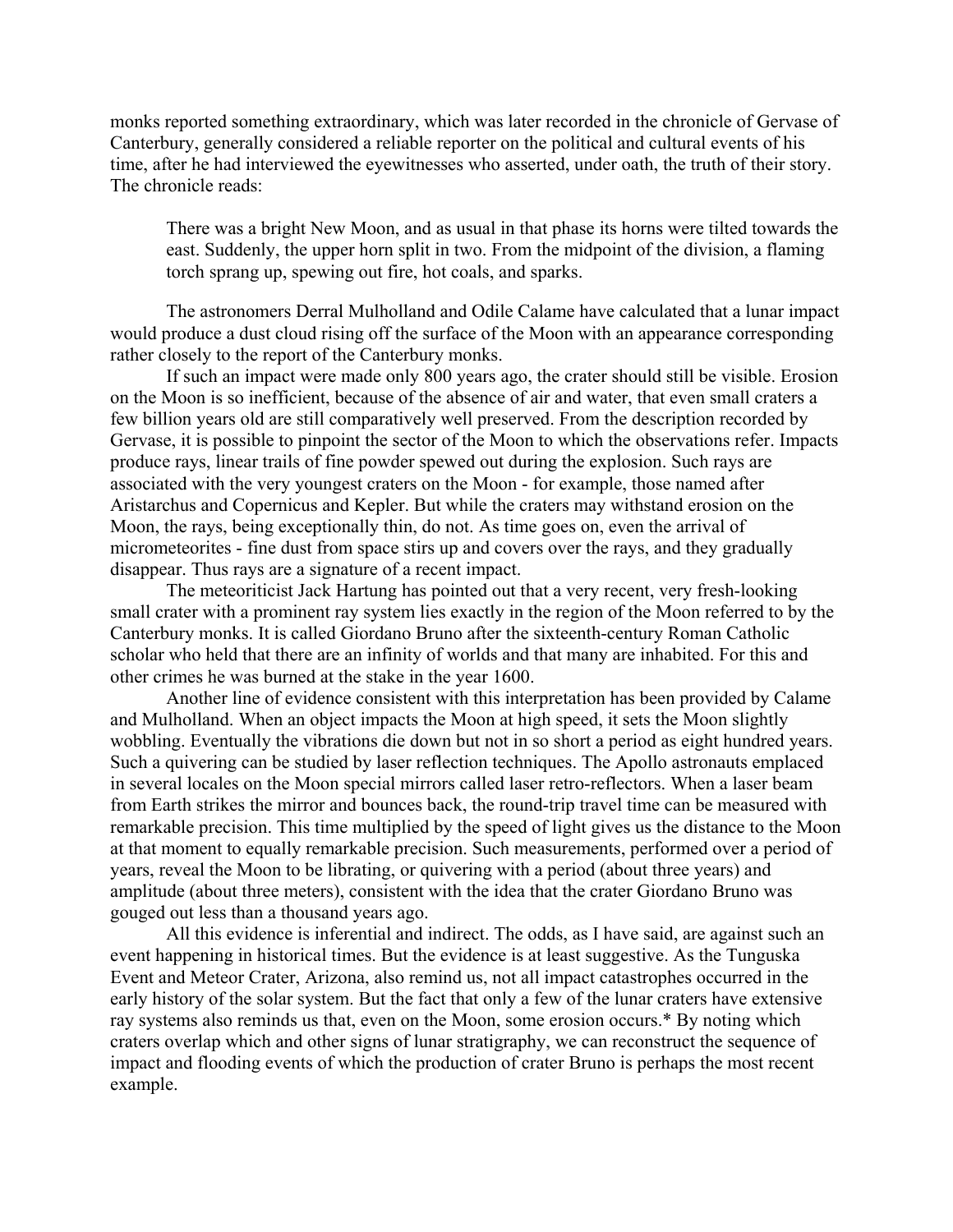monks reported something extraordinary, which was later recorded in the chronicle of Gervase of Canterbury, generally considered a reliable reporter on the political and cultural events of his time, after he had interviewed the eyewitnesses who asserted, under oath, the truth of their story. The chronicle reads:

> There was a bright New Moon, and as usual in that phase its horns were tilted towards the east. Suddenly, the upper horn split in two. From the midpoint of the division, a flaming torch sprang up, spewing out fire, hot coals, and sparks.

The astronomers Derral Mulholland and Odile Calame have calculated that a lunar impact would produce a dust cloud rising off the surface of the Moon with an appearance corresponding rather closely to the report of the Canterbury monks.

If such an impact were made only 800 years ago, the crater should still be visible. Erosion on the Moon is so inefficient, because of the absence of air and water, that even small craters a few billion years old are still comparatively well preserved. From the description recorded by Gervase, it is possible to pinpoint the sector of the Moon to which the observations refer. Impacts produce rays, linear trails of fine powder spewed out during the explosion. Such rays are associated with the very youngest craters on the Moon - for example, those named after Aristarchus and Copernicus and Kepler. But while the craters may withstand erosion on the Moon, the rays, being exceptionally thin, do not. As time goes on, even the arrival of micrometeorites - fine dust from space stirs up and covers over the rays, and they gradually disappear. Thus rays are a signature of a recent impact.

The meteoriticist Jack Hartung has pointed out that a very recent, very fresh-looking small crater with a prominent ray system lies exactly in the region of the Moon referred to by the Canterbury monks. It is called Giordano Bruno after the sixteenth-century Roman Catholic scholar who held that there are an infinity of worlds and that many are inhabited. For this and other crimes he was burned at the stake in the year 1600.

Another line of evidence consistent with this interpretation has been provided by Calame and Mulholland. When an object impacts the Moon at high speed, it sets the Moon slightly wobbling. Eventually the vibrations die down but not in so short a period as eight hundred years. Such a quivering can be studied by laser reflection techniques. The Apollo astronauts emplaced in several locales on the Moon special mirrors called laser retro-reflectors. When a laser beam from Earth strikes the mirror and bounces back, the round-trip travel time can be measured with remarkable precision. This time multiplied by the speed of light gives us the distance to the Moon at that moment to equally remarkable precision. Such measurements, performed over a period of years, reveal the Moon to be librating, or quivering with a period (about three years) and amplitude (about three meters), consistent with the idea that the crater Giordano Bruno was gouged out less than a thousand years ago.

All this evidence is inferential and indirect. The odds, as I have said, are against such an event happening in historical times. But the evidence is at least suggestive. As the Tunguska Event and Meteor Crater, Arizona, also remind us, not all impact catastrophes occurred in the early history of the solar system. But the fact that only a few of the lunar craters have extensive ray systems also reminds us that, even on the Moon, some erosion occurs.* By noting which craters overlap which and other signs of lunar stratigraphy, we can reconstruct the sequence of impact and flooding events of which the production of crater Bruno is perhaps the most recent example.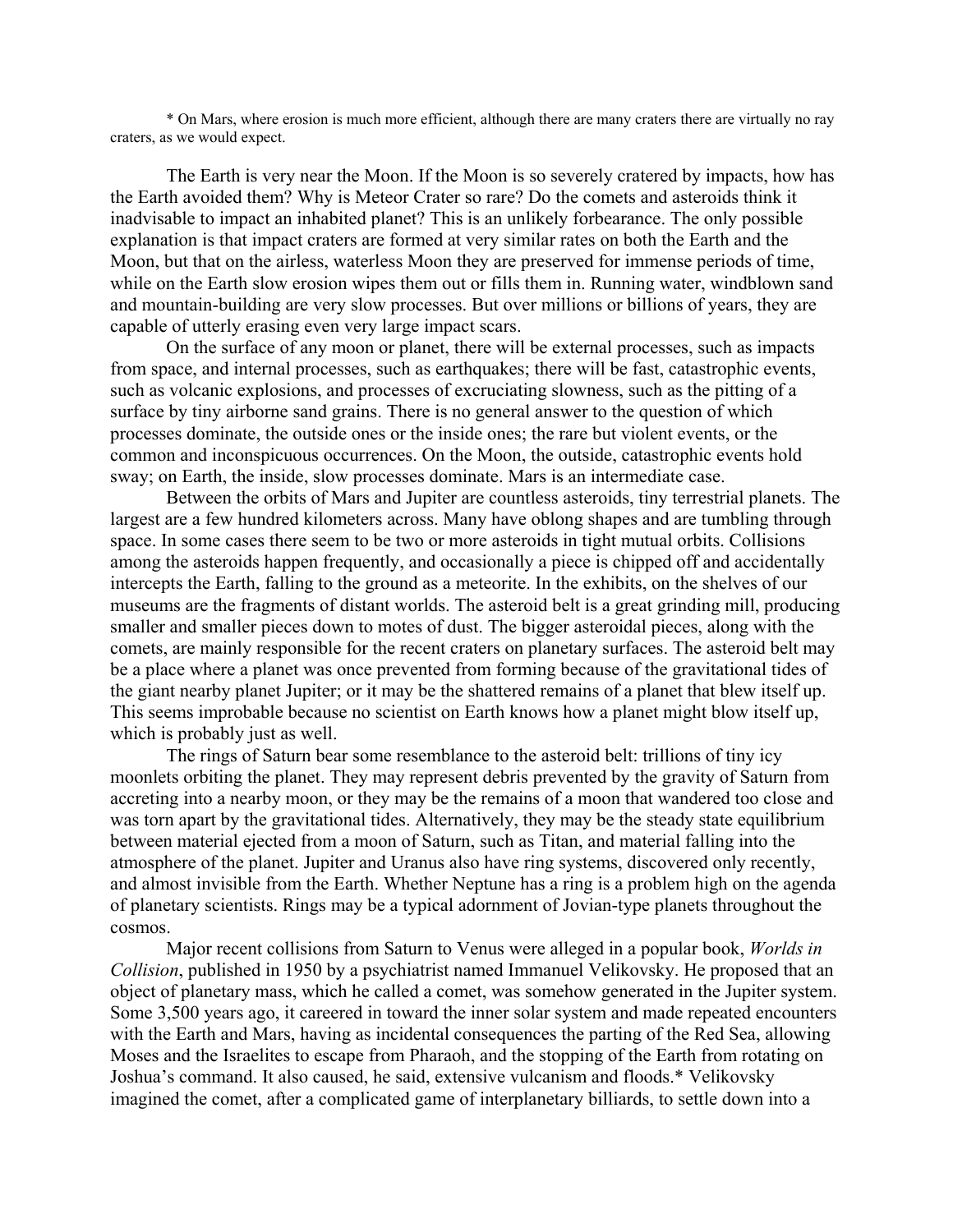* On Mars, where erosion is much more efficient, although there are many craters there are virtually no ray craters, as we would expect.

The Earth is very near the Moon. If the Moon is so severely cratered by impacts, how has the Earth avoided them? Why is Meteor Crater so rare? Do the comets and asteroids think it inadvisable to impact an inhabited planet? This is an unlikely forbearance. The only possible explanation is that impact craters are formed at very similar rates on both the Earth and the Moon, but that on the airless, waterless Moon they are preserved for immense periods of time, while on the Earth slow erosion wipes them out or fills them in. Running water, windblown sand and mountain-building are very slow processes. But over millions or billions of years, they are capable of utterly erasing even very large impact scars.

On the surface of any moon or planet, there will be external processes, such as impacts from space, and internal processes, such as earthquakes; there will be fast, catastrophic events, such as volcanic explosions, and processes of excruciating slowness, such as the pitting of a surface by tiny airborne sand grains. There is no general answer to the question of which processes dominate, the outside ones or the inside ones; the rare but violent events, or the common and inconspicuous occurrences. On the Moon, the outside, catastrophic events hold sway; on Earth, the inside, slow processes dominate. Mars is an intermediate case.

Between the orbits of Mars and Jupiter are countless asteroids, tiny terrestrial planets. The largest are a few hundred kilometers across. Many have oblong shapes and are tumbling through space. In some cases there seem to be two or more asteroids in tight mutual orbits. Collisions among the asteroids happen frequently, and occasionally a piece is chipped off and accidentally intercepts the Earth, falling to the ground as a meteorite. In the exhibits, on the shelves of our museums are the fragments of distant worlds. The asteroid belt is a great grinding mill, producing smaller and smaller pieces down to motes of dust. The bigger asteroidal pieces, along with the comets, are mainly responsible for the recent craters on planetary surfaces. The asteroid belt may be a place where a planet was once prevented from forming because of the gravitational tides of the giant nearby planet Jupiter; or it may be the shattered remains of a planet that blew itself up. This seems improbable because no scientist on Earth knows how a planet might blow itself up, which is probably just as well.

The rings of Saturn bear some resemblance to the asteroid belt: trillions of tiny icy moonlets orbiting the planet. They may represent debris prevented by the gravity of Saturn from accreting into a nearby moon, or they may be the remains of a moon that wandered too close and was torn apart by the gravitational tides. Alternatively, they may be the steady state equilibrium between material ejected from a moon of Saturn, such as Titan, and material falling into the atmosphere of the planet. Jupiter and Uranus also have ring systems, discovered only recently, and almost invisible from the Earth. Whether Neptune has a ring is a problem high on the agenda of planetary scientists. Rings may be a typical adornment of Jovian-type planets throughout the cosmos.

Major recent collisions from Saturn to Venus were alleged in a popular book, *Worlds in Collision*, published in 1950 by a psychiatrist named Immanuel Velikovsky. He proposed that an object of planetary mass, which he called a comet, was somehow generated in the Jupiter system. Some 3,500 years ago, it careered in toward the inner solar system and made repeated encounters with the Earth and Mars, having as incidental consequences the parting of the Red Sea, allowing Moses and the Israelites to escape from Pharaoh, and the stopping of the Earth from rotating on Joshua's command. It also caused, he said, extensive vulcanism and floods.* Velikovsky imagined the comet, after a complicated game of interplanetary billiards, to settle down into a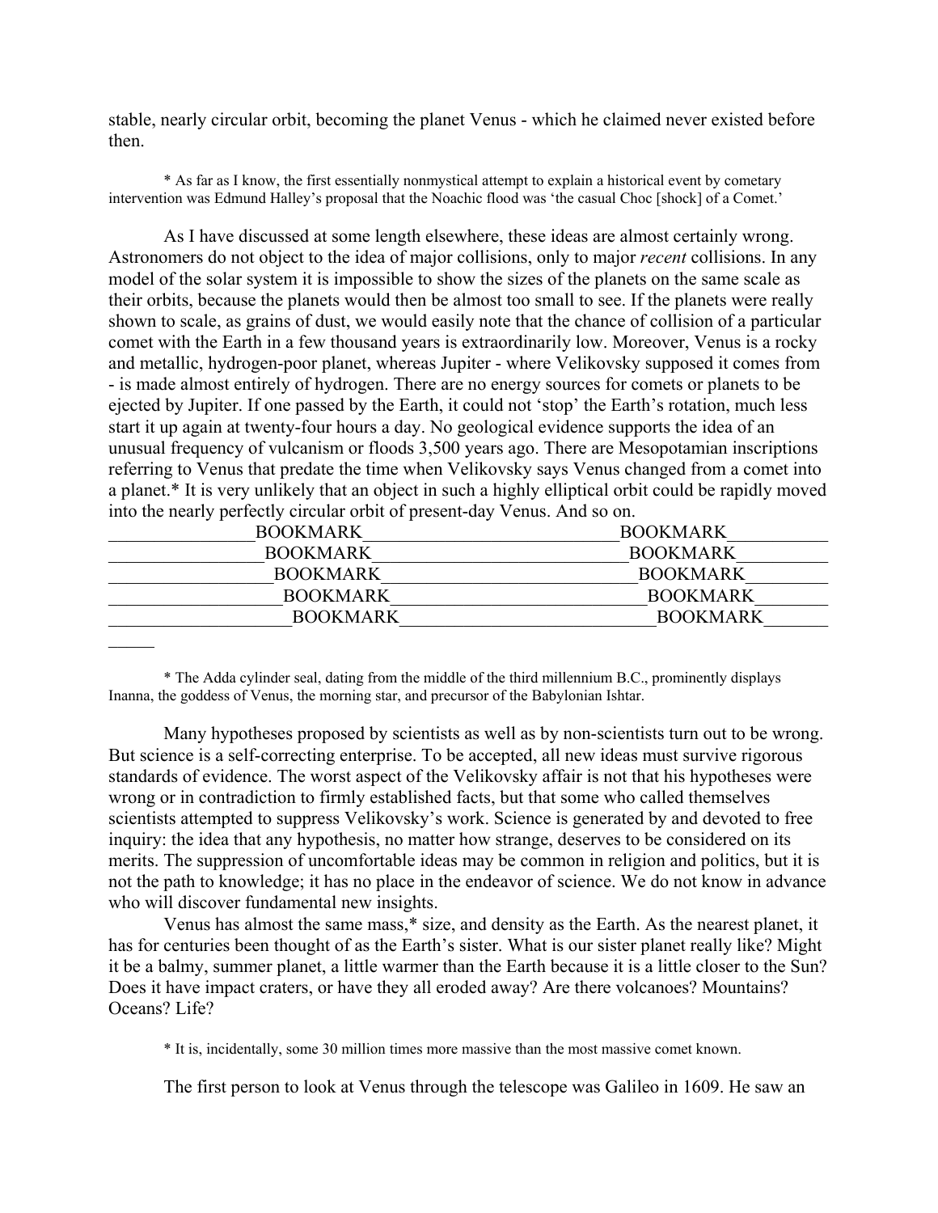stable, nearly circular orbit, becoming the planet Venus - which he claimed never existed before then.

* As far as I know, the first essentially nonmystical attempt to explain a historical event by cometary intervention was Edmund Halley's proposal that the Noachic flood was 'the casual Choc [shock] of a Comet.'

As I have discussed at some length elsewhere, these ideas are almost certainly wrong. Astronomers do not object to the idea of major collisions, only to major *recent* collisions. In any model of the solar system it is impossible to show the sizes of the planets on the same scale as their orbits, because the planets would then be almost too small to see. If the planets were really shown to scale, as grains of dust, we would easily note that the chance of collision of a particular comet with the Earth in a few thousand years is extraordinarily low. Moreover, Venus is a rocky and metallic, hydrogen-poor planet, whereas Jupiter - where Velikovsky supposed it comes from - is made almost entirely of hydrogen. There are no energy sources for comets or planets to be ejected by Jupiter. If one passed by the Earth, it could not 'stop' the Earth's rotation, much less start it up again at twenty-four hours a day. No geological evidence supports the idea of an unusual frequency of vulcanism or floods 3,500 years ago. There are Mesopotamian inscriptions referring to Venus that predate the time when Velikovsky says Venus changed from a comet into a planet.* It is very unlikely that an object in such a highly elliptical orbit could be rapidly moved into the nearly perfectly circular orbit of present-day Venus. And so on.

________________BOOKMARK____________________________BOOKMARK___________
_________________BOOKMARK___________________________BOOKMARK__________
__________________BOOKMARK__________________________BOOKMARK_________
___________________BOOKMARK_________________________BOOKMARK________
____________________BOOKMARK________________________BOOKMARK_______
_____

* The Adda cylinder seal, dating from the middle of the third millennium B.C., prominently displays Inanna, the goddess of Venus, the morning star, and precursor of the Babylonian Ishtar.

Many hypotheses proposed by scientists as well as by non-scientists turn out to be wrong. But science is a self-correcting enterprise. To be accepted, all new ideas must survive rigorous standards of evidence. The worst aspect of the Velikovsky affair is not that his hypotheses were wrong or in contradiction to firmly established facts, but that some who called themselves scientists attempted to suppress Velikovsky's work. Science is generated by and devoted to free inquiry: the idea that any hypothesis, no matter how strange, deserves to be considered on its merits. The suppression of uncomfortable ideas may be common in religion and politics, but it is not the path to knowledge; it has no place in the endeavor of science. We do not know in advance who will discover fundamental new insights.

Venus has almost the same mass,* size, and density as the Earth. As the nearest planet, it has for centuries been thought of as the Earth's sister. What is our sister planet really like? Might it be a balmy, summer planet, a little warmer than the Earth because it is a little closer to the Sun? Does it have impact craters, or have they all eroded away? Are there volcanoes? Mountains? Oceans? Life?

* It is, incidentally, some 30 million times more massive than the most massive comet known.

The first person to look at Venus through the telescope was Galileo in 1609. He saw an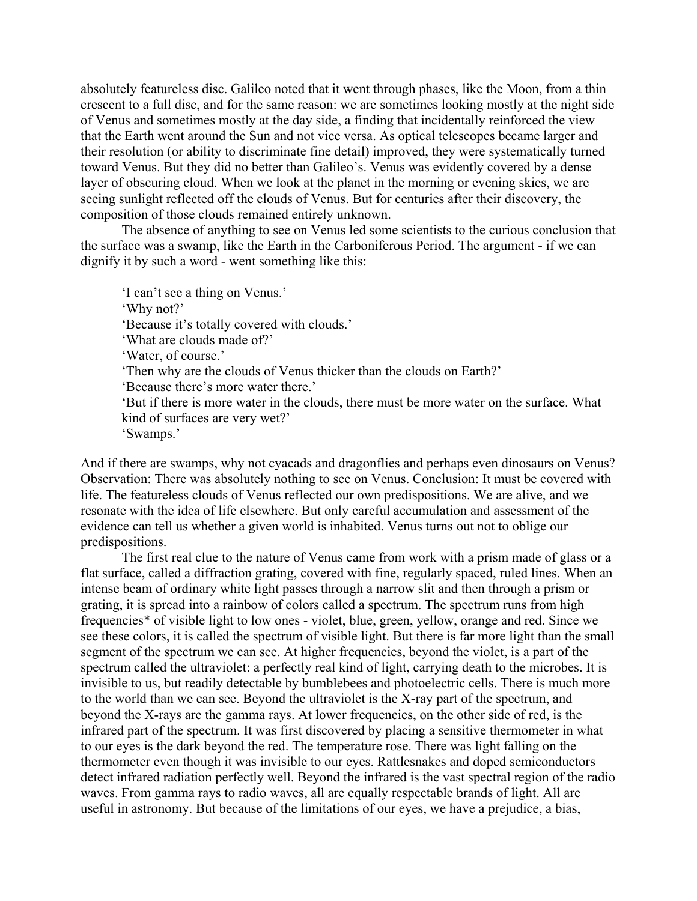absolutely featureless disc. Galileo noted that it went through phases, like the Moon, from a thin crescent to a full disc, and for the same reason: we are sometimes looking mostly at the night side of Venus and sometimes mostly at the day side, a finding that incidentally reinforced the view that the Earth went around the Sun and not vice versa. As optical telescopes became larger and their resolution (or ability to discriminate fine detail) improved, they were systematically turned toward Venus. But they did no better than Galileo's. Venus was evidently covered by a dense layer of obscuring cloud. When we look at the planet in the morning or evening skies, we are seeing sunlight reflected off the clouds of Venus. But for centuries after their discovery, the composition of those clouds remained entirely unknown.

The absence of anything to see on Venus led some scientists to the curious conclusion that the surface was a swamp, like the Earth in the Carboniferous Period. The argument - if we can dignify it by such a word - went something like this:

> 'I can't see a thing on Venus.'
> 'Why not?'
> 'Because it's totally covered with clouds.'
> 'What are clouds made of?'
> 'Water, of course.'
> 'Then why are the clouds of Venus thicker than the clouds on Earth?'
> 'Because there's more water there.'
> 'But if there is more water in the clouds, there must be more water on the surface. What kind of surfaces are very wet?'
> 'Swamps.'

And if there are swamps, why not cyacads and dragonflies and perhaps even dinosaurs on Venus? Observation: There was absolutely nothing to see on Venus. Conclusion: It must be covered with life. The featureless clouds of Venus reflected our own predispositions. We are alive, and we resonate with the idea of life elsewhere. But only careful accumulation and assessment of the evidence can tell us whether a given world is inhabited. Venus turns out not to oblige our predispositions.

The first real clue to the nature of Venus came from work with a prism made of glass or a flat surface, called a diffraction grating, covered with fine, regularly spaced, ruled lines. When an intense beam of ordinary white light passes through a narrow slit and then through a prism or grating, it is spread into a rainbow of colors called a spectrum. The spectrum runs from high frequencies* of visible light to low ones - violet, blue, green, yellow, orange and red. Since we see these colors, it is called the spectrum of visible light. But there is far more light than the small segment of the spectrum we can see. At higher frequencies, beyond the violet, is a part of the spectrum called the ultraviolet: a perfectly real kind of light, carrying death to the microbes. It is invisible to us, but readily detectable by bumblebees and photoelectric cells. There is much more to the world than we can see. Beyond the ultraviolet is the X-ray part of the spectrum, and beyond the X-rays are the gamma rays. At lower frequencies, on the other side of red, is the infrared part of the spectrum. It was first discovered by placing a sensitive thermometer in what to our eyes is the dark beyond the red. The temperature rose. There was light falling on the thermometer even though it was invisible to our eyes. Rattlesnakes and doped semiconductors detect infrared radiation perfectly well. Beyond the infrared is the vast spectral region of the radio waves. From gamma rays to radio waves, all are equally respectable brands of light. All are useful in astronomy. But because of the limitations of our eyes, we have a prejudice, a bias,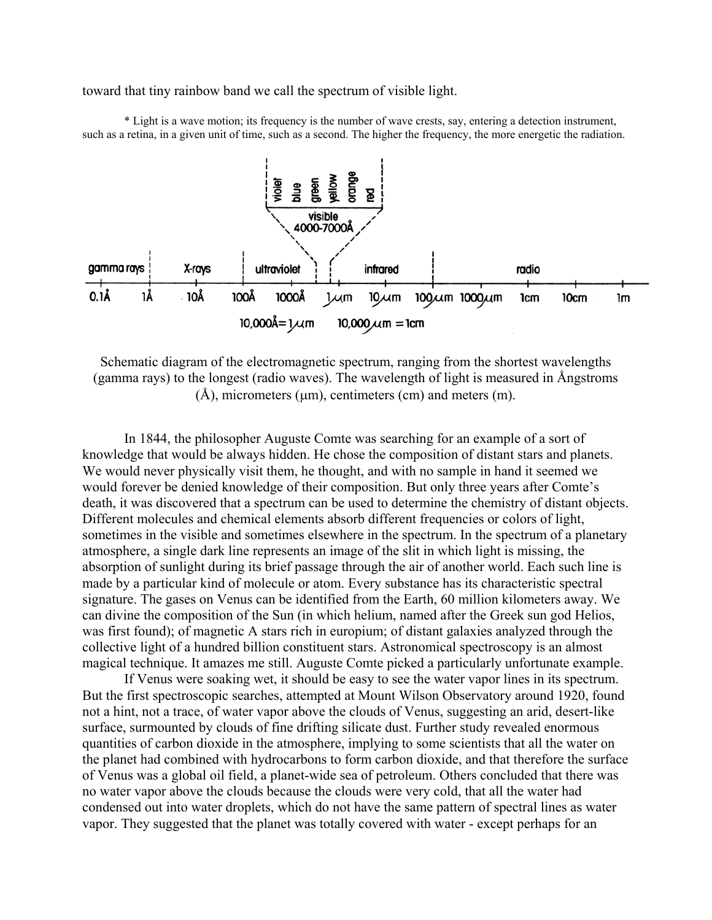toward that tiny rainbow band we call the spectrum of visible light.

\* Light is a wave motion; its frequency is the number of wave crests, say, entering a detection instrument, such as a retina, in a given unit of time, such as a second. The higher the frequency, the more energetic the radiation.

violet
blue
green
yellow
orange
red
visible
4000-7000Å
gamma rays
X-rays
ultraviolet
infrared
radio
0.1Å
1Å
10Å
100Å
1000Å
1μm
10μm
100μm
1000μm
1cm
10cm
1m
10,000Å=1μm
10,000μm =1cm

Schematic diagram of the electromagnetic spectrum, ranging from the shortest wavelengths (gamma rays) to the longest (radio waves). The wavelength of light is measured in Ångstroms (Å), micrometers (μm), centimeters (cm) and meters (m).

In 1844, the philosopher Auguste Comte was searching for an example of a sort of knowledge that would be always hidden. He chose the composition of distant stars and planets. We would never physically visit them, he thought, and with no sample in hand it seemed we would forever be denied knowledge of their composition. But only three years after Comte's death, it was discovered that a spectrum can be used to determine the chemistry of distant objects. Different molecules and chemical elements absorb different frequencies or colors of light, sometimes in the visible and sometimes elsewhere in the spectrum. In the spectrum of a planetary atmosphere, a single dark line represents an image of the slit in which light is missing, the absorption of sunlight during its brief passage through the air of another world. Each such line is made by a particular kind of molecule or atom. Every substance has its characteristic spectral signature. The gases on Venus can be identified from the Earth, 60 million kilometers away. We can divine the composition of the Sun (in which helium, named after the Greek sun god Helios, was first found); of magnetic A stars rich in europium; of distant galaxies analyzed through the collective light of a hundred billion constituent stars. Astronomical spectroscopy is an almost magical technique. It amazes me still. Auguste Comte picked a particularly unfortunate example.

If Venus were soaking wet, it should be easy to see the water vapor lines in its spectrum. But the first spectroscopic searches, attempted at Mount Wilson Observatory around 1920, found not a hint, not a trace, of water vapor above the clouds of Venus, suggesting an arid, desert-like surface, surmounted by clouds of fine drifting silicate dust. Further study revealed enormous quantities of carbon dioxide in the atmosphere, implying to some scientists that all the water on the planet had combined with hydrocarbons to form carbon dioxide, and that therefore the surface of Venus was a global oil field, a planet-wide sea of petroleum. Others concluded that there was no water vapor above the clouds because the clouds were very cold, that all the water had condensed out into water droplets, which do not have the same pattern of spectral lines as water vapor. They suggested that the planet was totally covered with water - except perhaps for an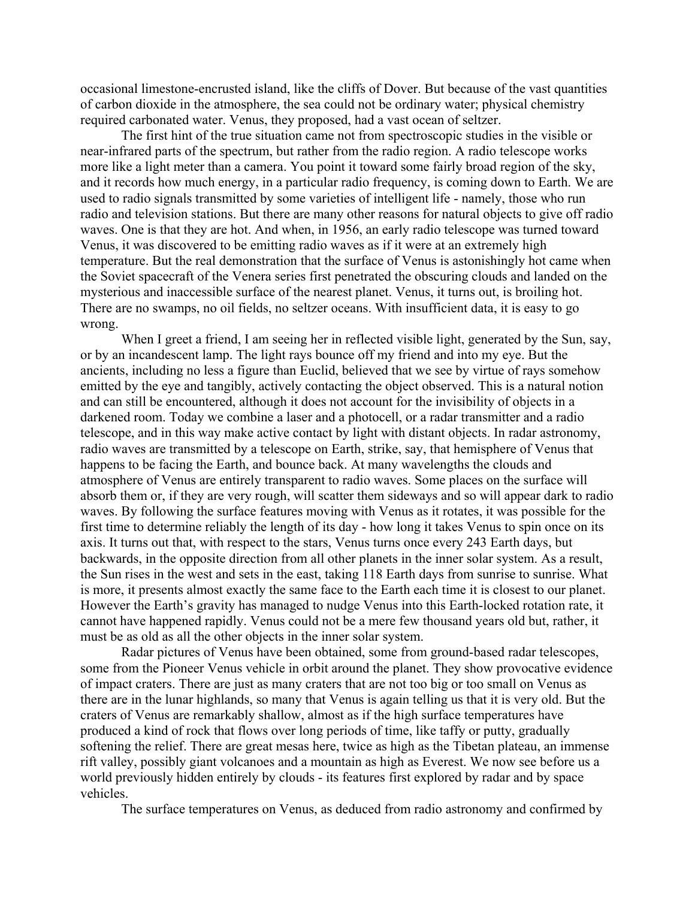occasional limestone-encrusted island, like the cliffs of Dover. But because of the vast quantities of carbon dioxide in the atmosphere, the sea could not be ordinary water; physical chemistry required carbonated water. Venus, they proposed, had a vast ocean of seltzer.

The first hint of the true situation came not from spectroscopic studies in the visible or near-infrared parts of the spectrum, but rather from the radio region. A radio telescope works more like a light meter than a camera. You point it toward some fairly broad region of the sky, and it records how much energy, in a particular radio frequency, is coming down to Earth. We are used to radio signals transmitted by some varieties of intelligent life - namely, those who run radio and television stations. But there are many other reasons for natural objects to give off radio waves. One is that they are hot. And when, in 1956, an early radio telescope was turned toward Venus, it was discovered to be emitting radio waves as if it were at an extremely high temperature. But the real demonstration that the surface of Venus is astonishingly hot came when the Soviet spacecraft of the Venera series first penetrated the obscuring clouds and landed on the mysterious and inaccessible surface of the nearest planet. Venus, it turns out, is broiling hot. There are no swamps, no oil fields, no seltzer oceans. With insufficient data, it is easy to go wrong.

When I greet a friend, I am seeing her in reflected visible light, generated by the Sun, say, or by an incandescent lamp. The light rays bounce off my friend and into my eye. But the ancients, including no less a figure than Euclid, believed that we see by virtue of rays somehow emitted by the eye and tangibly, actively contacting the object observed. This is a natural notion and can still be encountered, although it does not account for the invisibility of objects in a darkened room. Today we combine a laser and a photocell, or a radar transmitter and a radio telescope, and in this way make active contact by light with distant objects. In radar astronomy, radio waves are transmitted by a telescope on Earth, strike, say, that hemisphere of Venus that happens to be facing the Earth, and bounce back. At many wavelengths the clouds and atmosphere of Venus are entirely transparent to radio waves. Some places on the surface will absorb them or, if they are very rough, will scatter them sideways and so will appear dark to radio waves. By following the surface features moving with Venus as it rotates, it was possible for the first time to determine reliably the length of its day - how long it takes Venus to spin once on its axis. It turns out that, with respect to the stars, Venus turns once every 243 Earth days, but backwards, in the opposite direction from all other planets in the inner solar system. As a result, the Sun rises in the west and sets in the east, taking 118 Earth days from sunrise to sunrise. What is more, it presents almost exactly the same face to the Earth each time it is closest to our planet. However the Earth's gravity has managed to nudge Venus into this Earth-locked rotation rate, it cannot have happened rapidly. Venus could not be a mere few thousand years old but, rather, it must be as old as all the other objects in the inner solar system.

Radar pictures of Venus have been obtained, some from ground-based radar telescopes, some from the Pioneer Venus vehicle in orbit around the planet. They show provocative evidence of impact craters. There are just as many craters that are not too big or too small on Venus as there are in the lunar highlands, so many that Venus is again telling us that it is very old. But the craters of Venus are remarkably shallow, almost as if the high surface temperatures have produced a kind of rock that flows over long periods of time, like taffy or putty, gradually softening the relief. There are great mesas here, twice as high as the Tibetan plateau, an immense rift valley, possibly giant volcanoes and a mountain as high as Everest. We now see before us a world previously hidden entirely by clouds - its features first explored by radar and by space vehicles.

The surface temperatures on Venus, as deduced from radio astronomy and confirmed by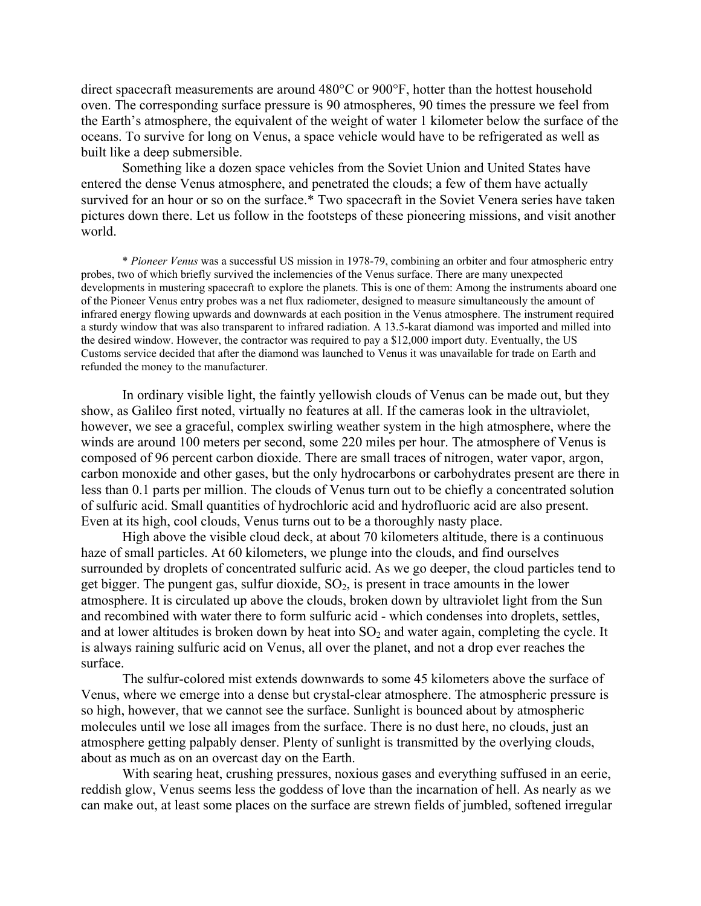direct spacecraft measurements are around 480°C or 900°F, hotter than the hottest household oven. The corresponding surface pressure is 90 atmospheres, 90 times the pressure we feel from the Earth's atmosphere, the equivalent of the weight of water 1 kilometer below the surface of the oceans. To survive for long on Venus, a space vehicle would have to be refrigerated as well as built like a deep submersible.

Something like a dozen space vehicles from the Soviet Union and United States have entered the dense Venus atmosphere, and penetrated the clouds; a few of them have actually survived for an hour or so on the surface.* Two spacecraft in the Soviet Venera series have taken pictures down there. Let us follow in the footsteps of these pioneering missions, and visit another world.

\* *Pioneer Venus* was a successful US mission in 1978-79, combining an orbiter and four atmospheric entry probes, two of which briefly survived the inclemencies of the Venus surface. There are many unexpected developments in mustering spacecraft to explore the planets. This is one of them: Among the instruments aboard one of the Pioneer Venus entry probes was a net flux radiometer, designed to measure simultaneously the amount of infrared energy flowing upwards and downwards at each position in the Venus atmosphere. The instrument required a sturdy window that was also transparent to infrared radiation. A 13.5-karat diamond was imported and milled into the desired window. However, the contractor was required to pay a $12,000 import duty. Eventually, the US Customs service decided that after the diamond was launched to Venus it was unavailable for trade on Earth and refunded the money to the manufacturer.

In ordinary visible light, the faintly yellowish clouds of Venus can be made out, but they show, as Galileo first noted, virtually no features at all. If the cameras look in the ultraviolet, however, we see a graceful, complex swirling weather system in the high atmosphere, where the winds are around 100 meters per second, some 220 miles per hour. The atmosphere of Venus is composed of 96 percent carbon dioxide. There are small traces of nitrogen, water vapor, argon, carbon monoxide and other gases, but the only hydrocarbons or carbohydrates present are there in less than 0.1 parts per million. The clouds of Venus turn out to be chiefly a concentrated solution of sulfuric acid. Small quantities of hydrochloric acid and hydrofluoric acid are also present. Even at its high, cool clouds, Venus turns out to be a thoroughly nasty place.

High above the visible cloud deck, at about 70 kilometers altitude, there is a continuous haze of small particles. At 60 kilometers, we plunge into the clouds, and find ourselves surrounded by droplets of concentrated sulfuric acid. As we go deeper, the cloud particles tend to get bigger. The pungent gas, sulfur dioxide, $SO_2$, is present in trace amounts in the lower atmosphere. It is circulated up above the clouds, broken down by ultraviolet light from the Sun and recombined with water there to form sulfuric acid - which condenses into droplets, settles, and at lower altitudes is broken down by heat into $SO_2$ and water again, completing the cycle. It is always raining sulfuric acid on Venus, all over the planet, and not a drop ever reaches the surface.

The sulfur-colored mist extends downwards to some 45 kilometers above the surface of Venus, where we emerge into a dense but crystal-clear atmosphere. The atmospheric pressure is so high, however, that we cannot see the surface. Sunlight is bounced about by atmospheric molecules until we lose all images from the surface. There is no dust here, no clouds, just an atmosphere getting palpably denser. Plenty of sunlight is transmitted by the overlying clouds, about as much as on an overcast day on the Earth.

With searing heat, crushing pressures, noxious gases and everything suffused in an eerie, reddish glow, Venus seems less the goddess of love than the incarnation of hell. As nearly as we can make out, at least some places on the surface are strewn fields of jumbled, softened irregular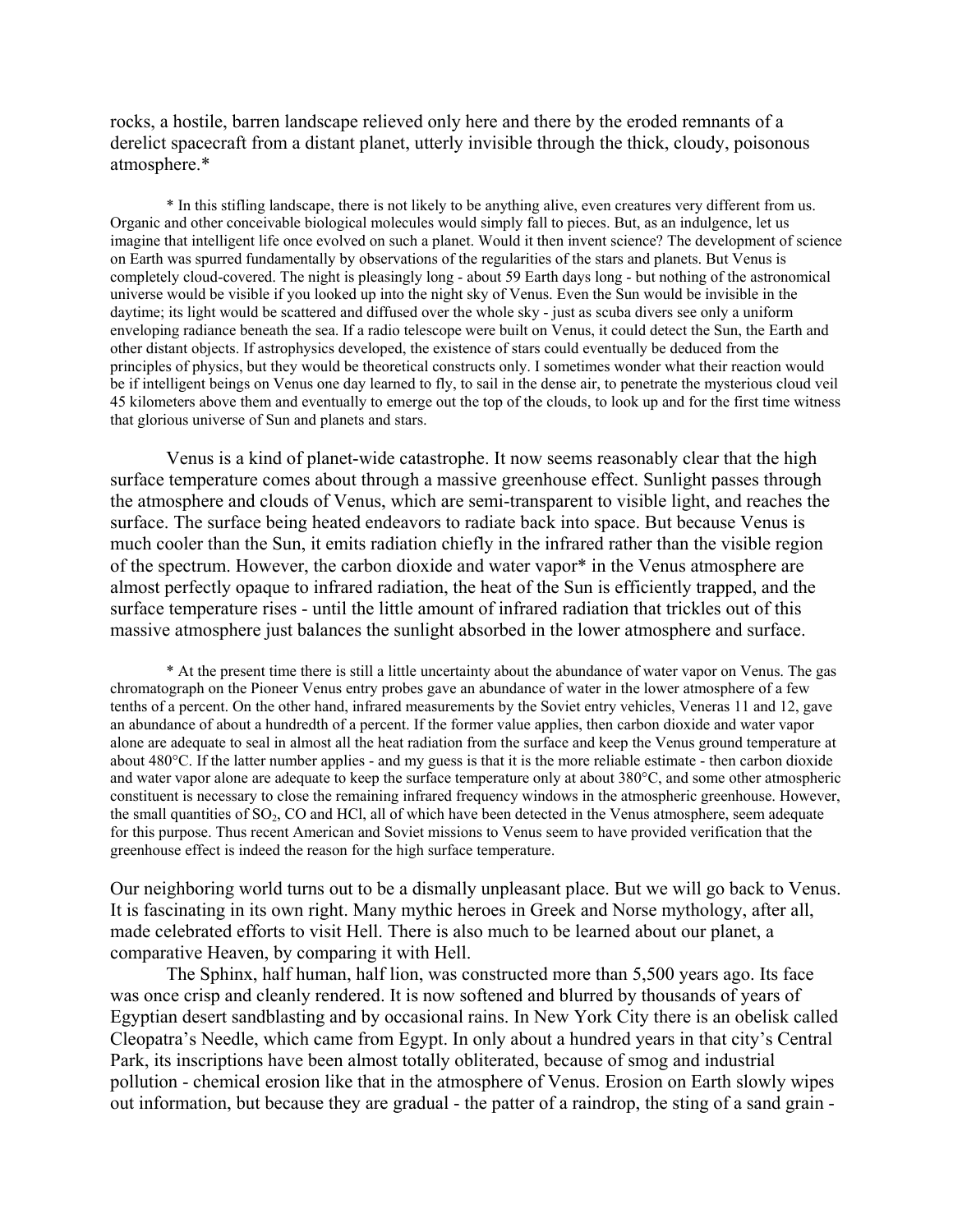rocks, a hostile, barren landscape relieved only here and there by the eroded remnants of a derelict spacecraft from a distant planet, utterly invisible through the thick, cloudy, poisonous atmosphere.*

* In this stifling landscape, there is not likely to be anything alive, even creatures very different from us. Organic and other conceivable biological molecules would simply fall to pieces. But, as an indulgence, let us imagine that intelligent life once evolved on such a planet. Would it then invent science? The development of science on Earth was spurred fundamentally by observations of the regularities of the stars and planets. But Venus is completely cloud-covered. The night is pleasingly long - about 59 Earth days long - but nothing of the astronomical universe would be visible if you looked up into the night sky of Venus. Even the Sun would be invisible in the daytime; its light would be scattered and diffused over the whole sky - just as scuba divers see only a uniform enveloping radiance beneath the sea. If a radio telescope were built on Venus, it could detect the Sun, the Earth and other distant objects. If astrophysics developed, the existence of stars could eventually be deduced from the principles of physics, but they would be theoretical constructs only. I sometimes wonder what their reaction would be if intelligent beings on Venus one day learned to fly, to sail in the dense air, to penetrate the mysterious cloud veil 45 kilometers above them and eventually to emerge out the top of the clouds, to look up and for the first time witness that glorious universe of Sun and planets and stars.

Venus is a kind of planet-wide catastrophe. It now seems reasonably clear that the high surface temperature comes about through a massive greenhouse effect. Sunlight passes through the atmosphere and clouds of Venus, which are semi-transparent to visible light, and reaches the surface. The surface being heated endeavors to radiate back into space. But because Venus is much cooler than the Sun, it emits radiation chiefly in the infrared rather than the visible region of the spectrum. However, the carbon dioxide and water vapor* in the Venus atmosphere are almost perfectly opaque to infrared radiation, the heat of the Sun is efficiently trapped, and the surface temperature rises - until the little amount of infrared radiation that trickles out of this massive atmosphere just balances the sunlight absorbed in the lower atmosphere and surface.

* At the present time there is still a little uncertainty about the abundance of water vapor on Venus. The gas chromatograph on the Pioneer Venus entry probes gave an abundance of water in the lower atmosphere of a few tenths of a percent. On the other hand, infrared measurements by the Soviet entry vehicles, Veneras 11 and 12, gave an abundance of about a hundredth of a percent. If the former value applies, then carbon dioxide and water vapor alone are adequate to seal in almost all the heat radiation from the surface and keep the Venus ground temperature at about 480°C. If the latter number applies - and my guess is that it is the more reliable estimate - then carbon dioxide and water vapor alone are adequate to keep the surface temperature only at about 380°C, and some other atmospheric constituent is necessary to close the remaining infrared frequency windows in the atmospheric greenhouse. However, the small quantities of $SO_2$, CO and HCl, all of which have been detected in the Venus atmosphere, seem adequate for this purpose. Thus recent American and Soviet missions to Venus seem to have provided verification that the greenhouse effect is indeed the reason for the high surface temperature.

Our neighboring world turns out to be a dismally unpleasant place. But we will go back to Venus. It is fascinating in its own right. Many mythic heroes in Greek and Norse mythology, after all, made celebrated efforts to visit Hell. There is also much to be learned about our planet, a comparative Heaven, by comparing it with Hell.

The Sphinx, half human, half lion, was constructed more than 5,500 years ago. Its face was once crisp and cleanly rendered. It is now softened and blurred by thousands of years of Egyptian desert sandblasting and by occasional rains. In New York City there is an obelisk called Cleopatra's Needle, which came from Egypt. In only about a hundred years in that city's Central Park, its inscriptions have been almost totally obliterated, because of smog and industrial pollution - chemical erosion like that in the atmosphere of Venus. Erosion on Earth slowly wipes out information, but because they are gradual - the patter of a raindrop, the sting of a sand grain -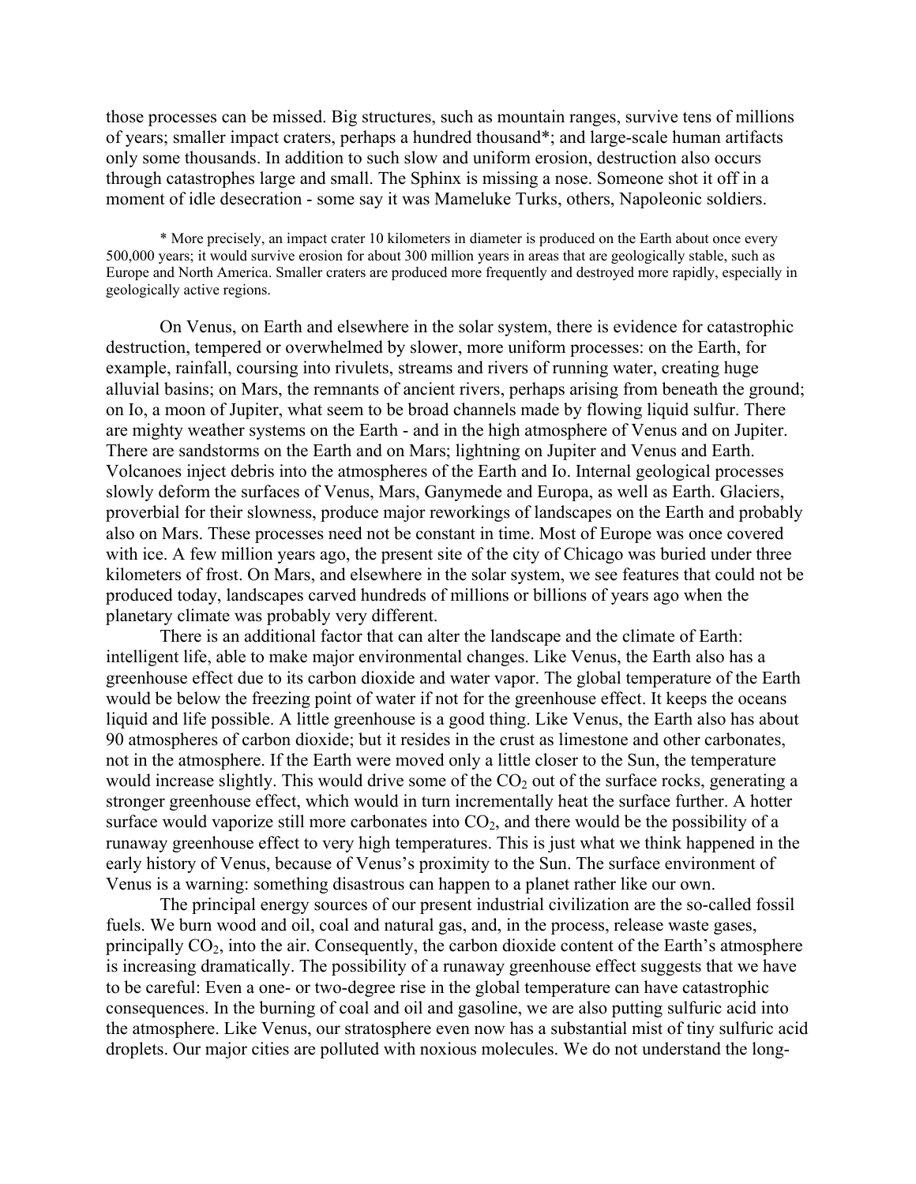those processes can be missed. Big structures, such as mountain ranges, survive tens of millions of years; smaller impact craters, perhaps a hundred thousand*; and large-scale human artifacts only some thousands. In addition to such slow and uniform erosion, destruction also occurs through catastrophes large and small. The Sphinx is missing a nose. Someone shot it off in a moment of idle desecration - some say it was Mameluke Turks, others, Napoleonic soldiers.

\* More precisely, an impact crater 10 kilometers in diameter is produced on the Earth about once every 500,000 years; it would survive erosion for about 300 million years in areas that are geologically stable, such as Europe and North America. Smaller craters are produced more frequently and destroyed more rapidly, especially in geologically active regions.

On Venus, on Earth and elsewhere in the solar system, there is evidence for catastrophic destruction, tempered or overwhelmed by slower, more uniform processes: on the Earth, for example, rainfall, coursing into rivulets, streams and rivers of running water, creating huge alluvial basins; on Mars, the remnants of ancient rivers, perhaps arising from beneath the ground; on Io, a moon of Jupiter, what seem to be broad channels made by flowing liquid sulfur. There are mighty weather systems on the Earth - and in the high atmosphere of Venus and on Jupiter. There are sandstorms on the Earth and on Mars; lightning on Jupiter and Venus and Earth. Volcanoes inject debris into the atmospheres of the Earth and Io. Internal geological processes slowly deform the surfaces of Venus, Mars, Ganymede and Europa, as well as Earth. Glaciers, proverbial for their slowness, produce major reworkings of landscapes on the Earth and probably also on Mars. These processes need not be constant in time. Most of Europe was once covered with ice. A few million years ago, the present site of the city of Chicago was buried under three kilometers of frost. On Mars, and elsewhere in the solar system, we see features that could not be produced today, landscapes carved hundreds of millions or billions of years ago when the planetary climate was probably very different.

There is an additional factor that can alter the landscape and the climate of Earth: intelligent life, able to make major environmental changes. Like Venus, the Earth also has a greenhouse effect due to its carbon dioxide and water vapor. The global temperature of the Earth would be below the freezing point of water if not for the greenhouse effect. It keeps the oceans liquid and life possible. A little greenhouse is a good thing. Like Venus, the Earth also has about 90 atmospheres of carbon dioxide; but it resides in the crust as limestone and other carbonates, not in the atmosphere. If the Earth were moved only a little closer to the Sun, the temperature would increase slightly. This would drive some of the $CO_2$ out of the surface rocks, generating a stronger greenhouse effect, which would in turn incrementally heat the surface further. A hotter surface would vaporize still more carbonates into $CO_2$, and there would be the possibility of a runaway greenhouse effect to very high temperatures. This is just what we think happened in the early history of Venus, because of Venus's proximity to the Sun. The surface environment of Venus is a warning: something disastrous can happen to a planet rather like our own.

The principal energy sources of our present industrial civilization are the so-called fossil fuels. We burn wood and oil, coal and natural gas, and, in the process, release waste gases, principally $CO_2$, into the air. Consequently, the carbon dioxide content of the Earth's atmosphere is increasing dramatically. The possibility of a runaway greenhouse effect suggests that we have to be careful: Even a one- or two-degree rise in the global temperature can have catastrophic consequences. In the burning of coal and oil and gasoline, we are also putting sulfuric acid into the atmosphere. Like Venus, our stratosphere even now has a substantial mist of tiny sulfuric acid droplets. Our major cities are polluted with noxious molecules. We do not understand the long-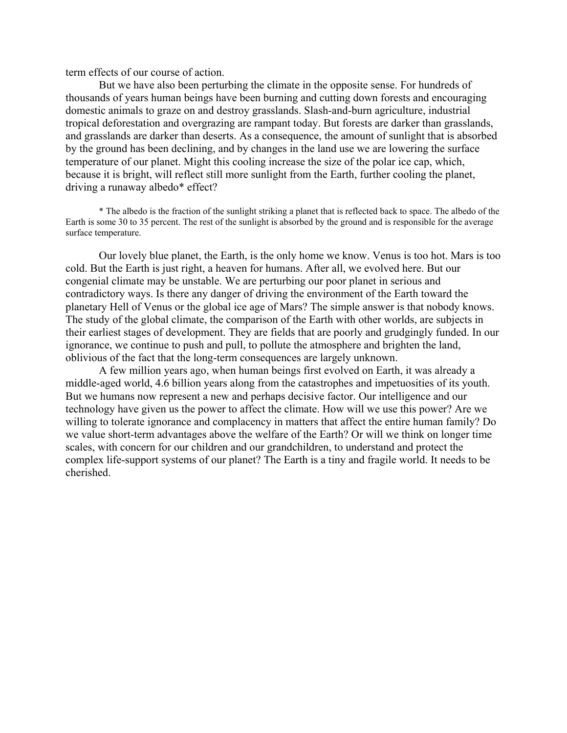term effects of our course of action.

But we have also been perturbing the climate in the opposite sense. For hundreds of thousands of years human beings have been burning and cutting down forests and encouraging domestic animals to graze on and destroy grasslands. Slash-and-burn agriculture, industrial tropical deforestation and overgrazing are rampant today. But forests are darker than grasslands, and grasslands are darker than deserts. As a consequence, the amount of sunlight that is absorbed by the ground has been declining, and by changes in the land use we are lowering the surface temperature of our planet. Might this cooling increase the size of the polar ice cap, which, because it is bright, will reflect still more sunlight from the Earth, further cooling the planet, driving a runaway albedo* effect?

\* The albedo is the fraction of the sunlight striking a planet that is reflected back to space. The albedo of the Earth is some 30 to 35 percent. The rest of the sunlight is absorbed by the ground and is responsible for the average surface temperature.

Our lovely blue planet, the Earth, is the only home we know. Venus is too hot. Mars is too cold. But the Earth is just right, a heaven for humans. After all, we evolved here. But our congenial climate may be unstable. We are perturbing our poor planet in serious and contradictory ways. Is there any danger of driving the environment of the Earth toward the planetary Hell of Venus or the global ice age of Mars? The simple answer is that nobody knows. The study of the global climate, the comparison of the Earth with other worlds, are subjects in their earliest stages of development. They are fields that are poorly and grudgingly funded. In our ignorance, we continue to push and pull, to pollute the atmosphere and brighten the land, oblivious of the fact that the long-term consequences are largely unknown.

A few million years ago, when human beings first evolved on Earth, it was already a middle-aged world, 4.6 billion years along from the catastrophes and impetuosities of its youth. But we humans now represent a new and perhaps decisive factor. Our intelligence and our technology have given us the power to affect the climate. How will we use this power? Are we willing to tolerate ignorance and complacency in matters that affect the entire human family? Do we value short-term advantages above the welfare of the Earth? Or will we think on longer time scales, with concern for our children and our grandchildren, to understand and protect the complex life-support systems of our planet? The Earth is a tiny and fragile world. It needs to be cherished.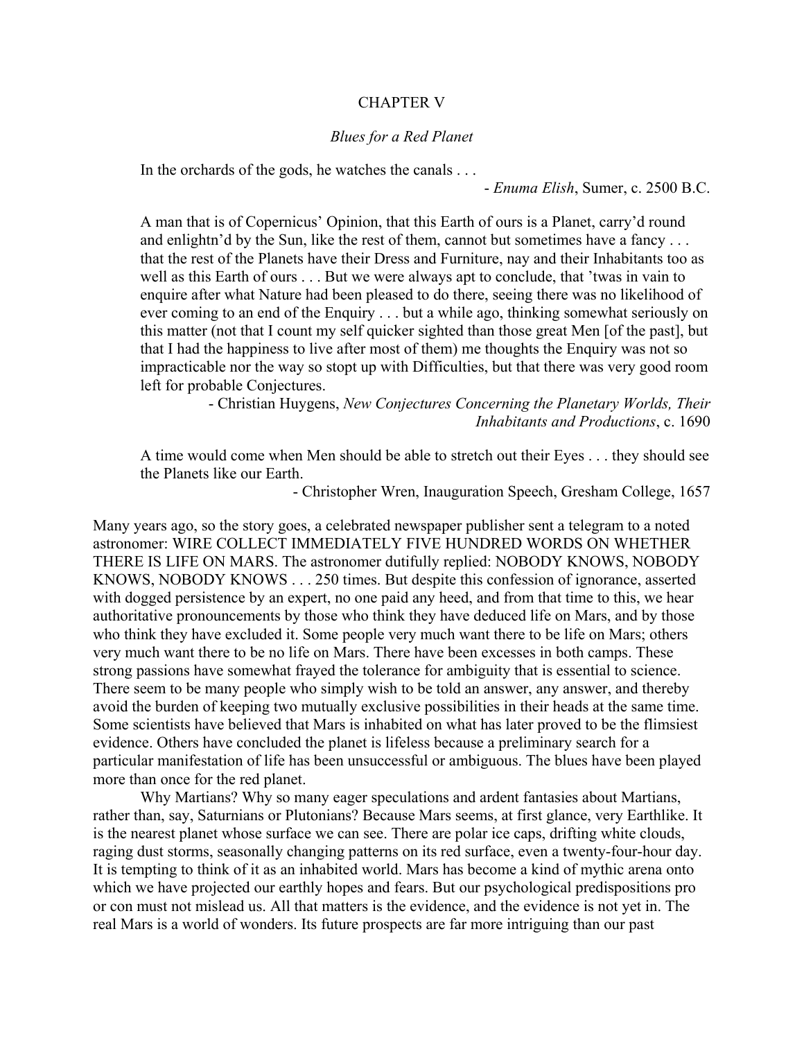# CHAPTER V

## *Blues for a Red Planet*

> In the orchards of the gods, he watches the canals . . .
>
> - *Enuma Elish*, Sumer, c. 2500 B.C.

> A man that is of Copernicus' Opinion, that this Earth of ours is a Planet, carry'd round and enlightn'd by the Sun, like the rest of them, cannot but sometimes have a fancy . . . that the rest of the Planets have their Dress and Furniture, nay and their Inhabitants too as well as this Earth of ours . . . But we were always apt to conclude, that 'twas in vain to enquire after what Nature had been pleased to do there, seeing there was no likelihood of ever coming to an end of the Enquiry . . . but a while ago, thinking somewhat seriously on this matter (not that I count my self quicker sighted than those great Men [of the past], but that I had the happiness to live after most of them) me thoughts the Enquiry was not so impracticable nor the way so stopt up with Difficulties, but that there was very good room left for probable Conjectures.
>
> - Christian Huygens, *New Conjectures Concerning the Planetary Worlds, Their Inhabitants and Productions*, c. 1690

> A time would come when Men should be able to stretch out their Eyes . . . they should see the Planets like our Earth.
>
> - Christopher Wren, Inauguration Speech, Gresham College, 1657

Many years ago, so the story goes, a celebrated newspaper publisher sent a telegram to a noted astronomer: WIRE COLLECT IMMEDIATELY FIVE HUNDRED WORDS ON WHETHER THERE IS LIFE ON MARS. The astronomer dutifully replied: NOBODY KNOWS, NOBODY KNOWS, NOBODY KNOWS . . . 250 times. But despite this confession of ignorance, asserted with dogged persistence by an expert, no one paid any heed, and from that time to this, we hear authoritative pronouncements by those who think they have deduced life on Mars, and by those who think they have excluded it. Some people very much want there to be life on Mars; others very much want there to be no life on Mars. There have been excesses in both camps. These strong passions have somewhat frayed the tolerance for ambiguity that is essential to science. There seem to be many people who simply wish to be told an answer, any answer, and thereby avoid the burden of keeping two mutually exclusive possibilities in their heads at the same time. Some scientists have believed that Mars is inhabited on what has later proved to be the flimsiest evidence. Others have concluded the planet is lifeless because a preliminary search for a particular manifestation of life has been unsuccessful or ambiguous. The blues have been played more than once for the red planet.

Why Martians? Why so many eager speculations and ardent fantasies about Martians, rather than, say, Saturnians or Plutonians? Because Mars seems, at first glance, very Earthlike. It is the nearest planet whose surface we can see. There are polar ice caps, drifting white clouds, raging dust storms, seasonally changing patterns on its red surface, even a twenty-four-hour day. It is tempting to think of it as an inhabited world. Mars has become a kind of mythic arena onto which we have projected our earthly hopes and fears. But our psychological predispositions pro or con must not mislead us. All that matters is the evidence, and the evidence is not yet in. The real Mars is a world of wonders. Its future prospects are far more intriguing than our past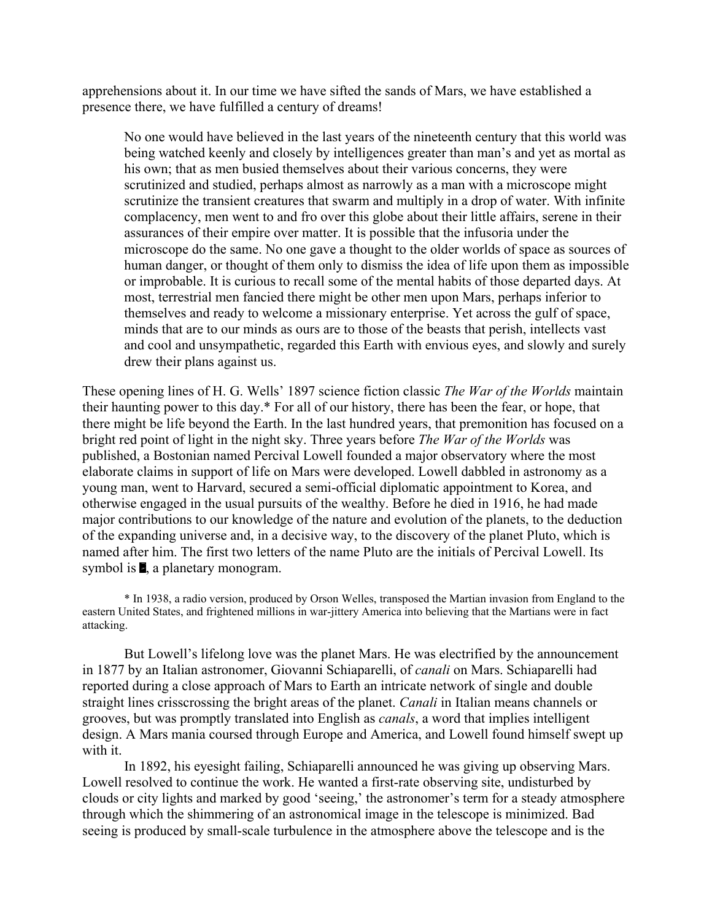apprehensions about it. In our time we have sifted the sands of Mars, we have established a presence there, we have fulfilled a century of dreams!

> No one would have believed in the last years of the nineteenth century that this world was being watched keenly and closely by intelligences greater than man's and yet as mortal as his own; that as men busied themselves about their various concerns, they were scrutinized and studied, perhaps almost as narrowly as a man with a microscope might scrutinize the transient creatures that swarm and multiply in a drop of water. With infinite complacency, men went to and fro over this globe about their little affairs, serene in their assurances of their empire over matter. It is possible that the infusoria under the microscope do the same. No one gave a thought to the older worlds of space as sources of human danger, or thought of them only to dismiss the idea of life upon them as impossible or improbable. It is curious to recall some of the mental habits of those departed days. At most, terrestrial men fancied there might be other men upon Mars, perhaps inferior to themselves and ready to welcome a missionary enterprise. Yet across the gulf of space, minds that are to our minds as ours are to those of the beasts that perish, intellects vast and cool and unsympathetic, regarded this Earth with envious eyes, and slowly and surely drew their plans against us.

These opening lines of H. G. Wells' 1897 science fiction classic *The War of the Worlds* maintain their haunting power to this day.* For all of our history, there has been the fear, or hope, that there might be life beyond the Earth. In the last hundred years, that premonition has focused on a bright red point of light in the night sky. Three years before *The War of the Worlds* was published, a Bostonian named Percival Lowell founded a major observatory where the most elaborate claims in support of life on Mars were developed. Lowell dabbled in astronomy as a young man, went to Harvard, secured a semi-official diplomatic appointment to Korea, and otherwise engaged in the usual pursuits of the wealthy. Before he died in 1916, he had made major contributions to our knowledge of the nature and evolution of the planets, to the deduction of the expanding universe and, in a decisive way, to the discovery of the planet Pluto, which is named after him. The first two letters of the name Pluto are the initials of Percival Lowell. Its symbol is ♇, a planetary monogram.

* In 1938, a radio version, produced by Orson Welles, transposed the Martian invasion from England to the eastern United States, and frightened millions in war-jittery America into believing that the Martians were in fact attacking.

But Lowell's lifelong love was the planet Mars. He was electrified by the announcement in 1877 by an Italian astronomer, Giovanni Schiaparelli, of *canali* on Mars. Schiaparelli had reported during a close approach of Mars to Earth an intricate network of single and double straight lines crisscrossing the bright areas of the planet. *Canali* in Italian means channels or grooves, but was promptly translated into English as *canals*, a word that implies intelligent design. A Mars mania coursed through Europe and America, and Lowell found himself swept up with it.

In 1892, his eyesight failing, Schiaparelli announced he was giving up observing Mars. Lowell resolved to continue the work. He wanted a first-rate observing site, undisturbed by clouds or city lights and marked by good 'seeing,' the astronomer's term for a steady atmosphere through which the shimmering of an astronomical image in the telescope is minimized. Bad seeing is produced by small-scale turbulence in the atmosphere above the telescope and is the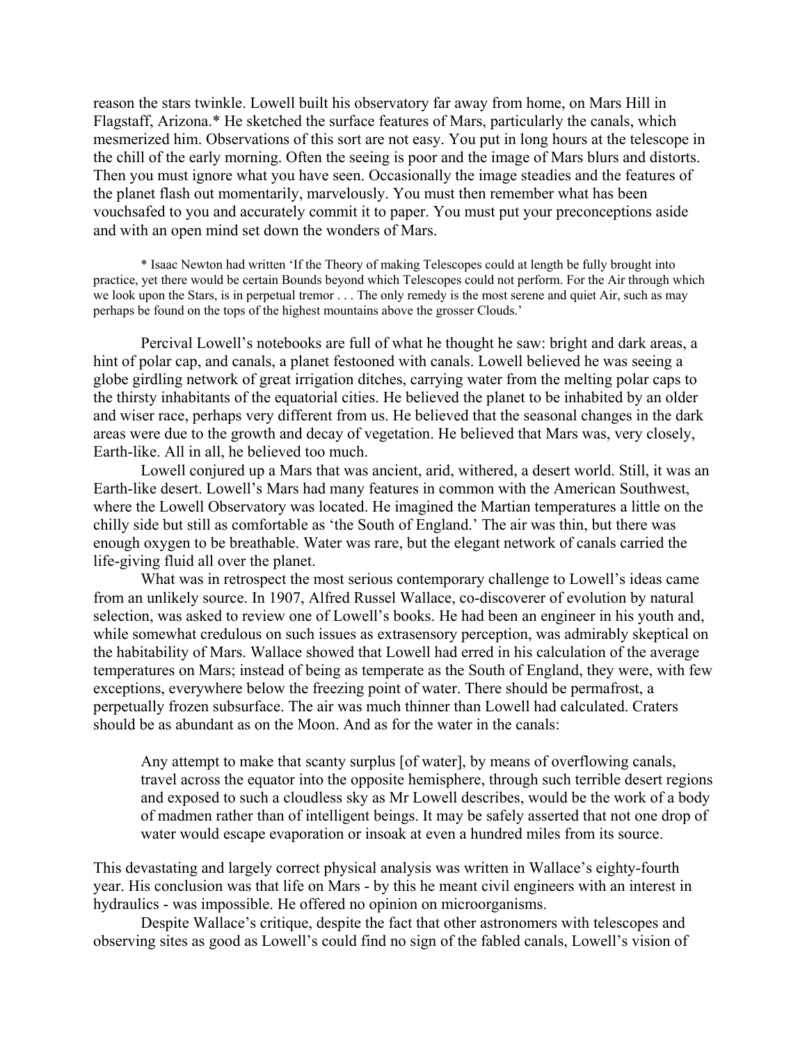reason the stars twinkle. Lowell built his observatory far away from home, on Mars Hill in Flagstaff, Arizona.* He sketched the surface features of Mars, particularly the canals, which mesmerized him. Observations of this sort are not easy. You put in long hours at the telescope in the chill of the early morning. Often the seeing is poor and the image of Mars blurs and distorts. Then you must ignore what you have seen. Occasionally the image steadies and the features of the planet flash out momentarily, marvelously. You must then remember what has been vouchsafed to you and accurately commit it to paper. You must put your preconceptions aside and with an open mind set down the wonders of Mars.

> * Isaac Newton had written 'If the Theory of making Telescopes could at length be fully brought into practice, yet there would be certain Bounds beyond which Telescopes could not perform. For the Air through which we look upon the Stars, is in perpetual tremor . . . The only remedy is the most serene and quiet Air, such as may perhaps be found on the tops of the highest mountains above the grosser Clouds.'

Percival Lowell's notebooks are full of what he thought he saw: bright and dark areas, a hint of polar cap, and canals, a planet festooned with canals. Lowell believed he was seeing a globe girdling network of great irrigation ditches, carrying water from the melting polar caps to the thirsty inhabitants of the equatorial cities. He believed the planet to be inhabited by an older and wiser race, perhaps very different from us. He believed that the seasonal changes in the dark areas were due to the growth and decay of vegetation. He believed that Mars was, very closely, Earth-like. All in all, he believed too much.

Lowell conjured up a Mars that was ancient, arid, withered, a desert world. Still, it was an Earth-like desert. Lowell's Mars had many features in common with the American Southwest, where the Lowell Observatory was located. He imagined the Martian temperatures a little on the chilly side but still as comfortable as 'the South of England.' The air was thin, but there was enough oxygen to be breathable. Water was rare, but the elegant network of canals carried the life-giving fluid all over the planet.

What was in retrospect the most serious contemporary challenge to Lowell's ideas came from an unlikely source. In 1907, Alfred Russel Wallace, co-discoverer of evolution by natural selection, was asked to review one of Lowell's books. He had been an engineer in his youth and, while somewhat credulous on such issues as extrasensory perception, was admirably skeptical on the habitability of Mars. Wallace showed that Lowell had erred in his calculation of the average temperatures on Mars; instead of being as temperate as the South of England, they were, with few exceptions, everywhere below the freezing point of water. There should be permafrost, a perpetually frozen subsurface. The air was much thinner than Lowell had calculated. Craters should be as abundant as on the Moon. And as for the water in the canals:

> Any attempt to make that scanty surplus [of water], by means of overflowing canals, travel across the equator into the opposite hemisphere, through such terrible desert regions and exposed to such a cloudless sky as Mr Lowell describes, would be the work of a body of madmen rather than of intelligent beings. It may be safely asserted that not one drop of water would escape evaporation or insoak at even a hundred miles from its source.

This devastating and largely correct physical analysis was written in Wallace's eighty-fourth year. His conclusion was that life on Mars - by this he meant civil engineers with an interest in hydraulics - was impossible. He offered no opinion on microorganisms.

Despite Wallace's critique, despite the fact that other astronomers with telescopes and observing sites as good as Lowell's could find no sign of the fabled canals, Lowell's vision of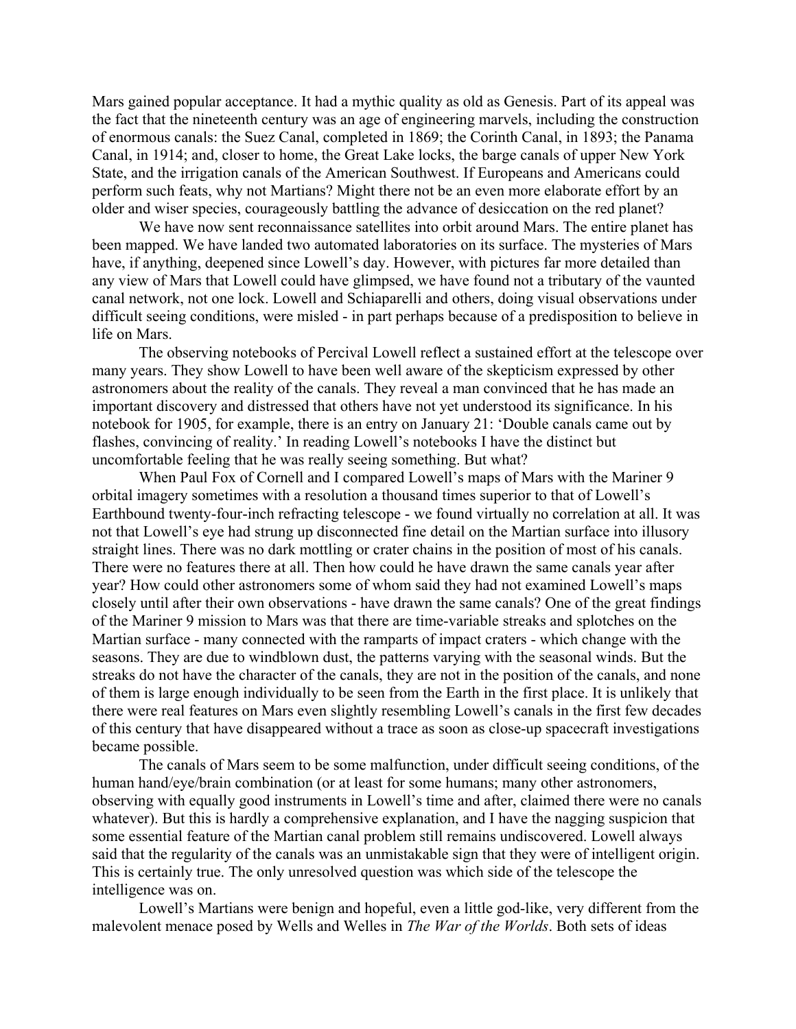Mars gained popular acceptance. It had a mythic quality as old as Genesis. Part of its appeal was the fact that the nineteenth century was an age of engineering marvels, including the construction of enormous canals: the Suez Canal, completed in 1869; the Corinth Canal, in 1893; the Panama Canal, in 1914; and, closer to home, the Great Lake locks, the barge canals of upper New York State, and the irrigation canals of the American Southwest. If Europeans and Americans could perform such feats, why not Martians? Might there not be an even more elaborate effort by an older and wiser species, courageously battling the advance of desiccation on the red planet?

We have now sent reconnaissance satellites into orbit around Mars. The entire planet has been mapped. We have landed two automated laboratories on its surface. The mysteries of Mars have, if anything, deepened since Lowell's day. However, with pictures far more detailed than any view of Mars that Lowell could have glimpsed, we have found not a tributary of the vaunted canal network, not one lock. Lowell and Schiaparelli and others, doing visual observations under difficult seeing conditions, were misled - in part perhaps because of a predisposition to believe in life on Mars.

The observing notebooks of Percival Lowell reflect a sustained effort at the telescope over many years. They show Lowell to have been well aware of the skepticism expressed by other astronomers about the reality of the canals. They reveal a man convinced that he has made an important discovery and distressed that others have not yet understood its significance. In his notebook for 1905, for example, there is an entry on January 21: 'Double canals came out by flashes, convincing of reality.' In reading Lowell's notebooks I have the distinct but uncomfortable feeling that he was really seeing something. But what?

When Paul Fox of Cornell and I compared Lowell's maps of Mars with the Mariner 9 orbital imagery sometimes with a resolution a thousand times superior to that of Lowell's Earthbound twenty-four-inch refracting telescope - we found virtually no correlation at all. It was not that Lowell's eye had strung up disconnected fine detail on the Martian surface into illusory straight lines. There was no dark mottling or crater chains in the position of most of his canals. There were no features there at all. Then how could he have drawn the same canals year after year? How could other astronomers some of whom said they had not examined Lowell's maps closely until after their own observations - have drawn the same canals? One of the great findings of the Mariner 9 mission to Mars was that there are time-variable streaks and splotches on the Martian surface - many connected with the ramparts of impact craters - which change with the seasons. They are due to windblown dust, the patterns varying with the seasonal winds. But the streaks do not have the character of the canals, they are not in the position of the canals, and none of them is large enough individually to be seen from the Earth in the first place. It is unlikely that there were real features on Mars even slightly resembling Lowell's canals in the first few decades of this century that have disappeared without a trace as soon as close-up spacecraft investigations became possible.

The canals of Mars seem to be some malfunction, under difficult seeing conditions, of the human hand/eye/brain combination (or at least for some humans; many other astronomers, observing with equally good instruments in Lowell's time and after, claimed there were no canals whatever). But this is hardly a comprehensive explanation, and I have the nagging suspicion that some essential feature of the Martian canal problem still remains undiscovered. Lowell always said that the regularity of the canals was an unmistakable sign that they were of intelligent origin. This is certainly true. The only unresolved question was which side of the telescope the intelligence was on.

Lowell's Martians were benign and hopeful, even a little god-like, very different from the malevolent menace posed by Wells and Welles in *The War of the Worlds*. Both sets of ideas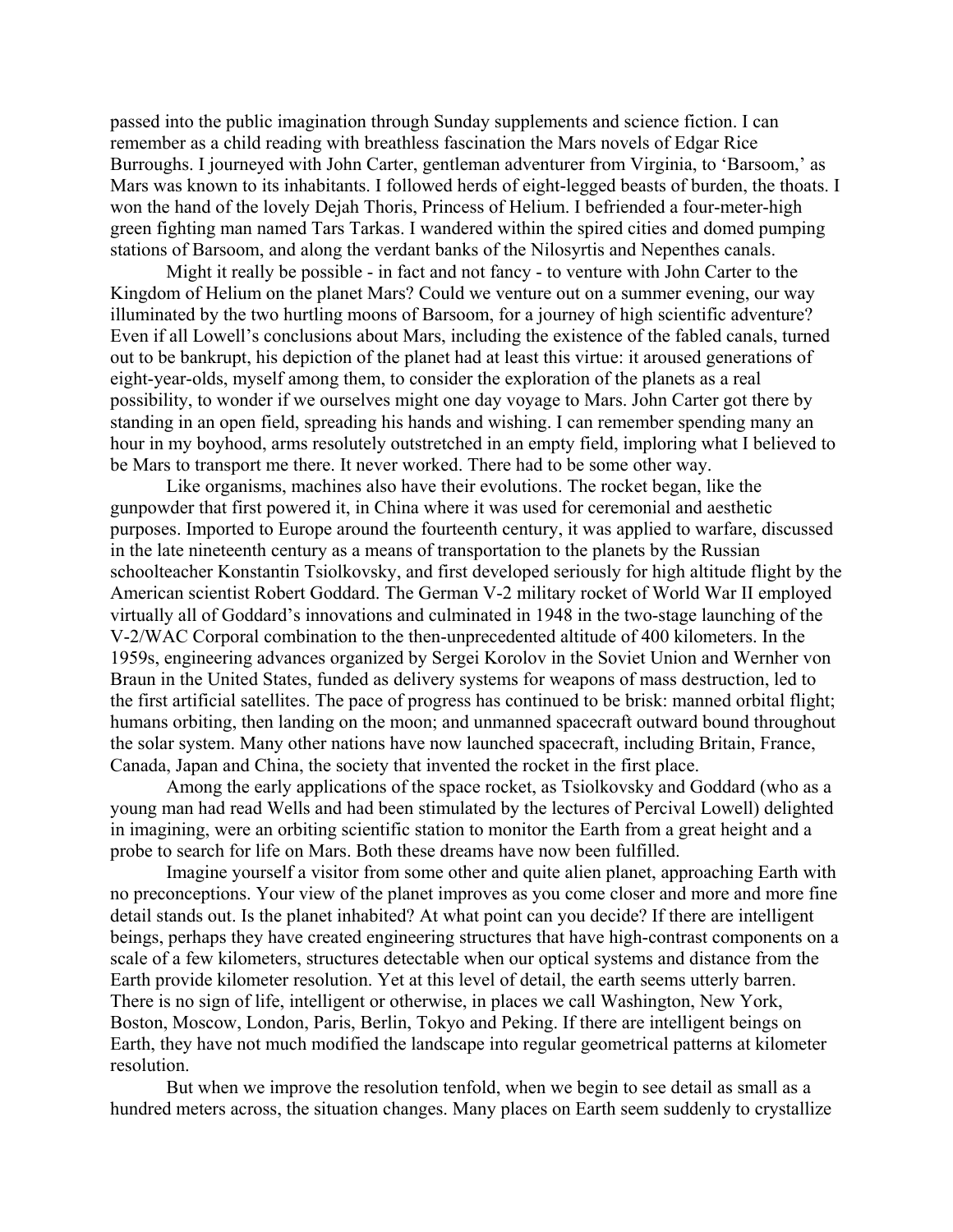passed into the public imagination through Sunday supplements and science fiction. I can remember as a child reading with breathless fascination the Mars novels of Edgar Rice Burroughs. I journeyed with John Carter, gentleman adventurer from Virginia, to 'Barsoom,' as Mars was known to its inhabitants. I followed herds of eight-legged beasts of burden, the thoats. I won the hand of the lovely Dejah Thoris, Princess of Helium. I befriended a four-meter-high green fighting man named Tars Tarkas. I wandered within the spired cities and domed pumping stations of Barsoom, and along the verdant banks of the Nilosyrtis and Nepenthes canals.

Might it really be possible - in fact and not fancy - to venture with John Carter to the Kingdom of Helium on the planet Mars? Could we venture out on a summer evening, our way illuminated by the two hurtling moons of Barsoom, for a journey of high scientific adventure? Even if all Lowell's conclusions about Mars, including the existence of the fabled canals, turned out to be bankrupt, his depiction of the planet had at least this virtue: it aroused generations of eight-year-olds, myself among them, to consider the exploration of the planets as a real possibility, to wonder if we ourselves might one day voyage to Mars. John Carter got there by standing in an open field, spreading his hands and wishing. I can remember spending many an hour in my boyhood, arms resolutely outstretched in an empty field, imploring what I believed to be Mars to transport me there. It never worked. There had to be some other way.

Like organisms, machines also have their evolutions. The rocket began, like the gunpowder that first powered it, in China where it was used for ceremonial and aesthetic purposes. Imported to Europe around the fourteenth century, it was applied to warfare, discussed in the late nineteenth century as a means of transportation to the planets by the Russian schoolteacher Konstantin Tsiolkovsky, and first developed seriously for high altitude flight by the American scientist Robert Goddard. The German V-2 military rocket of World War II employed virtually all of Goddard's innovations and culminated in 1948 in the two-stage launching of the V-2/WAC Corporal combination to the then-unprecedented altitude of 400 kilometers. In the 1959s, engineering advances organized by Sergei Korolov in the Soviet Union and Wernher von Braun in the United States, funded as delivery systems for weapons of mass destruction, led to the first artificial satellites. The pace of progress has continued to be brisk: manned orbital flight; humans orbiting, then landing on the moon; and unmanned spacecraft outward bound throughout the solar system. Many other nations have now launched spacecraft, including Britain, France, Canada, Japan and China, the society that invented the rocket in the first place.

Among the early applications of the space rocket, as Tsiolkovsky and Goddard (who as a young man had read Wells and had been stimulated by the lectures of Percival Lowell) delighted in imagining, were an orbiting scientific station to monitor the Earth from a great height and a probe to search for life on Mars. Both these dreams have now been fulfilled.

Imagine yourself a visitor from some other and quite alien planet, approaching Earth with no preconceptions. Your view of the planet improves as you come closer and more and more fine detail stands out. Is the planet inhabited? At what point can you decide? If there are intelligent beings, perhaps they have created engineering structures that have high-contrast components on a scale of a few kilometers, structures detectable when our optical systems and distance from the Earth provide kilometer resolution. Yet at this level of detail, the earth seems utterly barren. There is no sign of life, intelligent or otherwise, in places we call Washington, New York, Boston, Moscow, London, Paris, Berlin, Tokyo and Peking. If there are intelligent beings on Earth, they have not much modified the landscape into regular geometrical patterns at kilometer resolution.

But when we improve the resolution tenfold, when we begin to see detail as small as a hundred meters across, the situation changes. Many places on Earth seem suddenly to crystallize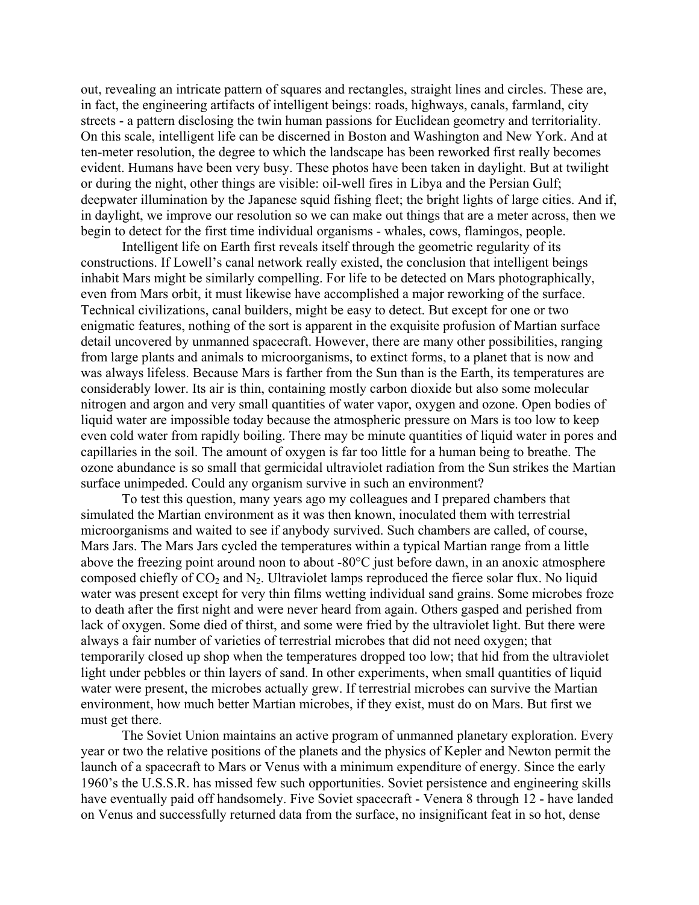out, revealing an intricate pattern of squares and rectangles, straight lines and circles. These are, in fact, the engineering artifacts of intelligent beings: roads, highways, canals, farmland, city streets - a pattern disclosing the twin human passions for Euclidean geometry and territoriality. On this scale, intelligent life can be discerned in Boston and Washington and New York. And at ten-meter resolution, the degree to which the landscape has been reworked first really becomes evident. Humans have been very busy. These photos have been taken in daylight. But at twilight or during the night, other things are visible: oil-well fires in Libya and the Persian Gulf; deepwater illumination by the Japanese squid fishing fleet; the bright lights of large cities. And if, in daylight, we improve our resolution so we can make out things that are a meter across, then we begin to detect for the first time individual organisms - whales, cows, flamingos, people.

Intelligent life on Earth first reveals itself through the geometric regularity of its constructions. If Lowell's canal network really existed, the conclusion that intelligent beings inhabit Mars might be similarly compelling. For life to be detected on Mars photographically, even from Mars orbit, it must likewise have accomplished a major reworking of the surface. Technical civilizations, canal builders, might be easy to detect. But except for one or two enigmatic features, nothing of the sort is apparent in the exquisite profusion of Martian surface detail uncovered by unmanned spacecraft. However, there are many other possibilities, ranging from large plants and animals to microorganisms, to extinct forms, to a planet that is now and was always lifeless. Because Mars is farther from the Sun than is the Earth, its temperatures are considerably lower. Its air is thin, containing mostly carbon dioxide but also some molecular nitrogen and argon and very small quantities of water vapor, oxygen and ozone. Open bodies of liquid water are impossible today because the atmospheric pressure on Mars is too low to keep even cold water from rapidly boiling. There may be minute quantities of liquid water in pores and capillaries in the soil. The amount of oxygen is far too little for a human being to breathe. The ozone abundance is so small that germicidal ultraviolet radiation from the Sun strikes the Martian surface unimpeded. Could any organism survive in such an environment?

To test this question, many years ago my colleagues and I prepared chambers that simulated the Martian environment as it was then known, inoculated them with terrestrial microorganisms and waited to see if anybody survived. Such chambers are called, of course, Mars Jars. The Mars Jars cycled the temperatures within a typical Martian range from a little above the freezing point around noon to about -80°C just before dawn, in an anoxic atmosphere composed chiefly of $CO_2$ and $N_2$. Ultraviolet lamps reproduced the fierce solar flux. No liquid water was present except for very thin films wetting individual sand grains. Some microbes froze to death after the first night and were never heard from again. Others gasped and perished from lack of oxygen. Some died of thirst, and some were fried by the ultraviolet light. But there were always a fair number of varieties of terrestrial microbes that did not need oxygen; that temporarily closed up shop when the temperatures dropped too low; that hid from the ultraviolet light under pebbles or thin layers of sand. In other experiments, when small quantities of liquid water were present, the microbes actually grew. If terrestrial microbes can survive the Martian environment, how much better Martian microbes, if they exist, must do on Mars. But first we must get there.

The Soviet Union maintains an active program of unmanned planetary exploration. Every year or two the relative positions of the planets and the physics of Kepler and Newton permit the launch of a spacecraft to Mars or Venus with a minimum expenditure of energy. Since the early 1960's the U.S.S.R. has missed few such opportunities. Soviet persistence and engineering skills have eventually paid off handsomely. Five Soviet spacecraft - Venera 8 through 12 - have landed on Venus and successfully returned data from the surface, no insignificant feat in so hot, dense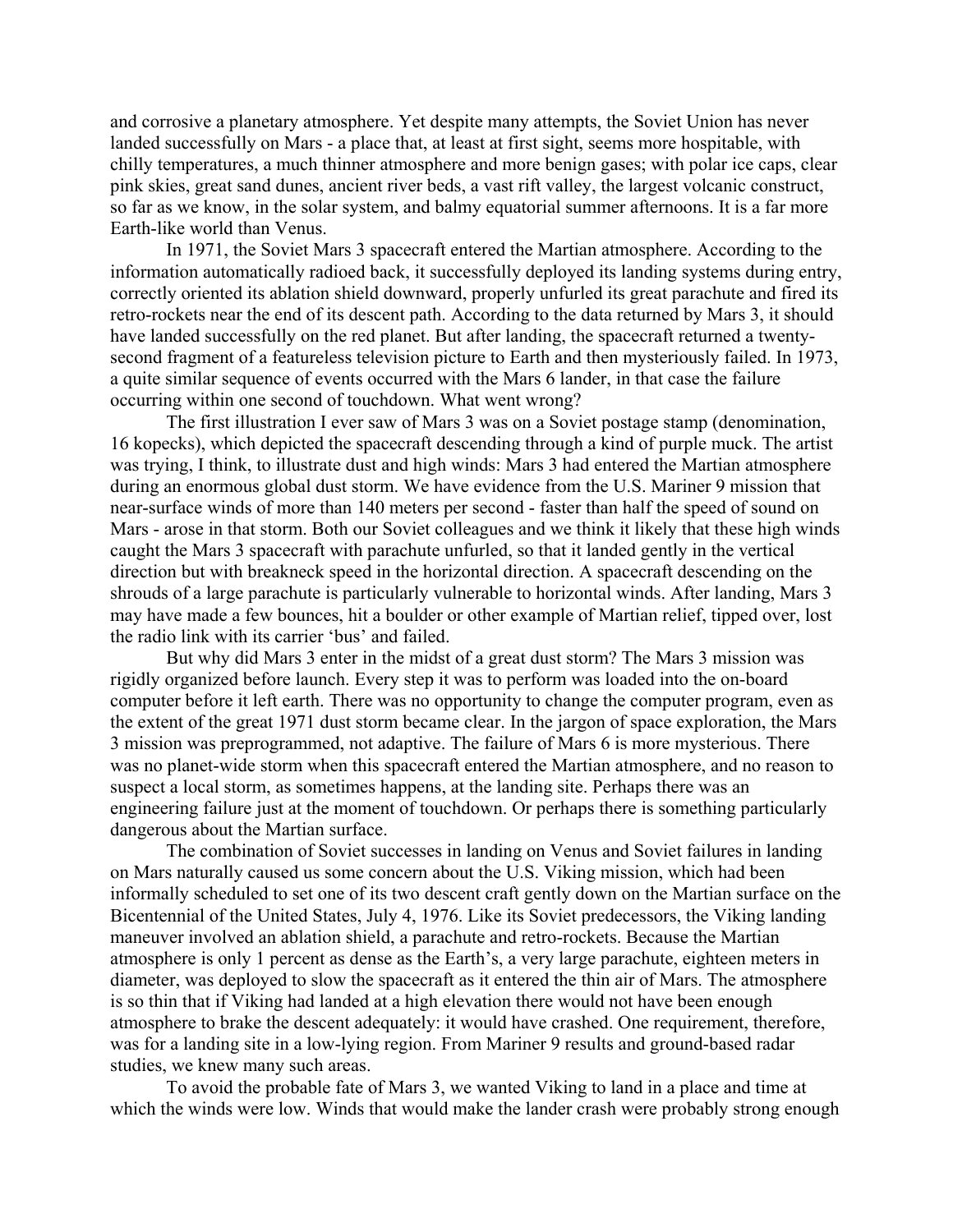and corrosive a planetary atmosphere. Yet despite many attempts, the Soviet Union has never landed successfully on Mars - a place that, at least at first sight, seems more hospitable, with chilly temperatures, a much thinner atmosphere and more benign gases; with polar ice caps, clear pink skies, great sand dunes, ancient river beds, a vast rift valley, the largest volcanic construct, so far as we know, in the solar system, and balmy equatorial summer afternoons. It is a far more Earth-like world than Venus.

In 1971, the Soviet Mars 3 spacecraft entered the Martian atmosphere. According to the information automatically radioed back, it successfully deployed its landing systems during entry, correctly oriented its ablation shield downward, properly unfurled its great parachute and fired its retro-rockets near the end of its descent path. According to the data returned by Mars 3, it should have landed successfully on the red planet. But after landing, the spacecraft returned a twenty-second fragment of a featureless television picture to Earth and then mysteriously failed. In 1973, a quite similar sequence of events occurred with the Mars 6 lander, in that case the failure occurring within one second of touchdown. What went wrong?

The first illustration I ever saw of Mars 3 was on a Soviet postage stamp (denomination, 16 kopecks), which depicted the spacecraft descending through a kind of purple muck. The artist was trying, I think, to illustrate dust and high winds: Mars 3 had entered the Martian atmosphere during an enormous global dust storm. We have evidence from the U.S. Mariner 9 mission that near-surface winds of more than 140 meters per second - faster than half the speed of sound on Mars - arose in that storm. Both our Soviet colleagues and we think it likely that these high winds caught the Mars 3 spacecraft with parachute unfurled, so that it landed gently in the vertical direction but with breakneck speed in the horizontal direction. A spacecraft descending on the shrouds of a large parachute is particularly vulnerable to horizontal winds. After landing, Mars 3 may have made a few bounces, hit a boulder or other example of Martian relief, tipped over, lost the radio link with its carrier 'bus' and failed.

But why did Mars 3 enter in the midst of a great dust storm? The Mars 3 mission was rigidly organized before launch. Every step it was to perform was loaded into the on-board computer before it left earth. There was no opportunity to change the computer program, even as the extent of the great 1971 dust storm became clear. In the jargon of space exploration, the Mars 3 mission was preprogrammed, not adaptive. The failure of Mars 6 is more mysterious. There was no planet-wide storm when this spacecraft entered the Martian atmosphere, and no reason to suspect a local storm, as sometimes happens, at the landing site. Perhaps there was an engineering failure just at the moment of touchdown. Or perhaps there is something particularly dangerous about the Martian surface.

The combination of Soviet successes in landing on Venus and Soviet failures in landing on Mars naturally caused us some concern about the U.S. Viking mission, which had been informally scheduled to set one of its two descent craft gently down on the Martian surface on the Bicentennial of the United States, July 4, 1976. Like its Soviet predecessors, the Viking landing maneuver involved an ablation shield, a parachute and retro-rockets. Because the Martian atmosphere is only 1 percent as dense as the Earth's, a very large parachute, eighteen meters in diameter, was deployed to slow the spacecraft as it entered the thin air of Mars. The atmosphere is so thin that if Viking had landed at a high elevation there would not have been enough atmosphere to brake the descent adequately: it would have crashed. One requirement, therefore, was for a landing site in a low-lying region. From Mariner 9 results and ground-based radar studies, we knew many such areas.

To avoid the probable fate of Mars 3, we wanted Viking to land in a place and time at which the winds were low. Winds that would make the lander crash were probably strong enough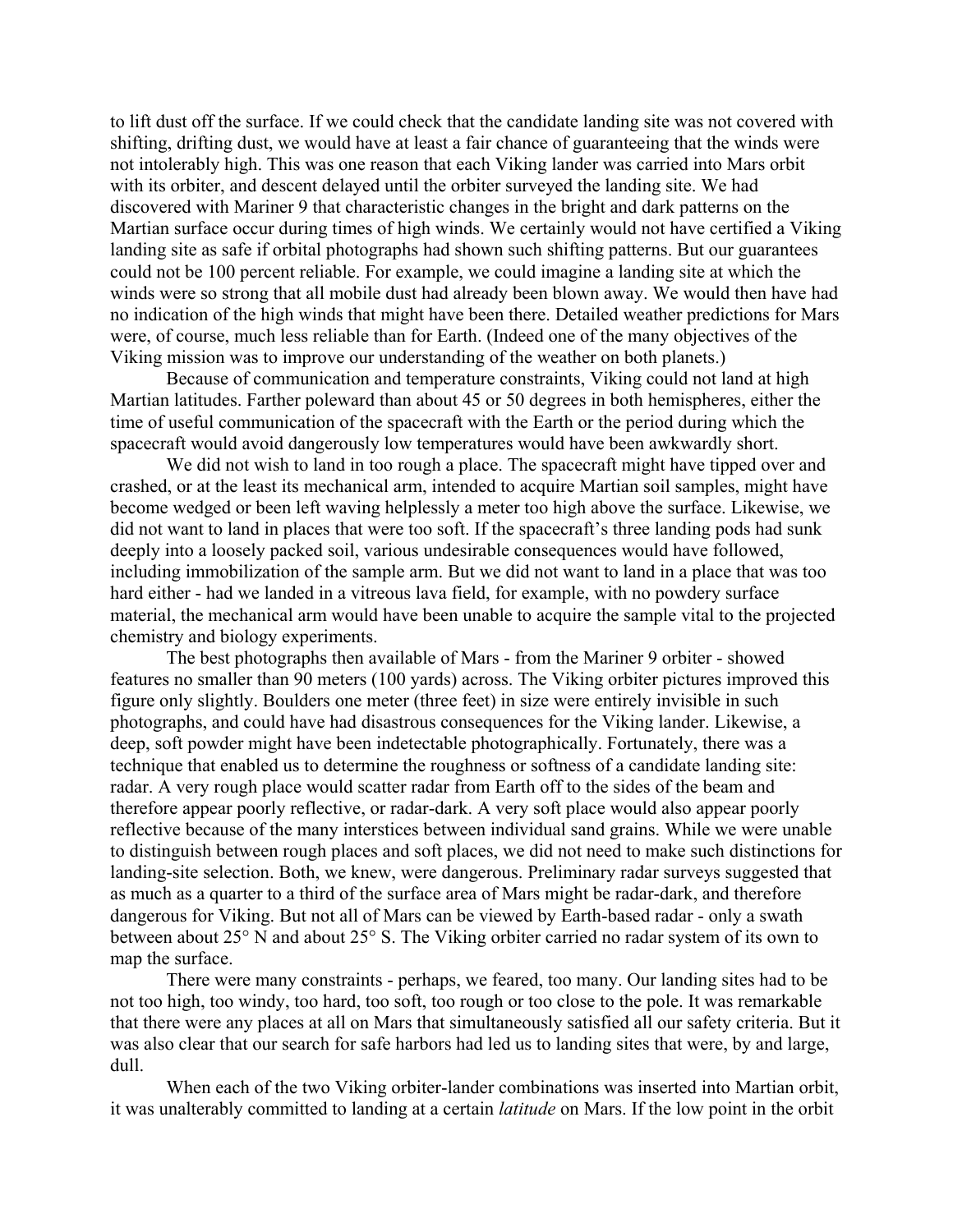to lift dust off the surface. If we could check that the candidate landing site was not covered with shifting, drifting dust, we would have at least a fair chance of guaranteeing that the winds were not intolerably high. This was one reason that each Viking lander was carried into Mars orbit with its orbiter, and descent delayed until the orbiter surveyed the landing site. We had discovered with Mariner 9 that characteristic changes in the bright and dark patterns on the Martian surface occur during times of high winds. We certainly would not have certified a Viking landing site as safe if orbital photographs had shown such shifting patterns. But our guarantees could not be 100 percent reliable. For example, we could imagine a landing site at which the winds were so strong that all mobile dust had already been blown away. We would then have had no indication of the high winds that might have been there. Detailed weather predictions for Mars were, of course, much less reliable than for Earth. (Indeed one of the many objectives of the Viking mission was to improve our understanding of the weather on both planets.)

Because of communication and temperature constraints, Viking could not land at high Martian latitudes. Farther poleward than about 45 or 50 degrees in both hemispheres, either the time of useful communication of the spacecraft with the Earth or the period during which the spacecraft would avoid dangerously low temperatures would have been awkwardly short.

We did not wish to land in too rough a place. The spacecraft might have tipped over and crashed, or at the least its mechanical arm, intended to acquire Martian soil samples, might have become wedged or been left waving helplessly a meter too high above the surface. Likewise, we did not want to land in places that were too soft. If the spacecraft's three landing pods had sunk deeply into a loosely packed soil, various undesirable consequences would have followed, including immobilization of the sample arm. But we did not want to land in a place that was too hard either - had we landed in a vitreous lava field, for example, with no powdery surface material, the mechanical arm would have been unable to acquire the sample vital to the projected chemistry and biology experiments.

The best photographs then available of Mars - from the Mariner 9 orbiter - showed features no smaller than 90 meters (100 yards) across. The Viking orbiter pictures improved this figure only slightly. Boulders one meter (three feet) in size were entirely invisible in such photographs, and could have had disastrous consequences for the Viking lander. Likewise, a deep, soft powder might have been indetectable photographically. Fortunately, there was a technique that enabled us to determine the roughness or softness of a candidate landing site: radar. A very rough place would scatter radar from Earth off to the sides of the beam and therefore appear poorly reflective, or radar-dark. A very soft place would also appear poorly reflective because of the many interstices between individual sand grains. While we were unable to distinguish between rough places and soft places, we did not need to make such distinctions for landing-site selection. Both, we knew, were dangerous. Preliminary radar surveys suggested that as much as a quarter to a third of the surface area of Mars might be radar-dark, and therefore dangerous for Viking. But not all of Mars can be viewed by Earth-based radar - only a swath between about 25° N and about 25° S. The Viking orbiter carried no radar system of its own to map the surface.

There were many constraints - perhaps, we feared, too many. Our landing sites had to be not too high, too windy, too hard, too soft, too rough or too close to the pole. It was remarkable that there were any places at all on Mars that simultaneously satisfied all our safety criteria. But it was also clear that our search for safe harbors had led us to landing sites that were, by and large, dull.

When each of the two Viking orbiter-lander combinations was inserted into Martian orbit, it was unalterably committed to landing at a certain *latitude* on Mars. If the low point in the orbit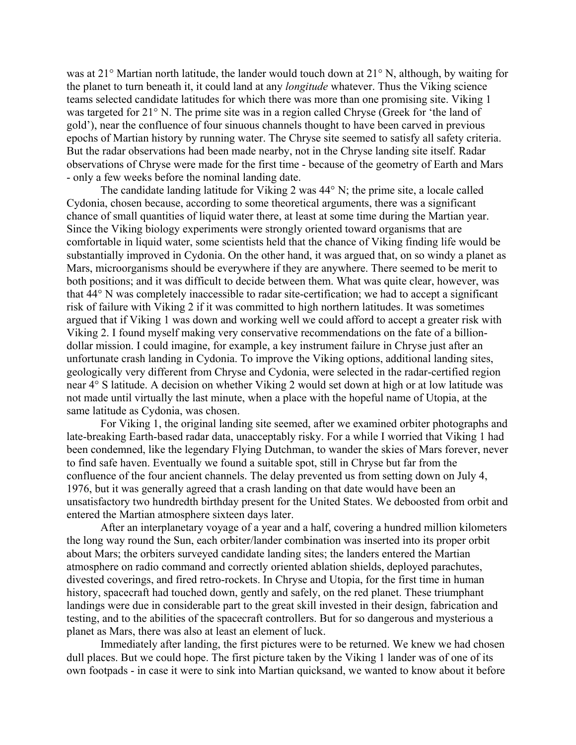was at 21° Martian north latitude, the lander would touch down at 21° N, although, by waiting for the planet to turn beneath it, it could land at any *longitude* whatever. Thus the Viking science teams selected candidate latitudes for which there was more than one promising site. Viking 1 was targeted for 21° N. The prime site was in a region called Chryse (Greek for 'the land of gold'), near the confluence of four sinuous channels thought to have been carved in previous epochs of Martian history by running water. The Chryse site seemed to satisfy all safety criteria. But the radar observations had been made nearby, not in the Chryse landing site itself. Radar observations of Chryse were made for the first time - because of the geometry of Earth and Mars - only a few weeks before the nominal landing date.

The candidate landing latitude for Viking 2 was 44° N; the prime site, a locale called Cydonia, chosen because, according to some theoretical arguments, there was a significant chance of small quantities of liquid water there, at least at some time during the Martian year. Since the Viking biology experiments were strongly oriented toward organisms that are comfortable in liquid water, some scientists held that the chance of Viking finding life would be substantially improved in Cydonia. On the other hand, it was argued that, on so windy a planet as Mars, microorganisms should be everywhere if they are anywhere. There seemed to be merit to both positions; and it was difficult to decide between them. What was quite clear, however, was that 44° N was completely inaccessible to radar site-certification; we had to accept a significant risk of failure with Viking 2 if it was committed to high northern latitudes. It was sometimes argued that if Viking 1 was down and working well we could afford to accept a greater risk with Viking 2. I found myself making very conservative recommendations on the fate of a billion-dollar mission. I could imagine, for example, a key instrument failure in Chryse just after an unfortunate crash landing in Cydonia. To improve the Viking options, additional landing sites, geologically very different from Chryse and Cydonia, were selected in the radar-certified region near 4° S latitude. A decision on whether Viking 2 would set down at high or at low latitude was not made until virtually the last minute, when a place with the hopeful name of Utopia, at the same latitude as Cydonia, was chosen.

For Viking 1, the original landing site seemed, after we examined orbiter photographs and late-breaking Earth-based radar data, unacceptably risky. For a while I worried that Viking 1 had been condemned, like the legendary Flying Dutchman, to wander the skies of Mars forever, never to find safe haven. Eventually we found a suitable spot, still in Chryse but far from the confluence of the four ancient channels. The delay prevented us from setting down on July 4, 1976, but it was generally agreed that a crash landing on that date would have been an unsatisfactory two hundredth birthday present for the United States. We deboosted from orbit and entered the Martian atmosphere sixteen days later.

After an interplanetary voyage of a year and a half, covering a hundred million kilometers the long way round the Sun, each orbiter/lander combination was inserted into its proper orbit about Mars; the orbiters surveyed candidate landing sites; the landers entered the Martian atmosphere on radio command and correctly oriented ablation shields, deployed parachutes, divested coverings, and fired retro-rockets. In Chryse and Utopia, for the first time in human history, spacecraft had touched down, gently and safely, on the red planet. These triumphant landings were due in considerable part to the great skill invested in their design, fabrication and testing, and to the abilities of the spacecraft controllers. But for so dangerous and mysterious a planet as Mars, there was also at least an element of luck.

Immediately after landing, the first pictures were to be returned. We knew we had chosen dull places. But we could hope. The first picture taken by the Viking 1 lander was of one of its own footpads - in case it were to sink into Martian quicksand, we wanted to know about it before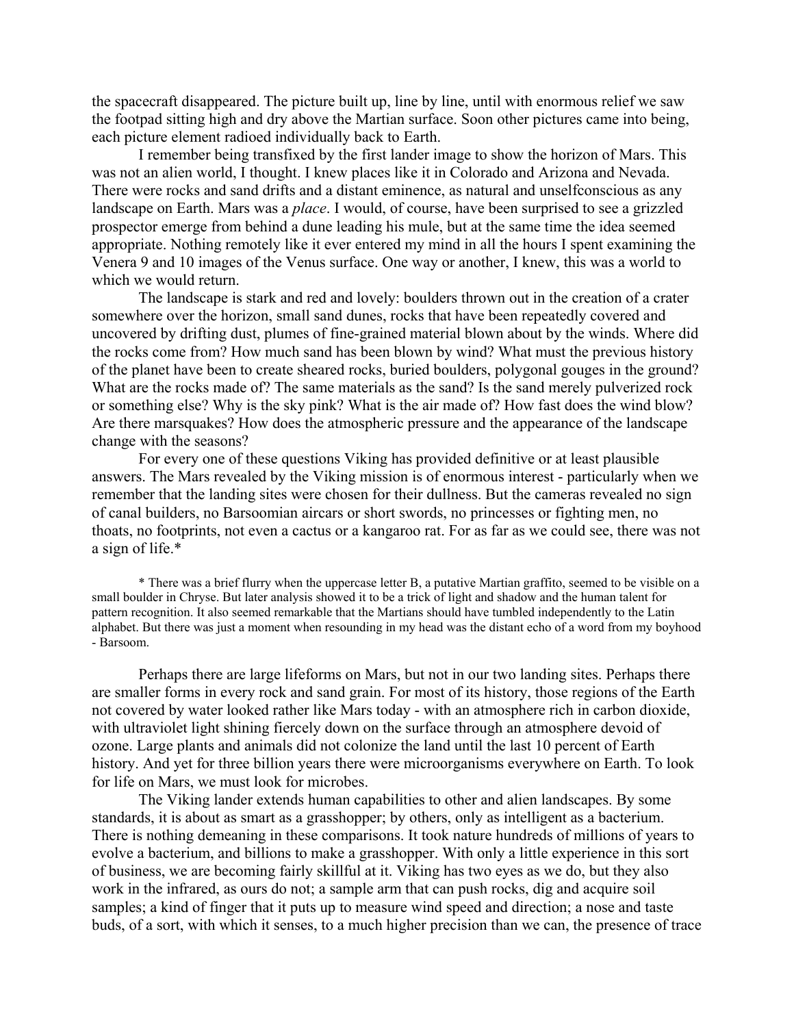the spacecraft disappeared. The picture built up, line by line, until with enormous relief we saw the footpad sitting high and dry above the Martian surface. Soon other pictures came into being, each picture element radioed individually back to Earth.

I remember being transfixed by the first lander image to show the horizon of Mars. This was not an alien world, I thought. I knew places like it in Colorado and Arizona and Nevada. There were rocks and sand drifts and a distant eminence, as natural and unselfconscious as any landscape on Earth. Mars was a *place*. I would, of course, have been surprised to see a grizzled prospector emerge from behind a dune leading his mule, but at the same time the idea seemed appropriate. Nothing remotely like it ever entered my mind in all the hours I spent examining the Venera 9 and 10 images of the Venus surface. One way or another, I knew, this was a world to which we would return.

The landscape is stark and red and lovely: boulders thrown out in the creation of a crater somewhere over the horizon, small sand dunes, rocks that have been repeatedly covered and uncovered by drifting dust, plumes of fine-grained material blown about by the winds. Where did the rocks come from? How much sand has been blown by wind? What must the previous history of the planet have been to create sheared rocks, buried boulders, polygonal gouges in the ground? What are the rocks made of? The same materials as the sand? Is the sand merely pulverized rock or something else? Why is the sky pink? What is the air made of? How fast does the wind blow? Are there marsquakes? How does the atmospheric pressure and the appearance of the landscape change with the seasons?

For every one of these questions Viking has provided definitive or at least plausible answers. The Mars revealed by the Viking mission is of enormous interest - particularly when we remember that the landing sites were chosen for their dullness. But the cameras revealed no sign of canal builders, no Barsoomian aircars or short swords, no princesses or fighting men, no thoats, no footprints, not even a cactus or a kangaroo rat. For as far as we could see, there was not a sign of life.*

\* There was a brief flurry when the uppercase letter B, a putative Martian graffito, seemed to be visible on a small boulder in Chryse. But later analysis showed it to be a trick of light and shadow and the human talent for pattern recognition. It also seemed remarkable that the Martians should have tumbled independently to the Latin alphabet. But there was just a moment when resounding in my head was the distant echo of a word from my boyhood - Barsoom.

Perhaps there are large lifeforms on Mars, but not in our two landing sites. Perhaps there are smaller forms in every rock and sand grain. For most of its history, those regions of the Earth not covered by water looked rather like Mars today - with an atmosphere rich in carbon dioxide, with ultraviolet light shining fiercely down on the surface through an atmosphere devoid of ozone. Large plants and animals did not colonize the land until the last 10 percent of Earth history. And yet for three billion years there were microorganisms everywhere on Earth. To look for life on Mars, we must look for microbes.

The Viking lander extends human capabilities to other and alien landscapes. By some standards, it is about as smart as a grasshopper; by others, only as intelligent as a bacterium. There is nothing demeaning in these comparisons. It took nature hundreds of millions of years to evolve a bacterium, and billions to make a grasshopper. With only a little experience in this sort of business, we are becoming fairly skillful at it. Viking has two eyes as we do, but they also work in the infrared, as ours do not; a sample arm that can push rocks, dig and acquire soil samples; a kind of finger that it puts up to measure wind speed and direction; a nose and taste buds, of a sort, with which it senses, to a much higher precision than we can, the presence of trace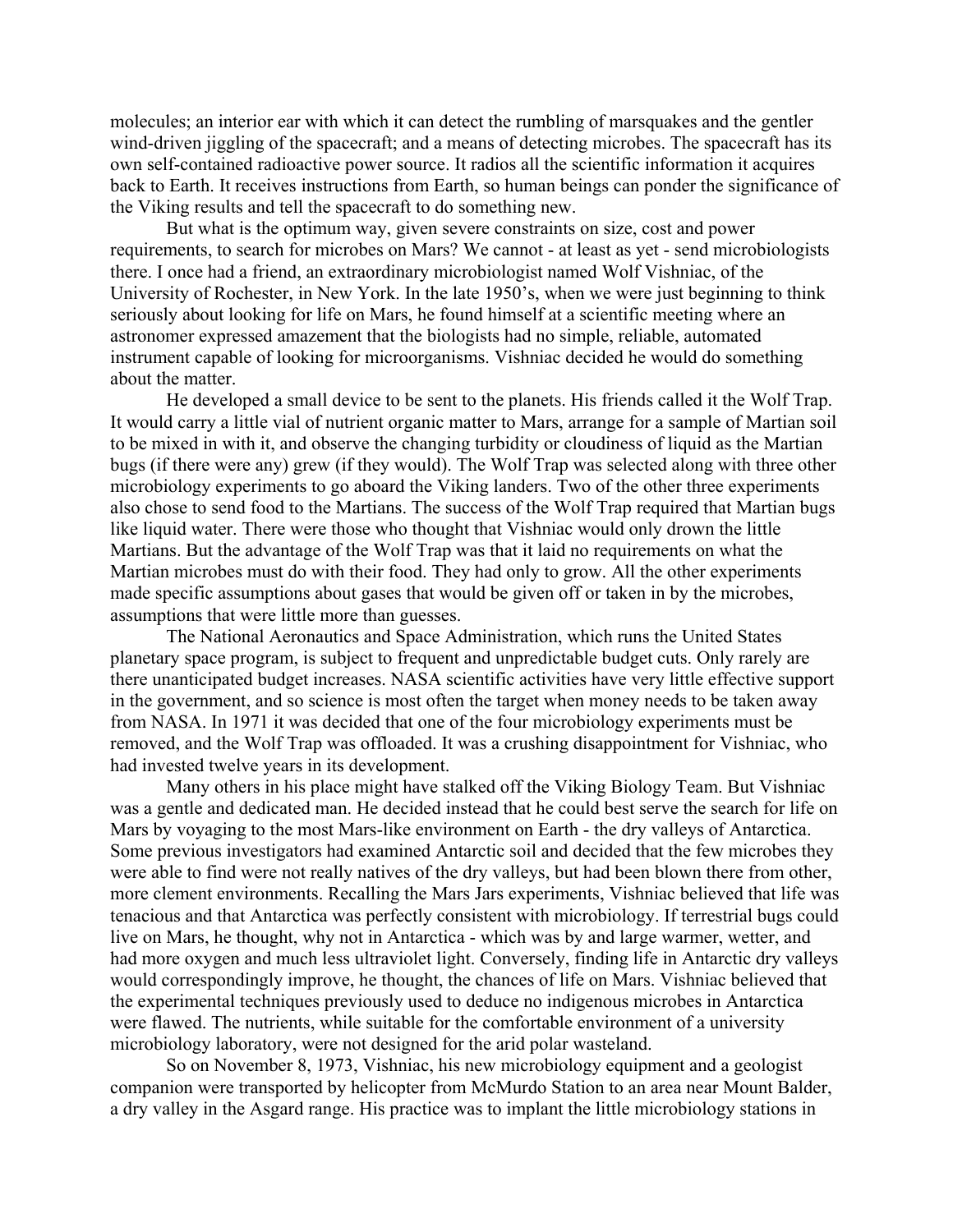molecules; an interior ear with which it can detect the rumbling of marsquakes and the gentler wind-driven jiggling of the spacecraft; and a means of detecting microbes. The spacecraft has its own self-contained radioactive power source. It radios all the scientific information it acquires back to Earth. It receives instructions from Earth, so human beings can ponder the significance of the Viking results and tell the spacecraft to do something new.

But what is the optimum way, given severe constraints on size, cost and power requirements, to search for microbes on Mars? We cannot - at least as yet - send microbiologists there. I once had a friend, an extraordinary microbiologist named Wolf Vishniac, of the University of Rochester, in New York. In the late 1950's, when we were just beginning to think seriously about looking for life on Mars, he found himself at a scientific meeting where an astronomer expressed amazement that the biologists had no simple, reliable, automated instrument capable of looking for microorganisms. Vishniac decided he would do something about the matter.

He developed a small device to be sent to the planets. His friends called it the Wolf Trap. It would carry a little vial of nutrient organic matter to Mars, arrange for a sample of Martian soil to be mixed in with it, and observe the changing turbidity or cloudiness of liquid as the Martian bugs (if there were any) grew (if they would). The Wolf Trap was selected along with three other microbiology experiments to go aboard the Viking landers. Two of the other three experiments also chose to send food to the Martians. The success of the Wolf Trap required that Martian bugs like liquid water. There were those who thought that Vishniac would only drown the little Martians. But the advantage of the Wolf Trap was that it laid no requirements on what the Martian microbes must do with their food. They had only to grow. All the other experiments made specific assumptions about gases that would be given off or taken in by the microbes, assumptions that were little more than guesses.

The National Aeronautics and Space Administration, which runs the United States planetary space program, is subject to frequent and unpredictable budget cuts. Only rarely are there unanticipated budget increases. NASA scientific activities have very little effective support in the government, and so science is most often the target when money needs to be taken away from NASA. In 1971 it was decided that one of the four microbiology experiments must be removed, and the Wolf Trap was offloaded. It was a crushing disappointment for Vishniac, who had invested twelve years in its development.

Many others in his place might have stalked off the Viking Biology Team. But Vishniac was a gentle and dedicated man. He decided instead that he could best serve the search for life on Mars by voyaging to the most Mars-like environment on Earth - the dry valleys of Antarctica. Some previous investigators had examined Antarctic soil and decided that the few microbes they were able to find were not really natives of the dry valleys, but had been blown there from other, more clement environments. Recalling the Mars Jars experiments, Vishniac believed that life was tenacious and that Antarctica was perfectly consistent with microbiology. If terrestrial bugs could live on Mars, he thought, why not in Antarctica - which was by and large warmer, wetter, and had more oxygen and much less ultraviolet light. Conversely, finding life in Antarctic dry valleys would correspondingly improve, he thought, the chances of life on Mars. Vishniac believed that the experimental techniques previously used to deduce no indigenous microbes in Antarctica were flawed. The nutrients, while suitable for the comfortable environment of a university microbiology laboratory, were not designed for the arid polar wasteland.

So on November 8, 1973, Vishniac, his new microbiology equipment and a geologist companion were transported by helicopter from McMurdo Station to an area near Mount Balder, a dry valley in the Asgard range. His practice was to implant the little microbiology stations in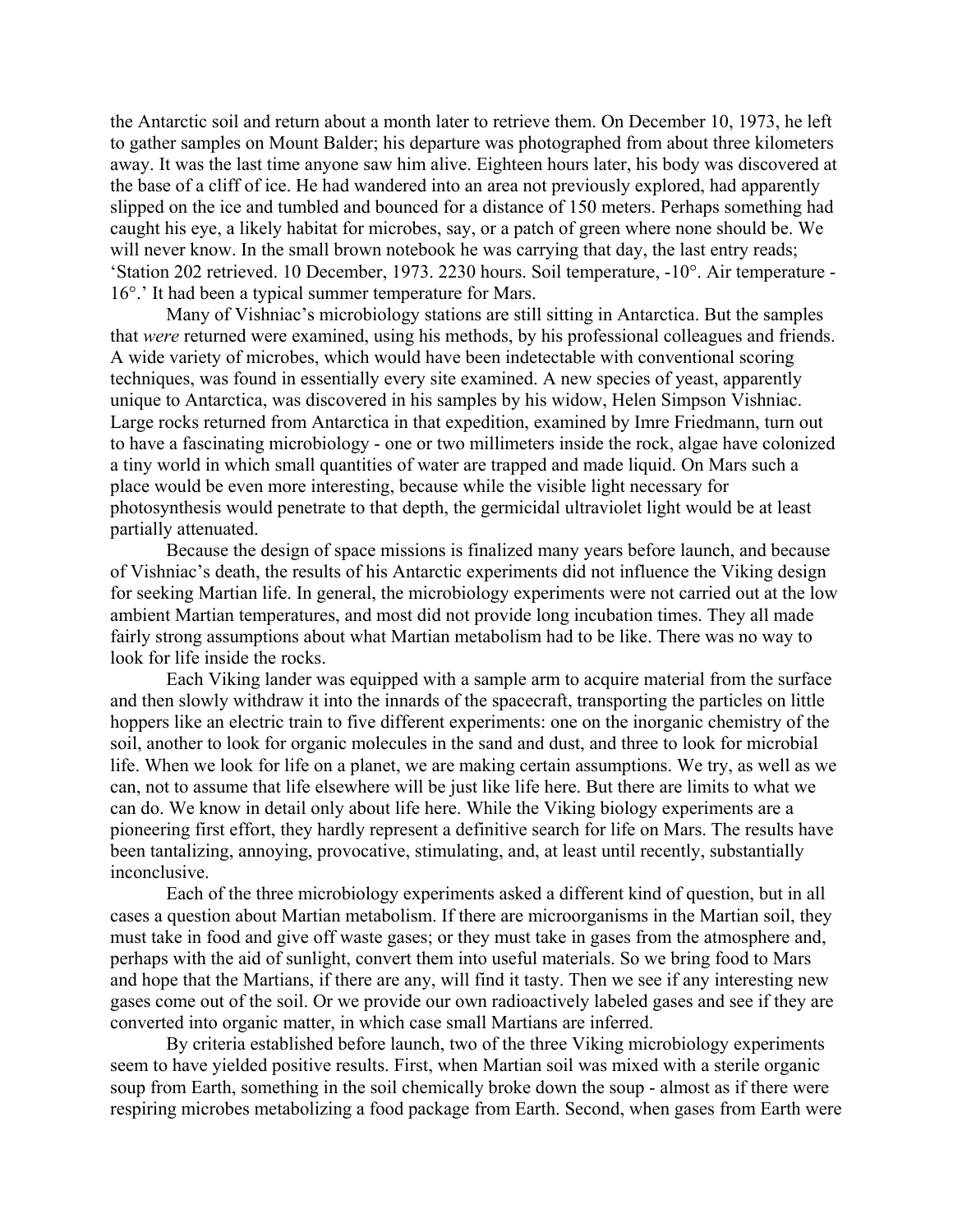the Antarctic soil and return about a month later to retrieve them. On December 10, 1973, he left to gather samples on Mount Balder; his departure was photographed from about three kilometers away. It was the last time anyone saw him alive. Eighteen hours later, his body was discovered at the base of a cliff of ice. He had wandered into an area not previously explored, had apparently slipped on the ice and tumbled and bounced for a distance of 150 meters. Perhaps something had caught his eye, a likely habitat for microbes, say, or a patch of green where none should be. We will never know. In the small brown notebook he was carrying that day, the last entry reads; 'Station 202 retrieved. 10 December, 1973. 2230 hours. Soil temperature, -10°. Air temperature -16°.' It had been a typical summer temperature for Mars.

Many of Vishniac's microbiology stations are still sitting in Antarctica. But the samples that *were* returned were examined, using his methods, by his professional colleagues and friends. A wide variety of microbes, which would have been indetectable with conventional scoring techniques, was found in essentially every site examined. A new species of yeast, apparently unique to Antarctica, was discovered in his samples by his widow, Helen Simpson Vishniac. Large rocks returned from Antarctica in that expedition, examined by Imre Friedmann, turn out to have a fascinating microbiology - one or two millimeters inside the rock, algae have colonized a tiny world in which small quantities of water are trapped and made liquid. On Mars such a place would be even more interesting, because while the visible light necessary for photosynthesis would penetrate to that depth, the germicidal ultraviolet light would be at least partially attenuated.

Because the design of space missions is finalized many years before launch, and because of Vishniac's death, the results of his Antarctic experiments did not influence the Viking design for seeking Martian life. In general, the microbiology experiments were not carried out at the low ambient Martian temperatures, and most did not provide long incubation times. They all made fairly strong assumptions about what Martian metabolism had to be like. There was no way to look for life inside the rocks.

Each Viking lander was equipped with a sample arm to acquire material from the surface and then slowly withdraw it into the innards of the spacecraft, transporting the particles on little hoppers like an electric train to five different experiments: one on the inorganic chemistry of the soil, another to look for organic molecules in the sand and dust, and three to look for microbial life. When we look for life on a planet, we are making certain assumptions. We try, as well as we can, not to assume that life elsewhere will be just like life here. But there are limits to what we can do. We know in detail only about life here. While the Viking biology experiments are a pioneering first effort, they hardly represent a definitive search for life on Mars. The results have been tantalizing, annoying, provocative, stimulating, and, at least until recently, substantially inconclusive.

Each of the three microbiology experiments asked a different kind of question, but in all cases a question about Martian metabolism. If there are microorganisms in the Martian soil, they must take in food and give off waste gases; or they must take in gases from the atmosphere and, perhaps with the aid of sunlight, convert them into useful materials. So we bring food to Mars and hope that the Martians, if there are any, will find it tasty. Then we see if any interesting new gases come out of the soil. Or we provide our own radioactively labeled gases and see if they are converted into organic matter, in which case small Martians are inferred.

By criteria established before launch, two of the three Viking microbiology experiments seem to have yielded positive results. First, when Martian soil was mixed with a sterile organic soup from Earth, something in the soil chemically broke down the soup - almost as if there were respiring microbes metabolizing a food package from Earth. Second, when gases from Earth were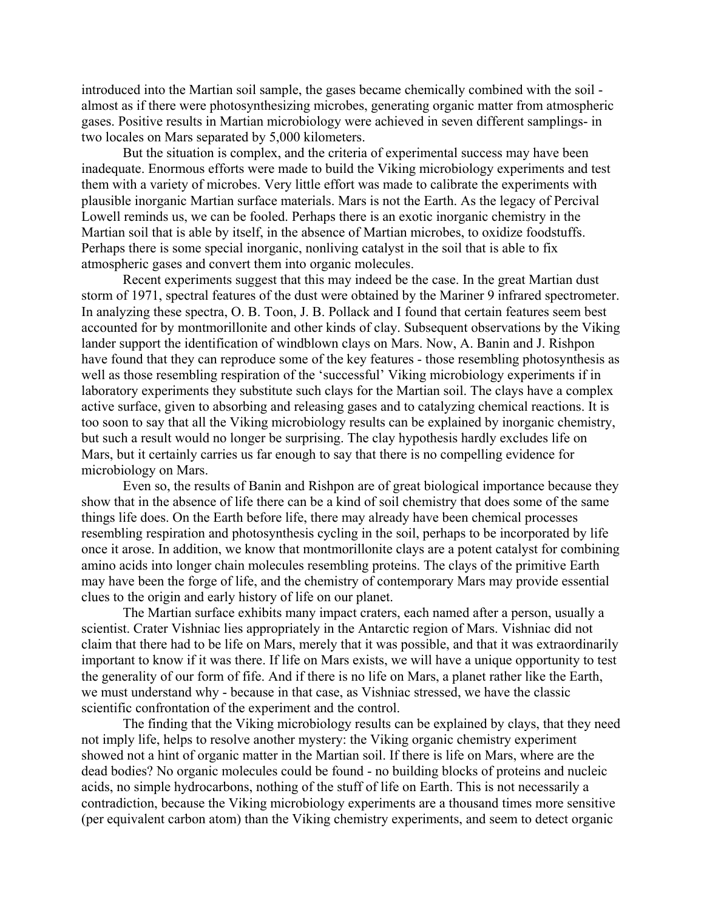introduced into the Martian soil sample, the gases became chemically combined with the soil - almost as if there were photosynthesizing microbes, generating organic matter from atmospheric gases. Positive results in Martian microbiology were achieved in seven different samplings- in two locales on Mars separated by 5,000 kilometers.

But the situation is complex, and the criteria of experimental success may have been inadequate. Enormous efforts were made to build the Viking microbiology experiments and test them with a variety of microbes. Very little effort was made to calibrate the experiments with plausible inorganic Martian surface materials. Mars is not the Earth. As the legacy of Percival Lowell reminds us, we can be fooled. Perhaps there is an exotic inorganic chemistry in the Martian soil that is able by itself, in the absence of Martian microbes, to oxidize foodstuffs. Perhaps there is some special inorganic, nonliving catalyst in the soil that is able to fix atmospheric gases and convert them into organic molecules.

Recent experiments suggest that this may indeed be the case. In the great Martian dust storm of 1971, spectral features of the dust were obtained by the Mariner 9 infrared spectrometer. In analyzing these spectra, O. B. Toon, J. B. Pollack and I found that certain features seem best accounted for by montmorillonite and other kinds of clay. Subsequent observations by the Viking lander support the identification of windblown clays on Mars. Now, A. Banin and J. Rishpon have found that they can reproduce some of the key features - those resembling photosynthesis as well as those resembling respiration of the 'successful' Viking microbiology experiments if in laboratory experiments they substitute such clays for the Martian soil. The clays have a complex active surface, given to absorbing and releasing gases and to catalyzing chemical reactions. It is too soon to say that all the Viking microbiology results can be explained by inorganic chemistry, but such a result would no longer be surprising. The clay hypothesis hardly excludes life on Mars, but it certainly carries us far enough to say that there is no compelling evidence for microbiology on Mars.

Even so, the results of Banin and Rishpon are of great biological importance because they show that in the absence of life there can be a kind of soil chemistry that does some of the same things life does. On the Earth before life, there may already have been chemical processes resembling respiration and photosynthesis cycling in the soil, perhaps to be incorporated by life once it arose. In addition, we know that montmorillonite clays are a potent catalyst for combining amino acids into longer chain molecules resembling proteins. The clays of the primitive Earth may have been the forge of life, and the chemistry of contemporary Mars may provide essential clues to the origin and early history of life on our planet.

The Martian surface exhibits many impact craters, each named after a person, usually a scientist. Crater Vishniac lies appropriately in the Antarctic region of Mars. Vishniac did not claim that there had to be life on Mars, merely that it was possible, and that it was extraordinarily important to know if it was there. If life on Mars exists, we will have a unique opportunity to test the generality of our form of fife. And if there is no life on Mars, a planet rather like the Earth, we must understand why - because in that case, as Vishniac stressed, we have the classic scientific confrontation of the experiment and the control.

The finding that the Viking microbiology results can be explained by clays, that they need not imply life, helps to resolve another mystery: the Viking organic chemistry experiment showed not a hint of organic matter in the Martian soil. If there is life on Mars, where are the dead bodies? No organic molecules could be found - no building blocks of proteins and nucleic acids, no simple hydrocarbons, nothing of the stuff of life on Earth. This is not necessarily a contradiction, because the Viking microbiology experiments are a thousand times more sensitive (per equivalent carbon atom) than the Viking chemistry experiments, and seem to detect organic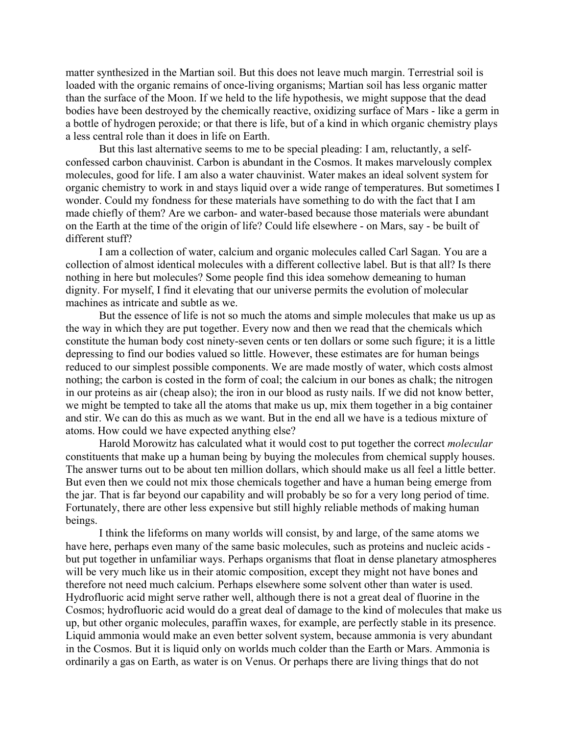matter synthesized in the Martian soil. But this does not leave much margin. Terrestrial soil is loaded with the organic remains of once-living organisms; Martian soil has less organic matter than the surface of the Moon. If we held to the life hypothesis, we might suppose that the dead bodies have been destroyed by the chemically reactive, oxidizing surface of Mars - like a germ in a bottle of hydrogen peroxide; or that there is life, but of a kind in which organic chemistry plays a less central role than it does in life on Earth.

But this last alternative seems to me to be special pleading: I am, reluctantly, a self-confessed carbon chauvinist. Carbon is abundant in the Cosmos. It makes marvelously complex molecules, good for life. I am also a water chauvinist. Water makes an ideal solvent system for organic chemistry to work in and stays liquid over a wide range of temperatures. But sometimes I wonder. Could my fondness for these materials have something to do with the fact that I am made chiefly of them? Are we carbon- and water-based because those materials were abundant on the Earth at the time of the origin of life? Could life elsewhere - on Mars, say - be built of different stuff?

I am a collection of water, calcium and organic molecules called Carl Sagan. You are a collection of almost identical molecules with a different collective label. But is that all? Is there nothing in here but molecules? Some people find this idea somehow demeaning to human dignity. For myself, I find it elevating that our universe permits the evolution of molecular machines as intricate and subtle as we.

But the essence of life is not so much the atoms and simple molecules that make us up as the way in which they are put together. Every now and then we read that the chemicals which constitute the human body cost ninety-seven cents or ten dollars or some such figure; it is a little depressing to find our bodies valued so little. However, these estimates are for human beings reduced to our simplest possible components. We are made mostly of water, which costs almost nothing; the carbon is costed in the form of coal; the calcium in our bones as chalk; the nitrogen in our proteins as air (cheap also); the iron in our blood as rusty nails. If we did not know better, we might be tempted to take all the atoms that make us up, mix them together in a big container and stir. We can do this as much as we want. But in the end all we have is a tedious mixture of atoms. How could we have expected anything else?

Harold Morowitz has calculated what it would cost to put together the correct *molecular* constituents that make up a human being by buying the molecules from chemical supply houses. The answer turns out to be about ten million dollars, which should make us all feel a little better. But even then we could not mix those chemicals together and have a human being emerge from the jar. That is far beyond our capability and will probably be so for a very long period of time. Fortunately, there are other less expensive but still highly reliable methods of making human beings.

I think the lifeforms on many worlds will consist, by and large, of the same atoms we have here, perhaps even many of the same basic molecules, such as proteins and nucleic acids - but put together in unfamiliar ways. Perhaps organisms that float in dense planetary atmospheres will be very much like us in their atomic composition, except they might not have bones and therefore not need much calcium. Perhaps elsewhere some solvent other than water is used. Hydrofluoric acid might serve rather well, although there is not a great deal of fluorine in the Cosmos; hydrofluoric acid would do a great deal of damage to the kind of molecules that make us up, but other organic molecules, paraffin waxes, for example, are perfectly stable in its presence. Liquid ammonia would make an even better solvent system, because ammonia is very abundant in the Cosmos. But it is liquid only on worlds much colder than the Earth or Mars. Ammonia is ordinarily a gas on Earth, as water is on Venus. Or perhaps there are living things that do not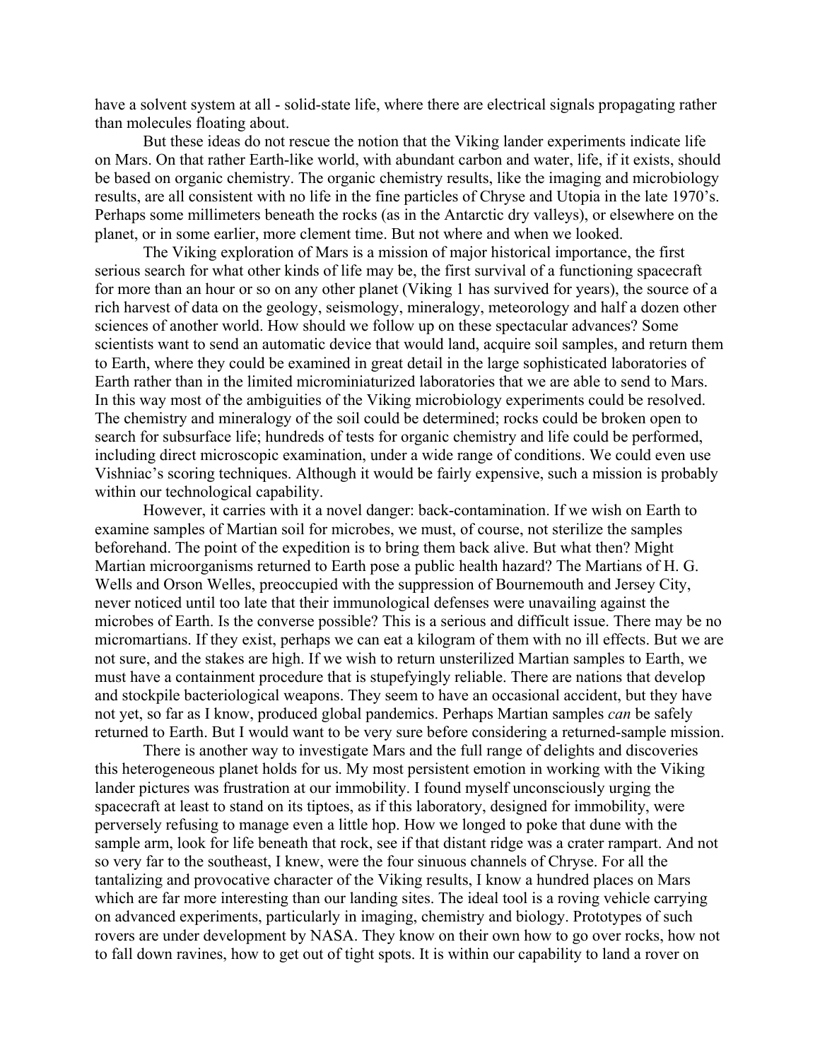have a solvent system at all - solid-state life, where there are electrical signals propagating rather than molecules floating about.

But these ideas do not rescue the notion that the Viking lander experiments indicate life on Mars. On that rather Earth-like world, with abundant carbon and water, life, if it exists, should be based on organic chemistry. The organic chemistry results, like the imaging and microbiology results, are all consistent with no life in the fine particles of Chryse and Utopia in the late 1970's. Perhaps some millimeters beneath the rocks (as in the Antarctic dry valleys), or elsewhere on the planet, or in some earlier, more clement time. But not where and when we looked.

The Viking exploration of Mars is a mission of major historical importance, the first serious search for what other kinds of life may be, the first survival of a functioning spacecraft for more than an hour or so on any other planet (Viking 1 has survived for years), the source of a rich harvest of data on the geology, seismology, mineralogy, meteorology and half a dozen other sciences of another world. How should we follow up on these spectacular advances? Some scientists want to send an automatic device that would land, acquire soil samples, and return them to Earth, where they could be examined in great detail in the large sophisticated laboratories of Earth rather than in the limited microminiaturized laboratories that we are able to send to Mars. In this way most of the ambiguities of the Viking microbiology experiments could be resolved. The chemistry and mineralogy of the soil could be determined; rocks could be broken open to search for subsurface life; hundreds of tests for organic chemistry and life could be performed, including direct microscopic examination, under a wide range of conditions. We could even use Vishniac's scoring techniques. Although it would be fairly expensive, such a mission is probably within our technological capability.

However, it carries with it a novel danger: back-contamination. If we wish on Earth to examine samples of Martian soil for microbes, we must, of course, not sterilize the samples beforehand. The point of the expedition is to bring them back alive. But what then? Might Martian microorganisms returned to Earth pose a public health hazard? The Martians of H. G. Wells and Orson Welles, preoccupied with the suppression of Bournemouth and Jersey City, never noticed until too late that their immunological defenses were unavailing against the microbes of Earth. Is the converse possible? This is a serious and difficult issue. There may be no micromartians. If they exist, perhaps we can eat a kilogram of them with no ill effects. But we are not sure, and the stakes are high. If we wish to return unsterilized Martian samples to Earth, we must have a containment procedure that is stupefyingly reliable. There are nations that develop and stockpile bacteriological weapons. They seem to have an occasional accident, but they have not yet, so far as I know, produced global pandemics. Perhaps Martian samples *can* be safely returned to Earth. But I would want to be very sure before considering a returned-sample mission.

There is another way to investigate Mars and the full range of delights and discoveries this heterogeneous planet holds for us. My most persistent emotion in working with the Viking lander pictures was frustration at our immobility. I found myself unconsciously urging the spacecraft at least to stand on its tiptoes, as if this laboratory, designed for immobility, were perversely refusing to manage even a little hop. How we longed to poke that dune with the sample arm, look for life beneath that rock, see if that distant ridge was a crater rampart. And not so very far to the southeast, I knew, were the four sinuous channels of Chryse. For all the tantalizing and provocative character of the Viking results, I know a hundred places on Mars which are far more interesting than our landing sites. The ideal tool is a roving vehicle carrying on advanced experiments, particularly in imaging, chemistry and biology. Prototypes of such rovers are under development by NASA. They know on their own how to go over rocks, how not to fall down ravines, how to get out of tight spots. It is within our capability to land a rover on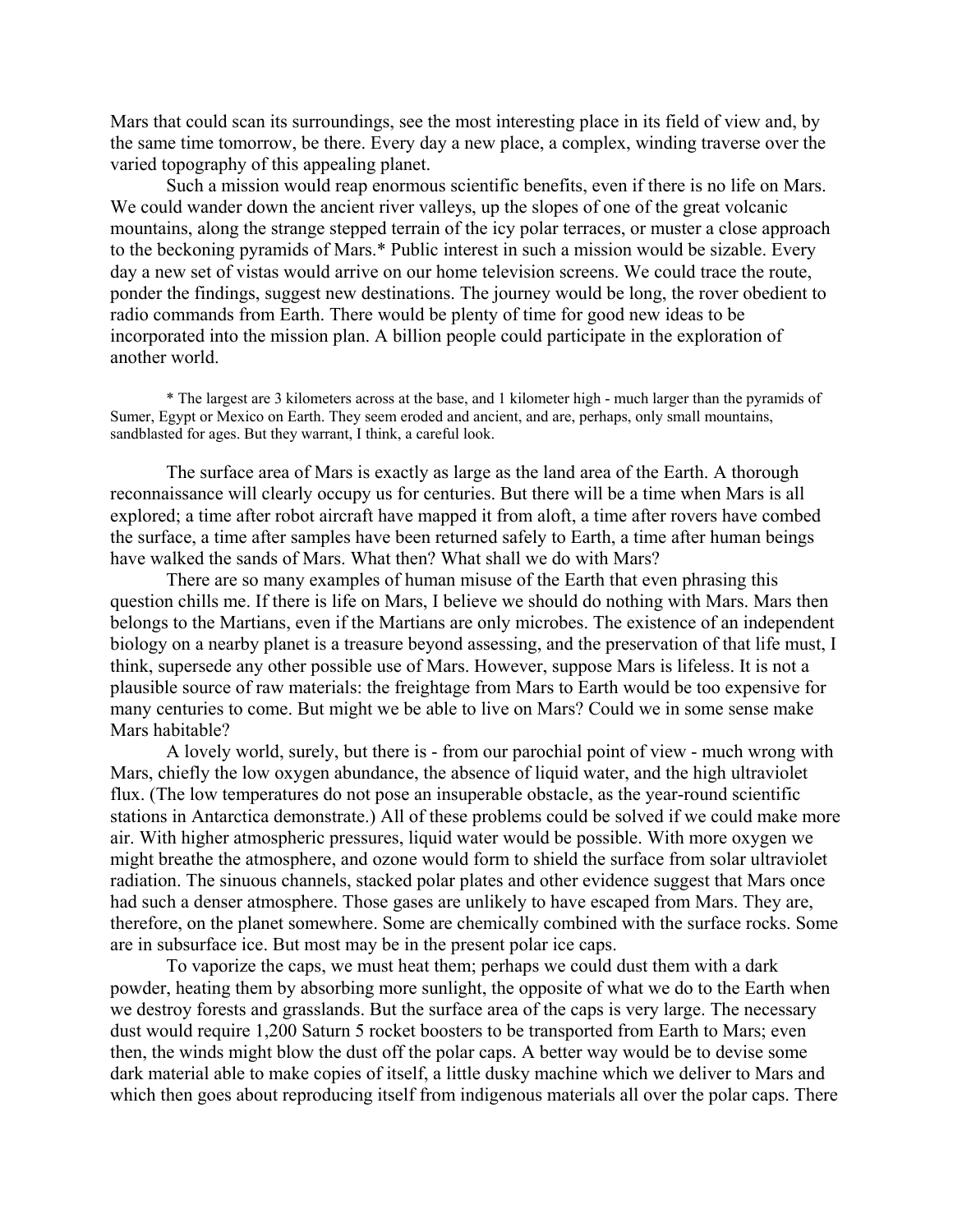Mars that could scan its surroundings, see the most interesting place in its field of view and, by the same time tomorrow, be there. Every day a new place, a complex, winding traverse over the varied topography of this appealing planet.

Such a mission would reap enormous scientific benefits, even if there is no life on Mars. We could wander down the ancient river valleys, up the slopes of one of the great volcanic mountains, along the strange stepped terrain of the icy polar terraces, or muster a close approach to the beckoning pyramids of Mars.* Public interest in such a mission would be sizable. Every day a new set of vistas would arrive on our home television screens. We could trace the route, ponder the findings, suggest new destinations. The journey would be long, the rover obedient to radio commands from Earth. There would be plenty of time for good new ideas to be incorporated into the mission plan. A billion people could participate in the exploration of another world.

\* The largest are 3 kilometers across at the base, and 1 kilometer high - much larger than the pyramids of Sumer, Egypt or Mexico on Earth. They seem eroded and ancient, and are, perhaps, only small mountains, sandblasted for ages. But they warrant, I think, a careful look.

The surface area of Mars is exactly as large as the land area of the Earth. A thorough reconnaissance will clearly occupy us for centuries. But there will be a time when Mars is all explored; a time after robot aircraft have mapped it from aloft, a time after rovers have combed the surface, a time after samples have been returned safely to Earth, a time after human beings have walked the sands of Mars. What then? What shall we do with Mars?

There are so many examples of human misuse of the Earth that even phrasing this question chills me. If there is life on Mars, I believe we should do nothing with Mars. Mars then belongs to the Martians, even if the Martians are only microbes. The existence of an independent biology on a nearby planet is a treasure beyond assessing, and the preservation of that life must, I think, supersede any other possible use of Mars. However, suppose Mars is lifeless. It is not a plausible source of raw materials: the freightage from Mars to Earth would be too expensive for many centuries to come. But might we be able to live on Mars? Could we in some sense make Mars habitable?

A lovely world, surely, but there is - from our parochial point of view - much wrong with Mars, chiefly the low oxygen abundance, the absence of liquid water, and the high ultraviolet flux. (The low temperatures do not pose an insuperable obstacle, as the year-round scientific stations in Antarctica demonstrate.) All of these problems could be solved if we could make more air. With higher atmospheric pressures, liquid water would be possible. With more oxygen we might breathe the atmosphere, and ozone would form to shield the surface from solar ultraviolet radiation. The sinuous channels, stacked polar plates and other evidence suggest that Mars once had such a denser atmosphere. Those gases are unlikely to have escaped from Mars. They are, therefore, on the planet somewhere. Some are chemically combined with the surface rocks. Some are in subsurface ice. But most may be in the present polar ice caps.

To vaporize the caps, we must heat them; perhaps we could dust them with a dark powder, heating them by absorbing more sunlight, the opposite of what we do to the Earth when we destroy forests and grasslands. But the surface area of the caps is very large. The necessary dust would require 1,200 Saturn 5 rocket boosters to be transported from Earth to Mars; even then, the winds might blow the dust off the polar caps. A better way would be to devise some dark material able to make copies of itself, a little dusky machine which we deliver to Mars and which then goes about reproducing itself from indigenous materials all over the polar caps. There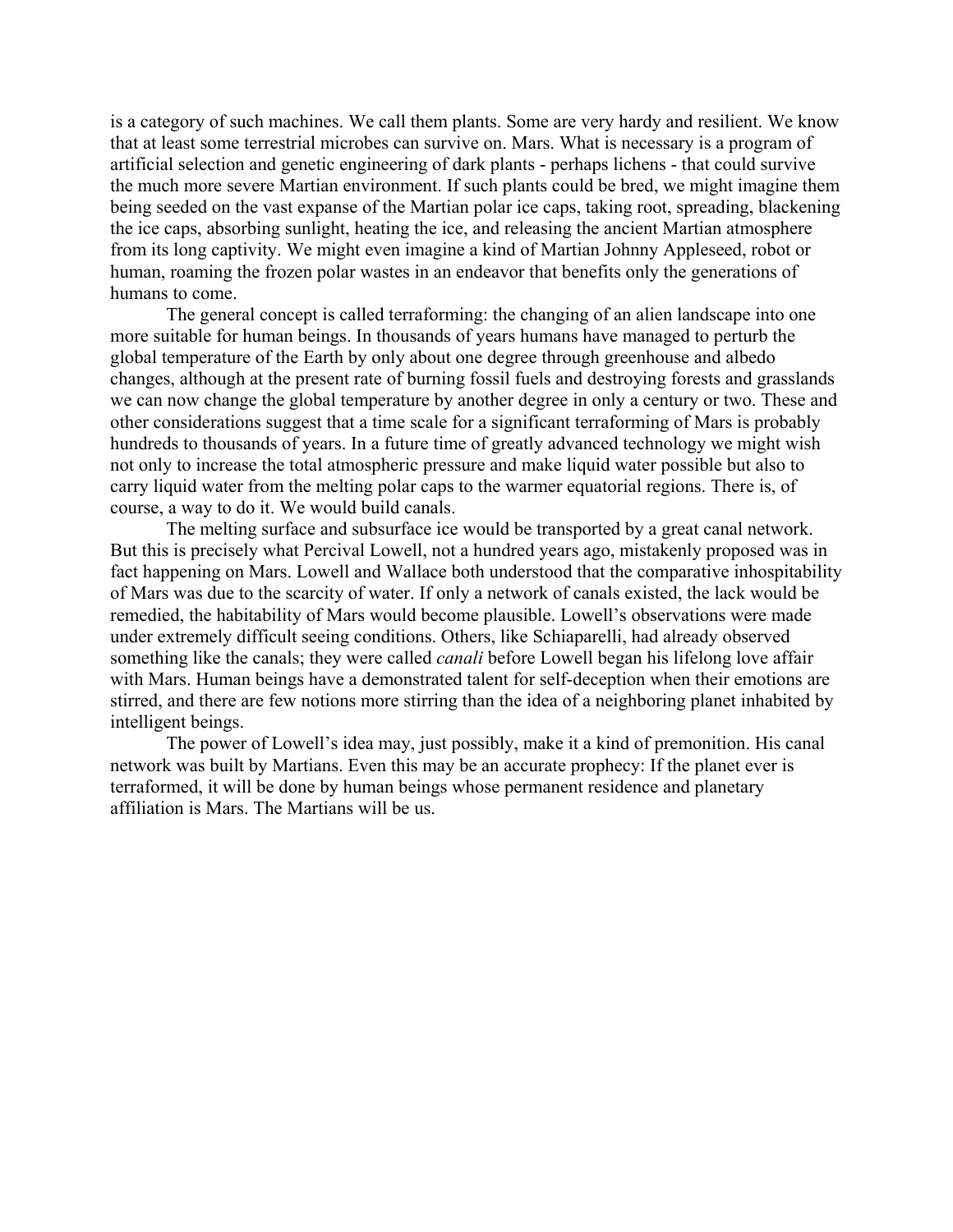is a category of such machines. We call them plants. Some are very hardy and resilient. We know that at least some terrestrial microbes can survive on. Mars. What is necessary is a program of artificial selection and genetic engineering of dark plants - perhaps lichens - that could survive the much more severe Martian environment. If such plants could be bred, we might imagine them being seeded on the vast expanse of the Martian polar ice caps, taking root, spreading, blackening the ice caps, absorbing sunlight, heating the ice, and releasing the ancient Martian atmosphere from its long captivity. We might even imagine a kind of Martian Johnny Appleseed, robot or human, roaming the frozen polar wastes in an endeavor that benefits only the generations of humans to come.

The general concept is called terraforming: the changing of an alien landscape into one more suitable for human beings. In thousands of years humans have managed to perturb the global temperature of the Earth by only about one degree through greenhouse and albedo changes, although at the present rate of burning fossil fuels and destroying forests and grasslands we can now change the global temperature by another degree in only a century or two. These and other considerations suggest that a time scale for a significant terraforming of Mars is probably hundreds to thousands of years. In a future time of greatly advanced technology we might wish not only to increase the total atmospheric pressure and make liquid water possible but also to carry liquid water from the melting polar caps to the warmer equatorial regions. There is, of course, a way to do it. We would build canals.

The melting surface and subsurface ice would be transported by a great canal network. But this is precisely what Percival Lowell, not a hundred years ago, mistakenly proposed was in fact happening on Mars. Lowell and Wallace both understood that the comparative inhospitability of Mars was due to the scarcity of water. If only a network of canals existed, the lack would be remedied, the habitability of Mars would become plausible. Lowell's observations were made under extremely difficult seeing conditions. Others, like Schiaparelli, had already observed something like the canals; they were called *canali* before Lowell began his lifelong love affair with Mars. Human beings have a demonstrated talent for self-deception when their emotions are stirred, and there are few notions more stirring than the idea of a neighboring planet inhabited by intelligent beings.

The power of Lowell's idea may, just possibly, make it a kind of premonition. His canal network was built by Martians. Even this may be an accurate prophecy: If the planet ever is terraformed, it will be done by human beings whose permanent residence and planetary affiliation is Mars. The Martians will be us.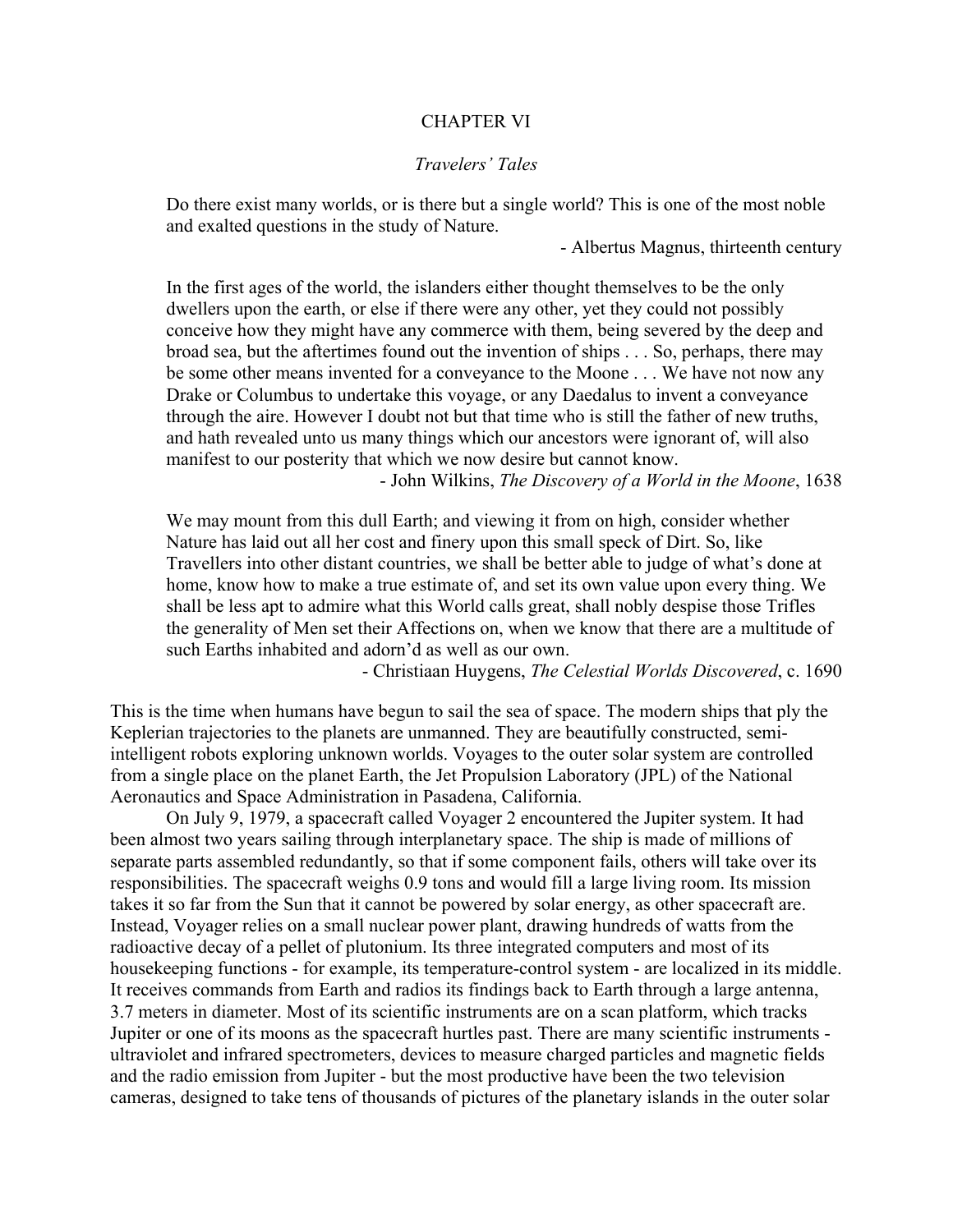# CHAPTER VI

## *Travelers' Tales*

> Do there exist many worlds, or is there but a single world? This is one of the most noble and exalted questions in the study of Nature.
>
> - Albertus Magnus, thirteenth century

> In the first ages of the world, the islanders either thought themselves to be the only dwellers upon the earth, or else if there were any other, yet they could not possibly conceive how they might have any commerce with them, being severed by the deep and broad sea, but the aftertimes found out the invention of ships . . . So, perhaps, there may be some other means invented for a conveyance to the Moone . . . We have not now any Drake or Columbus to undertake this voyage, or any Daedalus to invent a conveyance through the aire. However I doubt not but that time who is still the father of new truths, and hath revealed unto us many things which our ancestors were ignorant of, will also manifest to our posterity that which we now desire but cannot know.
>
> - John Wilkins, *The Discovery of a World in the Moone*, 1638

> We may mount from this dull Earth; and viewing it from on high, consider whether Nature has laid out all her cost and finery upon this small speck of Dirt. So, like Travellers into other distant countries, we shall be better able to judge of what's done at home, know how to make a true estimate of, and set its own value upon every thing. We shall be less apt to admire what this World calls great, shall nobly despise those Trifles the generality of Men set their Affections on, when we know that there are a multitude of such Earths inhabited and adorn'd as well as our own.
>
> - Christiaan Huygens, *The Celestial Worlds Discovered*, c. 1690

This is the time when humans have begun to sail the sea of space. The modern ships that ply the Keplerian trajectories to the planets are unmanned. They are beautifully constructed, semi-intelligent robots exploring unknown worlds. Voyages to the outer solar system are controlled from a single place on the planet Earth, the Jet Propulsion Laboratory (JPL) of the National Aeronautics and Space Administration in Pasadena, California.

On July 9, 1979, a spacecraft called Voyager 2 encountered the Jupiter system. It had been almost two years sailing through interplanetary space. The ship is made of millions of separate parts assembled redundantly, so that if some component fails, others will take over its responsibilities. The spacecraft weighs 0.9 tons and would fill a large living room. Its mission takes it so far from the Sun that it cannot be powered by solar energy, as other spacecraft are. Instead, Voyager relies on a small nuclear power plant, drawing hundreds of watts from the radioactive decay of a pellet of plutonium. Its three integrated computers and most of its housekeeping functions - for example, its temperature-control system - are localized in its middle. It receives commands from Earth and radios its findings back to Earth through a large antenna, 3.7 meters in diameter. Most of its scientific instruments are on a scan platform, which tracks Jupiter or one of its moons as the spacecraft hurtles past. There are many scientific instruments - ultraviolet and infrared spectrometers, devices to measure charged particles and magnetic fields and the radio emission from Jupiter - but the most productive have been the two television cameras, designed to take tens of thousands of pictures of the planetary islands in the outer solar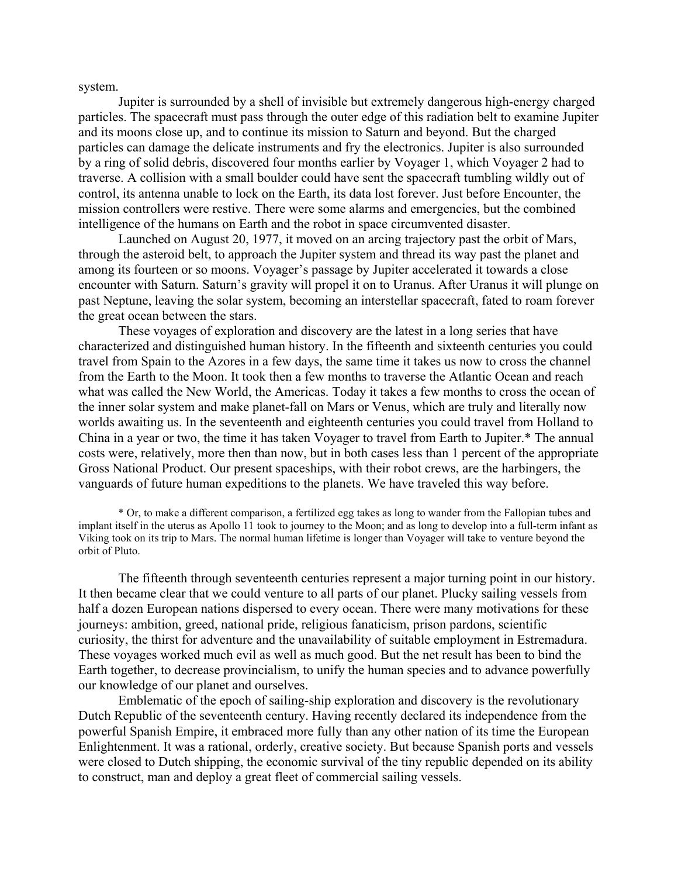system.

Jupiter is surrounded by a shell of invisible but extremely dangerous high-energy charged particles. The spacecraft must pass through the outer edge of this radiation belt to examine Jupiter and its moons close up, and to continue its mission to Saturn and beyond. But the charged particles can damage the delicate instruments and fry the electronics. Jupiter is also surrounded by a ring of solid debris, discovered four months earlier by Voyager 1, which Voyager 2 had to traverse. A collision with a small boulder could have sent the spacecraft tumbling wildly out of control, its antenna unable to lock on the Earth, its data lost forever. Just before Encounter, the mission controllers were restive. There were some alarms and emergencies, but the combined intelligence of the humans on Earth and the robot in space circumvented disaster.

Launched on August 20, 1977, it moved on an arcing trajectory past the orbit of Mars, through the asteroid belt, to approach the Jupiter system and thread its way past the planet and among its fourteen or so moons. Voyager's passage by Jupiter accelerated it towards a close encounter with Saturn. Saturn's gravity will propel it on to Uranus. After Uranus it will plunge on past Neptune, leaving the solar system, becoming an interstellar spacecraft, fated to roam forever the great ocean between the stars.

These voyages of exploration and discovery are the latest in a long series that have characterized and distinguished human history. In the fifteenth and sixteenth centuries you could travel from Spain to the Azores in a few days, the same time it takes us now to cross the channel from the Earth to the Moon. It took then a few months to traverse the Atlantic Ocean and reach what was called the New World, the Americas. Today it takes a few months to cross the ocean of the inner solar system and make planet-fall on Mars or Venus, which are truly and literally now worlds awaiting us. In the seventeenth and eighteenth centuries you could travel from Holland to China in a year or two, the time it has taken Voyager to travel from Earth to Jupiter.* The annual costs were, relatively, more then than now, but in both cases less than 1 percent of the appropriate Gross National Product. Our present spaceships, with their robot crews, are the harbingers, the vanguards of future human expeditions to the planets. We have traveled this way before.

\* Or, to make a different comparison, a fertilized egg takes as long to wander from the Fallopian tubes and implant itself in the uterus as Apollo 11 took to journey to the Moon; and as long to develop into a full-term infant as Viking took on its trip to Mars. The normal human lifetime is longer than Voyager will take to venture beyond the orbit of Pluto.

The fifteenth through seventeenth centuries represent a major turning point in our history. It then became clear that we could venture to all parts of our planet. Plucky sailing vessels from half a dozen European nations dispersed to every ocean. There were many motivations for these journeys: ambition, greed, national pride, religious fanaticism, prison pardons, scientific curiosity, the thirst for adventure and the unavailability of suitable employment in Estremadura. These voyages worked much evil as well as much good. But the net result has been to bind the Earth together, to decrease provincialism, to unify the human species and to advance powerfully our knowledge of our planet and ourselves.

Emblematic of the epoch of sailing-ship exploration and discovery is the revolutionary Dutch Republic of the seventeenth century. Having recently declared its independence from the powerful Spanish Empire, it embraced more fully than any other nation of its time the European Enlightenment. It was a rational, orderly, creative society. But because Spanish ports and vessels were closed to Dutch shipping, the economic survival of the tiny republic depended on its ability to construct, man and deploy a great fleet of commercial sailing vessels.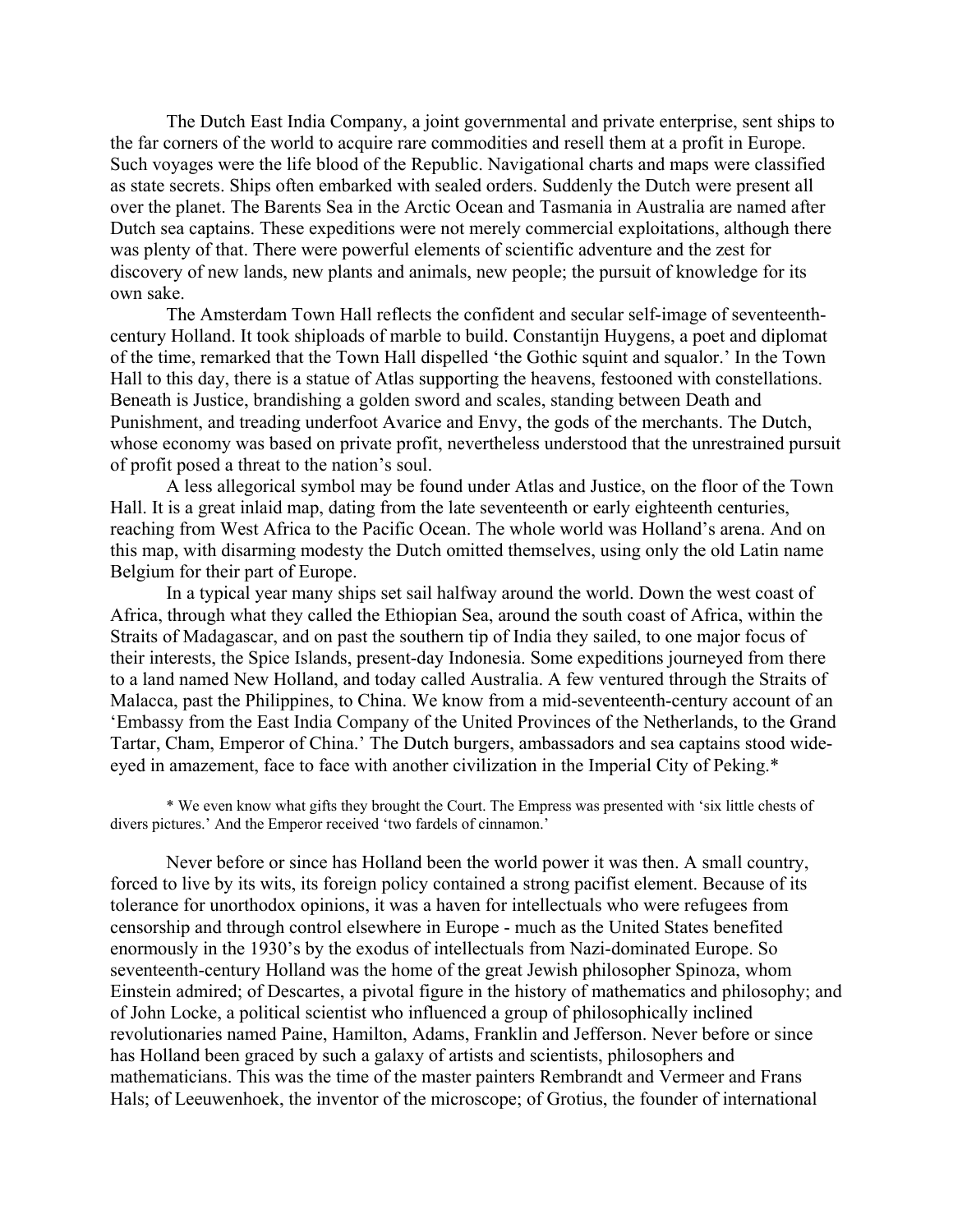The Dutch East India Company, a joint governmental and private enterprise, sent ships to the far corners of the world to acquire rare commodities and resell them at a profit in Europe. Such voyages were the life blood of the Republic. Navigational charts and maps were classified as state secrets. Ships often embarked with sealed orders. Suddenly the Dutch were present all over the planet. The Barents Sea in the Arctic Ocean and Tasmania in Australia are named after Dutch sea captains. These expeditions were not merely commercial exploitations, although there was plenty of that. There were powerful elements of scientific adventure and the zest for discovery of new lands, new plants and animals, new people; the pursuit of knowledge for its own sake.

The Amsterdam Town Hall reflects the confident and secular self-image of seventeenth-century Holland. It took shiploads of marble to build. Constantijn Huygens, a poet and diplomat of the time, remarked that the Town Hall dispelled 'the Gothic squint and squalor.' In the Town Hall to this day, there is a statue of Atlas supporting the heavens, festooned with constellations. Beneath is Justice, brandishing a golden sword and scales, standing between Death and Punishment, and treading underfoot Avarice and Envy, the gods of the merchants. The Dutch, whose economy was based on private profit, nevertheless understood that the unrestrained pursuit of profit posed a threat to the nation's soul.

A less allegorical symbol may be found under Atlas and Justice, on the floor of the Town Hall. It is a great inlaid map, dating from the late seventeenth or early eighteenth centuries, reaching from West Africa to the Pacific Ocean. The whole world was Holland's arena. And on this map, with disarming modesty the Dutch omitted themselves, using only the old Latin name Belgium for their part of Europe.

In a typical year many ships set sail halfway around the world. Down the west coast of Africa, through what they called the Ethiopian Sea, around the south coast of Africa, within the Straits of Madagascar, and on past the southern tip of India they sailed, to one major focus of their interests, the Spice Islands, present-day Indonesia. Some expeditions journeyed from there to a land named New Holland, and today called Australia. A few ventured through the Straits of Malacca, past the Philippines, to China. We know from a mid-seventeenth-century account of an 'Embassy from the East India Company of the United Provinces of the Netherlands, to the Grand Tartar, Cham, Emperor of China.' The Dutch burgers, ambassadors and sea captains stood wide-eyed in amazement, face to face with another civilization in the Imperial City of Peking.*

\* We even know what gifts they brought the Court. The Empress was presented with 'six little chests of divers pictures.' And the Emperor received 'two fardels of cinnamon.'

Never before or since has Holland been the world power it was then. A small country, forced to live by its wits, its foreign policy contained a strong pacifist element. Because of its tolerance for unorthodox opinions, it was a haven for intellectuals who were refugees from censorship and through control elsewhere in Europe - much as the United States benefited enormously in the 1930's by the exodus of intellectuals from Nazi-dominated Europe. So seventeenth-century Holland was the home of the great Jewish philosopher Spinoza, whom Einstein admired; of Descartes, a pivotal figure in the history of mathematics and philosophy; and of John Locke, a political scientist who influenced a group of philosophically inclined revolutionaries named Paine, Hamilton, Adams, Franklin and Jefferson. Never before or since has Holland been graced by such a galaxy of artists and scientists, philosophers and mathematicians. This was the time of the master painters Rembrandt and Vermeer and Frans Hals; of Leeuwenhoek, the inventor of the microscope; of Grotius, the founder of international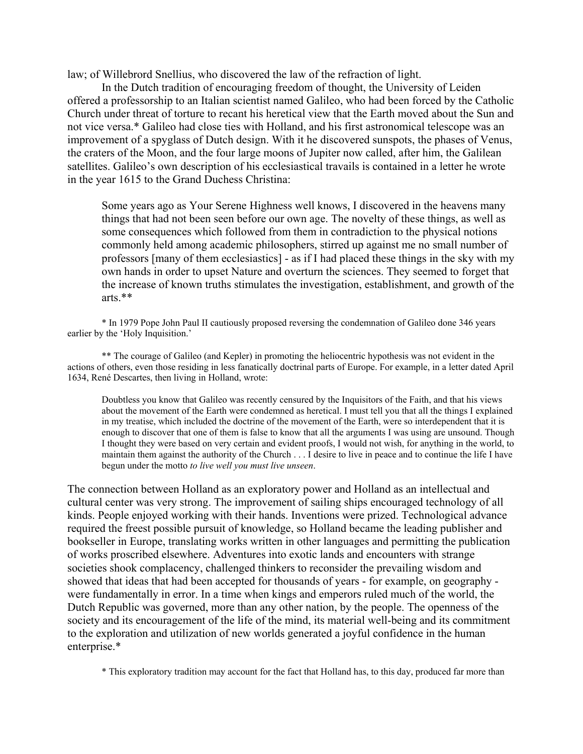law; of Willebrord Snellius, who discovered the law of the refraction of light.

In the Dutch tradition of encouraging freedom of thought, the University of Leiden offered a professorship to an Italian scientist named Galileo, who had been forced by the Catholic Church under threat of torture to recant his heretical view that the Earth moved about the Sun and not vice versa.* Galileo had close ties with Holland, and his first astronomical telescope was an improvement of a spyglass of Dutch design. With it he discovered sunspots, the phases of Venus, the craters of the Moon, and the four large moons of Jupiter now called, after him, the Galilean satellites. Galileo's own description of his ecclesiastical travails is contained in a letter he wrote in the year 1615 to the Grand Duchess Christina:

> Some years ago as Your Serene Highness well knows, I discovered in the heavens many things that had not been seen before our own age. The novelty of these things, as well as some consequences which followed from them in contradiction to the physical notions commonly held among academic philosophers, stirred up against me no small number of professors [many of them ecclesiastics] - as if I had placed these things in the sky with my own hands in order to upset Nature and overturn the sciences. They seemed to forget that the increase of known truths stimulates the investigation, establishment, and growth of the arts.**

\* In 1979 Pope John Paul II cautiously proposed reversing the condemnation of Galileo done 346 years earlier by the 'Holy Inquisition.'

** The courage of Galileo (and Kepler) in promoting the heliocentric hypothesis was not evident in the actions of others, even those residing in less fanatically doctrinal parts of Europe. For example, in a letter dated April 1634, René Descartes, then living in Holland, wrote:

> Doubtless you know that Galileo was recently censured by the Inquisitors of the Faith, and that his views about the movement of the Earth were condemned as heretical. I must tell you that all the things I explained in my treatise, which included the doctrine of the movement of the Earth, were so interdependent that it is enough to discover that one of them is false to know that all the arguments I was using are unsound. Though I thought they were based on very certain and evident proofs, I would not wish, for anything in the world, to maintain them against the authority of the Church . . . I desire to live in peace and to continue the life I have begun under the motto *to live well you must live unseen*.

The connection between Holland as an exploratory power and Holland as an intellectual and cultural center was very strong. The improvement of sailing ships encouraged technology of all kinds. People enjoyed working with their hands. Inventions were prized. Technological advance required the freest possible pursuit of knowledge, so Holland became the leading publisher and bookseller in Europe, translating works written in other languages and permitting the publication of works proscribed elsewhere. Adventures into exotic lands and encounters with strange societies shook complacency, challenged thinkers to reconsider the prevailing wisdom and showed that ideas that had been accepted for thousands of years - for example, on geography - were fundamentally in error. In a time when kings and emperors ruled much of the world, the Dutch Republic was governed, more than any other nation, by the people. The openness of the society and its encouragement of the life of the mind, its material well-being and its commitment to the exploration and utilization of new worlds generated a joyful confidence in the human enterprise.*

\* This exploratory tradition may account for the fact that Holland has, to this day, produced far more than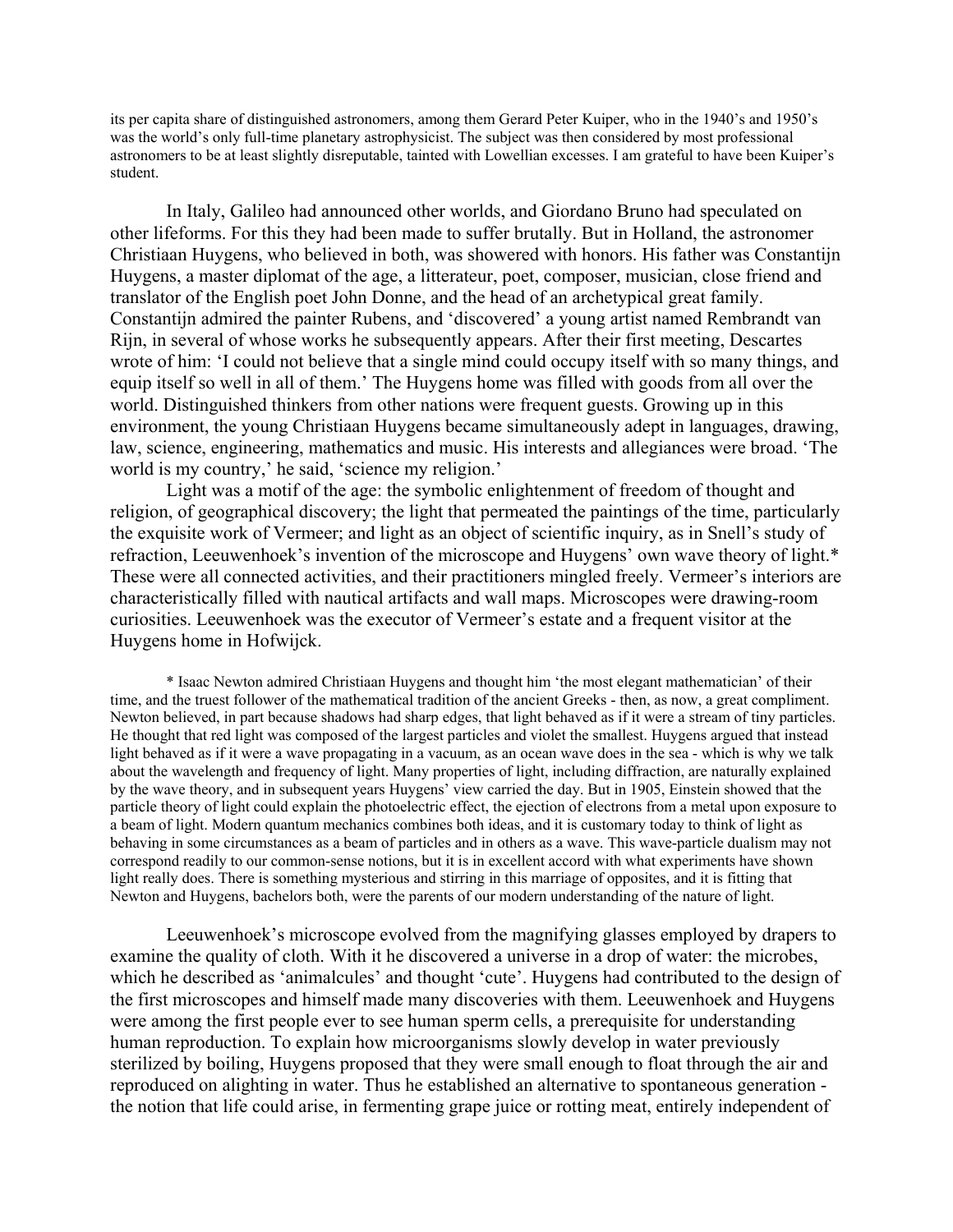its per capita share of distinguished astronomers, among them Gerard Peter Kuiper, who in the 1940's and 1950's was the world's only full-time planetary astrophysicist. The subject was then considered by most professional astronomers to be at least slightly disreputable, tainted with Lowellian excesses. I am grateful to have been Kuiper's student.

In Italy, Galileo had announced other worlds, and Giordano Bruno had speculated on other lifeforms. For this they had been made to suffer brutally. But in Holland, the astronomer Christiaan Huygens, who believed in both, was showered with honors. His father was Constantijn Huygens, a master diplomat of the age, a litterateur, poet, composer, musician, close friend and translator of the English poet John Donne, and the head of an archetypical great family. Constantijn admired the painter Rubens, and 'discovered' a young artist named Rembrandt van Rijn, in several of whose works he subsequently appears. After their first meeting, Descartes wrote of him: 'I could not believe that a single mind could occupy itself with so many things, and equip itself so well in all of them.' The Huygens home was filled with goods from all over the world. Distinguished thinkers from other nations were frequent guests. Growing up in this environment, the young Christiaan Huygens became simultaneously adept in languages, drawing, law, science, engineering, mathematics and music. His interests and allegiances were broad. 'The world is my country,' he said, 'science my religion.'

Light was a motif of the age: the symbolic enlightenment of freedom of thought and religion, of geographical discovery; the light that permeated the paintings of the time, particularly the exquisite work of Vermeer; and light as an object of scientific inquiry, as in Snell's study of refraction, Leeuwenhoek's invention of the microscope and Huygens' own wave theory of light.* These were all connected activities, and their practitioners mingled freely. Vermeer's interiors are characteristically filled with nautical artifacts and wall maps. Microscopes were drawing-room curiosities. Leeuwenhoek was the executor of Vermeer's estate and a frequent visitor at the Huygens home in Hofwijck.

* Isaac Newton admired Christiaan Huygens and thought him 'the most elegant mathematician' of their time, and the truest follower of the mathematical tradition of the ancient Greeks - then, as now, a great compliment. Newton believed, in part because shadows had sharp edges, that light behaved as if it were a stream of tiny particles. He thought that red light was composed of the largest particles and violet the smallest. Huygens argued that instead light behaved as if it were a wave propagating in a vacuum, as an ocean wave does in the sea - which is why we talk about the wavelength and frequency of light. Many properties of light, including diffraction, are naturally explained by the wave theory, and in subsequent years Huygens' view carried the day. But in 1905, Einstein showed that the particle theory of light could explain the photoelectric effect, the ejection of electrons from a metal upon exposure to a beam of light. Modern quantum mechanics combines both ideas, and it is customary today to think of light as behaving in some circumstances as a beam of particles and in others as a wave. This wave-particle dualism may not correspond readily to our common-sense notions, but it is in excellent accord with what experiments have shown light really does. There is something mysterious and stirring in this marriage of opposites, and it is fitting that Newton and Huygens, bachelors both, were the parents of our modern understanding of the nature of light.

Leeuwenhoek's microscope evolved from the magnifying glasses employed by drapers to examine the quality of cloth. With it he discovered a universe in a drop of water: the microbes, which he described as 'animalcules' and thought 'cute'. Huygens had contributed to the design of the first microscopes and himself made many discoveries with them. Leeuwenhoek and Huygens were among the first people ever to see human sperm cells, a prerequisite for understanding human reproduction. To explain how microorganisms slowly develop in water previously sterilized by boiling, Huygens proposed that they were small enough to float through the air and reproduced on alighting in water. Thus he established an alternative to spontaneous generation - the notion that life could arise, in fermenting grape juice or rotting meat, entirely independent of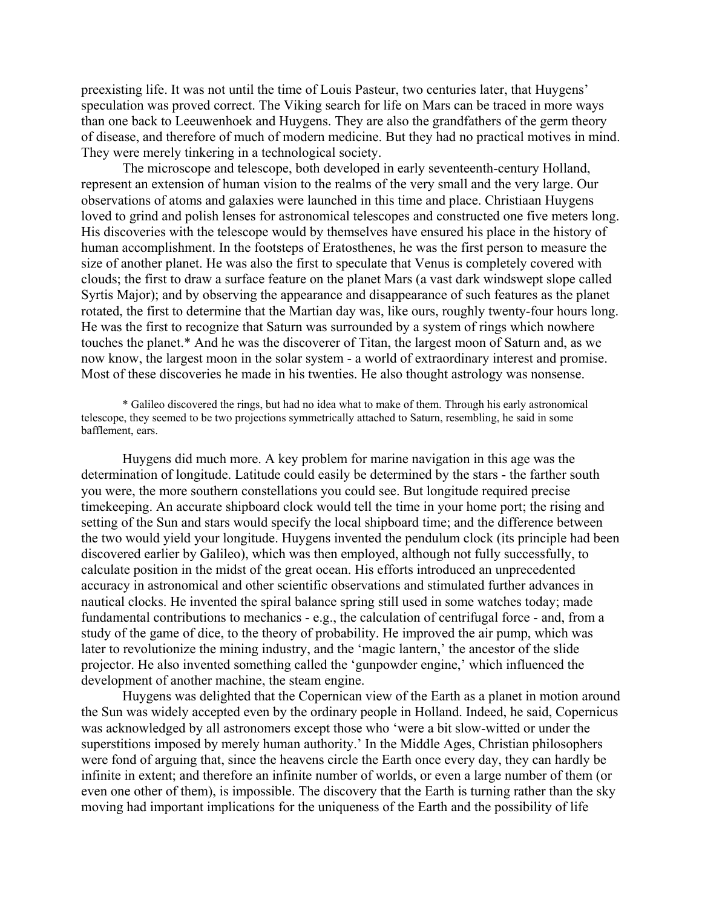preexisting life. It was not until the time of Louis Pasteur, two centuries later, that Huygens' speculation was proved correct. The Viking search for life on Mars can be traced in more ways than one back to Leeuwenhoek and Huygens. They are also the grandfathers of the germ theory of disease, and therefore of much of modern medicine. But they had no practical motives in mind. They were merely tinkering in a technological society.

The microscope and telescope, both developed in early seventeenth-century Holland, represent an extension of human vision to the realms of the very small and the very large. Our observations of atoms and galaxies were launched in this time and place. Christiaan Huygens loved to grind and polish lenses for astronomical telescopes and constructed one five meters long. His discoveries with the telescope would by themselves have ensured his place in the history of human accomplishment. In the footsteps of Eratosthenes, he was the first person to measure the size of another planet. He was also the first to speculate that Venus is completely covered with clouds; the first to draw a surface feature on the planet Mars (a vast dark windswept slope called Syrtis Major); and by observing the appearance and disappearance of such features as the planet rotated, the first to determine that the Martian day was, like ours, roughly twenty-four hours long. He was the first to recognize that Saturn was surrounded by a system of rings which nowhere touches the planet.* And he was the discoverer of Titan, the largest moon of Saturn and, as we now know, the largest moon in the solar system - a world of extraordinary interest and promise. Most of these discoveries he made in his twenties. He also thought astrology was nonsense.

* Galileo discovered the rings, but had no idea what to make of them. Through his early astronomical telescope, they seemed to be two projections symmetrically attached to Saturn, resembling, he said in some bafflement, ears.

Huygens did much more. A key problem for marine navigation in this age was the determination of longitude. Latitude could easily be determined by the stars - the farther south you were, the more southern constellations you could see. But longitude required precise timekeeping. An accurate shipboard clock would tell the time in your home port; the rising and setting of the Sun and stars would specify the local shipboard time; and the difference between the two would yield your longitude. Huygens invented the pendulum clock (its principle had been discovered earlier by Galileo), which was then employed, although not fully successfully, to calculate position in the midst of the great ocean. His efforts introduced an unprecedented accuracy in astronomical and other scientific observations and stimulated further advances in nautical clocks. He invented the spiral balance spring still used in some watches today; made fundamental contributions to mechanics - e.g., the calculation of centrifugal force - and, from a study of the game of dice, to the theory of probability. He improved the air pump, which was later to revolutionize the mining industry, and the 'magic lantern,' the ancestor of the slide projector. He also invented something called the 'gunpowder engine,' which influenced the development of another machine, the steam engine.

Huygens was delighted that the Copernican view of the Earth as a planet in motion around the Sun was widely accepted even by the ordinary people in Holland. Indeed, he said, Copernicus was acknowledged by all astronomers except those who 'were a bit slow-witted or under the superstitions imposed by merely human authority.' In the Middle Ages, Christian philosophers were fond of arguing that, since the heavens circle the Earth once every day, they can hardly be infinite in extent; and therefore an infinite number of worlds, or even a large number of them (or even one other of them), is impossible. The discovery that the Earth is turning rather than the sky moving had important implications for the uniqueness of the Earth and the possibility of life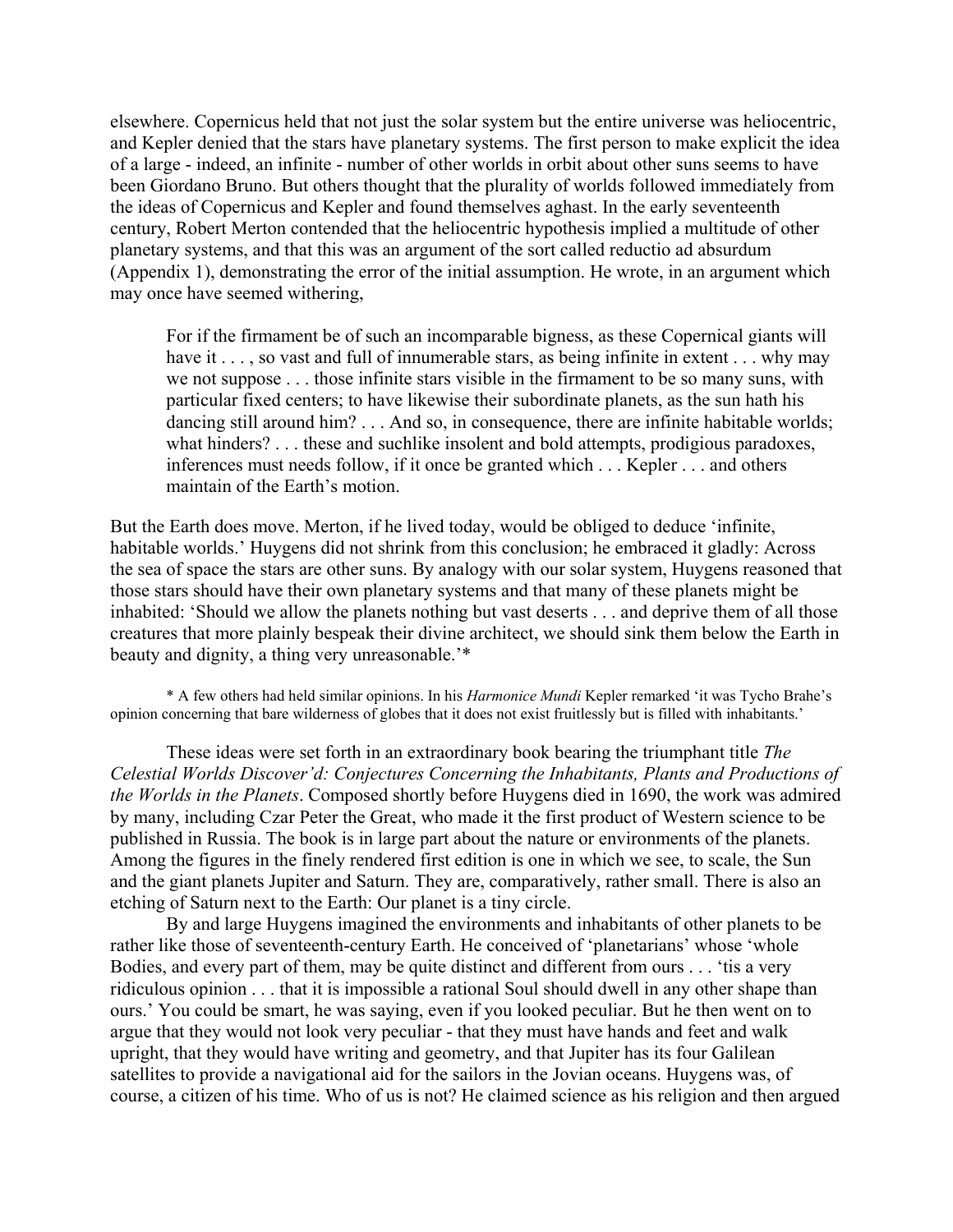elsewhere. Copernicus held that not just the solar system but the entire universe was heliocentric, and Kepler denied that the stars have planetary systems. The first person to make explicit the idea of a large - indeed, an infinite - number of other worlds in orbit about other suns seems to have been Giordano Bruno. But others thought that the plurality of worlds followed immediately from the ideas of Copernicus and Kepler and found themselves aghast. In the early seventeenth century, Robert Merton contended that the heliocentric hypothesis implied a multitude of other planetary systems, and that this was an argument of the sort called reductio ad absurdum (Appendix 1), demonstrating the error of the initial assumption. He wrote, in an argument which may once have seemed withering,

> For if the firmament be of such an incomparable bigness, as these Copernical giants will have it . . . , so vast and full of innumerable stars, as being infinite in extent . . . why may we not suppose . . . those infinite stars visible in the firmament to be so many suns, with particular fixed centers; to have likewise their subordinate planets, as the sun hath his dancing still around him? . . . And so, in consequence, there are infinite habitable worlds; what hinders? . . . these and suchlike insolent and bold attempts, prodigious paradoxes, inferences must needs follow, if it once be granted which . . . Kepler . . . and others maintain of the Earth's motion.

But the Earth does move. Merton, if he lived today, would be obliged to deduce 'infinite, habitable worlds.' Huygens did not shrink from this conclusion; he embraced it gladly: Across the sea of space the stars are other suns. By analogy with our solar system, Huygens reasoned that those stars should have their own planetary systems and that many of these planets might be inhabited: 'Should we allow the planets nothing but vast deserts . . . and deprive them of all those creatures that more plainly bespeak their divine architect, we should sink them below the Earth in beauty and dignity, a thing very unreasonable.'*

\* A few others had held similar opinions. In his *Harmonice Mundi* Kepler remarked 'it was Tycho Brahe's opinion concerning that bare wilderness of globes that it does not exist fruitlessly but is filled with inhabitants.'

These ideas were set forth in an extraordinary book bearing the triumphant title *The Celestial Worlds Discover'd: Conjectures Concerning the Inhabitants, Plants and Productions of the Worlds in the Planets*. Composed shortly before Huygens died in 1690, the work was admired by many, including Czar Peter the Great, who made it the first product of Western science to be published in Russia. The book is in large part about the nature or environments of the planets. Among the figures in the finely rendered first edition is one in which we see, to scale, the Sun and the giant planets Jupiter and Saturn. They are, comparatively, rather small. There is also an etching of Saturn next to the Earth: Our planet is a tiny circle.

By and large Huygens imagined the environments and inhabitants of other planets to be rather like those of seventeenth-century Earth. He conceived of 'planetarians' whose 'whole Bodies, and every part of them, may be quite distinct and different from ours . . . 'tis a very ridiculous opinion . . . that it is impossible a rational Soul should dwell in any other shape than ours.' You could be smart, he was saying, even if you looked peculiar. But he then went on to argue that they would not look very peculiar - that they must have hands and feet and walk upright, that they would have writing and geometry, and that Jupiter has its four Galilean satellites to provide a navigational aid for the sailors in the Jovian oceans. Huygens was, of course, a citizen of his time. Who of us is not? He claimed science as his religion and then argued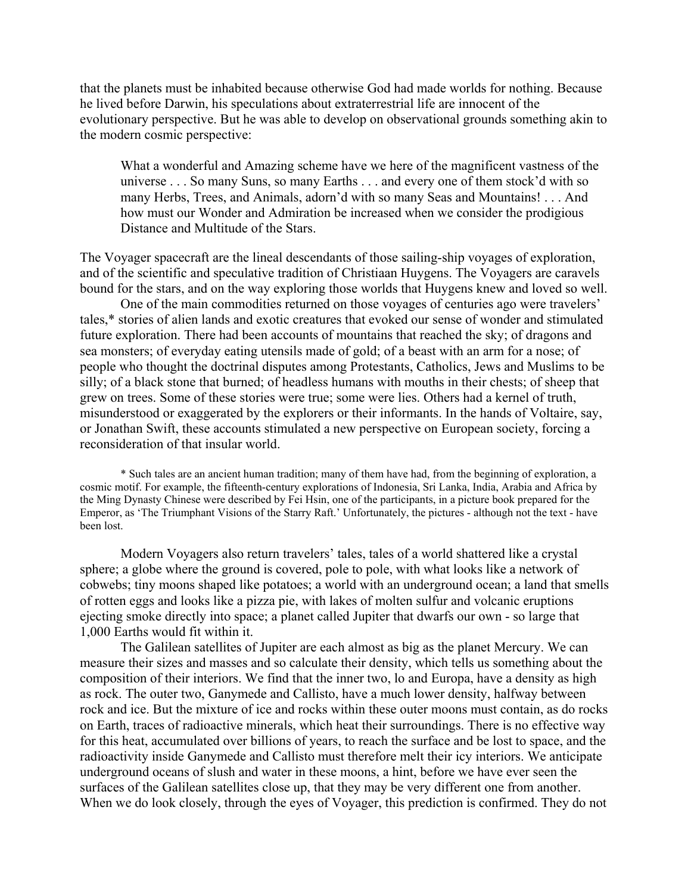that the planets must be inhabited because otherwise God had made worlds for nothing. Because he lived before Darwin, his speculations about extraterrestrial life are innocent of the evolutionary perspective. But he was able to develop on observational grounds something akin to the modern cosmic perspective:

> What a wonderful and Amazing scheme have we here of the magnificent vastness of the universe . . . So many Suns, so many Earths . . . and every one of them stock'd with so many Herbs, Trees, and Animals, adorn'd with so many Seas and Mountains! . . . And how must our Wonder and Admiration be increased when we consider the prodigious Distance and Multitude of the Stars.

The Voyager spacecraft are the lineal descendants of those sailing-ship voyages of exploration, and of the scientific and speculative tradition of Christiaan Huygens. The Voyagers are caravels bound for the stars, and on the way exploring those worlds that Huygens knew and loved so well.

One of the main commodities returned on those voyages of centuries ago were travelers' tales,* stories of alien lands and exotic creatures that evoked our sense of wonder and stimulated future exploration. There had been accounts of mountains that reached the sky; of dragons and sea monsters; of everyday eating utensils made of gold; of a beast with an arm for a nose; of people who thought the doctrinal disputes among Protestants, Catholics, Jews and Muslims to be silly; of a black stone that burned; of headless humans with mouths in their chests; of sheep that grew on trees. Some of these stories were true; some were lies. Others had a kernel of truth, misunderstood or exaggerated by the explorers or their informants. In the hands of Voltaire, say, or Jonathan Swift, these accounts stimulated a new perspective on European society, forcing a reconsideration of that insular world.

\* Such tales are an ancient human tradition; many of them have had, from the beginning of exploration, a cosmic motif. For example, the fifteenth-century explorations of Indonesia, Sri Lanka, India, Arabia and Africa by the Ming Dynasty Chinese were described by Fei Hsin, one of the participants, in a picture book prepared for the Emperor, as 'The Triumphant Visions of the Starry Raft.' Unfortunately, the pictures - although not the text - have been lost.

Modern Voyagers also return travelers' tales, tales of a world shattered like a crystal sphere; a globe where the ground is covered, pole to pole, with what looks like a network of cobwebs; tiny moons shaped like potatoes; a world with an underground ocean; a land that smells of rotten eggs and looks like a pizza pie, with lakes of molten sulfur and volcanic eruptions ejecting smoke directly into space; a planet called Jupiter that dwarfs our own - so large that 1,000 Earths would fit within it.

The Galilean satellites of Jupiter are each almost as big as the planet Mercury. We can measure their sizes and masses and so calculate their density, which tells us something about the composition of their interiors. We find that the inner two, lo and Europa, have a density as high as rock. The outer two, Ganymede and Callisto, have a much lower density, halfway between rock and ice. But the mixture of ice and rocks within these outer moons must contain, as do rocks on Earth, traces of radioactive minerals, which heat their surroundings. There is no effective way for this heat, accumulated over billions of years, to reach the surface and be lost to space, and the radioactivity inside Ganymede and Callisto must therefore melt their icy interiors. We anticipate underground oceans of slush and water in these moons, a hint, before we have ever seen the surfaces of the Galilean satellites close up, that they may be very different one from another. When we do look closely, through the eyes of Voyager, this prediction is confirmed. They do not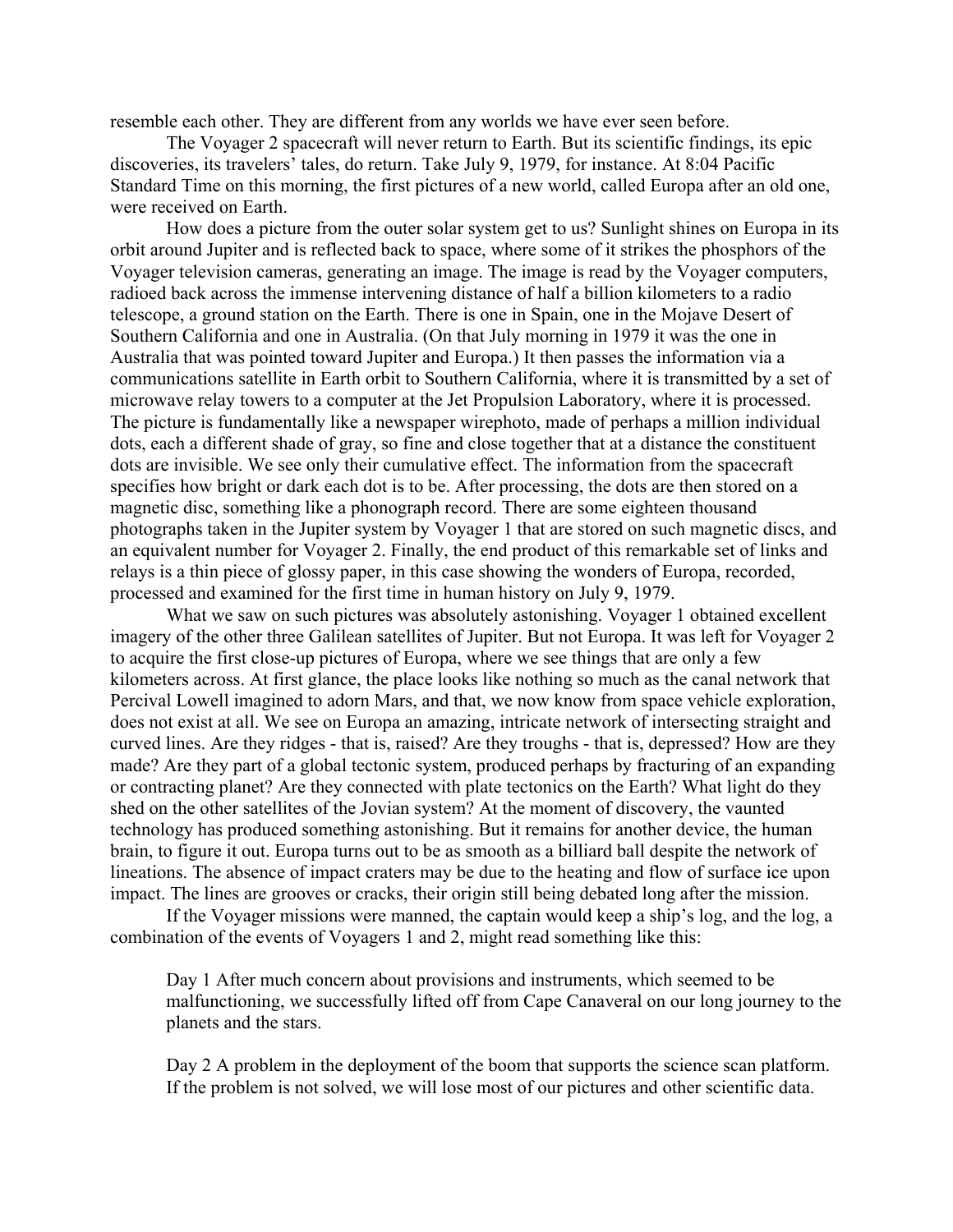resemble each other. They are different from any worlds we have ever seen before.

The Voyager 2 spacecraft will never return to Earth. But its scientific findings, its epic discoveries, its travelers' tales, do return. Take July 9, 1979, for instance. At 8:04 Pacific Standard Time on this morning, the first pictures of a new world, called Europa after an old one, were received on Earth.

How does a picture from the outer solar system get to us? Sunlight shines on Europa in its orbit around Jupiter and is reflected back to space, where some of it strikes the phosphors of the Voyager television cameras, generating an image. The image is read by the Voyager computers, radioed back across the immense intervening distance of half a billion kilometers to a radio telescope, a ground station on the Earth. There is one in Spain, one in the Mojave Desert of Southern California and one in Australia. (On that July morning in 1979 it was the one in Australia that was pointed toward Jupiter and Europa.) It then passes the information via a communications satellite in Earth orbit to Southern California, where it is transmitted by a set of microwave relay towers to a computer at the Jet Propulsion Laboratory, where it is processed. The picture is fundamentally like a newspaper wirephoto, made of perhaps a million individual dots, each a different shade of gray, so fine and close together that at a distance the constituent dots are invisible. We see only their cumulative effect. The information from the spacecraft specifies how bright or dark each dot is to be. After processing, the dots are then stored on a magnetic disc, something like a phonograph record. There are some eighteen thousand photographs taken in the Jupiter system by Voyager 1 that are stored on such magnetic discs, and an equivalent number for Voyager 2. Finally, the end product of this remarkable set of links and relays is a thin piece of glossy paper, in this case showing the wonders of Europa, recorded, processed and examined for the first time in human history on July 9, 1979.

What we saw on such pictures was absolutely astonishing. Voyager 1 obtained excellent imagery of the other three Galilean satellites of Jupiter. But not Europa. It was left for Voyager 2 to acquire the first close-up pictures of Europa, where we see things that are only a few kilometers across. At first glance, the place looks like nothing so much as the canal network that Percival Lowell imagined to adorn Mars, and that, we now know from space vehicle exploration, does not exist at all. We see on Europa an amazing, intricate network of intersecting straight and curved lines. Are they ridges - that is, raised? Are they troughs - that is, depressed? How are they made? Are they part of a global tectonic system, produced perhaps by fracturing of an expanding or contracting planet? Are they connected with plate tectonics on the Earth? What light do they shed on the other satellites of the Jovian system? At the moment of discovery, the vaunted technology has produced something astonishing. But it remains for another device, the human brain, to figure it out. Europa turns out to be as smooth as a billiard ball despite the network of lineations. The absence of impact craters may be due to the heating and flow of surface ice upon impact. The lines are grooves or cracks, their origin still being debated long after the mission.

If the Voyager missions were manned, the captain would keep a ship's log, and the log, a combination of the events of Voyagers 1 and 2, might read something like this:

> Day 1 After much concern about provisions and instruments, which seemed to be malfunctioning, we successfully lifted off from Cape Canaveral on our long journey to the planets and the stars.
>
> Day 2 A problem in the deployment of the boom that supports the science scan platform. If the problem is not solved, we will lose most of our pictures and other scientific data.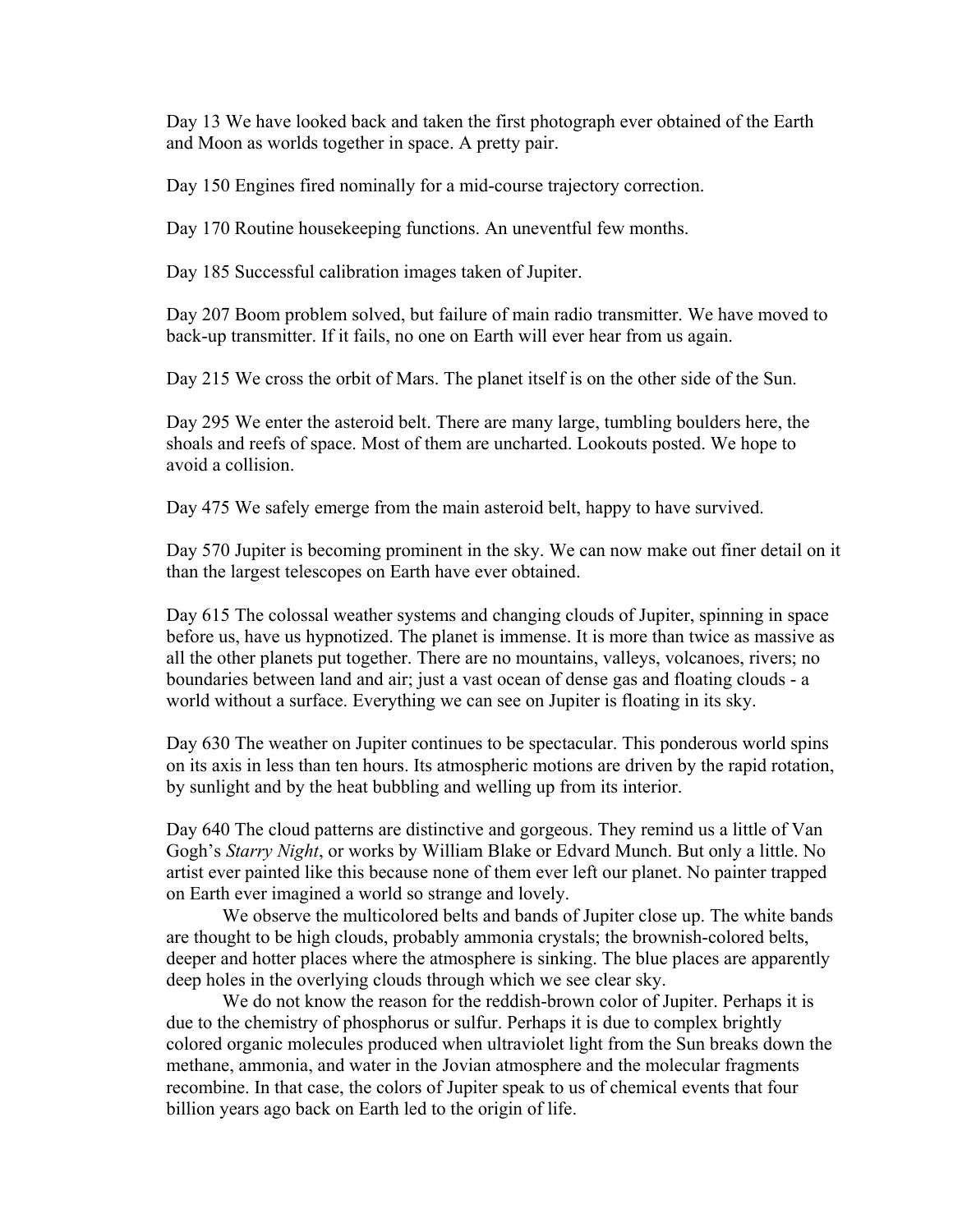Day 13 We have looked back and taken the first photograph ever obtained of the Earth and Moon as worlds together in space. A pretty pair.

Day 150 Engines fired nominally for a mid-course trajectory correction.

Day 170 Routine housekeeping functions. An uneventful few months.

Day 185 Successful calibration images taken of Jupiter.

Day 207 Boom problem solved, but failure of main radio transmitter. We have moved to back-up transmitter. If it fails, no one on Earth will ever hear from us again.

Day 215 We cross the orbit of Mars. The planet itself is on the other side of the Sun.

Day 295 We enter the asteroid belt. There are many large, tumbling boulders here, the shoals and reefs of space. Most of them are uncharted. Lookouts posted. We hope to avoid a collision.

Day 475 We safely emerge from the main asteroid belt, happy to have survived.

Day 570 Jupiter is becoming prominent in the sky. We can now make out finer detail on it than the largest telescopes on Earth have ever obtained.

Day 615 The colossal weather systems and changing clouds of Jupiter, spinning in space before us, have us hypnotized. The planet is immense. It is more than twice as massive as all the other planets put together. There are no mountains, valleys, volcanoes, rivers; no boundaries between land and air; just a vast ocean of dense gas and floating clouds - a world without a surface. Everything we can see on Jupiter is floating in its sky.

Day 630 The weather on Jupiter continues to be spectacular. This ponderous world spins on its axis in less than ten hours. Its atmospheric motions are driven by the rapid rotation, by sunlight and by the heat bubbling and welling up from its interior.

Day 640 The cloud patterns are distinctive and gorgeous. They remind us a little of Van Gogh's *Starry Night*, or works by William Blake or Edvard Munch. But only a little. No artist ever painted like this because none of them ever left our planet. No painter trapped on Earth ever imagined a world so strange and lovely.

We observe the multicolored belts and bands of Jupiter close up. The white bands are thought to be high clouds, probably ammonia crystals; the brownish-colored belts, deeper and hotter places where the atmosphere is sinking. The blue places are apparently deep holes in the overlying clouds through which we see clear sky.

We do not know the reason for the reddish-brown color of Jupiter. Perhaps it is due to the chemistry of phosphorus or sulfur. Perhaps it is due to complex brightly colored organic molecules produced when ultraviolet light from the Sun breaks down the methane, ammonia, and water in the Jovian atmosphere and the molecular fragments recombine. In that case, the colors of Jupiter speak to us of chemical events that four billion years ago back on Earth led to the origin of life.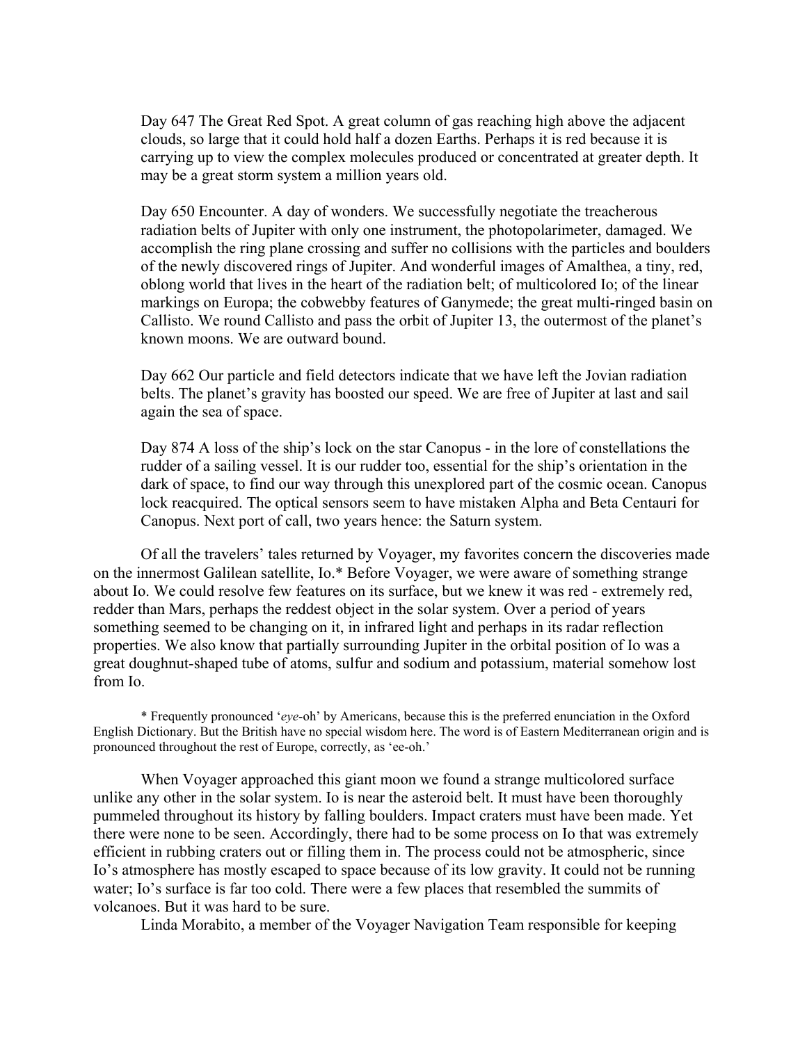Day 647 The Great Red Spot. A great column of gas reaching high above the adjacent clouds, so large that it could hold half a dozen Earths. Perhaps it is red because it is carrying up to view the complex molecules produced or concentrated at greater depth. It may be a great storm system a million years old.

Day 650 Encounter. A day of wonders. We successfully negotiate the treacherous radiation belts of Jupiter with only one instrument, the photopolarimeter, damaged. We accomplish the ring plane crossing and suffer no collisions with the particles and boulders of the newly discovered rings of Jupiter. And wonderful images of Amalthea, a tiny, red, oblong world that lives in the heart of the radiation belt; of multicolored Io; of the linear markings on Europa; the cobwebby features of Ganymede; the great multi-ringed basin on Callisto. We round Callisto and pass the orbit of Jupiter 13, the outermost of the planet's known moons. We are outward bound.

Day 662 Our particle and field detectors indicate that we have left the Jovian radiation belts. The planet's gravity has boosted our speed. We are free of Jupiter at last and sail again the sea of space.

Day 874 A loss of the ship's lock on the star Canopus - in the lore of constellations the rudder of a sailing vessel. It is our rudder too, essential for the ship's orientation in the dark of space, to find our way through this unexplored part of the cosmic ocean. Canopus lock reacquired. The optical sensors seem to have mistaken Alpha and Beta Centauri for Canopus. Next port of call, two years hence: the Saturn system.

Of all the travelers' tales returned by Voyager, my favorites concern the discoveries made on the innermost Galilean satellite, Io.* Before Voyager, we were aware of something strange about Io. We could resolve few features on its surface, but we knew it was red - extremely red, redder than Mars, perhaps the reddest object in the solar system. Over a period of years something seemed to be changing on it, in infrared light and perhaps in its radar reflection properties. We also know that partially surrounding Jupiter in the orbital position of Io was a great doughnut-shaped tube of atoms, sulfur and sodium and potassium, material somehow lost from Io.

\* Frequently pronounced '*eye*-oh' by Americans, because this is the preferred enunciation in the Oxford English Dictionary. But the British have no special wisdom here. The word is of Eastern Mediterranean origin and is pronounced throughout the rest of Europe, correctly, as 'ee-oh.'

When Voyager approached this giant moon we found a strange multicolored surface unlike any other in the solar system. Io is near the asteroid belt. It must have been thoroughly pummeled throughout its history by falling boulders. Impact craters must have been made. Yet there were none to be seen. Accordingly, there had to be some process on Io that was extremely efficient in rubbing craters out or filling them in. The process could not be atmospheric, since Io's atmosphere has mostly escaped to space because of its low gravity. It could not be running water; Io's surface is far too cold. There were a few places that resembled the summits of volcanoes. But it was hard to be sure.

Linda Morabito, a member of the Voyager Navigation Team responsible for keeping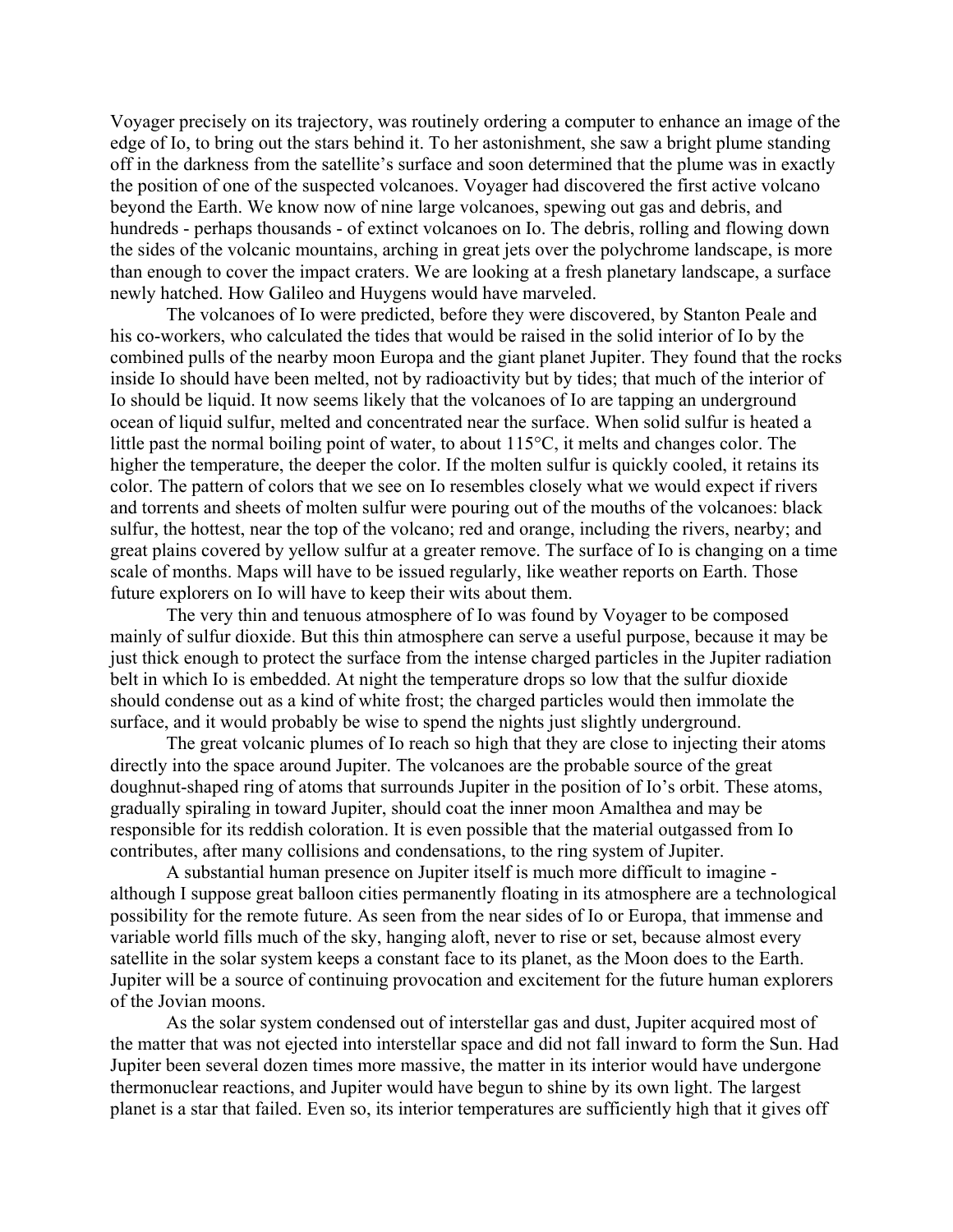Voyager precisely on its trajectory, was routinely ordering a computer to enhance an image of the edge of Io, to bring out the stars behind it. To her astonishment, she saw a bright plume standing off in the darkness from the satellite's surface and soon determined that the plume was in exactly the position of one of the suspected volcanoes. Voyager had discovered the first active volcano beyond the Earth. We know now of nine large volcanoes, spewing out gas and debris, and hundreds - perhaps thousands - of extinct volcanoes on Io. The debris, rolling and flowing down the sides of the volcanic mountains, arching in great jets over the polychrome landscape, is more than enough to cover the impact craters. We are looking at a fresh planetary landscape, a surface newly hatched. How Galileo and Huygens would have marveled.

The volcanoes of Io were predicted, before they were discovered, by Stanton Peale and his co-workers, who calculated the tides that would be raised in the solid interior of Io by the combined pulls of the nearby moon Europa and the giant planet Jupiter. They found that the rocks inside Io should have been melted, not by radioactivity but by tides; that much of the interior of Io should be liquid. It now seems likely that the volcanoes of Io are tapping an underground ocean of liquid sulfur, melted and concentrated near the surface. When solid sulfur is heated a little past the normal boiling point of water, to about 115°C, it melts and changes color. The higher the temperature, the deeper the color. If the molten sulfur is quickly cooled, it retains its color. The pattern of colors that we see on Io resembles closely what we would expect if rivers and torrents and sheets of molten sulfur were pouring out of the mouths of the volcanoes: black sulfur, the hottest, near the top of the volcano; red and orange, including the rivers, nearby; and great plains covered by yellow sulfur at a greater remove. The surface of Io is changing on a time scale of months. Maps will have to be issued regularly, like weather reports on Earth. Those future explorers on Io will have to keep their wits about them.

The very thin and tenuous atmosphere of Io was found by Voyager to be composed mainly of sulfur dioxide. But this thin atmosphere can serve a useful purpose, because it may be just thick enough to protect the surface from the intense charged particles in the Jupiter radiation belt in which Io is embedded. At night the temperature drops so low that the sulfur dioxide should condense out as a kind of white frost; the charged particles would then immolate the surface, and it would probably be wise to spend the nights just slightly underground.

The great volcanic plumes of Io reach so high that they are close to injecting their atoms directly into the space around Jupiter. The volcanoes are the probable source of the great doughnut-shaped ring of atoms that surrounds Jupiter in the position of Io's orbit. These atoms, gradually spiraling in toward Jupiter, should coat the inner moon Amalthea and may be responsible for its reddish coloration. It is even possible that the material outgassed from Io contributes, after many collisions and condensations, to the ring system of Jupiter.

A substantial human presence on Jupiter itself is much more difficult to imagine - although I suppose great balloon cities permanently floating in its atmosphere are a technological possibility for the remote future. As seen from the near sides of Io or Europa, that immense and variable world fills much of the sky, hanging aloft, never to rise or set, because almost every satellite in the solar system keeps a constant face to its planet, as the Moon does to the Earth. Jupiter will be a source of continuing provocation and excitement for the future human explorers of the Jovian moons.

As the solar system condensed out of interstellar gas and dust, Jupiter acquired most of the matter that was not ejected into interstellar space and did not fall inward to form the Sun. Had Jupiter been several dozen times more massive, the matter in its interior would have undergone thermonuclear reactions, and Jupiter would have begun to shine by its own light. The largest planet is a star that failed. Even so, its interior temperatures are sufficiently high that it gives off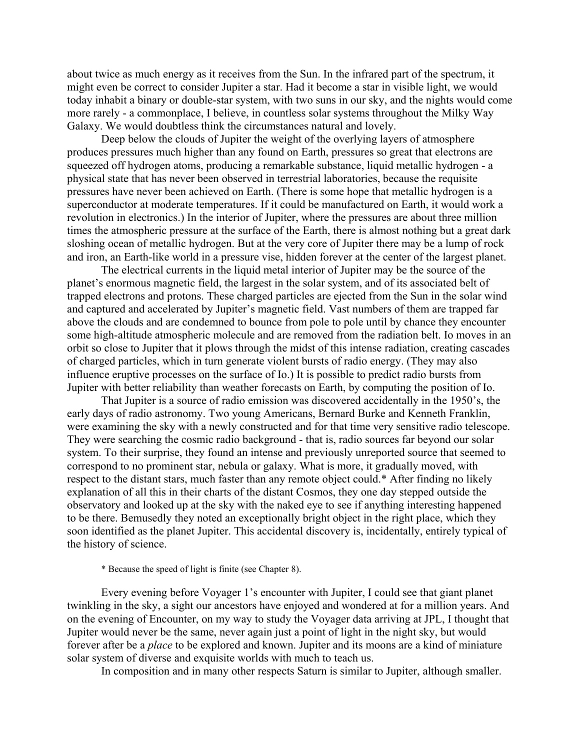about twice as much energy as it receives from the Sun. In the infrared part of the spectrum, it might even be correct to consider Jupiter a star. Had it become a star in visible light, we would today inhabit a binary or double-star system, with two suns in our sky, and the nights would come more rarely - a commonplace, I believe, in countless solar systems throughout the Milky Way Galaxy. We would doubtless think the circumstances natural and lovely.

Deep below the clouds of Jupiter the weight of the overlying layers of atmosphere produces pressures much higher than any found on Earth, pressures so great that electrons are squeezed off hydrogen atoms, producing a remarkable substance, liquid metallic hydrogen - a physical state that has never been observed in terrestrial laboratories, because the requisite pressures have never been achieved on Earth. (There is some hope that metallic hydrogen is a superconductor at moderate temperatures. If it could be manufactured on Earth, it would work a revolution in electronics.) In the interior of Jupiter, where the pressures are about three million times the atmospheric pressure at the surface of the Earth, there is almost nothing but a great dark sloshing ocean of metallic hydrogen. But at the very core of Jupiter there may be a lump of rock and iron, an Earth-like world in a pressure vise, hidden forever at the center of the largest planet.

The electrical currents in the liquid metal interior of Jupiter may be the source of the planet's enormous magnetic field, the largest in the solar system, and of its associated belt of trapped electrons and protons. These charged particles are ejected from the Sun in the solar wind and captured and accelerated by Jupiter's magnetic field. Vast numbers of them are trapped far above the clouds and are condemned to bounce from pole to pole until by chance they encounter some high-altitude atmospheric molecule and are removed from the radiation belt. Io moves in an orbit so close to Jupiter that it plows through the midst of this intense radiation, creating cascades of charged particles, which in turn generate violent bursts of radio energy. (They may also influence eruptive processes on the surface of Io.) It is possible to predict radio bursts from Jupiter with better reliability than weather forecasts on Earth, by computing the position of Io.

That Jupiter is a source of radio emission was discovered accidentally in the 1950's, the early days of radio astronomy. Two young Americans, Bernard Burke and Kenneth Franklin, were examining the sky with a newly constructed and for that time very sensitive radio telescope. They were searching the cosmic radio background - that is, radio sources far beyond our solar system. To their surprise, they found an intense and previously unreported source that seemed to correspond to no prominent star, nebula or galaxy. What is more, it gradually moved, with respect to the distant stars, much faster than any remote object could.* After finding no likely explanation of all this in their charts of the distant Cosmos, they one day stepped outside the observatory and looked up at the sky with the naked eye to see if anything interesting happened to be there. Bemusedly they noted an exceptionally bright object in the right place, which they soon identified as the planet Jupiter. This accidental discovery is, incidentally, entirely typical of the history of science.

\* Because the speed of light is finite (see Chapter 8).

Every evening before Voyager 1's encounter with Jupiter, I could see that giant planet twinkling in the sky, a sight our ancestors have enjoyed and wondered at for a million years. And on the evening of Encounter, on my way to study the Voyager data arriving at JPL, I thought that Jupiter would never be the same, never again just a point of light in the night sky, but would forever after be a *place* to be explored and known. Jupiter and its moons are a kind of miniature solar system of diverse and exquisite worlds with much to teach us.

In composition and in many other respects Saturn is similar to Jupiter, although smaller.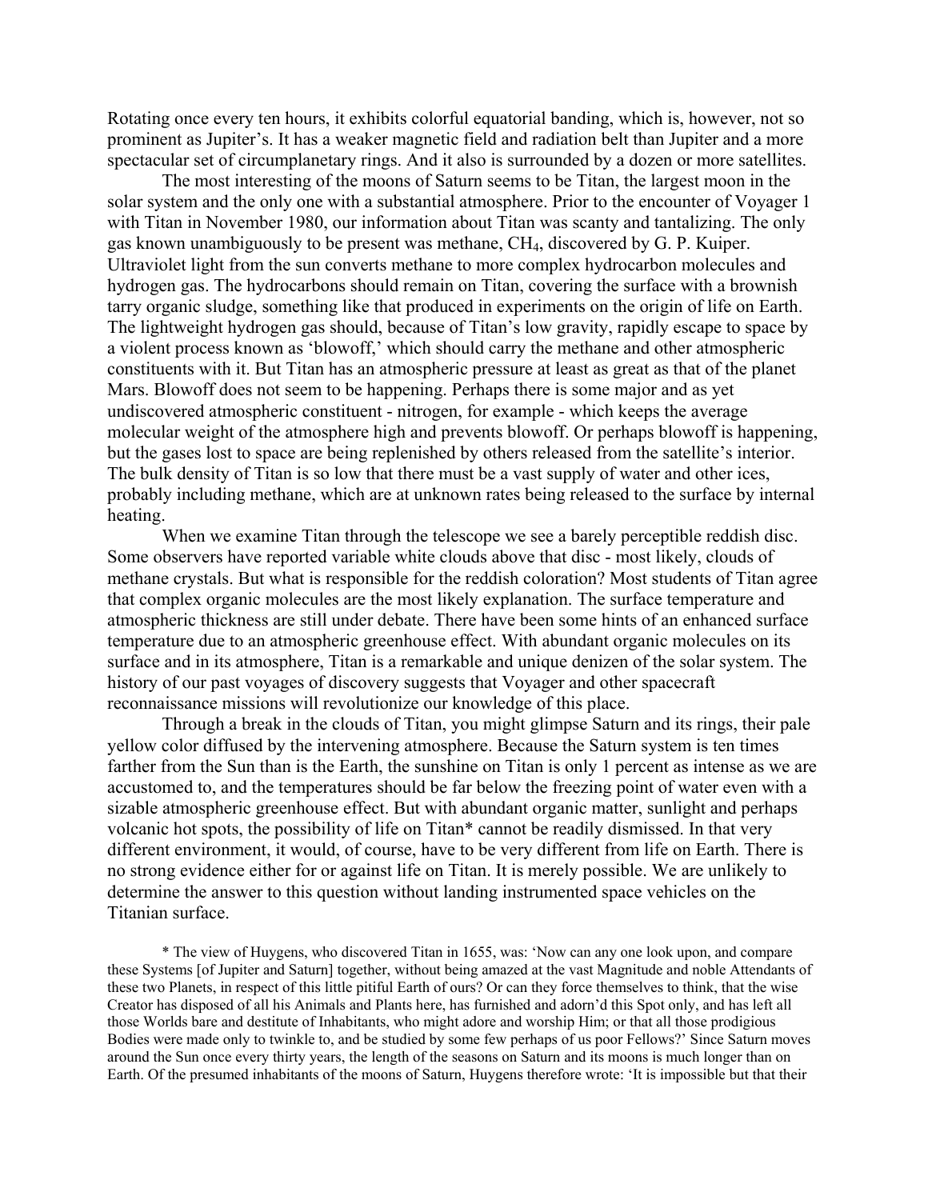Rotating once every ten hours, it exhibits colorful equatorial banding, which is, however, not so prominent as Jupiter's. It has a weaker magnetic field and radiation belt than Jupiter and a more spectacular set of circumplanetary rings. And it also is surrounded by a dozen or more satellites.

The most interesting of the moons of Saturn seems to be Titan, the largest moon in the solar system and the only one with a substantial atmosphere. Prior to the encounter of Voyager 1 with Titan in November 1980, our information about Titan was scanty and tantalizing. The only gas known unambiguously to be present was methane, $CH_4$, discovered by G. P. Kuiper. Ultraviolet light from the sun converts methane to more complex hydrocarbon molecules and hydrogen gas. The hydrocarbons should remain on Titan, covering the surface with a brownish tarry organic sludge, something like that produced in experiments on the origin of life on Earth. The lightweight hydrogen gas should, because of Titan's low gravity, rapidly escape to space by a violent process known as 'blowoff,' which should carry the methane and other atmospheric constituents with it. But Titan has an atmospheric pressure at least as great as that of the planet Mars. Blowoff does not seem to be happening. Perhaps there is some major and as yet undiscovered atmospheric constituent - nitrogen, for example - which keeps the average molecular weight of the atmosphere high and prevents blowoff. Or perhaps blowoff is happening, but the gases lost to space are being replenished by others released from the satellite's interior. The bulk density of Titan is so low that there must be a vast supply of water and other ices, probably including methane, which are at unknown rates being released to the surface by internal heating.

When we examine Titan through the telescope we see a barely perceptible reddish disc. Some observers have reported variable white clouds above that disc - most likely, clouds of methane crystals. But what is responsible for the reddish coloration? Most students of Titan agree that complex organic molecules are the most likely explanation. The surface temperature and atmospheric thickness are still under debate. There have been some hints of an enhanced surface temperature due to an atmospheric greenhouse effect. With abundant organic molecules on its surface and in its atmosphere, Titan is a remarkable and unique denizen of the solar system. The history of our past voyages of discovery suggests that Voyager and other spacecraft reconnaissance missions will revolutionize our knowledge of this place.

Through a break in the clouds of Titan, you might glimpse Saturn and its rings, their pale yellow color diffused by the intervening atmosphere. Because the Saturn system is ten times farther from the Sun than is the Earth, the sunshine on Titan is only 1 percent as intense as we are accustomed to, and the temperatures should be far below the freezing point of water even with a sizable atmospheric greenhouse effect. But with abundant organic matter, sunlight and perhaps volcanic hot spots, the possibility of life on Titan* cannot be readily dismissed. In that very different environment, it would, of course, have to be very different from life on Earth. There is no strong evidence either for or against life on Titan. It is merely possible. We are unlikely to determine the answer to this question without landing instrumented space vehicles on the Titanian surface.

\* The view of Huygens, who discovered Titan in 1655, was: 'Now can any one look upon, and compare these Systems [of Jupiter and Saturn] together, without being amazed at the vast Magnitude and noble Attendants of these two Planets, in respect of this little pitiful Earth of ours? Or can they force themselves to think, that the wise Creator has disposed of all his Animals and Plants here, has furnished and adorn'd this Spot only, and has left all those Worlds bare and destitute of Inhabitants, who might adore and worship Him; or that all those prodigious Bodies were made only to twinkle to, and be studied by some few perhaps of us poor Fellows?' Since Saturn moves around the Sun once every thirty years, the length of the seasons on Saturn and its moons is much longer than on Earth. Of the presumed inhabitants of the moons of Saturn, Huygens therefore wrote: 'It is impossible but that their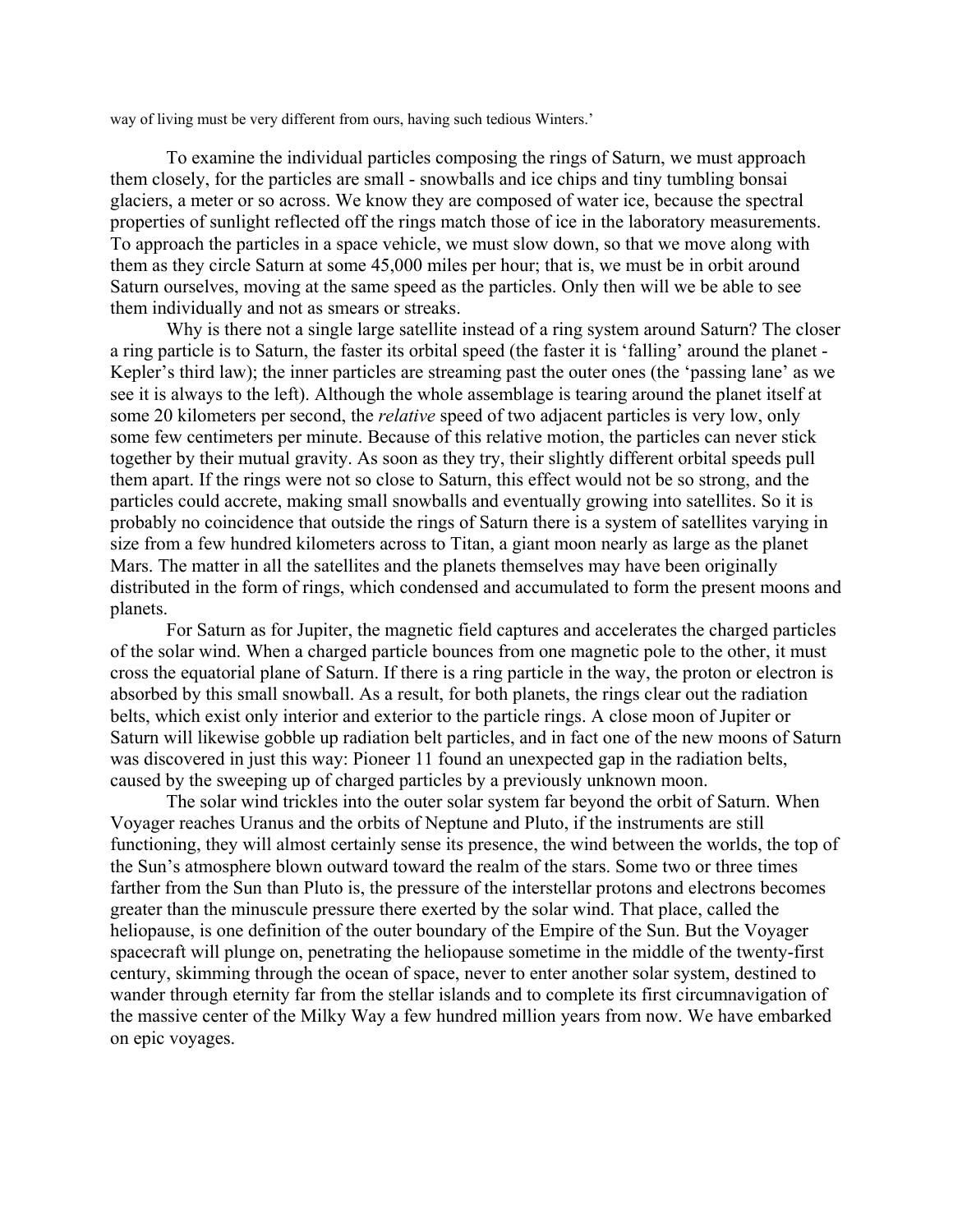way of living must be very different from ours, having such tedious Winters.'

To examine the individual particles composing the rings of Saturn, we must approach them closely, for the particles are small - snowballs and ice chips and tiny tumbling bonsai glaciers, a meter or so across. We know they are composed of water ice, because the spectral properties of sunlight reflected off the rings match those of ice in the laboratory measurements. To approach the particles in a space vehicle, we must slow down, so that we move along with them as they circle Saturn at some 45,000 miles per hour; that is, we must be in orbit around Saturn ourselves, moving at the same speed as the particles. Only then will we be able to see them individually and not as smears or streaks.

Why is there not a single large satellite instead of a ring system around Saturn? The closer a ring particle is to Saturn, the faster its orbital speed (the faster it is 'falling' around the planet - Kepler's third law); the inner particles are streaming past the outer ones (the 'passing lane' as we see it is always to the left). Although the whole assemblage is tearing around the planet itself at some 20 kilometers per second, the *relative* speed of two adjacent particles is very low, only some few centimeters per minute. Because of this relative motion, the particles can never stick together by their mutual gravity. As soon as they try, their slightly different orbital speeds pull them apart. If the rings were not so close to Saturn, this effect would not be so strong, and the particles could accrete, making small snowballs and eventually growing into satellites. So it is probably no coincidence that outside the rings of Saturn there is a system of satellites varying in size from a few hundred kilometers across to Titan, a giant moon nearly as large as the planet Mars. The matter in all the satellites and the planets themselves may have been originally distributed in the form of rings, which condensed and accumulated to form the present moons and planets.

For Saturn as for Jupiter, the magnetic field captures and accelerates the charged particles of the solar wind. When a charged particle bounces from one magnetic pole to the other, it must cross the equatorial plane of Saturn. If there is a ring particle in the way, the proton or electron is absorbed by this small snowball. As a result, for both planets, the rings clear out the radiation belts, which exist only interior and exterior to the particle rings. A close moon of Jupiter or Saturn will likewise gobble up radiation belt particles, and in fact one of the new moons of Saturn was discovered in just this way: Pioneer 11 found an unexpected gap in the radiation belts, caused by the sweeping up of charged particles by a previously unknown moon.

The solar wind trickles into the outer solar system far beyond the orbit of Saturn. When Voyager reaches Uranus and the orbits of Neptune and Pluto, if the instruments are still functioning, they will almost certainly sense its presence, the wind between the worlds, the top of the Sun's atmosphere blown outward toward the realm of the stars. Some two or three times farther from the Sun than Pluto is, the pressure of the interstellar protons and electrons becomes greater than the minuscule pressure there exerted by the solar wind. That place, called the heliopause, is one definition of the outer boundary of the Empire of the Sun. But the Voyager spacecraft will plunge on, penetrating the heliopause sometime in the middle of the twenty-first century, skimming through the ocean of space, never to enter another solar system, destined to wander through eternity far from the stellar islands and to complete its first circumnavigation of the massive center of the Milky Way a few hundred million years from now. We have embarked on epic voyages.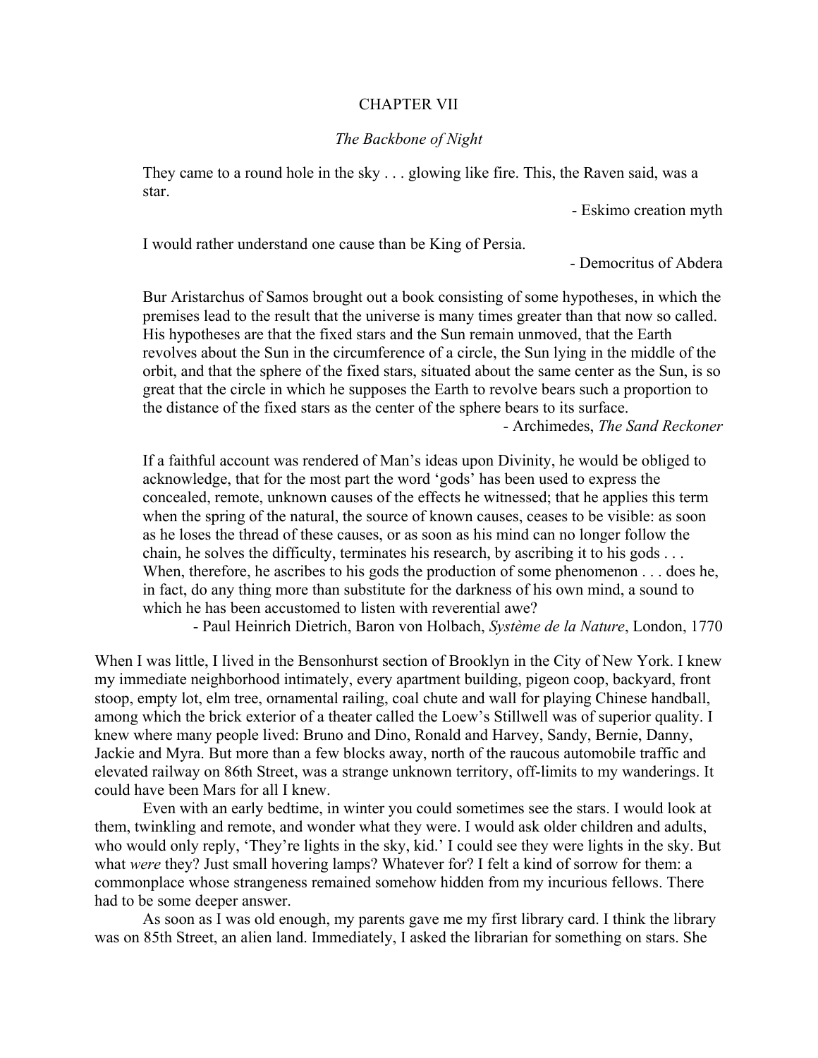# CHAPTER VII

## *The Backbone of Night*

> They came to a round hole in the sky . . . glowing like fire. This, the Raven said, was a star.
>
> \- Eskimo creation myth

> I would rather understand one cause than be King of Persia.
>
> \- Democritus of Abdera

> Bur Aristarchus of Samos brought out a book consisting of some hypotheses, in which the premises lead to the result that the universe is many times greater than that now so called. His hypotheses are that the fixed stars and the Sun remain unmoved, that the Earth revolves about the Sun in the circumference of a circle, the Sun lying in the middle of the orbit, and that the sphere of the fixed stars, situated about the same center as the Sun, is so great that the circle in which he supposes the Earth to revolve bears such a proportion to the distance of the fixed stars as the center of the sphere bears to its surface.
>
> \- Archimedes, *The Sand Reckoner*

> If a faithful account was rendered of Man's ideas upon Divinity, he would be obliged to acknowledge, that for the most part the word 'gods' has been used to express the concealed, remote, unknown causes of the effects he witnessed; that he applies this term when the spring of the natural, the source of known causes, ceases to be visible: as soon as he loses the thread of these causes, or as soon as his mind can no longer follow the chain, he solves the difficulty, terminates his research, by ascribing it to his gods . . . When, therefore, he ascribes to his gods the production of some phenomenon . . . does he, in fact, do any thing more than substitute for the darkness of his own mind, a sound to which he has been accustomed to listen with reverential awe?
>
> \- Paul Heinrich Dietrich, Baron von Holbach, *Système de la Nature*, London, 1770

When I was little, I lived in the Bensonhurst section of Brooklyn in the City of New York. I knew my immediate neighborhood intimately, every apartment building, pigeon coop, backyard, front stoop, empty lot, elm tree, ornamental railing, coal chute and wall for playing Chinese handball, among which the brick exterior of a theater called the Loew's Stillwell was of superior quality. I knew where many people lived: Bruno and Dino, Ronald and Harvey, Sandy, Bernie, Danny, Jackie and Myra. But more than a few blocks away, north of the raucous automobile traffic and elevated railway on 86th Street, was a strange unknown territory, off-limits to my wanderings. It could have been Mars for all I knew.

Even with an early bedtime, in winter you could sometimes see the stars. I would look at them, twinkling and remote, and wonder what they were. I would ask older children and adults, who would only reply, 'They're lights in the sky, kid.' I could see they were lights in the sky. But what *were* they? Just small hovering lamps? Whatever for? I felt a kind of sorrow for them: a commonplace whose strangeness remained somehow hidden from my incurious fellows. There had to be some deeper answer.

As soon as I was old enough, my parents gave me my first library card. I think the library was on 85th Street, an alien land. Immediately, I asked the librarian for something on stars. She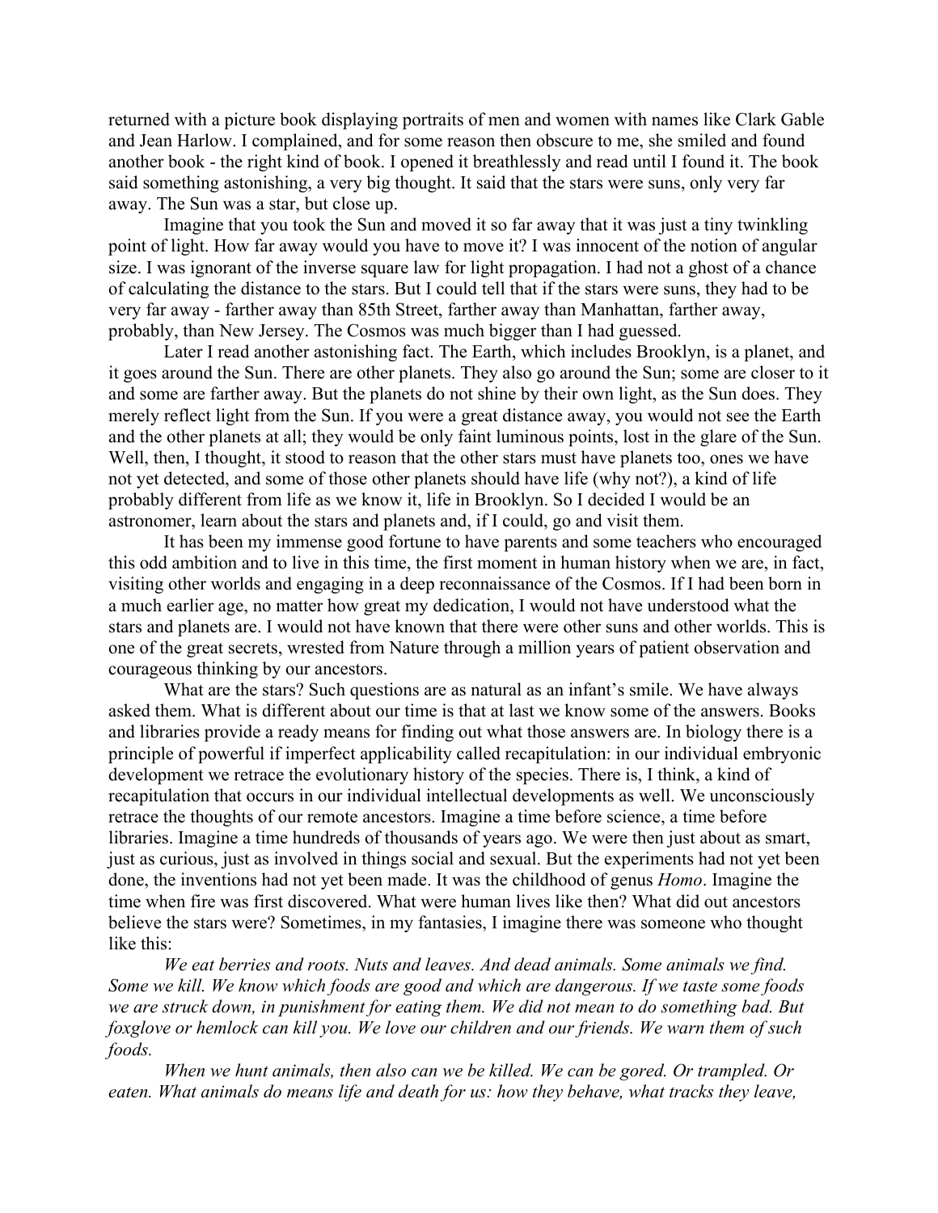returned with a picture book displaying portraits of men and women with names like Clark Gable and Jean Harlow. I complained, and for some reason then obscure to me, she smiled and found another book - the right kind of book. I opened it breathlessly and read until I found it. The book said something astonishing, a very big thought. It said that the stars were suns, only very far away. The Sun was a star, but close up.

Imagine that you took the Sun and moved it so far away that it was just a tiny twinkling point of light. How far away would you have to move it? I was innocent of the notion of angular size. I was ignorant of the inverse square law for light propagation. I had not a ghost of a chance of calculating the distance to the stars. But I could tell that if the stars were suns, they had to be very far away - farther away than 85th Street, farther away than Manhattan, farther away, probably, than New Jersey. The Cosmos was much bigger than I had guessed.

Later I read another astonishing fact. The Earth, which includes Brooklyn, is a planet, and it goes around the Sun. There are other planets. They also go around the Sun; some are closer to it and some are farther away. But the planets do not shine by their own light, as the Sun does. They merely reflect light from the Sun. If you were a great distance away, you would not see the Earth and the other planets at all; they would be only faint luminous points, lost in the glare of the Sun. Well, then, I thought, it stood to reason that the other stars must have planets too, ones we have not yet detected, and some of those other planets should have life (why not?), a kind of life probably different from life as we know it, life in Brooklyn. So I decided I would be an astronomer, learn about the stars and planets and, if I could, go and visit them.

It has been my immense good fortune to have parents and some teachers who encouraged this odd ambition and to live in this time, the first moment in human history when we are, in fact, visiting other worlds and engaging in a deep reconnaissance of the Cosmos. If I had been born in a much earlier age, no matter how great my dedication, I would not have understood what the stars and planets are. I would not have known that there were other suns and other worlds. This is one of the great secrets, wrested from Nature through a million years of patient observation and courageous thinking by our ancestors.

What are the stars? Such questions are as natural as an infant's smile. We have always asked them. What is different about our time is that at last we know some of the answers. Books and libraries provide a ready means for finding out what those answers are. In biology there is a principle of powerful if imperfect applicability called recapitulation: in our individual embryonic development we retrace the evolutionary history of the species. There is, I think, a kind of recapitulation that occurs in our individual intellectual developments as well. We unconsciously retrace the thoughts of our remote ancestors. Imagine a time before science, a time before libraries. Imagine a time hundreds of thousands of years ago. We were then just about as smart, just as curious, just as involved in things social and sexual. But the experiments had not yet been done, the inventions had not yet been made. It was the childhood of genus *Homo*. Imagine the time when fire was first discovered. What were human lives like then? What did out ancestors believe the stars were? Sometimes, in my fantasies, I imagine there was someone who thought like this:

*We eat berries and roots. Nuts and leaves. And dead animals. Some animals we find. Some we kill. We know which foods are good and which are dangerous. If we taste some foods we are struck down, in punishment for eating them. We did not mean to do something bad. But foxglove or hemlock can kill you. We love our children and our friends. We warn them of such foods.*

*When we hunt animals, then also can we be killed. We can be gored. Or trampled. Or eaten. What animals do means life and death for us: how they behave, what tracks they leave,*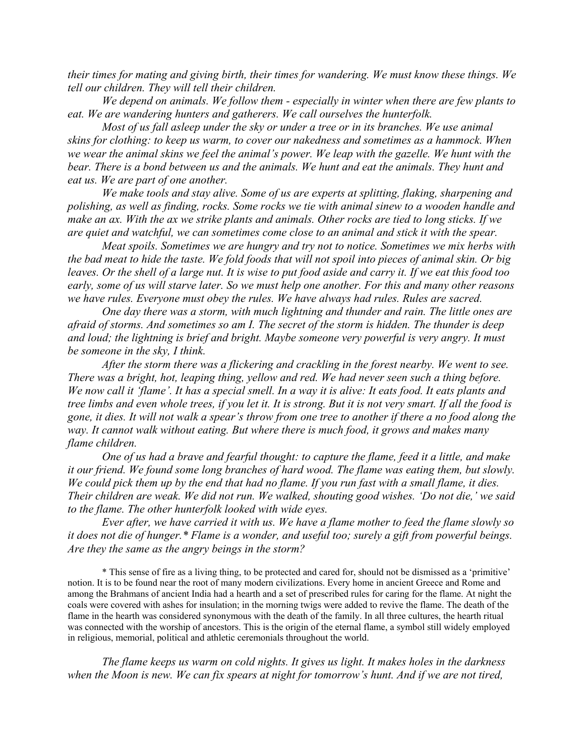*their times for mating and giving birth, their times for wandering. We must know these things. We tell our children. They will tell their children.*

*We depend on animals. We follow them - especially in winter when there are few plants to eat. We are wandering hunters and gatherers. We call ourselves the hunterfolk.*

*Most of us fall asleep under the sky or under a tree or in its branches. We use animal skins for clothing: to keep us warm, to cover our nakedness and sometimes as a hammock. When we wear the animal skins we feel the animal's power. We leap with the gazelle. We hunt with the bear. There is a bond between us and the animals. We hunt and eat the animals. They hunt and eat us. We are part of one another.*

*We make tools and stay alive. Some of us are experts at splitting, flaking, sharpening and polishing, as well as finding, rocks. Some rocks we tie with animal sinew to a wooden handle and make an ax. With the ax we strike plants and animals. Other rocks are tied to long sticks. If we are quiet and watchful, we can sometimes come close to an animal and stick it with the spear.*

*Meat spoils. Sometimes we are hungry and try not to notice. Sometimes we mix herbs with the bad meat to hide the taste. We fold foods that will not spoil into pieces of animal skin. Or big leaves. Or the shell of a large nut. It is wise to put food aside and carry it. If we eat this food too early, some of us will starve later. So we must help one another. For this and many other reasons we have rules. Everyone must obey the rules. We have always had rules. Rules are sacred.*

*One day there was a storm, with much lightning and thunder and rain. The little ones are afraid of storms. And sometimes so am I. The secret of the storm is hidden. The thunder is deep and loud; the lightning is brief and bright. Maybe someone very powerful is very angry. It must be someone in the sky, I think.*

*After the storm there was a flickering and crackling in the forest nearby. We went to see. There was a bright, hot, leaping thing, yellow and red. We had never seen such a thing before. We now call it 'flame'. It has a special smell. In a way it is alive: It eats food. It eats plants and tree limbs and even whole trees, if you let it. It is strong. But it is not very smart. If all the food is gone, it dies. It will not walk a spear's throw from one tree to another if there a no food along the way. It cannot walk without eating. But where there is much food, it grows and makes many flame children.*

*One of us had a brave and fearful thought: to capture the flame, feed it a little, and make it our friend. We found some long branches of hard wood. The flame was eating them, but slowly. We could pick them up by the end that had no flame. If you run fast with a small flame, it dies. Their children are weak. We did not run. We walked, shouting good wishes. 'Do not die,' we said to the flame. The other hunterfolk looked with wide eyes.*

*Ever after, we have carried it with us. We have a flame mother to feed the flame slowly so it does not die of hunger.* \* *Flame is a wonder, and useful too; surely a gift from powerful beings. Are they the same as the angry beings in the storm?*

\* This sense of fire as a living thing, to be protected and cared for, should not be dismissed as a 'primitive' notion. It is to be found near the root of many modern civilizations. Every home in ancient Greece and Rome and among the Brahmans of ancient India had a hearth and a set of prescribed rules for caring for the flame. At night the coals were covered with ashes for insulation; in the morning twigs were added to revive the flame. The death of the flame in the hearth was considered synonymous with the death of the family. In all three cultures, the hearth ritual was connected with the worship of ancestors. This is the origin of the eternal flame, a symbol still widely employed in religious, memorial, political and athletic ceremonials throughout the world.

*The flame keeps us warm on cold nights. It gives us light. It makes holes in the darkness when the Moon is new. We can fix spears at night for tomorrow's hunt. And if we are not tired,*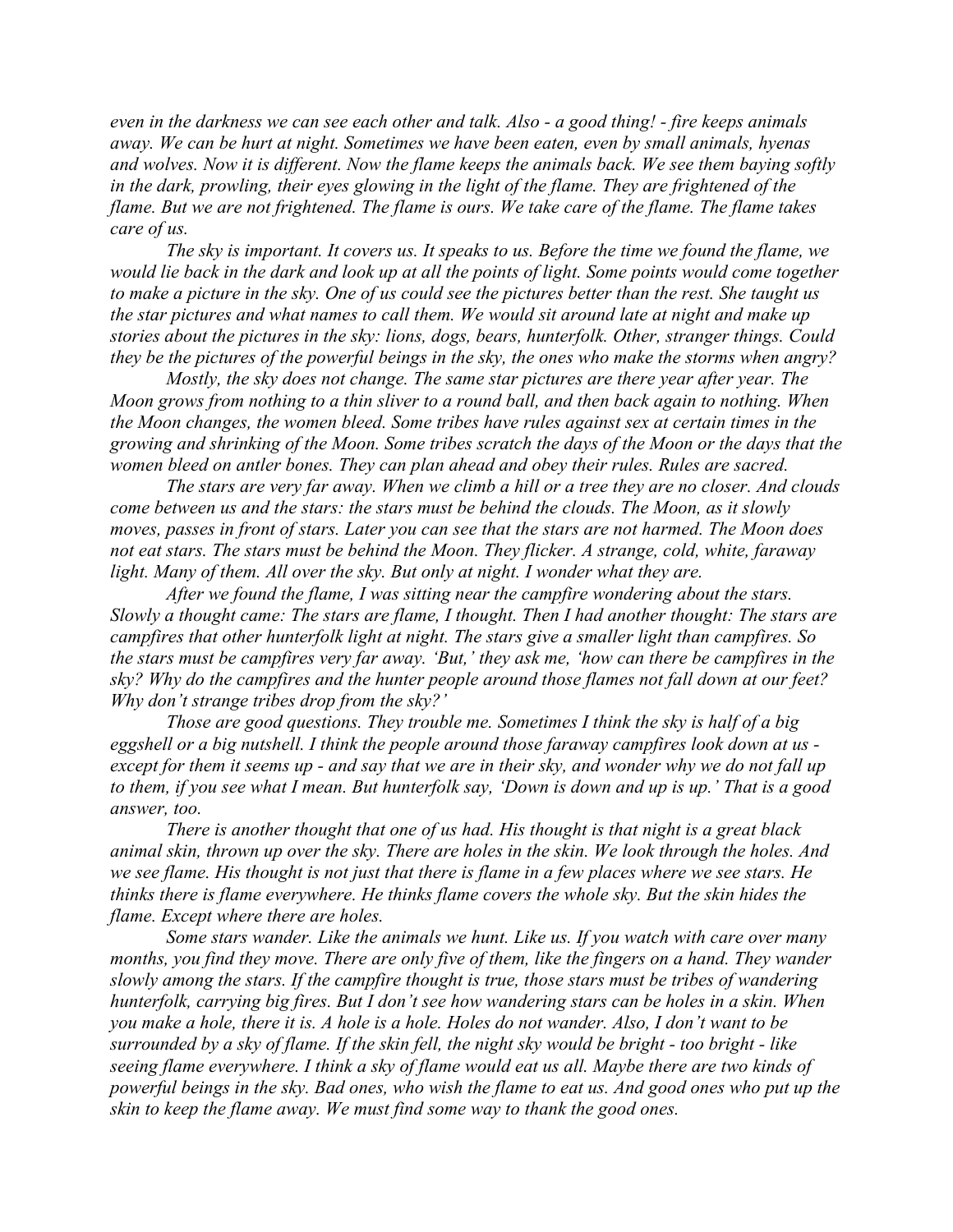*even in the darkness we can see each other and talk. Also - a good thing! - fire keeps animals away. We can be hurt at night. Sometimes we have been eaten, even by small animals, hyenas and wolves. Now it is different. Now the flame keeps the animals back. We see them baying softly in the dark, prowling, their eyes glowing in the light of the flame. They are frightened of the flame. But we are not frightened. The flame is ours. We take care of the flame. The flame takes care of us.*

*The sky is important. It covers us. It speaks to us. Before the time we found the flame, we would lie back in the dark and look up at all the points of light. Some points would come together to make a picture in the sky. One of us could see the pictures better than the rest. She taught us the star pictures and what names to call them. We would sit around late at night and make up stories about the pictures in the sky: lions, dogs, bears, hunterfolk. Other, stranger things. Could they be the pictures of the powerful beings in the sky, the ones who make the storms when angry?*

*Mostly, the sky does not change. The same star pictures are there year after year. The Moon grows from nothing to a thin sliver to a round ball, and then back again to nothing. When the Moon changes, the women bleed. Some tribes have rules against sex at certain times in the growing and shrinking of the Moon. Some tribes scratch the days of the Moon or the days that the women bleed on antler bones. They can plan ahead and obey their rules. Rules are sacred.*

*The stars are very far away. When we climb a hill or a tree they are no closer. And clouds come between us and the stars: the stars must be behind the clouds. The Moon, as it slowly moves, passes in front of stars. Later you can see that the stars are not harmed. The Moon does not eat stars. The stars must be behind the Moon. They flicker. A strange, cold, white, faraway light. Many of them. All over the sky. But only at night. I wonder what they are.*

*After we found the flame, I was sitting near the campfire wondering about the stars. Slowly a thought came: The stars are flame, I thought. Then I had another thought: The stars are campfires that other hunterfolk light at night. The stars give a smaller light than campfires. So the stars must be campfires very far away. 'But,' they ask me, 'how can there be campfires in the sky? Why do the campfires and the hunter people around those flames not fall down at our feet? Why don't strange tribes drop from the sky?'*

*Those are good questions. They trouble me. Sometimes I think the sky is half of a big eggshell or a big nutshell. I think the people around those faraway campfires look down at us - except for them it seems up - and say that we are in their sky, and wonder why we do not fall up to them, if you see what I mean. But hunterfolk say, 'Down is down and up is up.' That is a good answer, too.*

*There is another thought that one of us had. His thought is that night is a great black animal skin, thrown up over the sky. There are holes in the skin. We look through the holes. And we see flame. His thought is not just that there is flame in a few places where we see stars. He thinks there is flame everywhere. He thinks flame covers the whole sky. But the skin hides the flame. Except where there are holes.*

*Some stars wander. Like the animals we hunt. Like us. If you watch with care over many months, you find they move. There are only five of them, like the fingers on a hand. They wander slowly among the stars. If the campfire thought is true, those stars must be tribes of wandering hunterfolk, carrying big fires. But I don't see how wandering stars can be holes in a skin. When you make a hole, there it is. A hole is a hole. Holes do not wander. Also, I don't want to be surrounded by a sky of flame. If the skin fell, the night sky would be bright - too bright - like seeing flame everywhere. I think a sky of flame would eat us all. Maybe there are two kinds of powerful beings in the sky. Bad ones, who wish the flame to eat us. And good ones who put up the skin to keep the flame away. We must find some way to thank the good ones.*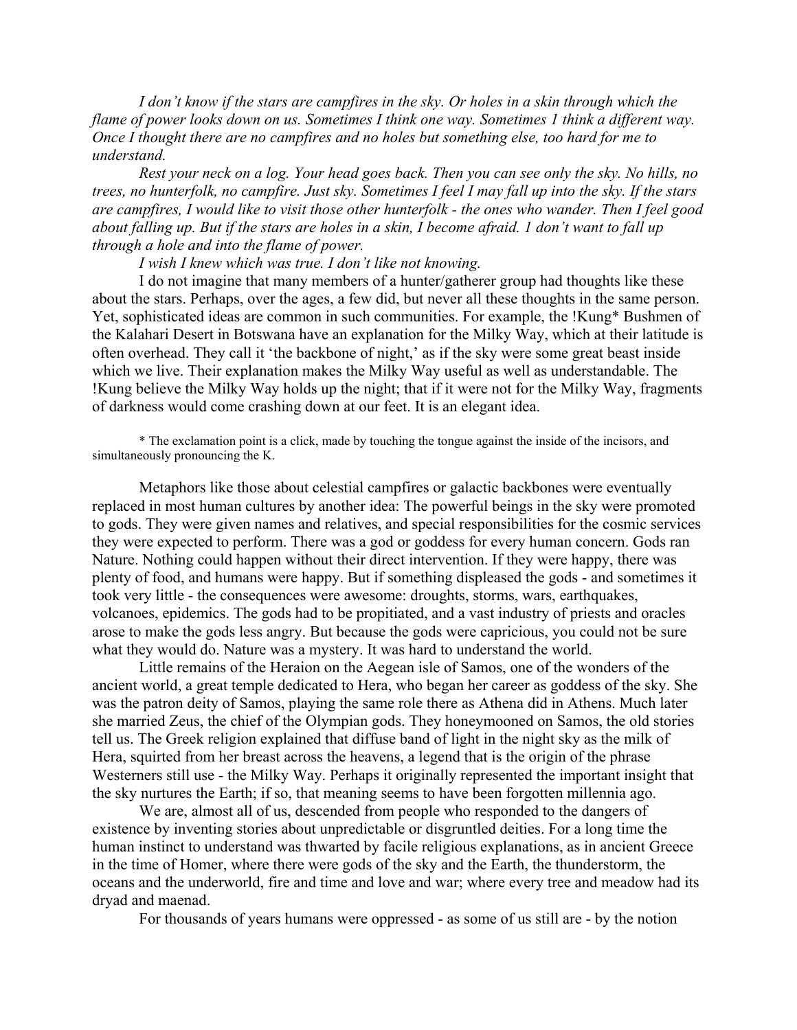*I don't know if the stars are campfires in the sky. Or holes in a skin through which the flame of power looks down on us. Sometimes I think one way. Sometimes 1 think a different way. Once I thought there are no campfires and no holes but something else, too hard for me to understand.*

*Rest your neck on a log. Your head goes back. Then you can see only the sky. No hills, no trees, no hunterfolk, no campfire. Just sky. Sometimes I feel I may fall up into the sky. If the stars are campfires, I would like to visit those other hunterfolk - the ones who wander. Then I feel good about falling up. But if the stars are holes in a skin, I become afraid. 1 don't want to fall up through a hole and into the flame of power.*

*I wish I knew which was true. I don't like not knowing.*

I do not imagine that many members of a hunter/gatherer group had thoughts like these about the stars. Perhaps, over the ages, a few did, but never all these thoughts in the same person. Yet, sophisticated ideas are common in such communities. For example, the !Kung* Bushmen of the Kalahari Desert in Botswana have an explanation for the Milky Way, which at their latitude is often overhead. They call it 'the backbone of night,' as if the sky were some great beast inside which we live. Their explanation makes the Milky Way useful as well as understandable. The !Kung believe the Milky Way holds up the night; that if it were not for the Milky Way, fragments of darkness would come crashing down at our feet. It is an elegant idea.

\* The exclamation point is a click, made by touching the tongue against the inside of the incisors, and simultaneously pronouncing the K.

Metaphors like those about celestial campfires or galactic backbones were eventually replaced in most human cultures by another idea: The powerful beings in the sky were promoted to gods. They were given names and relatives, and special responsibilities for the cosmic services they were expected to perform. There was a god or goddess for every human concern. Gods ran Nature. Nothing could happen without their direct intervention. If they were happy, there was plenty of food, and humans were happy. But if something displeased the gods - and sometimes it took very little - the consequences were awesome: droughts, storms, wars, earthquakes, volcanoes, epidemics. The gods had to be propitiated, and a vast industry of priests and oracles arose to make the gods less angry. But because the gods were capricious, you could not be sure what they would do. Nature was a mystery. It was hard to understand the world.

Little remains of the Heraion on the Aegean isle of Samos, one of the wonders of the ancient world, a great temple dedicated to Hera, who began her career as goddess of the sky. She was the patron deity of Samos, playing the same role there as Athena did in Athens. Much later she married Zeus, the chief of the Olympian gods. They honeymooned on Samos, the old stories tell us. The Greek religion explained that diffuse band of light in the night sky as the milk of Hera, squirted from her breast across the heavens, a legend that is the origin of the phrase Westerners still use - the Milky Way. Perhaps it originally represented the important insight that the sky nurtures the Earth; if so, that meaning seems to have been forgotten millennia ago.

We are, almost all of us, descended from people who responded to the dangers of existence by inventing stories about unpredictable or disgruntled deities. For a long time the human instinct to understand was thwarted by facile religious explanations, as in ancient Greece in the time of Homer, where there were gods of the sky and the Earth, the thunderstorm, the oceans and the underworld, fire and time and love and war; where every tree and meadow had its dryad and maenad.

For thousands of years humans were oppressed - as some of us still are - by the notion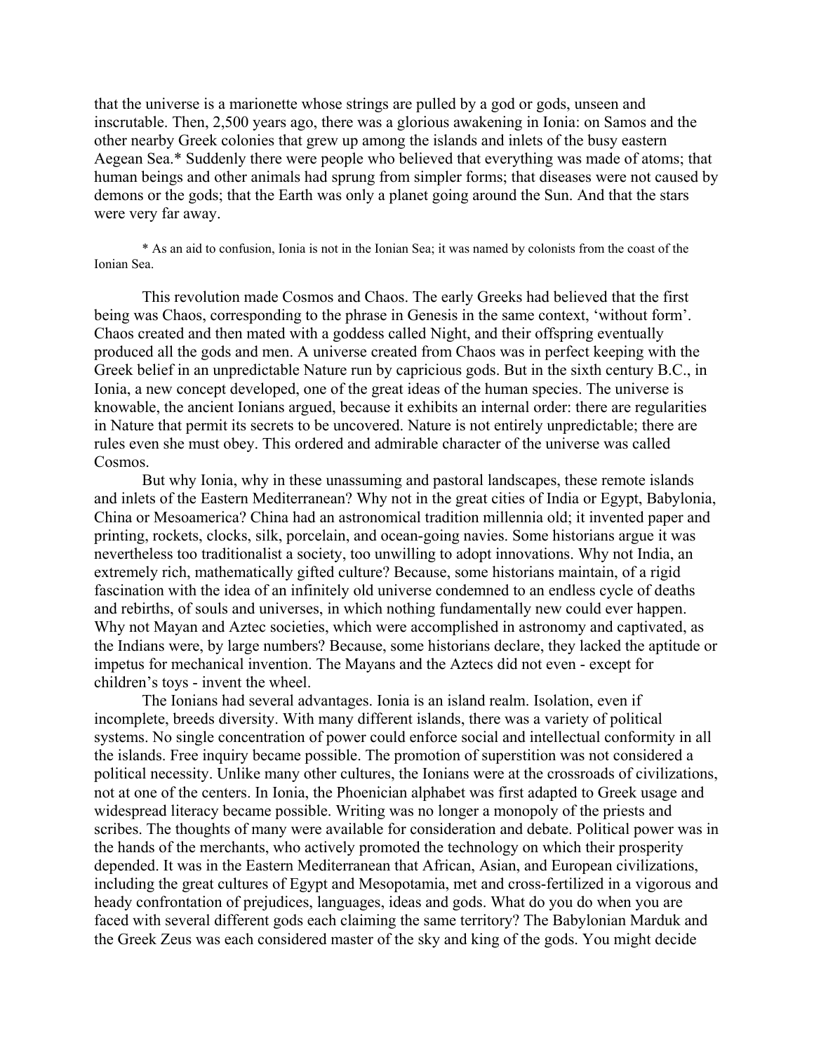that the universe is a marionette whose strings are pulled by a god or gods, unseen and inscrutable. Then, 2,500 years ago, there was a glorious awakening in Ionia: on Samos and the other nearby Greek colonies that grew up among the islands and inlets of the busy eastern Aegean Sea.* Suddenly there were people who believed that everything was made of atoms; that human beings and other animals had sprung from simpler forms; that diseases were not caused by demons or the gods; that the Earth was only a planet going around the Sun. And that the stars were very far away.

* As an aid to confusion, Ionia is not in the Ionian Sea; it was named by colonists from the coast of the Ionian Sea.

This revolution made Cosmos and Chaos. The early Greeks had believed that the first being was Chaos, corresponding to the phrase in Genesis in the same context, 'without form'. Chaos created and then mated with a goddess called Night, and their offspring eventually produced all the gods and men. A universe created from Chaos was in perfect keeping with the Greek belief in an unpredictable Nature run by capricious gods. But in the sixth century B.C., in Ionia, a new concept developed, one of the great ideas of the human species. The universe is knowable, the ancient Ionians argued, because it exhibits an internal order: there are regularities in Nature that permit its secrets to be uncovered. Nature is not entirely unpredictable; there are rules even she must obey. This ordered and admirable character of the universe was called Cosmos.

But why Ionia, why in these unassuming and pastoral landscapes, these remote islands and inlets of the Eastern Mediterranean? Why not in the great cities of India or Egypt, Babylonia, China or Mesoamerica? China had an astronomical tradition millennia old; it invented paper and printing, rockets, clocks, silk, porcelain, and ocean-going navies. Some historians argue it was nevertheless too traditionalist a society, too unwilling to adopt innovations. Why not India, an extremely rich, mathematically gifted culture? Because, some historians maintain, of a rigid fascination with the idea of an infinitely old universe condemned to an endless cycle of deaths and rebirths, of souls and universes, in which nothing fundamentally new could ever happen. Why not Mayan and Aztec societies, which were accomplished in astronomy and captivated, as the Indians were, by large numbers? Because, some historians declare, they lacked the aptitude or impetus for mechanical invention. The Mayans and the Aztecs did not even - except for children's toys - invent the wheel.

The Ionians had several advantages. Ionia is an island realm. Isolation, even if incomplete, breeds diversity. With many different islands, there was a variety of political systems. No single concentration of power could enforce social and intellectual conformity in all the islands. Free inquiry became possible. The promotion of superstition was not considered a political necessity. Unlike many other cultures, the Ionians were at the crossroads of civilizations, not at one of the centers. In Ionia, the Phoenician alphabet was first adapted to Greek usage and widespread literacy became possible. Writing was no longer a monopoly of the priests and scribes. The thoughts of many were available for consideration and debate. Political power was in the hands of the merchants, who actively promoted the technology on which their prosperity depended. It was in the Eastern Mediterranean that African, Asian, and European civilizations, including the great cultures of Egypt and Mesopotamia, met and cross-fertilized in a vigorous and heady confrontation of prejudices, languages, ideas and gods. What do you do when you are faced with several different gods each claiming the same territory? The Babylonian Marduk and the Greek Zeus was each considered master of the sky and king of the gods. You might decide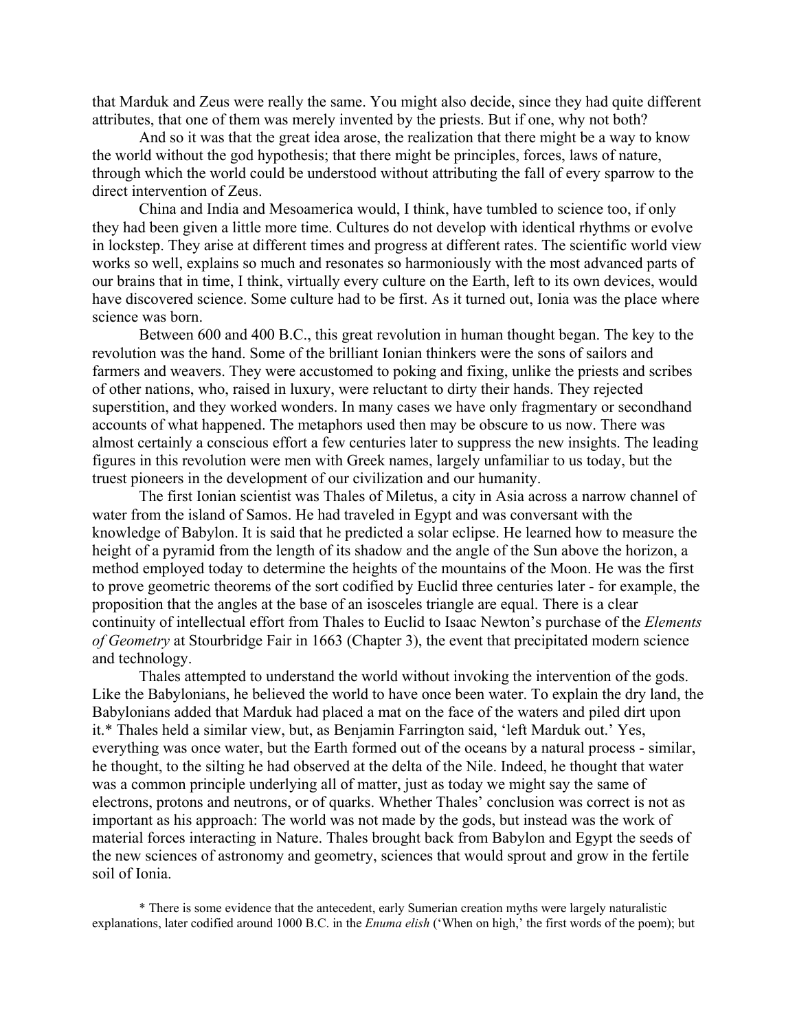that Marduk and Zeus were really the same. You might also decide, since they had quite different attributes, that one of them was merely invented by the priests. But if one, why not both?

And so it was that the great idea arose, the realization that there might be a way to know the world without the god hypothesis; that there might be principles, forces, laws of nature, through which the world could be understood without attributing the fall of every sparrow to the direct intervention of Zeus.

China and India and Mesoamerica would, I think, have tumbled to science too, if only they had been given a little more time. Cultures do not develop with identical rhythms or evolve in lockstep. They arise at different times and progress at different rates. The scientific world view works so well, explains so much and resonates so harmoniously with the most advanced parts of our brains that in time, I think, virtually every culture on the Earth, left to its own devices, would have discovered science. Some culture had to be first. As it turned out, Ionia was the place where science was born.

Between 600 and 400 B.C., this great revolution in human thought began. The key to the revolution was the hand. Some of the brilliant Ionian thinkers were the sons of sailors and farmers and weavers. They were accustomed to poking and fixing, unlike the priests and scribes of other nations, who, raised in luxury, were reluctant to dirty their hands. They rejected superstition, and they worked wonders. In many cases we have only fragmentary or secondhand accounts of what happened. The metaphors used then may be obscure to us now. There was almost certainly a conscious effort a few centuries later to suppress the new insights. The leading figures in this revolution were men with Greek names, largely unfamiliar to us today, but the truest pioneers in the development of our civilization and our humanity.

The first Ionian scientist was Thales of Miletus, a city in Asia across a narrow channel of water from the island of Samos. He had traveled in Egypt and was conversant with the knowledge of Babylon. It is said that he predicted a solar eclipse. He learned how to measure the height of a pyramid from the length of its shadow and the angle of the Sun above the horizon, a method employed today to determine the heights of the mountains of the Moon. He was the first to prove geometric theorems of the sort codified by Euclid three centuries later - for example, the proposition that the angles at the base of an isosceles triangle are equal. There is a clear continuity of intellectual effort from Thales to Euclid to Isaac Newton's purchase of the *Elements of Geometry* at Stourbridge Fair in 1663 (Chapter 3), the event that precipitated modern science and technology.

Thales attempted to understand the world without invoking the intervention of the gods. Like the Babylonians, he believed the world to have once been water. To explain the dry land, the Babylonians added that Marduk had placed a mat on the face of the waters and piled dirt upon it.* Thales held a similar view, but, as Benjamin Farrington said, 'left Marduk out.' Yes, everything was once water, but the Earth formed out of the oceans by a natural process - similar, he thought, to the silting he had observed at the delta of the Nile. Indeed, he thought that water was a common principle underlying all of matter, just as today we might say the same of electrons, protons and neutrons, or of quarks. Whether Thales' conclusion was correct is not as important as his approach: The world was not made by the gods, but instead was the work of material forces interacting in Nature. Thales brought back from Babylon and Egypt the seeds of the new sciences of astronomy and geometry, sciences that would sprout and grow in the fertile soil of Ionia.

\* There is some evidence that the antecedent, early Sumerian creation myths were largely naturalistic explanations, later codified around 1000 B.C. in the *Enuma elish* ('When on high,' the first words of the poem); but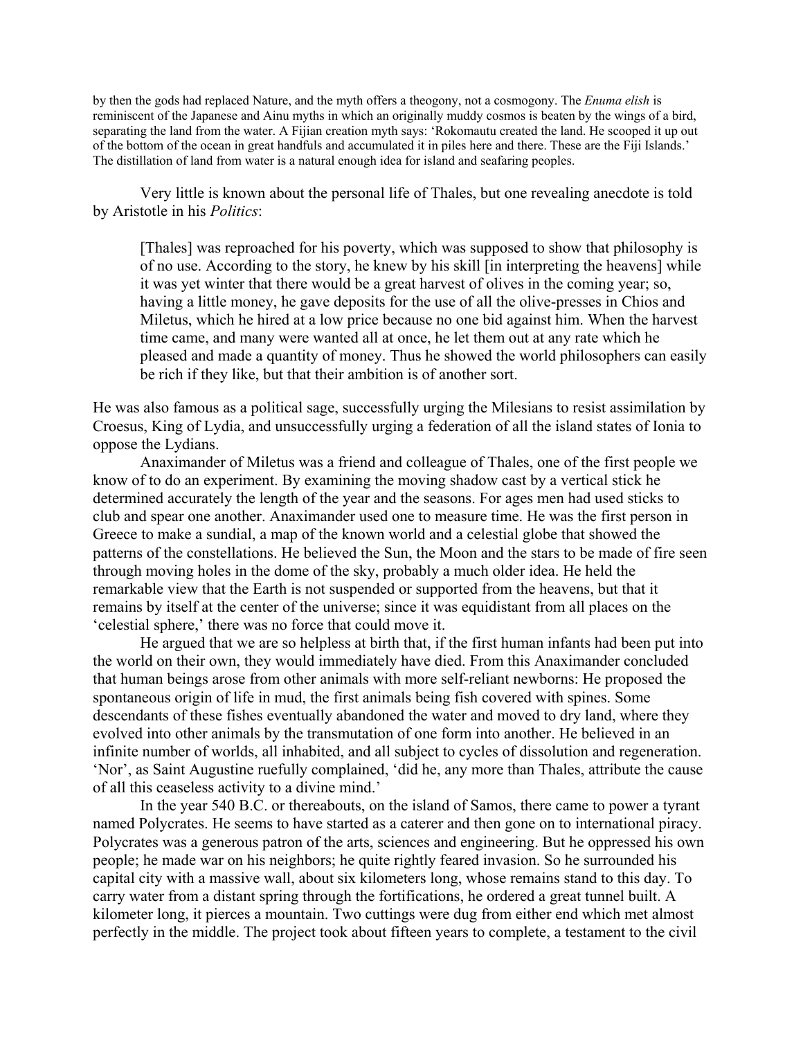by then the gods had replaced Nature, and the myth offers a theogony, not a cosmogony. The *Enuma elish* is reminiscent of the Japanese and Ainu myths in which an originally muddy cosmos is beaten by the wings of a bird, separating the land from the water. A Fijian creation myth says: 'Rokomautu created the land. He scooped it up out of the bottom of the ocean in great handfuls and accumulated it in piles here and there. These are the Fiji Islands.' The distillation of land from water is a natural enough idea for island and seafaring peoples.

Very little is known about the personal life of Thales, but one revealing anecdote is told by Aristotle in his *Politics*:

> [Thales] was reproached for his poverty, which was supposed to show that philosophy is of no use. According to the story, he knew by his skill [in interpreting the heavens] while it was yet winter that there would be a great harvest of olives in the coming year; so, having a little money, he gave deposits for the use of all the olive-presses in Chios and Miletus, which he hired at a low price because no one bid against him. When the harvest time came, and many were wanted all at once, he let them out at any rate which he pleased and made a quantity of money. Thus he showed the world philosophers can easily be rich if they like, but that their ambition is of another sort.

He was also famous as a political sage, successfully urging the Milesians to resist assimilation by Croesus, King of Lydia, and unsuccessfully urging a federation of all the island states of Ionia to oppose the Lydians.

Anaximander of Miletus was a friend and colleague of Thales, one of the first people we know of to do an experiment. By examining the moving shadow cast by a vertical stick he determined accurately the length of the year and the seasons. For ages men had used sticks to club and spear one another. Anaximander used one to measure time. He was the first person in Greece to make a sundial, a map of the known world and a celestial globe that showed the patterns of the constellations. He believed the Sun, the Moon and the stars to be made of fire seen through moving holes in the dome of the sky, probably a much older idea. He held the remarkable view that the Earth is not suspended or supported from the heavens, but that it remains by itself at the center of the universe; since it was equidistant from all places on the 'celestial sphere,' there was no force that could move it.

He argued that we are so helpless at birth that, if the first human infants had been put into the world on their own, they would immediately have died. From this Anaximander concluded that human beings arose from other animals with more self-reliant newborns: He proposed the spontaneous origin of life in mud, the first animals being fish covered with spines. Some descendants of these fishes eventually abandoned the water and moved to dry land, where they evolved into other animals by the transmutation of one form into another. He believed in an infinite number of worlds, all inhabited, and all subject to cycles of dissolution and regeneration. 'Nor', as Saint Augustine ruefully complained, 'did he, any more than Thales, attribute the cause of all this ceaseless activity to a divine mind.'

In the year 540 B.C. or thereabouts, on the island of Samos, there came to power a tyrant named Polycrates. He seems to have started as a caterer and then gone on to international piracy. Polycrates was a generous patron of the arts, sciences and engineering. But he oppressed his own people; he made war on his neighbors; he quite rightly feared invasion. So he surrounded his capital city with a massive wall, about six kilometers long, whose remains stand to this day. To carry water from a distant spring through the fortifications, he ordered a great tunnel built. A kilometer long, it pierces a mountain. Two cuttings were dug from either end which met almost perfectly in the middle. The project took about fifteen years to complete, a testament to the civil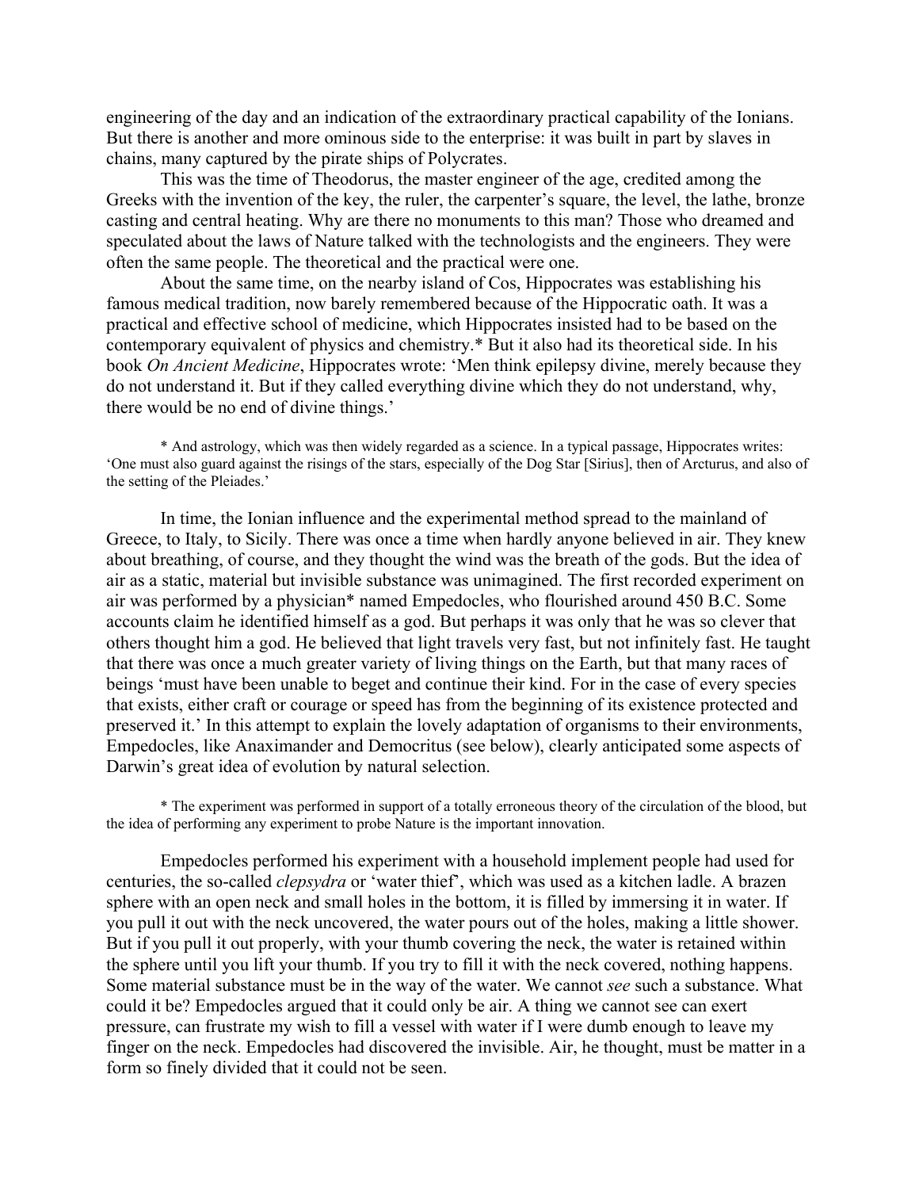engineering of the day and an indication of the extraordinary practical capability of the Ionians. But there is another and more ominous side to the enterprise: it was built in part by slaves in chains, many captured by the pirate ships of Polycrates.

This was the time of Theodorus, the master engineer of the age, credited among the Greeks with the invention of the key, the ruler, the carpenter's square, the level, the lathe, bronze casting and central heating. Why are there no monuments to this man? Those who dreamed and speculated about the laws of Nature talked with the technologists and the engineers. They were often the same people. The theoretical and the practical were one.

About the same time, on the nearby island of Cos, Hippocrates was establishing his famous medical tradition, now barely remembered because of the Hippocratic oath. It was a practical and effective school of medicine, which Hippocrates insisted had to be based on the contemporary equivalent of physics and chemistry.* But it also had its theoretical side. In his book *On Ancient Medicine*, Hippocrates wrote: 'Men think epilepsy divine, merely because they do not understand it. But if they called everything divine which they do not understand, why, there would be no end of divine things.'

\* And astrology, which was then widely regarded as a science. In a typical passage, Hippocrates writes: 'One must also guard against the risings of the stars, especially of the Dog Star [Sirius], then of Arcturus, and also of the setting of the Pleiades.'

In time, the Ionian influence and the experimental method spread to the mainland of Greece, to Italy, to Sicily. There was once a time when hardly anyone believed in air. They knew about breathing, of course, and they thought the wind was the breath of the gods. But the idea of air as a static, material but invisible substance was unimagined. The first recorded experiment on air was performed by a physician* named Empedocles, who flourished around 450 B.C. Some accounts claim he identified himself as a god. But perhaps it was only that he was so clever that others thought him a god. He believed that light travels very fast, but not infinitely fast. He taught that there was once a much greater variety of living things on the Earth, but that many races of beings 'must have been unable to beget and continue their kind. For in the case of every species that exists, either craft or courage or speed has from the beginning of its existence protected and preserved it.' In this attempt to explain the lovely adaptation of organisms to their environments, Empedocles, like Anaximander and Democritus (see below), clearly anticipated some aspects of Darwin's great idea of evolution by natural selection.

\* The experiment was performed in support of a totally erroneous theory of the circulation of the blood, but the idea of performing any experiment to probe Nature is the important innovation.

Empedocles performed his experiment with a household implement people had used for centuries, the so-called *clepsydra* or 'water thief', which was used as a kitchen ladle. A brazen sphere with an open neck and small holes in the bottom, it is filled by immersing it in water. If you pull it out with the neck uncovered, the water pours out of the holes, making a little shower. But if you pull it out properly, with your thumb covering the neck, the water is retained within the sphere until you lift your thumb. If you try to fill it with the neck covered, nothing happens. Some material substance must be in the way of the water. We cannot *see* such a substance. What could it be? Empedocles argued that it could only be air. A thing we cannot see can exert pressure, can frustrate my wish to fill a vessel with water if I were dumb enough to leave my finger on the neck. Empedocles had discovered the invisible. Air, he thought, must be matter in a form so finely divided that it could not be seen.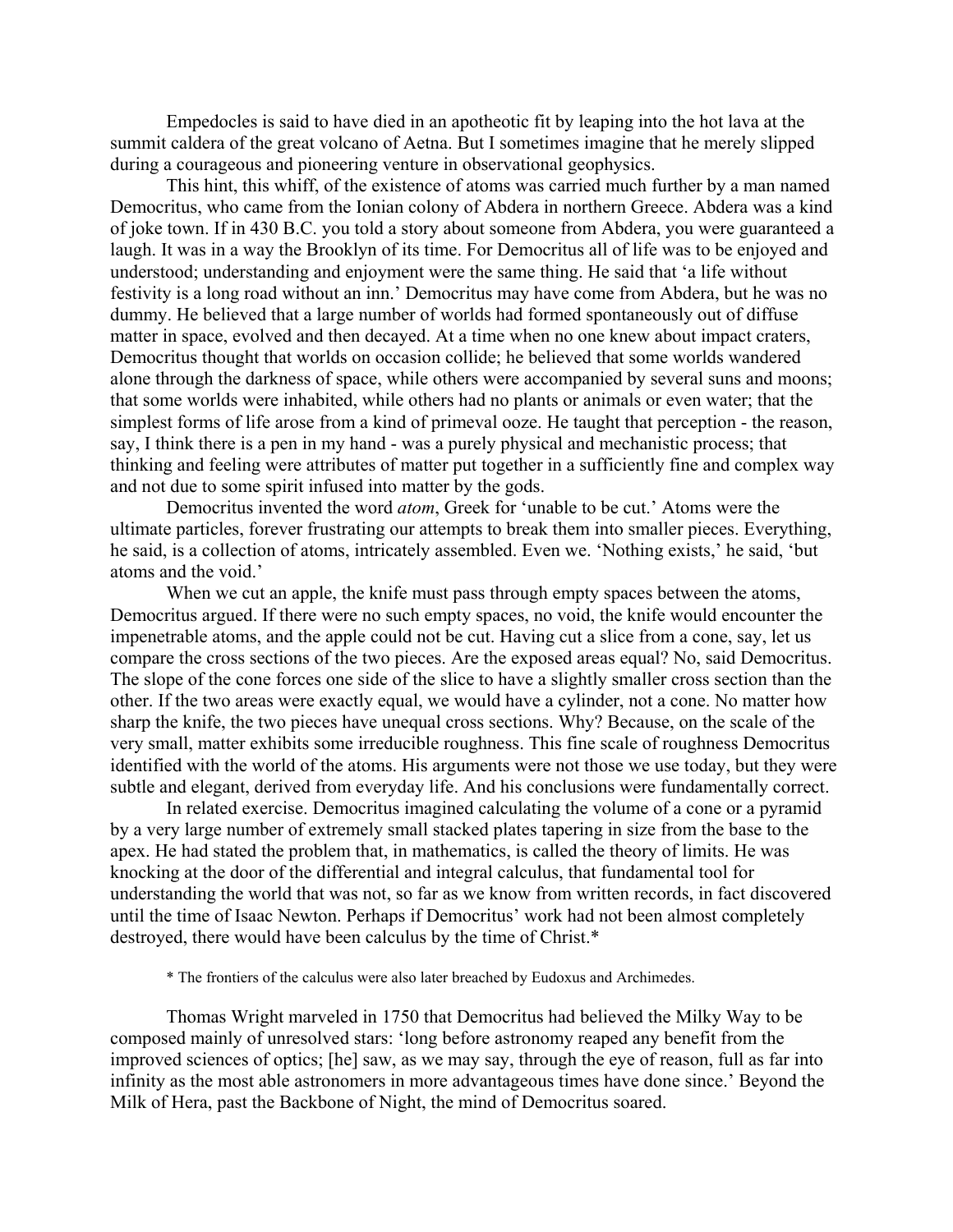Empedocles is said to have died in an apotheotic fit by leaping into the hot lava at the summit caldera of the great volcano of Aetna. But I sometimes imagine that he merely slipped during a courageous and pioneering venture in observational geophysics.

This hint, this whiff, of the existence of atoms was carried much further by a man named Democritus, who came from the Ionian colony of Abdera in northern Greece. Abdera was a kind of joke town. If in 430 B.C. you told a story about someone from Abdera, you were guaranteed a laugh. It was in a way the Brooklyn of its time. For Democritus all of life was to be enjoyed and understood; understanding and enjoyment were the same thing. He said that 'a life without festivity is a long road without an inn.' Democritus may have come from Abdera, but he was no dummy. He believed that a large number of worlds had formed spontaneously out of diffuse matter in space, evolved and then decayed. At a time when no one knew about impact craters, Democritus thought that worlds on occasion collide; he believed that some worlds wandered alone through the darkness of space, while others were accompanied by several suns and moons; that some worlds were inhabited, while others had no plants or animals or even water; that the simplest forms of life arose from a kind of primeval ooze. He taught that perception - the reason, say, I think there is a pen in my hand - was a purely physical and mechanistic process; that thinking and feeling were attributes of matter put together in a sufficiently fine and complex way and not due to some spirit infused into matter by the gods.

Democritus invented the word *atom*, Greek for 'unable to be cut.' Atoms were the ultimate particles, forever frustrating our attempts to break them into smaller pieces. Everything, he said, is a collection of atoms, intricately assembled. Even we. 'Nothing exists,' he said, 'but atoms and the void.'

When we cut an apple, the knife must pass through empty spaces between the atoms, Democritus argued. If there were no such empty spaces, no void, the knife would encounter the impenetrable atoms, and the apple could not be cut. Having cut a slice from a cone, say, let us compare the cross sections of the two pieces. Are the exposed areas equal? No, said Democritus. The slope of the cone forces one side of the slice to have a slightly smaller cross section than the other. If the two areas were exactly equal, we would have a cylinder, not a cone. No matter how sharp the knife, the two pieces have unequal cross sections. Why? Because, on the scale of the very small, matter exhibits some irreducible roughness. This fine scale of roughness Democritus identified with the world of the atoms. His arguments were not those we use today, but they were subtle and elegant, derived from everyday life. And his conclusions were fundamentally correct.

In related exercise. Democritus imagined calculating the volume of a cone or a pyramid by a very large number of extremely small stacked plates tapering in size from the base to the apex. He had stated the problem that, in mathematics, is called the theory of limits. He was knocking at the door of the differential and integral calculus, that fundamental tool for understanding the world that was not, so far as we know from written records, in fact discovered until the time of Isaac Newton. Perhaps if Democritus' work had not been almost completely destroyed, there would have been calculus by the time of Christ.*

* The frontiers of the calculus were also later breached by Eudoxus and Archimedes.

Thomas Wright marveled in 1750 that Democritus had believed the Milky Way to be composed mainly of unresolved stars: 'long before astronomy reaped any benefit from the improved sciences of optics; [he] saw, as we may say, through the eye of reason, full as far into infinity as the most able astronomers in more advantageous times have done since.' Beyond the Milk of Hera, past the Backbone of Night, the mind of Democritus soared.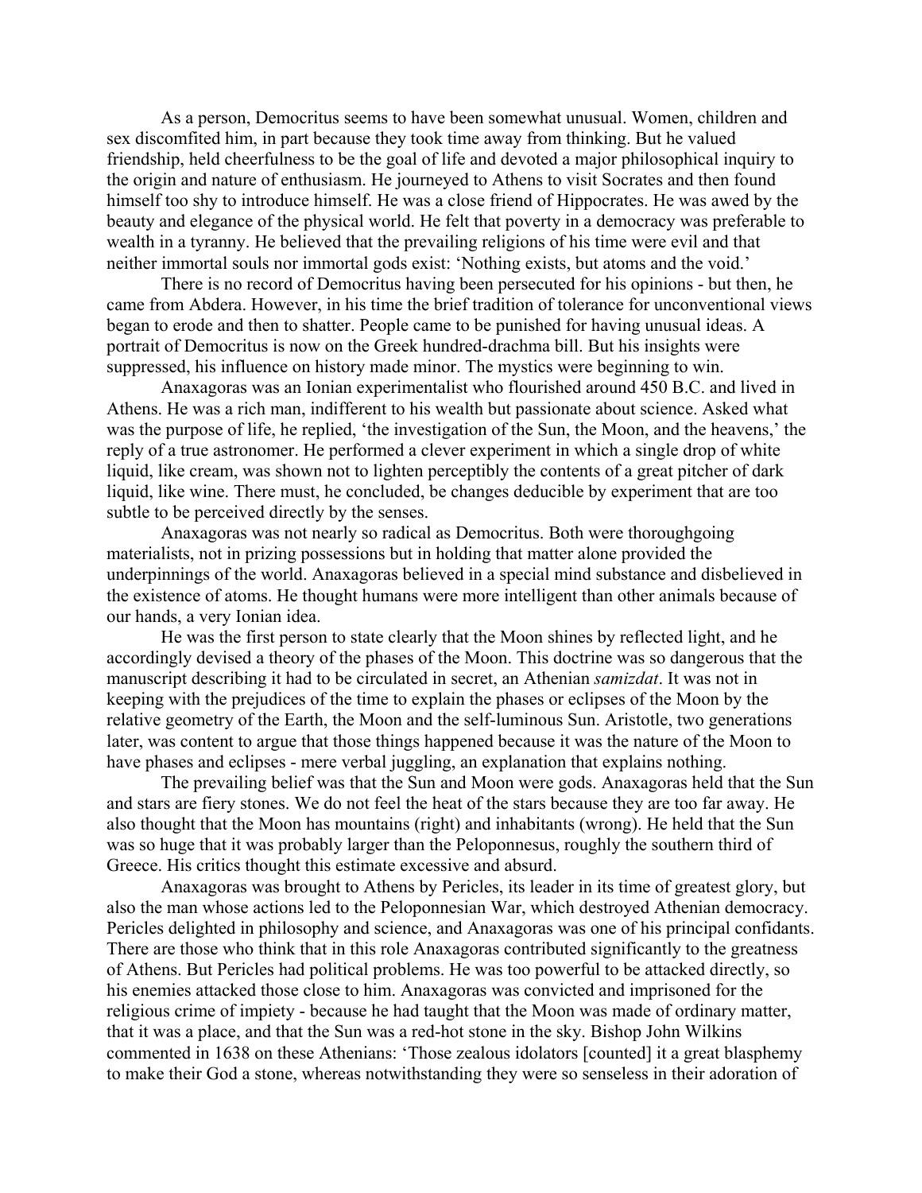As a person, Democritus seems to have been somewhat unusual. Women, children and sex discomfited him, in part because they took time away from thinking. But he valued friendship, held cheerfulness to be the goal of life and devoted a major philosophical inquiry to the origin and nature of enthusiasm. He journeyed to Athens to visit Socrates and then found himself too shy to introduce himself. He was a close friend of Hippocrates. He was awed by the beauty and elegance of the physical world. He felt that poverty in a democracy was preferable to wealth in a tyranny. He believed that the prevailing religions of his time were evil and that neither immortal souls nor immortal gods exist: 'Nothing exists, but atoms and the void.'

There is no record of Democritus having been persecuted for his opinions - but then, he came from Abdera. However, in his time the brief tradition of tolerance for unconventional views began to erode and then to shatter. People came to be punished for having unusual ideas. A portrait of Democritus is now on the Greek hundred-drachma bill. But his insights were suppressed, his influence on history made minor. The mystics were beginning to win.

Anaxagoras was an Ionian experimentalist who flourished around 450 B.C. and lived in Athens. He was a rich man, indifferent to his wealth but passionate about science. Asked what was the purpose of life, he replied, 'the investigation of the Sun, the Moon, and the heavens,' the reply of a true astronomer. He performed a clever experiment in which a single drop of white liquid, like cream, was shown not to lighten perceptibly the contents of a great pitcher of dark liquid, like wine. There must, he concluded, be changes deducible by experiment that are too subtle to be perceived directly by the senses.

Anaxagoras was not nearly so radical as Democritus. Both were thoroughgoing materialists, not in prizing possessions but in holding that matter alone provided the underpinnings of the world. Anaxagoras believed in a special mind substance and disbelieved in the existence of atoms. He thought humans were more intelligent than other animals because of our hands, a very Ionian idea.

He was the first person to state clearly that the Moon shines by reflected light, and he accordingly devised a theory of the phases of the Moon. This doctrine was so dangerous that the manuscript describing it had to be circulated in secret, an Athenian *samizdat*. It was not in keeping with the prejudices of the time to explain the phases or eclipses of the Moon by the relative geometry of the Earth, the Moon and the self-luminous Sun. Aristotle, two generations later, was content to argue that those things happened because it was the nature of the Moon to have phases and eclipses - mere verbal juggling, an explanation that explains nothing.

The prevailing belief was that the Sun and Moon were gods. Anaxagoras held that the Sun and stars are fiery stones. We do not feel the heat of the stars because they are too far away. He also thought that the Moon has mountains (right) and inhabitants (wrong). He held that the Sun was so huge that it was probably larger than the Peloponnesus, roughly the southern third of Greece. His critics thought this estimate excessive and absurd.

Anaxagoras was brought to Athens by Pericles, its leader in its time of greatest glory, but also the man whose actions led to the Peloponnesian War, which destroyed Athenian democracy. Pericles delighted in philosophy and science, and Anaxagoras was one of his principal confidants. There are those who think that in this role Anaxagoras contributed significantly to the greatness of Athens. But Pericles had political problems. He was too powerful to be attacked directly, so his enemies attacked those close to him. Anaxagoras was convicted and imprisoned for the religious crime of impiety - because he had taught that the Moon was made of ordinary matter, that it was a place, and that the Sun was a red-hot stone in the sky. Bishop John Wilkins commented in 1638 on these Athenians: 'Those zealous idolators [counted] it a great blasphemy to make their God a stone, whereas notwithstanding they were so senseless in their adoration of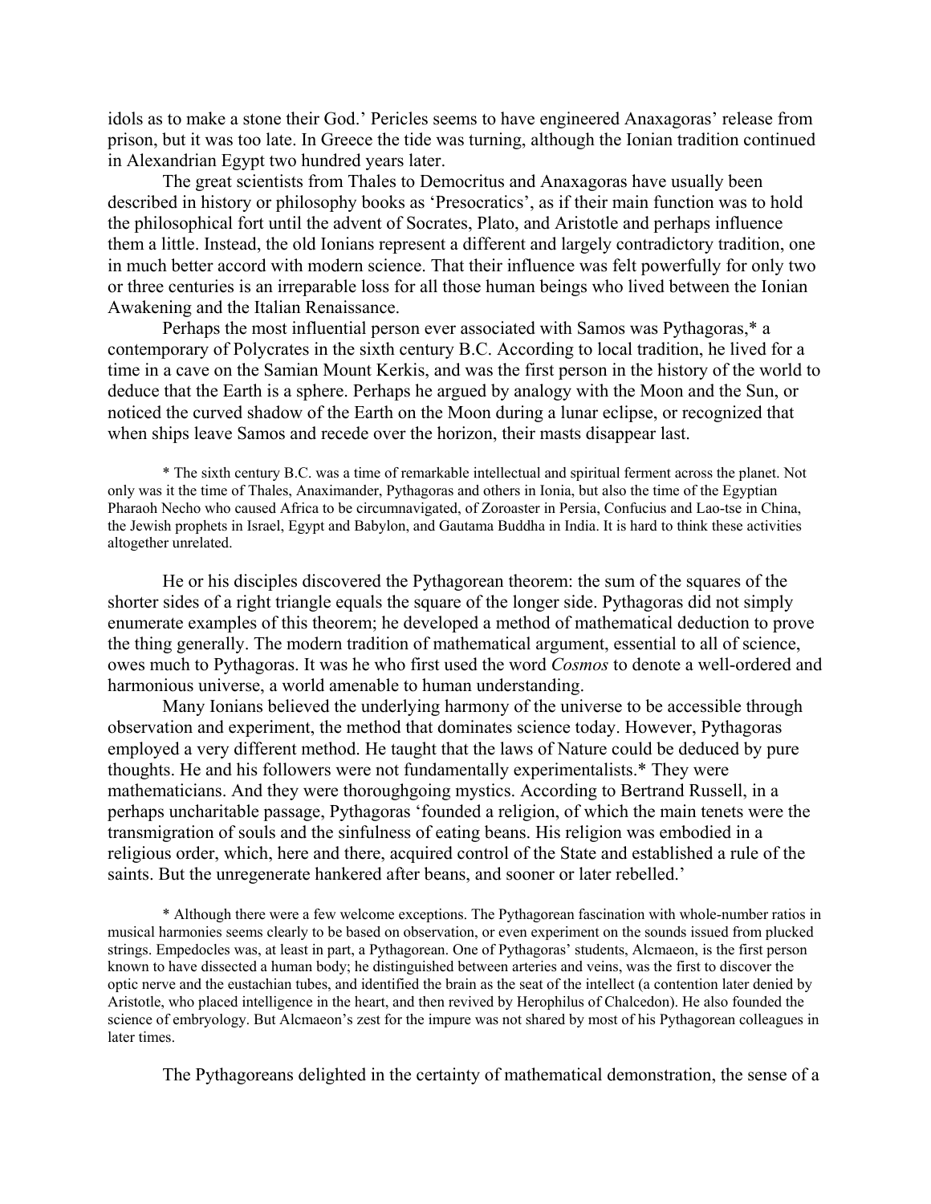idols as to make a stone their God.' Pericles seems to have engineered Anaxagoras' release from prison, but it was too late. In Greece the tide was turning, although the Ionian tradition continued in Alexandrian Egypt two hundred years later.

The great scientists from Thales to Democritus and Anaxagoras have usually been described in history or philosophy books as 'Presocratics', as if their main function was to hold the philosophical fort until the advent of Socrates, Plato, and Aristotle and perhaps influence them a little. Instead, the old Ionians represent a different and largely contradictory tradition, one in much better accord with modern science. That their influence was felt powerfully for only two or three centuries is an irreparable loss for all those human beings who lived between the Ionian Awakening and the Italian Renaissance.

Perhaps the most influential person ever associated with Samos was Pythagoras,* a contemporary of Polycrates in the sixth century B.C. According to local tradition, he lived for a time in a cave on the Samian Mount Kerkis, and was the first person in the history of the world to deduce that the Earth is a sphere. Perhaps he argued by analogy with the Moon and the Sun, or noticed the curved shadow of the Earth on the Moon during a lunar eclipse, or recognized that when ships leave Samos and recede over the horizon, their masts disappear last.

* The sixth century B.C. was a time of remarkable intellectual and spiritual ferment across the planet. Not only was it the time of Thales, Anaximander, Pythagoras and others in Ionia, but also the time of the Egyptian Pharaoh Necho who caused Africa to be circumnavigated, of Zoroaster in Persia, Confucius and Lao-tse in China, the Jewish prophets in Israel, Egypt and Babylon, and Gautama Buddha in India. It is hard to think these activities altogether unrelated.

He or his disciples discovered the Pythagorean theorem: the sum of the squares of the shorter sides of a right triangle equals the square of the longer side. Pythagoras did not simply enumerate examples of this theorem; he developed a method of mathematical deduction to prove the thing generally. The modern tradition of mathematical argument, essential to all of science, owes much to Pythagoras. It was he who first used the word *Cosmos* to denote a well-ordered and harmonious universe, a world amenable to human understanding.

Many Ionians believed the underlying harmony of the universe to be accessible through observation and experiment, the method that dominates science today. However, Pythagoras employed a very different method. He taught that the laws of Nature could be deduced by pure thoughts. He and his followers were not fundamentally experimentalists.* They were mathematicians. And they were thoroughgoing mystics. According to Bertrand Russell, in a perhaps uncharitable passage, Pythagoras 'founded a religion, of which the main tenets were the transmigration of souls and the sinfulness of eating beans. His religion was embodied in a religious order, which, here and there, acquired control of the State and established a rule of the saints. But the unregenerate hankered after beans, and sooner or later rebelled.'

* Although there were a few welcome exceptions. The Pythagorean fascination with whole-number ratios in musical harmonies seems clearly to be based on observation, or even experiment on the sounds issued from plucked strings. Empedocles was, at least in part, a Pythagorean. One of Pythagoras' students, Alcmaeon, is the first person known to have dissected a human body; he distinguished between arteries and veins, was the first to discover the optic nerve and the eustachian tubes, and identified the brain as the seat of the intellect (a contention later denied by Aristotle, who placed intelligence in the heart, and then revived by Herophilus of Chalcedon). He also founded the science of embryology. But Alcmaeon's zest for the impure was not shared by most of his Pythagorean colleagues in later times.

The Pythagoreans delighted in the certainty of mathematical demonstration, the sense of a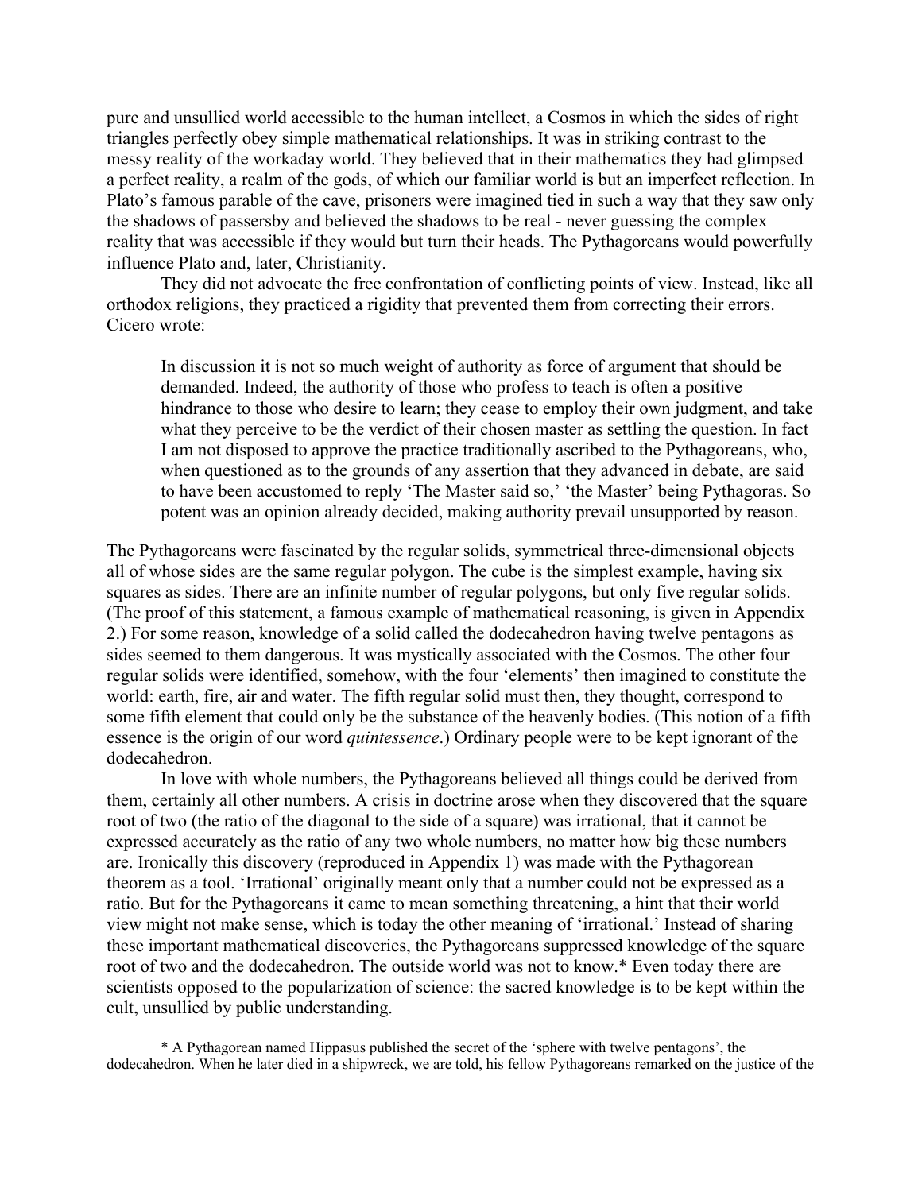pure and unsullied world accessible to the human intellect, a Cosmos in which the sides of right triangles perfectly obey simple mathematical relationships. It was in striking contrast to the messy reality of the workaday world. They believed that in their mathematics they had glimpsed a perfect reality, a realm of the gods, of which our familiar world is but an imperfect reflection. In Plato's famous parable of the cave, prisoners were imagined tied in such a way that they saw only the shadows of passersby and believed the shadows to be real - never guessing the complex reality that was accessible if they would but turn their heads. The Pythagoreans would powerfully influence Plato and, later, Christianity.

They did not advocate the free confrontation of conflicting points of view. Instead, like all orthodox religions, they practiced a rigidity that prevented them from correcting their errors. Cicero wrote:

> In discussion it is not so much weight of authority as force of argument that should be demanded. Indeed, the authority of those who profess to teach is often a positive hindrance to those who desire to learn; they cease to employ their own judgment, and take what they perceive to be the verdict of their chosen master as settling the question. In fact I am not disposed to approve the practice traditionally ascribed to the Pythagoreans, who, when questioned as to the grounds of any assertion that they advanced in debate, are said to have been accustomed to reply 'The Master said so,' 'the Master' being Pythagoras. So potent was an opinion already decided, making authority prevail unsupported by reason.

The Pythagoreans were fascinated by the regular solids, symmetrical three-dimensional objects all of whose sides are the same regular polygon. The cube is the simplest example, having six squares as sides. There are an infinite number of regular polygons, but only five regular solids. (The proof of this statement, a famous example of mathematical reasoning, is given in Appendix 2.) For some reason, knowledge of a solid called the dodecahedron having twelve pentagons as sides seemed to them dangerous. It was mystically associated with the Cosmos. The other four regular solids were identified, somehow, with the four 'elements' then imagined to constitute the world: earth, fire, air and water. The fifth regular solid must then, they thought, correspond to some fifth element that could only be the substance of the heavenly bodies. (This notion of a fifth essence is the origin of our word *quintessence*.) Ordinary people were to be kept ignorant of the dodecahedron.

In love with whole numbers, the Pythagoreans believed all things could be derived from them, certainly all other numbers. A crisis in doctrine arose when they discovered that the square root of two (the ratio of the diagonal to the side of a square) was irrational, that it cannot be expressed accurately as the ratio of any two whole numbers, no matter how big these numbers are. Ironically this discovery (reproduced in Appendix 1) was made with the Pythagorean theorem as a tool. 'Irrational' originally meant only that a number could not be expressed as a ratio. But for the Pythagoreans it came to mean something threatening, a hint that their world view might not make sense, which is today the other meaning of 'irrational.' Instead of sharing these important mathematical discoveries, the Pythagoreans suppressed knowledge of the square root of two and the dodecahedron. The outside world was not to know.* Even today there are scientists opposed to the popularization of science: the sacred knowledge is to be kept within the cult, unsullied by public understanding.

* A Pythagorean named Hippasus published the secret of the 'sphere with twelve pentagons', the dodecahedron. When he later died in a shipwreck, we are told, his fellow Pythagoreans remarked on the justice of the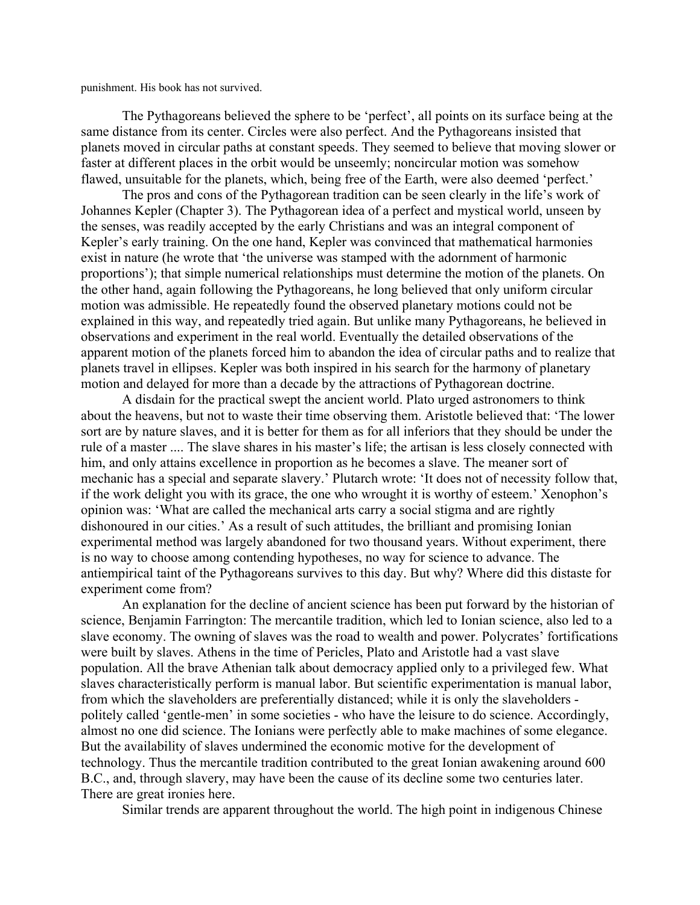punishment. His book has not survived.

The Pythagoreans believed the sphere to be 'perfect', all points on its surface being at the same distance from its center. Circles were also perfect. And the Pythagoreans insisted that planets moved in circular paths at constant speeds. They seemed to believe that moving slower or faster at different places in the orbit would be unseemly; noncircular motion was somehow flawed, unsuitable for the planets, which, being free of the Earth, were also deemed 'perfect.'

The pros and cons of the Pythagorean tradition can be seen clearly in the life's work of Johannes Kepler (Chapter 3). The Pythagorean idea of a perfect and mystical world, unseen by the senses, was readily accepted by the early Christians and was an integral component of Kepler's early training. On the one hand, Kepler was convinced that mathematical harmonies exist in nature (he wrote that 'the universe was stamped with the adornment of harmonic proportions'); that simple numerical relationships must determine the motion of the planets. On the other hand, again following the Pythagoreans, he long believed that only uniform circular motion was admissible. He repeatedly found the observed planetary motions could not be explained in this way, and repeatedly tried again. But unlike many Pythagoreans, he believed in observations and experiment in the real world. Eventually the detailed observations of the apparent motion of the planets forced him to abandon the idea of circular paths and to realize that planets travel in ellipses. Kepler was both inspired in his search for the harmony of planetary motion and delayed for more than a decade by the attractions of Pythagorean doctrine.

A disdain for the practical swept the ancient world. Plato urged astronomers to think about the heavens, but not to waste their time observing them. Aristotle believed that: 'The lower sort are by nature slaves, and it is better for them as for all inferiors that they should be under the rule of a master .... The slave shares in his master's life; the artisan is less closely connected with him, and only attains excellence in proportion as he becomes a slave. The meaner sort of mechanic has a special and separate slavery.' Plutarch wrote: 'It does not of necessity follow that, if the work delight you with its grace, the one who wrought it is worthy of esteem.' Xenophon's opinion was: 'What are called the mechanical arts carry a social stigma and are rightly dishonoured in our cities.' As a result of such attitudes, the brilliant and promising Ionian experimental method was largely abandoned for two thousand years. Without experiment, there is no way to choose among contending hypotheses, no way for science to advance. The antiempirical taint of the Pythagoreans survives to this day. But why? Where did this distaste for experiment come from?

An explanation for the decline of ancient science has been put forward by the historian of science, Benjamin Farrington: The mercantile tradition, which led to Ionian science, also led to a slave economy. The owning of slaves was the road to wealth and power. Polycrates' fortifications were built by slaves. Athens in the time of Pericles, Plato and Aristotle had a vast slave population. All the brave Athenian talk about democracy applied only to a privileged few. What slaves characteristically perform is manual labor. But scientific experimentation is manual labor, from which the slaveholders are preferentially distanced; while it is only the slaveholders - politely called 'gentle-men' in some societies - who have the leisure to do science. Accordingly, almost no one did science. The Ionians were perfectly able to make machines of some elegance. But the availability of slaves undermined the economic motive for the development of technology. Thus the mercantile tradition contributed to the great Ionian awakening around 600 B.C., and, through slavery, may have been the cause of its decline some two centuries later. There are great ironies here.

Similar trends are apparent throughout the world. The high point in indigenous Chinese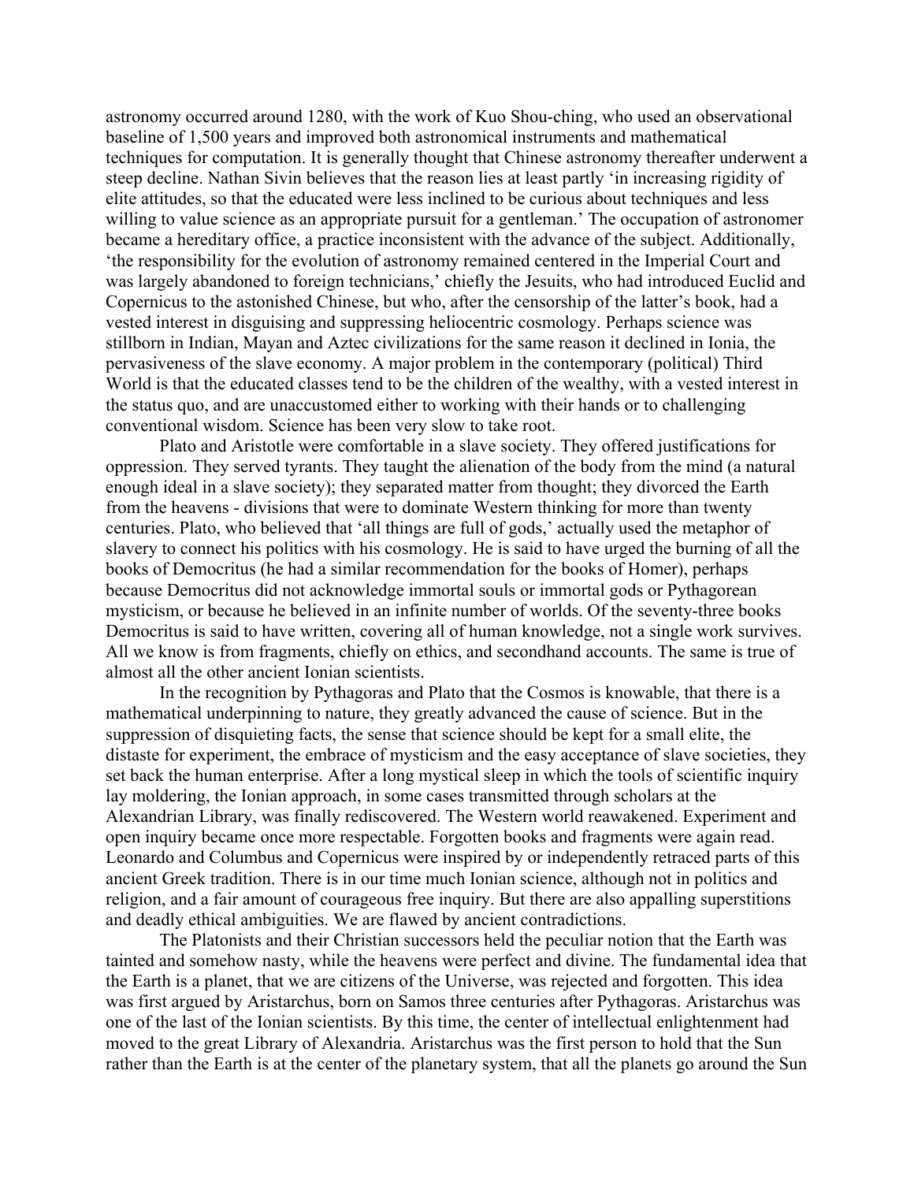astronomy occurred around 1280, with the work of Kuo Shou-ching, who used an observational baseline of 1,500 years and improved both astronomical instruments and mathematical techniques for computation. It is generally thought that Chinese astronomy thereafter underwent a steep decline. Nathan Sivin believes that the reason lies at least partly 'in increasing rigidity of elite attitudes, so that the educated were less inclined to be curious about techniques and less willing to value science as an appropriate pursuit for a gentleman.' The occupation of astronomer became a hereditary office, a practice inconsistent with the advance of the subject. Additionally, 'the responsibility for the evolution of astronomy remained centered in the Imperial Court and was largely abandoned to foreign technicians,' chiefly the Jesuits, who had introduced Euclid and Copernicus to the astonished Chinese, but who, after the censorship of the latter's book, had a vested interest in disguising and suppressing heliocentric cosmology. Perhaps science was stillborn in Indian, Mayan and Aztec civilizations for the same reason it declined in Ionia, the pervasiveness of the slave economy. A major problem in the contemporary (political) Third World is that the educated classes tend to be the children of the wealthy, with a vested interest in the status quo, and are unaccustomed either to working with their hands or to challenging conventional wisdom. Science has been very slow to take root.

Plato and Aristotle were comfortable in a slave society. They offered justifications for oppression. They served tyrants. They taught the alienation of the body from the mind (a natural enough ideal in a slave society); they separated matter from thought; they divorced the Earth from the heavens - divisions that were to dominate Western thinking for more than twenty centuries. Plato, who believed that 'all things are full of gods,' actually used the metaphor of slavery to connect his politics with his cosmology. He is said to have urged the burning of all the books of Democritus (he had a similar recommendation for the books of Homer), perhaps because Democritus did not acknowledge immortal souls or immortal gods or Pythagorean mysticism, or because he believed in an infinite number of worlds. Of the seventy-three books Democritus is said to have written, covering all of human knowledge, not a single work survives. All we know is from fragments, chiefly on ethics, and secondhand accounts. The same is true of almost all the other ancient Ionian scientists.

In the recognition by Pythagoras and Plato that the Cosmos is knowable, that there is a mathematical underpinning to nature, they greatly advanced the cause of science. But in the suppression of disquieting facts, the sense that science should be kept for a small elite, the distaste for experiment, the embrace of mysticism and the easy acceptance of slave societies, they set back the human enterprise. After a long mystical sleep in which the tools of scientific inquiry lay moldering, the Ionian approach, in some cases transmitted through scholars at the Alexandrian Library, was finally rediscovered. The Western world reawakened. Experiment and open inquiry became once more respectable. Forgotten books and fragments were again read. Leonardo and Columbus and Copernicus were inspired by or independently retraced parts of this ancient Greek tradition. There is in our time much Ionian science, although not in politics and religion, and a fair amount of courageous free inquiry. But there are also appalling superstitions and deadly ethical ambiguities. We are flawed by ancient contradictions.

The Platonists and their Christian successors held the peculiar notion that the Earth was tainted and somehow nasty, while the heavens were perfect and divine. The fundamental idea that the Earth is a planet, that we are citizens of the Universe, was rejected and forgotten. This idea was first argued by Aristarchus, born on Samos three centuries after Pythagoras. Aristarchus was one of the last of the Ionian scientists. By this time, the center of intellectual enlightenment had moved to the great Library of Alexandria. Aristarchus was the first person to hold that the Sun rather than the Earth is at the center of the planetary system, that all the planets go around the Sun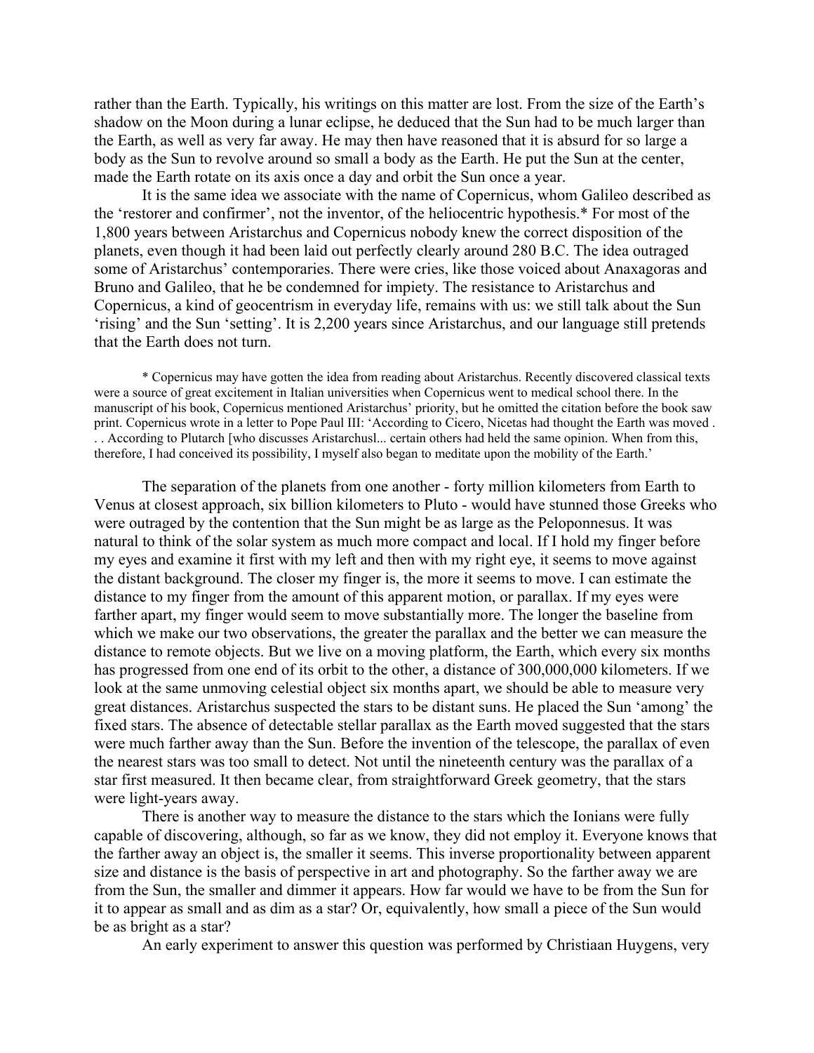rather than the Earth. Typically, his writings on this matter are lost. From the size of the Earth's shadow on the Moon during a lunar eclipse, he deduced that the Sun had to be much larger than the Earth, as well as very far away. He may then have reasoned that it is absurd for so large a body as the Sun to revolve around so small a body as the Earth. He put the Sun at the center, made the Earth rotate on its axis once a day and orbit the Sun once a year.

It is the same idea we associate with the name of Copernicus, whom Galileo described as the 'restorer and confirmer', not the inventor, of the heliocentric hypothesis.* For most of the 1,800 years between Aristarchus and Copernicus nobody knew the correct disposition of the planets, even though it had been laid out perfectly clearly around 280 B.C. The idea outraged some of Aristarchus' contemporaries. There were cries, like those voiced about Anaxagoras and Bruno and Galileo, that he be condemned for impiety. The resistance to Aristarchus and Copernicus, a kind of geocentrism in everyday life, remains with us: we still talk about the Sun 'rising' and the Sun 'setting'. It is 2,200 years since Aristarchus, and our language still pretends that the Earth does not turn.

\* Copernicus may have gotten the idea from reading about Aristarchus. Recently discovered classical texts were a source of great excitement in Italian universities when Copernicus went to medical school there. In the manuscript of his book, Copernicus mentioned Aristarchus' priority, but he omitted the citation before the book saw print. Copernicus wrote in a letter to Pope Paul III: 'According to Cicero, Nicetas had thought the Earth was moved . . . According to Plutarch [who discusses Aristarchusl... certain others had held the same opinion. When from this, therefore, I had conceived its possibility, I myself also began to meditate upon the mobility of the Earth.'

The separation of the planets from one another - forty million kilometers from Earth to Venus at closest approach, six billion kilometers to Pluto - would have stunned those Greeks who were outraged by the contention that the Sun might be as large as the Peloponnesus. It was natural to think of the solar system as much more compact and local. If I hold my finger before my eyes and examine it first with my left and then with my right eye, it seems to move against the distant background. The closer my finger is, the more it seems to move. I can estimate the distance to my finger from the amount of this apparent motion, or parallax. If my eyes were farther apart, my finger would seem to move substantially more. The longer the baseline from which we make our two observations, the greater the parallax and the better we can measure the distance to remote objects. But we live on a moving platform, the Earth, which every six months has progressed from one end of its orbit to the other, a distance of 300,000,000 kilometers. If we look at the same unmoving celestial object six months apart, we should be able to measure very great distances. Aristarchus suspected the stars to be distant suns. He placed the Sun 'among' the fixed stars. The absence of detectable stellar parallax as the Earth moved suggested that the stars were much farther away than the Sun. Before the invention of the telescope, the parallax of even the nearest stars was too small to detect. Not until the nineteenth century was the parallax of a star first measured. It then became clear, from straightforward Greek geometry, that the stars were light-years away.

There is another way to measure the distance to the stars which the Ionians were fully capable of discovering, although, so far as we know, they did not employ it. Everyone knows that the farther away an object is, the smaller it seems. This inverse proportionality between apparent size and distance is the basis of perspective in art and photography. So the farther away we are from the Sun, the smaller and dimmer it appears. How far would we have to be from the Sun for it to appear as small and as dim as a star? Or, equivalently, how small a piece of the Sun would be as bright as a star?

An early experiment to answer this question was performed by Christiaan Huygens, very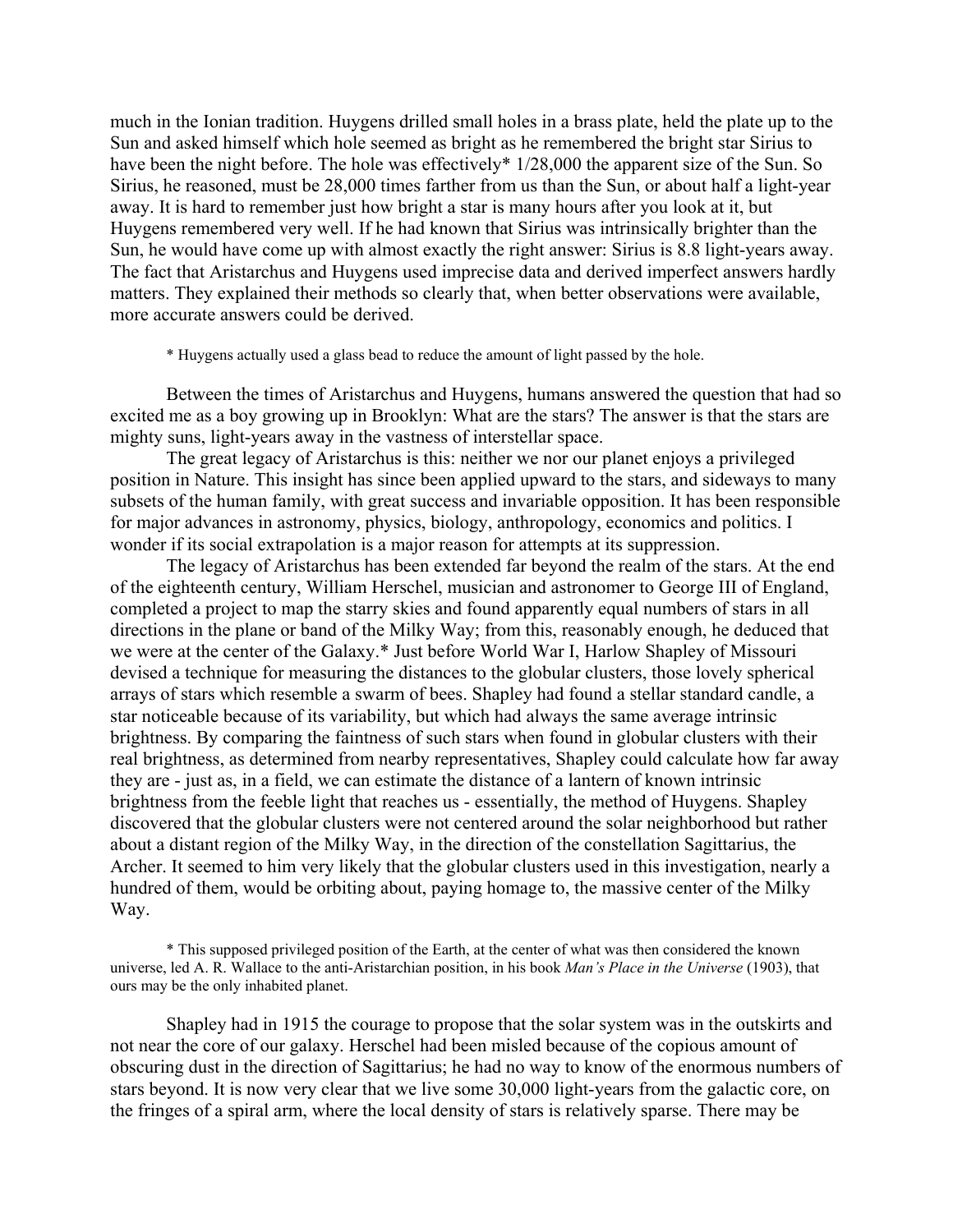much in the Ionian tradition. Huygens drilled small holes in a brass plate, held the plate up to the Sun and asked himself which hole seemed as bright as he remembered the bright star Sirius to have been the night before. The hole was effectively* 1/28,000 the apparent size of the Sun. So Sirius, he reasoned, must be 28,000 times farther from us than the Sun, or about half a light-year away. It is hard to remember just how bright a star is many hours after you look at it, but Huygens remembered very well. If he had known that Sirius was intrinsically brighter than the Sun, he would have come up with almost exactly the right answer: Sirius is 8.8 light-years away. The fact that Aristarchus and Huygens used imprecise data and derived imperfect answers hardly matters. They explained their methods so clearly that, when better observations were available, more accurate answers could be derived.

\* Huygens actually used a glass bead to reduce the amount of light passed by the hole.

Between the times of Aristarchus and Huygens, humans answered the question that had so excited me as a boy growing up in Brooklyn: What are the stars? The answer is that the stars are mighty suns, light-years away in the vastness of interstellar space.

The great legacy of Aristarchus is this: neither we nor our planet enjoys a privileged position in Nature. This insight has since been applied upward to the stars, and sideways to many subsets of the human family, with great success and invariable opposition. It has been responsible for major advances in astronomy, physics, biology, anthropology, economics and politics. I wonder if its social extrapolation is a major reason for attempts at its suppression.

The legacy of Aristarchus has been extended far beyond the realm of the stars. At the end of the eighteenth century, William Herschel, musician and astronomer to George III of England, completed a project to map the starry skies and found apparently equal numbers of stars in all directions in the plane or band of the Milky Way; from this, reasonably enough, he deduced that we were at the center of the Galaxy.* Just before World War I, Harlow Shapley of Missouri devised a technique for measuring the distances to the globular clusters, those lovely spherical arrays of stars which resemble a swarm of bees. Shapley had found a stellar standard candle, a star noticeable because of its variability, but which had always the same average intrinsic brightness. By comparing the faintness of such stars when found in globular clusters with their real brightness, as determined from nearby representatives, Shapley could calculate how far away they are - just as, in a field, we can estimate the distance of a lantern of known intrinsic brightness from the feeble light that reaches us - essentially, the method of Huygens. Shapley discovered that the globular clusters were not centered around the solar neighborhood but rather about a distant region of the Milky Way, in the direction of the constellation Sagittarius, the Archer. It seemed to him very likely that the globular clusters used in this investigation, nearly a hundred of them, would be orbiting about, paying homage to, the massive center of the Milky Way.

\* This supposed privileged position of the Earth, at the center of what was then considered the known universe, led A. R. Wallace to the anti-Aristarchian position, in his book *Man's Place in the Universe* (1903), that ours may be the only inhabited planet.

Shapley had in 1915 the courage to propose that the solar system was in the outskirts and not near the core of our galaxy. Herschel had been misled because of the copious amount of obscuring dust in the direction of Sagittarius; he had no way to know of the enormous numbers of stars beyond. It is now very clear that we live some 30,000 light-years from the galactic core, on the fringes of a spiral arm, where the local density of stars is relatively sparse. There may be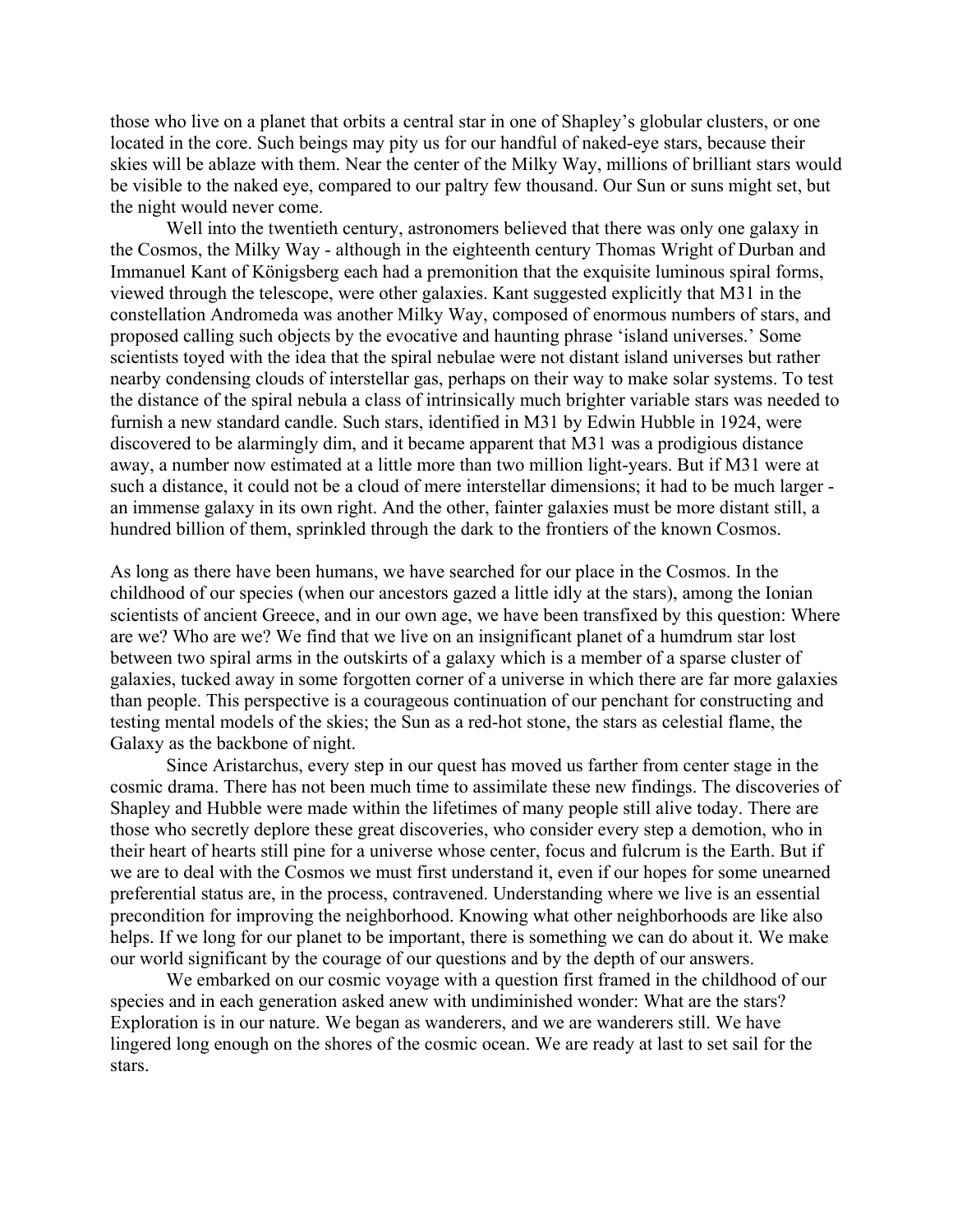those who live on a planet that orbits a central star in one of Shapley's globular clusters, or one located in the core. Such beings may pity us for our handful of naked-eye stars, because their skies will be ablaze with them. Near the center of the Milky Way, millions of brilliant stars would be visible to the naked eye, compared to our paltry few thousand. Our Sun or suns might set, but the night would never come.

Well into the twentieth century, astronomers believed that there was only one galaxy in the Cosmos, the Milky Way - although in the eighteenth century Thomas Wright of Durban and Immanuel Kant of Königsberg each had a premonition that the exquisite luminous spiral forms, viewed through the telescope, were other galaxies. Kant suggested explicitly that M31 in the constellation Andromeda was another Milky Way, composed of enormous numbers of stars, and proposed calling such objects by the evocative and haunting phrase 'island universes.' Some scientists toyed with the idea that the spiral nebulae were not distant island universes but rather nearby condensing clouds of interstellar gas, perhaps on their way to make solar systems. To test the distance of the spiral nebula a class of intrinsically much brighter variable stars was needed to furnish a new standard candle. Such stars, identified in M31 by Edwin Hubble in 1924, were discovered to be alarmingly dim, and it became apparent that M31 was a prodigious distance away, a number now estimated at a little more than two million light-years. But if M31 were at such a distance, it could not be a cloud of mere interstellar dimensions; it had to be much larger - an immense galaxy in its own right. And the other, fainter galaxies must be more distant still, a hundred billion of them, sprinkled through the dark to the frontiers of the known Cosmos.

As long as there have been humans, we have searched for our place in the Cosmos. In the childhood of our species (when our ancestors gazed a little idly at the stars), among the Ionian scientists of ancient Greece, and in our own age, we have been transfixed by this question: Where are we? Who are we? We find that we live on an insignificant planet of a humdrum star lost between two spiral arms in the outskirts of a galaxy which is a member of a sparse cluster of galaxies, tucked away in some forgotten corner of a universe in which there are far more galaxies than people. This perspective is a courageous continuation of our penchant for constructing and testing mental models of the skies; the Sun as a red-hot stone, the stars as celestial flame, the Galaxy as the backbone of night.

Since Aristarchus, every step in our quest has moved us farther from center stage in the cosmic drama. There has not been much time to assimilate these new findings. The discoveries of Shapley and Hubble were made within the lifetimes of many people still alive today. There are those who secretly deplore these great discoveries, who consider every step a demotion, who in their heart of hearts still pine for a universe whose center, focus and fulcrum is the Earth. But if we are to deal with the Cosmos we must first understand it, even if our hopes for some unearned preferential status are, in the process, contravened. Understanding where we live is an essential precondition for improving the neighborhood. Knowing what other neighborhoods are like also helps. If we long for our planet to be important, there is something we can do about it. We make our world significant by the courage of our questions and by the depth of our answers.

We embarked on our cosmic voyage with a question first framed in the childhood of our species and in each generation asked anew with undiminished wonder: What are the stars? Exploration is in our nature. We began as wanderers, and we are wanderers still. We have lingered long enough on the shores of the cosmic ocean. We are ready at last to set sail for the stars.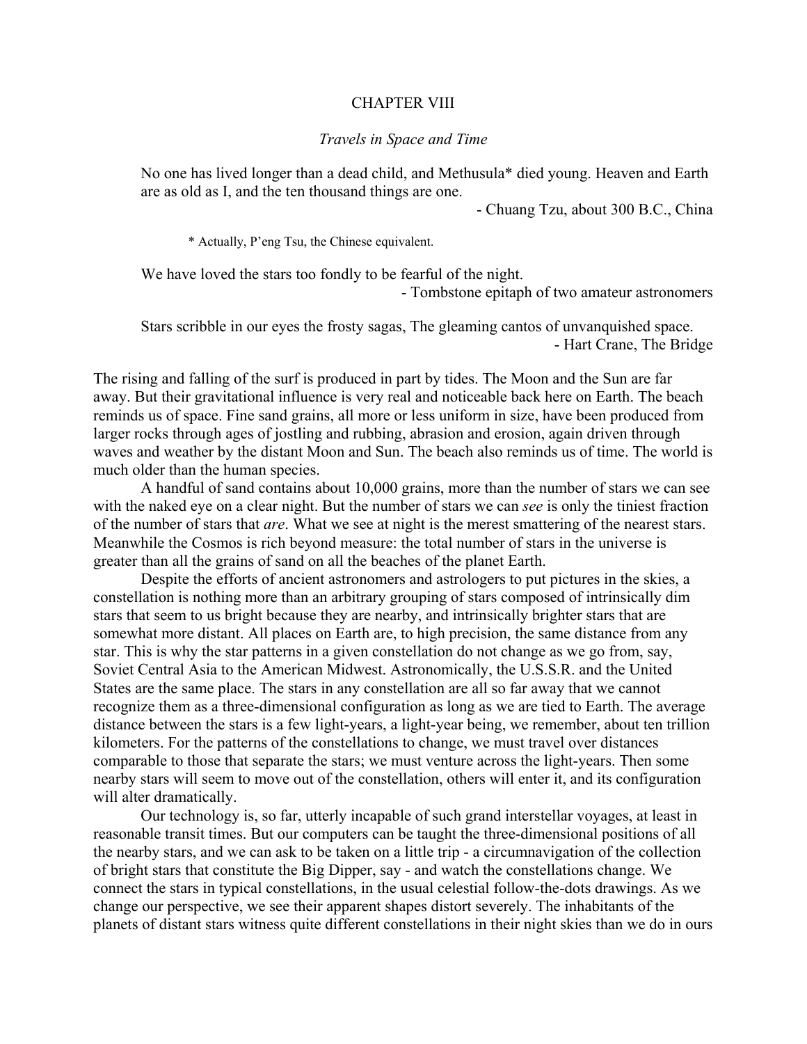# CHAPTER VIII

## *Travels in Space and Time*

> No one has lived longer than a dead child, and Methusula* died young. Heaven and Earth are as old as I, and the ten thousand things are one.
>
> \- Chuang Tzu, about 300 B.C., China

\* Actually, P'eng Tsu, the Chinese equivalent.

> We have loved the stars too fondly to be fearful of the night.
>
> \- Tombstone epitaph of two amateur astronomers

> Stars scribble in our eyes the frosty sagas, The gleaming cantos of unvanquished space.
>
> \- Hart Crane, The Bridge

The rising and falling of the surf is produced in part by tides. The Moon and the Sun are far away. But their gravitational influence is very real and noticeable back here on Earth. The beach reminds us of space. Fine sand grains, all more or less uniform in size, have been produced from larger rocks through ages of jostling and rubbing, abrasion and erosion, again driven through waves and weather by the distant Moon and Sun. The beach also reminds us of time. The world is much older than the human species.

A handful of sand contains about 10,000 grains, more than the number of stars we can see with the naked eye on a clear night. But the number of stars we can *see* is only the tiniest fraction of the number of stars that *are*. What we see at night is the merest smattering of the nearest stars. Meanwhile the Cosmos is rich beyond measure: the total number of stars in the universe is greater than all the grains of sand on all the beaches of the planet Earth.

Despite the efforts of ancient astronomers and astrologers to put pictures in the skies, a constellation is nothing more than an arbitrary grouping of stars composed of intrinsically dim stars that seem to us bright because they are nearby, and intrinsically brighter stars that are somewhat more distant. All places on Earth are, to high precision, the same distance from any star. This is why the star patterns in a given constellation do not change as we go from, say, Soviet Central Asia to the American Midwest. Astronomically, the U.S.S.R. and the United States are the same place. The stars in any constellation are all so far away that we cannot recognize them as a three-dimensional configuration as long as we are tied to Earth. The average distance between the stars is a few light-years, a light-year being, we remember, about ten trillion kilometers. For the patterns of the constellations to change, we must travel over distances comparable to those that separate the stars; we must venture across the light-years. Then some nearby stars will seem to move out of the constellation, others will enter it, and its configuration will alter dramatically.

Our technology is, so far, utterly incapable of such grand interstellar voyages, at least in reasonable transit times. But our computers can be taught the three-dimensional positions of all the nearby stars, and we can ask to be taken on a little trip - a circumnavigation of the collection of bright stars that constitute the Big Dipper, say - and watch the constellations change. We connect the stars in typical constellations, in the usual celestial follow-the-dots drawings. As we change our perspective, we see their apparent shapes distort severely. The inhabitants of the planets of distant stars witness quite different constellations in their night skies than we do in ours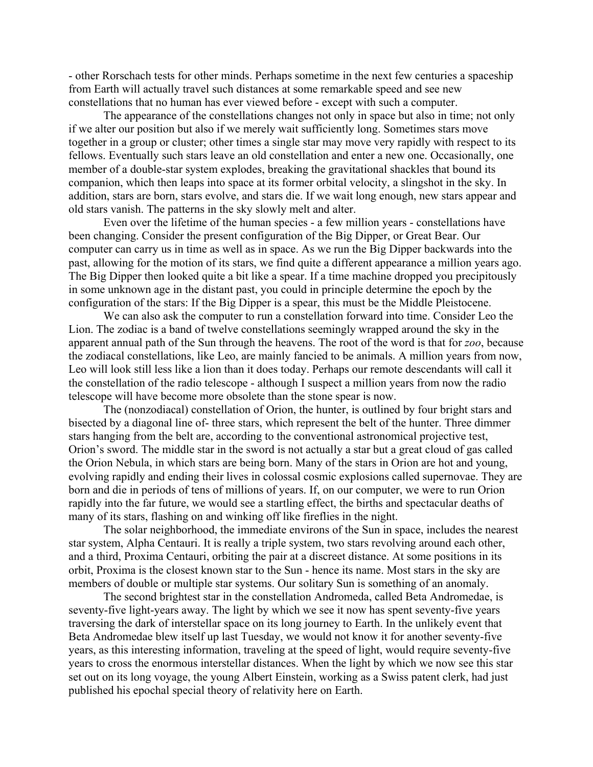- other Rorschach tests for other minds. Perhaps sometime in the next few centuries a spaceship from Earth will actually travel such distances at some remarkable speed and see new constellations that no human has ever viewed before - except with such a computer.

The appearance of the constellations changes not only in space but also in time; not only if we alter our position but also if we merely wait sufficiently long. Sometimes stars move together in a group or cluster; other times a single star may move very rapidly with respect to its fellows. Eventually such stars leave an old constellation and enter a new one. Occasionally, one member of a double-star system explodes, breaking the gravitational shackles that bound its companion, which then leaps into space at its former orbital velocity, a slingshot in the sky. In addition, stars are born, stars evolve, and stars die. If we wait long enough, new stars appear and old stars vanish. The patterns in the sky slowly melt and alter.

Even over the lifetime of the human species - a few million years - constellations have been changing. Consider the present configuration of the Big Dipper, or Great Bear. Our computer can carry us in time as well as in space. As we run the Big Dipper backwards into the past, allowing for the motion of its stars, we find quite a different appearance a million years ago. The Big Dipper then looked quite a bit like a spear. If a time machine dropped you precipitously in some unknown age in the distant past, you could in principle determine the epoch by the configuration of the stars: If the Big Dipper is a spear, this must be the Middle Pleistocene.

We can also ask the computer to run a constellation forward into time. Consider Leo the Lion. The zodiac is a band of twelve constellations seemingly wrapped around the sky in the apparent annual path of the Sun through the heavens. The root of the word is that for *zoo*, because the zodiacal constellations, like Leo, are mainly fancied to be animals. A million years from now, Leo will look still less like a lion than it does today. Perhaps our remote descendants will call it the constellation of the radio telescope - although I suspect a million years from now the radio telescope will have become more obsolete than the stone spear is now.

The (nonzodiacal) constellation of Orion, the hunter, is outlined by four bright stars and bisected by a diagonal line of- three stars, which represent the belt of the hunter. Three dimmer stars hanging from the belt are, according to the conventional astronomical projective test, Orion's sword. The middle star in the sword is not actually a star but a great cloud of gas called the Orion Nebula, in which stars are being born. Many of the stars in Orion are hot and young, evolving rapidly and ending their lives in colossal cosmic explosions called supernovae. They are born and die in periods of tens of millions of years. If, on our computer, we were to run Orion rapidly into the far future, we would see a startling effect, the births and spectacular deaths of many of its stars, flashing on and winking off like fireflies in the night.

The solar neighborhood, the immediate environs of the Sun in space, includes the nearest star system, Alpha Centauri. It is really a triple system, two stars revolving around each other, and a third, Proxima Centauri, orbiting the pair at a discreet distance. At some positions in its orbit, Proxima is the closest known star to the Sun - hence its name. Most stars in the sky are members of double or multiple star systems. Our solitary Sun is something of an anomaly.

The second brightest star in the constellation Andromeda, called Beta Andromedae, is seventy-five light-years away. The light by which we see it now has spent seventy-five years traversing the dark of interstellar space on its long journey to Earth. In the unlikely event that Beta Andromedae blew itself up last Tuesday, we would not know it for another seventy-five years, as this interesting information, traveling at the speed of light, would require seventy-five years to cross the enormous interstellar distances. When the light by which we now see this star set out on its long voyage, the young Albert Einstein, working as a Swiss patent clerk, had just published his epochal special theory of relativity here on Earth.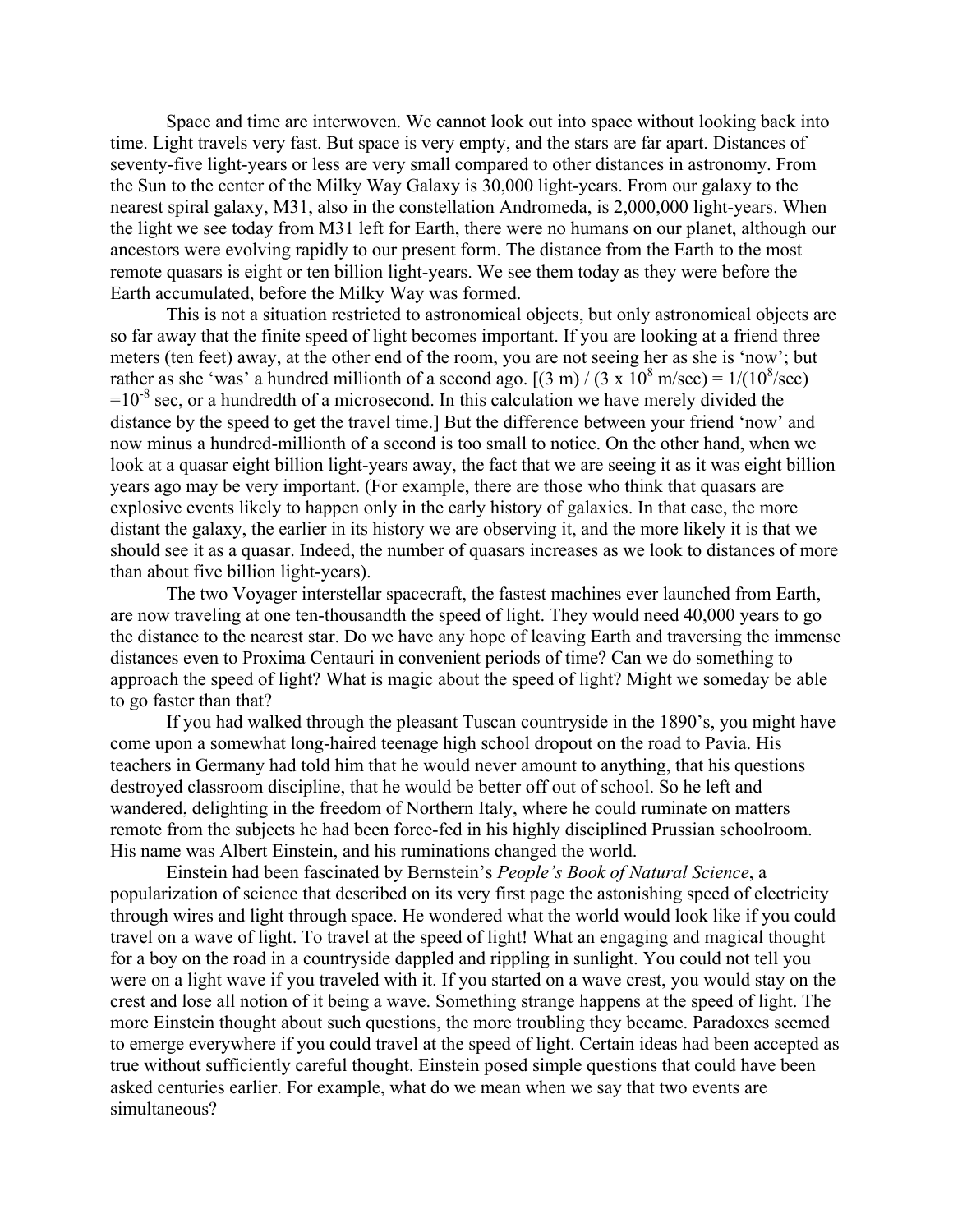Space and time are interwoven. We cannot look out into space without looking back into time. Light travels very fast. But space is very empty, and the stars are far apart. Distances of seventy-five light-years or less are very small compared to other distances in astronomy. From the Sun to the center of the Milky Way Galaxy is 30,000 light-years. From our galaxy to the nearest spiral galaxy, M31, also in the constellation Andromeda, is 2,000,000 light-years. When the light we see today from M31 left for Earth, there were no humans on our planet, although our ancestors were evolving rapidly to our present form. The distance from the Earth to the most remote quasars is eight or ten billion light-years. We see them today as they were before the Earth accumulated, before the Milky Way was formed.

This is not a situation restricted to astronomical objects, but only astronomical objects are so far away that the finite speed of light becomes important. If you are looking at a friend three meters (ten feet) away, at the other end of the room, you are not seeing her as she is 'now'; but rather as she 'was' a hundred millionth of a second ago. [$(3 \text{ m}) / (3 \times 10^8 \text{ m/sec}) = 1/(10^8/\text{sec}) = 10^{-8}$ sec, or a hundredth of a microsecond. In this calculation we have merely divided the distance by the speed to get the travel time.] But the difference between your friend 'now' and now minus a hundred-millionth of a second is too small to notice. On the other hand, when we look at a quasar eight billion light-years away, the fact that we are seeing it as it was eight billion years ago may be very important. (For example, there are those who think that quasars are explosive events likely to happen only in the early history of galaxies. In that case, the more distant the galaxy, the earlier in its history we are observing it, and the more likely it is that we should see it as a quasar. Indeed, the number of quasars increases as we look to distances of more than about five billion light-years).

The two Voyager interstellar spacecraft, the fastest machines ever launched from Earth, are now traveling at one ten-thousandth the speed of light. They would need 40,000 years to go the distance to the nearest star. Do we have any hope of leaving Earth and traversing the immense distances even to Proxima Centauri in convenient periods of time? Can we do something to approach the speed of light? What is magic about the speed of light? Might we someday be able to go faster than that?

If you had walked through the pleasant Tuscan countryside in the 1890's, you might have come upon a somewhat long-haired teenage high school dropout on the road to Pavia. His teachers in Germany had told him that he would never amount to anything, that his questions destroyed classroom discipline, that he would be better off out of school. So he left and wandered, delighting in the freedom of Northern Italy, where he could ruminate on matters remote from the subjects he had been force-fed in his highly disciplined Prussian schoolroom. His name was Albert Einstein, and his ruminations changed the world.

Einstein had been fascinated by Bernstein's *People's Book of Natural Science*, a popularization of science that described on its very first page the astonishing speed of electricity through wires and light through space. He wondered what the world would look like if you could travel on a wave of light. To travel at the speed of light! What an engaging and magical thought for a boy on the road in a countryside dappled and rippling in sunlight. You could not tell you were on a light wave if you traveled with it. If you started on a wave crest, you would stay on the crest and lose all notion of it being a wave. Something strange happens at the speed of light. The more Einstein thought about such questions, the more troubling they became. Paradoxes seemed to emerge everywhere if you could travel at the speed of light. Certain ideas had been accepted as true without sufficiently careful thought. Einstein posed simple questions that could have been asked centuries earlier. For example, what do we mean when we say that two events are simultaneous?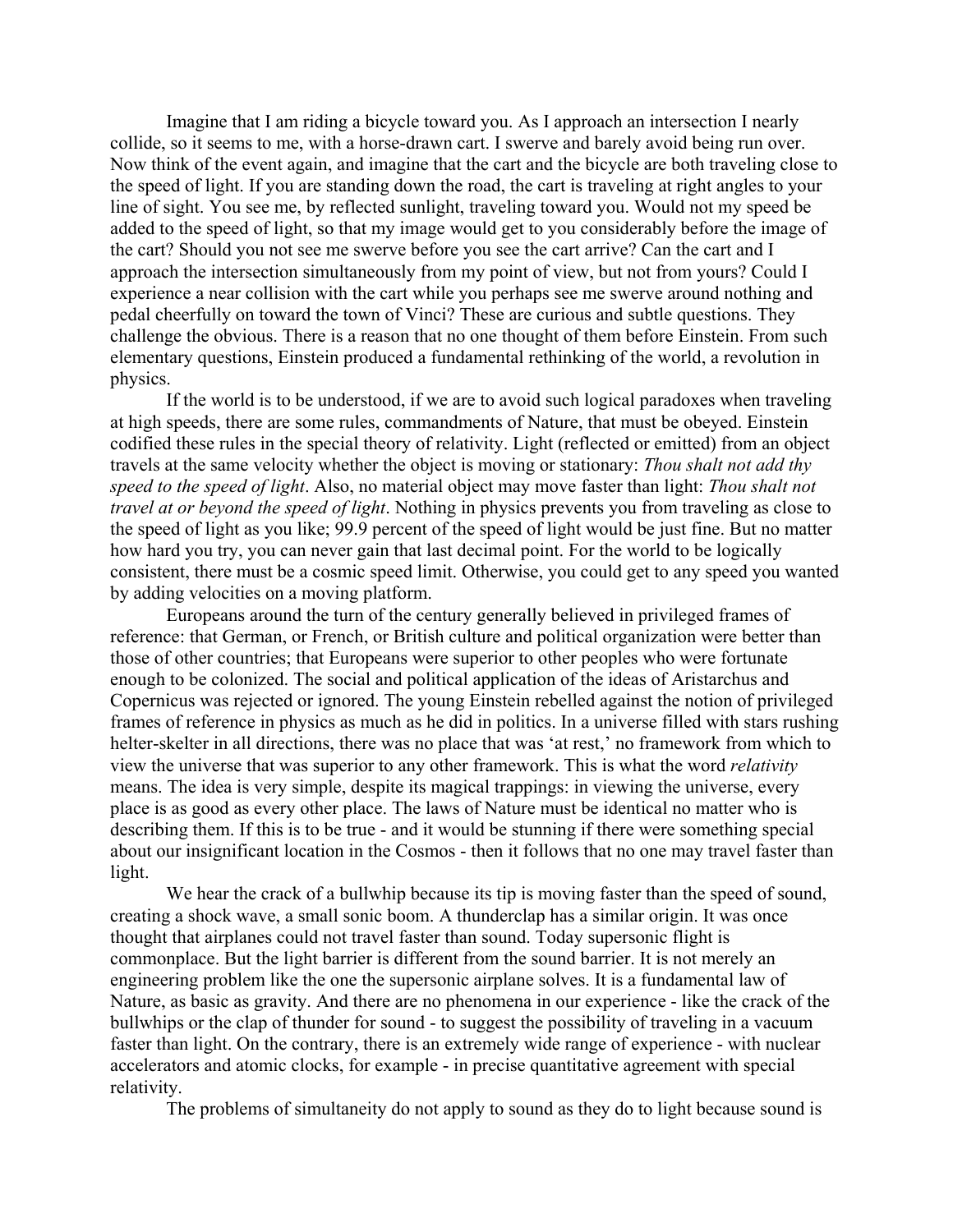Imagine that I am riding a bicycle toward you. As I approach an intersection I nearly collide, so it seems to me, with a horse-drawn cart. I swerve and barely avoid being run over. Now think of the event again, and imagine that the cart and the bicycle are both traveling close to the speed of light. If you are standing down the road, the cart is traveling at right angles to your line of sight. You see me, by reflected sunlight, traveling toward you. Would not my speed be added to the speed of light, so that my image would get to you considerably before the image of the cart? Should you not see me swerve before you see the cart arrive? Can the cart and I approach the intersection simultaneously from my point of view, but not from yours? Could I experience a near collision with the cart while you perhaps see me swerve around nothing and pedal cheerfully on toward the town of Vinci? These are curious and subtle questions. They challenge the obvious. There is a reason that no one thought of them before Einstein. From such elementary questions, Einstein produced a fundamental rethinking of the world, a revolution in physics.

If the world is to be understood, if we are to avoid such logical paradoxes when traveling at high speeds, there are some rules, commandments of Nature, that must be obeyed. Einstein codified these rules in the special theory of relativity. Light (reflected or emitted) from an object travels at the same velocity whether the object is moving or stationary: *Thou shalt not add thy speed to the speed of light*. Also, no material object may move faster than light: *Thou shalt not travel at or beyond the speed of light*. Nothing in physics prevents you from traveling as close to the speed of light as you like; 99.9 percent of the speed of light would be just fine. But no matter how hard you try, you can never gain that last decimal point. For the world to be logically consistent, there must be a cosmic speed limit. Otherwise, you could get to any speed you wanted by adding velocities on a moving platform.

Europeans around the turn of the century generally believed in privileged frames of reference: that German, or French, or British culture and political organization were better than those of other countries; that Europeans were superior to other peoples who were fortunate enough to be colonized. The social and political application of the ideas of Aristarchus and Copernicus was rejected or ignored. The young Einstein rebelled against the notion of privileged frames of reference in physics as much as he did in politics. In a universe filled with stars rushing helter-skelter in all directions, there was no place that was 'at rest,' no framework from which to view the universe that was superior to any other framework. This is what the word *relativity* means. The idea is very simple, despite its magical trappings: in viewing the universe, every place is as good as every other place. The laws of Nature must be identical no matter who is describing them. If this is to be true - and it would be stunning if there were something special about our insignificant location in the Cosmos - then it follows that no one may travel faster than light.

We hear the crack of a bullwhip because its tip is moving faster than the speed of sound, creating a shock wave, a small sonic boom. A thunderclap has a similar origin. It was once thought that airplanes could not travel faster than sound. Today supersonic flight is commonplace. But the light barrier is different from the sound barrier. It is not merely an engineering problem like the one the supersonic airplane solves. It is a fundamental law of Nature, as basic as gravity. And there are no phenomena in our experience - like the crack of the bullwhips or the clap of thunder for sound - to suggest the possibility of traveling in a vacuum faster than light. On the contrary, there is an extremely wide range of experience - with nuclear accelerators and atomic clocks, for example - in precise quantitative agreement with special relativity.

The problems of simultaneity do not apply to sound as they do to light because sound is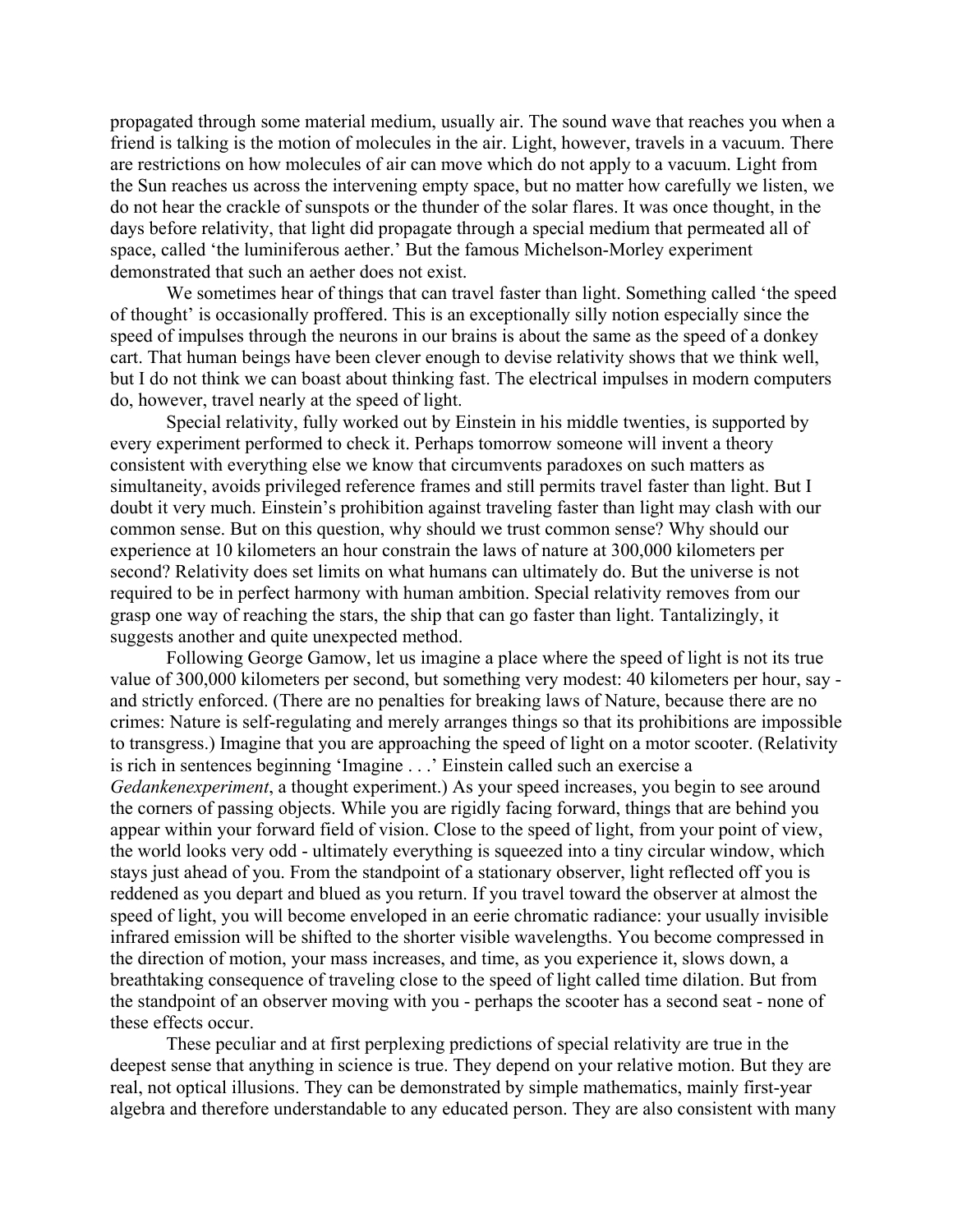propagated through some material medium, usually air. The sound wave that reaches you when a friend is talking is the motion of molecules in the air. Light, however, travels in a vacuum. There are restrictions on how molecules of air can move which do not apply to a vacuum. Light from the Sun reaches us across the intervening empty space, but no matter how carefully we listen, we do not hear the crackle of sunspots or the thunder of the solar flares. It was once thought, in the days before relativity, that light did propagate through a special medium that permeated all of space, called 'the luminiferous aether.' But the famous Michelson-Morley experiment demonstrated that such an aether does not exist.

We sometimes hear of things that can travel faster than light. Something called 'the speed of thought' is occasionally proffered. This is an exceptionally silly notion especially since the speed of impulses through the neurons in our brains is about the same as the speed of a donkey cart. That human beings have been clever enough to devise relativity shows that we think well, but I do not think we can boast about thinking fast. The electrical impulses in modern computers do, however, travel nearly at the speed of light.

Special relativity, fully worked out by Einstein in his middle twenties, is supported by every experiment performed to check it. Perhaps tomorrow someone will invent a theory consistent with everything else we know that circumvents paradoxes on such matters as simultaneity, avoids privileged reference frames and still permits travel faster than light. But I doubt it very much. Einstein's prohibition against traveling faster than light may clash with our common sense. But on this question, why should we trust common sense? Why should our experience at 10 kilometers an hour constrain the laws of nature at 300,000 kilometers per second? Relativity does set limits on what humans can ultimately do. But the universe is not required to be in perfect harmony with human ambition. Special relativity removes from our grasp one way of reaching the stars, the ship that can go faster than light. Tantalizingly, it suggests another and quite unexpected method.

Following George Gamow, let us imagine a place where the speed of light is not its true value of 300,000 kilometers per second, but something very modest: 40 kilometers per hour, say - and strictly enforced. (There are no penalties for breaking laws of Nature, because there are no crimes: Nature is self-regulating and merely arranges things so that its prohibitions are impossible to transgress.) Imagine that you are approaching the speed of light on a motor scooter. (Relativity is rich in sentences beginning 'Imagine . . .' Einstein called such an exercise a *Gedankenexperiment*, a thought experiment.) As your speed increases, you begin to see around the corners of passing objects. While you are rigidly facing forward, things that are behind you appear within your forward field of vision. Close to the speed of light, from your point of view, the world looks very odd - ultimately everything is squeezed into a tiny circular window, which stays just ahead of you. From the standpoint of a stationary observer, light reflected off you is reddened as you depart and blued as you return. If you travel toward the observer at almost the speed of light, you will become enveloped in an eerie chromatic radiance: your usually invisible infrared emission will be shifted to the shorter visible wavelengths. You become compressed in the direction of motion, your mass increases, and time, as you experience it, slows down, a breathtaking consequence of traveling close to the speed of light called time dilation. But from the standpoint of an observer moving with you - perhaps the scooter has a second seat - none of these effects occur.

These peculiar and at first perplexing predictions of special relativity are true in the deepest sense that anything in science is true. They depend on your relative motion. But they are real, not optical illusions. They can be demonstrated by simple mathematics, mainly first-year algebra and therefore understandable to any educated person. They are also consistent with many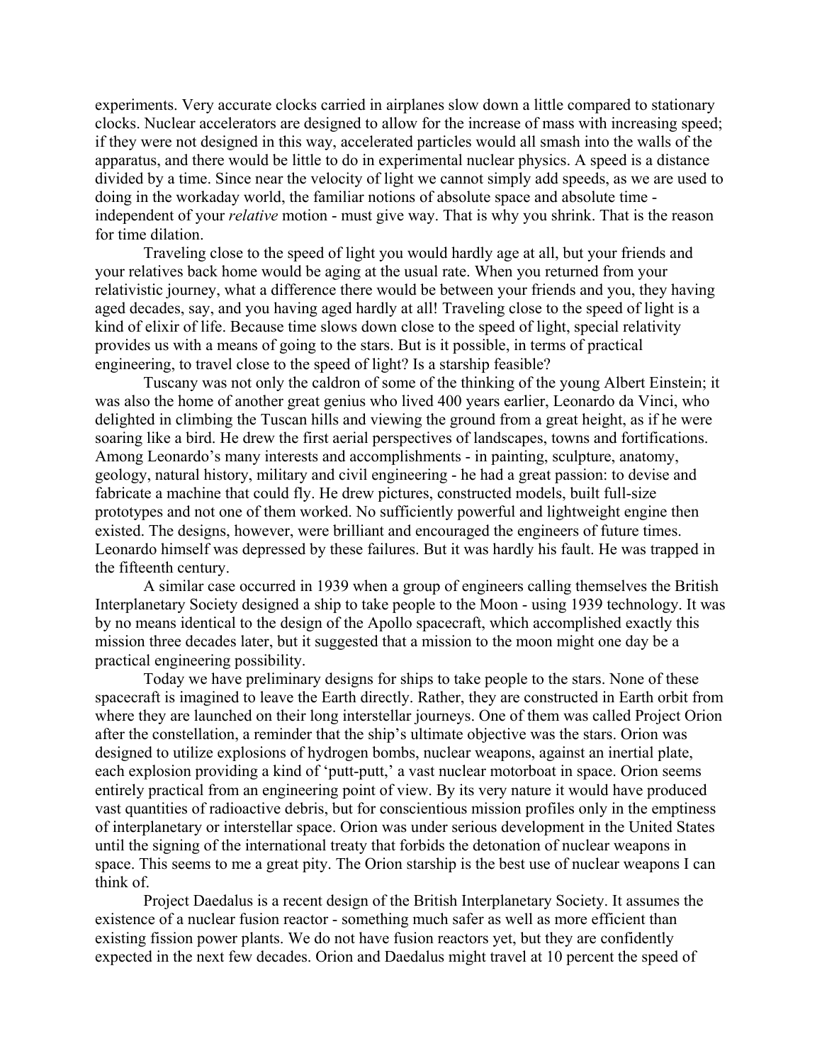experiments. Very accurate clocks carried in airplanes slow down a little compared to stationary clocks. Nuclear accelerators are designed to allow for the increase of mass with increasing speed; if they were not designed in this way, accelerated particles would all smash into the walls of the apparatus, and there would be little to do in experimental nuclear physics. A speed is a distance divided by a time. Since near the velocity of light we cannot simply add speeds, as we are used to doing in the workaday world, the familiar notions of absolute space and absolute time - independent of your *relative* motion - must give way. That is why you shrink. That is the reason for time dilation.

Traveling close to the speed of light you would hardly age at all, but your friends and your relatives back home would be aging at the usual rate. When you returned from your relativistic journey, what a difference there would be between your friends and you, they having aged decades, say, and you having aged hardly at all! Traveling close to the speed of light is a kind of elixir of life. Because time slows down close to the speed of light, special relativity provides us with a means of going to the stars. But is it possible, in terms of practical engineering, to travel close to the speed of light? Is a starship feasible?

Tuscany was not only the caldron of some of the thinking of the young Albert Einstein; it was also the home of another great genius who lived 400 years earlier, Leonardo da Vinci, who delighted in climbing the Tuscan hills and viewing the ground from a great height, as if he were soaring like a bird. He drew the first aerial perspectives of landscapes, towns and fortifications. Among Leonardo's many interests and accomplishments - in painting, sculpture, anatomy, geology, natural history, military and civil engineering - he had a great passion: to devise and fabricate a machine that could fly. He drew pictures, constructed models, built full-size prototypes and not one of them worked. No sufficiently powerful and lightweight engine then existed. The designs, however, were brilliant and encouraged the engineers of future times. Leonardo himself was depressed by these failures. But it was hardly his fault. He was trapped in the fifteenth century.

A similar case occurred in 1939 when a group of engineers calling themselves the British Interplanetary Society designed a ship to take people to the Moon - using 1939 technology. It was by no means identical to the design of the Apollo spacecraft, which accomplished exactly this mission three decades later, but it suggested that a mission to the moon might one day be a practical engineering possibility.

Today we have preliminary designs for ships to take people to the stars. None of these spacecraft is imagined to leave the Earth directly. Rather, they are constructed in Earth orbit from where they are launched on their long interstellar journeys. One of them was called Project Orion after the constellation, a reminder that the ship's ultimate objective was the stars. Orion was designed to utilize explosions of hydrogen bombs, nuclear weapons, against an inertial plate, each explosion providing a kind of 'putt-putt,' a vast nuclear motorboat in space. Orion seems entirely practical from an engineering point of view. By its very nature it would have produced vast quantities of radioactive debris, but for conscientious mission profiles only in the emptiness of interplanetary or interstellar space. Orion was under serious development in the United States until the signing of the international treaty that forbids the detonation of nuclear weapons in space. This seems to me a great pity. The Orion starship is the best use of nuclear weapons I can think of.

Project Daedalus is a recent design of the British Interplanetary Society. It assumes the existence of a nuclear fusion reactor - something much safer as well as more efficient than existing fission power plants. We do not have fusion reactors yet, but they are confidently expected in the next few decades. Orion and Daedalus might travel at 10 percent the speed of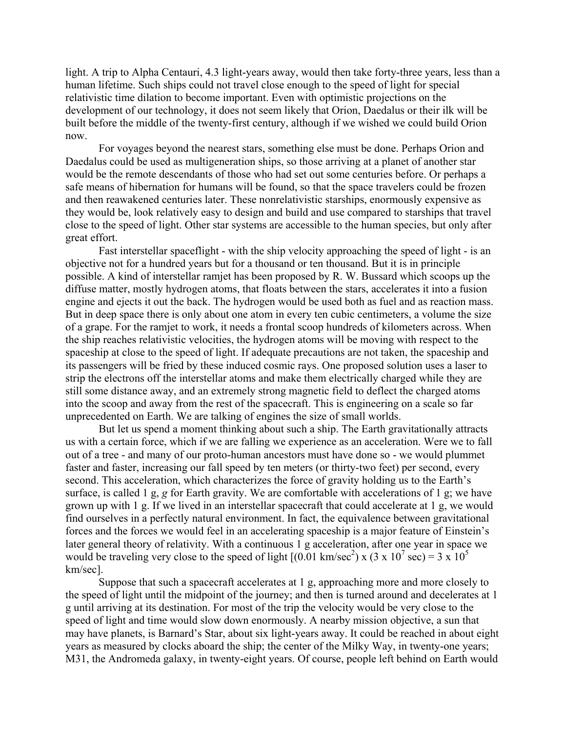light. A trip to Alpha Centauri, 4.3 light-years away, would then take forty-three years, less than a human lifetime. Such ships could not travel close enough to the speed of light for special relativistic time dilation to become important. Even with optimistic projections on the development of our technology, it does not seem likely that Orion, Daedalus or their ilk will be built before the middle of the twenty-first century, although if we wished we could build Orion now.

For voyages beyond the nearest stars, something else must be done. Perhaps Orion and Daedalus could be used as multigeneration ships, so those arriving at a planet of another star would be the remote descendants of those who had set out some centuries before. Or perhaps a safe means of hibernation for humans will be found, so that the space travelers could be frozen and then reawakened centuries later. These nonrelativistic starships, enormously expensive as they would be, look relatively easy to design and build and use compared to starships that travel close to the speed of light. Other star systems are accessible to the human species, but only after great effort.

Fast interstellar spaceflight - with the ship velocity approaching the speed of light - is an objective not for a hundred years but for a thousand or ten thousand. But it is in principle possible. A kind of interstellar ramjet has been proposed by R. W. Bussard which scoops up the diffuse matter, mostly hydrogen atoms, that floats between the stars, accelerates it into a fusion engine and ejects it out the back. The hydrogen would be used both as fuel and as reaction mass. But in deep space there is only about one atom in every ten cubic centimeters, a volume the size of a grape. For the ramjet to work, it needs a frontal scoop hundreds of kilometers across. When the ship reaches relativistic velocities, the hydrogen atoms will be moving with respect to the spaceship at close to the speed of light. If adequate precautions are not taken, the spaceship and its passengers will be fried by these induced cosmic rays. One proposed solution uses a laser to strip the electrons off the interstellar atoms and make them electrically charged while they are still some distance away, and an extremely strong magnetic field to deflect the charged atoms into the scoop and away from the rest of the spacecraft. This is engineering on a scale so far unprecedented on Earth. We are talking of engines the size of small worlds.

But let us spend a moment thinking about such a ship. The Earth gravitationally attracts us with a certain force, which if we are falling we experience as an acceleration. Were we to fall out of a tree - and many of our proto-human ancestors must have done so - we would plummet faster and faster, increasing our fall speed by ten meters (or thirty-two feet) per second, every second. This acceleration, which characterizes the force of gravity holding us to the Earth's surface, is called 1 g, *g* for Earth gravity. We are comfortable with accelerations of 1 g; we have grown up with 1 g. If we lived in an interstellar spacecraft that could accelerate at 1 g, we would find ourselves in a perfectly natural environment. In fact, the equivalence between gravitational forces and the forces we would feel in an accelerating spaceship is a major feature of Einstein's later general theory of relativity. With a continuous 1 g acceleration, after one year in space we would be traveling very close to the speed of light [$(0.01 \text{ km/sec}^2) \times (3 \times 10^7 \text{ sec}) = 3 \times 10^5 \text{ km/sec}$].

Suppose that such a spacecraft accelerates at 1 g, approaching more and more closely to the speed of light until the midpoint of the journey; and then is turned around and decelerates at 1 g until arriving at its destination. For most of the trip the velocity would be very close to the speed of light and time would slow down enormously. A nearby mission objective, a sun that may have planets, is Barnard's Star, about six light-years away. It could be reached in about eight years as measured by clocks aboard the ship; the center of the Milky Way, in twenty-one years; M31, the Andromeda galaxy, in twenty-eight years. Of course, people left behind on Earth would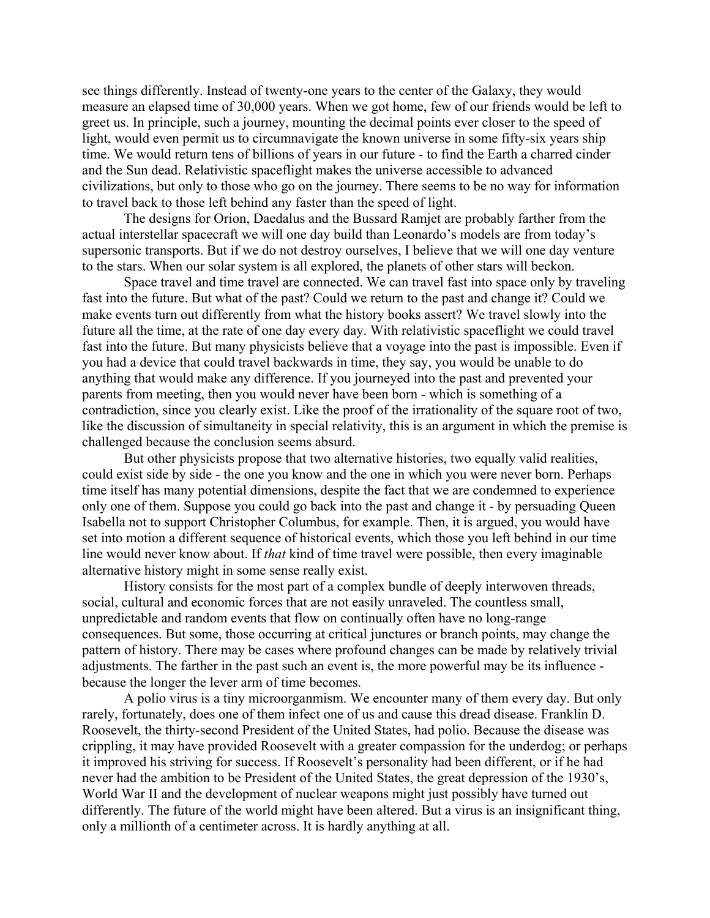see things differently. Instead of twenty-one years to the center of the Galaxy, they would measure an elapsed time of 30,000 years. When we got home, few of our friends would be left to greet us. In principle, such a journey, mounting the decimal points ever closer to the speed of light, would even permit us to circumnavigate the known universe in some fifty-six years ship time. We would return tens of billions of years in our future - to find the Earth a charred cinder and the Sun dead. Relativistic spaceflight makes the universe accessible to advanced civilizations, but only to those who go on the journey. There seems to be no way for information to travel back to those left behind any faster than the speed of light.

The designs for Orion, Daedalus and the Bussard Ramjet are probably farther from the actual interstellar spacecraft we will one day build than Leonardo's models are from today's supersonic transports. But if we do not destroy ourselves, I believe that we will one day venture to the stars. When our solar system is all explored, the planets of other stars will beckon.

Space travel and time travel are connected. We can travel fast into space only by traveling fast into the future. But what of the past? Could we return to the past and change it? Could we make events turn out differently from what the history books assert? We travel slowly into the future all the time, at the rate of one day every day. With relativistic spaceflight we could travel fast into the future. But many physicists believe that a voyage into the past is impossible. Even if you had a device that could travel backwards in time, they say, you would be unable to do anything that would make any difference. If you journeyed into the past and prevented your parents from meeting, then you would never have been born - which is something of a contradiction, since you clearly exist. Like the proof of the irrationality of the square root of two, like the discussion of simultaneity in special relativity, this is an argument in which the premise is challenged because the conclusion seems absurd.

But other physicists propose that two alternative histories, two equally valid realities, could exist side by side - the one you know and the one in which you were never born. Perhaps time itself has many potential dimensions, despite the fact that we are condemned to experience only one of them. Suppose you could go back into the past and change it - by persuading Queen Isabella not to support Christopher Columbus, for example. Then, it is argued, you would have set into motion a different sequence of historical events, which those you left behind in our time line would never know about. If *that* kind of time travel were possible, then every imaginable alternative history might in some sense really exist.

History consists for the most part of a complex bundle of deeply interwoven threads, social, cultural and economic forces that are not easily unraveled. The countless small, unpredictable and random events that flow on continually often have no long-range consequences. But some, those occurring at critical junctures or branch points, may change the pattern of history. There may be cases where profound changes can be made by relatively trivial adjustments. The farther in the past such an event is, the more powerful may be its influence - because the longer the lever arm of time becomes.

A polio virus is a tiny microorganmism. We encounter many of them every day. But only rarely, fortunately, does one of them infect one of us and cause this dread disease. Franklin D. Roosevelt, the thirty-second President of the United States, had polio. Because the disease was crippling, it may have provided Roosevelt with a greater compassion for the underdog; or perhaps it improved his striving for success. If Roosevelt's personality had been different, or if he had never had the ambition to be President of the United States, the great depression of the 1930's, World War II and the development of nuclear weapons might just possibly have turned out differently. The future of the world might have been altered. But a virus is an insignificant thing, only a millionth of a centimeter across. It is hardly anything at all.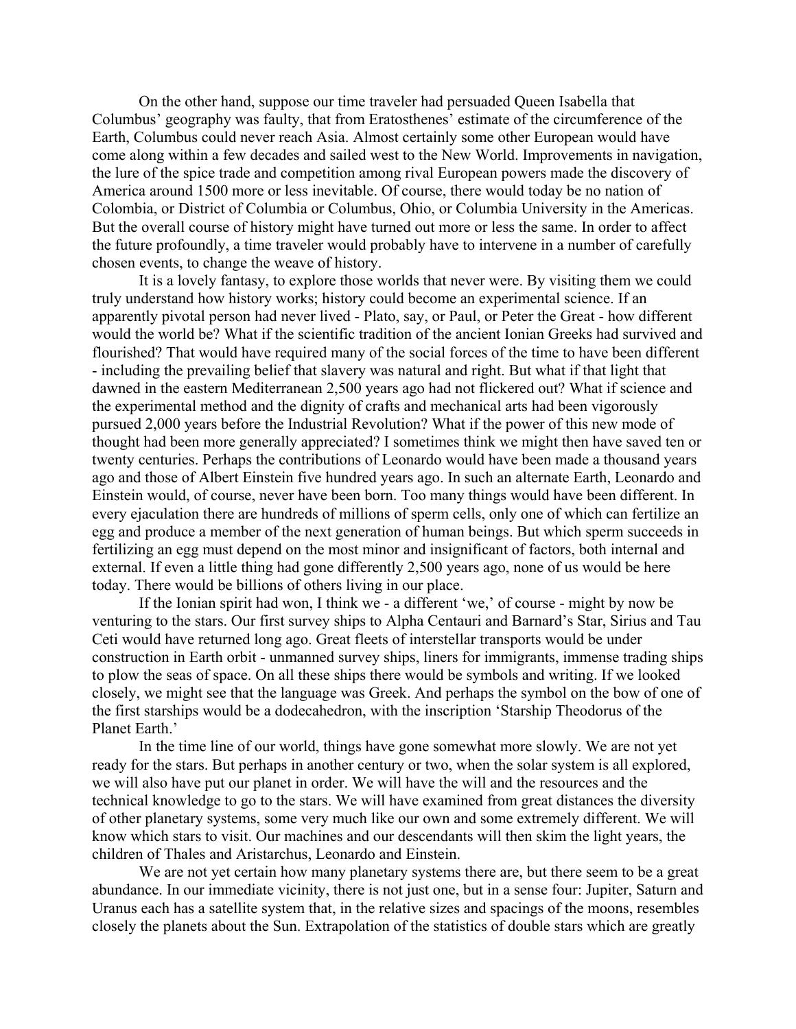On the other hand, suppose our time traveler had persuaded Queen Isabella that Columbus' geography was faulty, that from Eratosthenes' estimate of the circumference of the Earth, Columbus could never reach Asia. Almost certainly some other European would have come along within a few decades and sailed west to the New World. Improvements in navigation, the lure of the spice trade and competition among rival European powers made the discovery of America around 1500 more or less inevitable. Of course, there would today be no nation of Colombia, or District of Columbia or Columbus, Ohio, or Columbia University in the Americas. But the overall course of history might have turned out more or less the same. In order to affect the future profoundly, a time traveler would probably have to intervene in a number of carefully chosen events, to change the weave of history.

It is a lovely fantasy, to explore those worlds that never were. By visiting them we could truly understand how history works; history could become an experimental science. If an apparently pivotal person had never lived - Plato, say, or Paul, or Peter the Great - how different would the world be? What if the scientific tradition of the ancient Ionian Greeks had survived and flourished? That would have required many of the social forces of the time to have been different - including the prevailing belief that slavery was natural and right. But what if that light that dawned in the eastern Mediterranean 2,500 years ago had not flickered out? What if science and the experimental method and the dignity of crafts and mechanical arts had been vigorously pursued 2,000 years before the Industrial Revolution? What if the power of this new mode of thought had been more generally appreciated? I sometimes think we might then have saved ten or twenty centuries. Perhaps the contributions of Leonardo would have been made a thousand years ago and those of Albert Einstein five hundred years ago. In such an alternate Earth, Leonardo and Einstein would, of course, never have been born. Too many things would have been different. In every ejaculation there are hundreds of millions of sperm cells, only one of which can fertilize an egg and produce a member of the next generation of human beings. But which sperm succeeds in fertilizing an egg must depend on the most minor and insignificant of factors, both internal and external. If even a little thing had gone differently 2,500 years ago, none of us would be here today. There would be billions of others living in our place.

If the Ionian spirit had won, I think we - a different 'we,' of course - might by now be venturing to the stars. Our first survey ships to Alpha Centauri and Barnard's Star, Sirius and Tau Ceti would have returned long ago. Great fleets of interstellar transports would be under construction in Earth orbit - unmanned survey ships, liners for immigrants, immense trading ships to plow the seas of space. On all these ships there would be symbols and writing. If we looked closely, we might see that the language was Greek. And perhaps the symbol on the bow of one of the first starships would be a dodecahedron, with the inscription 'Starship Theodorus of the Planet Earth.'

In the time line of our world, things have gone somewhat more slowly. We are not yet ready for the stars. But perhaps in another century or two, when the solar system is all explored, we will also have put our planet in order. We will have the will and the resources and the technical knowledge to go to the stars. We will have examined from great distances the diversity of other planetary systems, some very much like our own and some extremely different. We will know which stars to visit. Our machines and our descendants will then skim the light years, the children of Thales and Aristarchus, Leonardo and Einstein.

We are not yet certain how many planetary systems there are, but there seem to be a great abundance. In our immediate vicinity, there is not just one, but in a sense four: Jupiter, Saturn and Uranus each has a satellite system that, in the relative sizes and spacings of the moons, resembles closely the planets about the Sun. Extrapolation of the statistics of double stars which are greatly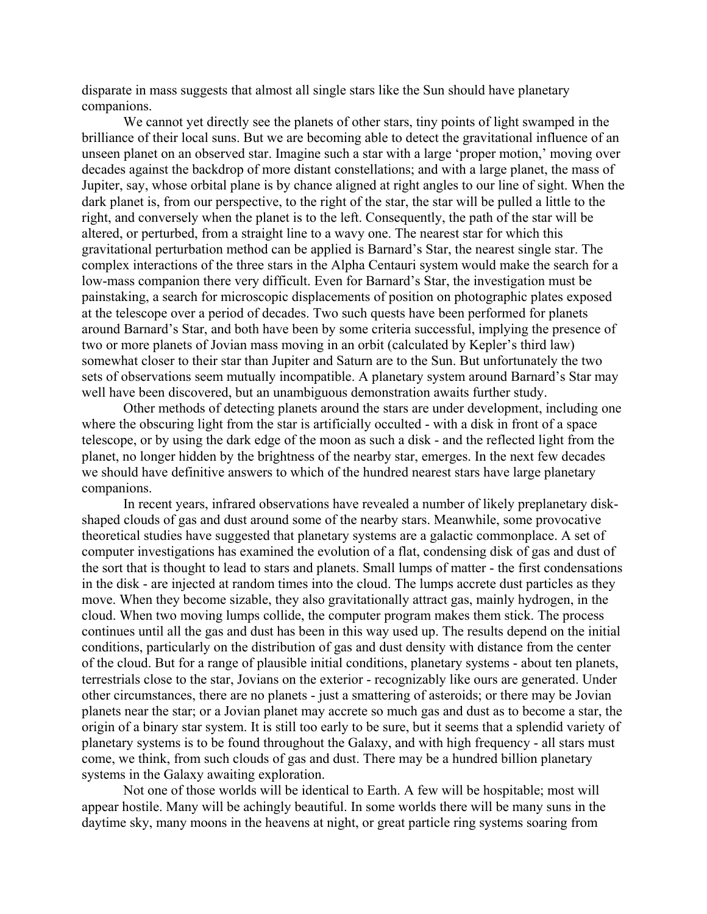disparate in mass suggests that almost all single stars like the Sun should have planetary companions.

We cannot yet directly see the planets of other stars, tiny points of light swamped in the brilliance of their local suns. But we are becoming able to detect the gravitational influence of an unseen planet on an observed star. Imagine such a star with a large 'proper motion,' moving over decades against the backdrop of more distant constellations; and with a large planet, the mass of Jupiter, say, whose orbital plane is by chance aligned at right angles to our line of sight. When the dark planet is, from our perspective, to the right of the star, the star will be pulled a little to the right, and conversely when the planet is to the left. Consequently, the path of the star will be altered, or perturbed, from a straight line to a wavy one. The nearest star for which this gravitational perturbation method can be applied is Barnard's Star, the nearest single star. The complex interactions of the three stars in the Alpha Centauri system would make the search for a low-mass companion there very difficult. Even for Barnard's Star, the investigation must be painstaking, a search for microscopic displacements of position on photographic plates exposed at the telescope over a period of decades. Two such quests have been performed for planets around Barnard's Star, and both have been by some criteria successful, implying the presence of two or more planets of Jovian mass moving in an orbit (calculated by Kepler's third law) somewhat closer to their star than Jupiter and Saturn are to the Sun. But unfortunately the two sets of observations seem mutually incompatible. A planetary system around Barnard's Star may well have been discovered, but an unambiguous demonstration awaits further study.

Other methods of detecting planets around the stars are under development, including one where the obscuring light from the star is artificially occulted - with a disk in front of a space telescope, or by using the dark edge of the moon as such a disk - and the reflected light from the planet, no longer hidden by the brightness of the nearby star, emerges. In the next few decades we should have definitive answers to which of the hundred nearest stars have large planetary companions.

In recent years, infrared observations have revealed a number of likely preplanetary disk-shaped clouds of gas and dust around some of the nearby stars. Meanwhile, some provocative theoretical studies have suggested that planetary systems are a galactic commonplace. A set of computer investigations has examined the evolution of a flat, condensing disk of gas and dust of the sort that is thought to lead to stars and planets. Small lumps of matter - the first condensations in the disk - are injected at random times into the cloud. The lumps accrete dust particles as they move. When they become sizable, they also gravitationally attract gas, mainly hydrogen, in the cloud. When two moving lumps collide, the computer program makes them stick. The process continues until all the gas and dust has been in this way used up. The results depend on the initial conditions, particularly on the distribution of gas and dust density with distance from the center of the cloud. But for a range of plausible initial conditions, planetary systems - about ten planets, terrestrials close to the star, Jovians on the exterior - recognizably like ours are generated. Under other circumstances, there are no planets - just a smattering of asteroids; or there may be Jovian planets near the star; or a Jovian planet may accrete so much gas and dust as to become a star, the origin of a binary star system. It is still too early to be sure, but it seems that a splendid variety of planetary systems is to be found throughout the Galaxy, and with high frequency - all stars must come, we think, from such clouds of gas and dust. There may be a hundred billion planetary systems in the Galaxy awaiting exploration.

Not one of those worlds will be identical to Earth. A few will be hospitable; most will appear hostile. Many will be achingly beautiful. In some worlds there will be many suns in the daytime sky, many moons in the heavens at night, or great particle ring systems soaring from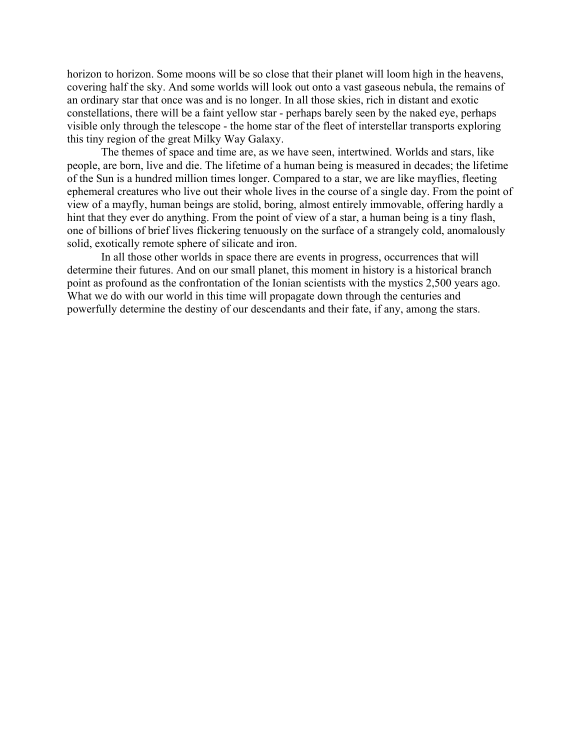horizon to horizon. Some moons will be so close that their planet will loom high in the heavens, covering half the sky. And some worlds will look out onto a vast gaseous nebula, the remains of an ordinary star that once was and is no longer. In all those skies, rich in distant and exotic constellations, there will be a faint yellow star - perhaps barely seen by the naked eye, perhaps visible only through the telescope - the home star of the fleet of interstellar transports exploring this tiny region of the great Milky Way Galaxy.

The themes of space and time are, as we have seen, intertwined. Worlds and stars, like people, are born, live and die. The lifetime of a human being is measured in decades; the lifetime of the Sun is a hundred million times longer. Compared to a star, we are like mayflies, fleeting ephemeral creatures who live out their whole lives in the course of a single day. From the point of view of a mayfly, human beings are stolid, boring, almost entirely immovable, offering hardly a hint that they ever do anything. From the point of view of a star, a human being is a tiny flash, one of billions of brief lives flickering tenuously on the surface of a strangely cold, anomalously solid, exotically remote sphere of silicate and iron.

In all those other worlds in space there are events in progress, occurrences that will determine their futures. And on our small planet, this moment in history is a historical branch point as profound as the confrontation of the Ionian scientists with the mystics 2,500 years ago. What we do with our world in this time will propagate down through the centuries and powerfully determine the destiny of our descendants and their fate, if any, among the stars.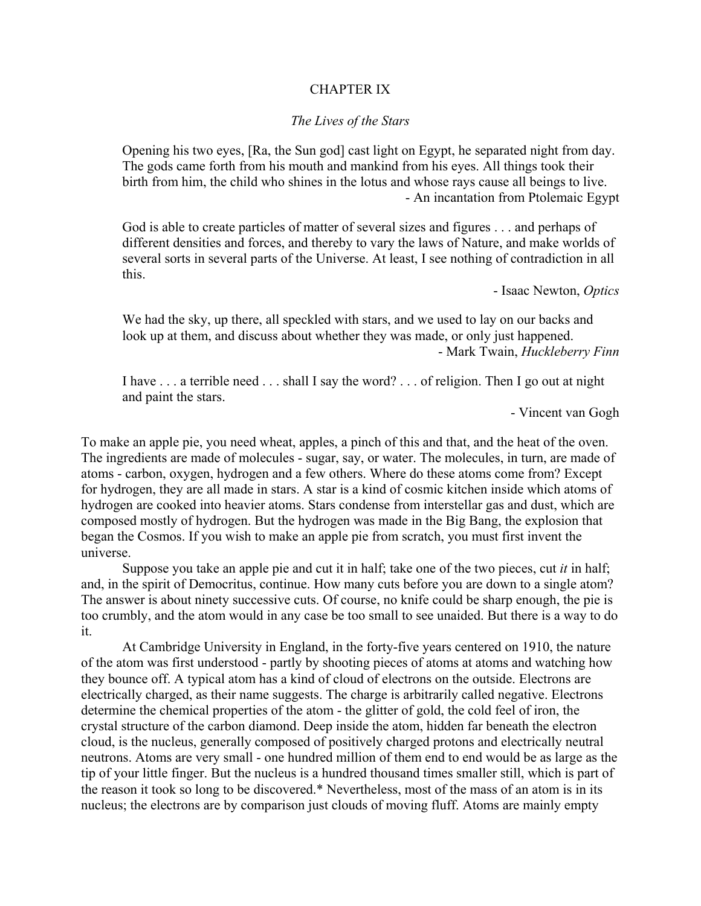# CHAPTER IX

## *The Lives of the Stars*

> Opening his two eyes, [Ra, the Sun god] cast light on Egypt, he separated night from day. The gods came forth from his mouth and mankind from his eyes. All things took their birth from him, the child who shines in the lotus and whose rays cause all beings to live.
>
> - An incantation from Ptolemaic Egypt

> God is able to create particles of matter of several sizes and figures . . . and perhaps of different densities and forces, and thereby to vary the laws of Nature, and make worlds of several sorts in several parts of the Universe. At least, I see nothing of contradiction in all this.
>
> - Isaac Newton, *Optics*

> We had the sky, up there, all speckled with stars, and we used to lay on our backs and look up at them, and discuss about whether they was made, or only just happened.
>
> - Mark Twain, *Huckleberry Finn*

> I have . . . a terrible need . . . shall I say the word? . . . of religion. Then I go out at night and paint the stars.
>
> - Vincent van Gogh

To make an apple pie, you need wheat, apples, a pinch of this and that, and the heat of the oven. The ingredients are made of molecules - sugar, say, or water. The molecules, in turn, are made of atoms - carbon, oxygen, hydrogen and a few others. Where do these atoms come from? Except for hydrogen, they are all made in stars. A star is a kind of cosmic kitchen inside which atoms of hydrogen are cooked into heavier atoms. Stars condense from interstellar gas and dust, which are composed mostly of hydrogen. But the hydrogen was made in the Big Bang, the explosion that began the Cosmos. If you wish to make an apple pie from scratch, you must first invent the universe.

Suppose you take an apple pie and cut it in half; take one of the two pieces, cut *it* in half; and, in the spirit of Democritus, continue. How many cuts before you are down to a single atom? The answer is about ninety successive cuts. Of course, no knife could be sharp enough, the pie is too crumbly, and the atom would in any case be too small to see unaided. But there is a way to do it.

At Cambridge University in England, in the forty-five years centered on 1910, the nature of the atom was first understood - partly by shooting pieces of atoms at atoms and watching how they bounce off. A typical atom has a kind of cloud of electrons on the outside. Electrons are electrically charged, as their name suggests. The charge is arbitrarily called negative. Electrons determine the chemical properties of the atom - the glitter of gold, the cold feel of iron, the crystal structure of the carbon diamond. Deep inside the atom, hidden far beneath the electron cloud, is the nucleus, generally composed of positively charged protons and electrically neutral neutrons. Atoms are very small - one hundred million of them end to end would be as large as the tip of your little finger. But the nucleus is a hundred thousand times smaller still, which is part of the reason it took so long to be discovered.* Nevertheless, most of the mass of an atom is in its nucleus; the electrons are by comparison just clouds of moving fluff. Atoms are mainly empty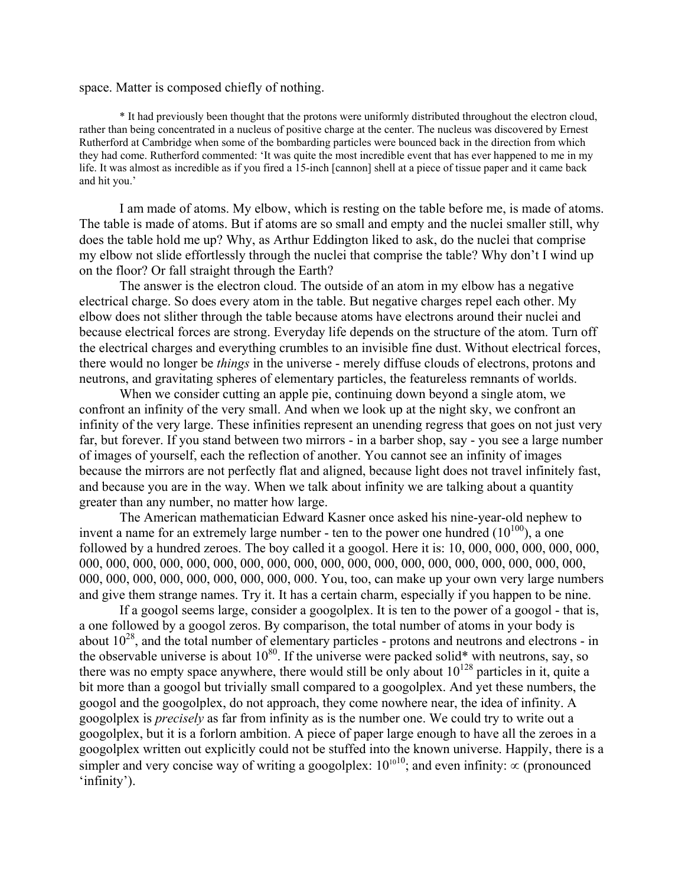space. Matter is composed chiefly of nothing.

* It had previously been thought that the protons were uniformly distributed throughout the electron cloud, rather than being concentrated in a nucleus of positive charge at the center. The nucleus was discovered by Ernest Rutherford at Cambridge when some of the bombarding particles were bounced back in the direction from which they had come. Rutherford commented: 'It was quite the most incredible event that has ever happened to me in my life. It was almost as incredible as if you fired a 15-inch [cannon] shell at a piece of tissue paper and it came back and hit you.'

I am made of atoms. My elbow, which is resting on the table before me, is made of atoms. The table is made of atoms. But if atoms are so small and empty and the nuclei smaller still, why does the table hold me up? Why, as Arthur Eddington liked to ask, do the nuclei that comprise my elbow not slide effortlessly through the nuclei that comprise the table? Why don't I wind up on the floor? Or fall straight through the Earth?

The answer is the electron cloud. The outside of an atom in my elbow has a negative electrical charge. So does every atom in the table. But negative charges repel each other. My elbow does not slither through the table because atoms have electrons around their nuclei and because electrical forces are strong. Everyday life depends on the structure of the atom. Turn off the electrical charges and everything crumbles to an invisible fine dust. Without electrical forces, there would no longer be *things* in the universe - merely diffuse clouds of electrons, protons and neutrons, and gravitating spheres of elementary particles, the featureless remnants of worlds.

When we consider cutting an apple pie, continuing down beyond a single atom, we confront an infinity of the very small. And when we look up at the night sky, we confront an infinity of the very large. These infinities represent an unending regress that goes on not just very far, but forever. If you stand between two mirrors - in a barber shop, say - you see a large number of images of yourself, each the reflection of another. You cannot see an infinity of images because the mirrors are not perfectly flat and aligned, because light does not travel infinitely fast, and because you are in the way. When we talk about infinity we are talking about a quantity greater than any number, no matter how large.

The American mathematician Edward Kasner once asked his nine-year-old nephew to invent a name for an extremely large number - ten to the power one hundred ($10^{100}$), a one followed by a hundred zeroes. The boy called it a googol. Here it is: 10, 000, 000, 000, 000, 000, 000, 000, 000, 000, 000, 000, 000, 000, 000, 000, 000, 000, 000, 000, 000, 000, 000, 000, 000, 000, 000, 000, 000, 000, 000, 000, 000, 000. You, too, can make up your own very large numbers and give them strange names. Try it. It has a certain charm, especially if you happen to be nine.

If a googol seems large, consider a googolplex. It is ten to the power of a googol - that is, a one followed by a googol zeros. By comparison, the total number of atoms in your body is about $10^{28}$, and the total number of elementary particles - protons and neutrons and electrons - in the observable universe is about $10^{80}$. If the universe were packed solid* with neutrons, say, so there was no empty space anywhere, there would still be only about $10^{128}$ particles in it, quite a bit more than a googol but trivially small compared to a googolplex. And yet these numbers, the googol and the googolplex, do not approach, they come nowhere near, the idea of infinity. A googolplex is *precisely* as far from infinity as is the number one. We could try to write out a googolplex, but it is a forlorn ambition. A piece of paper large enough to have all the zeroes in a googolplex written out explicitly could not be stuffed into the known universe. Happily, there is a simpler and very concise way of writing a googolplex: $10^{10^{10}}$; and even infinity: $\propto$ (pronounced 'infinity').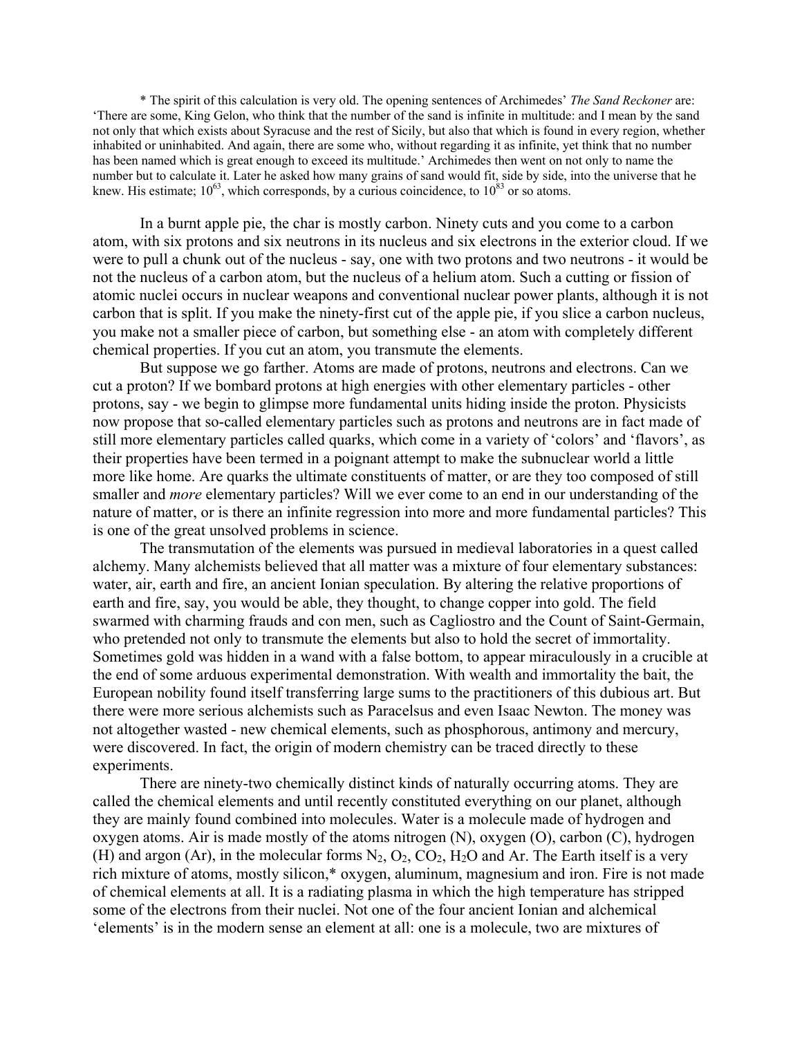* The spirit of this calculation is very old. The opening sentences of Archimedes' *The Sand Reckoner* are: 'There are some, King Gelon, who think that the number of the sand is infinite in multitude: and I mean by the sand not only that which exists about Syracuse and the rest of Sicily, but also that which is found in every region, whether inhabited or uninhabited. And again, there are some who, without regarding it as infinite, yet think that no number has been named which is great enough to exceed its multitude.' Archimedes then went on not only to name the number but to calculate it. Later he asked how many grains of sand would fit, side by side, into the universe that he knew. His estimate; $10^{63}$, which corresponds, by a curious coincidence, to $10^{83}$ or so atoms.

In a burnt apple pie, the char is mostly carbon. Ninety cuts and you come to a carbon atom, with six protons and six neutrons in its nucleus and six electrons in the exterior cloud. If we were to pull a chunk out of the nucleus - say, one with two protons and two neutrons - it would be not the nucleus of a carbon atom, but the nucleus of a helium atom. Such a cutting or fission of atomic nuclei occurs in nuclear weapons and conventional nuclear power plants, although it is not carbon that is split. If you make the ninety-first cut of the apple pie, if you slice a carbon nucleus, you make not a smaller piece of carbon, but something else - an atom with completely different chemical properties. If you cut an atom, you transmute the elements.

But suppose we go farther. Atoms are made of protons, neutrons and electrons. Can we cut a proton? If we bombard protons at high energies with other elementary particles - other protons, say - we begin to glimpse more fundamental units hiding inside the proton. Physicists now propose that so-called elementary particles such as protons and neutrons are in fact made of still more elementary particles called quarks, which come in a variety of 'colors' and 'flavors', as their properties have been termed in a poignant attempt to make the subnuclear world a little more like home. Are quarks the ultimate constituents of matter, or are they too composed of still smaller and *more* elementary particles? Will we ever come to an end in our understanding of the nature of matter, or is there an infinite regression into more and more fundamental particles? This is one of the great unsolved problems in science.

The transmutation of the elements was pursued in medieval laboratories in a quest called alchemy. Many alchemists believed that all matter was a mixture of four elementary substances: water, air, earth and fire, an ancient Ionian speculation. By altering the relative proportions of earth and fire, say, you would be able, they thought, to change copper into gold. The field swarmed with charming frauds and con men, such as Cagliostro and the Count of Saint-Germain, who pretended not only to transmute the elements but also to hold the secret of immortality. Sometimes gold was hidden in a wand with a false bottom, to appear miraculously in a crucible at the end of some arduous experimental demonstration. With wealth and immortality the bait, the European nobility found itself transferring large sums to the practitioners of this dubious art. But there were more serious alchemists such as Paracelsus and even Isaac Newton. The money was not altogether wasted - new chemical elements, such as phosphorous, antimony and mercury, were discovered. In fact, the origin of modern chemistry can be traced directly to these experiments.

There are ninety-two chemically distinct kinds of naturally occurring atoms. They are called the chemical elements and until recently constituted everything on our planet, although they are mainly found combined into molecules. Water is a molecule made of hydrogen and oxygen atoms. Air is made mostly of the atoms nitrogen (N), oxygen (O), carbon (C), hydrogen (H) and argon (Ar), in the molecular forms $N_2$, $O_2$, $CO_2$, $H_2O$ and Ar. The Earth itself is a very rich mixture of atoms, mostly silicon,* oxygen, aluminum, magnesium and iron. Fire is not made of chemical elements at all. It is a radiating plasma in which the high temperature has stripped some of the electrons from their nuclei. Not one of the four ancient Ionian and alchemical 'elements' is in the modern sense an element at all: one is a molecule, two are mixtures of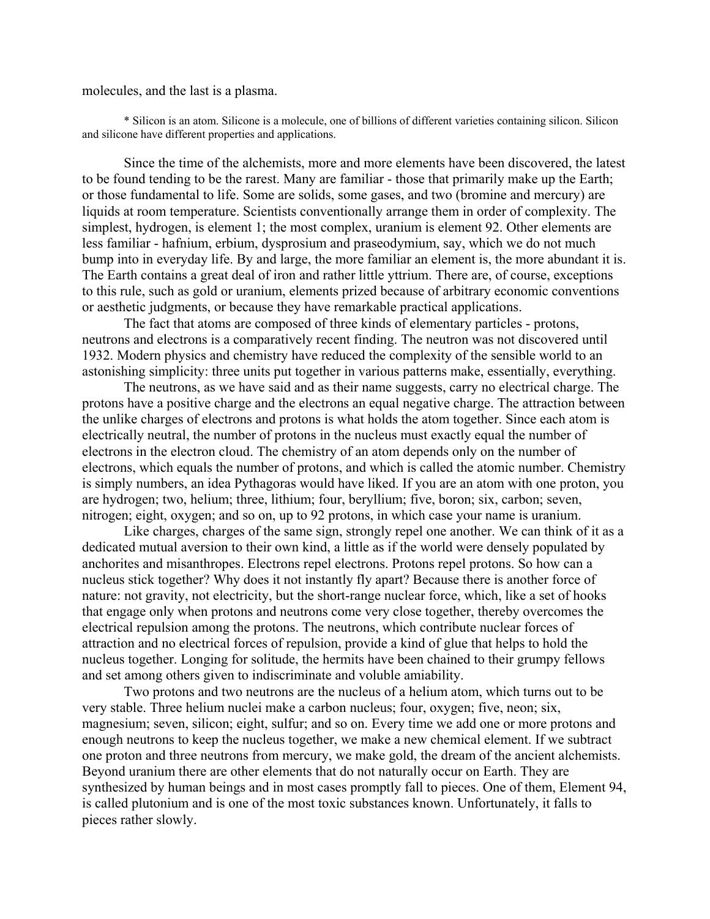molecules, and the last is a plasma.

* Silicon is an atom. Silicone is a molecule, one of billions of different varieties containing silicon. Silicon and silicone have different properties and applications.

Since the time of the alchemists, more and more elements have been discovered, the latest to be found tending to be the rarest. Many are familiar - those that primarily make up the Earth; or those fundamental to life. Some are solids, some gases, and two (bromine and mercury) are liquids at room temperature. Scientists conventionally arrange them in order of complexity. The simplest, hydrogen, is element 1; the most complex, uranium is element 92. Other elements are less familiar - hafnium, erbium, dysprosium and praseodymium, say, which we do not much bump into in everyday life. By and large, the more familiar an element is, the more abundant it is. The Earth contains a great deal of iron and rather little yttrium. There are, of course, exceptions to this rule, such as gold or uranium, elements prized because of arbitrary economic conventions or aesthetic judgments, or because they have remarkable practical applications.

The fact that atoms are composed of three kinds of elementary particles - protons, neutrons and electrons is a comparatively recent finding. The neutron was not discovered until 1932. Modern physics and chemistry have reduced the complexity of the sensible world to an astonishing simplicity: three units put together in various patterns make, essentially, everything.

The neutrons, as we have said and as their name suggests, carry no electrical charge. The protons have a positive charge and the electrons an equal negative charge. The attraction between the unlike charges of electrons and protons is what holds the atom together. Since each atom is electrically neutral, the number of protons in the nucleus must exactly equal the number of electrons in the electron cloud. The chemistry of an atom depends only on the number of electrons, which equals the number of protons, and which is called the atomic number. Chemistry is simply numbers, an idea Pythagoras would have liked. If you are an atom with one proton, you are hydrogen; two, helium; three, lithium; four, beryllium; five, boron; six, carbon; seven, nitrogen; eight, oxygen; and so on, up to 92 protons, in which case your name is uranium.

Like charges, charges of the same sign, strongly repel one another. We can think of it as a dedicated mutual aversion to their own kind, a little as if the world were densely populated by anchorites and misanthropes. Electrons repel electrons. Protons repel protons. So how can a nucleus stick together? Why does it not instantly fly apart? Because there is another force of nature: not gravity, not electricity, but the short-range nuclear force, which, like a set of hooks that engage only when protons and neutrons come very close together, thereby overcomes the electrical repulsion among the protons. The neutrons, which contribute nuclear forces of attraction and no electrical forces of repulsion, provide a kind of glue that helps to hold the nucleus together. Longing for solitude, the hermits have been chained to their grumpy fellows and set among others given to indiscriminate and voluble amiability.

Two protons and two neutrons are the nucleus of a helium atom, which turns out to be very stable. Three helium nuclei make a carbon nucleus; four, oxygen; five, neon; six, magnesium; seven, silicon; eight, sulfur; and so on. Every time we add one or more protons and enough neutrons to keep the nucleus together, we make a new chemical element. If we subtract one proton and three neutrons from mercury, we make gold, the dream of the ancient alchemists. Beyond uranium there are other elements that do not naturally occur on Earth. They are synthesized by human beings and in most cases promptly fall to pieces. One of them, Element 94, is called plutonium and is one of the most toxic substances known. Unfortunately, it falls to pieces rather slowly.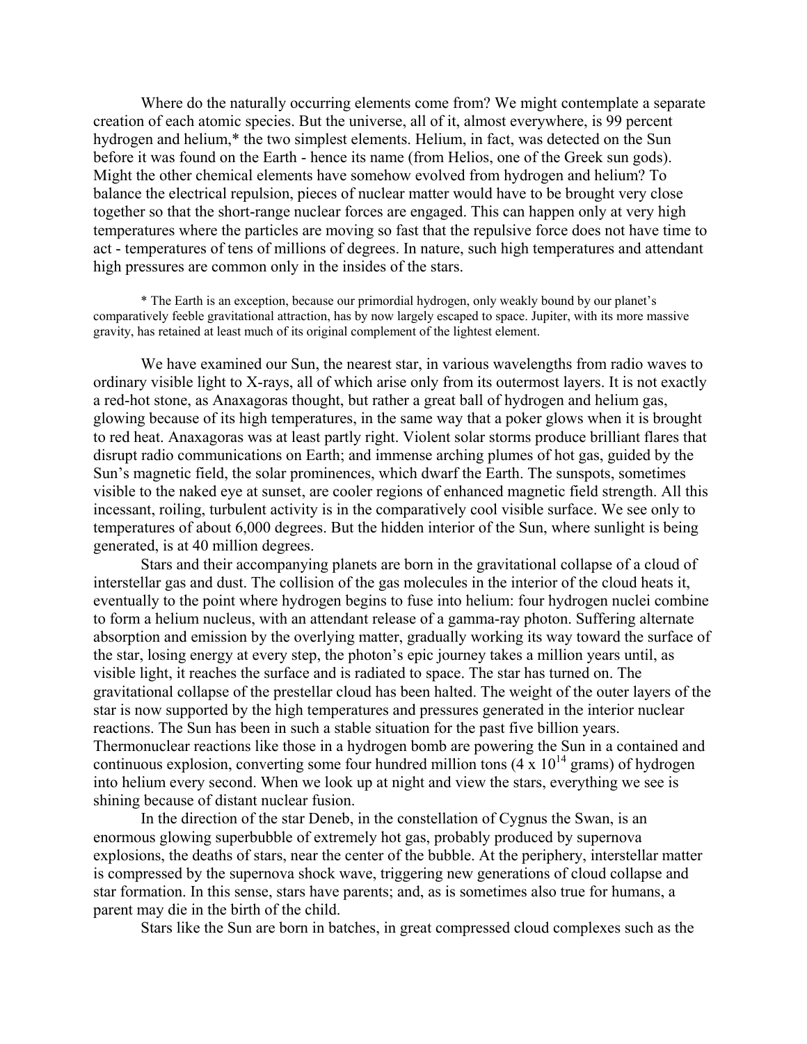Where do the naturally occurring elements come from? We might contemplate a separate creation of each atomic species. But the universe, all of it, almost everywhere, is 99 percent hydrogen and helium,* the two simplest elements. Helium, in fact, was detected on the Sun before it was found on the Earth - hence its name (from Helios, one of the Greek sun gods). Might the other chemical elements have somehow evolved from hydrogen and helium? To balance the electrical repulsion, pieces of nuclear matter would have to be brought very close together so that the short-range nuclear forces are engaged. This can happen only at very high temperatures where the particles are moving so fast that the repulsive force does not have time to act - temperatures of tens of millions of degrees. In nature, such high temperatures and attendant high pressures are common only in the insides of the stars.

* The Earth is an exception, because our primordial hydrogen, only weakly bound by our planet's comparatively feeble gravitational attraction, has by now largely escaped to space. Jupiter, with its more massive gravity, has retained at least much of its original complement of the lightest element.

We have examined our Sun, the nearest star, in various wavelengths from radio waves to ordinary visible light to X-rays, all of which arise only from its outermost layers. It is not exactly a red-hot stone, as Anaxagoras thought, but rather a great ball of hydrogen and helium gas, glowing because of its high temperatures, in the same way that a poker glows when it is brought to red heat. Anaxagoras was at least partly right. Violent solar storms produce brilliant flares that disrupt radio communications on Earth; and immense arching plumes of hot gas, guided by the Sun's magnetic field, the solar prominences, which dwarf the Earth. The sunspots, sometimes visible to the naked eye at sunset, are cooler regions of enhanced magnetic field strength. All this incessant, roiling, turbulent activity is in the comparatively cool visible surface. We see only to temperatures of about 6,000 degrees. But the hidden interior of the Sun, where sunlight is being generated, is at 40 million degrees.

Stars and their accompanying planets are born in the gravitational collapse of a cloud of interstellar gas and dust. The collision of the gas molecules in the interior of the cloud heats it, eventually to the point where hydrogen begins to fuse into helium: four hydrogen nuclei combine to form a helium nucleus, with an attendant release of a gamma-ray photon. Suffering alternate absorption and emission by the overlying matter, gradually working its way toward the surface of the star, losing energy at every step, the photon's epic journey takes a million years until, as visible light, it reaches the surface and is radiated to space. The star has turned on. The gravitational collapse of the prestellar cloud has been halted. The weight of the outer layers of the star is now supported by the high temperatures and pressures generated in the interior nuclear reactions. The Sun has been in such a stable situation for the past five billion years. Thermonuclear reactions like those in a hydrogen bomb are powering the Sun in a contained and continuous explosion, converting some four hundred million tons ($4 \times 10^{14}$ grams) of hydrogen into helium every second. When we look up at night and view the stars, everything we see is shining because of distant nuclear fusion.

In the direction of the star Deneb, in the constellation of Cygnus the Swan, is an enormous glowing superbubble of extremely hot gas, probably produced by supernova explosions, the deaths of stars, near the center of the bubble. At the periphery, interstellar matter is compressed by the supernova shock wave, triggering new generations of cloud collapse and star formation. In this sense, stars have parents; and, as is sometimes also true for humans, a parent may die in the birth of the child.

Stars like the Sun are born in batches, in great compressed cloud complexes such as the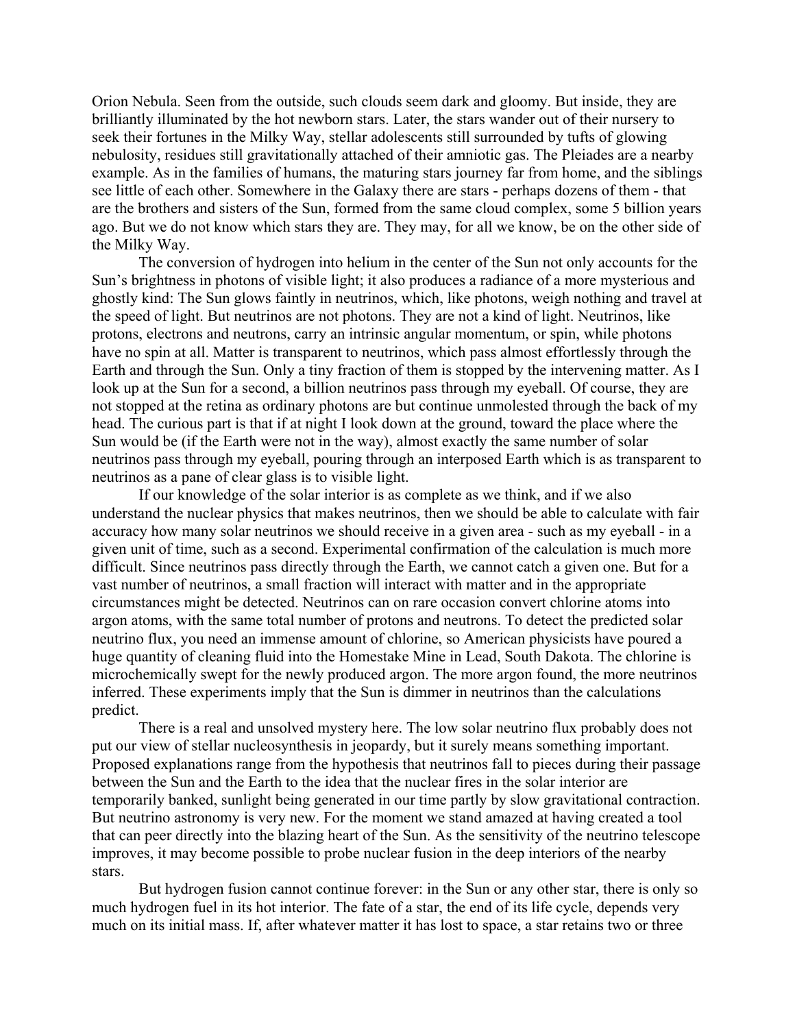Orion Nebula. Seen from the outside, such clouds seem dark and gloomy. But inside, they are brilliantly illuminated by the hot newborn stars. Later, the stars wander out of their nursery to seek their fortunes in the Milky Way, stellar adolescents still surrounded by tufts of glowing nebulosity, residues still gravitationally attached of their amniotic gas. The Pleiades are a nearby example. As in the families of humans, the maturing stars journey far from home, and the siblings see little of each other. Somewhere in the Galaxy there are stars - perhaps dozens of them - that are the brothers and sisters of the Sun, formed from the same cloud complex, some 5 billion years ago. But we do not know which stars they are. They may, for all we know, be on the other side of the Milky Way.

The conversion of hydrogen into helium in the center of the Sun not only accounts for the Sun's brightness in photons of visible light; it also produces a radiance of a more mysterious and ghostly kind: The Sun glows faintly in neutrinos, which, like photons, weigh nothing and travel at the speed of light. But neutrinos are not photons. They are not a kind of light. Neutrinos, like protons, electrons and neutrons, carry an intrinsic angular momentum, or spin, while photons have no spin at all. Matter is transparent to neutrinos, which pass almost effortlessly through the Earth and through the Sun. Only a tiny fraction of them is stopped by the intervening matter. As I look up at the Sun for a second, a billion neutrinos pass through my eyeball. Of course, they are not stopped at the retina as ordinary photons are but continue unmolested through the back of my head. The curious part is that if at night I look down at the ground, toward the place where the Sun would be (if the Earth were not in the way), almost exactly the same number of solar neutrinos pass through my eyeball, pouring through an interposed Earth which is as transparent to neutrinos as a pane of clear glass is to visible light.

If our knowledge of the solar interior is as complete as we think, and if we also understand the nuclear physics that makes neutrinos, then we should be able to calculate with fair accuracy how many solar neutrinos we should receive in a given area - such as my eyeball - in a given unit of time, such as a second. Experimental confirmation of the calculation is much more difficult. Since neutrinos pass directly through the Earth, we cannot catch a given one. But for a vast number of neutrinos, a small fraction will interact with matter and in the appropriate circumstances might be detected. Neutrinos can on rare occasion convert chlorine atoms into argon atoms, with the same total number of protons and neutrons. To detect the predicted solar neutrino flux, you need an immense amount of chlorine, so American physicists have poured a huge quantity of cleaning fluid into the Homestake Mine in Lead, South Dakota. The chlorine is microchemically swept for the newly produced argon. The more argon found, the more neutrinos inferred. These experiments imply that the Sun is dimmer in neutrinos than the calculations predict.

There is a real and unsolved mystery here. The low solar neutrino flux probably does not put our view of stellar nucleosynthesis in jeopardy, but it surely means something important. Proposed explanations range from the hypothesis that neutrinos fall to pieces during their passage between the Sun and the Earth to the idea that the nuclear fires in the solar interior are temporarily banked, sunlight being generated in our time partly by slow gravitational contraction. But neutrino astronomy is very new. For the moment we stand amazed at having created a tool that can peer directly into the blazing heart of the Sun. As the sensitivity of the neutrino telescope improves, it may become possible to probe nuclear fusion in the deep interiors of the nearby stars.

But hydrogen fusion cannot continue forever: in the Sun or any other star, there is only so much hydrogen fuel in its hot interior. The fate of a star, the end of its life cycle, depends very much on its initial mass. If, after whatever matter it has lost to space, a star retains two or three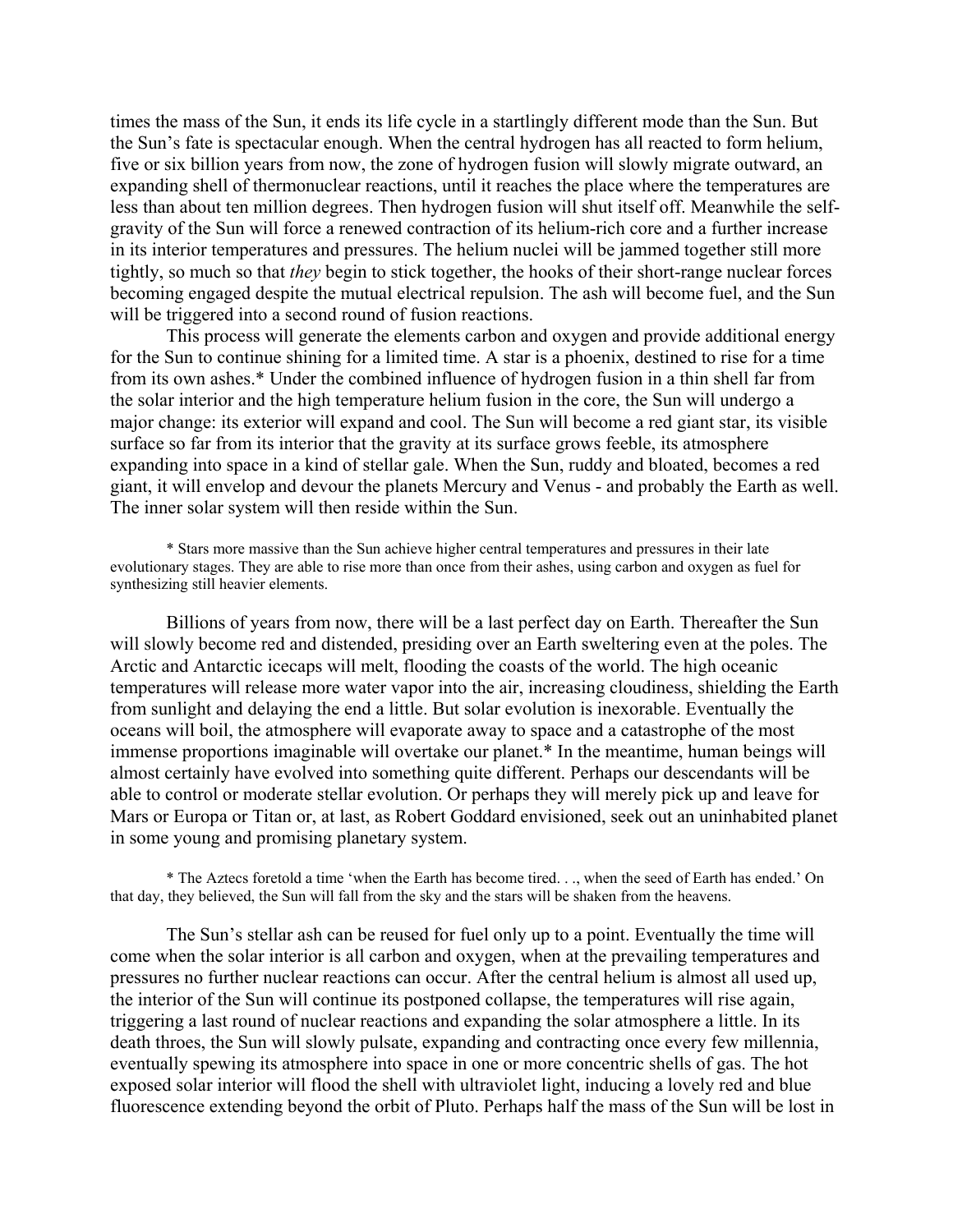times the mass of the Sun, it ends its life cycle in a startlingly different mode than the Sun. But the Sun's fate is spectacular enough. When the central hydrogen has all reacted to form helium, five or six billion years from now, the zone of hydrogen fusion will slowly migrate outward, an expanding shell of thermonuclear reactions, until it reaches the place where the temperatures are less than about ten million degrees. Then hydrogen fusion will shut itself off. Meanwhile the self-gravity of the Sun will force a renewed contraction of its helium-rich core and a further increase in its interior temperatures and pressures. The helium nuclei will be jammed together still more tightly, so much so that *they* begin to stick together, the hooks of their short-range nuclear forces becoming engaged despite the mutual electrical repulsion. The ash will become fuel, and the Sun will be triggered into a second round of fusion reactions.

This process will generate the elements carbon and oxygen and provide additional energy for the Sun to continue shining for a limited time. A star is a phoenix, destined to rise for a time from its own ashes.* Under the combined influence of hydrogen fusion in a thin shell far from the solar interior and the high temperature helium fusion in the core, the Sun will undergo a major change: its exterior will expand and cool. The Sun will become a red giant star, its visible surface so far from its interior that the gravity at its surface grows feeble, its atmosphere expanding into space in a kind of stellar gale. When the Sun, ruddy and bloated, becomes a red giant, it will envelop and devour the planets Mercury and Venus - and probably the Earth as well. The inner solar system will then reside within the Sun.

* Stars more massive than the Sun achieve higher central temperatures and pressures in their late evolutionary stages. They are able to rise more than once from their ashes, using carbon and oxygen as fuel for synthesizing still heavier elements.

Billions of years from now, there will be a last perfect day on Earth. Thereafter the Sun will slowly become red and distended, presiding over an Earth sweltering even at the poles. The Arctic and Antarctic icecaps will melt, flooding the coasts of the world. The high oceanic temperatures will release more water vapor into the air, increasing cloudiness, shielding the Earth from sunlight and delaying the end a little. But solar evolution is inexorable. Eventually the oceans will boil, the atmosphere will evaporate away to space and a catastrophe of the most immense proportions imaginable will overtake our planet.* In the meantime, human beings will almost certainly have evolved into something quite different. Perhaps our descendants will be able to control or moderate stellar evolution. Or perhaps they will merely pick up and leave for Mars or Europa or Titan or, at last, as Robert Goddard envisioned, seek out an uninhabited planet in some young and promising planetary system.

* The Aztecs foretold a time 'when the Earth has become tired. . ., when the seed of Earth has ended.' On that day, they believed, the Sun will fall from the sky and the stars will be shaken from the heavens.

The Sun's stellar ash can be reused for fuel only up to a point. Eventually the time will come when the solar interior is all carbon and oxygen, when at the prevailing temperatures and pressures no further nuclear reactions can occur. After the central helium is almost all used up, the interior of the Sun will continue its postponed collapse, the temperatures will rise again, triggering a last round of nuclear reactions and expanding the solar atmosphere a little. In its death throes, the Sun will slowly pulsate, expanding and contracting once every few millennia, eventually spewing its atmosphere into space in one or more concentric shells of gas. The hot exposed solar interior will flood the shell with ultraviolet light, inducing a lovely red and blue fluorescence extending beyond the orbit of Pluto. Perhaps half the mass of the Sun will be lost in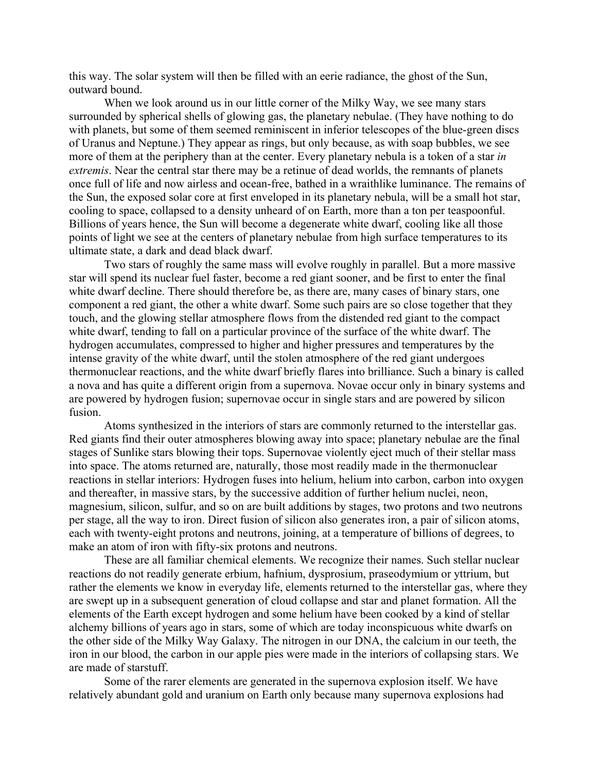this way. The solar system will then be filled with an eerie radiance, the ghost of the Sun, outward bound.

When we look around us in our little corner of the Milky Way, we see many stars surrounded by spherical shells of glowing gas, the planetary nebulae. (They have nothing to do with planets, but some of them seemed reminiscent in inferior telescopes of the blue-green discs of Uranus and Neptune.) They appear as rings, but only because, as with soap bubbles, we see more of them at the periphery than at the center. Every planetary nebula is a token of a star *in extremis*. Near the central star there may be a retinue of dead worlds, the remnants of planets once full of life and now airless and ocean-free, bathed in a wraithlike luminance. The remains of the Sun, the exposed solar core at first enveloped in its planetary nebula, will be a small hot star, cooling to space, collapsed to a density unheard of on Earth, more than a ton per teaspoonful. Billions of years hence, the Sun will become a degenerate white dwarf, cooling like all those points of light we see at the centers of planetary nebulae from high surface temperatures to its ultimate state, a dark and dead black dwarf.

Two stars of roughly the same mass will evolve roughly in parallel. But a more massive star will spend its nuclear fuel faster, become a red giant sooner, and be first to enter the final white dwarf decline. There should therefore be, as there are, many cases of binary stars, one component a red giant, the other a white dwarf. Some such pairs are so close together that they touch, and the glowing stellar atmosphere flows from the distended red giant to the compact white dwarf, tending to fall on a particular province of the surface of the white dwarf. The hydrogen accumulates, compressed to higher and higher pressures and temperatures by the intense gravity of the white dwarf, until the stolen atmosphere of the red giant undergoes thermonuclear reactions, and the white dwarf briefly flares into brilliance. Such a binary is called a nova and has quite a different origin from a supernova. Novae occur only in binary systems and are powered by hydrogen fusion; supernovae occur in single stars and are powered by silicon fusion.

Atoms synthesized in the interiors of stars are commonly returned to the interstellar gas. Red giants find their outer atmospheres blowing away into space; planetary nebulae are the final stages of Sunlike stars blowing their tops. Supernovae violently eject much of their stellar mass into space. The atoms returned are, naturally, those most readily made in the thermonuclear reactions in stellar interiors: Hydrogen fuses into helium, helium into carbon, carbon into oxygen and thereafter, in massive stars, by the successive addition of further helium nuclei, neon, magnesium, silicon, sulfur, and so on are built additions by stages, two protons and two neutrons per stage, all the way to iron. Direct fusion of silicon also generates iron, a pair of silicon atoms, each with twenty-eight protons and neutrons, joining, at a temperature of billions of degrees, to make an atom of iron with fifty-six protons and neutrons.

These are all familiar chemical elements. We recognize their names. Such stellar nuclear reactions do not readily generate erbium, hafnium, dysprosium, praseodymium or yttrium, but rather the elements we know in everyday life, elements returned to the interstellar gas, where they are swept up in a subsequent generation of cloud collapse and star and planet formation. All the elements of the Earth except hydrogen and some helium have been cooked by a kind of stellar alchemy billions of years ago in stars, some of which are today inconspicuous white dwarfs on the other side of the Milky Way Galaxy. The nitrogen in our DNA, the calcium in our teeth, the iron in our blood, the carbon in our apple pies were made in the interiors of collapsing stars. We are made of starstuff.

Some of the rarer elements are generated in the supernova explosion itself. We have relatively abundant gold and uranium on Earth only because many supernova explosions had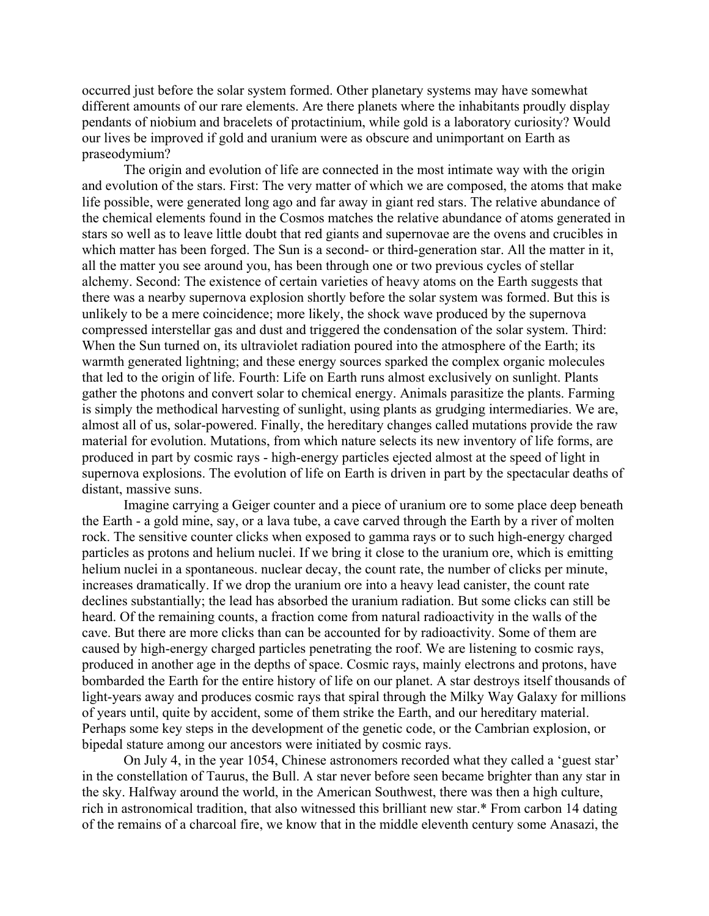occurred just before the solar system formed. Other planetary systems may have somewhat different amounts of our rare elements. Are there planets where the inhabitants proudly display pendants of niobium and bracelets of protactinium, while gold is a laboratory curiosity? Would our lives be improved if gold and uranium were as obscure and unimportant on Earth as praseodymium?

The origin and evolution of life are connected in the most intimate way with the origin and evolution of the stars. First: The very matter of which we are composed, the atoms that make life possible, were generated long ago and far away in giant red stars. The relative abundance of the chemical elements found in the Cosmos matches the relative abundance of atoms generated in stars so well as to leave little doubt that red giants and supernovae are the ovens and crucibles in which matter has been forged. The Sun is a second- or third-generation star. All the matter in it, all the matter you see around you, has been through one or two previous cycles of stellar alchemy. Second: The existence of certain varieties of heavy atoms on the Earth suggests that there was a nearby supernova explosion shortly before the solar system was formed. But this is unlikely to be a mere coincidence; more likely, the shock wave produced by the supernova compressed interstellar gas and dust and triggered the condensation of the solar system. Third: When the Sun turned on, its ultraviolet radiation poured into the atmosphere of the Earth; its warmth generated lightning; and these energy sources sparked the complex organic molecules that led to the origin of life. Fourth: Life on Earth runs almost exclusively on sunlight. Plants gather the photons and convert solar to chemical energy. Animals parasitize the plants. Farming is simply the methodical harvesting of sunlight, using plants as grudging intermediaries. We are, almost all of us, solar-powered. Finally, the hereditary changes called mutations provide the raw material for evolution. Mutations, from which nature selects its new inventory of life forms, are produced in part by cosmic rays - high-energy particles ejected almost at the speed of light in supernova explosions. The evolution of life on Earth is driven in part by the spectacular deaths of distant, massive suns.

Imagine carrying a Geiger counter and a piece of uranium ore to some place deep beneath the Earth - a gold mine, say, or a lava tube, a cave carved through the Earth by a river of molten rock. The sensitive counter clicks when exposed to gamma rays or to such high-energy charged particles as protons and helium nuclei. If we bring it close to the uranium ore, which is emitting helium nuclei in a spontaneous. nuclear decay, the count rate, the number of clicks per minute, increases dramatically. If we drop the uranium ore into a heavy lead canister, the count rate declines substantially; the lead has absorbed the uranium radiation. But some clicks can still be heard. Of the remaining counts, a fraction come from natural radioactivity in the walls of the cave. But there are more clicks than can be accounted for by radioactivity. Some of them are caused by high-energy charged particles penetrating the roof. We are listening to cosmic rays, produced in another age in the depths of space. Cosmic rays, mainly electrons and protons, have bombarded the Earth for the entire history of life on our planet. A star destroys itself thousands of light-years away and produces cosmic rays that spiral through the Milky Way Galaxy for millions of years until, quite by accident, some of them strike the Earth, and our hereditary material. Perhaps some key steps in the development of the genetic code, or the Cambrian explosion, or bipedal stature among our ancestors were initiated by cosmic rays.

On July 4, in the year 1054, Chinese astronomers recorded what they called a 'guest star' in the constellation of Taurus, the Bull. A star never before seen became brighter than any star in the sky. Halfway around the world, in the American Southwest, there was then a high culture, rich in astronomical tradition, that also witnessed this brilliant new star.* From carbon 14 dating of the remains of a charcoal fire, we know that in the middle eleventh century some Anasazi, the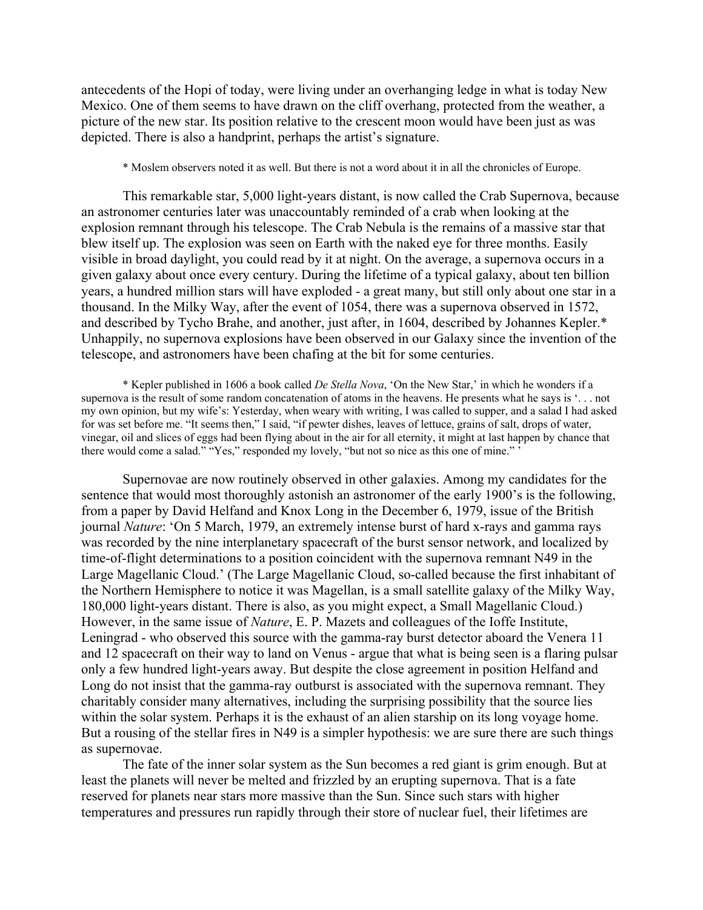antecedents of the Hopi of today, were living under an overhanging ledge in what is today New Mexico. One of them seems to have drawn on the cliff overhang, protected from the weather, a picture of the new star. Its position relative to the crescent moon would have been just as was depicted. There is also a handprint, perhaps the artist's signature.

\* Moslem observers noted it as well. But there is not a word about it in all the chronicles of Europe.

This remarkable star, 5,000 light-years distant, is now called the Crab Supernova, because an astronomer centuries later was unaccountably reminded of a crab when looking at the explosion remnant through his telescope. The Crab Nebula is the remains of a massive star that blew itself up. The explosion was seen on Earth with the naked eye for three months. Easily visible in broad daylight, you could read by it at night. On the average, a supernova occurs in a given galaxy about once every century. During the lifetime of a typical galaxy, about ten billion years, a hundred million stars will have exploded - a great many, but still only about one star in a thousand. In the Milky Way, after the event of 1054, there was a supernova observed in 1572, and described by Tycho Brahe, and another, just after, in 1604, described by Johannes Kepler.\* Unhappily, no supernova explosions have been observed in our Galaxy since the invention of the telescope, and astronomers have been chafing at the bit for some centuries.

\* Kepler published in 1606 a book called *De Stella Nova*, 'On the New Star,' in which he wonders if a supernova is the result of some random concatenation of atoms in the heavens. He presents what he says is '. . . not my own opinion, but my wife's: Yesterday, when weary with writing, I was called to supper, and a salad I had asked for was set before me. "It seems then," I said, "if pewter dishes, leaves of lettuce, grains of salt, drops of water, vinegar, oil and slices of eggs had been flying about in the air for all eternity, it might at last happen by chance that there would come a salad." "Yes," responded my lovely, "but not so nice as this one of mine." '

Supernovae are now routinely observed in other galaxies. Among my candidates for the sentence that would most thoroughly astonish an astronomer of the early 1900's is the following, from a paper by David Helfand and Knox Long in the December 6, 1979, issue of the British journal *Nature*: 'On 5 March, 1979, an extremely intense burst of hard x-rays and gamma rays was recorded by the nine interplanetary spacecraft of the burst sensor network, and localized by time-of-flight determinations to a position coincident with the supernova remnant N49 in the Large Magellanic Cloud.' (The Large Magellanic Cloud, so-called because the first inhabitant of the Northern Hemisphere to notice it was Magellan, is a small satellite galaxy of the Milky Way, 180,000 light-years distant. There is also, as you might expect, a Small Magellanic Cloud.) However, in the same issue of *Nature*, E. P. Mazets and colleagues of the Ioffe Institute, Leningrad - who observed this source with the gamma-ray burst detector aboard the Venera 11 and 12 spacecraft on their way to land on Venus - argue that what is being seen is a flaring pulsar only a few hundred light-years away. But despite the close agreement in position Helfand and Long do not insist that the gamma-ray outburst is associated with the supernova remnant. They charitably consider many alternatives, including the surprising possibility that the source lies within the solar system. Perhaps it is the exhaust of an alien starship on its long voyage home. But a rousing of the stellar fires in N49 is a simpler hypothesis: we are sure there are such things as supernovae.

The fate of the inner solar system as the Sun becomes a red giant is grim enough. But at least the planets will never be melted and frizzled by an erupting supernova. That is a fate reserved for planets near stars more massive than the Sun. Since such stars with higher temperatures and pressures run rapidly through their store of nuclear fuel, their lifetimes are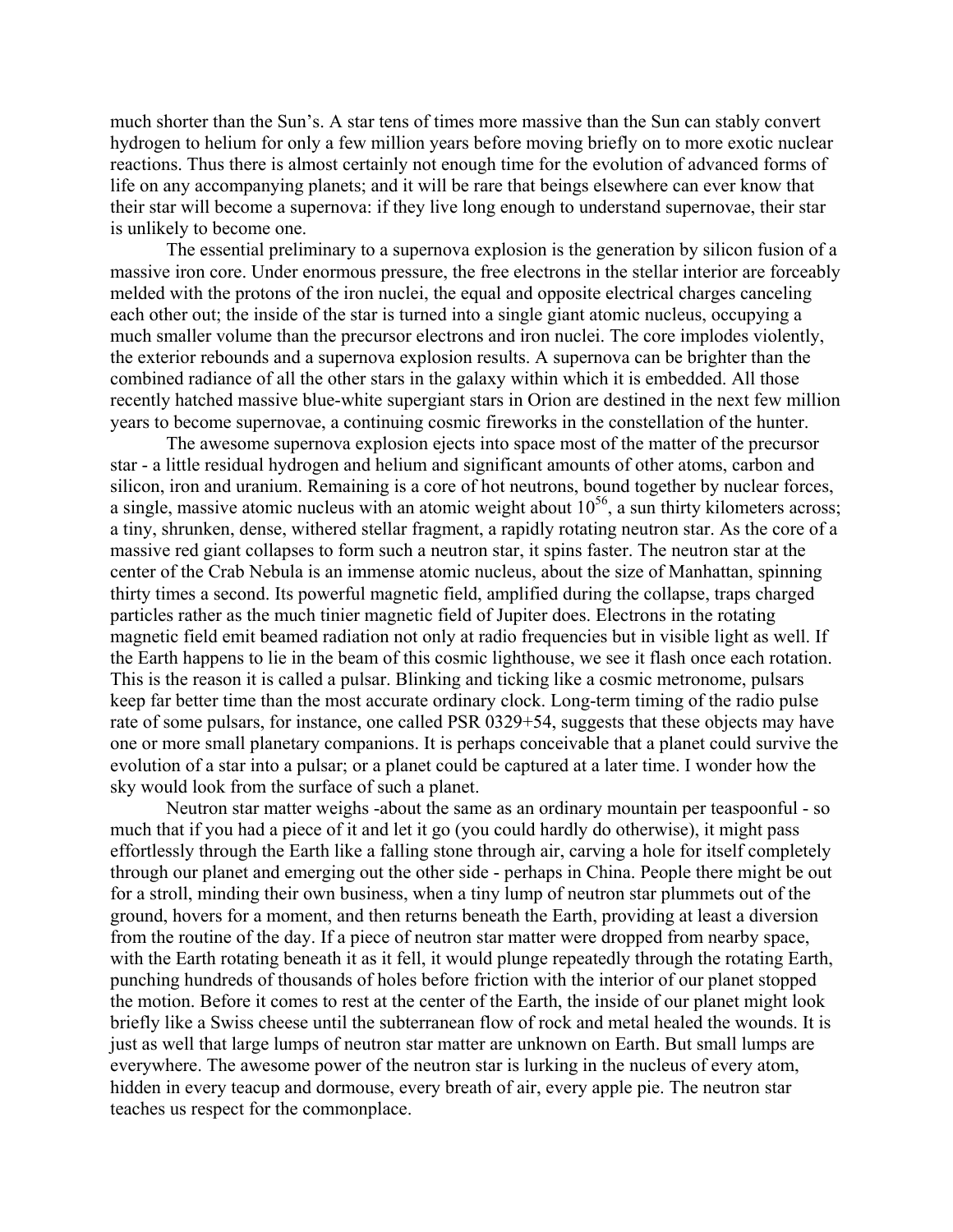much shorter than the Sun's. A star tens of times more massive than the Sun can stably convert hydrogen to helium for only a few million years before moving briefly on to more exotic nuclear reactions. Thus there is almost certainly not enough time for the evolution of advanced forms of life on any accompanying planets; and it will be rare that beings elsewhere can ever know that their star will become a supernova: if they live long enough to understand supernovae, their star is unlikely to become one.

The essential preliminary to a supernova explosion is the generation by silicon fusion of a massive iron core. Under enormous pressure, the free electrons in the stellar interior are forceably melded with the protons of the iron nuclei, the equal and opposite electrical charges canceling each other out; the inside of the star is turned into a single giant atomic nucleus, occupying a much smaller volume than the precursor electrons and iron nuclei. The core implodes violently, the exterior rebounds and a supernova explosion results. A supernova can be brighter than the combined radiance of all the other stars in the galaxy within which it is embedded. All those recently hatched massive blue-white supergiant stars in Orion are destined in the next few million years to become supernovae, a continuing cosmic fireworks in the constellation of the hunter.

The awesome supernova explosion ejects into space most of the matter of the precursor star - a little residual hydrogen and helium and significant amounts of other atoms, carbon and silicon, iron and uranium. Remaining is a core of hot neutrons, bound together by nuclear forces, a single, massive atomic nucleus with an atomic weight about $10^{56}$, a sun thirty kilometers across; a tiny, shrunken, dense, withered stellar fragment, a rapidly rotating neutron star. As the core of a massive red giant collapses to form such a neutron star, it spins faster. The neutron star at the center of the Crab Nebula is an immense atomic nucleus, about the size of Manhattan, spinning thirty times a second. Its powerful magnetic field, amplified during the collapse, traps charged particles rather as the much tinier magnetic field of Jupiter does. Electrons in the rotating magnetic field emit beamed radiation not only at radio frequencies but in visible light as well. If the Earth happens to lie in the beam of this cosmic lighthouse, we see it flash once each rotation. This is the reason it is called a pulsar. Blinking and ticking like a cosmic metronome, pulsars keep far better time than the most accurate ordinary clock. Long-term timing of the radio pulse rate of some pulsars, for instance, one called PSR 0329+54, suggests that these objects may have one or more small planetary companions. It is perhaps conceivable that a planet could survive the evolution of a star into a pulsar; or a planet could be captured at a later time. I wonder how the sky would look from the surface of such a planet.

Neutron star matter weighs -about the same as an ordinary mountain per teaspoonful - so much that if you had a piece of it and let it go (you could hardly do otherwise), it might pass effortlessly through the Earth like a falling stone through air, carving a hole for itself completely through our planet and emerging out the other side - perhaps in China. People there might be out for a stroll, minding their own business, when a tiny lump of neutron star plummets out of the ground, hovers for a moment, and then returns beneath the Earth, providing at least a diversion from the routine of the day. If a piece of neutron star matter were dropped from nearby space, with the Earth rotating beneath it as it fell, it would plunge repeatedly through the rotating Earth, punching hundreds of thousands of holes before friction with the interior of our planet stopped the motion. Before it comes to rest at the center of the Earth, the inside of our planet might look briefly like a Swiss cheese until the subterranean flow of rock and metal healed the wounds. It is just as well that large lumps of neutron star matter are unknown on Earth. But small lumps are everywhere. The awesome power of the neutron star is lurking in the nucleus of every atom, hidden in every teacup and dormouse, every breath of air, every apple pie. The neutron star teaches us respect for the commonplace.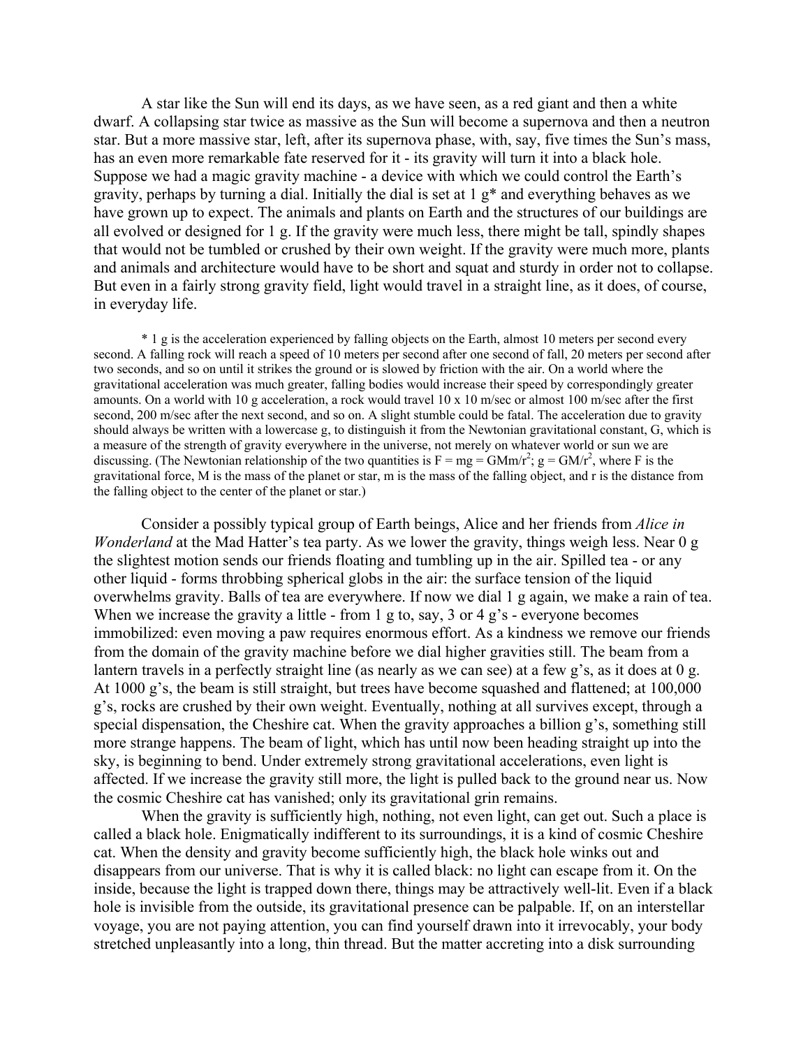A star like the Sun will end its days, as we have seen, as a red giant and then a white dwarf. A collapsing star twice as massive as the Sun will become a supernova and then a neutron star. But a more massive star, left, after its supernova phase, with, say, five times the Sun's mass, has an even more remarkable fate reserved for it - its gravity will turn it into a black hole. Suppose we had a magic gravity machine - a device with which we could control the Earth's gravity, perhaps by turning a dial. Initially the dial is set at 1 g* and everything behaves as we have grown up to expect. The animals and plants on Earth and the structures of our buildings are all evolved or designed for 1 g. If the gravity were much less, there might be tall, spindly shapes that would not be tumbled or crushed by their own weight. If the gravity were much more, plants and animals and architecture would have to be short and squat and sturdy in order not to collapse. But even in a fairly strong gravity field, light would travel in a straight line, as it does, of course, in everyday life.

\* 1 g is the acceleration experienced by falling objects on the Earth, almost 10 meters per second every second. A falling rock will reach a speed of 10 meters per second after one second of fall, 20 meters per second after two seconds, and so on until it strikes the ground or is slowed by friction with the air. On a world where the gravitational acceleration was much greater, falling bodies would increase their speed by correspondingly greater amounts. On a world with 10 g acceleration, a rock would travel 10 x 10 m/sec or almost 100 m/sec after the first second, 200 m/sec after the next second, and so on. A slight stumble could be fatal. The acceleration due to gravity should always be written with a lowercase g, to distinguish it from the Newtonian gravitational constant, G, which is a measure of the strength of gravity everywhere in the universe, not merely on whatever world or sun we are discussing. (The Newtonian relationship of the two quantities is $F = mg = GMm/r^2$; $g = GM/r^2$, where F is the gravitational force, M is the mass of the planet or star, m is the mass of the falling object, and r is the distance from the falling object to the center of the planet or star.)

Consider a possibly typical group of Earth beings, Alice and her friends from *Alice in Wonderland* at the Mad Hatter's tea party. As we lower the gravity, things weigh less. Near 0 g the slightest motion sends our friends floating and tumbling up in the air. Spilled tea - or any other liquid - forms throbbing spherical globs in the air: the surface tension of the liquid overwhelms gravity. Balls of tea are everywhere. If now we dial 1 g again, we make a rain of tea. When we increase the gravity a little - from 1 g to, say, 3 or 4 g's - everyone becomes immobilized: even moving a paw requires enormous effort. As a kindness we remove our friends from the domain of the gravity machine before we dial higher gravities still. The beam from a lantern travels in a perfectly straight line (as nearly as we can see) at a few g's, as it does at 0 g. At 1000 g's, the beam is still straight, but trees have become squashed and flattened; at 100,000 g's, rocks are crushed by their own weight. Eventually, nothing at all survives except, through a special dispensation, the Cheshire cat. When the gravity approaches a billion g's, something still more strange happens. The beam of light, which has until now been heading straight up into the sky, is beginning to bend. Under extremely strong gravitational accelerations, even light is affected. If we increase the gravity still more, the light is pulled back to the ground near us. Now the cosmic Cheshire cat has vanished; only its gravitational grin remains.

When the gravity is sufficiently high, nothing, not even light, can get out. Such a place is called a black hole. Enigmatically indifferent to its surroundings, it is a kind of cosmic Cheshire cat. When the density and gravity become sufficiently high, the black hole winks out and disappears from our universe. That is why it is called black: no light can escape from it. On the inside, because the light is trapped down there, things may be attractively well-lit. Even if a black hole is invisible from the outside, its gravitational presence can be palpable. If, on an interstellar voyage, you are not paying attention, you can find yourself drawn into it irrevocably, your body stretched unpleasantly into a long, thin thread. But the matter accreting into a disk surrounding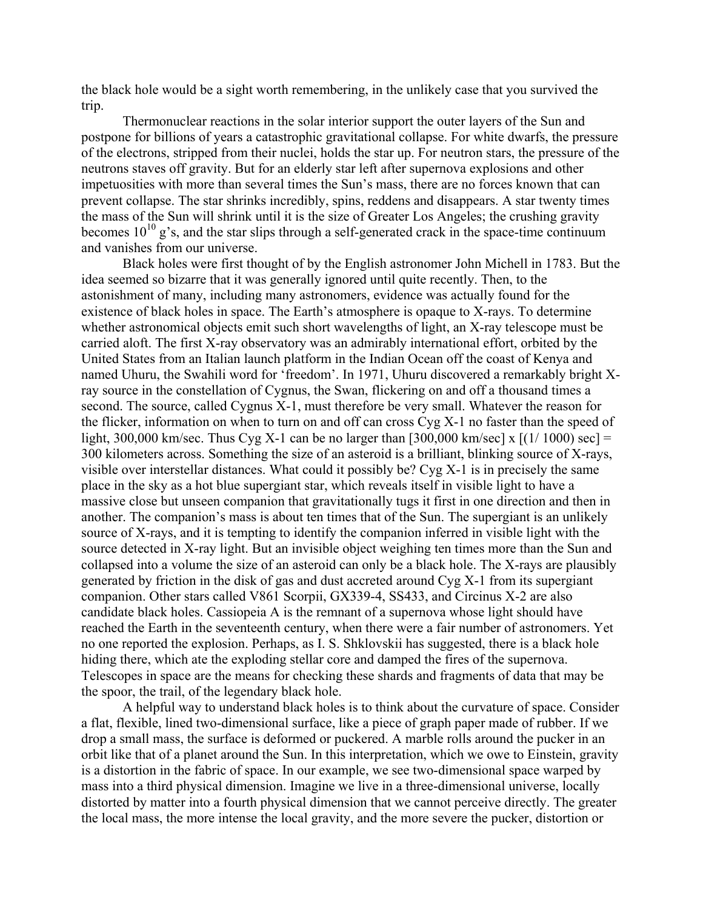the black hole would be a sight worth remembering, in the unlikely case that you survived the trip.

Thermonuclear reactions in the solar interior support the outer layers of the Sun and postpone for billions of years a catastrophic gravitational collapse. For white dwarfs, the pressure of the electrons, stripped from their nuclei, holds the star up. For neutron stars, the pressure of the neutrons staves off gravity. But for an elderly star left after supernova explosions and other impetuosities with more than several times the Sun's mass, there are no forces known that can prevent collapse. The star shrinks incredibly, spins, reddens and disappears. A star twenty times the mass of the Sun will shrink until it is the size of Greater Los Angeles; the crushing gravity becomes $10^{10}$ g's, and the star slips through a self-generated crack in the space-time continuum and vanishes from our universe.

Black holes were first thought of by the English astronomer John Michell in 1783. But the idea seemed so bizarre that it was generally ignored until quite recently. Then, to the astonishment of many, including many astronomers, evidence was actually found for the existence of black holes in space. The Earth's atmosphere is opaque to X-rays. To determine whether astronomical objects emit such short wavelengths of light, an X-ray telescope must be carried aloft. The first X-ray observatory was an admirably international effort, orbited by the United States from an Italian launch platform in the Indian Ocean off the coast of Kenya and named Uhuru, the Swahili word for 'freedom'. In 1971, Uhuru discovered a remarkably bright X-ray source in the constellation of Cygnus, the Swan, flickering on and off a thousand times a second. The source, called Cygnus X-1, must therefore be very small. Whatever the reason for the flicker, information on when to turn on and off can cross Cyg X-1 no faster than the speed of light, 300,000 km/sec. Thus Cyg X-1 can be no larger than [300,000 km/sec] x [(1/ 1000) sec] = 300 kilometers across. Something the size of an asteroid is a brilliant, blinking source of X-rays, visible over interstellar distances. What could it possibly be? Cyg X-1 is in precisely the same place in the sky as a hot blue supergiant star, which reveals itself in visible light to have a massive close but unseen companion that gravitationally tugs it first in one direction and then in another. The companion's mass is about ten times that of the Sun. The supergiant is an unlikely source of X-rays, and it is tempting to identify the companion inferred in visible light with the source detected in X-ray light. But an invisible object weighing ten times more than the Sun and collapsed into a volume the size of an asteroid can only be a black hole. The X-rays are plausibly generated by friction in the disk of gas and dust accreted around Cyg X-1 from its supergiant companion. Other stars called V861 Scorpii, GX339-4, SS433, and Circinus X-2 are also candidate black holes. Cassiopeia A is the remnant of a supernova whose light should have reached the Earth in the seventeenth century, when there were a fair number of astronomers. Yet no one reported the explosion. Perhaps, as I. S. Shklovskii has suggested, there is a black hole hiding there, which ate the exploding stellar core and damped the fires of the supernova. Telescopes in space are the means for checking these shards and fragments of data that may be the spoor, the trail, of the legendary black hole.

A helpful way to understand black holes is to think about the curvature of space. Consider a flat, flexible, lined two-dimensional surface, like a piece of graph paper made of rubber. If we drop a small mass, the surface is deformed or puckered. A marble rolls around the pucker in an orbit like that of a planet around the Sun. In this interpretation, which we owe to Einstein, gravity is a distortion in the fabric of space. In our example, we see two-dimensional space warped by mass into a third physical dimension. Imagine we live in a three-dimensional universe, locally distorted by matter into a fourth physical dimension that we cannot perceive directly. The greater the local mass, the more intense the local gravity, and the more severe the pucker, distortion or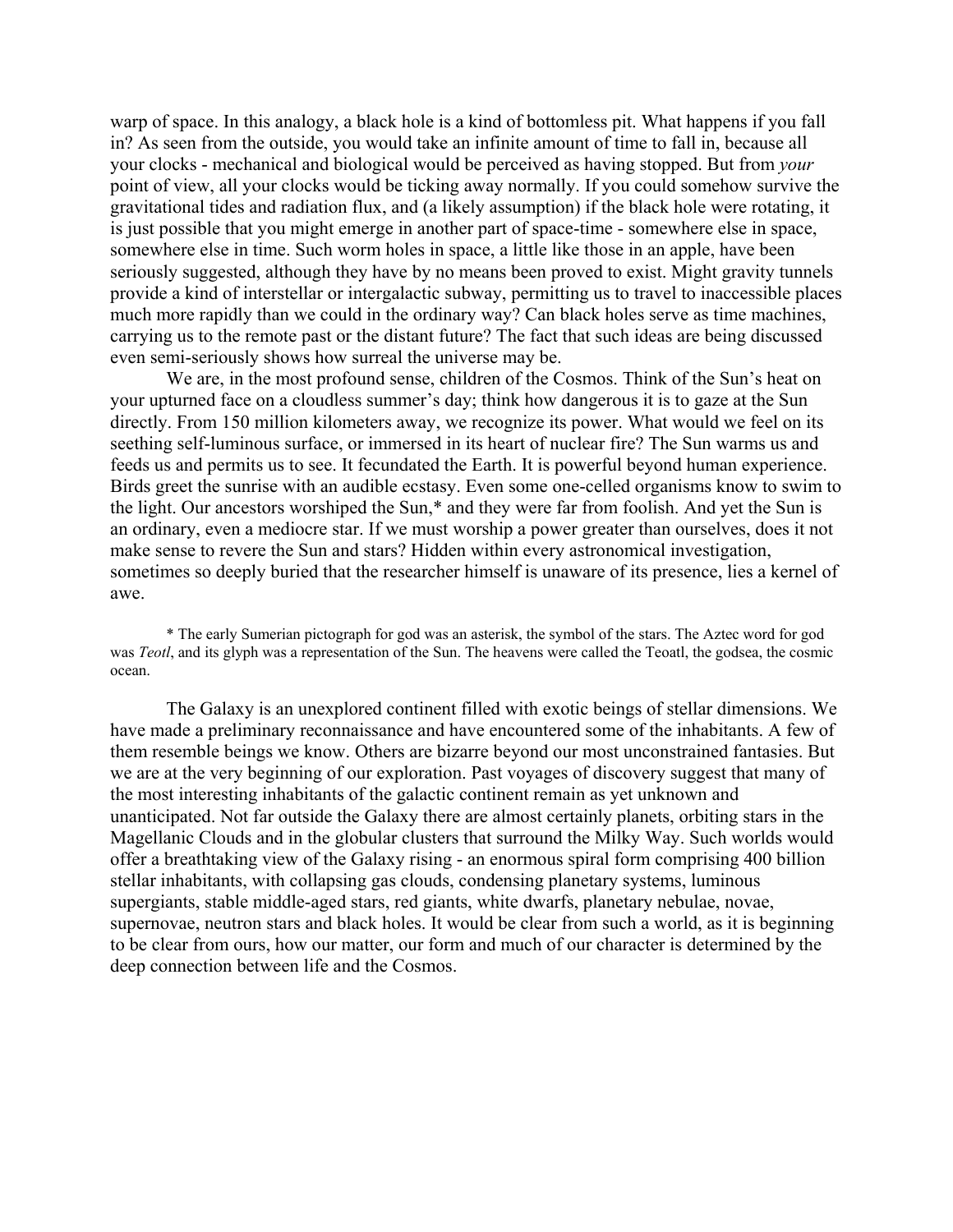warp of space. In this analogy, a black hole is a kind of bottomless pit. What happens if you fall in? As seen from the outside, you would take an infinite amount of time to fall in, because all your clocks - mechanical and biological would be perceived as having stopped. But from *your* point of view, all your clocks would be ticking away normally. If you could somehow survive the gravitational tides and radiation flux, and (a likely assumption) if the black hole were rotating, it is just possible that you might emerge in another part of space-time - somewhere else in space, somewhere else in time. Such worm holes in space, a little like those in an apple, have been seriously suggested, although they have by no means been proved to exist. Might gravity tunnels provide a kind of interstellar or intergalactic subway, permitting us to travel to inaccessible places much more rapidly than we could in the ordinary way? Can black holes serve as time machines, carrying us to the remote past or the distant future? The fact that such ideas are being discussed even semi-seriously shows how surreal the universe may be.

We are, in the most profound sense, children of the Cosmos. Think of the Sun's heat on your upturned face on a cloudless summer's day; think how dangerous it is to gaze at the Sun directly. From 150 million kilometers away, we recognize its power. What would we feel on its seething self-luminous surface, or immersed in its heart of nuclear fire? The Sun warms us and feeds us and permits us to see. It fecundated the Earth. It is powerful beyond human experience. Birds greet the sunrise with an audible ecstasy. Even some one-celled organisms know to swim to the light. Our ancestors worshiped the Sun,* and they were far from foolish. And yet the Sun is an ordinary, even a mediocre star. If we must worship a power greater than ourselves, does it not make sense to revere the Sun and stars? Hidden within every astronomical investigation, sometimes so deeply buried that the researcher himself is unaware of its presence, lies a kernel of awe.

\* The early Sumerian pictograph for god was an asterisk, the symbol of the stars. The Aztec word for god was *Teotl*, and its glyph was a representation of the Sun. The heavens were called the Teoatl, the godsea, the cosmic ocean.

The Galaxy is an unexplored continent filled with exotic beings of stellar dimensions. We have made a preliminary reconnaissance and have encountered some of the inhabitants. A few of them resemble beings we know. Others are bizarre beyond our most unconstrained fantasies. But we are at the very beginning of our exploration. Past voyages of discovery suggest that many of the most interesting inhabitants of the galactic continent remain as yet unknown and unanticipated. Not far outside the Galaxy there are almost certainly planets, orbiting stars in the Magellanic Clouds and in the globular clusters that surround the Milky Way. Such worlds would offer a breathtaking view of the Galaxy rising - an enormous spiral form comprising 400 billion stellar inhabitants, with collapsing gas clouds, condensing planetary systems, luminous supergiants, stable middle-aged stars, red giants, white dwarfs, planetary nebulae, novae, supernovae, neutron stars and black holes. It would be clear from such a world, as it is beginning to be clear from ours, how our matter, our form and much of our character is determined by the deep connection between life and the Cosmos.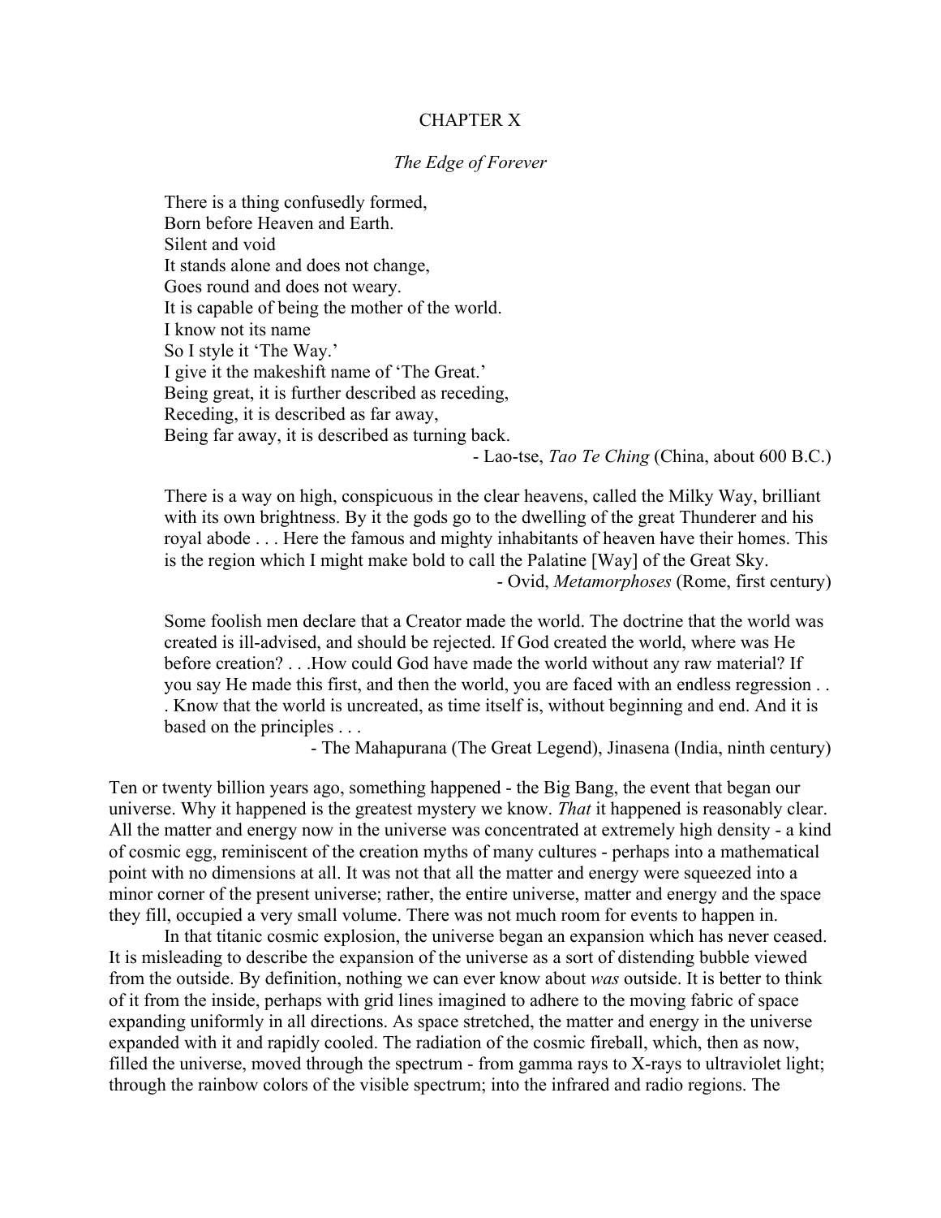# CHAPTER X

## *The Edge of Forever*

> There is a thing confusedly formed,
> Born before Heaven and Earth.
> Silent and void
> It stands alone and does not change,
> Goes round and does not weary.
> It is capable of being the mother of the world.
> I know not its name
> So I style it 'The Way.'
> I give it the makeshift name of 'The Great.'
> Being great, it is further described as receding,
> Receding, it is described as far away,
> Being far away, it is described as turning back.
>
> \- Lao-tse, *Tao Te Ching* (China, about 600 B.C.)

> There is a way on high, conspicuous in the clear heavens, called the Milky Way, brilliant with its own brightness. By it the gods go to the dwelling of the great Thunderer and his royal abode . . . Here the famous and mighty inhabitants of heaven have their homes. This is the region which I might make bold to call the Palatine [Way] of the Great Sky.
>
> \- Ovid, *Metamorphoses* (Rome, first century)

> Some foolish men declare that a Creator made the world. The doctrine that the world was created is ill-advised, and should be rejected. If God created the world, where was He before creation? . . .How could God have made the world without any raw material? If you say He made this first, and then the world, you are faced with an endless regression . . . Know that the world is uncreated, as time itself is, without beginning and end. And it is based on the principles . . .
>
> \- The Mahapurana (The Great Legend), Jinasena (India, ninth century)

Ten or twenty billion years ago, something happened - the Big Bang, the event that began our universe. Why it happened is the greatest mystery we know. *That* it happened is reasonably clear. All the matter and energy now in the universe was concentrated at extremely high density - a kind of cosmic egg, reminiscent of the creation myths of many cultures - perhaps into a mathematical point with no dimensions at all. It was not that all the matter and energy were squeezed into a minor corner of the present universe; rather, the entire universe, matter and energy and the space they fill, occupied a very small volume. There was not much room for events to happen in.

In that titanic cosmic explosion, the universe began an expansion which has never ceased. It is misleading to describe the expansion of the universe as a sort of distending bubble viewed from the outside. By definition, nothing we can ever know about *was* outside. It is better to think of it from the inside, perhaps with grid lines imagined to adhere to the moving fabric of space expanding uniformly in all directions. As space stretched, the matter and energy in the universe expanded with it and rapidly cooled. The radiation of the cosmic fireball, which, then as now, filled the universe, moved through the spectrum - from gamma rays to X-rays to ultraviolet light; through the rainbow colors of the visible spectrum; into the infrared and radio regions. The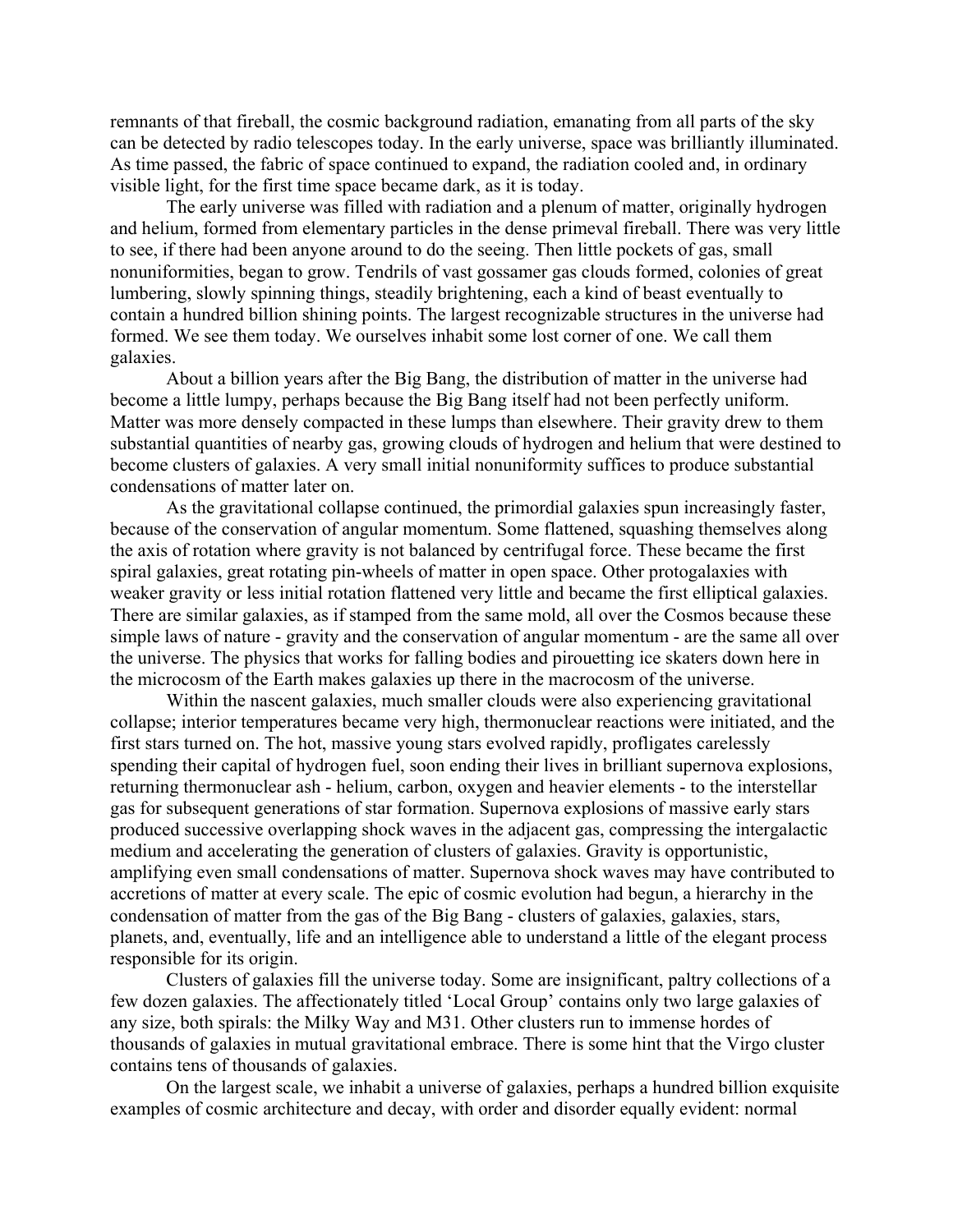remnants of that fireball, the cosmic background radiation, emanating from all parts of the sky can be detected by radio telescopes today. In the early universe, space was brilliantly illuminated. As time passed, the fabric of space continued to expand, the radiation cooled and, in ordinary visible light, for the first time space became dark, as it is today.

The early universe was filled with radiation and a plenum of matter, originally hydrogen and helium, formed from elementary particles in the dense primeval fireball. There was very little to see, if there had been anyone around to do the seeing. Then little pockets of gas, small nonuniformities, began to grow. Tendrils of vast gossamer gas clouds formed, colonies of great lumbering, slowly spinning things, steadily brightening, each a kind of beast eventually to contain a hundred billion shining points. The largest recognizable structures in the universe had formed. We see them today. We ourselves inhabit some lost corner of one. We call them galaxies.

About a billion years after the Big Bang, the distribution of matter in the universe had become a little lumpy, perhaps because the Big Bang itself had not been perfectly uniform. Matter was more densely compacted in these lumps than elsewhere. Their gravity drew to them substantial quantities of nearby gas, growing clouds of hydrogen and helium that were destined to become clusters of galaxies. A very small initial nonuniformity suffices to produce substantial condensations of matter later on.

As the gravitational collapse continued, the primordial galaxies spun increasingly faster, because of the conservation of angular momentum. Some flattened, squashing themselves along the axis of rotation where gravity is not balanced by centrifugal force. These became the first spiral galaxies, great rotating pin-wheels of matter in open space. Other protogalaxies with weaker gravity or less initial rotation flattened very little and became the first elliptical galaxies. There are similar galaxies, as if stamped from the same mold, all over the Cosmos because these simple laws of nature - gravity and the conservation of angular momentum - are the same all over the universe. The physics that works for falling bodies and pirouetting ice skaters down here in the microcosm of the Earth makes galaxies up there in the macrocosm of the universe.

Within the nascent galaxies, much smaller clouds were also experiencing gravitational collapse; interior temperatures became very high, thermonuclear reactions were initiated, and the first stars turned on. The hot, massive young stars evolved rapidly, profligates carelessly spending their capital of hydrogen fuel, soon ending their lives in brilliant supernova explosions, returning thermonuclear ash - helium, carbon, oxygen and heavier elements - to the interstellar gas for subsequent generations of star formation. Supernova explosions of massive early stars produced successive overlapping shock waves in the adjacent gas, compressing the intergalactic medium and accelerating the generation of clusters of galaxies. Gravity is opportunistic, amplifying even small condensations of matter. Supernova shock waves may have contributed to accretions of matter at every scale. The epic of cosmic evolution had begun, a hierarchy in the condensation of matter from the gas of the Big Bang - clusters of galaxies, galaxies, stars, planets, and, eventually, life and an intelligence able to understand a little of the elegant process responsible for its origin.

Clusters of galaxies fill the universe today. Some are insignificant, paltry collections of a few dozen galaxies. The affectionately titled 'Local Group' contains only two large galaxies of any size, both spirals: the Milky Way and M31. Other clusters run to immense hordes of thousands of galaxies in mutual gravitational embrace. There is some hint that the Virgo cluster contains tens of thousands of galaxies.

On the largest scale, we inhabit a universe of galaxies, perhaps a hundred billion exquisite examples of cosmic architecture and decay, with order and disorder equally evident: normal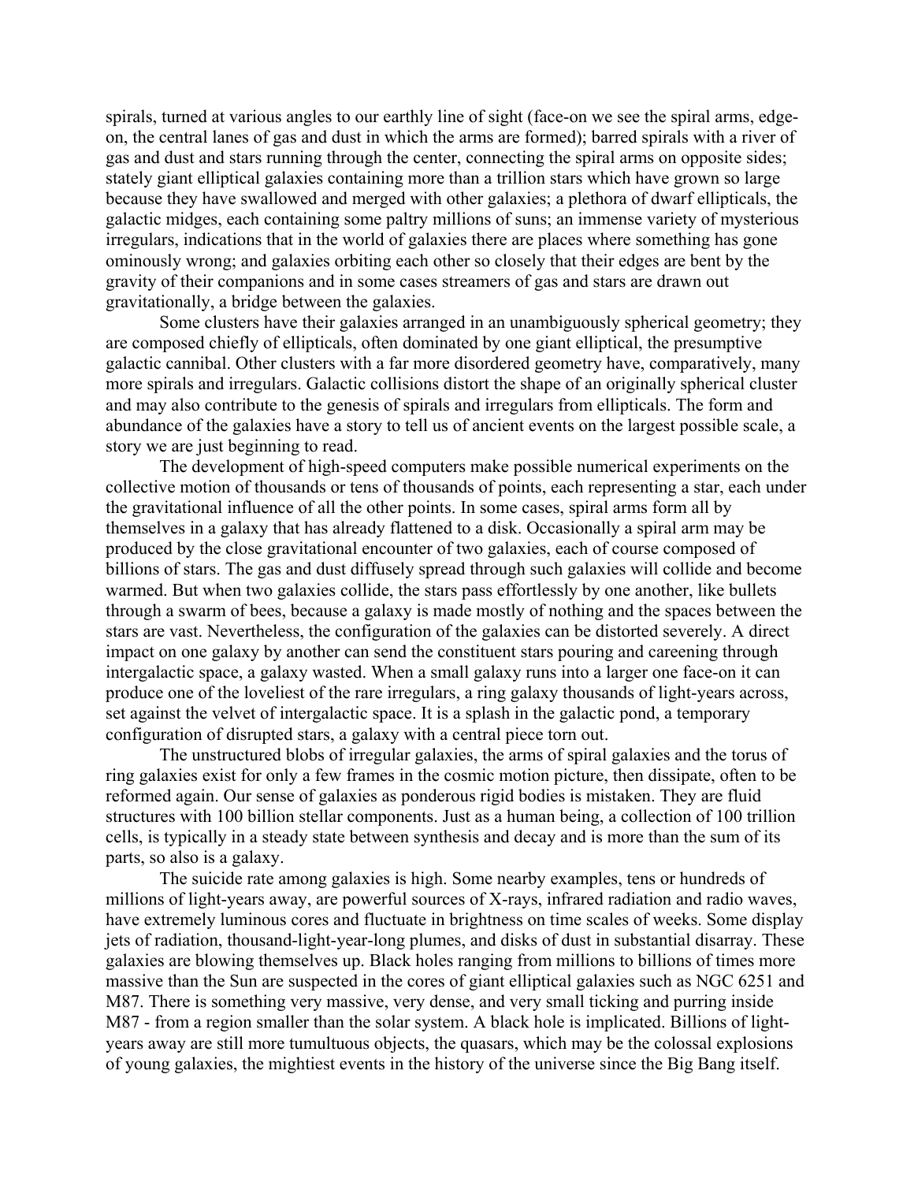spirals, turned at various angles to our earthly line of sight (face-on we see the spiral arms, edge-on, the central lanes of gas and dust in which the arms are formed); barred spirals with a river of gas and dust and stars running through the center, connecting the spiral arms on opposite sides; stately giant elliptical galaxies containing more than a trillion stars which have grown so large because they have swallowed and merged with other galaxies; a plethora of dwarf ellipticals, the galactic midges, each containing some paltry millions of suns; an immense variety of mysterious irregulars, indications that in the world of galaxies there are places where something has gone ominously wrong; and galaxies orbiting each other so closely that their edges are bent by the gravity of their companions and in some cases streamers of gas and stars are drawn out gravitationally, a bridge between the galaxies.

Some clusters have their galaxies arranged in an unambiguously spherical geometry; they are composed chiefly of ellipticals, often dominated by one giant elliptical, the presumptive galactic cannibal. Other clusters with a far more disordered geometry have, comparatively, many more spirals and irregulars. Galactic collisions distort the shape of an originally spherical cluster and may also contribute to the genesis of spirals and irregulars from ellipticals. The form and abundance of the galaxies have a story to tell us of ancient events on the largest possible scale, a story we are just beginning to read.

The development of high-speed computers make possible numerical experiments on the collective motion of thousands or tens of thousands of points, each representing a star, each under the gravitational influence of all the other points. In some cases, spiral arms form all by themselves in a galaxy that has already flattened to a disk. Occasionally a spiral arm may be produced by the close gravitational encounter of two galaxies, each of course composed of billions of stars. The gas and dust diffusely spread through such galaxies will collide and become warmed. But when two galaxies collide, the stars pass effortlessly by one another, like bullets through a swarm of bees, because a galaxy is made mostly of nothing and the spaces between the stars are vast. Nevertheless, the configuration of the galaxies can be distorted severely. A direct impact on one galaxy by another can send the constituent stars pouring and careening through intergalactic space, a galaxy wasted. When a small galaxy runs into a larger one face-on it can produce one of the loveliest of the rare irregulars, a ring galaxy thousands of light-years across, set against the velvet of intergalactic space. It is a splash in the galactic pond, a temporary configuration of disrupted stars, a galaxy with a central piece torn out.

The unstructured blobs of irregular galaxies, the arms of spiral galaxies and the torus of ring galaxies exist for only a few frames in the cosmic motion picture, then dissipate, often to be reformed again. Our sense of galaxies as ponderous rigid bodies is mistaken. They are fluid structures with 100 billion stellar components. Just as a human being, a collection of 100 trillion cells, is typically in a steady state between synthesis and decay and is more than the sum of its parts, so also is a galaxy.

The suicide rate among galaxies is high. Some nearby examples, tens or hundreds of millions of light-years away, are powerful sources of X-rays, infrared radiation and radio waves, have extremely luminous cores and fluctuate in brightness on time scales of weeks. Some display jets of radiation, thousand-light-year-long plumes, and disks of dust in substantial disarray. These galaxies are blowing themselves up. Black holes ranging from millions to billions of times more massive than the Sun are suspected in the cores of giant elliptical galaxies such as NGC 6251 and M87. There is something very massive, very dense, and very small ticking and purring inside M87 - from a region smaller than the solar system. A black hole is implicated. Billions of light-years away are still more tumultuous objects, the quasars, which may be the colossal explosions of young galaxies, the mightiest events in the history of the universe since the Big Bang itself.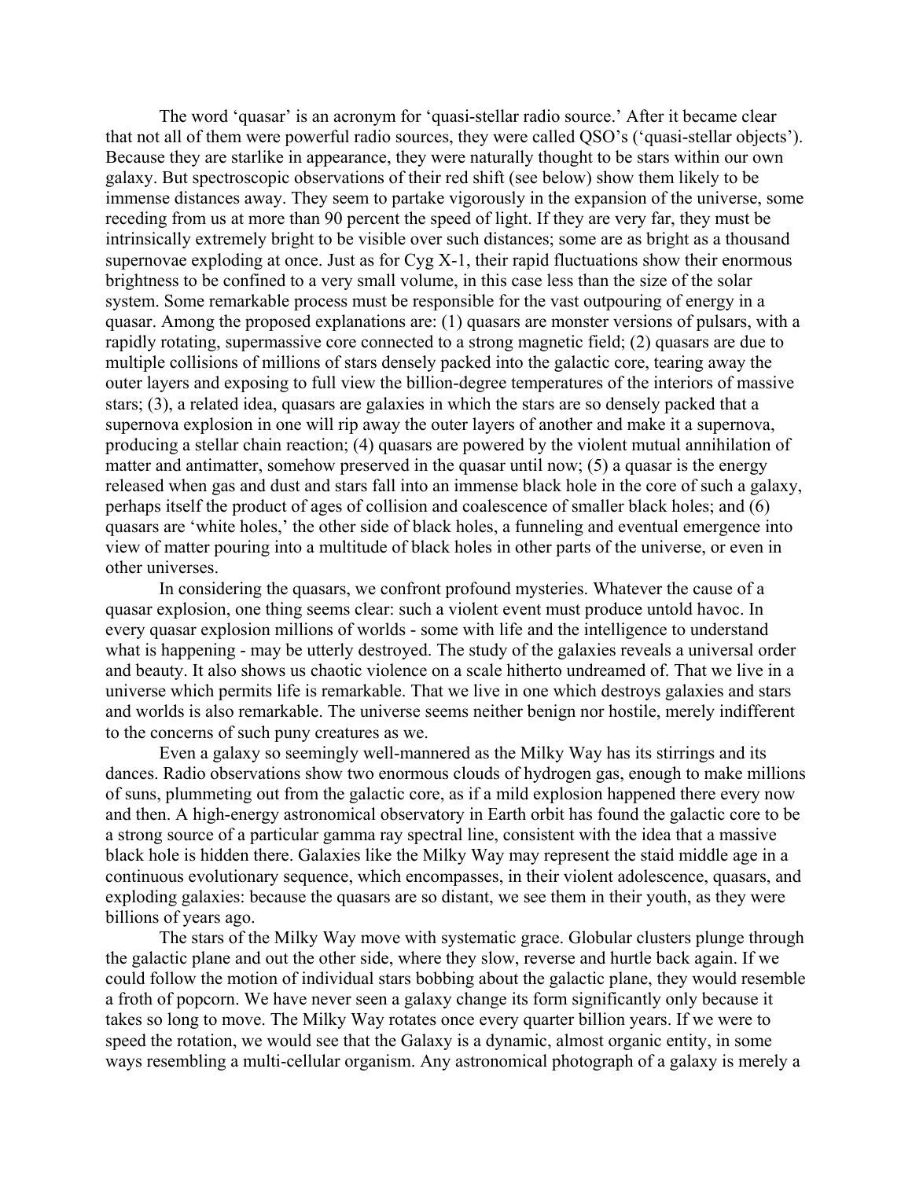The word ‘quasar’ is an acronym for ‘quasi-stellar radio source.’ After it became clear that not all of them were powerful radio sources, they were called QSO’s (‘quasi-stellar objects’). Because they are starlike in appearance, they were naturally thought to be stars within our own galaxy. But spectroscopic observations of their red shift (see below) show them likely to be immense distances away. They seem to partake vigorously in the expansion of the universe, some receding from us at more than 90 percent the speed of light. If they are very far, they must be intrinsically extremely bright to be visible over such distances; some are as bright as a thousand supernovae exploding at once. Just as for Cyg X-1, their rapid fluctuations show their enormous brightness to be confined to a very small volume, in this case less than the size of the solar system. Some remarkable process must be responsible for the vast outpouring of energy in a quasar. Among the proposed explanations are: (1) quasars are monster versions of pulsars, with a rapidly rotating, supermassive core connected to a strong magnetic field; (2) quasars are due to multiple collisions of millions of stars densely packed into the galactic core, tearing away the outer layers and exposing to full view the billion-degree temperatures of the interiors of massive stars; (3), a related idea, quasars are galaxies in which the stars are so densely packed that a supernova explosion in one will rip away the outer layers of another and make it a supernova, producing a stellar chain reaction; (4) quasars are powered by the violent mutual annihilation of matter and antimatter, somehow preserved in the quasar until now; (5) a quasar is the energy released when gas and dust and stars fall into an immense black hole in the core of such a galaxy, perhaps itself the product of ages of collision and coalescence of smaller black holes; and (6) quasars are ‘white holes,’ the other side of black holes, a funneling and eventual emergence into view of matter pouring into a multitude of black holes in other parts of the universe, or even in other universes.

In considering the quasars, we confront profound mysteries. Whatever the cause of a quasar explosion, one thing seems clear: such a violent event must produce untold havoc. In every quasar explosion millions of worlds - some with life and the intelligence to understand what is happening - may be utterly destroyed. The study of the galaxies reveals a universal order and beauty. It also shows us chaotic violence on a scale hitherto undreamed of. That we live in a universe which permits life is remarkable. That we live in one which destroys galaxies and stars and worlds is also remarkable. The universe seems neither benign nor hostile, merely indifferent to the concerns of such puny creatures as we.

Even a galaxy so seemingly well-mannered as the Milky Way has its stirrings and its dances. Radio observations show two enormous clouds of hydrogen gas, enough to make millions of suns, plummeting out from the galactic core, as if a mild explosion happened there every now and then. A high-energy astronomical observatory in Earth orbit has found the galactic core to be a strong source of a particular gamma ray spectral line, consistent with the idea that a massive black hole is hidden there. Galaxies like the Milky Way may represent the staid middle age in a continuous evolutionary sequence, which encompasses, in their violent adolescence, quasars, and exploding galaxies: because the quasars are so distant, we see them in their youth, as they were billions of years ago.

The stars of the Milky Way move with systematic grace. Globular clusters plunge through the galactic plane and out the other side, where they slow, reverse and hurtle back again. If we could follow the motion of individual stars bobbing about the galactic plane, they would resemble a froth of popcorn. We have never seen a galaxy change its form significantly only because it takes so long to move. The Milky Way rotates once every quarter billion years. If we were to speed the rotation, we would see that the Galaxy is a dynamic, almost organic entity, in some ways resembling a multi-cellular organism. Any astronomical photograph of a galaxy is merely a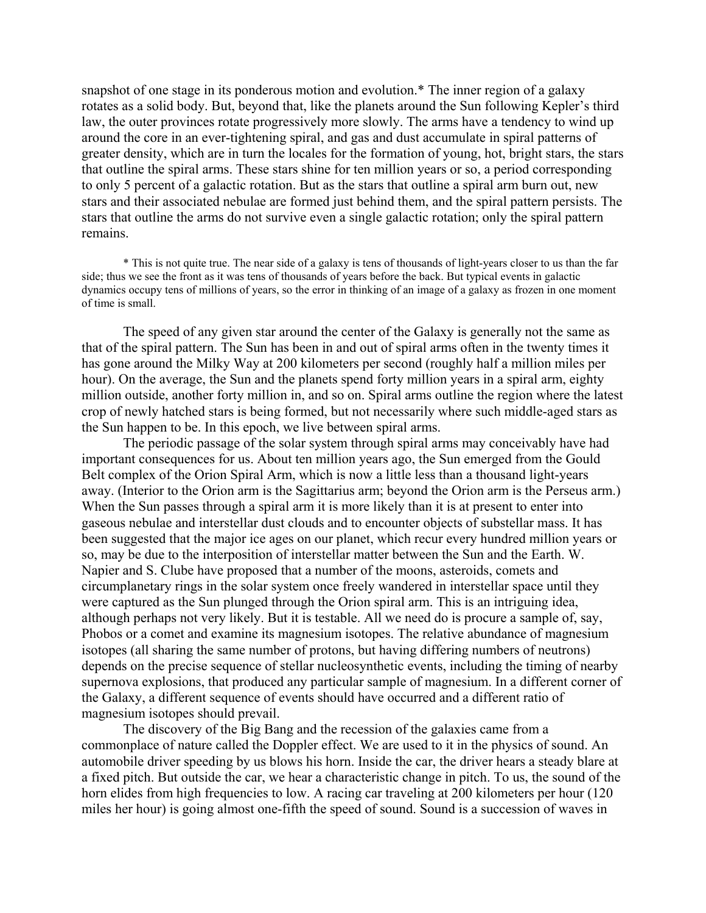snapshot of one stage in its ponderous motion and evolution.* The inner region of a galaxy rotates as a solid body. But, beyond that, like the planets around the Sun following Kepler's third law, the outer provinces rotate progressively more slowly. The arms have a tendency to wind up around the core in an ever-tightening spiral, and gas and dust accumulate in spiral patterns of greater density, which are in turn the locales for the formation of young, hot, bright stars, the stars that outline the spiral arms. These stars shine for ten million years or so, a period corresponding to only 5 percent of a galactic rotation. But as the stars that outline a spiral arm burn out, new stars and their associated nebulae are formed just behind them, and the spiral pattern persists. The stars that outline the arms do not survive even a single galactic rotation; only the spiral pattern remains.

\* This is not quite true. The near side of a galaxy is tens of thousands of light-years closer to us than the far side; thus we see the front as it was tens of thousands of years before the back. But typical events in galactic dynamics occupy tens of millions of years, so the error in thinking of an image of a galaxy as frozen in one moment of time is small.

The speed of any given star around the center of the Galaxy is generally not the same as that of the spiral pattern. The Sun has been in and out of spiral arms often in the twenty times it has gone around the Milky Way at 200 kilometers per second (roughly half a million miles per hour). On the average, the Sun and the planets spend forty million years in a spiral arm, eighty million outside, another forty million in, and so on. Spiral arms outline the region where the latest crop of newly hatched stars is being formed, but not necessarily where such middle-aged stars as the Sun happen to be. In this epoch, we live between spiral arms.

The periodic passage of the solar system through spiral arms may conceivably have had important consequences for us. About ten million years ago, the Sun emerged from the Gould Belt complex of the Orion Spiral Arm, which is now a little less than a thousand light-years away. (Interior to the Orion arm is the Sagittarius arm; beyond the Orion arm is the Perseus arm.) When the Sun passes through a spiral arm it is more likely than it is at present to enter into gaseous nebulae and interstellar dust clouds and to encounter objects of substellar mass. It has been suggested that the major ice ages on our planet, which recur every hundred million years or so, may be due to the interposition of interstellar matter between the Sun and the Earth. W. Napier and S. Clube have proposed that a number of the moons, asteroids, comets and circumplanetary rings in the solar system once freely wandered in interstellar space until they were captured as the Sun plunged through the Orion spiral arm. This is an intriguing idea, although perhaps not very likely. But it is testable. All we need do is procure a sample of, say, Phobos or a comet and examine its magnesium isotopes. The relative abundance of magnesium isotopes (all sharing the same number of protons, but having differing numbers of neutrons) depends on the precise sequence of stellar nucleosynthetic events, including the timing of nearby supernova explosions, that produced any particular sample of magnesium. In a different corner of the Galaxy, a different sequence of events should have occurred and a different ratio of magnesium isotopes should prevail.

The discovery of the Big Bang and the recession of the galaxies came from a commonplace of nature called the Doppler effect. We are used to it in the physics of sound. An automobile driver speeding by us blows his horn. Inside the car, the driver hears a steady blare at a fixed pitch. But outside the car, we hear a characteristic change in pitch. To us, the sound of the horn elides from high frequencies to low. A racing car traveling at 200 kilometers per hour (120 miles her hour) is going almost one-fifth the speed of sound. Sound is a succession of waves in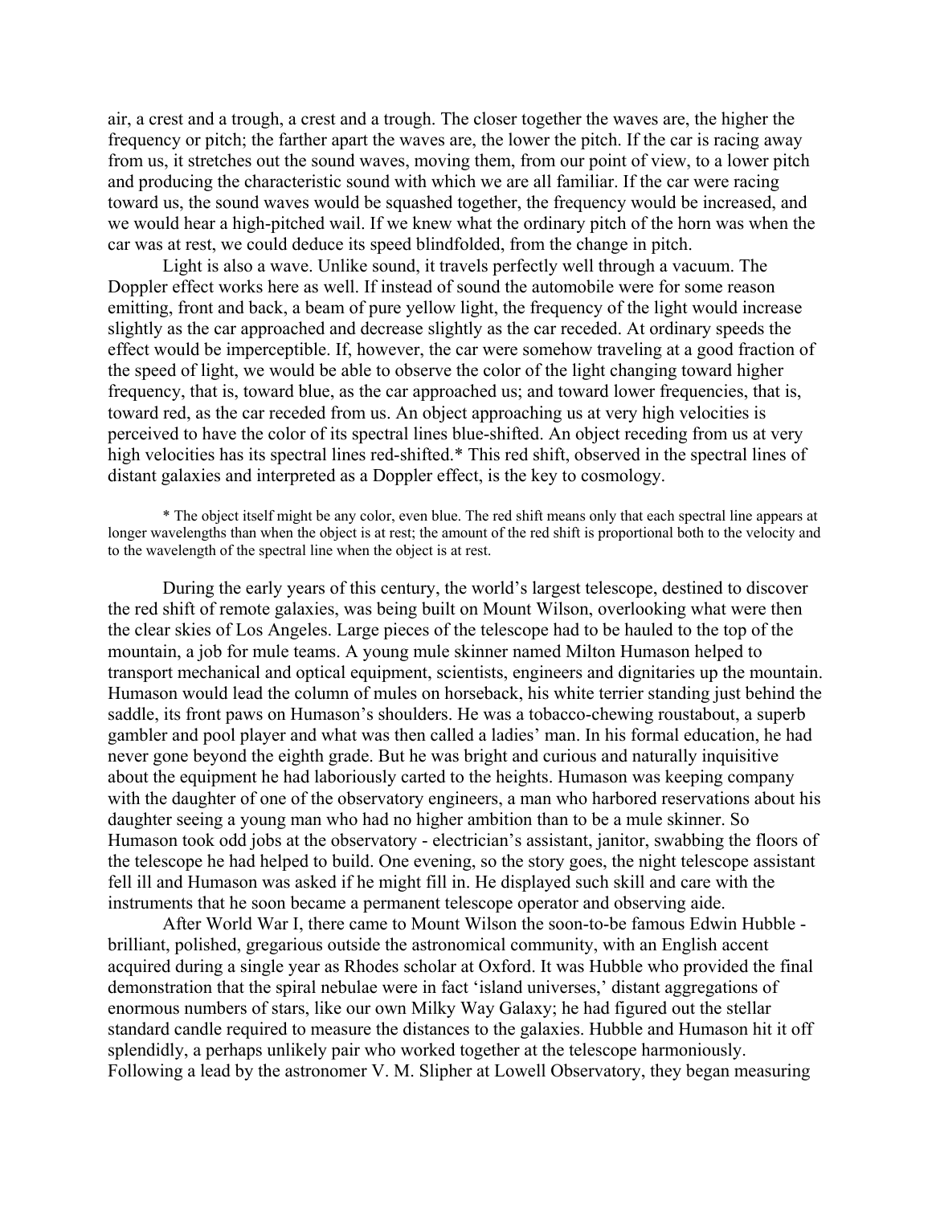air, a crest and a trough, a crest and a trough. The closer together the waves are, the higher the frequency or pitch; the farther apart the waves are, the lower the pitch. If the car is racing away from us, it stretches out the sound waves, moving them, from our point of view, to a lower pitch and producing the characteristic sound with which we are all familiar. If the car were racing toward us, the sound waves would be squashed together, the frequency would be increased, and we would hear a high-pitched wail. If we knew what the ordinary pitch of the horn was when the car was at rest, we could deduce its speed blindfolded, from the change in pitch.

Light is also a wave. Unlike sound, it travels perfectly well through a vacuum. The Doppler effect works here as well. If instead of sound the automobile were for some reason emitting, front and back, a beam of pure yellow light, the frequency of the light would increase slightly as the car approached and decrease slightly as the car receded. At ordinary speeds the effect would be imperceptible. If, however, the car were somehow traveling at a good fraction of the speed of light, we would be able to observe the color of the light changing toward higher frequency, that is, toward blue, as the car approached us; and toward lower frequencies, that is, toward red, as the car receded from us. An object approaching us at very high velocities is perceived to have the color of its spectral lines blue-shifted. An object receding from us at very high velocities has its spectral lines red-shifted.* This red shift, observed in the spectral lines of distant galaxies and interpreted as a Doppler effect, is the key to cosmology.

* The object itself might be any color, even blue. The red shift means only that each spectral line appears at longer wavelengths than when the object is at rest; the amount of the red shift is proportional both to the velocity and to the wavelength of the spectral line when the object is at rest.

During the early years of this century, the world's largest telescope, destined to discover the red shift of remote galaxies, was being built on Mount Wilson, overlooking what were then the clear skies of Los Angeles. Large pieces of the telescope had to be hauled to the top of the mountain, a job for mule teams. A young mule skinner named Milton Humason helped to transport mechanical and optical equipment, scientists, engineers and dignitaries up the mountain. Humason would lead the column of mules on horseback, his white terrier standing just behind the saddle, its front paws on Humason's shoulders. He was a tobacco-chewing roustabout, a superb gambler and pool player and what was then called a ladies' man. In his formal education, he had never gone beyond the eighth grade. But he was bright and curious and naturally inquisitive about the equipment he had laboriously carted to the heights. Humason was keeping company with the daughter of one of the observatory engineers, a man who harbored reservations about his daughter seeing a young man who had no higher ambition than to be a mule skinner. So Humason took odd jobs at the observatory - electrician's assistant, janitor, swabbing the floors of the telescope he had helped to build. One evening, so the story goes, the night telescope assistant fell ill and Humason was asked if he might fill in. He displayed such skill and care with the instruments that he soon became a permanent telescope operator and observing aide.

After World War I, there came to Mount Wilson the soon-to-be famous Edwin Hubble - brilliant, polished, gregarious outside the astronomical community, with an English accent acquired during a single year as Rhodes scholar at Oxford. It was Hubble who provided the final demonstration that the spiral nebulae were in fact 'island universes,' distant aggregations of enormous numbers of stars, like our own Milky Way Galaxy; he had figured out the stellar standard candle required to measure the distances to the galaxies. Hubble and Humason hit it off splendidly, a perhaps unlikely pair who worked together at the telescope harmoniously. Following a lead by the astronomer V. M. Slipher at Lowell Observatory, they began measuring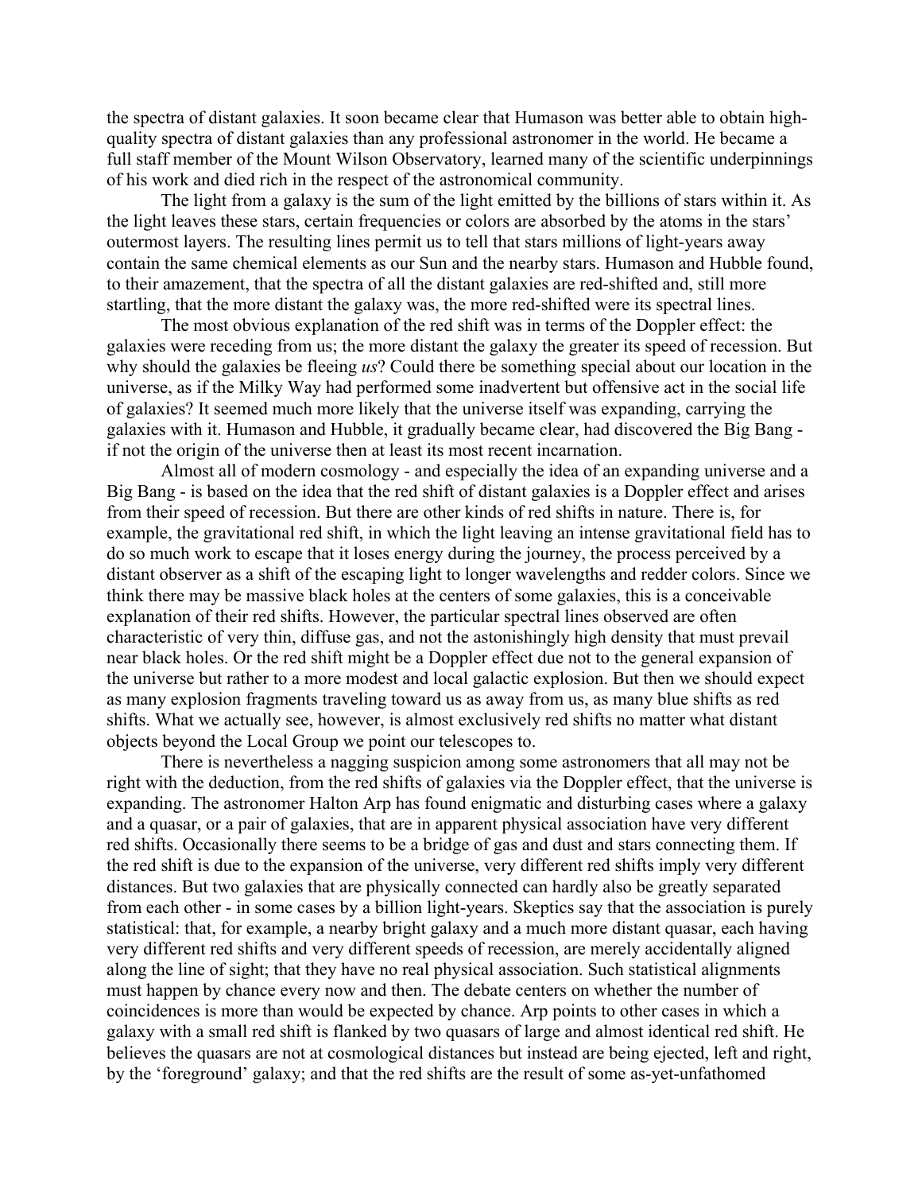the spectra of distant galaxies. It soon became clear that Humason was better able to obtain high-quality spectra of distant galaxies than any professional astronomer in the world. He became a full staff member of the Mount Wilson Observatory, learned many of the scientific underpinnings of his work and died rich in the respect of the astronomical community.

The light from a galaxy is the sum of the light emitted by the billions of stars within it. As the light leaves these stars, certain frequencies or colors are absorbed by the atoms in the stars' outermost layers. The resulting lines permit us to tell that stars millions of light-years away contain the same chemical elements as our Sun and the nearby stars. Humason and Hubble found, to their amazement, that the spectra of all the distant galaxies are red-shifted and, still more startling, that the more distant the galaxy was, the more red-shifted were its spectral lines.

The most obvious explanation of the red shift was in terms of the Doppler effect: the galaxies were receding from us; the more distant the galaxy the greater its speed of recession. But why should the galaxies be fleeing *us*? Could there be something special about our location in the universe, as if the Milky Way had performed some inadvertent but offensive act in the social life of galaxies? It seemed much more likely that the universe itself was expanding, carrying the galaxies with it. Humason and Hubble, it gradually became clear, had discovered the Big Bang - if not the origin of the universe then at least its most recent incarnation.

Almost all of modern cosmology - and especially the idea of an expanding universe and a Big Bang - is based on the idea that the red shift of distant galaxies is a Doppler effect and arises from their speed of recession. But there are other kinds of red shifts in nature. There is, for example, the gravitational red shift, in which the light leaving an intense gravitational field has to do so much work to escape that it loses energy during the journey, the process perceived by a distant observer as a shift of the escaping light to longer wavelengths and redder colors. Since we think there may be massive black holes at the centers of some galaxies, this is a conceivable explanation of their red shifts. However, the particular spectral lines observed are often characteristic of very thin, diffuse gas, and not the astonishingly high density that must prevail near black holes. Or the red shift might be a Doppler effect due not to the general expansion of the universe but rather to a more modest and local galactic explosion. But then we should expect as many explosion fragments traveling toward us as away from us, as many blue shifts as red shifts. What we actually see, however, is almost exclusively red shifts no matter what distant objects beyond the Local Group we point our telescopes to.

There is nevertheless a nagging suspicion among some astronomers that all may not be right with the deduction, from the red shifts of galaxies via the Doppler effect, that the universe is expanding. The astronomer Halton Arp has found enigmatic and disturbing cases where a galaxy and a quasar, or a pair of galaxies, that are in apparent physical association have very different red shifts. Occasionally there seems to be a bridge of gas and dust and stars connecting them. If the red shift is due to the expansion of the universe, very different red shifts imply very different distances. But two galaxies that are physically connected can hardly also be greatly separated from each other - in some cases by a billion light-years. Skeptics say that the association is purely statistical: that, for example, a nearby bright galaxy and a much more distant quasar, each having very different red shifts and very different speeds of recession, are merely accidentally aligned along the line of sight; that they have no real physical association. Such statistical alignments must happen by chance every now and then. The debate centers on whether the number of coincidences is more than would be expected by chance. Arp points to other cases in which a galaxy with a small red shift is flanked by two quasars of large and almost identical red shift. He believes the quasars are not at cosmological distances but instead are being ejected, left and right, by the 'foreground' galaxy; and that the red shifts are the result of some as-yet-unfathomed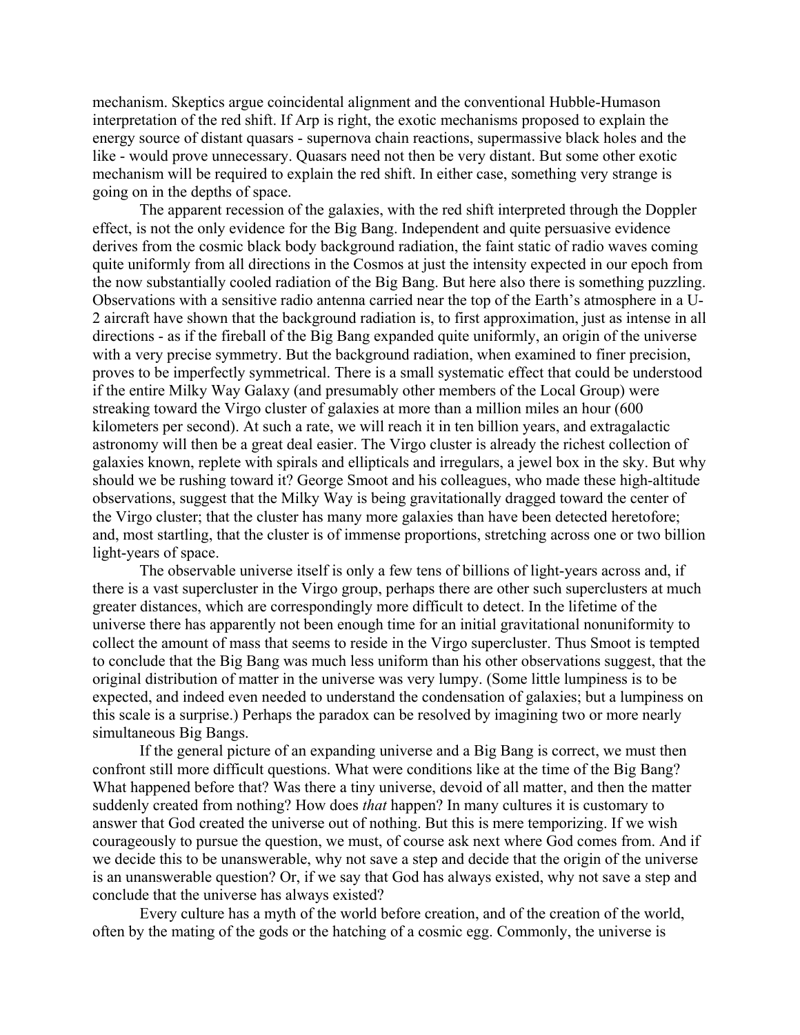mechanism. Skeptics argue coincidental alignment and the conventional Hubble-Humason interpretation of the red shift. If Arp is right, the exotic mechanisms proposed to explain the energy source of distant quasars - supernova chain reactions, supermassive black holes and the like - would prove unnecessary. Quasars need not then be very distant. But some other exotic mechanism will be required to explain the red shift. In either case, something very strange is going on in the depths of space.

The apparent recession of the galaxies, with the red shift interpreted through the Doppler effect, is not the only evidence for the Big Bang. Independent and quite persuasive evidence derives from the cosmic black body background radiation, the faint static of radio waves coming quite uniformly from all directions in the Cosmos at just the intensity expected in our epoch from the now substantially cooled radiation of the Big Bang. But here also there is something puzzling. Observations with a sensitive radio antenna carried near the top of the Earth's atmosphere in a U-2 aircraft have shown that the background radiation is, to first approximation, just as intense in all directions - as if the fireball of the Big Bang expanded quite uniformly, an origin of the universe with a very precise symmetry. But the background radiation, when examined to finer precision, proves to be imperfectly symmetrical. There is a small systematic effect that could be understood if the entire Milky Way Galaxy (and presumably other members of the Local Group) were streaking toward the Virgo cluster of galaxies at more than a million miles an hour (600 kilometers per second). At such a rate, we will reach it in ten billion years, and extragalactic astronomy will then be a great deal easier. The Virgo cluster is already the richest collection of galaxies known, replete with spirals and ellipticals and irregulars, a jewel box in the sky. But why should we be rushing toward it? George Smoot and his colleagues, who made these high-altitude observations, suggest that the Milky Way is being gravitationally dragged toward the center of the Virgo cluster; that the cluster has many more galaxies than have been detected heretofore; and, most startling, that the cluster is of immense proportions, stretching across one or two billion light-years of space.

The observable universe itself is only a few tens of billions of light-years across and, if there is a vast supercluster in the Virgo group, perhaps there are other such superclusters at much greater distances, which are correspondingly more difficult to detect. In the lifetime of the universe there has apparently not been enough time for an initial gravitational nonuniformity to collect the amount of mass that seems to reside in the Virgo supercluster. Thus Smoot is tempted to conclude that the Big Bang was much less uniform than his other observations suggest, that the original distribution of matter in the universe was very lumpy. (Some little lumpiness is to be expected, and indeed even needed to understand the condensation of galaxies; but a lumpiness on this scale is a surprise.) Perhaps the paradox can be resolved by imagining two or more nearly simultaneous Big Bangs.

If the general picture of an expanding universe and a Big Bang is correct, we must then confront still more difficult questions. What were conditions like at the time of the Big Bang? What happened before that? Was there a tiny universe, devoid of all matter, and then the matter suddenly created from nothing? How does *that* happen? In many cultures it is customary to answer that God created the universe out of nothing. But this is mere temporizing. If we wish courageously to pursue the question, we must, of course ask next where God comes from. And if we decide this to be unanswerable, why not save a step and decide that the origin of the universe is an unanswerable question? Or, if we say that God has always existed, why not save a step and conclude that the universe has always existed?

Every culture has a myth of the world before creation, and of the creation of the world, often by the mating of the gods or the hatching of a cosmic egg. Commonly, the universe is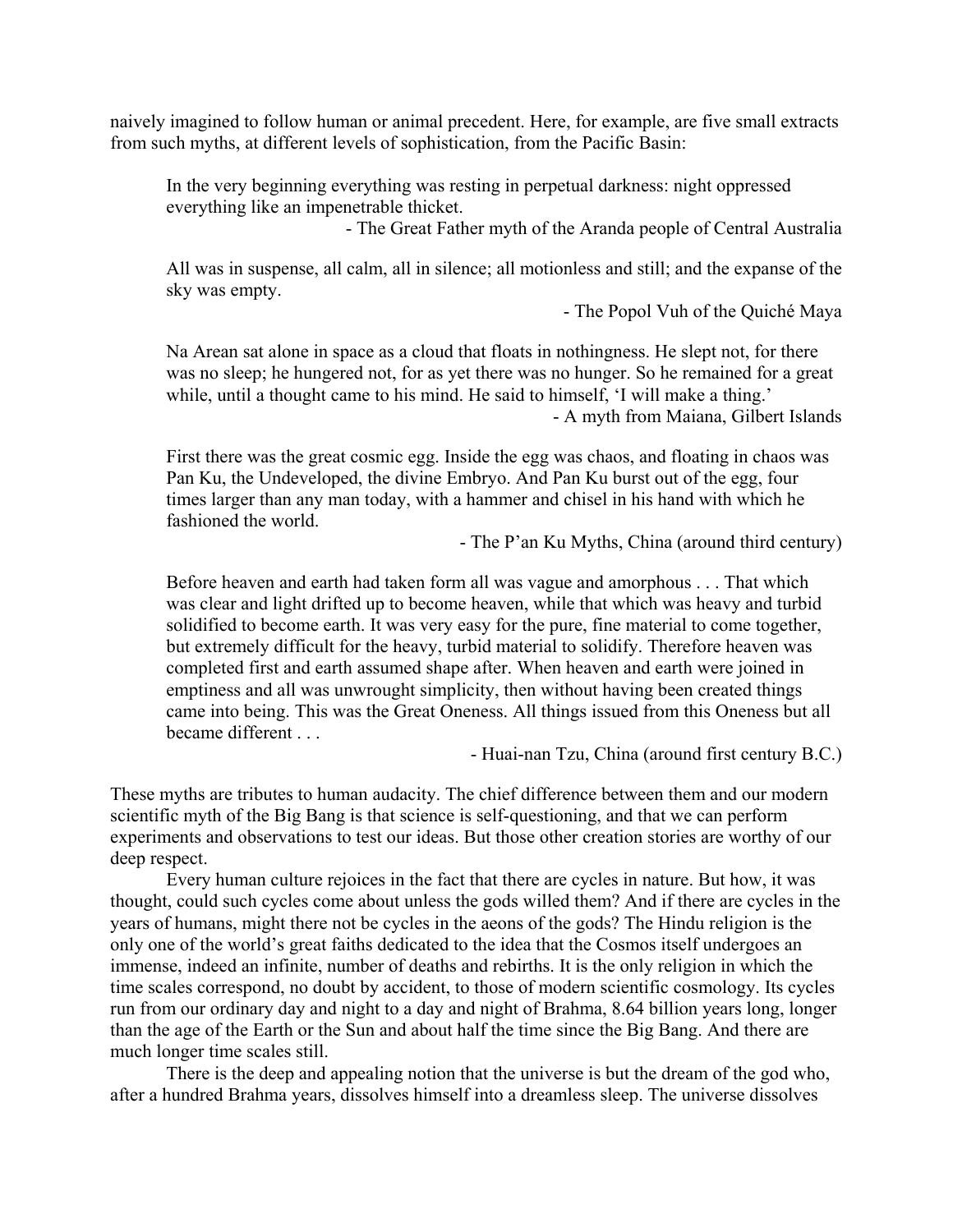naively imagined to follow human or animal precedent. Here, for example, are five small extracts from such myths, at different levels of sophistication, from the Pacific Basin:

> In the very beginning everything was resting in perpetual darkness: night oppressed everything like an impenetrable thicket.
>
> - The Great Father myth of the Aranda people of Central Australia

> All was in suspense, all calm, all in silence; all motionless and still; and the expanse of the sky was empty.
>
> - The Popol Vuh of the Quiché Maya

> Na Arean sat alone in space as a cloud that floats in nothingness. He slept not, for there was no sleep; he hungered not, for as yet there was no hunger. So he remained for a great while, until a thought came to his mind. He said to himself, 'I will make a thing.'
>
> - A myth from Maiana, Gilbert Islands

> First there was the great cosmic egg. Inside the egg was chaos, and floating in chaos was Pan Ku, the Undeveloped, the divine Embryo. And Pan Ku burst out of the egg, four times larger than any man today, with a hammer and chisel in his hand with which he fashioned the world.
>
> - The P'an Ku Myths, China (around third century)

> Before heaven and earth had taken form all was vague and amorphous . . . That which was clear and light drifted up to become heaven, while that which was heavy and turbid solidified to become earth. It was very easy for the pure, fine material to come together, but extremely difficult for the heavy, turbid material to solidify. Therefore heaven was completed first and earth assumed shape after. When heaven and earth were joined in emptiness and all was unwrought simplicity, then without having been created things came into being. This was the Great Oneness. All things issued from this Oneness but all became different . . .
>
> - Huai-nan Tzu, China (around first century B.C.)

These myths are tributes to human audacity. The chief difference between them and our modern scientific myth of the Big Bang is that science is self-questioning, and that we can perform experiments and observations to test our ideas. But those other creation stories are worthy of our deep respect.

Every human culture rejoices in the fact that there are cycles in nature. But how, it was thought, could such cycles come about unless the gods willed them? And if there are cycles in the years of humans, might there not be cycles in the aeons of the gods? The Hindu religion is the only one of the world's great faiths dedicated to the idea that the Cosmos itself undergoes an immense, indeed an infinite, number of deaths and rebirths. It is the only religion in which the time scales correspond, no doubt by accident, to those of modern scientific cosmology. Its cycles run from our ordinary day and night to a day and night of Brahma, 8.64 billion years long, longer than the age of the Earth or the Sun and about half the time since the Big Bang. And there are much longer time scales still.

There is the deep and appealing notion that the universe is but the dream of the god who, after a hundred Brahma years, dissolves himself into a dreamless sleep. The universe dissolves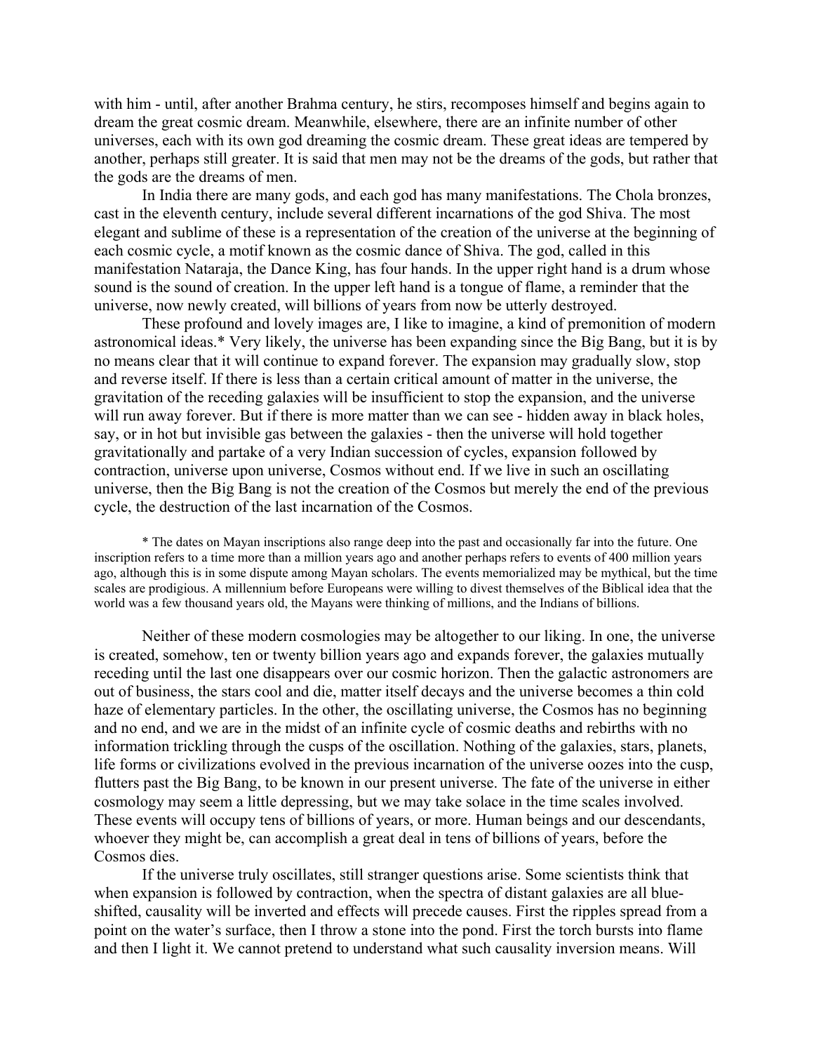with him - until, after another Brahma century, he stirs, recomposes himself and begins again to dream the great cosmic dream. Meanwhile, elsewhere, there are an infinite number of other universes, each with its own god dreaming the cosmic dream. These great ideas are tempered by another, perhaps still greater. It is said that men may not be the dreams of the gods, but rather that the gods are the dreams of men.

In India there are many gods, and each god has many manifestations. The Chola bronzes, cast in the eleventh century, include several different incarnations of the god Shiva. The most elegant and sublime of these is a representation of the creation of the universe at the beginning of each cosmic cycle, a motif known as the cosmic dance of Shiva. The god, called in this manifestation Nataraja, the Dance King, has four hands. In the upper right hand is a drum whose sound is the sound of creation. In the upper left hand is a tongue of flame, a reminder that the universe, now newly created, will billions of years from now be utterly destroyed.

These profound and lovely images are, I like to imagine, a kind of premonition of modern astronomical ideas.* Very likely, the universe has been expanding since the Big Bang, but it is by no means clear that it will continue to expand forever. The expansion may gradually slow, stop and reverse itself. If there is less than a certain critical amount of matter in the universe, the gravitation of the receding galaxies will be insufficient to stop the expansion, and the universe will run away forever. But if there is more matter than we can see - hidden away in black holes, say, or in hot but invisible gas between the galaxies - then the universe will hold together gravitationally and partake of a very Indian succession of cycles, expansion followed by contraction, universe upon universe, Cosmos without end. If we live in such an oscillating universe, then the Big Bang is not the creation of the Cosmos but merely the end of the previous cycle, the destruction of the last incarnation of the Cosmos.

* The dates on Mayan inscriptions also range deep into the past and occasionally far into the future. One inscription refers to a time more than a million years ago and another perhaps refers to events of 400 million years ago, although this is in some dispute among Mayan scholars. The events memorialized may be mythical, but the time scales are prodigious. A millennium before Europeans were willing to divest themselves of the Biblical idea that the world was a few thousand years old, the Mayans were thinking of millions, and the Indians of billions.

Neither of these modern cosmologies may be altogether to our liking. In one, the universe is created, somehow, ten or twenty billion years ago and expands forever, the galaxies mutually receding until the last one disappears over our cosmic horizon. Then the galactic astronomers are out of business, the stars cool and die, matter itself decays and the universe becomes a thin cold haze of elementary particles. In the other, the oscillating universe, the Cosmos has no beginning and no end, and we are in the midst of an infinite cycle of cosmic deaths and rebirths with no information trickling through the cusps of the oscillation. Nothing of the galaxies, stars, planets, life forms or civilizations evolved in the previous incarnation of the universe oozes into the cusp, flutters past the Big Bang, to be known in our present universe. The fate of the universe in either cosmology may seem a little depressing, but we may take solace in the time scales involved. These events will occupy tens of billions of years, or more. Human beings and our descendants, whoever they might be, can accomplish a great deal in tens of billions of years, before the Cosmos dies.

If the universe truly oscillates, still stranger questions arise. Some scientists think that when expansion is followed by contraction, when the spectra of distant galaxies are all blue-shifted, causality will be inverted and effects will precede causes. First the ripples spread from a point on the water's surface, then I throw a stone into the pond. First the torch bursts into flame and then I light it. We cannot pretend to understand what such causality inversion means. Will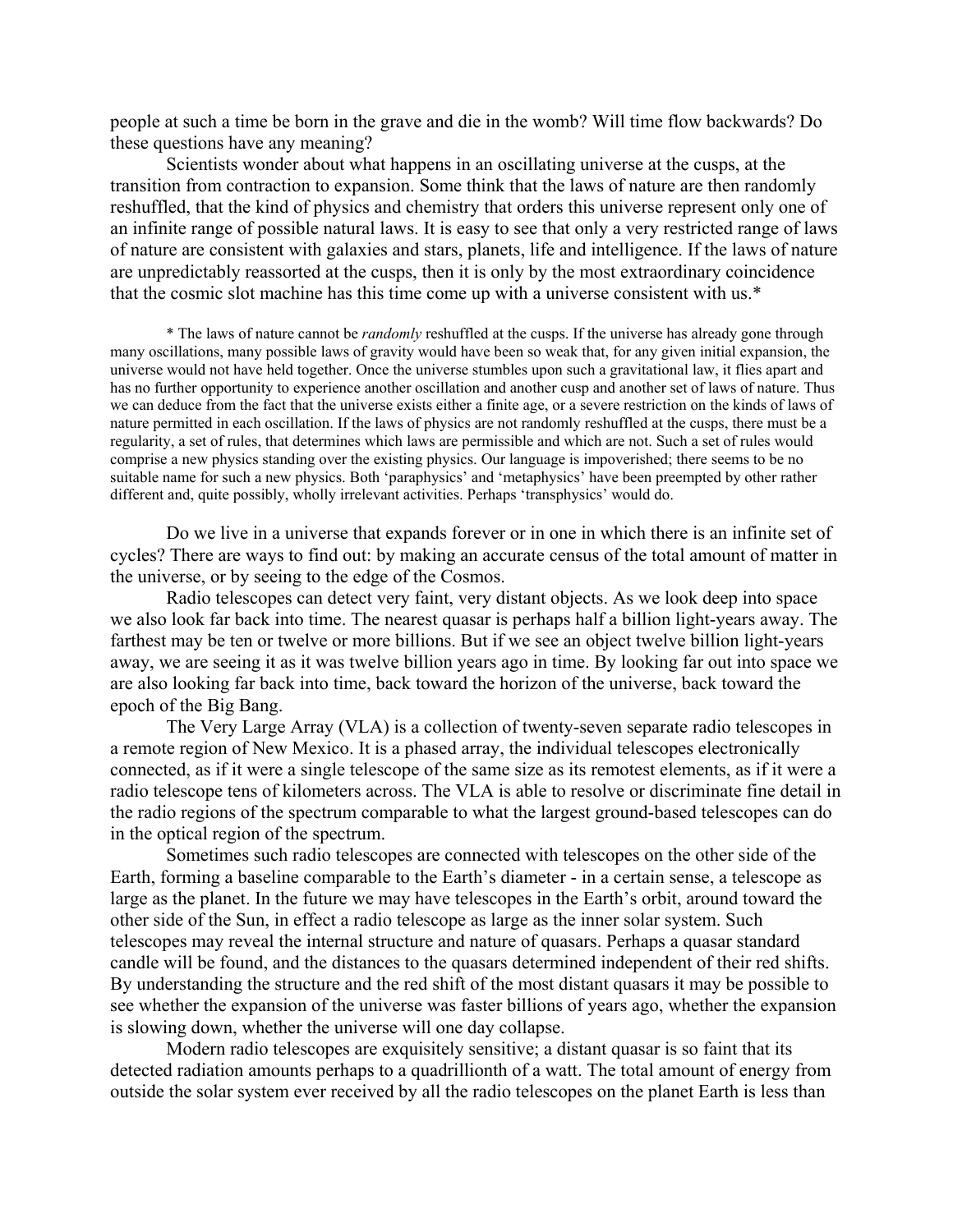people at such a time be born in the grave and die in the womb? Will time flow backwards? Do these questions have any meaning?

Scientists wonder about what happens in an oscillating universe at the cusps, at the transition from contraction to expansion. Some think that the laws of nature are then randomly reshuffled, that the kind of physics and chemistry that orders this universe represent only one of an infinite range of possible natural laws. It is easy to see that only a very restricted range of laws of nature are consistent with galaxies and stars, planets, life and intelligence. If the laws of nature are unpredictably reassorted at the cusps, then it is only by the most extraordinary coincidence that the cosmic slot machine has this time come up with a universe consistent with us.*

> * The laws of nature cannot be *randomly* reshuffled at the cusps. If the universe has already gone through many oscillations, many possible laws of gravity would have been so weak that, for any given initial expansion, the universe would not have held together. Once the universe stumbles upon such a gravitational law, it flies apart and has no further opportunity to experience another oscillation and another cusp and another set of laws of nature. Thus we can deduce from the fact that the universe exists either a finite age, or a severe restriction on the kinds of laws of nature permitted in each oscillation. If the laws of physics are not randomly reshuffled at the cusps, there must be a regularity, a set of rules, that determines which laws are permissible and which are not. Such a set of rules would comprise a new physics standing over the existing physics. Our language is impoverished; there seems to be no suitable name for such a new physics. Both 'paraphysics' and 'metaphysics' have been preempted by other rather different and, quite possibly, wholly irrelevant activities. Perhaps 'transphysics' would do.

Do we live in a universe that expands forever or in one in which there is an infinite set of cycles? There are ways to find out: by making an accurate census of the total amount of matter in the universe, or by seeing to the edge of the Cosmos.

Radio telescopes can detect very faint, very distant objects. As we look deep into space we also look far back into time. The nearest quasar is perhaps half a billion light-years away. The farthest may be ten or twelve or more billions. But if we see an object twelve billion light-years away, we are seeing it as it was twelve billion years ago in time. By looking far out into space we are also looking far back into time, back toward the horizon of the universe, back toward the epoch of the Big Bang.

The Very Large Array (VLA) is a collection of twenty-seven separate radio telescopes in a remote region of New Mexico. It is a phased array, the individual telescopes electronically connected, as if it were a single telescope of the same size as its remotest elements, as if it were a radio telescope tens of kilometers across. The VLA is able to resolve or discriminate fine detail in the radio regions of the spectrum comparable to what the largest ground-based telescopes can do in the optical region of the spectrum.

Sometimes such radio telescopes are connected with telescopes on the other side of the Earth, forming a baseline comparable to the Earth's diameter - in a certain sense, a telescope as large as the planet. In the future we may have telescopes in the Earth's orbit, around toward the other side of the Sun, in effect a radio telescope as large as the inner solar system. Such telescopes may reveal the internal structure and nature of quasars. Perhaps a quasar standard candle will be found, and the distances to the quasars determined independent of their red shifts. By understanding the structure and the red shift of the most distant quasars it may be possible to see whether the expansion of the universe was faster billions of years ago, whether the expansion is slowing down, whether the universe will one day collapse.

Modern radio telescopes are exquisitely sensitive; a distant quasar is so faint that its detected radiation amounts perhaps to a quadrillionth of a watt. The total amount of energy from outside the solar system ever received by all the radio telescopes on the planet Earth is less than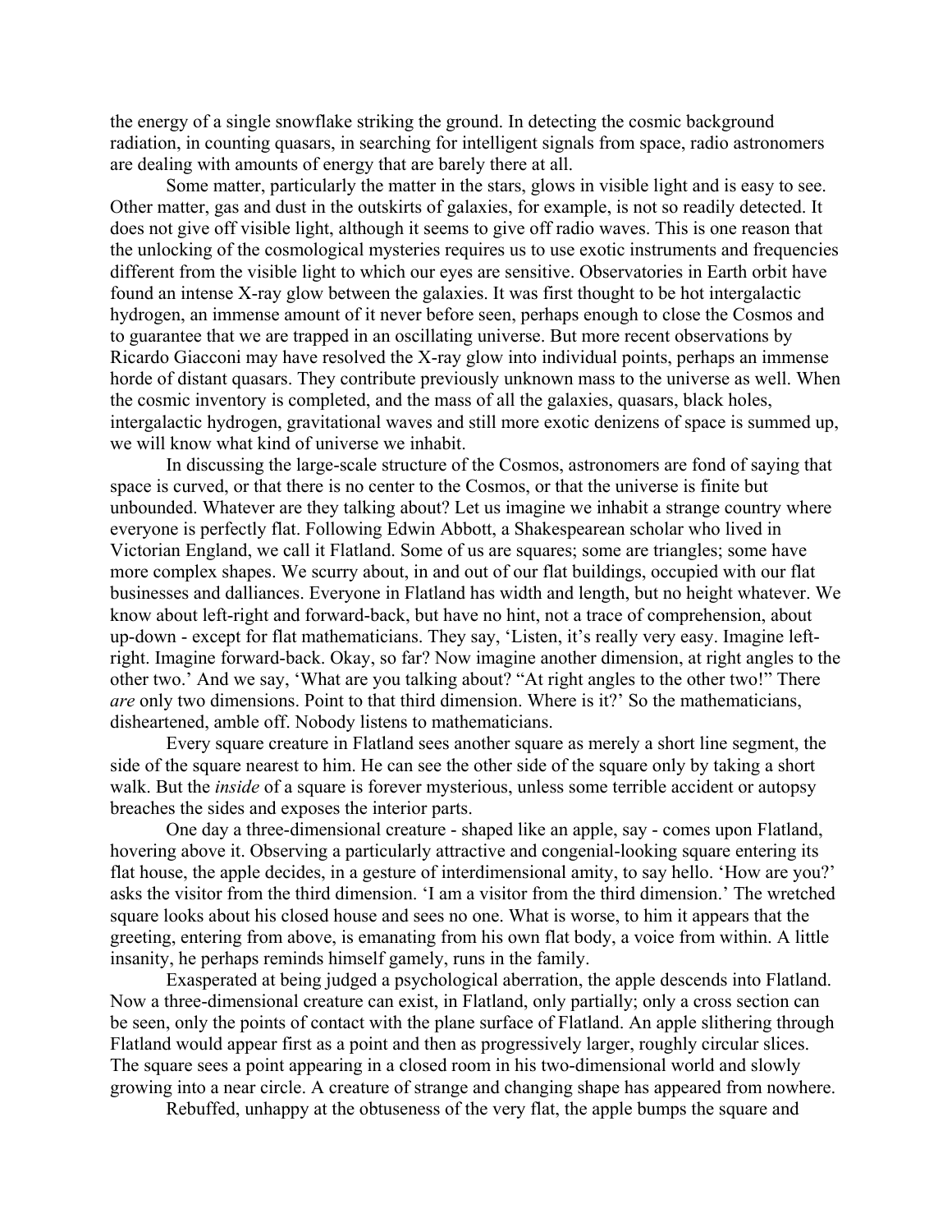the energy of a single snowflake striking the ground. In detecting the cosmic background radiation, in counting quasars, in searching for intelligent signals from space, radio astronomers are dealing with amounts of energy that are barely there at all.

Some matter, particularly the matter in the stars, glows in visible light and is easy to see. Other matter, gas and dust in the outskirts of galaxies, for example, is not so readily detected. It does not give off visible light, although it seems to give off radio waves. This is one reason that the unlocking of the cosmological mysteries requires us to use exotic instruments and frequencies different from the visible light to which our eyes are sensitive. Observatories in Earth orbit have found an intense X-ray glow between the galaxies. It was first thought to be hot intergalactic hydrogen, an immense amount of it never before seen, perhaps enough to close the Cosmos and to guarantee that we are trapped in an oscillating universe. But more recent observations by Ricardo Giacconi may have resolved the X-ray glow into individual points, perhaps an immense horde of distant quasars. They contribute previously unknown mass to the universe as well. When the cosmic inventory is completed, and the mass of all the galaxies, quasars, black holes, intergalactic hydrogen, gravitational waves and still more exotic denizens of space is summed up, we will know what kind of universe we inhabit.

In discussing the large-scale structure of the Cosmos, astronomers are fond of saying that space is curved, or that there is no center to the Cosmos, or that the universe is finite but unbounded. Whatever are they talking about? Let us imagine we inhabit a strange country where everyone is perfectly flat. Following Edwin Abbott, a Shakespearean scholar who lived in Victorian England, we call it Flatland. Some of us are squares; some are triangles; some have more complex shapes. We scurry about, in and out of our flat buildings, occupied with our flat businesses and dalliances. Everyone in Flatland has width and length, but no height whatever. We know about left-right and forward-back, but have no hint, not a trace of comprehension, about up-down - except for flat mathematicians. They say, 'Listen, it's really very easy. Imagine left-right. Imagine forward-back. Okay, so far? Now imagine another dimension, at right angles to the other two.' And we say, 'What are you talking about? "At right angles to the other two!" There *are* only two dimensions. Point to that third dimension. Where is it?' So the mathematicians, disheartened, amble off. Nobody listens to mathematicians.

Every square creature in Flatland sees another square as merely a short line segment, the side of the square nearest to him. He can see the other side of the square only by taking a short walk. But the *inside* of a square is forever mysterious, unless some terrible accident or autopsy breaches the sides and exposes the interior parts.

One day a three-dimensional creature - shaped like an apple, say - comes upon Flatland, hovering above it. Observing a particularly attractive and congenial-looking square entering its flat house, the apple decides, in a gesture of interdimensional amity, to say hello. 'How are you?' asks the visitor from the third dimension. 'I am a visitor from the third dimension.' The wretched square looks about his closed house and sees no one. What is worse, to him it appears that the greeting, entering from above, is emanating from his own flat body, a voice from within. A little insanity, he perhaps reminds himself gamely, runs in the family.

Exasperated at being judged a psychological aberration, the apple descends into Flatland. Now a three-dimensional creature can exist, in Flatland, only partially; only a cross section can be seen, only the points of contact with the plane surface of Flatland. An apple slithering through Flatland would appear first as a point and then as progressively larger, roughly circular slices. The square sees a point appearing in a closed room in his two-dimensional world and slowly growing into a near circle. A creature of strange and changing shape has appeared from nowhere.

Rebuffed, unhappy at the obtuseness of the very flat, the apple bumps the square and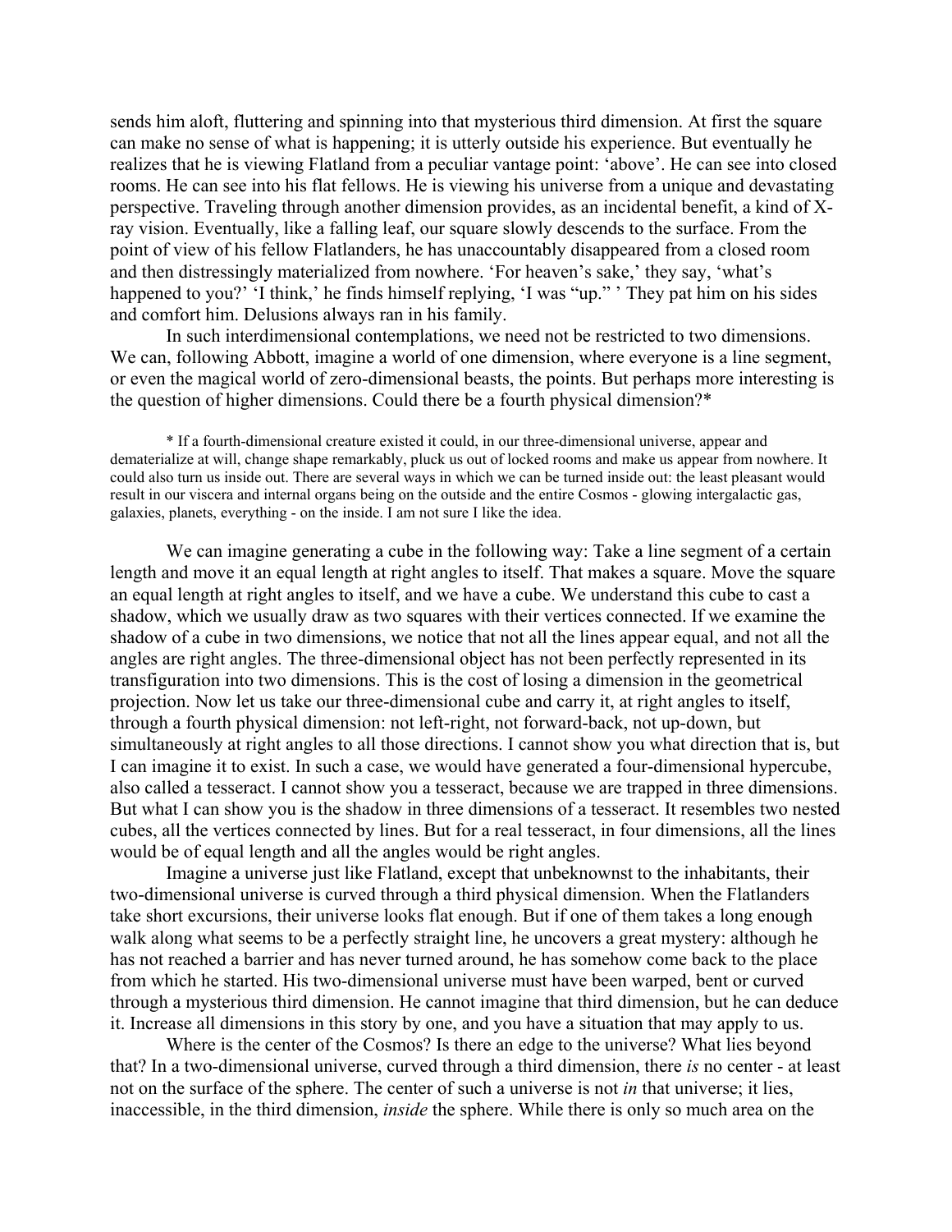sends him aloft, fluttering and spinning into that mysterious third dimension. At first the square can make no sense of what is happening; it is utterly outside his experience. But eventually he realizes that he is viewing Flatland from a peculiar vantage point: 'above'. He can see into closed rooms. He can see into his flat fellows. He is viewing his universe from a unique and devastating perspective. Traveling through another dimension provides, as an incidental benefit, a kind of X-ray vision. Eventually, like a falling leaf, our square slowly descends to the surface. From the point of view of his fellow Flatlanders, he has unaccountably disappeared from a closed room and then distressingly materialized from nowhere. 'For heaven's sake,' they say, 'what's happened to you?' 'I think,' he finds himself replying, 'I was "up." ' They pat him on his sides and comfort him. Delusions always ran in his family.

In such interdimensional contemplations, we need not be restricted to two dimensions. We can, following Abbott, imagine a world of one dimension, where everyone is a line segment, or even the magical world of zero-dimensional beasts, the points. But perhaps more interesting is the question of higher dimensions. Could there be a fourth physical dimension?*

\* If a fourth-dimensional creature existed it could, in our three-dimensional universe, appear and dematerialize at will, change shape remarkably, pluck us out of locked rooms and make us appear from nowhere. It could also turn us inside out. There are several ways in which we can be turned inside out: the least pleasant would result in our viscera and internal organs being on the outside and the entire Cosmos - glowing intergalactic gas, galaxies, planets, everything - on the inside. I am not sure I like the idea.

We can imagine generating a cube in the following way: Take a line segment of a certain length and move it an equal length at right angles to itself. That makes a square. Move the square an equal length at right angles to itself, and we have a cube. We understand this cube to cast a shadow, which we usually draw as two squares with their vertices connected. If we examine the shadow of a cube in two dimensions, we notice that not all the lines appear equal, and not all the angles are right angles. The three-dimensional object has not been perfectly represented in its transfiguration into two dimensions. This is the cost of losing a dimension in the geometrical projection. Now let us take our three-dimensional cube and carry it, at right angles to itself, through a fourth physical dimension: not left-right, not forward-back, not up-down, but simultaneously at right angles to all those directions. I cannot show you what direction that is, but I can imagine it to exist. In such a case, we would have generated a four-dimensional hypercube, also called a tesseract. I cannot show you a tesseract, because we are trapped in three dimensions. But what I can show you is the shadow in three dimensions of a tesseract. It resembles two nested cubes, all the vertices connected by lines. But for a real tesseract, in four dimensions, all the lines would be of equal length and all the angles would be right angles.

Imagine a universe just like Flatland, except that unbeknownst to the inhabitants, their two-dimensional universe is curved through a third physical dimension. When the Flatlanders take short excursions, their universe looks flat enough. But if one of them takes a long enough walk along what seems to be a perfectly straight line, he uncovers a great mystery: although he has not reached a barrier and has never turned around, he has somehow come back to the place from which he started. His two-dimensional universe must have been warped, bent or curved through a mysterious third dimension. He cannot imagine that third dimension, but he can deduce it. Increase all dimensions in this story by one, and you have a situation that may apply to us.

Where is the center of the Cosmos? Is there an edge to the universe? What lies beyond that? In a two-dimensional universe, curved through a third dimension, there *is* no center - at least not on the surface of the sphere. The center of such a universe is not *in* that universe; it lies, inaccessible, in the third dimension, *inside* the sphere. While there is only so much area on the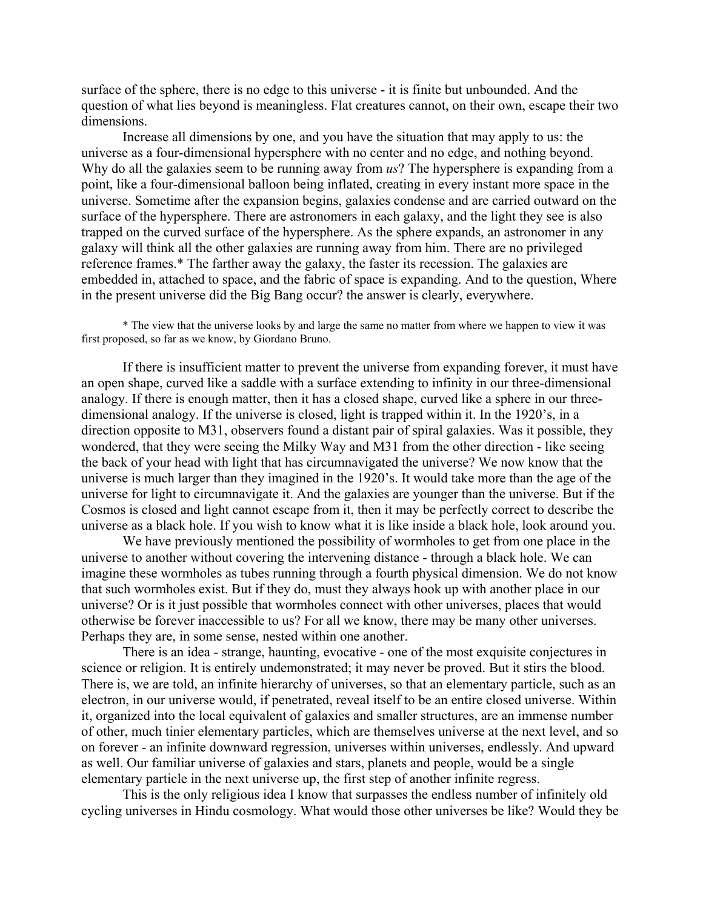surface of the sphere, there is no edge to this universe - it is finite but unbounded. And the question of what lies beyond is meaningless. Flat creatures cannot, on their own, escape their two dimensions.

Increase all dimensions by one, and you have the situation that may apply to us: the universe as a four-dimensional hypersphere with no center and no edge, and nothing beyond. Why do all the galaxies seem to be running away from *us*? The hypersphere is expanding from a point, like a four-dimensional balloon being inflated, creating in every instant more space in the universe. Sometime after the expansion begins, galaxies condense and are carried outward on the surface of the hypersphere. There are astronomers in each galaxy, and the light they see is also trapped on the curved surface of the hypersphere. As the sphere expands, an astronomer in any galaxy will think all the other galaxies are running away from him. There are no privileged reference frames.* The farther away the galaxy, the faster its recession. The galaxies are embedded in, attached to space, and the fabric of space is expanding. And to the question, Where in the present universe did the Big Bang occur? the answer is clearly, everywhere.

\* The view that the universe looks by and large the same no matter from where we happen to view it was first proposed, so far as we know, by Giordano Bruno.

If there is insufficient matter to prevent the universe from expanding forever, it must have an open shape, curved like a saddle with a surface extending to infinity in our three-dimensional analogy. If there is enough matter, then it has a closed shape, curved like a sphere in our three-dimensional analogy. If the universe is closed, light is trapped within it. In the 1920's, in a direction opposite to M31, observers found a distant pair of spiral galaxies. Was it possible, they wondered, that they were seeing the Milky Way and M31 from the other direction - like seeing the back of your head with light that has circumnavigated the universe? We now know that the universe is much larger than they imagined in the 1920's. It would take more than the age of the universe for light to circumnavigate it. And the galaxies are younger than the universe. But if the Cosmos is closed and light cannot escape from it, then it may be perfectly correct to describe the universe as a black hole. If you wish to know what it is like inside a black hole, look around you.

We have previously mentioned the possibility of wormholes to get from one place in the universe to another without covering the intervening distance - through a black hole. We can imagine these wormholes as tubes running through a fourth physical dimension. We do not know that such wormholes exist. But if they do, must they always hook up with another place in our universe? Or is it just possible that wormholes connect with other universes, places that would otherwise be forever inaccessible to us? For all we know, there may be many other universes. Perhaps they are, in some sense, nested within one another.

There is an idea - strange, haunting, evocative - one of the most exquisite conjectures in science or religion. It is entirely undemonstrated; it may never be proved. But it stirs the blood. There is, we are told, an infinite hierarchy of universes, so that an elementary particle, such as an electron, in our universe would, if penetrated, reveal itself to be an entire closed universe. Within it, organized into the local equivalent of galaxies and smaller structures, are an immense number of other, much tinier elementary particles, which are themselves universe at the next level, and so on forever - an infinite downward regression, universes within universes, endlessly. And upward as well. Our familiar universe of galaxies and stars, planets and people, would be a single elementary particle in the next universe up, the first step of another infinite regress.

This is the only religious idea I know that surpasses the endless number of infinitely old cycling universes in Hindu cosmology. What would those other universes be like? Would they be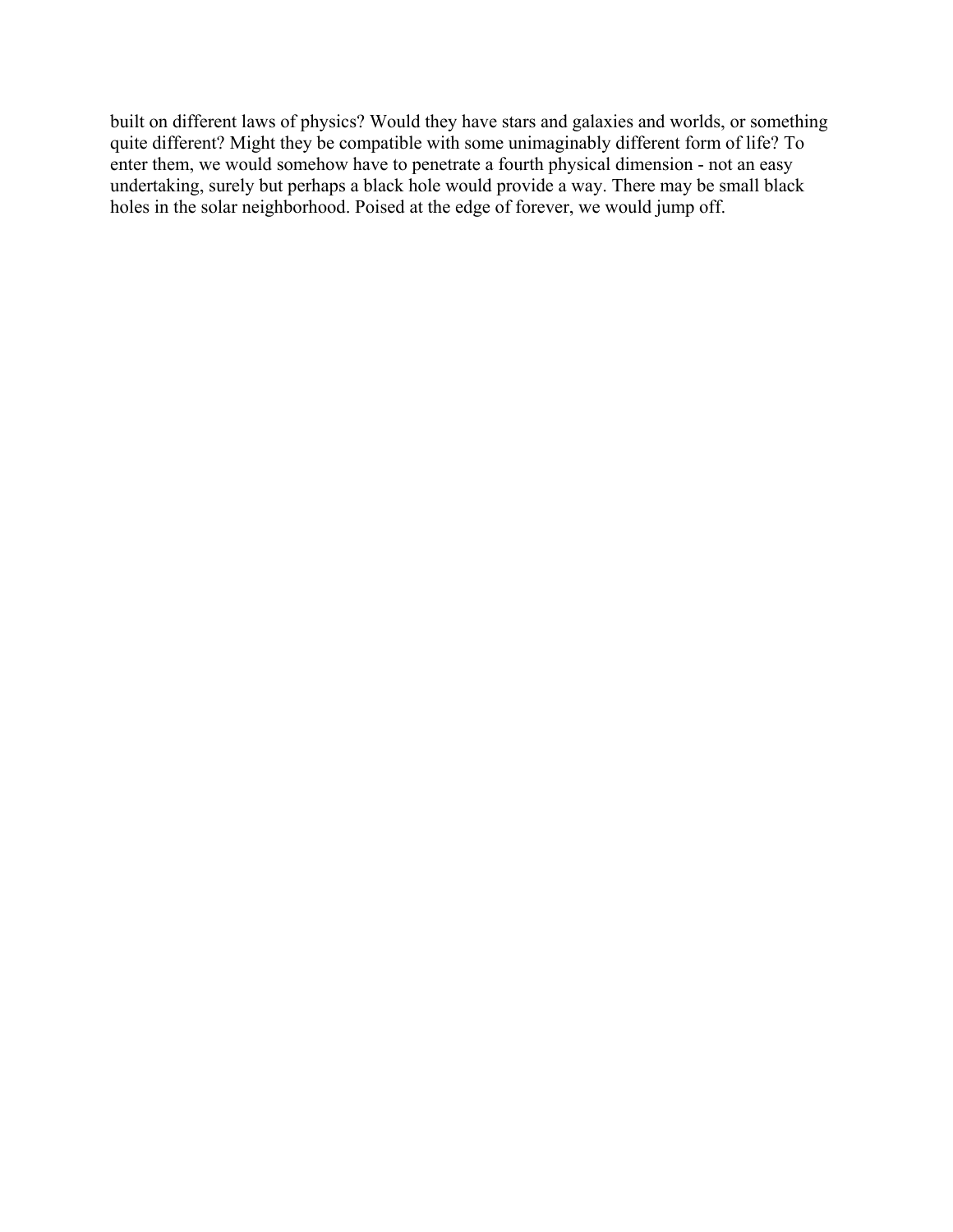built on different laws of physics? Would they have stars and galaxies and worlds, or something quite different? Might they be compatible with some unimaginably different form of life? To enter them, we would somehow have to penetrate a fourth physical dimension - not an easy undertaking, surely but perhaps a black hole would provide a way. There may be small black holes in the solar neighborhood. Poised at the edge of forever, we would jump off.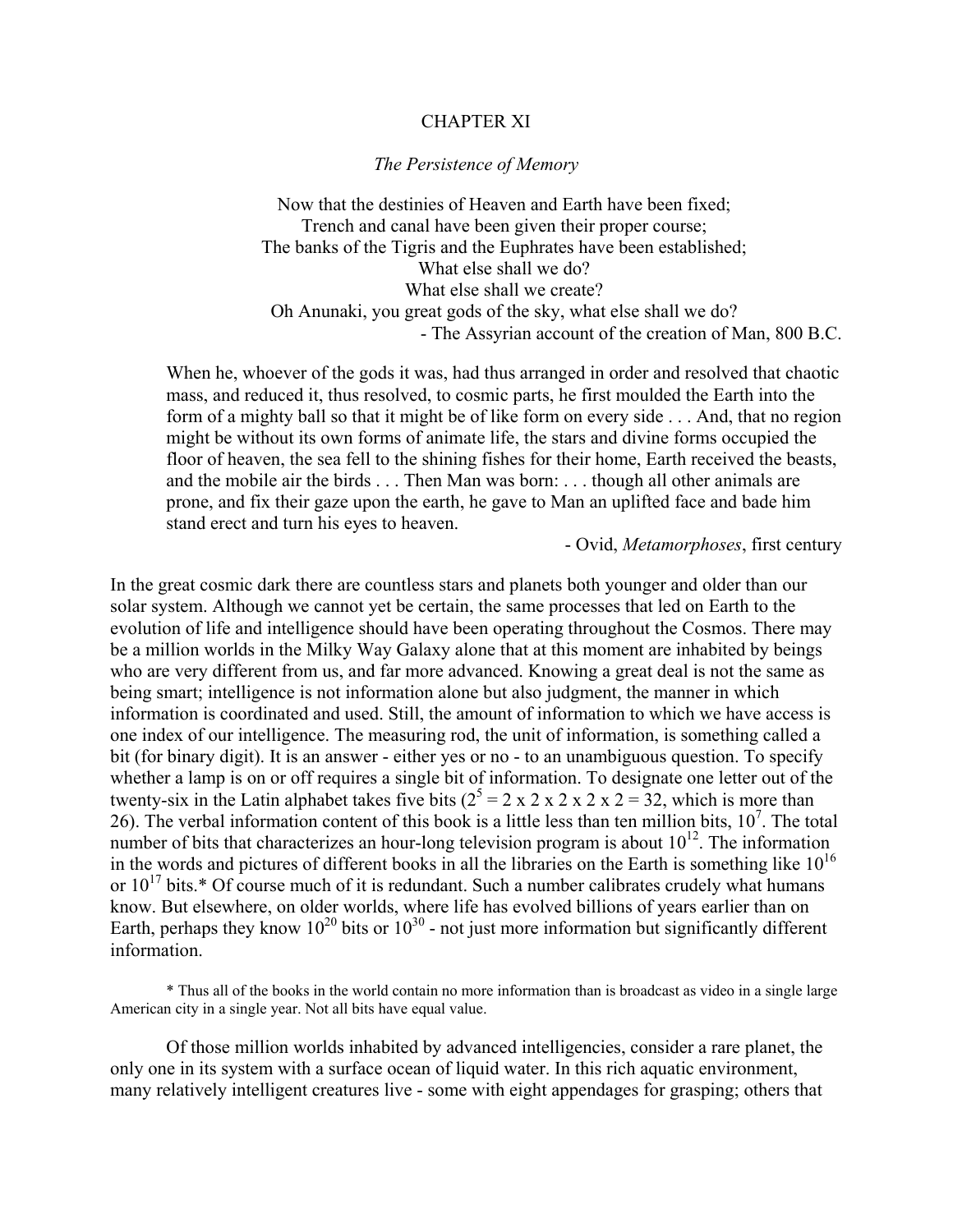# CHAPTER XI

## *The Persistence of Memory*

Now that the destinies of Heaven and Earth have been fixed;  
Trench and canal have been given their proper course;  
The banks of the Tigris and the Euphrates have been established;  
What else shall we do?  
What else shall we create?  
Oh Anunaki, you great gods of the sky, what else shall we do?  
\- The Assyrian account of the creation of Man, 800 B.C.

> When he, whoever of the gods it was, had thus arranged in order and resolved that chaotic mass, and reduced it, thus resolved, to cosmic parts, he first moulded the Earth into the form of a mighty ball so that it might be of like form on every side . . . And, that no region might be without its own forms of animate life, the stars and divine forms occupied the floor of heaven, the sea fell to the shining fishes for their home, Earth received the beasts, and the mobile air the birds . . . Then Man was born: . . . though all other animals are prone, and fix their gaze upon the earth, he gave to Man an uplifted face and bade him stand erect and turn his eyes to heaven.
>
> \- Ovid, *Metamorphoses*, first century

In the great cosmic dark there are countless stars and planets both younger and older than our solar system. Although we cannot yet be certain, the same processes that led on Earth to the evolution of life and intelligence should have been operating throughout the Cosmos. There may be a million worlds in the Milky Way Galaxy alone that at this moment are inhabited by beings who are very different from us, and far more advanced. Knowing a great deal is not the same as being smart; intelligence is not information alone but also judgment, the manner in which information is coordinated and used. Still, the amount of information to which we have access is one index of our intelligence. The measuring rod, the unit of information, is something called a bit (for binary digit). It is an answer - either yes or no - to an unambiguous question. To specify whether a lamp is on or off requires a single bit of information. To designate one letter out of the twenty-six in the Latin alphabet takes five bits ($2^5 = 2 \times 2 \times 2 \times 2 \times 2 = 32$, which is more than 26). The verbal information content of this book is a little less than ten million bits, $10^7$. The total number of bits that characterizes an hour-long television program is about $10^{12}$. The information in the words and pictures of different books in all the libraries on the Earth is something like $10^{16}$ or $10^{17}$ bits.* Of course much of it is redundant. Such a number calibrates crudely what humans know. But elsewhere, on older worlds, where life has evolved billions of years earlier than on Earth, perhaps they know $10^{20}$ bits or $10^{30}$ - not just more information but significantly different information.

\* Thus all of the books in the world contain no more information than is broadcast as video in a single large American city in a single year. Not all bits have equal value.

Of those million worlds inhabited by advanced intelligencies, consider a rare planet, the only one in its system with a surface ocean of liquid water. In this rich aquatic environment, many relatively intelligent creatures live - some with eight appendages for grasping; others that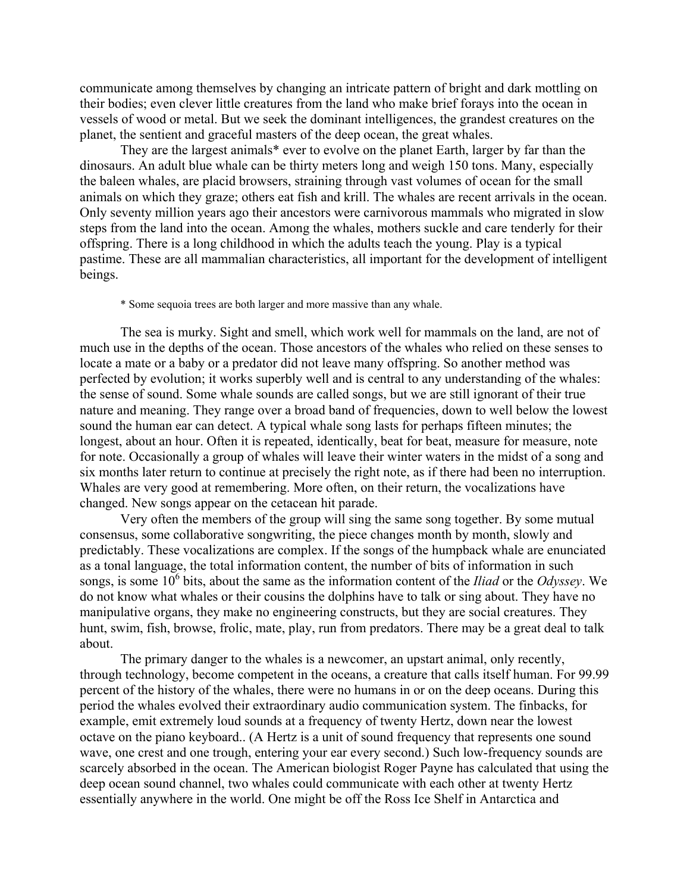communicate among themselves by changing an intricate pattern of bright and dark mottling on their bodies; even clever little creatures from the land who make brief forays into the ocean in vessels of wood or metal. But we seek the dominant intelligences, the grandest creatures on the planet, the sentient and graceful masters of the deep ocean, the great whales.

They are the largest animals* ever to evolve on the planet Earth, larger by far than the dinosaurs. An adult blue whale can be thirty meters long and weigh 150 tons. Many, especially the baleen whales, are placid browsers, straining through vast volumes of ocean for the small animals on which they graze; others eat fish and krill. The whales are recent arrivals in the ocean. Only seventy million years ago their ancestors were carnivorous mammals who migrated in slow steps from the land into the ocean. Among the whales, mothers suckle and care tenderly for their offspring. There is a long childhood in which the adults teach the young. Play is a typical pastime. These are all mammalian characteristics, all important for the development of intelligent beings.

\* Some sequoia trees are both larger and more massive than any whale.

The sea is murky. Sight and smell, which work well for mammals on the land, are not of much use in the depths of the ocean. Those ancestors of the whales who relied on these senses to locate a mate or a baby or a predator did not leave many offspring. So another method was perfected by evolution; it works superbly well and is central to any understanding of the whales: the sense of sound. Some whale sounds are called songs, but we are still ignorant of their true nature and meaning. They range over a broad band of frequencies, down to well below the lowest sound the human ear can detect. A typical whale song lasts for perhaps fifteen minutes; the longest, about an hour. Often it is repeated, identically, beat for beat, measure for measure, note for note. Occasionally a group of whales will leave their winter waters in the midst of a song and six months later return to continue at precisely the right note, as if there had been no interruption. Whales are very good at remembering. More often, on their return, the vocalizations have changed. New songs appear on the cetacean hit parade.

Very often the members of the group will sing the same song together. By some mutual consensus, some collaborative songwriting, the piece changes month by month, slowly and predictably. These vocalizations are complex. If the songs of the humpback whale are enunciated as a tonal language, the total information content, the number of bits of information in such songs, is some $10^6$ bits, about the same as the information content of the *Iliad* or the *Odyssey*. We do not know what whales or their cousins the dolphins have to talk or sing about. They have no manipulative organs, they make no engineering constructs, but they are social creatures. They hunt, swim, fish, browse, frolic, mate, play, run from predators. There may be a great deal to talk about.

The primary danger to the whales is a newcomer, an upstart animal, only recently, through technology, become competent in the oceans, a creature that calls itself human. For 99.99 percent of the history of the whales, there were no humans in or on the deep oceans. During this period the whales evolved their extraordinary audio communication system. The finbacks, for example, emit extremely loud sounds at a frequency of twenty Hertz, down near the lowest octave on the piano keyboard.. (A Hertz is a unit of sound frequency that represents one sound wave, one crest and one trough, entering your ear every second.) Such low-frequency sounds are scarcely absorbed in the ocean. The American biologist Roger Payne has calculated that using the deep ocean sound channel, two whales could communicate with each other at twenty Hertz essentially anywhere in the world. One might be off the Ross Ice Shelf in Antarctica and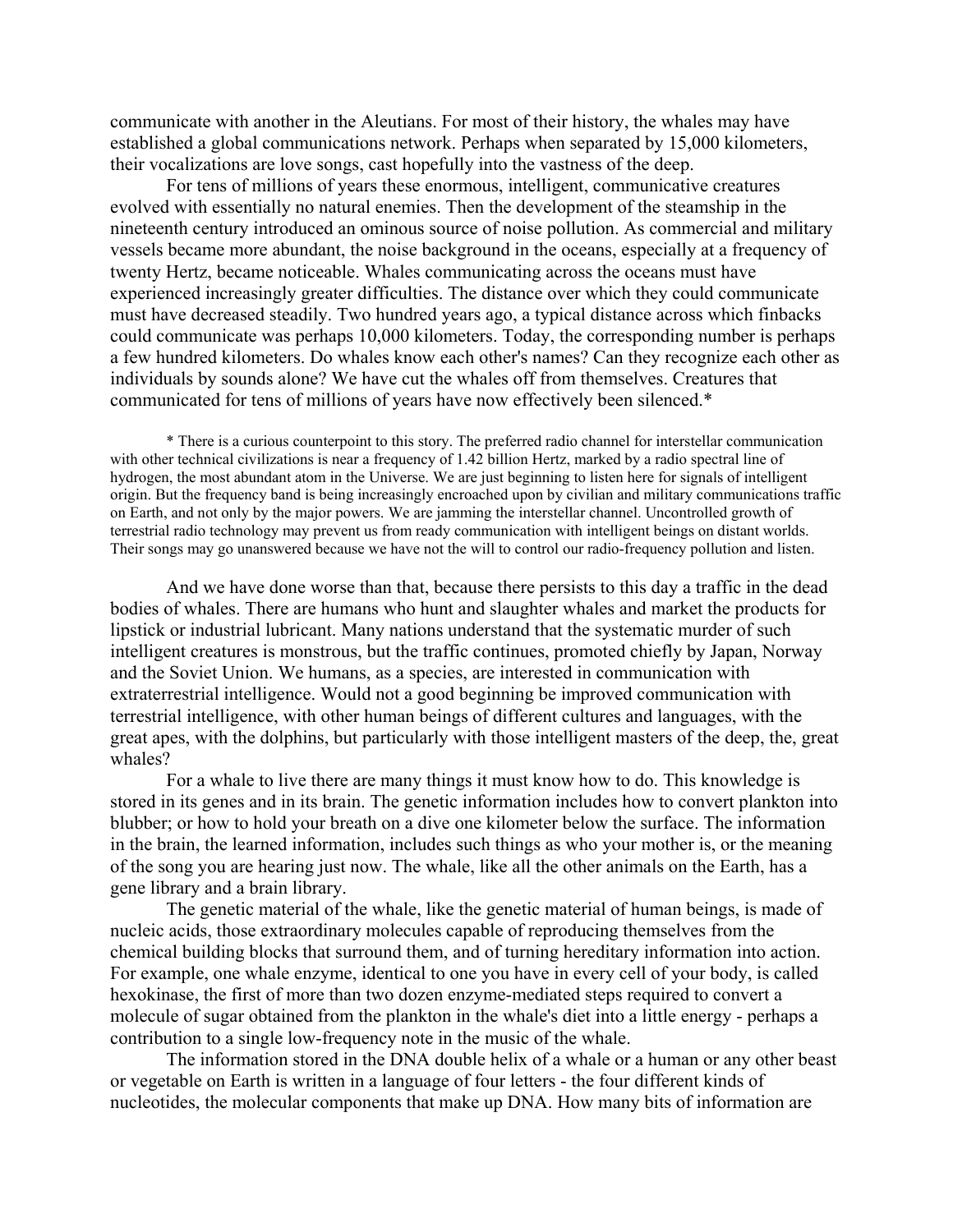communicate with another in the Aleutians. For most of their history, the whales may have established a global communications network. Perhaps when separated by 15,000 kilometers, their vocalizations are love songs, cast hopefully into the vastness of the deep.

For tens of millions of years these enormous, intelligent, communicative creatures evolved with essentially no natural enemies. Then the development of the steamship in the nineteenth century introduced an ominous source of noise pollution. As commercial and military vessels became more abundant, the noise background in the oceans, especially at a frequency of twenty Hertz, became noticeable. Whales communicating across the oceans must have experienced increasingly greater difficulties. The distance over which they could communicate must have decreased steadily. Two hundred years ago, a typical distance across which finbacks could communicate was perhaps 10,000 kilometers. Today, the corresponding number is perhaps a few hundred kilometers. Do whales know each other's names? Can they recognize each other as individuals by sounds alone? We have cut the whales off from themselves. Creatures that communicated for tens of millions of years have now effectively been silenced.*

\* There is a curious counterpoint to this story. The preferred radio channel for interstellar communication with other technical civilizations is near a frequency of 1.42 billion Hertz, marked by a radio spectral line of hydrogen, the most abundant atom in the Universe. We are just beginning to listen here for signals of intelligent origin. But the frequency band is being increasingly encroached upon by civilian and military communications traffic on Earth, and not only by the major powers. We are jamming the interstellar channel. Uncontrolled growth of terrestrial radio technology may prevent us from ready communication with intelligent beings on distant worlds. Their songs may go unanswered because we have not the will to control our radio-frequency pollution and listen.

And we have done worse than that, because there persists to this day a traffic in the dead bodies of whales. There are humans who hunt and slaughter whales and market the products for lipstick or industrial lubricant. Many nations understand that the systematic murder of such intelligent creatures is monstrous, but the traffic continues, promoted chiefly by Japan, Norway and the Soviet Union. We humans, as a species, are interested in communication with extraterrestrial intelligence. Would not a good beginning be improved communication with terrestrial intelligence, with other human beings of different cultures and languages, with the great apes, with the dolphins, but particularly with those intelligent masters of the deep, the, great whales?

For a whale to live there are many things it must know how to do. This knowledge is stored in its genes and in its brain. The genetic information includes how to convert plankton into blubber; or how to hold your breath on a dive one kilometer below the surface. The information in the brain, the learned information, includes such things as who your mother is, or the meaning of the song you are hearing just now. The whale, like all the other animals on the Earth, has a gene library and a brain library.

The genetic material of the whale, like the genetic material of human beings, is made of nucleic acids, those extraordinary molecules capable of reproducing themselves from the chemical building blocks that surround them, and of turning hereditary information into action. For example, one whale enzyme, identical to one you have in every cell of your body, is called hexokinase, the first of more than two dozen enzyme-mediated steps required to convert a molecule of sugar obtained from the plankton in the whale's diet into a little energy - perhaps a contribution to a single low-frequency note in the music of the whale.

The information stored in the DNA double helix of a whale or a human or any other beast or vegetable on Earth is written in a language of four letters - the four different kinds of nucleotides, the molecular components that make up DNA. How many bits of information are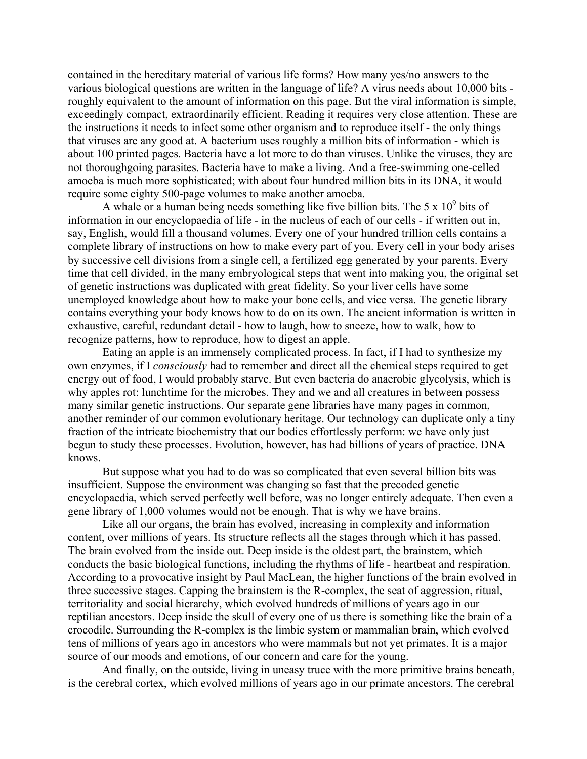contained in the hereditary material of various life forms? How many yes/no answers to the various biological questions are written in the language of life? A virus needs about 10,000 bits - roughly equivalent to the amount of information on this page. But the viral information is simple, exceedingly compact, extraordinarily efficient. Reading it requires very close attention. These are the instructions it needs to infect some other organism and to reproduce itself - the only things that viruses are any good at. A bacterium uses roughly a million bits of information - which is about 100 printed pages. Bacteria have a lot more to do than viruses. Unlike the viruses, they are not thoroughgoing parasites. Bacteria have to make a living. And a free-swimming one-celled amoeba is much more sophisticated; with about four hundred million bits in its DNA, it would require some eighty 500-page volumes to make another amoeba.

A whale or a human being needs something like five billion bits. The $5 \times 10^9$ bits of information in our encyclopaedia of life - in the nucleus of each of our cells - if written out in, say, English, would fill a thousand volumes. Every one of your hundred trillion cells contains a complete library of instructions on how to make every part of you. Every cell in your body arises by successive cell divisions from a single cell, a fertilized egg generated by your parents. Every time that cell divided, in the many embryological steps that went into making you, the original set of genetic instructions was duplicated with great fidelity. So your liver cells have some unemployed knowledge about how to make your bone cells, and vice versa. The genetic library contains everything your body knows how to do on its own. The ancient information is written in exhaustive, careful, redundant detail - how to laugh, how to sneeze, how to walk, how to recognize patterns, how to reproduce, how to digest an apple.

Eating an apple is an immensely complicated process. In fact, if I had to synthesize my own enzymes, if I *consciously* had to remember and direct all the chemical steps required to get energy out of food, I would probably starve. But even bacteria do anaerobic glycolysis, which is why apples rot: lunchtime for the microbes. They and we and all creatures in between possess many similar genetic instructions. Our separate gene libraries have many pages in common, another reminder of our common evolutionary heritage. Our technology can duplicate only a tiny fraction of the intricate biochemistry that our bodies effortlessly perform: we have only just begun to study these processes. Evolution, however, has had billions of years of practice. DNA knows.

But suppose what you had to do was so complicated that even several billion bits was insufficient. Suppose the environment was changing so fast that the precoded genetic encyclopaedia, which served perfectly well before, was no longer entirely adequate. Then even a gene library of 1,000 volumes would not be enough. That is why we have brains.

Like all our organs, the brain has evolved, increasing in complexity and information content, over millions of years. Its structure reflects all the stages through which it has passed. The brain evolved from the inside out. Deep inside is the oldest part, the brainstem, which conducts the basic biological functions, including the rhythms of life - heartbeat and respiration. According to a provocative insight by Paul MacLean, the higher functions of the brain evolved in three successive stages. Capping the brainstem is the R-complex, the seat of aggression, ritual, territoriality and social hierarchy, which evolved hundreds of millions of years ago in our reptilian ancestors. Deep inside the skull of every one of us there is something like the brain of a crocodile. Surrounding the R-complex is the limbic system or mammalian brain, which evolved tens of millions of years ago in ancestors who were mammals but not yet primates. It is a major source of our moods and emotions, of our concern and care for the young.

And finally, on the outside, living in uneasy truce with the more primitive brains beneath, is the cerebral cortex, which evolved millions of years ago in our primate ancestors. The cerebral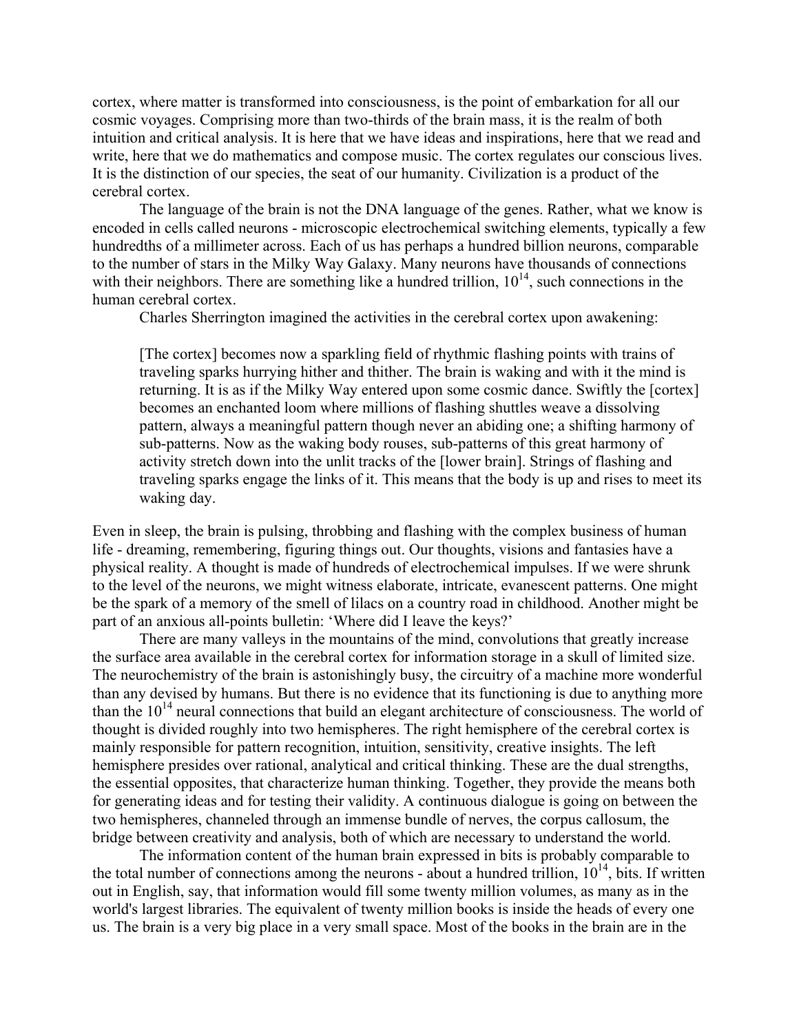cortex, where matter is transformed into consciousness, is the point of embarkation for all our cosmic voyages. Comprising more than two-thirds of the brain mass, it is the realm of both intuition and critical analysis. It is here that we have ideas and inspirations, here that we read and write, here that we do mathematics and compose music. The cortex regulates our conscious lives. It is the distinction of our species, the seat of our humanity. Civilization is a product of the cerebral cortex.

The language of the brain is not the DNA language of the genes. Rather, what we know is encoded in cells called neurons - microscopic electrochemical switching elements, typically a few hundredths of a millimeter across. Each of us has perhaps a hundred billion neurons, comparable to the number of stars in the Milky Way Galaxy. Many neurons have thousands of connections with their neighbors. There are something like a hundred trillion, $10^{14}$, such connections in the human cerebral cortex.

Charles Sherrington imagined the activities in the cerebral cortex upon awakening:

> [The cortex] becomes now a sparkling field of rhythmic flashing points with trains of traveling sparks hurrying hither and thither. The brain is waking and with it the mind is returning. It is as if the Milky Way entered upon some cosmic dance. Swiftly the [cortex] becomes an enchanted loom where millions of flashing shuttles weave a dissolving pattern, always a meaningful pattern though never an abiding one; a shifting harmony of sub-patterns. Now as the waking body rouses, sub-patterns of this great harmony of activity stretch down into the unlit tracks of the [lower brain]. Strings of flashing and traveling sparks engage the links of it. This means that the body is up and rises to meet its waking day.

Even in sleep, the brain is pulsing, throbbing and flashing with the complex business of human life - dreaming, remembering, figuring things out. Our thoughts, visions and fantasies have a physical reality. A thought is made of hundreds of electrochemical impulses. If we were shrunk to the level of the neurons, we might witness elaborate, intricate, evanescent patterns. One might be the spark of a memory of the smell of lilacs on a country road in childhood. Another might be part of an anxious all-points bulletin: 'Where did I leave the keys?'

There are many valleys in the mountains of the mind, convolutions that greatly increase the surface area available in the cerebral cortex for information storage in a skull of limited size. The neurochemistry of the brain is astonishingly busy, the circuitry of a machine more wonderful than any devised by humans. But there is no evidence that its functioning is due to anything more than the $10^{14}$ neural connections that build an elegant architecture of consciousness. The world of thought is divided roughly into two hemispheres. The right hemisphere of the cerebral cortex is mainly responsible for pattern recognition, intuition, sensitivity, creative insights. The left hemisphere presides over rational, analytical and critical thinking. These are the dual strengths, the essential opposites, that characterize human thinking. Together, they provide the means both for generating ideas and for testing their validity. A continuous dialogue is going on between the two hemispheres, channeled through an immense bundle of nerves, the corpus callosum, the bridge between creativity and analysis, both of which are necessary to understand the world.

The information content of the human brain expressed in bits is probably comparable to the total number of connections among the neurons - about a hundred trillion, $10^{14}$, bits. If written out in English, say, that information would fill some twenty million volumes, as many as in the world's largest libraries. The equivalent of twenty million books is inside the heads of every one us. The brain is a very big place in a very small space. Most of the books in the brain are in the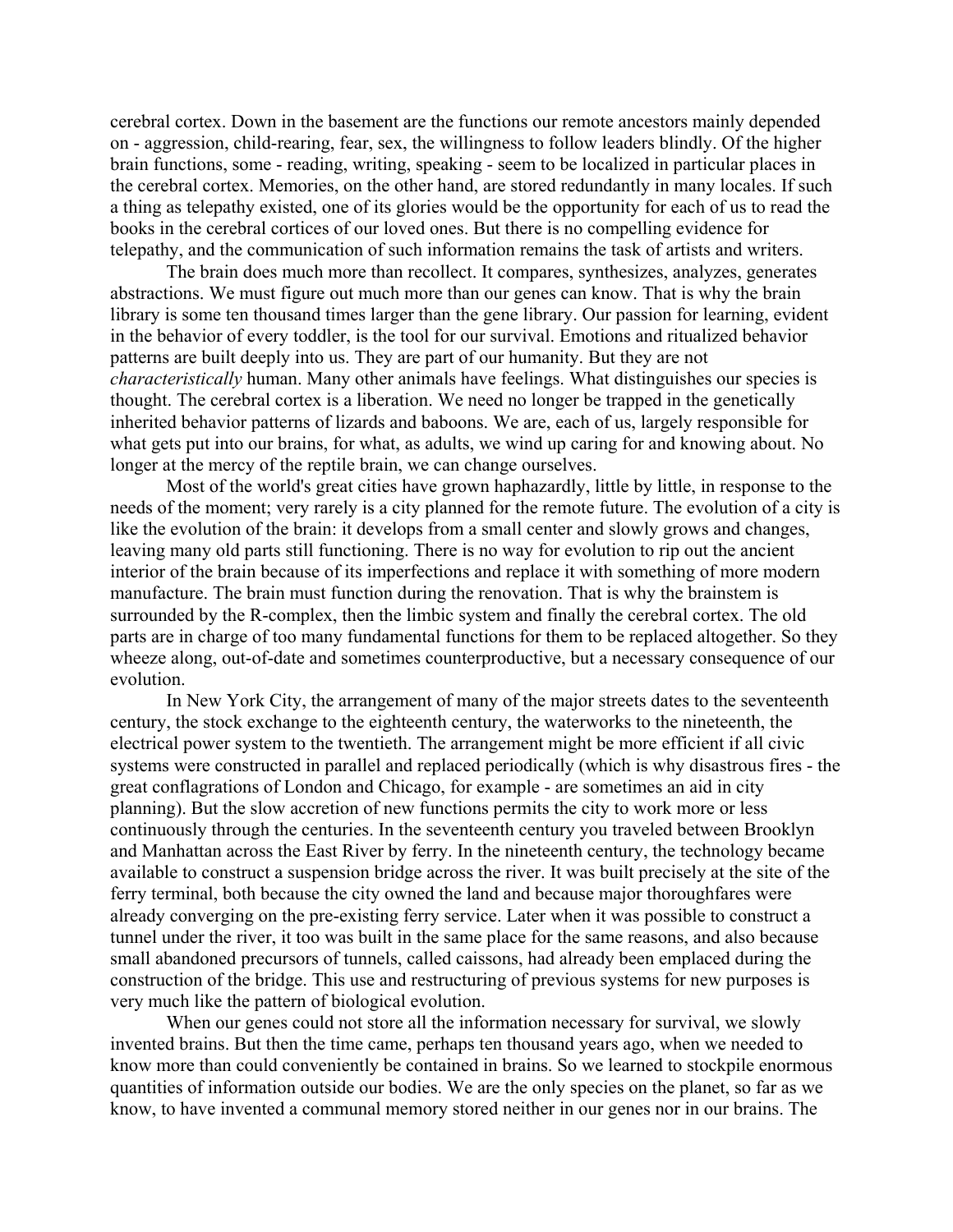cerebral cortex. Down in the basement are the functions our remote ancestors mainly depended on - aggression, child-rearing, fear, sex, the willingness to follow leaders blindly. Of the higher brain functions, some - reading, writing, speaking - seem to be localized in particular places in the cerebral cortex. Memories, on the other hand, are stored redundantly in many locales. If such a thing as telepathy existed, one of its glories would be the opportunity for each of us to read the books in the cerebral cortices of our loved ones. But there is no compelling evidence for telepathy, and the communication of such information remains the task of artists and writers.

The brain does much more than recollect. It compares, synthesizes, analyzes, generates abstractions. We must figure out much more than our genes can know. That is why the brain library is some ten thousand times larger than the gene library. Our passion for learning, evident in the behavior of every toddler, is the tool for our survival. Emotions and ritualized behavior patterns are built deeply into us. They are part of our humanity. But they are not *characteristically* human. Many other animals have feelings. What distinguishes our species is thought. The cerebral cortex is a liberation. We need no longer be trapped in the genetically inherited behavior patterns of lizards and baboons. We are, each of us, largely responsible for what gets put into our brains, for what, as adults, we wind up caring for and knowing about. No longer at the mercy of the reptile brain, we can change ourselves.

Most of the world's great cities have grown haphazardly, little by little, in response to the needs of the moment; very rarely is a city planned for the remote future. The evolution of a city is like the evolution of the brain: it develops from a small center and slowly grows and changes, leaving many old parts still functioning. There is no way for evolution to rip out the ancient interior of the brain because of its imperfections and replace it with something of more modern manufacture. The brain must function during the renovation. That is why the brainstem is surrounded by the R-complex, then the limbic system and finally the cerebral cortex. The old parts are in charge of too many fundamental functions for them to be replaced altogether. So they wheeze along, out-of-date and sometimes counterproductive, but a necessary consequence of our evolution.

In New York City, the arrangement of many of the major streets dates to the seventeenth century, the stock exchange to the eighteenth century, the waterworks to the nineteenth, the electrical power system to the twentieth. The arrangement might be more efficient if all civic systems were constructed in parallel and replaced periodically (which is why disastrous fires - the great conflagrations of London and Chicago, for example - are sometimes an aid in city planning). But the slow accretion of new functions permits the city to work more or less continuously through the centuries. In the seventeenth century you traveled between Brooklyn and Manhattan across the East River by ferry. In the nineteenth century, the technology became available to construct a suspension bridge across the river. It was built precisely at the site of the ferry terminal, both because the city owned the land and because major thoroughfares were already converging on the pre-existing ferry service. Later when it was possible to construct a tunnel under the river, it too was built in the same place for the same reasons, and also because small abandoned precursors of tunnels, called caissons, had already been emplaced during the construction of the bridge. This use and restructuring of previous systems for new purposes is very much like the pattern of biological evolution.

When our genes could not store all the information necessary for survival, we slowly invented brains. But then the time came, perhaps ten thousand years ago, when we needed to know more than could conveniently be contained in brains. So we learned to stockpile enormous quantities of information outside our bodies. We are the only species on the planet, so far as we know, to have invented a communal memory stored neither in our genes nor in our brains. The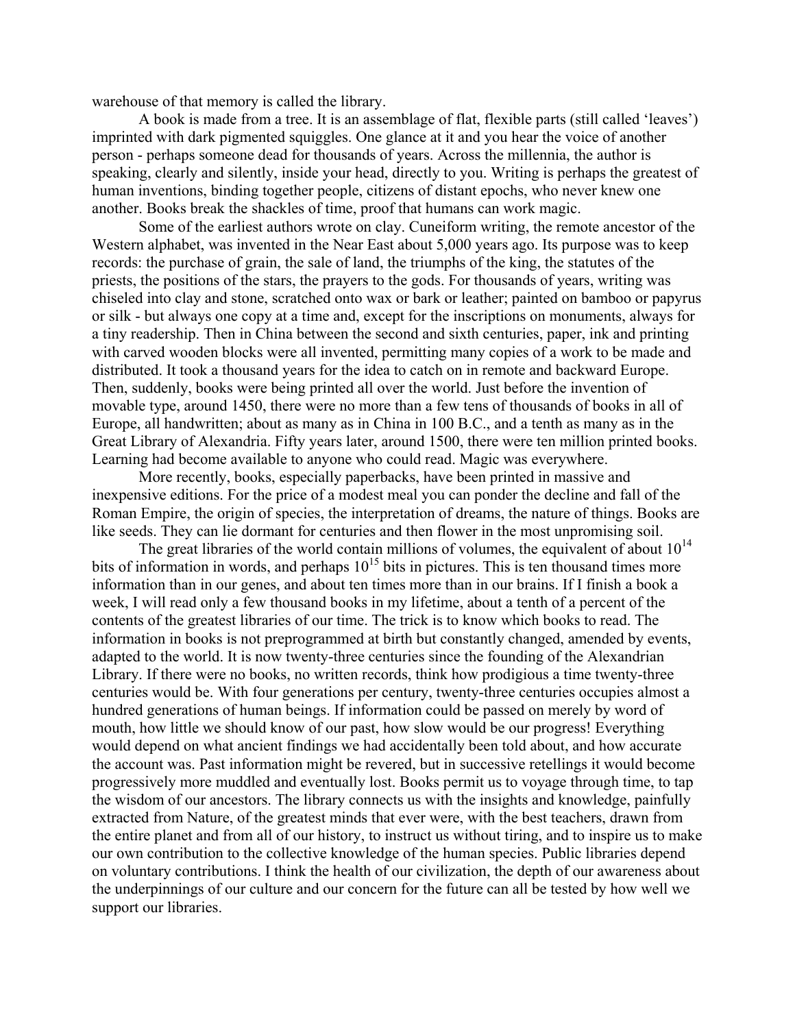warehouse of that memory is called the library.

A book is made from a tree. It is an assemblage of flat, flexible parts (still called 'leaves') imprinted with dark pigmented squiggles. One glance at it and you hear the voice of another person - perhaps someone dead for thousands of years. Across the millennia, the author is speaking, clearly and silently, inside your head, directly to you. Writing is perhaps the greatest of human inventions, binding together people, citizens of distant epochs, who never knew one another. Books break the shackles of time, proof that humans can work magic.

Some of the earliest authors wrote on clay. Cuneiform writing, the remote ancestor of the Western alphabet, was invented in the Near East about 5,000 years ago. Its purpose was to keep records: the purchase of grain, the sale of land, the triumphs of the king, the statutes of the priests, the positions of the stars, the prayers to the gods. For thousands of years, writing was chiseled into clay and stone, scratched onto wax or bark or leather; painted on bamboo or papyrus or silk - but always one copy at a time and, except for the inscriptions on monuments, always for a tiny readership. Then in China between the second and sixth centuries, paper, ink and printing with carved wooden blocks were all invented, permitting many copies of a work to be made and distributed. It took a thousand years for the idea to catch on in remote and backward Europe. Then, suddenly, books were being printed all over the world. Just before the invention of movable type, around 1450, there were no more than a few tens of thousands of books in all of Europe, all handwritten; about as many as in China in 100 B.C., and a tenth as many as in the Great Library of Alexandria. Fifty years later, around 1500, there were ten million printed books. Learning had become available to anyone who could read. Magic was everywhere.

More recently, books, especially paperbacks, have been printed in massive and inexpensive editions. For the price of a modest meal you can ponder the decline and fall of the Roman Empire, the origin of species, the interpretation of dreams, the nature of things. Books are like seeds. They can lie dormant for centuries and then flower in the most unpromising soil.

The great libraries of the world contain millions of volumes, the equivalent of about $10^{14}$ bits of information in words, and perhaps $10^{15}$ bits in pictures. This is ten thousand times more information than in our genes, and about ten times more than in our brains. If I finish a book a week, I will read only a few thousand books in my lifetime, about a tenth of a percent of the contents of the greatest libraries of our time. The trick is to know which books to read. The information in books is not preprogrammed at birth but constantly changed, amended by events, adapted to the world. It is now twenty-three centuries since the founding of the Alexandrian Library. If there were no books, no written records, think how prodigious a time twenty-three centuries would be. With four generations per century, twenty-three centuries occupies almost a hundred generations of human beings. If information could be passed on merely by word of mouth, how little we should know of our past, how slow would be our progress! Everything would depend on what ancient findings we had accidentally been told about, and how accurate the account was. Past information might be revered, but in successive retellings it would become progressively more muddled and eventually lost. Books permit us to voyage through time, to tap the wisdom of our ancestors. The library connects us with the insights and knowledge, painfully extracted from Nature, of the greatest minds that ever were, with the best teachers, drawn from the entire planet and from all of our history, to instruct us without tiring, and to inspire us to make our own contribution to the collective knowledge of the human species. Public libraries depend on voluntary contributions. I think the health of our civilization, the depth of our awareness about the underpinnings of our culture and our concern for the future can all be tested by how well we support our libraries.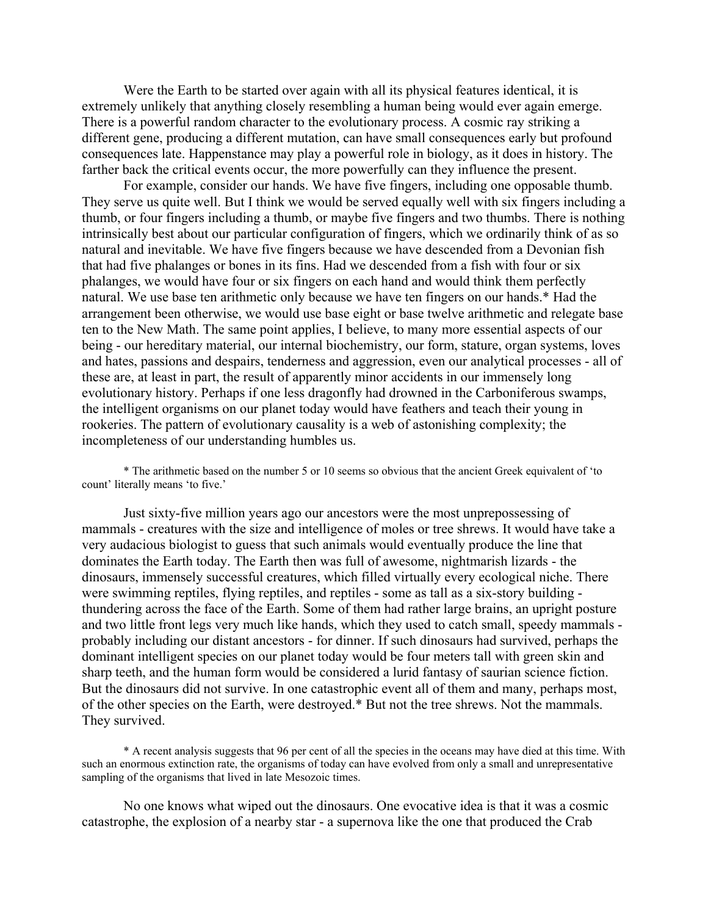Were the Earth to be started over again with all its physical features identical, it is extremely unlikely that anything closely resembling a human being would ever again emerge. There is a powerful random character to the evolutionary process. A cosmic ray striking a different gene, producing a different mutation, can have small consequences early but profound consequences late. Happenstance may play a powerful role in biology, as it does in history. The farther back the critical events occur, the more powerfully can they influence the present.

For example, consider our hands. We have five fingers, including one opposable thumb. They serve us quite well. But I think we would be served equally well with six fingers including a thumb, or four fingers including a thumb, or maybe five fingers and two thumbs. There is nothing intrinsically best about our particular configuration of fingers, which we ordinarily think of as so natural and inevitable. We have five fingers because we have descended from a Devonian fish that had five phalanges or bones in its fins. Had we descended from a fish with four or six phalanges, we would have four or six fingers on each hand and would think them perfectly natural. We use base ten arithmetic only because we have ten fingers on our hands.* Had the arrangement been otherwise, we would use base eight or base twelve arithmetic and relegate base ten to the New Math. The same point applies, I believe, to many more essential aspects of our being - our hereditary material, our internal biochemistry, our form, stature, organ systems, loves and hates, passions and despairs, tenderness and aggression, even our analytical processes - all of these are, at least in part, the result of apparently minor accidents in our immensely long evolutionary history. Perhaps if one less dragonfly had drowned in the Carboniferous swamps, the intelligent organisms on our planet today would have feathers and teach their young in rookeries. The pattern of evolutionary causality is a web of astonishing complexity; the incompleteness of our understanding humbles us.

\* The arithmetic based on the number 5 or 10 seems so obvious that the ancient Greek equivalent of 'to count' literally means 'to five.'

Just sixty-five million years ago our ancestors were the most unprepossessing of mammals - creatures with the size and intelligence of moles or tree shrews. It would have take a very audacious biologist to guess that such animals would eventually produce the line that dominates the Earth today. The Earth then was full of awesome, nightmarish lizards - the dinosaurs, immensely successful creatures, which filled virtually every ecological niche. There were swimming reptiles, flying reptiles, and reptiles - some as tall as a six-story building - thundering across the face of the Earth. Some of them had rather large brains, an upright posture and two little front legs very much like hands, which they used to catch small, speedy mammals - probably including our distant ancestors - for dinner. If such dinosaurs had survived, perhaps the dominant intelligent species on our planet today would be four meters tall with green skin and sharp teeth, and the human form would be considered a lurid fantasy of saurian science fiction. But the dinosaurs did not survive. In one catastrophic event all of them and many, perhaps most, of the other species on the Earth, were destroyed.* But not the tree shrews. Not the mammals. They survived.

\* A recent analysis suggests that 96 per cent of all the species in the oceans may have died at this time. With such an enormous extinction rate, the organisms of today can have evolved from only a small and unrepresentative sampling of the organisms that lived in late Mesozoic times.

No one knows what wiped out the dinosaurs. One evocative idea is that it was a cosmic catastrophe, the explosion of a nearby star - a supernova like the one that produced the Crab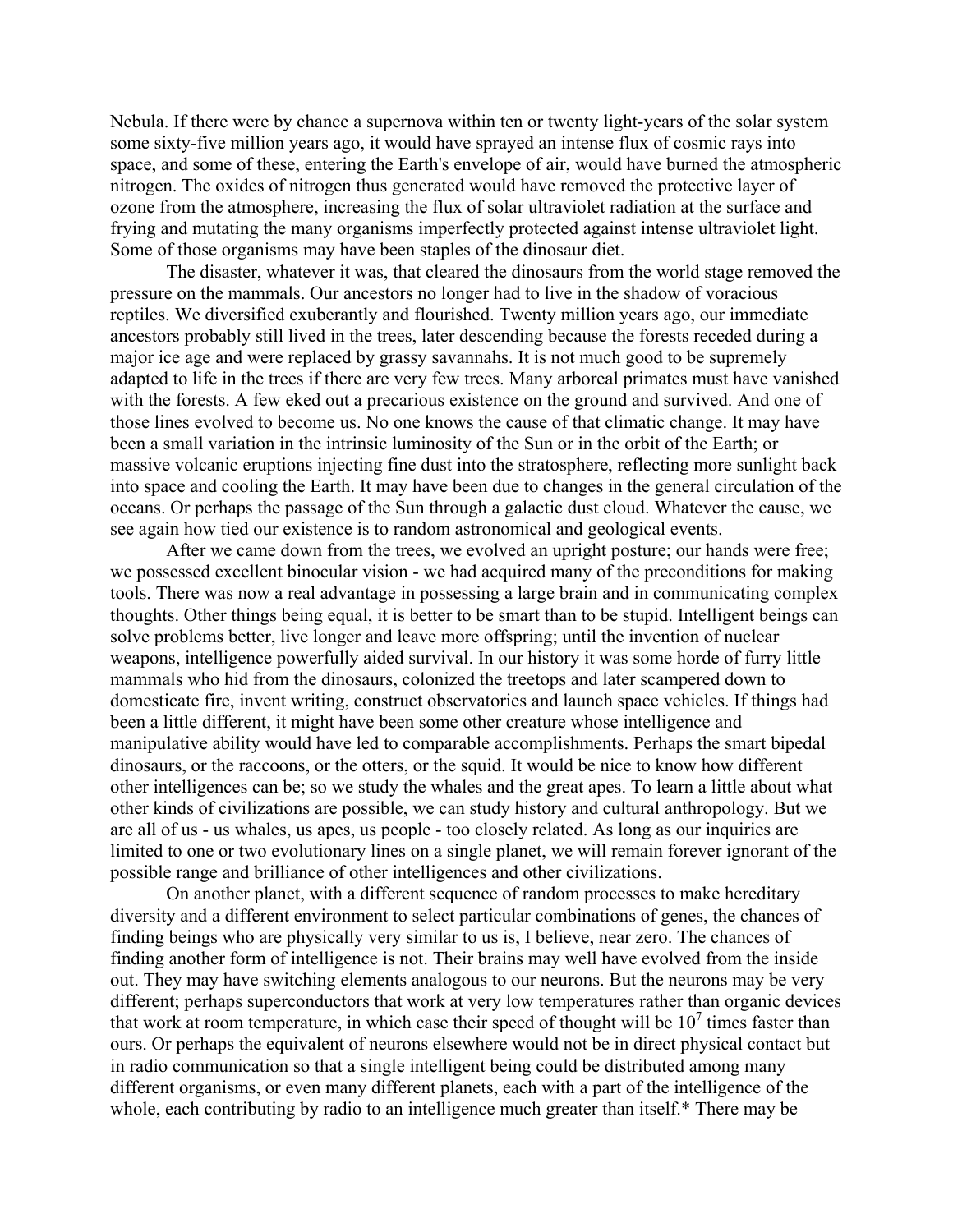Nebula. If there were by chance a supernova within ten or twenty light-years of the solar system some sixty-five million years ago, it would have sprayed an intense flux of cosmic rays into space, and some of these, entering the Earth's envelope of air, would have burned the atmospheric nitrogen. The oxides of nitrogen thus generated would have removed the protective layer of ozone from the atmosphere, increasing the flux of solar ultraviolet radiation at the surface and frying and mutating the many organisms imperfectly protected against intense ultraviolet light. Some of those organisms may have been staples of the dinosaur diet.

The disaster, whatever it was, that cleared the dinosaurs from the world stage removed the pressure on the mammals. Our ancestors no longer had to live in the shadow of voracious reptiles. We diversified exuberantly and flourished. Twenty million years ago, our immediate ancestors probably still lived in the trees, later descending because the forests receded during a major ice age and were replaced by grassy savannahs. It is not much good to be supremely adapted to life in the trees if there are very few trees. Many arboreal primates must have vanished with the forests. A few eked out a precarious existence on the ground and survived. And one of those lines evolved to become us. No one knows the cause of that climatic change. It may have been a small variation in the intrinsic luminosity of the Sun or in the orbit of the Earth; or massive volcanic eruptions injecting fine dust into the stratosphere, reflecting more sunlight back into space and cooling the Earth. It may have been due to changes in the general circulation of the oceans. Or perhaps the passage of the Sun through a galactic dust cloud. Whatever the cause, we see again how tied our existence is to random astronomical and geological events.

After we came down from the trees, we evolved an upright posture; our hands were free; we possessed excellent binocular vision - we had acquired many of the preconditions for making tools. There was now a real advantage in possessing a large brain and in communicating complex thoughts. Other things being equal, it is better to be smart than to be stupid. Intelligent beings can solve problems better, live longer and leave more offspring; until the invention of nuclear weapons, intelligence powerfully aided survival. In our history it was some horde of furry little mammals who hid from the dinosaurs, colonized the treetops and later scampered down to domesticate fire, invent writing, construct observatories and launch space vehicles. If things had been a little different, it might have been some other creature whose intelligence and manipulative ability would have led to comparable accomplishments. Perhaps the smart bipedal dinosaurs, or the raccoons, or the otters, or the squid. It would be nice to know how different other intelligences can be; so we study the whales and the great apes. To learn a little about what other kinds of civilizations are possible, we can study history and cultural anthropology. But we are all of us - us whales, us apes, us people - too closely related. As long as our inquiries are limited to one or two evolutionary lines on a single planet, we will remain forever ignorant of the possible range and brilliance of other intelligences and other civilizations.

On another planet, with a different sequence of random processes to make hereditary diversity and a different environment to select particular combinations of genes, the chances of finding beings who are physically very similar to us is, I believe, near zero. The chances of finding another form of intelligence is not. Their brains may well have evolved from the inside out. They may have switching elements analogous to our neurons. But the neurons may be very different; perhaps superconductors that work at very low temperatures rather than organic devices that work at room temperature, in which case their speed of thought will be $10^7$ times faster than ours. Or perhaps the equivalent of neurons elsewhere would not be in direct physical contact but in radio communication so that a single intelligent being could be distributed among many different organisms, or even many different planets, each with a part of the intelligence of the whole, each contributing by radio to an intelligence much greater than itself.* There may be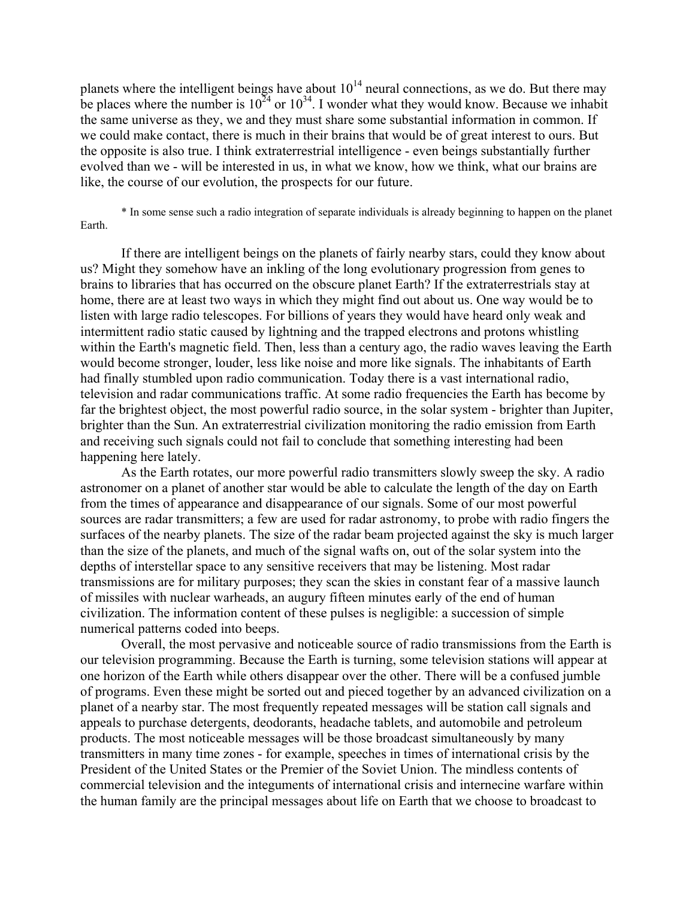planets where the intelligent beings have about $10^{14}$ neural connections, as we do. But there may be places where the number is $10^{24}$ or $10^{34}$. I wonder what they would know. Because we inhabit the same universe as they, we and they must share some substantial information in common. If we could make contact, there is much in their brains that would be of great interest to ours. But the opposite is also true. I think extraterrestrial intelligence - even beings substantially further evolved than we - will be interested in us, in what we know, how we think, what our brains are like, the course of our evolution, the prospects for our future.

\* In some sense such a radio integration of separate individuals is already beginning to happen on the planet Earth.

If there are intelligent beings on the planets of fairly nearby stars, could they know about us? Might they somehow have an inkling of the long evolutionary progression from genes to brains to libraries that has occurred on the obscure planet Earth? If the extraterrestrials stay at home, there are at least two ways in which they might find out about us. One way would be to listen with large radio telescopes. For billions of years they would have heard only weak and intermittent radio static caused by lightning and the trapped electrons and protons whistling within the Earth's magnetic field. Then, less than a century ago, the radio waves leaving the Earth would become stronger, louder, less like noise and more like signals. The inhabitants of Earth had finally stumbled upon radio communication. Today there is a vast international radio, television and radar communications traffic. At some radio frequencies the Earth has become by far the brightest object, the most powerful radio source, in the solar system - brighter than Jupiter, brighter than the Sun. An extraterrestrial civilization monitoring the radio emission from Earth and receiving such signals could not fail to conclude that something interesting had been happening here lately.

As the Earth rotates, our more powerful radio transmitters slowly sweep the sky. A radio astronomer on a planet of another star would be able to calculate the length of the day on Earth from the times of appearance and disappearance of our signals. Some of our most powerful sources are radar transmitters; a few are used for radar astronomy, to probe with radio fingers the surfaces of the nearby planets. The size of the radar beam projected against the sky is much larger than the size of the planets, and much of the signal wafts on, out of the solar system into the depths of interstellar space to any sensitive receivers that may be listening. Most radar transmissions are for military purposes; they scan the skies in constant fear of a massive launch of missiles with nuclear warheads, an augury fifteen minutes early of the end of human civilization. The information content of these pulses is negligible: a succession of simple numerical patterns coded into beeps.

Overall, the most pervasive and noticeable source of radio transmissions from the Earth is our television programming. Because the Earth is turning, some television stations will appear at one horizon of the Earth while others disappear over the other. There will be a confused jumble of programs. Even these might be sorted out and pieced together by an advanced civilization on a planet of a nearby star. The most frequently repeated messages will be station call signals and appeals to purchase detergents, deodorants, headache tablets, and automobile and petroleum products. The most noticeable messages will be those broadcast simultaneously by many transmitters in many time zones - for example, speeches in times of international crisis by the President of the United States or the Premier of the Soviet Union. The mindless contents of commercial television and the integuments of international crisis and internecine warfare within the human family are the principal messages about life on Earth that we choose to broadcast to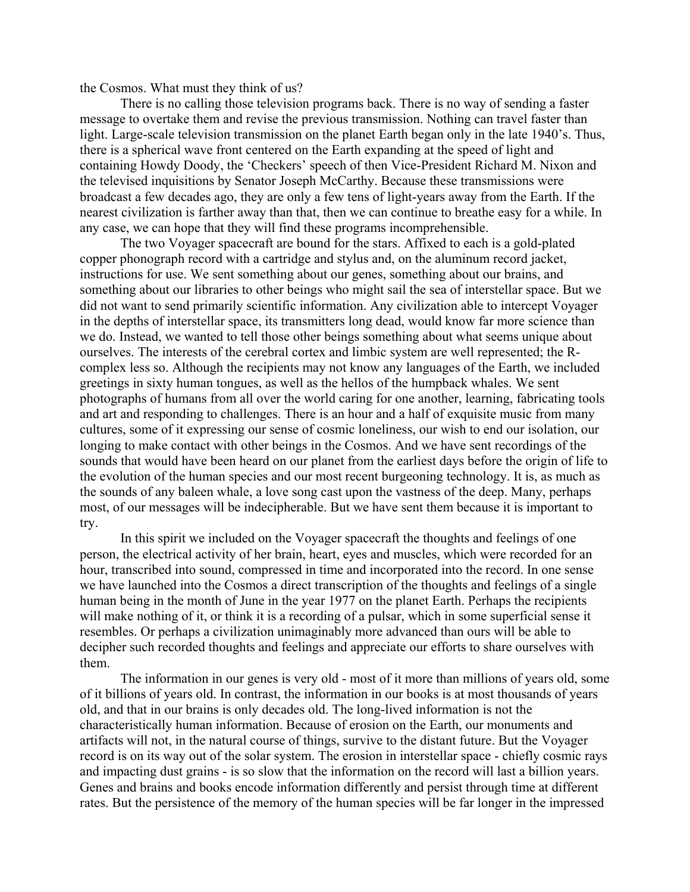the Cosmos. What must they think of us?

There is no calling those television programs back. There is no way of sending a faster message to overtake them and revise the previous transmission. Nothing can travel faster than light. Large-scale television transmission on the planet Earth began only in the late 1940's. Thus, there is a spherical wave front centered on the Earth expanding at the speed of light and containing Howdy Doody, the 'Checkers' speech of then Vice-President Richard M. Nixon and the televised inquisitions by Senator Joseph McCarthy. Because these transmissions were broadcast a few decades ago, they are only a few tens of light-years away from the Earth. If the nearest civilization is farther away than that, then we can continue to breathe easy for a while. In any case, we can hope that they will find these programs incomprehensible.

The two Voyager spacecraft are bound for the stars. Affixed to each is a gold-plated copper phonograph record with a cartridge and stylus and, on the aluminum record jacket, instructions for use. We sent something about our genes, something about our brains, and something about our libraries to other beings who might sail the sea of interstellar space. But we did not want to send primarily scientific information. Any civilization able to intercept Voyager in the depths of interstellar space, its transmitters long dead, would know far more science than we do. Instead, we wanted to tell those other beings something about what seems unique about ourselves. The interests of the cerebral cortex and limbic system are well represented; the R-complex less so. Although the recipients may not know any languages of the Earth, we included greetings in sixty human tongues, as well as the hellos of the humpback whales. We sent photographs of humans from all over the world caring for one another, learning, fabricating tools and art and responding to challenges. There is an hour and a half of exquisite music from many cultures, some of it expressing our sense of cosmic loneliness, our wish to end our isolation, our longing to make contact with other beings in the Cosmos. And we have sent recordings of the sounds that would have been heard on our planet from the earliest days before the origin of life to the evolution of the human species and our most recent burgeoning technology. It is, as much as the sounds of any baleen whale, a love song cast upon the vastness of the deep. Many, perhaps most, of our messages will be indecipherable. But we have sent them because it is important to try.

In this spirit we included on the Voyager spacecraft the thoughts and feelings of one person, the electrical activity of her brain, heart, eyes and muscles, which were recorded for an hour, transcribed into sound, compressed in time and incorporated into the record. In one sense we have launched into the Cosmos a direct transcription of the thoughts and feelings of a single human being in the month of June in the year 1977 on the planet Earth. Perhaps the recipients will make nothing of it, or think it is a recording of a pulsar, which in some superficial sense it resembles. Or perhaps a civilization unimaginably more advanced than ours will be able to decipher such recorded thoughts and feelings and appreciate our efforts to share ourselves with them.

The information in our genes is very old - most of it more than millions of years old, some of it billions of years old. In contrast, the information in our books is at most thousands of years old, and that in our brains is only decades old. The long-lived information is not the characteristically human information. Because of erosion on the Earth, our monuments and artifacts will not, in the natural course of things, survive to the distant future. But the Voyager record is on its way out of the solar system. The erosion in interstellar space - chiefly cosmic rays and impacting dust grains - is so slow that the information on the record will last a billion years. Genes and brains and books encode information differently and persist through time at different rates. But the persistence of the memory of the human species will be far longer in the impressed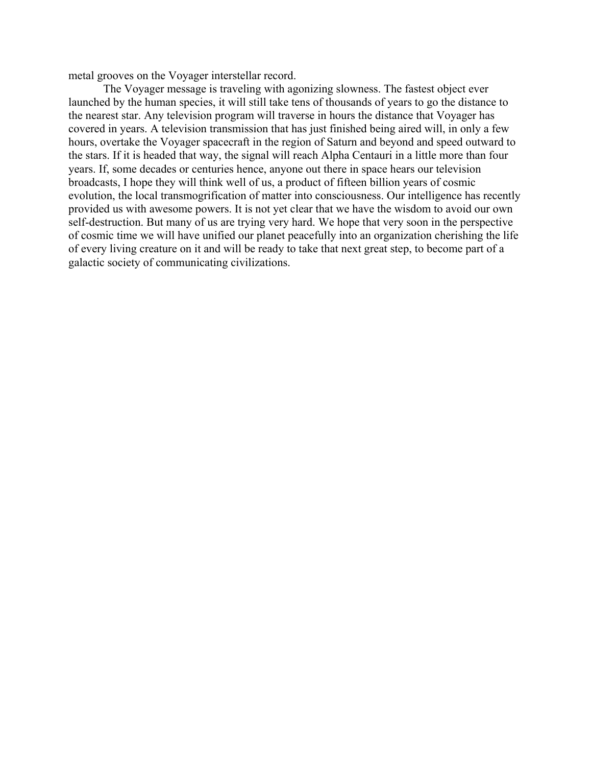metal grooves on the Voyager interstellar record.

The Voyager message is traveling with agonizing slowness. The fastest object ever launched by the human species, it will still take tens of thousands of years to go the distance to the nearest star. Any television program will traverse in hours the distance that Voyager has covered in years. A television transmission that has just finished being aired will, in only a few hours, overtake the Voyager spacecraft in the region of Saturn and beyond and speed outward to the stars. If it is headed that way, the signal will reach Alpha Centauri in a little more than four years. If, some decades or centuries hence, anyone out there in space hears our television broadcasts, I hope they will think well of us, a product of fifteen billion years of cosmic evolution, the local transmogrification of matter into consciousness. Our intelligence has recently provided us with awesome powers. It is not yet clear that we have the wisdom to avoid our own self-destruction. But many of us are trying very hard. We hope that very soon in the perspective of cosmic time we will have unified our planet peacefully into an organization cherishing the life of every living creature on it and will be ready to take that next great step, to become part of a galactic society of communicating civilizations.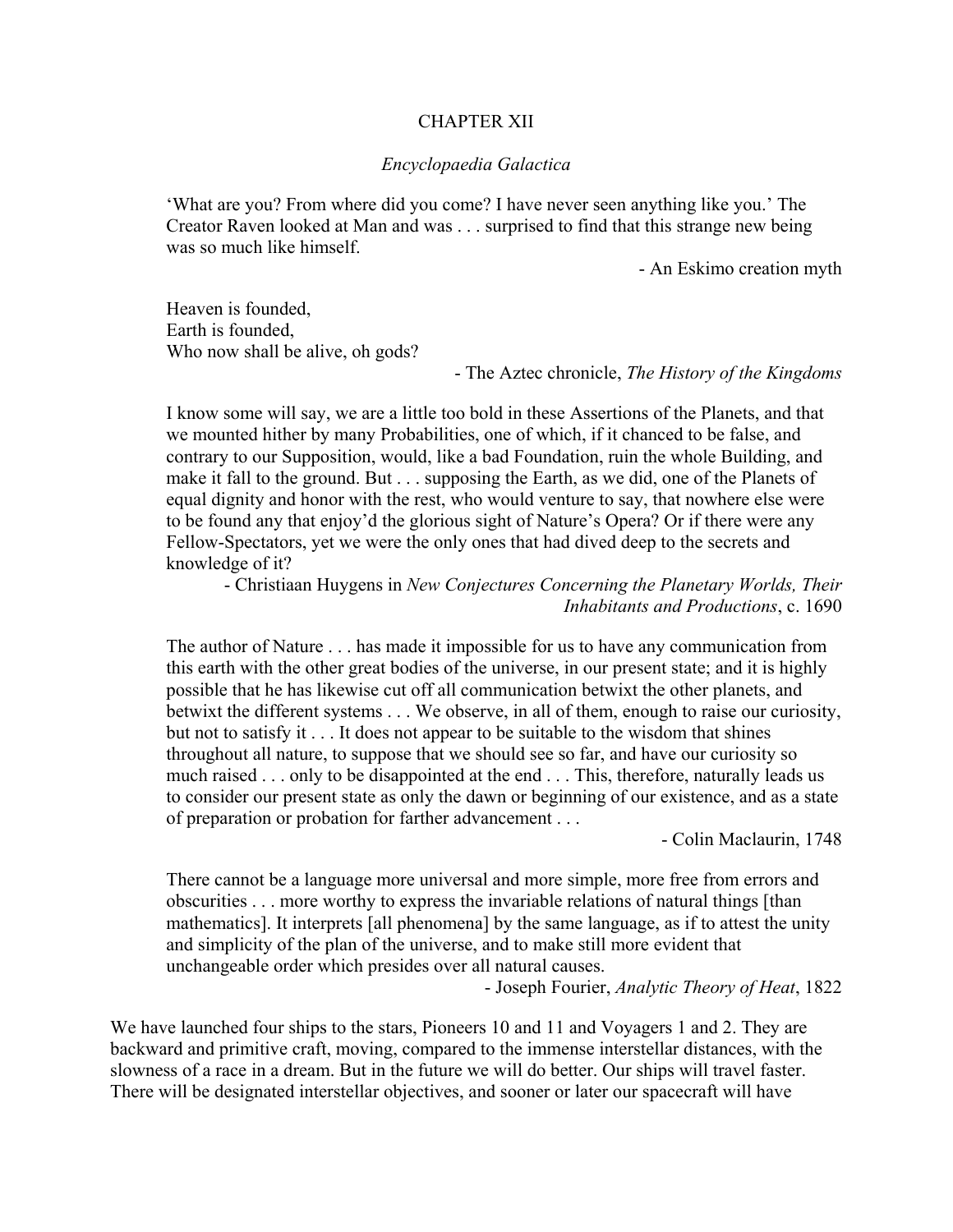# CHAPTER XII

## *Encyclopaedia Galactica*

> 'What are you? From where did you come? I have never seen anything like you.' The Creator Raven looked at Man and was . . . surprised to find that this strange new being was so much like himself.
>
> \- An Eskimo creation myth

> Heaven is founded,
> Earth is founded,
> Who now shall be alive, oh gods?
>
> \- The Aztec chronicle, *The History of the Kingdoms*

> I know some will say, we are a little too bold in these Assertions of the Planets, and that we mounted hither by many Probabilities, one of which, if it chanced to be false, and contrary to our Supposition, would, like a bad Foundation, ruin the whole Building, and make it fall to the ground. But . . . supposing the Earth, as we did, one of the Planets of equal dignity and honor with the rest, who would venture to say, that nowhere else were to be found any that enjoy'd the glorious sight of Nature's Opera? Or if there were any Fellow-Spectators, yet we were the only ones that had dived deep to the secrets and knowledge of it?
>
> \- Christiaan Huygens in *New Conjectures Concerning the Planetary Worlds, Their Inhabitants and Productions*, c. 1690

> The author of Nature . . . has made it impossible for us to have any communication from this earth with the other great bodies of the universe, in our present state; and it is highly possible that he has likewise cut off all communication betwixt the other planets, and betwixt the different systems . . . We observe, in all of them, enough to raise our curiosity, but not to satisfy it . . . It does not appear to be suitable to the wisdom that shines throughout all nature, to suppose that we should see so far, and have our curiosity so much raised . . . only to be disappointed at the end . . . This, therefore, naturally leads us to consider our present state as only the dawn or beginning of our existence, and as a state of preparation or probation for farther advancement . . .
>
> \- Colin Maclaurin, 1748

> There cannot be a language more universal and more simple, more free from errors and obscurities . . . more worthy to express the invariable relations of natural things [than mathematics]. It interprets [all phenomena] by the same language, as if to attest the unity and simplicity of the plan of the universe, and to make still more evident that unchangeable order which presides over all natural causes.
>
> \- Joseph Fourier, *Analytic Theory of Heat*, 1822

We have launched four ships to the stars, Pioneers 10 and 11 and Voyagers 1 and 2. They are backward and primitive craft, moving, compared to the immense interstellar distances, with the slowness of a race in a dream. But in the future we will do better. Our ships will travel faster. There will be designated interstellar objectives, and sooner or later our spacecraft will have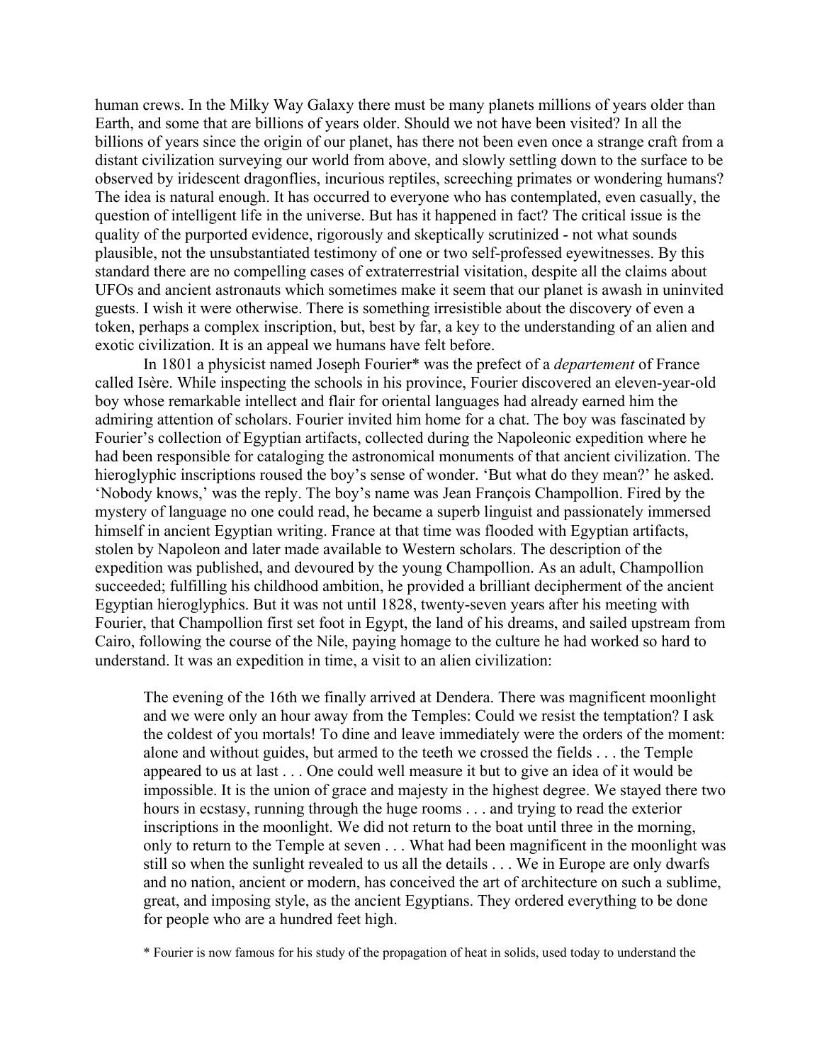human crews. In the Milky Way Galaxy there must be many planets millions of years older than Earth, and some that are billions of years older. Should we not have been visited? In all the billions of years since the origin of our planet, has there not been even once a strange craft from a distant civilization surveying our world from above, and slowly settling down to the surface to be observed by iridescent dragonflies, incurious reptiles, screeching primates or wondering humans? The idea is natural enough. It has occurred to everyone who has contemplated, even casually, the question of intelligent life in the universe. But has it happened in fact? The critical issue is the quality of the purported evidence, rigorously and skeptically scrutinized - not what sounds plausible, not the unsubstantiated testimony of one or two self-professed eyewitnesses. By this standard there are no compelling cases of extraterrestrial visitation, despite all the claims about UFOs and ancient astronauts which sometimes make it seem that our planet is awash in uninvited guests. I wish it were otherwise. There is something irresistible about the discovery of even a token, perhaps a complex inscription, but, best by far, a key to the understanding of an alien and exotic civilization. It is an appeal we humans have felt before.

In 1801 a physicist named Joseph Fourier* was the prefect of a *departement* of France called Isère. While inspecting the schools in his province, Fourier discovered an eleven-year-old boy whose remarkable intellect and flair for oriental languages had already earned him the admiring attention of scholars. Fourier invited him home for a chat. The boy was fascinated by Fourier's collection of Egyptian artifacts, collected during the Napoleonic expedition where he had been responsible for cataloging the astronomical monuments of that ancient civilization. The hieroglyphic inscriptions roused the boy's sense of wonder. 'But what do they mean?' he asked. 'Nobody knows,' was the reply. The boy's name was Jean François Champollion. Fired by the mystery of language no one could read, he became a superb linguist and passionately immersed himself in ancient Egyptian writing. France at that time was flooded with Egyptian artifacts, stolen by Napoleon and later made available to Western scholars. The description of the expedition was published, and devoured by the young Champollion. As an adult, Champollion succeeded; fulfilling his childhood ambition, he provided a brilliant decipherment of the ancient Egyptian hieroglyphics. But it was not until 1828, twenty-seven years after his meeting with Fourier, that Champollion first set foot in Egypt, the land of his dreams, and sailed upstream from Cairo, following the course of the Nile, paying homage to the culture he had worked so hard to understand. It was an expedition in time, a visit to an alien civilization:

> The evening of the 16th we finally arrived at Dendera. There was magnificent moonlight and we were only an hour away from the Temples: Could we resist the temptation? I ask the coldest of you mortals! To dine and leave immediately were the orders of the moment: alone and without guides, but armed to the teeth we crossed the fields . . . the Temple appeared to us at last . . . One could well measure it but to give an idea of it would be impossible. It is the union of grace and majesty in the highest degree. We stayed there two hours in ecstasy, running through the huge rooms . . . and trying to read the exterior inscriptions in the moonlight. We did not return to the boat until three in the morning, only to return to the Temple at seven . . . What had been magnificent in the moonlight was still so when the sunlight revealed to us all the details . . . We in Europe are only dwarfs and no nation, ancient or modern, has conceived the art of architecture on such a sublime, great, and imposing style, as the ancient Egyptians. They ordered everything to be done for people who are a hundred feet high.

\* Fourier is now famous for his study of the propagation of heat in solids, used today to understand the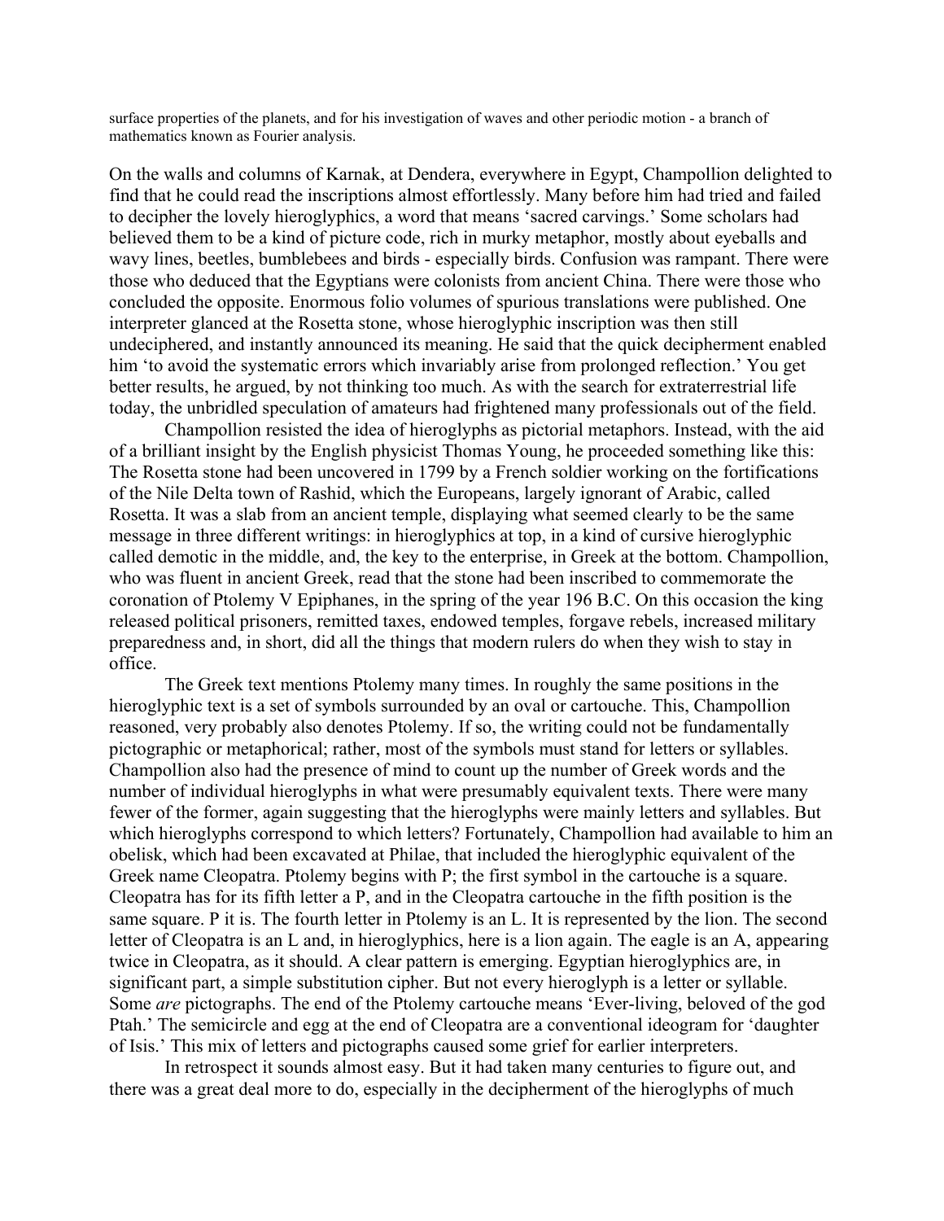surface properties of the planets, and for his investigation of waves and other periodic motion - a branch of mathematics known as Fourier analysis.

On the walls and columns of Karnak, at Dendera, everywhere in Egypt, Champollion delighted to find that he could read the inscriptions almost effortlessly. Many before him had tried and failed to decipher the lovely hieroglyphics, a word that means 'sacred carvings.' Some scholars had believed them to be a kind of picture code, rich in murky metaphor, mostly about eyeballs and wavy lines, beetles, bumblebees and birds - especially birds. Confusion was rampant. There were those who deduced that the Egyptians were colonists from ancient China. There were those who concluded the opposite. Enormous folio volumes of spurious translations were published. One interpreter glanced at the Rosetta stone, whose hieroglyphic inscription was then still undeciphered, and instantly announced its meaning. He said that the quick decipherment enabled him 'to avoid the systematic errors which invariably arise from prolonged reflection.' You get better results, he argued, by not thinking too much. As with the search for extraterrestrial life today, the unbridled speculation of amateurs had frightened many professionals out of the field.

Champollion resisted the idea of hieroglyphs as pictorial metaphors. Instead, with the aid of a brilliant insight by the English physicist Thomas Young, he proceeded something like this: The Rosetta stone had been uncovered in 1799 by a French soldier working on the fortifications of the Nile Delta town of Rashid, which the Europeans, largely ignorant of Arabic, called Rosetta. It was a slab from an ancient temple, displaying what seemed clearly to be the same message in three different writings: in hieroglyphics at top, in a kind of cursive hieroglyphic called demotic in the middle, and, the key to the enterprise, in Greek at the bottom. Champollion, who was fluent in ancient Greek, read that the stone had been inscribed to commemorate the coronation of Ptolemy V Epiphanes, in the spring of the year 196 B.C. On this occasion the king released political prisoners, remitted taxes, endowed temples, forgave rebels, increased military preparedness and, in short, did all the things that modern rulers do when they wish to stay in office.

The Greek text mentions Ptolemy many times. In roughly the same positions in the hieroglyphic text is a set of symbols surrounded by an oval or cartouche. This, Champollion reasoned, very probably also denotes Ptolemy. If so, the writing could not be fundamentally pictographic or metaphorical; rather, most of the symbols must stand for letters or syllables. Champollion also had the presence of mind to count up the number of Greek words and the number of individual hieroglyphs in what were presumably equivalent texts. There were many fewer of the former, again suggesting that the hieroglyphs were mainly letters and syllables. But which hieroglyphs correspond to which letters? Fortunately, Champollion had available to him an obelisk, which had been excavated at Philae, that included the hieroglyphic equivalent of the Greek name Cleopatra. Ptolemy begins with P; the first symbol in the cartouche is a square. Cleopatra has for its fifth letter a P, and in the Cleopatra cartouche in the fifth position is the same square. P it is. The fourth letter in Ptolemy is an L. It is represented by the lion. The second letter of Cleopatra is an L and, in hieroglyphics, here is a lion again. The eagle is an A, appearing twice in Cleopatra, as it should. A clear pattern is emerging. Egyptian hieroglyphics are, in significant part, a simple substitution cipher. But not every hieroglyph is a letter or syllable. Some *are* pictographs. The end of the Ptolemy cartouche means 'Ever-living, beloved of the god Ptah.' The semicircle and egg at the end of Cleopatra are a conventional ideogram for 'daughter of Isis.' This mix of letters and pictographs caused some grief for earlier interpreters.

In retrospect it sounds almost easy. But it had taken many centuries to figure out, and there was a great deal more to do, especially in the decipherment of the hieroglyphs of much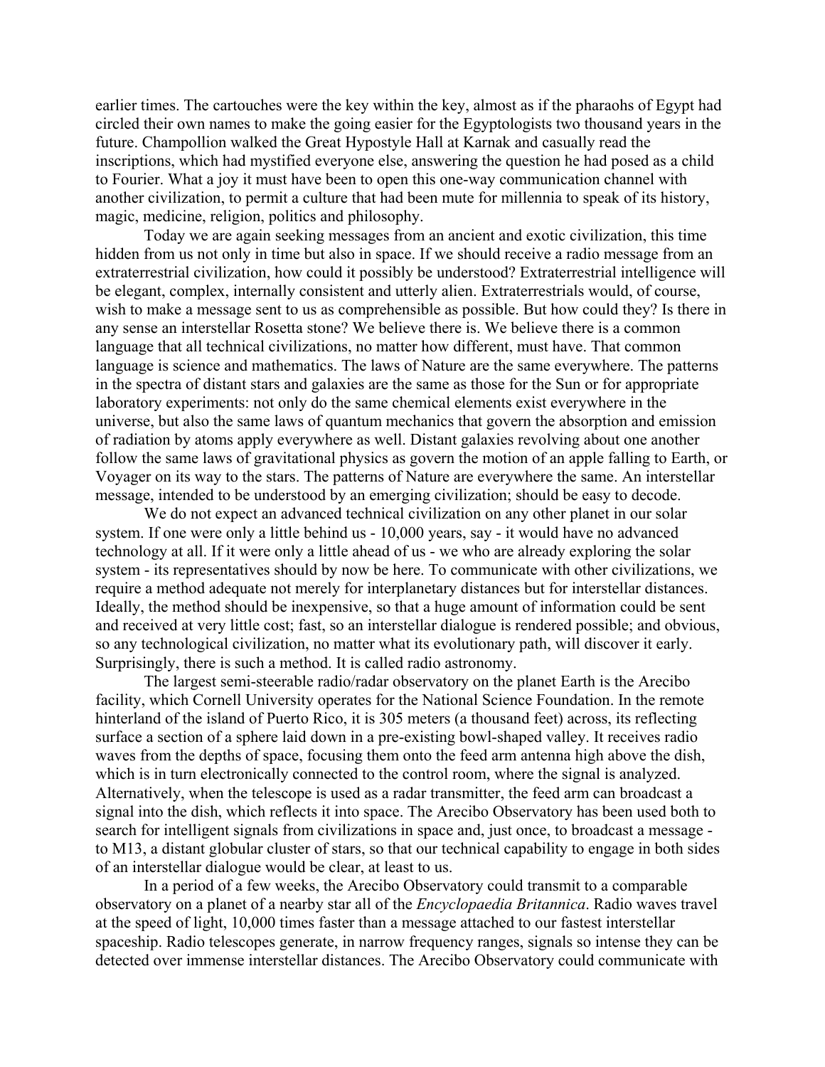earlier times. The cartouches were the key within the key, almost as if the pharaohs of Egypt had circled their own names to make the going easier for the Egyptologists two thousand years in the future. Champollion walked the Great Hypostyle Hall at Karnak and casually read the inscriptions, which had mystified everyone else, answering the question he had posed as a child to Fourier. What a joy it must have been to open this one-way communication channel with another civilization, to permit a culture that had been mute for millennia to speak of its history, magic, medicine, religion, politics and philosophy.

Today we are again seeking messages from an ancient and exotic civilization, this time hidden from us not only in time but also in space. If we should receive a radio message from an extraterrestrial civilization, how could it possibly be understood? Extraterrestrial intelligence will be elegant, complex, internally consistent and utterly alien. Extraterrestrials would, of course, wish to make a message sent to us as comprehensible as possible. But how could they? Is there in any sense an interstellar Rosetta stone? We believe there is. We believe there is a common language that all technical civilizations, no matter how different, must have. That common language is science and mathematics. The laws of Nature are the same everywhere. The patterns in the spectra of distant stars and galaxies are the same as those for the Sun or for appropriate laboratory experiments: not only do the same chemical elements exist everywhere in the universe, but also the same laws of quantum mechanics that govern the absorption and emission of radiation by atoms apply everywhere as well. Distant galaxies revolving about one another follow the same laws of gravitational physics as govern the motion of an apple falling to Earth, or Voyager on its way to the stars. The patterns of Nature are everywhere the same. An interstellar message, intended to be understood by an emerging civilization; should be easy to decode.

We do not expect an advanced technical civilization on any other planet in our solar system. If one were only a little behind us - 10,000 years, say - it would have no advanced technology at all. If it were only a little ahead of us - we who are already exploring the solar system - its representatives should by now be here. To communicate with other civilizations, we require a method adequate not merely for interplanetary distances but for interstellar distances. Ideally, the method should be inexpensive, so that a huge amount of information could be sent and received at very little cost; fast, so an interstellar dialogue is rendered possible; and obvious, so any technological civilization, no matter what its evolutionary path, will discover it early. Surprisingly, there is such a method. It is called radio astronomy.

The largest semi-steerable radio/radar observatory on the planet Earth is the Arecibo facility, which Cornell University operates for the National Science Foundation. In the remote hinterland of the island of Puerto Rico, it is 305 meters (a thousand feet) across, its reflecting surface a section of a sphere laid down in a pre-existing bowl-shaped valley. It receives radio waves from the depths of space, focusing them onto the feed arm antenna high above the dish, which is in turn electronically connected to the control room, where the signal is analyzed. Alternatively, when the telescope is used as a radar transmitter, the feed arm can broadcast a signal into the dish, which reflects it into space. The Arecibo Observatory has been used both to search for intelligent signals from civilizations in space and, just once, to broadcast a message - to M13, a distant globular cluster of stars, so that our technical capability to engage in both sides of an interstellar dialogue would be clear, at least to us.

In a period of a few weeks, the Arecibo Observatory could transmit to a comparable observatory on a planet of a nearby star all of the *Encyclopaedia Britannica*. Radio waves travel at the speed of light, 10,000 times faster than a message attached to our fastest interstellar spaceship. Radio telescopes generate, in narrow frequency ranges, signals so intense they can be detected over immense interstellar distances. The Arecibo Observatory could communicate with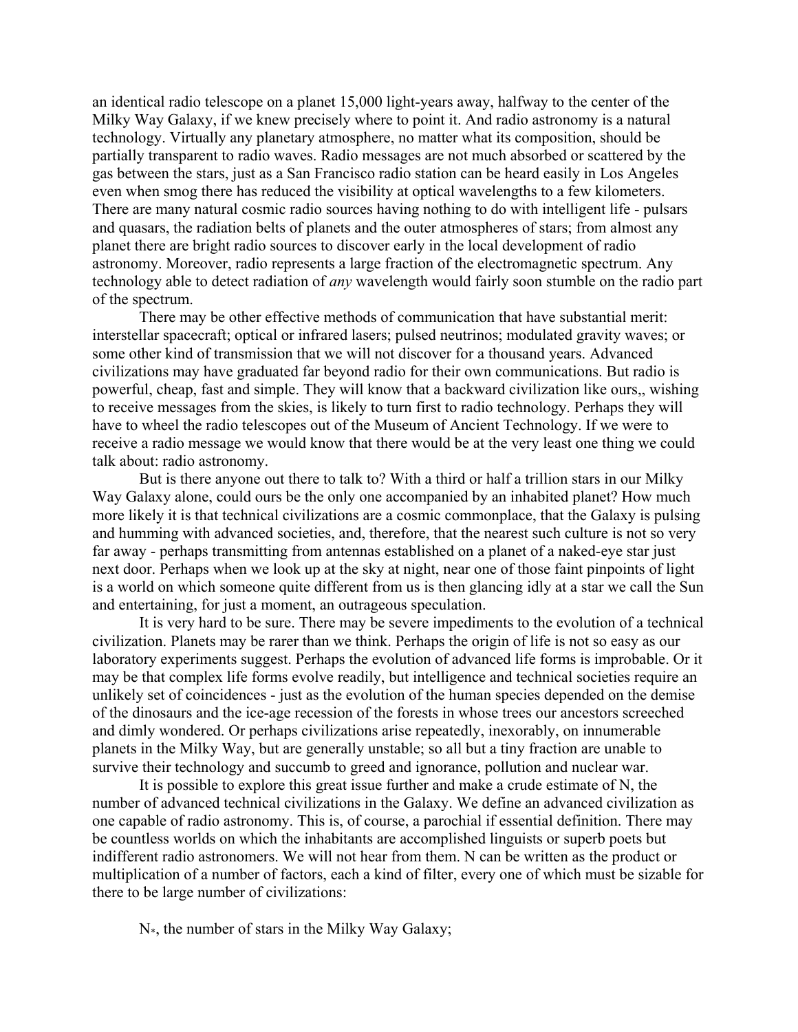an identical radio telescope on a planet 15,000 light-years away, halfway to the center of the Milky Way Galaxy, if we knew precisely where to point it. And radio astronomy is a natural technology. Virtually any planetary atmosphere, no matter what its composition, should be partially transparent to radio waves. Radio messages are not much absorbed or scattered by the gas between the stars, just as a San Francisco radio station can be heard easily in Los Angeles even when smog there has reduced the visibility at optical wavelengths to a few kilometers. There are many natural cosmic radio sources having nothing to do with intelligent life - pulsars and quasars, the radiation belts of planets and the outer atmospheres of stars; from almost any planet there are bright radio sources to discover early in the local development of radio astronomy. Moreover, radio represents a large fraction of the electromagnetic spectrum. Any technology able to detect radiation of *any* wavelength would fairly soon stumble on the radio part of the spectrum.

There may be other effective methods of communication that have substantial merit: interstellar spacecraft; optical or infrared lasers; pulsed neutrinos; modulated gravity waves; or some other kind of transmission that we will not discover for a thousand years. Advanced civilizations may have graduated far beyond radio for their own communications. But radio is powerful, cheap, fast and simple. They will know that a backward civilization like ours,, wishing to receive messages from the skies, is likely to turn first to radio technology. Perhaps they will have to wheel the radio telescopes out of the Museum of Ancient Technology. If we were to receive a radio message we would know that there would be at the very least one thing we could talk about: radio astronomy.

But is there anyone out there to talk to? With a third or half a trillion stars in our Milky Way Galaxy alone, could ours be the only one accompanied by an inhabited planet? How much more likely it is that technical civilizations are a cosmic commonplace, that the Galaxy is pulsing and humming with advanced societies, and, therefore, that the nearest such culture is not so very far away - perhaps transmitting from antennas established on a planet of a naked-eye star just next door. Perhaps when we look up at the sky at night, near one of those faint pinpoints of light is a world on which someone quite different from us is then glancing idly at a star we call the Sun and entertaining, for just a moment, an outrageous speculation.

It is very hard to be sure. There may be severe impediments to the evolution of a technical civilization. Planets may be rarer than we think. Perhaps the origin of life is not so easy as our laboratory experiments suggest. Perhaps the evolution of advanced life forms is improbable. Or it may be that complex life forms evolve readily, but intelligence and technical societies require an unlikely set of coincidences - just as the evolution of the human species depended on the demise of the dinosaurs and the ice-age recession of the forests in whose trees our ancestors screeched and dimly wondered. Or perhaps civilizations arise repeatedly, inexorably, on innumerable planets in the Milky Way, but are generally unstable; so all but a tiny fraction are unable to survive their technology and succumb to greed and ignorance, pollution and nuclear war.

It is possible to explore this great issue further and make a crude estimate of N, the number of advanced technical civilizations in the Galaxy. We define an advanced civilization as one capable of radio astronomy. This is, of course, a parochial if essential definition. There may be countless worlds on which the inhabitants are accomplished linguists or superb poets but indifferent radio astronomers. We will not hear from them. N can be written as the product or multiplication of a number of factors, each a kind of filter, every one of which must be sizable for there to be large number of civilizations:

$N_*$, the number of stars in the Milky Way Galaxy;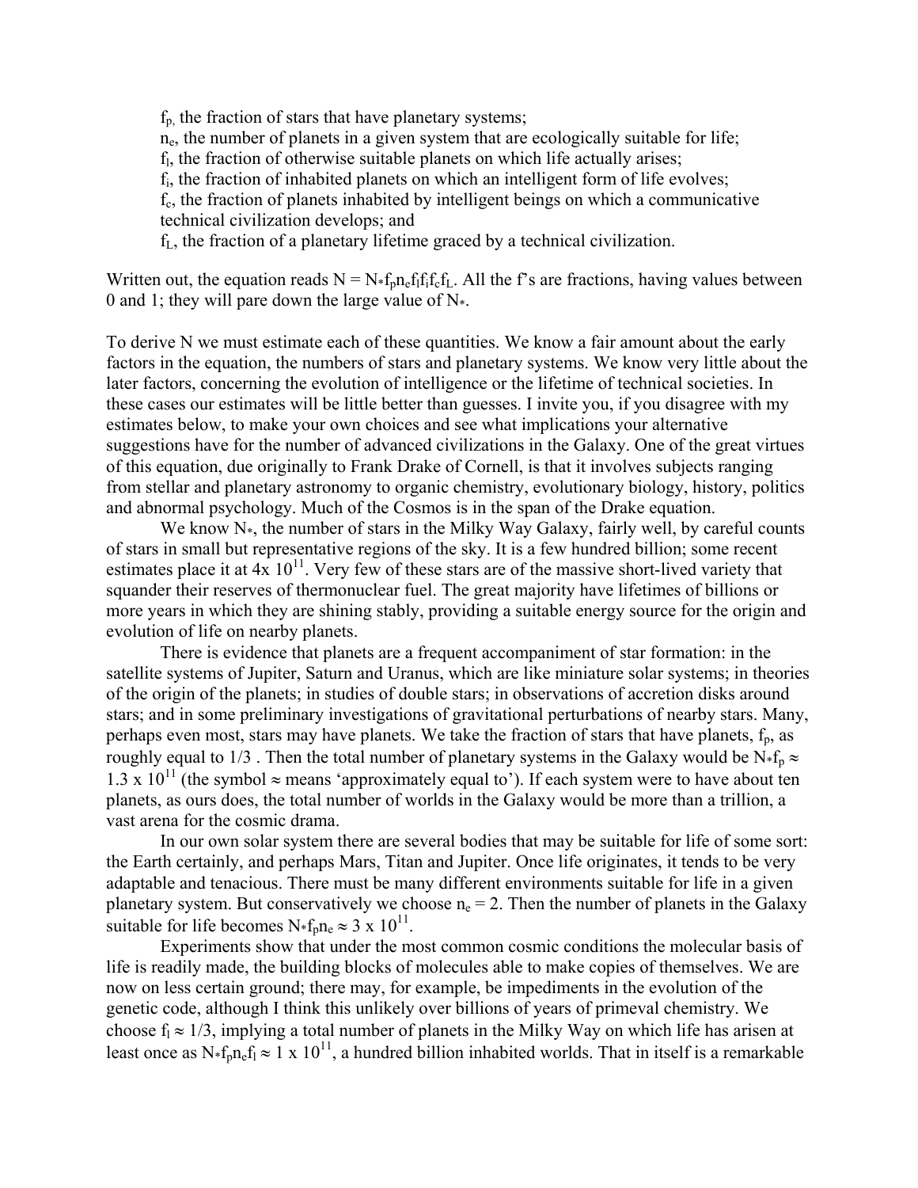$f_p$, the fraction of stars that have planetary systems;

$n_e$, the number of planets in a given system that are ecologically suitable for life;

$f_l$, the fraction of otherwise suitable planets on which life actually arises;

$f_i$, the fraction of inhabited planets on which an intelligent form of life evolves;

$f_c$, the fraction of planets inhabited by intelligent beings on which a communicative technical civilization develops; and

$f_L$, the fraction of a planetary lifetime graced by a technical civilization.

Written out, the equation reads $N = N_* f_p n_e f_l f_i f_c f_L$. All the f's are fractions, having values between 0 and 1; they will pare down the large value of $N_*$.

To derive N we must estimate each of these quantities. We know a fair amount about the early factors in the equation, the numbers of stars and planetary systems. We know very little about the later factors, concerning the evolution of intelligence or the lifetime of technical societies. In these cases our estimates will be little better than guesses. I invite you, if you disagree with my estimates below, to make your own choices and see what implications your alternative suggestions have for the number of advanced civilizations in the Galaxy. One of the great virtues of this equation, due originally to Frank Drake of Cornell, is that it involves subjects ranging from stellar and planetary astronomy to organic chemistry, evolutionary biology, history, politics and abnormal psychology. Much of the Cosmos is in the span of the Drake equation.

We know $N_*$, the number of stars in the Milky Way Galaxy, fairly well, by careful counts of stars in small but representative regions of the sky. It is a few hundred billion; some recent estimates place it at $4 \times 10^{11}$. Very few of these stars are of the massive short-lived variety that squander their reserves of thermonuclear fuel. The great majority have lifetimes of billions or more years in which they are shining stably, providing a suitable energy source for the origin and evolution of life on nearby planets.

There is evidence that planets are a frequent accompaniment of star formation: in the satellite systems of Jupiter, Saturn and Uranus, which are like miniature solar systems; in theories of the origin of the planets; in studies of double stars; in observations of accretion disks around stars; and in some preliminary investigations of gravitational perturbations of nearby stars. Many, perhaps even most, stars may have planets. We take the fraction of stars that have planets, $f_p$, as roughly equal to 1/3 . Then the total number of planetary systems in the Galaxy would be $N_* f_p \approx 1.3 \times 10^{11}$ (the symbol $\approx$ means 'approximately equal to'). If each system were to have about ten planets, as ours does, the total number of worlds in the Galaxy would be more than a trillion, a vast arena for the cosmic drama.

In our own solar system there are several bodies that may be suitable for life of some sort: the Earth certainly, and perhaps Mars, Titan and Jupiter. Once life originates, it tends to be very adaptable and tenacious. There must be many different environments suitable for life in a given planetary system. But conservatively we choose $n_e = 2$. Then the number of planets in the Galaxy suitable for life becomes $N_* f_p n_e \approx 3 \times 10^{11}$.

Experiments show that under the most common cosmic conditions the molecular basis of life is readily made, the building blocks of molecules able to make copies of themselves. We are now on less certain ground; there may, for example, be impediments in the evolution of the genetic code, although I think this unlikely over billions of years of primeval chemistry. We choose $f_l \approx 1/3$, implying a total number of planets in the Milky Way on which life has arisen at least once as $N_* f_p n_e f_l \approx 1 \times 10^{11}$, a hundred billion inhabited worlds. That in itself is a remarkable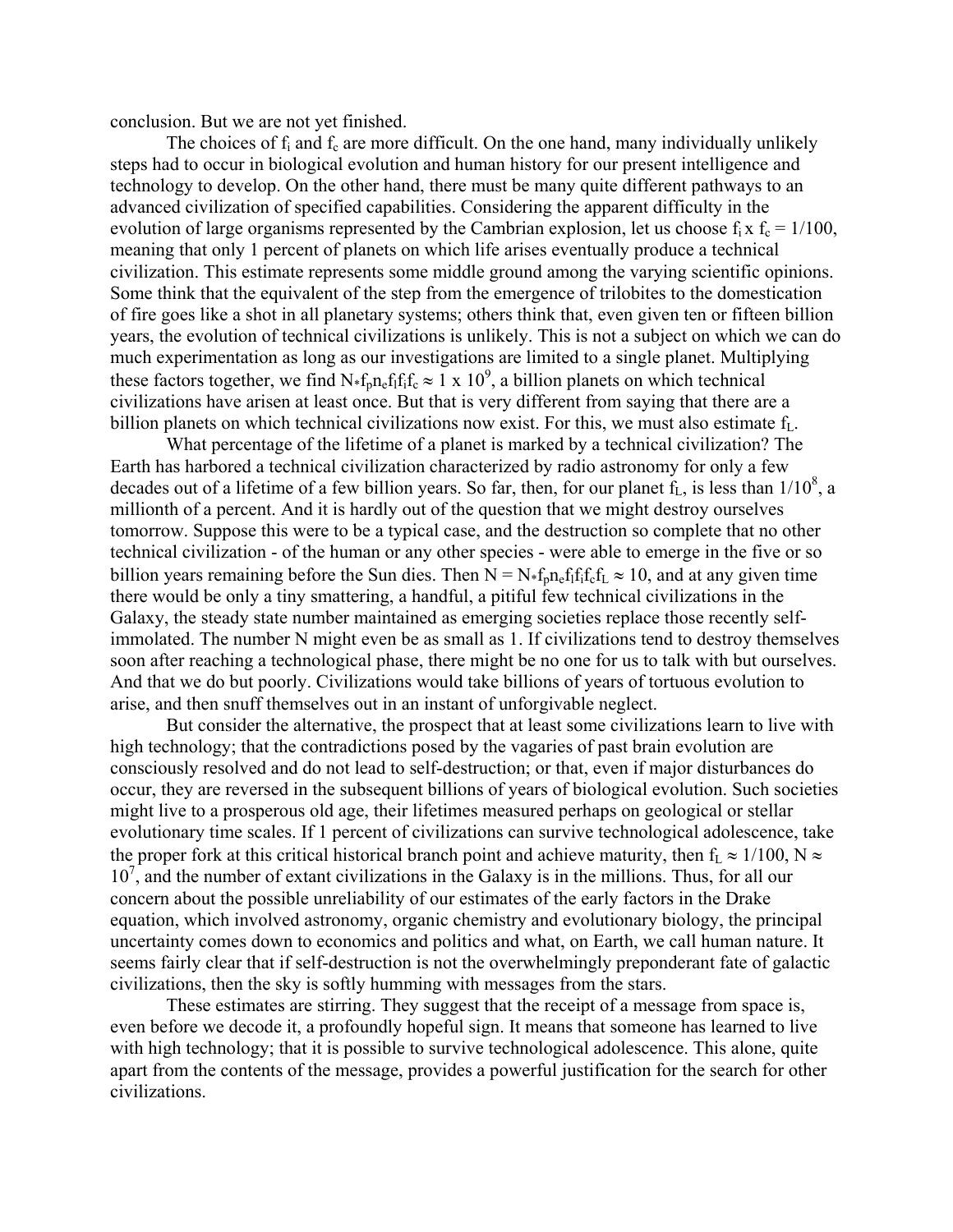conclusion. But we are not yet finished.

The choices of $f_i$ and $f_c$ are more difficult. On the one hand, many individually unlikely steps had to occur in biological evolution and human history for our present intelligence and technology to develop. On the other hand, there must be many quite different pathways to an advanced civilization of specified capabilities. Considering the apparent difficulty in the evolution of large organisms represented by the Cambrian explosion, let us choose $f_i \times f_c = 1/100$, meaning that only 1 percent of planets on which life arises eventually produce a technical civilization. This estimate represents some middle ground among the varying scientific opinions. Some think that the equivalent of the step from the emergence of trilobites to the domestication of fire goes like a shot in all planetary systems; others think that, even given ten or fifteen billion years, the evolution of technical civilizations is unlikely. This is not a subject on which we can do much experimentation as long as our investigations are limited to a single planet. Multiplying these factors together, we find $N_* f_p n_e f_l f_i f_c \approx 1 \times 10^9$, a billion planets on which technical civilizations have arisen at least once. But that is very different from saying that there are a billion planets on which technical civilizations now exist. For this, we must also estimate $f_L$.

What percentage of the lifetime of a planet is marked by a technical civilization? The Earth has harbored a technical civilization characterized by radio astronomy for only a few decades out of a lifetime of a few billion years. So far, then, for our planet $f_L$, is less than $1/10^8$, a millionth of a percent. And it is hardly out of the question that we might destroy ourselves tomorrow. Suppose this were to be a typical case, and the destruction so complete that no other technical civilization - of the human or any other species - were able to emerge in the five or so billion years remaining before the Sun dies. Then $N = N_* f_p n_e f_l f_i f_c f_L \approx 10$, and at any given time there would be only a tiny smattering, a handful, a pitiful few technical civilizations in the Galaxy, the steady state number maintained as emerging societies replace those recently self-immolated. The number N might even be as small as 1. If civilizations tend to destroy themselves soon after reaching a technological phase, there might be no one for us to talk with but ourselves. And that we do but poorly. Civilizations would take billions of years of tortuous evolution to arise, and then snuff themselves out in an instant of unforgivable neglect.

But consider the alternative, the prospect that at least some civilizations learn to live with high technology; that the contradictions posed by the vagaries of past brain evolution are consciously resolved and do not lead to self-destruction; or that, even if major disturbances do occur, they are reversed in the subsequent billions of years of biological evolution. Such societies might live to a prosperous old age, their lifetimes measured perhaps on geological or stellar evolutionary time scales. If 1 percent of civilizations can survive technological adolescence, take the proper fork at this critical historical branch point and achieve maturity, then $f_L \approx 1/100$, $N \approx 10^7$, and the number of extant civilizations in the Galaxy is in the millions. Thus, for all our concern about the possible unreliability of our estimates of the early factors in the Drake equation, which involved astronomy, organic chemistry and evolutionary biology, the principal uncertainty comes down to economics and politics and what, on Earth, we call human nature. It seems fairly clear that if self-destruction is not the overwhelmingly preponderant fate of galactic civilizations, then the sky is softly humming with messages from the stars.

These estimates are stirring. They suggest that the receipt of a message from space is, even before we decode it, a profoundly hopeful sign. It means that someone has learned to live with high technology; that it is possible to survive technological adolescence. This alone, quite apart from the contents of the message, provides a powerful justification for the search for other civilizations.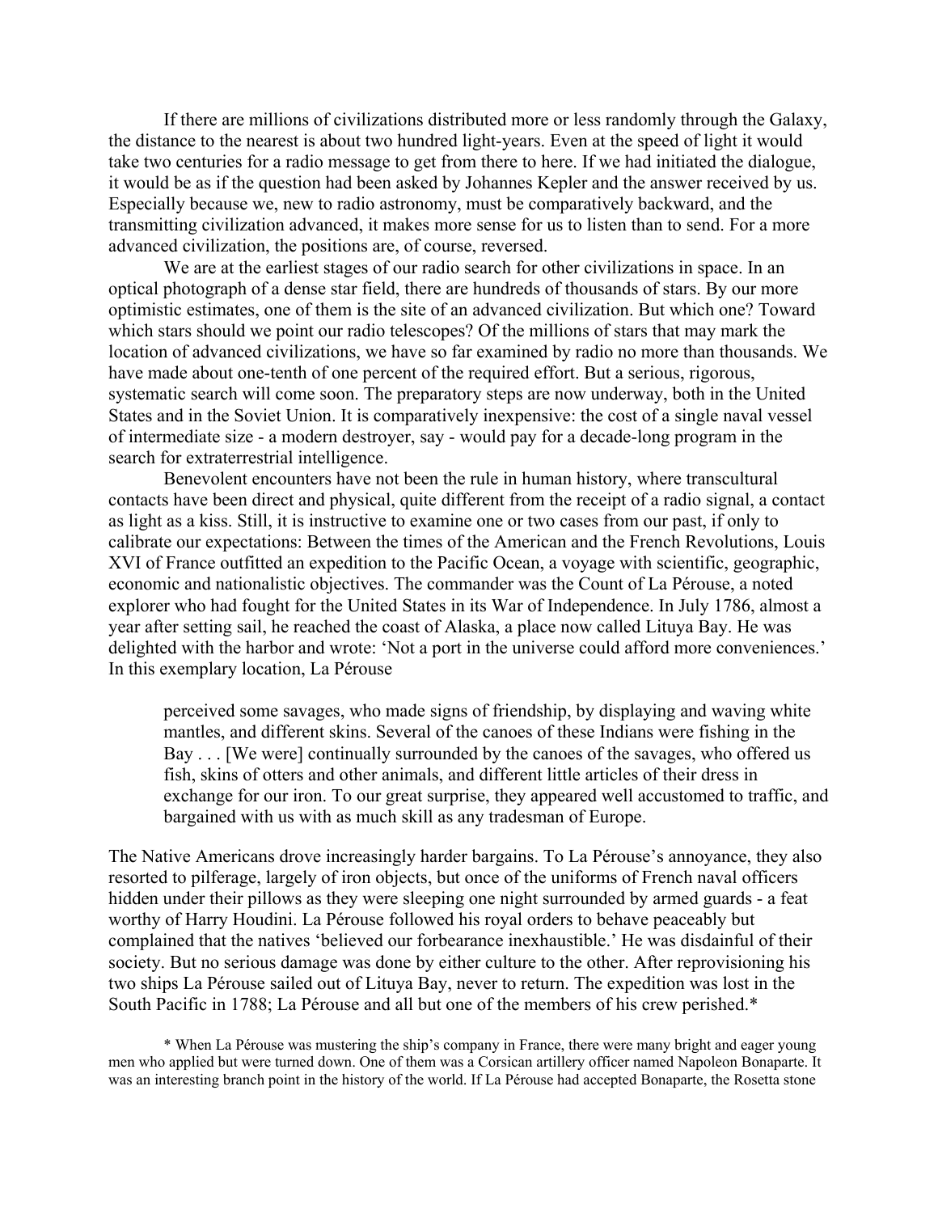If there are millions of civilizations distributed more or less randomly through the Galaxy, the distance to the nearest is about two hundred light-years. Even at the speed of light it would take two centuries for a radio message to get from there to here. If we had initiated the dialogue, it would be as if the question had been asked by Johannes Kepler and the answer received by us. Especially because we, new to radio astronomy, must be comparatively backward, and the transmitting civilization advanced, it makes more sense for us to listen than to send. For a more advanced civilization, the positions are, of course, reversed.

We are at the earliest stages of our radio search for other civilizations in space. In an optical photograph of a dense star field, there are hundreds of thousands of stars. By our more optimistic estimates, one of them is the site of an advanced civilization. But which one? Toward which stars should we point our radio telescopes? Of the millions of stars that may mark the location of advanced civilizations, we have so far examined by radio no more than thousands. We have made about one-tenth of one percent of the required effort. But a serious, rigorous, systematic search will come soon. The preparatory steps are now underway, both in the United States and in the Soviet Union. It is comparatively inexpensive: the cost of a single naval vessel of intermediate size - a modern destroyer, say - would pay for a decade-long program in the search for extraterrestrial intelligence.

Benevolent encounters have not been the rule in human history, where transcultural contacts have been direct and physical, quite different from the receipt of a radio signal, a contact as light as a kiss. Still, it is instructive to examine one or two cases from our past, if only to calibrate our expectations: Between the times of the American and the French Revolutions, Louis XVI of France outfitted an expedition to the Pacific Ocean, a voyage with scientific, geographic, economic and nationalistic objectives. The commander was the Count of La Pérouse, a noted explorer who had fought for the United States in its War of Independence. In July 1786, almost a year after setting sail, he reached the coast of Alaska, a place now called Lituya Bay. He was delighted with the harbor and wrote: 'Not a port in the universe could afford more conveniences.' In this exemplary location, La Pérouse

> perceived some savages, who made signs of friendship, by displaying and waving white mantles, and different skins. Several of the canoes of these Indians were fishing in the Bay . . . [We were] continually surrounded by the canoes of the savages, who offered us fish, skins of otters and other animals, and different little articles of their dress in exchange for our iron. To our great surprise, they appeared well accustomed to traffic, and bargained with us with as much skill as any tradesman of Europe.

The Native Americans drove increasingly harder bargains. To La Pérouse's annoyance, they also resorted to pilferage, largely of iron objects, but once of the uniforms of French naval officers hidden under their pillows as they were sleeping one night surrounded by armed guards - a feat worthy of Harry Houdini. La Pérouse followed his royal orders to behave peaceably but complained that the natives 'believed our forbearance inexhaustible.' He was disdainful of their society. But no serious damage was done by either culture to the other. After reprovisioning his two ships La Pérouse sailed out of Lituya Bay, never to return. The expedition was lost in the South Pacific in 1788; La Pérouse and all but one of the members of his crew perished.*

\* When La Pérouse was mustering the ship's company in France, there were many bright and eager young men who applied but were turned down. One of them was a Corsican artillery officer named Napoleon Bonaparte. It was an interesting branch point in the history of the world. If La Pérouse had accepted Bonaparte, the Rosetta stone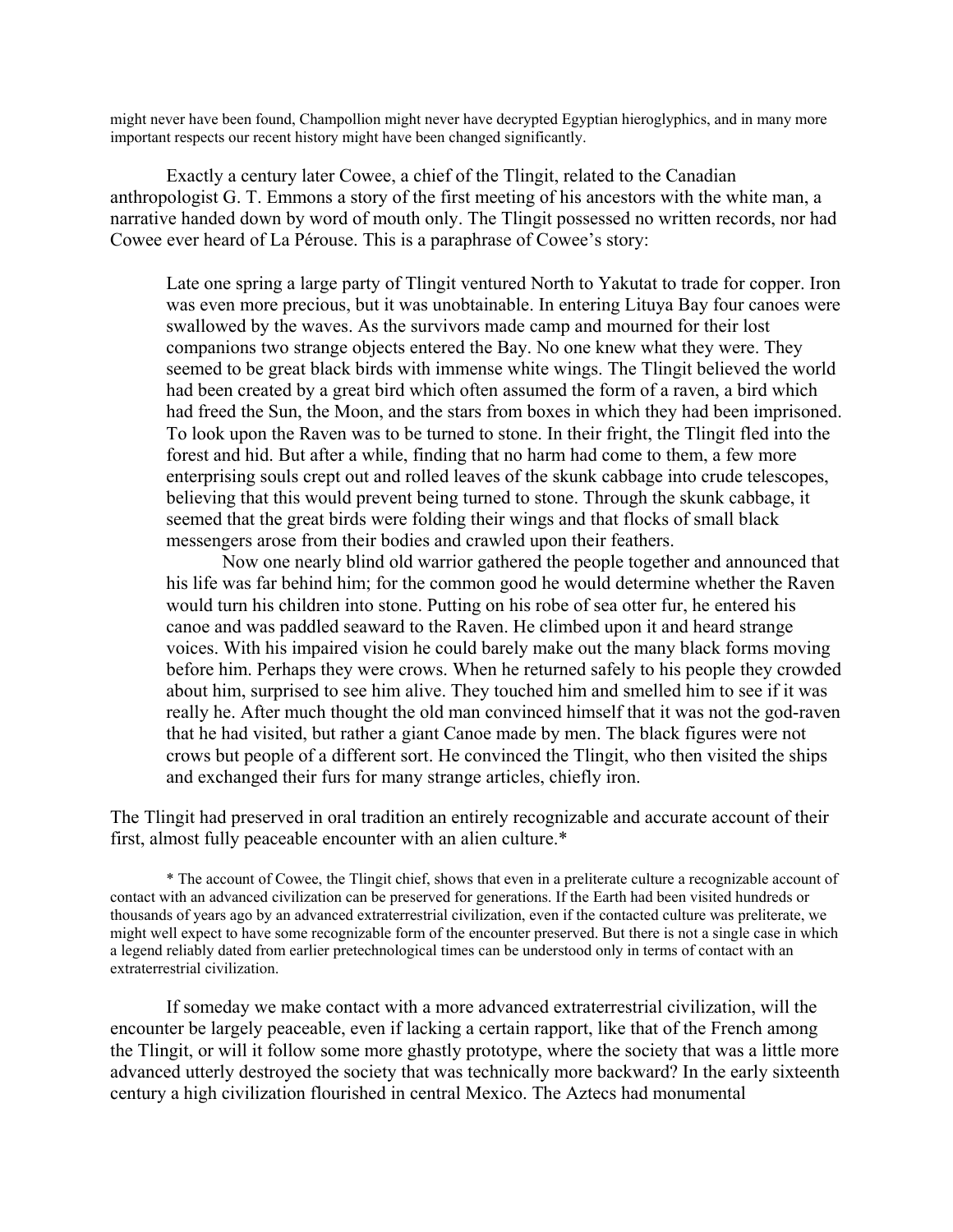might never have been found, Champollion might never have decrypted Egyptian hieroglyphics, and in many more important respects our recent history might have been changed significantly.

Exactly a century later Cowee, a chief of the Tlingit, related to the Canadian anthropologist G. T. Emmons a story of the first meeting of his ancestors with the white man, a narrative handed down by word of mouth only. The Tlingit possessed no written records, nor had Cowee ever heard of La Pérouse. This is a paraphrase of Cowee's story:

> Late one spring a large party of Tlingit ventured North to Yakutat to trade for copper. Iron was even more precious, but it was unobtainable. In entering Lituya Bay four canoes were swallowed by the waves. As the survivors made camp and mourned for their lost companions two strange objects entered the Bay. No one knew what they were. They seemed to be great black birds with immense white wings. The Tlingit believed the world had been created by a great bird which often assumed the form of a raven, a bird which had freed the Sun, the Moon, and the stars from boxes in which they had been imprisoned. To look upon the Raven was to be turned to stone. In their fright, the Tlingit fled into the forest and hid. But after a while, finding that no harm had come to them, a few more enterprising souls crept out and rolled leaves of the skunk cabbage into crude telescopes, believing that this would prevent being turned to stone. Through the skunk cabbage, it seemed that the great birds were folding their wings and that flocks of small black messengers arose from their bodies and crawled upon their feathers.
>
> Now one nearly blind old warrior gathered the people together and announced that his life was far behind him; for the common good he would determine whether the Raven would turn his children into stone. Putting on his robe of sea otter fur, he entered his canoe and was paddled seaward to the Raven. He climbed upon it and heard strange voices. With his impaired vision he could barely make out the many black forms moving before him. Perhaps they were crows. When he returned safely to his people they crowded about him, surprised to see him alive. They touched him and smelled him to see if it was really he. After much thought the old man convinced himself that it was not the god-raven that he had visited, but rather a giant Canoe made by men. The black figures were not crows but people of a different sort. He convinced the Tlingit, who then visited the ships and exchanged their furs for many strange articles, chiefly iron.

The Tlingit had preserved in oral tradition an entirely recognizable and accurate account of their first, almost fully peaceable encounter with an alien culture.*

\* The account of Cowee, the Tlingit chief, shows that even in a preliterate culture a recognizable account of contact with an advanced civilization can be preserved for generations. If the Earth had been visited hundreds or thousands of years ago by an advanced extraterrestrial civilization, even if the contacted culture was preliterate, we might well expect to have some recognizable form of the encounter preserved. But there is not a single case in which a legend reliably dated from earlier pretechnological times can be understood only in terms of contact with an extraterrestrial civilization.

If someday we make contact with a more advanced extraterrestrial civilization, will the encounter be largely peaceable, even if lacking a certain rapport, like that of the French among the Tlingit, or will it follow some more ghastly prototype, where the society that was a little more advanced utterly destroyed the society that was technically more backward? In the early sixteenth century a high civilization flourished in central Mexico. The Aztecs had monumental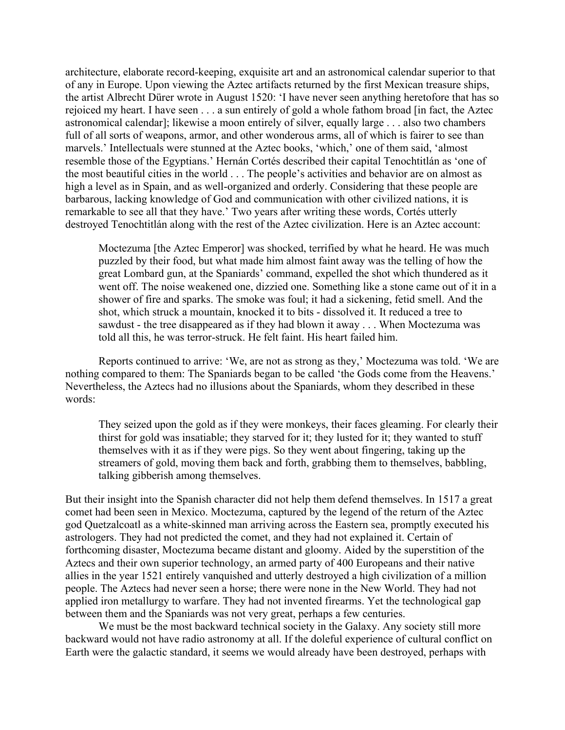architecture, elaborate record-keeping, exquisite art and an astronomical calendar superior to that of any in Europe. Upon viewing the Aztec artifacts returned by the first Mexican treasure ships, the artist Albrecht Dürer wrote in August 1520: 'I have never seen anything heretofore that has so rejoiced my heart. I have seen . . . a sun entirely of gold a whole fathom broad [in fact, the Aztec astronomical calendar]; likewise a moon entirely of silver, equally large . . . also two chambers full of all sorts of weapons, armor, and other wonderous arms, all of which is fairer to see than marvels.' Intellectuals were stunned at the Aztec books, 'which,' one of them said, 'almost resemble those of the Egyptians.' Hernán Cortés described their capital Tenochtitlán as 'one of the most beautiful cities in the world . . . The people's activities and behavior are on almost as high a level as in Spain, and as well-organized and orderly. Considering that these people are barbarous, lacking knowledge of God and communication with other civilized nations, it is remarkable to see all that they have.' Two years after writing these words, Cortés utterly destroyed Tenochtitlán along with the rest of the Aztec civilization. Here is an Aztec account:

> Moctezuma [the Aztec Emperor] was shocked, terrified by what he heard. He was much puzzled by their food, but what made him almost faint away was the telling of how the great Lombard gun, at the Spaniards' command, expelled the shot which thundered as it went off. The noise weakened one, dizzied one. Something like a stone came out of it in a shower of fire and sparks. The smoke was foul; it had a sickening, fetid smell. And the shot, which struck a mountain, knocked it to bits - dissolved it. It reduced a tree to sawdust - the tree disappeared as if they had blown it away . . . When Moctezuma was told all this, he was terror-struck. He felt faint. His heart failed him.

Reports continued to arrive: 'We, are not as strong as they,' Moctezuma was told. 'We are nothing compared to them: The Spaniards began to be called 'the Gods come from the Heavens.' Nevertheless, the Aztecs had no illusions about the Spaniards, whom they described in these words:

> They seized upon the gold as if they were monkeys, their faces gleaming. For clearly their thirst for gold was insatiable; they starved for it; they lusted for it; they wanted to stuff themselves with it as if they were pigs. So they went about fingering, taking up the streamers of gold, moving them back and forth, grabbing them to themselves, babbling, talking gibberish among themselves.

But their insight into the Spanish character did not help them defend themselves. In 1517 a great comet had been seen in Mexico. Moctezuma, captured by the legend of the return of the Aztec god Quetzalcoatl as a white-skinned man arriving across the Eastern sea, promptly executed his astrologers. They had not predicted the comet, and they had not explained it. Certain of forthcoming disaster, Moctezuma became distant and gloomy. Aided by the superstition of the Aztecs and their own superior technology, an armed party of 400 Europeans and their native allies in the year 1521 entirely vanquished and utterly destroyed a high civilization of a million people. The Aztecs had never seen a horse; there were none in the New World. They had not applied iron metallurgy to warfare. They had not invented firearms. Yet the technological gap between them and the Spaniards was not very great, perhaps a few centuries.

We must be the most backward technical society in the Galaxy. Any society still more backward would not have radio astronomy at all. If the doleful experience of cultural conflict on Earth were the galactic standard, it seems we would already have been destroyed, perhaps with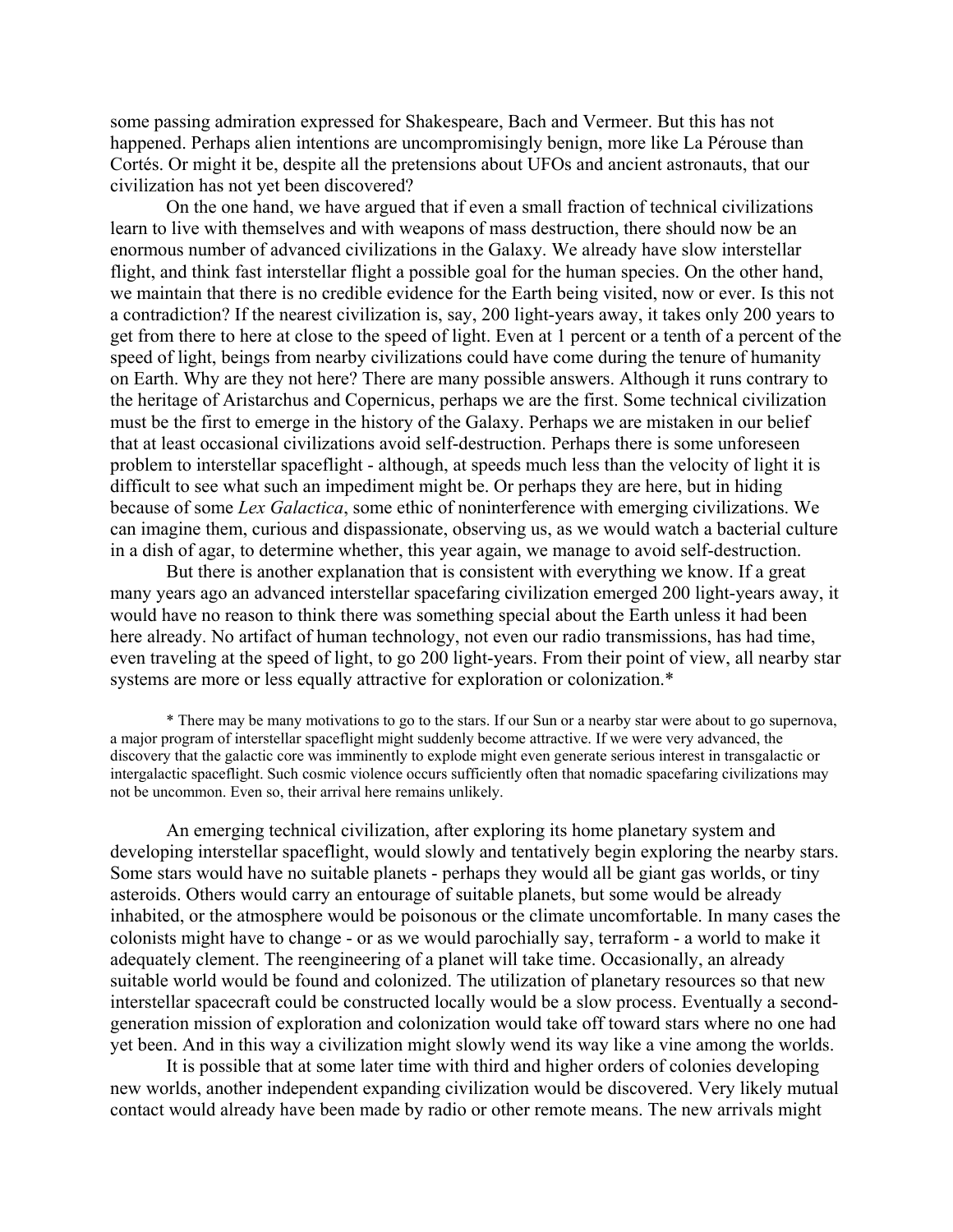some passing admiration expressed for Shakespeare, Bach and Vermeer. But this has not happened. Perhaps alien intentions are uncompromisingly benign, more like La Pérouse than Cortés. Or might it be, despite all the pretensions about UFOs and ancient astronauts, that our civilization has not yet been discovered?

On the one hand, we have argued that if even a small fraction of technical civilizations learn to live with themselves and with weapons of mass destruction, there should now be an enormous number of advanced civilizations in the Galaxy. We already have slow interstellar flight, and think fast interstellar flight a possible goal for the human species. On the other hand, we maintain that there is no credible evidence for the Earth being visited, now or ever. Is this not a contradiction? If the nearest civilization is, say, 200 light-years away, it takes only 200 years to get from there to here at close to the speed of light. Even at 1 percent or a tenth of a percent of the speed of light, beings from nearby civilizations could have come during the tenure of humanity on Earth. Why are they not here? There are many possible answers. Although it runs contrary to the heritage of Aristarchus and Copernicus, perhaps we are the first. Some technical civilization must be the first to emerge in the history of the Galaxy. Perhaps we are mistaken in our belief that at least occasional civilizations avoid self-destruction. Perhaps there is some unforeseen problem to interstellar spaceflight - although, at speeds much less than the velocity of light it is difficult to see what such an impediment might be. Or perhaps they are here, but in hiding because of some *Lex Galactica*, some ethic of noninterference with emerging civilizations. We can imagine them, curious and dispassionate, observing us, as we would watch a bacterial culture in a dish of agar, to determine whether, this year again, we manage to avoid self-destruction.

But there is another explanation that is consistent with everything we know. If a great many years ago an advanced interstellar spacefaring civilization emerged 200 light-years away, it would have no reason to think there was something special about the Earth unless it had been here already. No artifact of human technology, not even our radio transmissions, has had time, even traveling at the speed of light, to go 200 light-years. From their point of view, all nearby star systems are more or less equally attractive for exploration or colonization.*

\* There may be many motivations to go to the stars. If our Sun or a nearby star were about to go supernova, a major program of interstellar spaceflight might suddenly become attractive. If we were very advanced, the discovery that the galactic core was imminently to explode might even generate serious interest in transgalactic or intergalactic spaceflight. Such cosmic violence occurs sufficiently often that nomadic spacefaring civilizations may not be uncommon. Even so, their arrival here remains unlikely.

An emerging technical civilization, after exploring its home planetary system and developing interstellar spaceflight, would slowly and tentatively begin exploring the nearby stars. Some stars would have no suitable planets - perhaps they would all be giant gas worlds, or tiny asteroids. Others would carry an entourage of suitable planets, but some would be already inhabited, or the atmosphere would be poisonous or the climate uncomfortable. In many cases the colonists might have to change - or as we would parochially say, terraform - a world to make it adequately clement. The reengineering of a planet will take time. Occasionally, an already suitable world would be found and colonized. The utilization of planetary resources so that new interstellar spacecraft could be constructed locally would be a slow process. Eventually a second-generation mission of exploration and colonization would take off toward stars where no one had yet been. And in this way a civilization might slowly wend its way like a vine among the worlds.

It is possible that at some later time with third and higher orders of colonies developing new worlds, another independent expanding civilization would be discovered. Very likely mutual contact would already have been made by radio or other remote means. The new arrivals might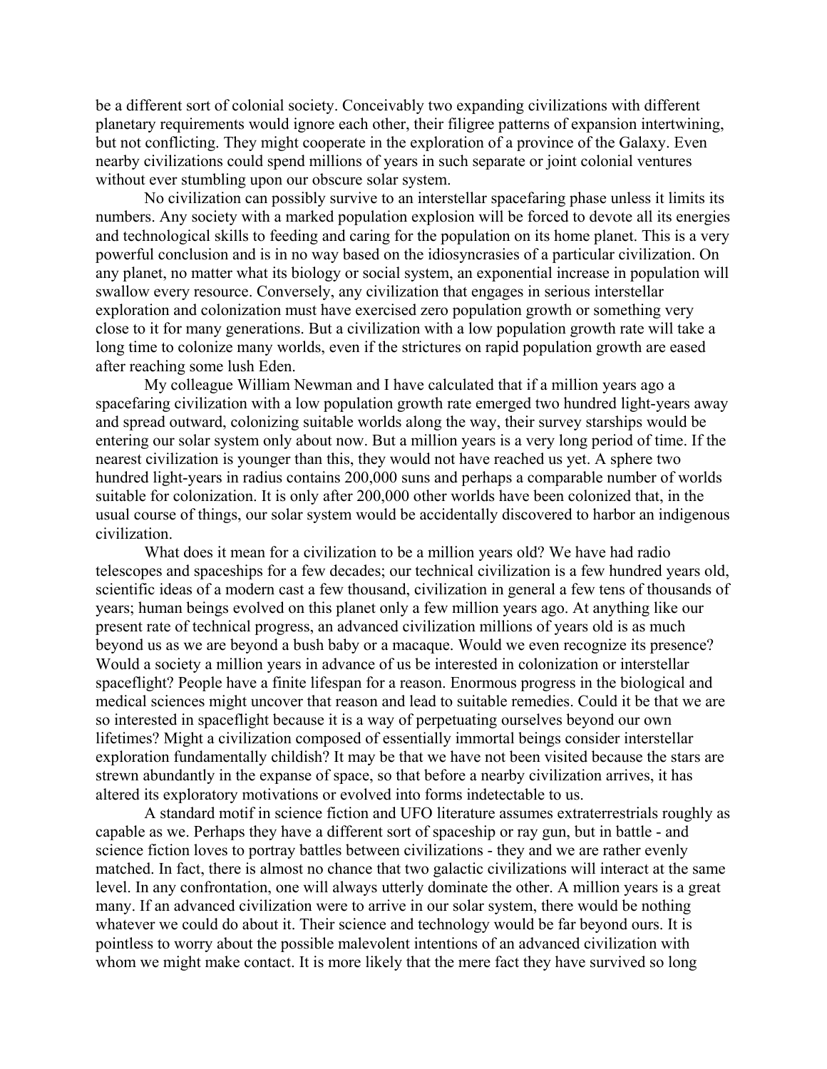be a different sort of colonial society. Conceivably two expanding civilizations with different planetary requirements would ignore each other, their filigree patterns of expansion intertwining, but not conflicting. They might cooperate in the exploration of a province of the Galaxy. Even nearby civilizations could spend millions of years in such separate or joint colonial ventures without ever stumbling upon our obscure solar system.

No civilization can possibly survive to an interstellar spacefaring phase unless it limits its numbers. Any society with a marked population explosion will be forced to devote all its energies and technological skills to feeding and caring for the population on its home planet. This is a very powerful conclusion and is in no way based on the idiosyncrasies of a particular civilization. On any planet, no matter what its biology or social system, an exponential increase in population will swallow every resource. Conversely, any civilization that engages in serious interstellar exploration and colonization must have exercised zero population growth or something very close to it for many generations. But a civilization with a low population growth rate will take a long time to colonize many worlds, even if the strictures on rapid population growth are eased after reaching some lush Eden.

My colleague William Newman and I have calculated that if a million years ago a spacefaring civilization with a low population growth rate emerged two hundred light-years away and spread outward, colonizing suitable worlds along the way, their survey starships would be entering our solar system only about now. But a million years is a very long period of time. If the nearest civilization is younger than this, they would not have reached us yet. A sphere two hundred light-years in radius contains 200,000 suns and perhaps a comparable number of worlds suitable for colonization. It is only after 200,000 other worlds have been colonized that, in the usual course of things, our solar system would be accidentally discovered to harbor an indigenous civilization.

What does it mean for a civilization to be a million years old? We have had radio telescopes and spaceships for a few decades; our technical civilization is a few hundred years old, scientific ideas of a modern cast a few thousand, civilization in general a few tens of thousands of years; human beings evolved on this planet only a few million years ago. At anything like our present rate of technical progress, an advanced civilization millions of years old is as much beyond us as we are beyond a bush baby or a macaque. Would we even recognize its presence? Would a society a million years in advance of us be interested in colonization or interstellar spaceflight? People have a finite lifespan for a reason. Enormous progress in the biological and medical sciences might uncover that reason and lead to suitable remedies. Could it be that we are so interested in spaceflight because it is a way of perpetuating ourselves beyond our own lifetimes? Might a civilization composed of essentially immortal beings consider interstellar exploration fundamentally childish? It may be that we have not been visited because the stars are strewn abundantly in the expanse of space, so that before a nearby civilization arrives, it has altered its exploratory motivations or evolved into forms indetectable to us.

A standard motif in science fiction and UFO literature assumes extraterrestrials roughly as capable as we. Perhaps they have a different sort of spaceship or ray gun, but in battle - and science fiction loves to portray battles between civilizations - they and we are rather evenly matched. In fact, there is almost no chance that two galactic civilizations will interact at the same level. In any confrontation, one will always utterly dominate the other. A million years is a great many. If an advanced civilization were to arrive in our solar system, there would be nothing whatever we could do about it. Their science and technology would be far beyond ours. It is pointless to worry about the possible malevolent intentions of an advanced civilization with whom we might make contact. It is more likely that the mere fact they have survived so long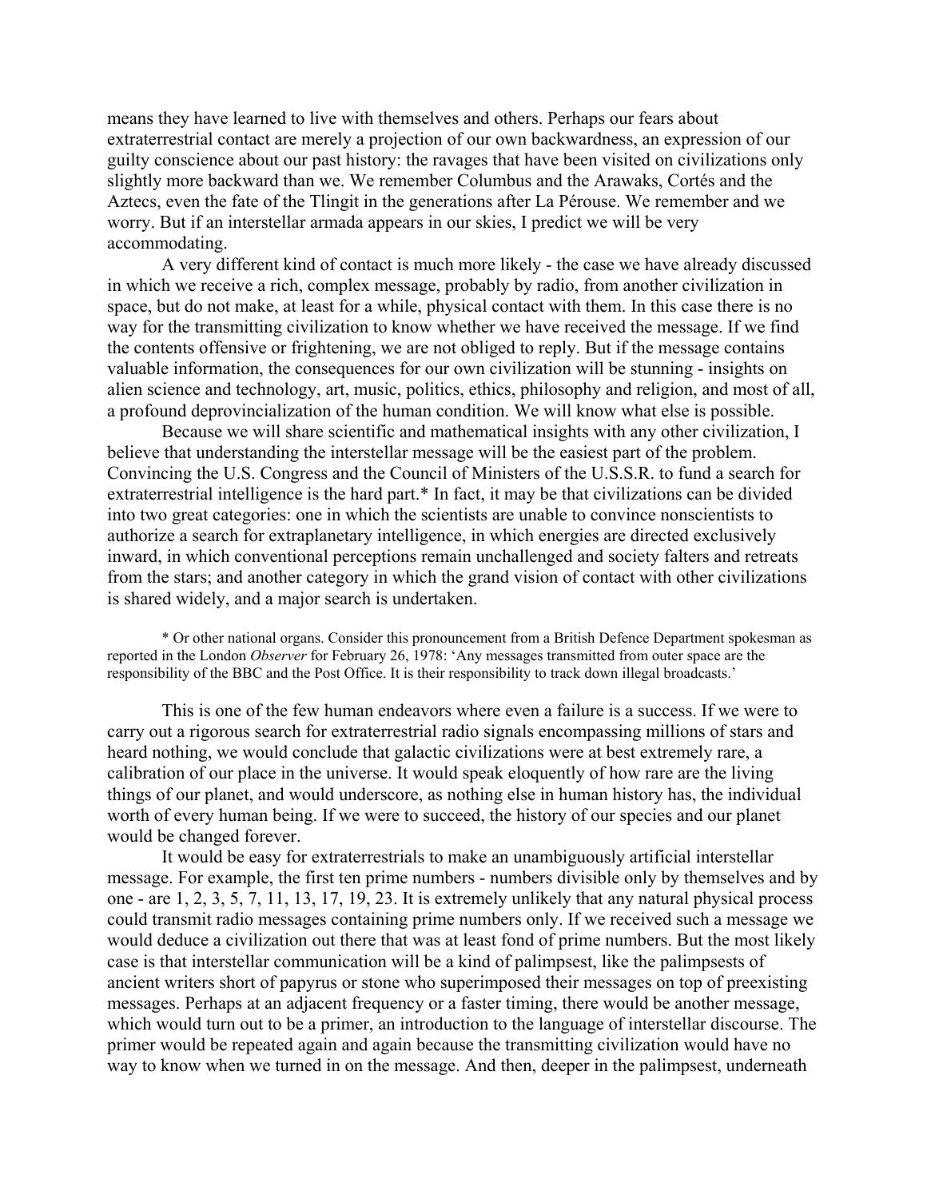means they have learned to live with themselves and others. Perhaps our fears about extraterrestrial contact are merely a projection of our own backwardness, an expression of our guilty conscience about our past history: the ravages that have been visited on civilizations only slightly more backward than we. We remember Columbus and the Arawaks, Cortés and the Aztecs, even the fate of the Tlingit in the generations after La Pérouse. We remember and we worry. But if an interstellar armada appears in our skies, I predict we will be very accommodating.

A very different kind of contact is much more likely - the case we have already discussed in which we receive a rich, complex message, probably by radio, from another civilization in space, but do not make, at least for a while, physical contact with them. In this case there is no way for the transmitting civilization to know whether we have received the message. If we find the contents offensive or frightening, we are not obliged to reply. But if the message contains valuable information, the consequences for our own civilization will be stunning - insights on alien science and technology, art, music, politics, ethics, philosophy and religion, and most of all, a profound deprovincialization of the human condition. We will know what else is possible.

Because we will share scientific and mathematical insights with any other civilization, I believe that understanding the interstellar message will be the easiest part of the problem. Convincing the U.S. Congress and the Council of Ministers of the U.S.S.R. to fund a search for extraterrestrial intelligence is the hard part.* In fact, it may be that civilizations can be divided into two great categories: one in which the scientists are unable to convince nonscientists to authorize a search for extraplanetary intelligence, in which energies are directed exclusively inward, in which conventional perceptions remain unchallenged and society falters and retreats from the stars; and another category in which the grand vision of contact with other civilizations is shared widely, and a major search is undertaken.

\* Or other national organs. Consider this pronouncement from a British Defence Department spokesman as reported in the London *Observer* for February 26, 1978: 'Any messages transmitted from outer space are the responsibility of the BBC and the Post Office. It is their responsibility to track down illegal broadcasts.'

This is one of the few human endeavors where even a failure is a success. If we were to carry out a rigorous search for extraterrestrial radio signals encompassing millions of stars and heard nothing, we would conclude that galactic civilizations were at best extremely rare, a calibration of our place in the universe. It would speak eloquently of how rare are the living things of our planet, and would underscore, as nothing else in human history has, the individual worth of every human being. If we were to succeed, the history of our species and our planet would be changed forever.

It would be easy for extraterrestrials to make an unambiguously artificial interstellar message. For example, the first ten prime numbers - numbers divisible only by themselves and by one - are 1, 2, 3, 5, 7, 11, 13, 17, 19, 23. It is extremely unlikely that any natural physical process could transmit radio messages containing prime numbers only. If we received such a message we would deduce a civilization out there that was at least fond of prime numbers. But the most likely case is that interstellar communication will be a kind of palimpsest, like the palimpsests of ancient writers short of papyrus or stone who superimposed their messages on top of preexisting messages. Perhaps at an adjacent frequency or a faster timing, there would be another message, which would turn out to be a primer, an introduction to the language of interstellar discourse. The primer would be repeated again and again because the transmitting civilization would have no way to know when we turned in on the message. And then, deeper in the palimpsest, underneath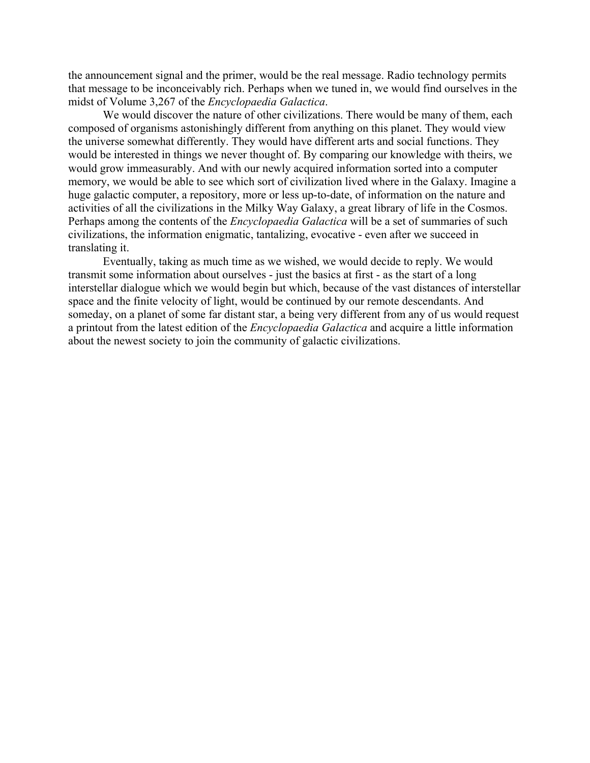the announcement signal and the primer, would be the real message. Radio technology permits that message to be inconceivably rich. Perhaps when we tuned in, we would find ourselves in the midst of Volume 3,267 of the *Encyclopaedia Galactica*.

We would discover the nature of other civilizations. There would be many of them, each composed of organisms astonishingly different from anything on this planet. They would view the universe somewhat differently. They would have different arts and social functions. They would be interested in things we never thought of. By comparing our knowledge with theirs, we would grow immeasurably. And with our newly acquired information sorted into a computer memory, we would be able to see which sort of civilization lived where in the Galaxy. Imagine a huge galactic computer, a repository, more or less up-to-date, of information on the nature and activities of all the civilizations in the Milky Way Galaxy, a great library of life in the Cosmos. Perhaps among the contents of the *Encyclopaedia Galactica* will be a set of summaries of such civilizations, the information enigmatic, tantalizing, evocative - even after we succeed in translating it.

Eventually, taking as much time as we wished, we would decide to reply. We would transmit some information about ourselves - just the basics at first - as the start of a long interstellar dialogue which we would begin but which, because of the vast distances of interstellar space and the finite velocity of light, would be continued by our remote descendants. And someday, on a planet of some far distant star, a being very different from any of us would request a printout from the latest edition of the *Encyclopaedia Galactica* and acquire a little information about the newest society to join the community of galactic civilizations.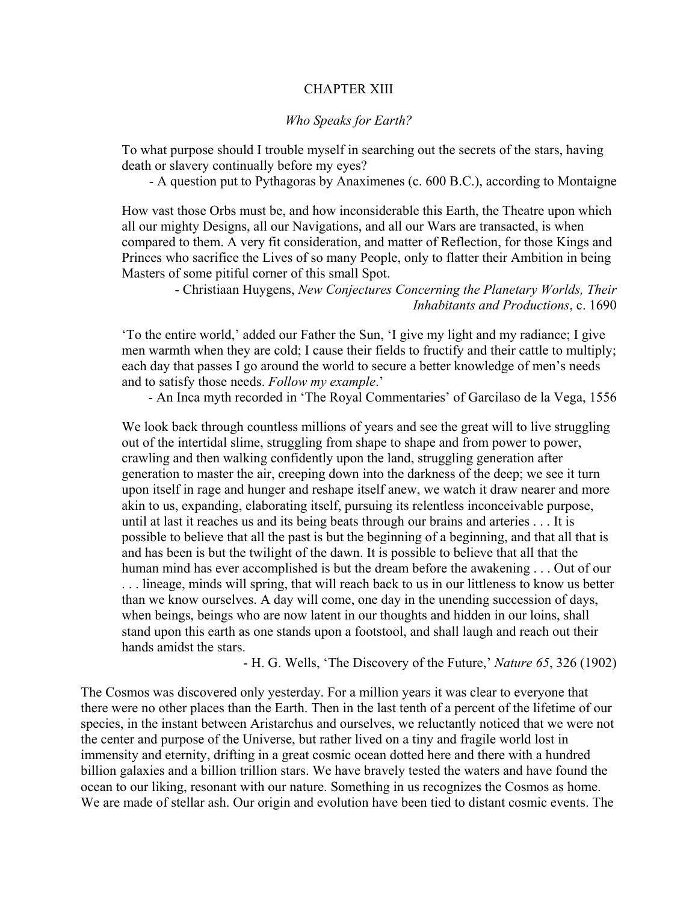# CHAPTER XIII

## *Who Speaks for Earth?*

> To what purpose should I trouble myself in searching out the secrets of the stars, having death or slavery continually before my eyes?
>
> - A question put to Pythagoras by Anaximenes (c. 600 B.C.), according to Montaigne

> How vast those Orbs must be, and how inconsiderable this Earth, the Theatre upon which all our mighty Designs, all our Navigations, and all our Wars are transacted, is when compared to them. A very fit consideration, and matter of Reflection, for those Kings and Princes who sacrifice the Lives of so many People, only to flatter their Ambition in being Masters of some pitiful corner of this small Spot.
>
> - Christiaan Huygens, *New Conjectures Concerning the Planetary Worlds, Their Inhabitants and Productions*, c. 1690

> 'To the entire world,' added our Father the Sun, 'I give my light and my radiance; I give men warmth when they are cold; I cause their fields to fructify and their cattle to multiply; each day that passes I go around the world to secure a better knowledge of men's needs and to satisfy those needs. *Follow my example*.'
>
> - An Inca myth recorded in 'The Royal Commentaries' of Garcilaso de la Vega, 1556

> We look back through countless millions of years and see the great will to live struggling out of the intertidal slime, struggling from shape to shape and from power to power, crawling and then walking confidently upon the land, struggling generation after generation to master the air, creeping down into the darkness of the deep; we see it turn upon itself in rage and hunger and reshape itself anew, we watch it draw nearer and more akin to us, expanding, elaborating itself, pursuing its relentless inconceivable purpose, until at last it reaches us and its being beats through our brains and arteries . . . It is possible to believe that all the past is but the beginning of a beginning, and that all that is and has been is but the twilight of the dawn. It is possible to believe that all that the human mind has ever accomplished is but the dream before the awakening . . . Out of our . . . lineage, minds will spring, that will reach back to us in our littleness to know us better than we know ourselves. A day will come, one day in the unending succession of days, when beings, beings who are now latent in our thoughts and hidden in our loins, shall stand upon this earth as one stands upon a footstool, and shall laugh and reach out their hands amidst the stars.
>
> - H. G. Wells, 'The Discovery of the Future,' *Nature 65*, 326 (1902)

The Cosmos was discovered only yesterday. For a million years it was clear to everyone that there were no other places than the Earth. Then in the last tenth of a percent of the lifetime of our species, in the instant between Aristarchus and ourselves, we reluctantly noticed that we were not the center and purpose of the Universe, but rather lived on a tiny and fragile world lost in immensity and eternity, drifting in a great cosmic ocean dotted here and there with a hundred billion galaxies and a billion trillion stars. We have bravely tested the waters and have found the ocean to our liking, resonant with our nature. Something in us recognizes the Cosmos as home. We are made of stellar ash. Our origin and evolution have been tied to distant cosmic events. The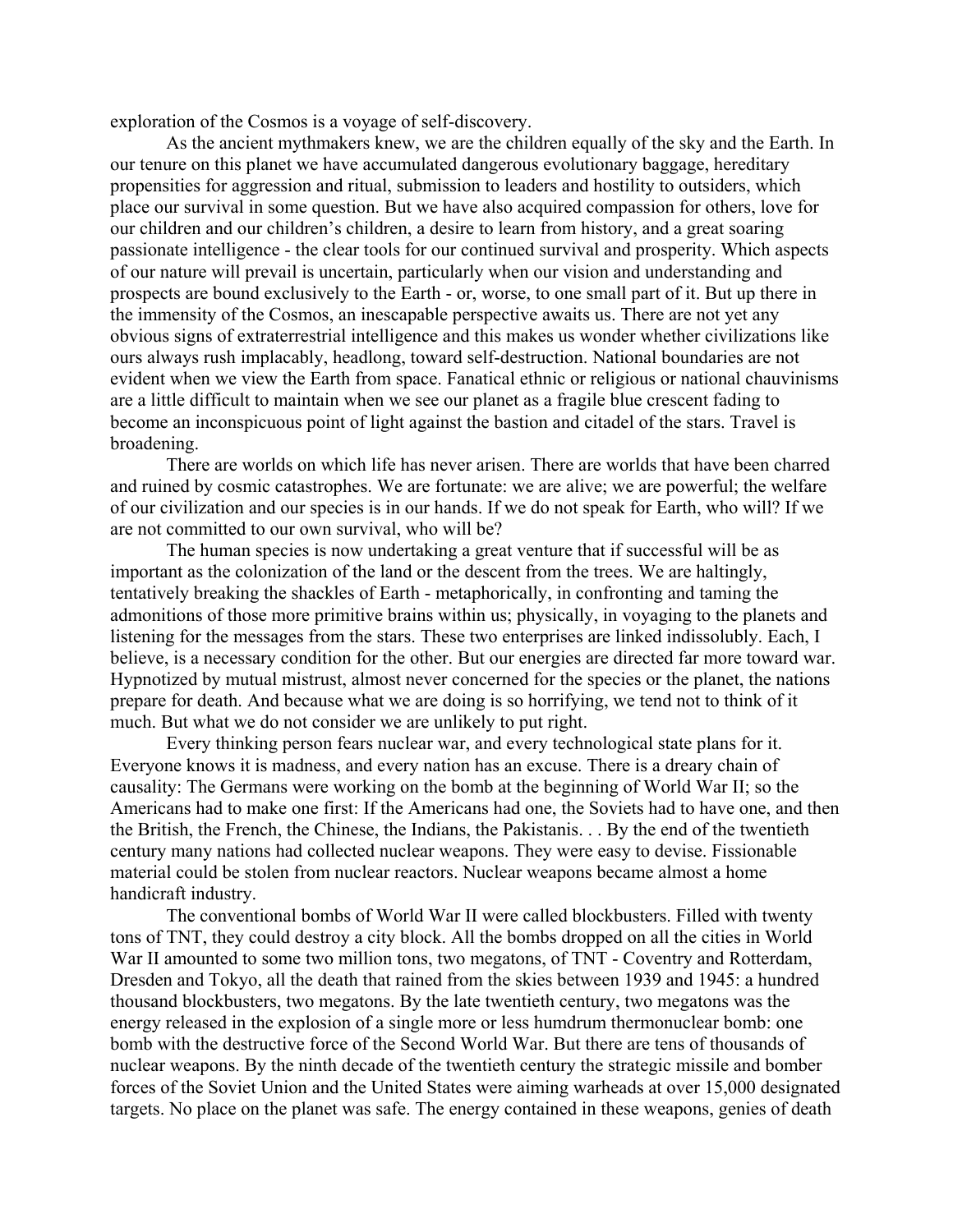exploration of the Cosmos is a voyage of self-discovery.

As the ancient mythmakers knew, we are the children equally of the sky and the Earth. In our tenure on this planet we have accumulated dangerous evolutionary baggage, hereditary propensities for aggression and ritual, submission to leaders and hostility to outsiders, which place our survival in some question. But we have also acquired compassion for others, love for our children and our children's children, a desire to learn from history, and a great soaring passionate intelligence - the clear tools for our continued survival and prosperity. Which aspects of our nature will prevail is uncertain, particularly when our vision and understanding and prospects are bound exclusively to the Earth - or, worse, to one small part of it. But up there in the immensity of the Cosmos, an inescapable perspective awaits us. There are not yet any obvious signs of extraterrestrial intelligence and this makes us wonder whether civilizations like ours always rush implacably, headlong, toward self-destruction. National boundaries are not evident when we view the Earth from space. Fanatical ethnic or religious or national chauvinisms are a little difficult to maintain when we see our planet as a fragile blue crescent fading to become an inconspicuous point of light against the bastion and citadel of the stars. Travel is broadening.

There are worlds on which life has never arisen. There are worlds that have been charred and ruined by cosmic catastrophes. We are fortunate: we are alive; we are powerful; the welfare of our civilization and our species is in our hands. If we do not speak for Earth, who will? If we are not committed to our own survival, who will be?

The human species is now undertaking a great venture that if successful will be as important as the colonization of the land or the descent from the trees. We are haltingly, tentatively breaking the shackles of Earth - metaphorically, in confronting and taming the admonitions of those more primitive brains within us; physically, in voyaging to the planets and listening for the messages from the stars. These two enterprises are linked indissolubly. Each, I believe, is a necessary condition for the other. But our energies are directed far more toward war. Hypnotized by mutual mistrust, almost never concerned for the species or the planet, the nations prepare for death. And because what we are doing is so horrifying, we tend not to think of it much. But what we do not consider we are unlikely to put right.

Every thinking person fears nuclear war, and every technological state plans for it. Everyone knows it is madness, and every nation has an excuse. There is a dreary chain of causality: The Germans were working on the bomb at the beginning of World War II; so the Americans had to make one first: If the Americans had one, the Soviets had to have one, and then the British, the French, the Chinese, the Indians, the Pakistanis. . . By the end of the twentieth century many nations had collected nuclear weapons. They were easy to devise. Fissionable material could be stolen from nuclear reactors. Nuclear weapons became almost a home handicraft industry.

The conventional bombs of World War II were called blockbusters. Filled with twenty tons of TNT, they could destroy a city block. All the bombs dropped on all the cities in World War II amounted to some two million tons, two megatons, of TNT - Coventry and Rotterdam, Dresden and Tokyo, all the death that rained from the skies between 1939 and 1945: a hundred thousand blockbusters, two megatons. By the late twentieth century, two megatons was the energy released in the explosion of a single more or less humdrum thermonuclear bomb: one bomb with the destructive force of the Second World War. But there are tens of thousands of nuclear weapons. By the ninth decade of the twentieth century the strategic missile and bomber forces of the Soviet Union and the United States were aiming warheads at over 15,000 designated targets. No place on the planet was safe. The energy contained in these weapons, genies of death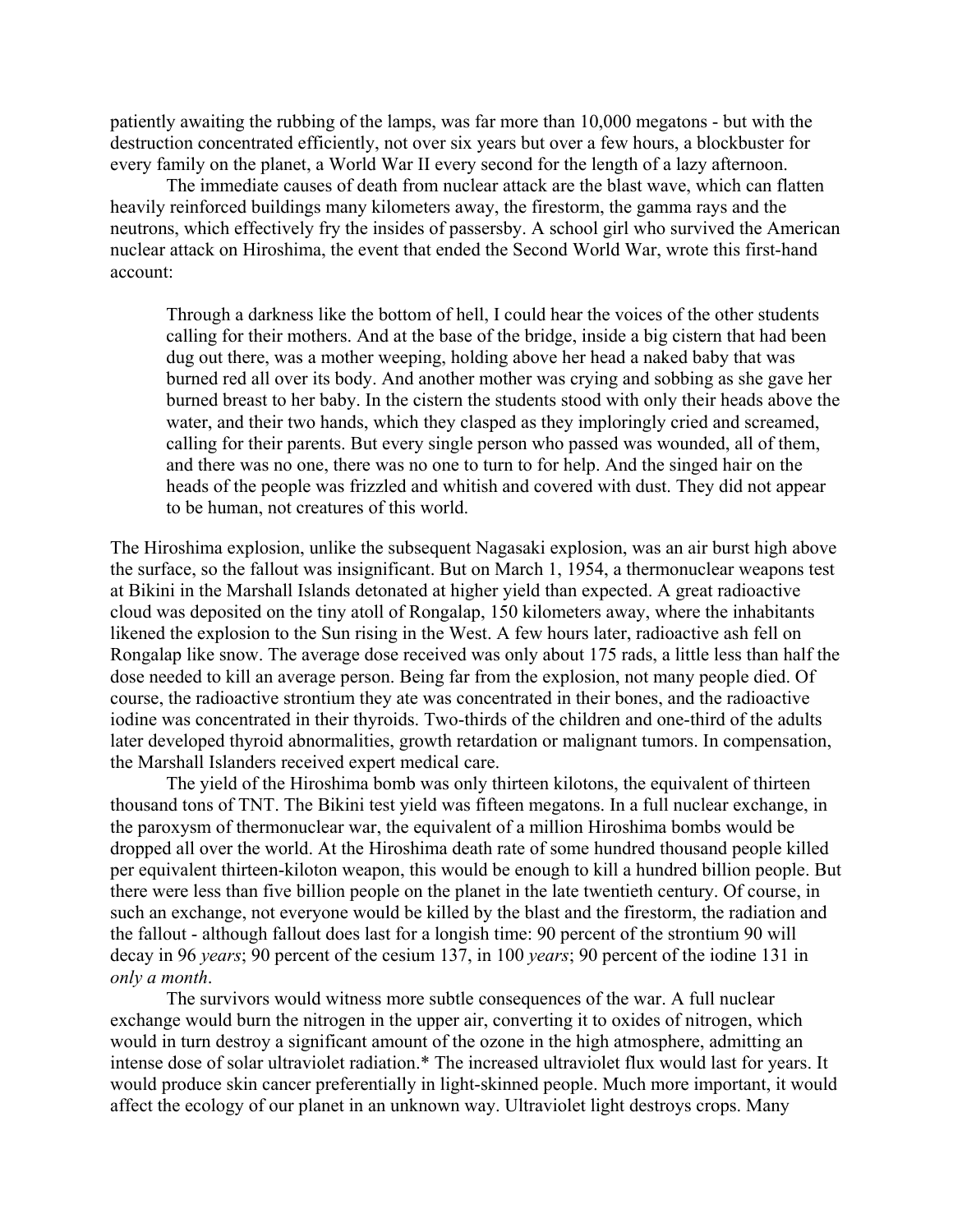patiently awaiting the rubbing of the lamps, was far more than 10,000 megatons - but with the destruction concentrated efficiently, not over six years but over a few hours, a blockbuster for every family on the planet, a World War II every second for the length of a lazy afternoon.

The immediate causes of death from nuclear attack are the blast wave, which can flatten heavily reinforced buildings many kilometers away, the firestorm, the gamma rays and the neutrons, which effectively fry the insides of passersby. A school girl who survived the American nuclear attack on Hiroshima, the event that ended the Second World War, wrote this first-hand account:

> Through a darkness like the bottom of hell, I could hear the voices of the other students calling for their mothers. And at the base of the bridge, inside a big cistern that had been dug out there, was a mother weeping, holding above her head a naked baby that was burned red all over its body. And another mother was crying and sobbing as she gave her burned breast to her baby. In the cistern the students stood with only their heads above the water, and their two hands, which they clasped as they imploringly cried and screamed, calling for their parents. But every single person who passed was wounded, all of them, and there was no one, there was no one to turn to for help. And the singed hair on the heads of the people was frizzled and whitish and covered with dust. They did not appear to be human, not creatures of this world.

The Hiroshima explosion, unlike the subsequent Nagasaki explosion, was an air burst high above the surface, so the fallout was insignificant. But on March 1, 1954, a thermonuclear weapons test at Bikini in the Marshall Islands detonated at higher yield than expected. A great radioactive cloud was deposited on the tiny atoll of Rongalap, 150 kilometers away, where the inhabitants likened the explosion to the Sun rising in the West. A few hours later, radioactive ash fell on Rongalap like snow. The average dose received was only about 175 rads, a little less than half the dose needed to kill an average person. Being far from the explosion, not many people died. Of course, the radioactive strontium they ate was concentrated in their bones, and the radioactive iodine was concentrated in their thyroids. Two-thirds of the children and one-third of the adults later developed thyroid abnormalities, growth retardation or malignant tumors. In compensation, the Marshall Islanders received expert medical care.

The yield of the Hiroshima bomb was only thirteen kilotons, the equivalent of thirteen thousand tons of TNT. The Bikini test yield was fifteen megatons. In a full nuclear exchange, in the paroxysm of thermonuclear war, the equivalent of a million Hiroshima bombs would be dropped all over the world. At the Hiroshima death rate of some hundred thousand people killed per equivalent thirteen-kiloton weapon, this would be enough to kill a hundred billion people. But there were less than five billion people on the planet in the late twentieth century. Of course, in such an exchange, not everyone would be killed by the blast and the firestorm, the radiation and the fallout - although fallout does last for a longish time: 90 percent of the strontium 90 will decay in 96 *years*; 90 percent of the cesium 137, in 100 *years*; 90 percent of the iodine 131 in *only a month*.

The survivors would witness more subtle consequences of the war. A full nuclear exchange would burn the nitrogen in the upper air, converting it to oxides of nitrogen, which would in turn destroy a significant amount of the ozone in the high atmosphere, admitting an intense dose of solar ultraviolet radiation.* The increased ultraviolet flux would last for years. It would produce skin cancer preferentially in light-skinned people. Much more important, it would affect the ecology of our planet in an unknown way. Ultraviolet light destroys crops. Many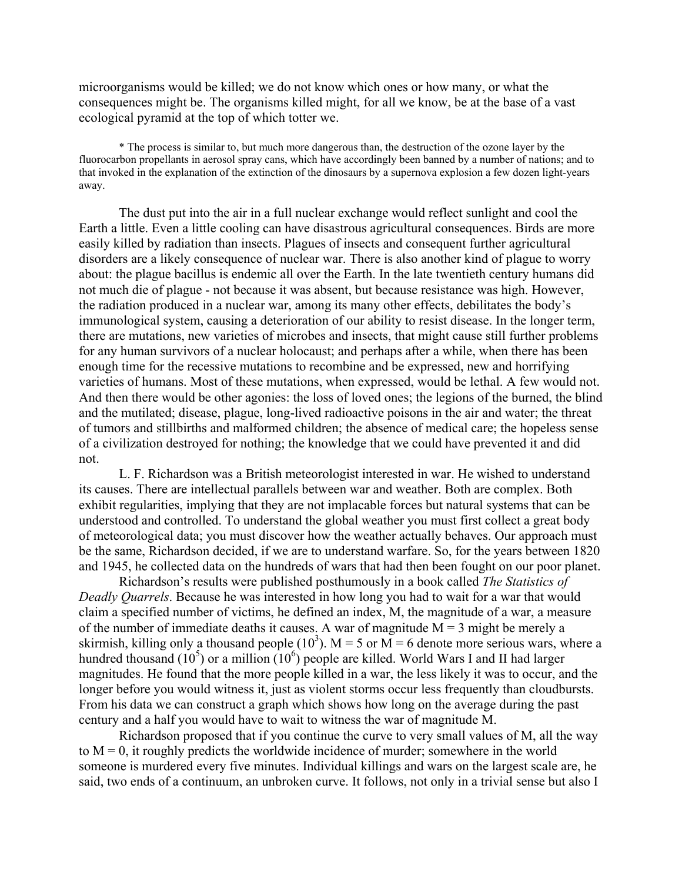microorganisms would be killed; we do not know which ones or how many, or what the consequences might be. The organisms killed might, for all we know, be at the base of a vast ecological pyramid at the top of which totter we.

\* The process is similar to, but much more dangerous than, the destruction of the ozone layer by the fluorocarbon propellants in aerosol spray cans, which have accordingly been banned by a number of nations; and to that invoked in the explanation of the extinction of the dinosaurs by a supernova explosion a few dozen light-years away.

The dust put into the air in a full nuclear exchange would reflect sunlight and cool the Earth a little. Even a little cooling can have disastrous agricultural consequences. Birds are more easily killed by radiation than insects. Plagues of insects and consequent further agricultural disorders are a likely consequence of nuclear war. There is also another kind of plague to worry about: the plague bacillus is endemic all over the Earth. In the late twentieth century humans did not much die of plague - not because it was absent, but because resistance was high. However, the radiation produced in a nuclear war, among its many other effects, debilitates the body's immunological system, causing a deterioration of our ability to resist disease. In the longer term, there are mutations, new varieties of microbes and insects, that might cause still further problems for any human survivors of a nuclear holocaust; and perhaps after a while, when there has been enough time for the recessive mutations to recombine and be expressed, new and horrifying varieties of humans. Most of these mutations, when expressed, would be lethal. A few would not. And then there would be other agonies: the loss of loved ones; the legions of the burned, the blind and the mutilated; disease, plague, long-lived radioactive poisons in the air and water; the threat of tumors and stillbirths and malformed children; the absence of medical care; the hopeless sense of a civilization destroyed for nothing; the knowledge that we could have prevented it and did not.

L. F. Richardson was a British meteorologist interested in war. He wished to understand its causes. There are intellectual parallels between war and weather. Both are complex. Both exhibit regularities, implying that they are not implacable forces but natural systems that can be understood and controlled. To understand the global weather you must first collect a great body of meteorological data; you must discover how the weather actually behaves. Our approach must be the same, Richardson decided, if we are to understand warfare. So, for the years between 1820 and 1945, he collected data on the hundreds of wars that had then been fought on our poor planet.

Richardson's results were published posthumously in a book called *The Statistics of Deadly Quarrels*. Because he was interested in how long you had to wait for a war that would claim a specified number of victims, he defined an index, M, the magnitude of a war, a measure of the number of immediate deaths it causes. A war of magnitude $M = 3$ might be merely a skirmish, killing only a thousand people ($10^3$). $M = 5$ or $M = 6$ denote more serious wars, where a hundred thousand ($10^5$) or a million ($10^6$) people are killed. World Wars I and II had larger magnitudes. He found that the more people killed in a war, the less likely it was to occur, and the longer before you would witness it, just as violent storms occur less frequently than cloudbursts. From his data we can construct a graph which shows how long on the average during the past century and a half you would have to wait to witness the war of magnitude M.

Richardson proposed that if you continue the curve to very small values of M, all the way to $M = 0$, it roughly predicts the worldwide incidence of murder; somewhere in the world someone is murdered every five minutes. Individual killings and wars on the largest scale are, he said, two ends of a continuum, an unbroken curve. It follows, not only in a trivial sense but also I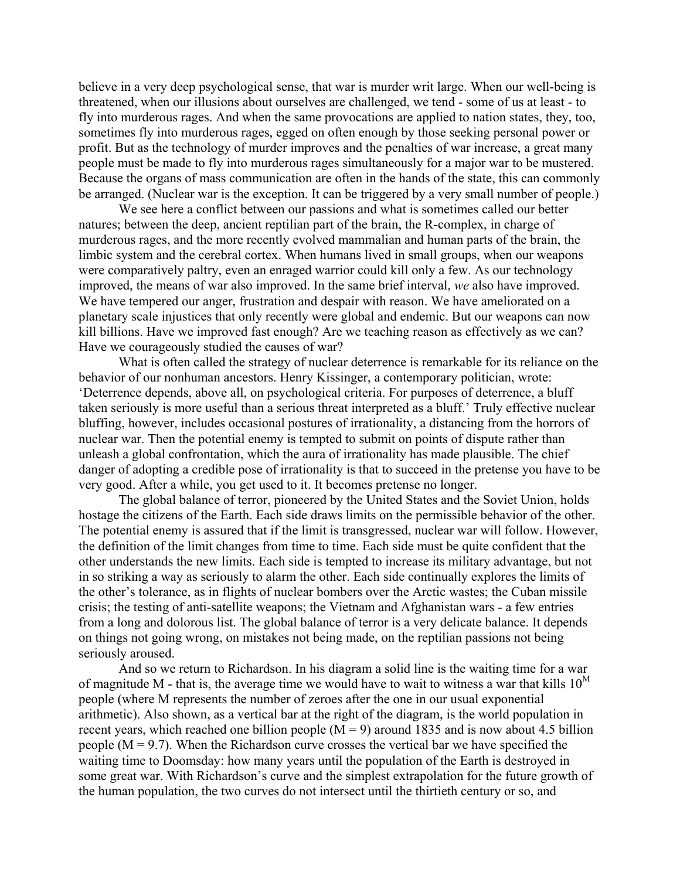believe in a very deep psychological sense, that war is murder writ large. When our well-being is threatened, when our illusions about ourselves are challenged, we tend - some of us at least - to fly into murderous rages. And when the same provocations are applied to nation states, they, too, sometimes fly into murderous rages, egged on often enough by those seeking personal power or profit. But as the technology of murder improves and the penalties of war increase, a great many people must be made to fly into murderous rages simultaneously for a major war to be mustered. Because the organs of mass communication are often in the hands of the state, this can commonly be arranged. (Nuclear war is the exception. It can be triggered by a very small number of people.)

We see here a conflict between our passions and what is sometimes called our better natures; between the deep, ancient reptilian part of the brain, the R-complex, in charge of murderous rages, and the more recently evolved mammalian and human parts of the brain, the limbic system and the cerebral cortex. When humans lived in small groups, when our weapons were comparatively paltry, even an enraged warrior could kill only a few. As our technology improved, the means of war also improved. In the same brief interval, *we* also have improved. We have tempered our anger, frustration and despair with reason. We have ameliorated on a planetary scale injustices that only recently were global and endemic. But our weapons can now kill billions. Have we improved fast enough? Are we teaching reason as effectively as we can? Have we courageously studied the causes of war?

What is often called the strategy of nuclear deterrence is remarkable for its reliance on the behavior of our nonhuman ancestors. Henry Kissinger, a contemporary politician, wrote: 'Deterrence depends, above all, on psychological criteria. For purposes of deterrence, a bluff taken seriously is more useful than a serious threat interpreted as a bluff.' Truly effective nuclear bluffing, however, includes occasional postures of irrationality, a distancing from the horrors of nuclear war. Then the potential enemy is tempted to submit on points of dispute rather than unleash a global confrontation, which the aura of irrationality has made plausible. The chief danger of adopting a credible pose of irrationality is that to succeed in the pretense you have to be very good. After a while, you get used to it. It becomes pretense no longer.

The global balance of terror, pioneered by the United States and the Soviet Union, holds hostage the citizens of the Earth. Each side draws limits on the permissible behavior of the other. The potential enemy is assured that if the limit is transgressed, nuclear war will follow. However, the definition of the limit changes from time to time. Each side must be quite confident that the other understands the new limits. Each side is tempted to increase its military advantage, but not in so striking a way as seriously to alarm the other. Each side continually explores the limits of the other's tolerance, as in flights of nuclear bombers over the Arctic wastes; the Cuban missile crisis; the testing of anti-satellite weapons; the Vietnam and Afghanistan wars - a few entries from a long and dolorous list. The global balance of terror is a very delicate balance. It depends on things not going wrong, on mistakes not being made, on the reptilian passions not being seriously aroused.

And so we return to Richardson. In his diagram a solid line is the waiting time for a war of magnitude M - that is, the average time we would have to wait to witness a war that kills $10^M$ people (where M represents the number of zeroes after the one in our usual exponential arithmetic). Also shown, as a vertical bar at the right of the diagram, is the world population in recent years, which reached one billion people ($M = 9$) around 1835 and is now about 4.5 billion people ($M = 9.7$). When the Richardson curve crosses the vertical bar we have specified the waiting time to Doomsday: how many years until the population of the Earth is destroyed in some great war. With Richardson's curve and the simplest extrapolation for the future growth of the human population, the two curves do not intersect until the thirtieth century or so, and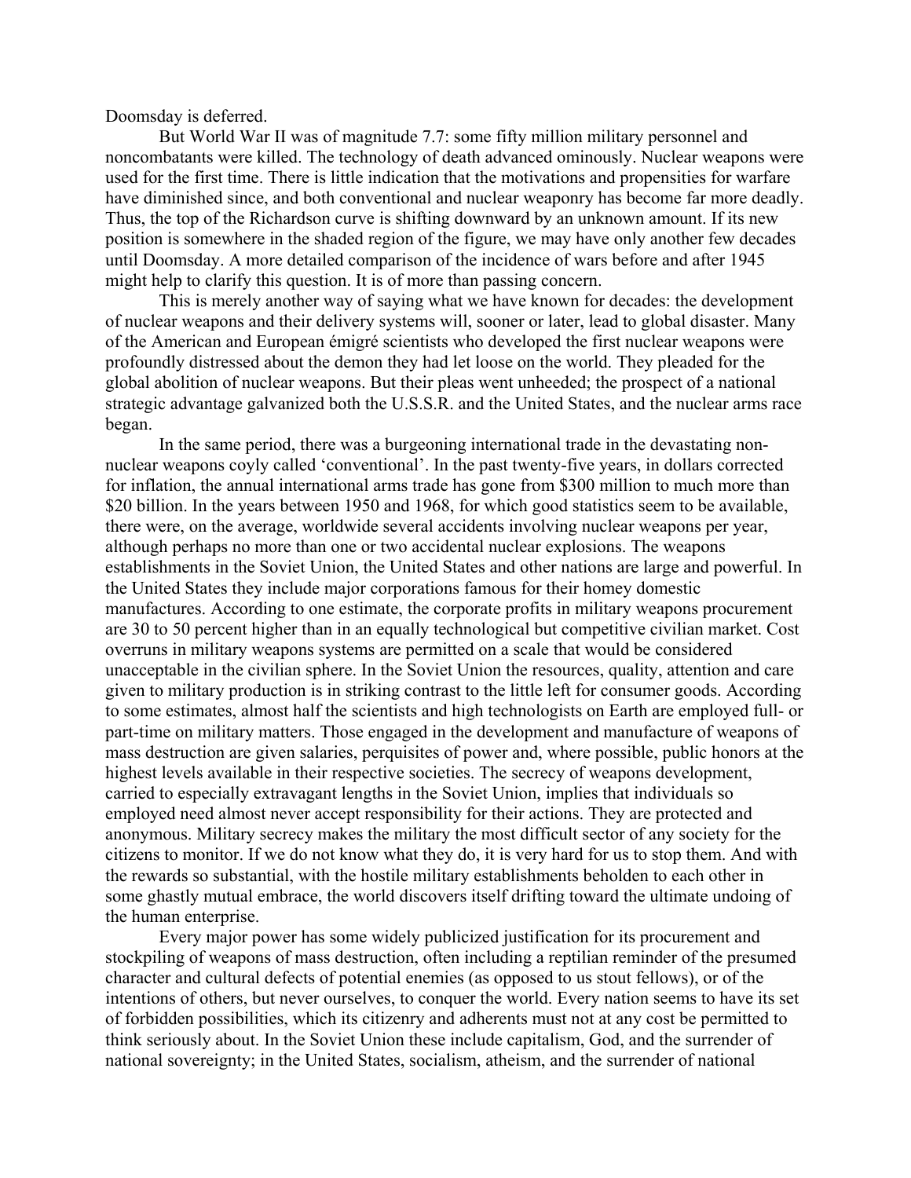Doomsday is deferred.

But World War II was of magnitude 7.7: some fifty million military personnel and noncombatants were killed. The technology of death advanced ominously. Nuclear weapons were used for the first time. There is little indication that the motivations and propensities for warfare have diminished since, and both conventional and nuclear weaponry has become far more deadly. Thus, the top of the Richardson curve is shifting downward by an unknown amount. If its new position is somewhere in the shaded region of the figure, we may have only another few decades until Doomsday. A more detailed comparison of the incidence of wars before and after 1945 might help to clarify this question. It is of more than passing concern.

This is merely another way of saying what we have known for decades: the development of nuclear weapons and their delivery systems will, sooner or later, lead to global disaster. Many of the American and European émigré scientists who developed the first nuclear weapons were profoundly distressed about the demon they had let loose on the world. They pleaded for the global abolition of nuclear weapons. But their pleas went unheeded; the prospect of a national strategic advantage galvanized both the U.S.S.R. and the United States, and the nuclear arms race began.

In the same period, there was a burgeoning international trade in the devastating non-nuclear weapons coyly called 'conventional'. In the past twenty-five years, in dollars corrected for inflation, the annual international arms trade has gone from $300 million to much more than $20 billion. In the years between 1950 and 1968, for which good statistics seem to be available, there were, on the average, worldwide several accidents involving nuclear weapons per year, although perhaps no more than one or two accidental nuclear explosions. The weapons establishments in the Soviet Union, the United States and other nations are large and powerful. In the United States they include major corporations famous for their homey domestic manufactures. According to one estimate, the corporate profits in military weapons procurement are 30 to 50 percent higher than in an equally technological but competitive civilian market. Cost overruns in military weapons systems are permitted on a scale that would be considered unacceptable in the civilian sphere. In the Soviet Union the resources, quality, attention and care given to military production is in striking contrast to the little left for consumer goods. According to some estimates, almost half the scientists and high technologists on Earth are employed full- or part-time on military matters. Those engaged in the development and manufacture of weapons of mass destruction are given salaries, perquisites of power and, where possible, public honors at the highest levels available in their respective societies. The secrecy of weapons development, carried to especially extravagant lengths in the Soviet Union, implies that individuals so employed need almost never accept responsibility for their actions. They are protected and anonymous. Military secrecy makes the military the most difficult sector of any society for the citizens to monitor. If we do not know what they do, it is very hard for us to stop them. And with the rewards so substantial, with the hostile military establishments beholden to each other in some ghastly mutual embrace, the world discovers itself drifting toward the ultimate undoing of the human enterprise.

Every major power has some widely publicized justification for its procurement and stockpiling of weapons of mass destruction, often including a reptilian reminder of the presumed character and cultural defects of potential enemies (as opposed to us stout fellows), or of the intentions of others, but never ourselves, to conquer the world. Every nation seems to have its set of forbidden possibilities, which its citizenry and adherents must not at any cost be permitted to think seriously about. In the Soviet Union these include capitalism, God, and the surrender of national sovereignty; in the United States, socialism, atheism, and the surrender of national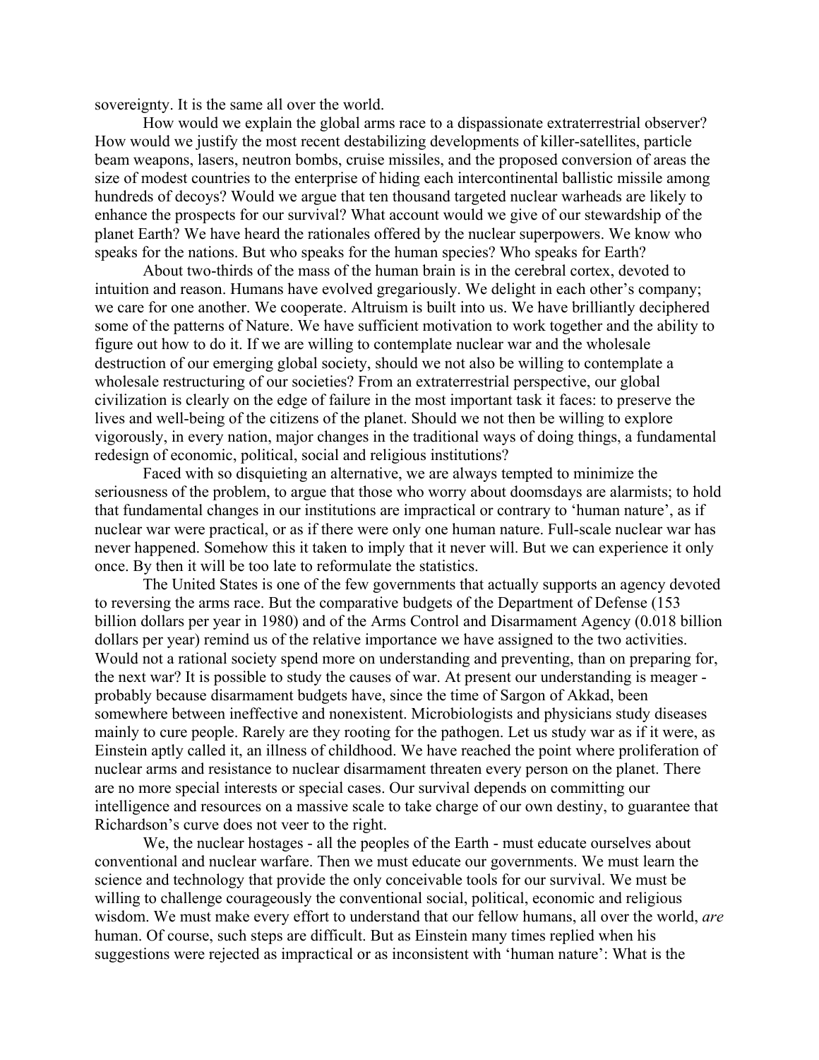sovereignty. It is the same all over the world.

How would we explain the global arms race to a dispassionate extraterrestrial observer? How would we justify the most recent destabilizing developments of killer-satellites, particle beam weapons, lasers, neutron bombs, cruise missiles, and the proposed conversion of areas the size of modest countries to the enterprise of hiding each intercontinental ballistic missile among hundreds of decoys? Would we argue that ten thousand targeted nuclear warheads are likely to enhance the prospects for our survival? What account would we give of our stewardship of the planet Earth? We have heard the rationales offered by the nuclear superpowers. We know who speaks for the nations. But who speaks for the human species? Who speaks for Earth?

About two-thirds of the mass of the human brain is in the cerebral cortex, devoted to intuition and reason. Humans have evolved gregariously. We delight in each other's company; we care for one another. We cooperate. Altruism is built into us. We have brilliantly deciphered some of the patterns of Nature. We have sufficient motivation to work together and the ability to figure out how to do it. If we are willing to contemplate nuclear war and the wholesale destruction of our emerging global society, should we not also be willing to contemplate a wholesale restructuring of our societies? From an extraterrestrial perspective, our global civilization is clearly on the edge of failure in the most important task it faces: to preserve the lives and well-being of the citizens of the planet. Should we not then be willing to explore vigorously, in every nation, major changes in the traditional ways of doing things, a fundamental redesign of economic, political, social and religious institutions?

Faced with so disquieting an alternative, we are always tempted to minimize the seriousness of the problem, to argue that those who worry about doomsdays are alarmists; to hold that fundamental changes in our institutions are impractical or contrary to 'human nature', as if nuclear war were practical, or as if there were only one human nature. Full-scale nuclear war has never happened. Somehow this it taken to imply that it never will. But we can experience it only once. By then it will be too late to reformulate the statistics.

The United States is one of the few governments that actually supports an agency devoted to reversing the arms race. But the comparative budgets of the Department of Defense (153 billion dollars per year in 1980) and of the Arms Control and Disarmament Agency (0.018 billion dollars per year) remind us of the relative importance we have assigned to the two activities. Would not a rational society spend more on understanding and preventing, than on preparing for, the next war? It is possible to study the causes of war. At present our understanding is meager - probably because disarmament budgets have, since the time of Sargon of Akkad, been somewhere between ineffective and nonexistent. Microbiologists and physicians study diseases mainly to cure people. Rarely are they rooting for the pathogen. Let us study war as if it were, as Einstein aptly called it, an illness of childhood. We have reached the point where proliferation of nuclear arms and resistance to nuclear disarmament threaten every person on the planet. There are no more special interests or special cases. Our survival depends on committing our intelligence and resources on a massive scale to take charge of our own destiny, to guarantee that Richardson's curve does not veer to the right.

We, the nuclear hostages - all the peoples of the Earth - must educate ourselves about conventional and nuclear warfare. Then we must educate our governments. We must learn the science and technology that provide the only conceivable tools for our survival. We must be willing to challenge courageously the conventional social, political, economic and religious wisdom. We must make every effort to understand that our fellow humans, all over the world, *are* human. Of course, such steps are difficult. But as Einstein many times replied when his suggestions were rejected as impractical or as inconsistent with 'human nature': What is the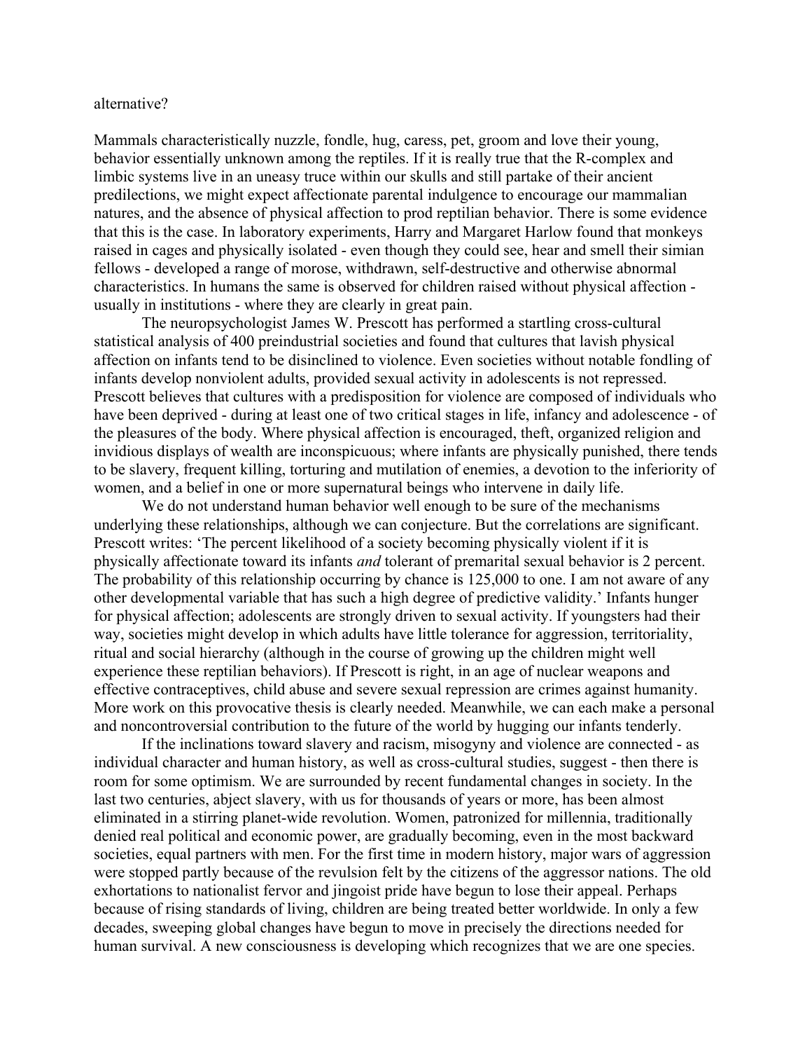alternative?

Mammals characteristically nuzzle, fondle, hug, caress, pet, groom and love their young, behavior essentially unknown among the reptiles. If it is really true that the R-complex and limbic systems live in an uneasy truce within our skulls and still partake of their ancient predilections, we might expect affectionate parental indulgence to encourage our mammalian natures, and the absence of physical affection to prod reptilian behavior. There is some evidence that this is the case. In laboratory experiments, Harry and Margaret Harlow found that monkeys raised in cages and physically isolated - even though they could see, hear and smell their simian fellows - developed a range of morose, withdrawn, self-destructive and otherwise abnormal characteristics. In humans the same is observed for children raised without physical affection - usually in institutions - where they are clearly in great pain.

The neuropsychologist James W. Prescott has performed a startling cross-cultural statistical analysis of 400 preindustrial societies and found that cultures that lavish physical affection on infants tend to be disinclined to violence. Even societies without notable fondling of infants develop nonviolent adults, provided sexual activity in adolescents is not repressed. Prescott believes that cultures with a predisposition for violence are composed of individuals who have been deprived - during at least one of two critical stages in life, infancy and adolescence - of the pleasures of the body. Where physical affection is encouraged, theft, organized religion and invidious displays of wealth are inconspicuous; where infants are physically punished, there tends to be slavery, frequent killing, torturing and mutilation of enemies, a devotion to the inferiority of women, and a belief in one or more supernatural beings who intervene in daily life.

We do not understand human behavior well enough to be sure of the mechanisms underlying these relationships, although we can conjecture. But the correlations are significant. Prescott writes: 'The percent likelihood of a society becoming physically violent if it is physically affectionate toward its infants *and* tolerant of premarital sexual behavior is 2 percent. The probability of this relationship occurring by chance is 125,000 to one. I am not aware of any other developmental variable that has such a high degree of predictive validity.' Infants hunger for physical affection; adolescents are strongly driven to sexual activity. If youngsters had their way, societies might develop in which adults have little tolerance for aggression, territoriality, ritual and social hierarchy (although in the course of growing up the children might well experience these reptilian behaviors). If Prescott is right, in an age of nuclear weapons and effective contraceptives, child abuse and severe sexual repression are crimes against humanity. More work on this provocative thesis is clearly needed. Meanwhile, we can each make a personal and noncontroversial contribution to the future of the world by hugging our infants tenderly.

If the inclinations toward slavery and racism, misogyny and violence are connected - as individual character and human history, as well as cross-cultural studies, suggest - then there is room for some optimism. We are surrounded by recent fundamental changes in society. In the last two centuries, abject slavery, with us for thousands of years or more, has been almost eliminated in a stirring planet-wide revolution. Women, patronized for millennia, traditionally denied real political and economic power, are gradually becoming, even in the most backward societies, equal partners with men. For the first time in modern history, major wars of aggression were stopped partly because of the revulsion felt by the citizens of the aggressor nations. The old exhortations to nationalist fervor and jingoist pride have begun to lose their appeal. Perhaps because of rising standards of living, children are being treated better worldwide. In only a few decades, sweeping global changes have begun to move in precisely the directions needed for human survival. A new consciousness is developing which recognizes that we are one species.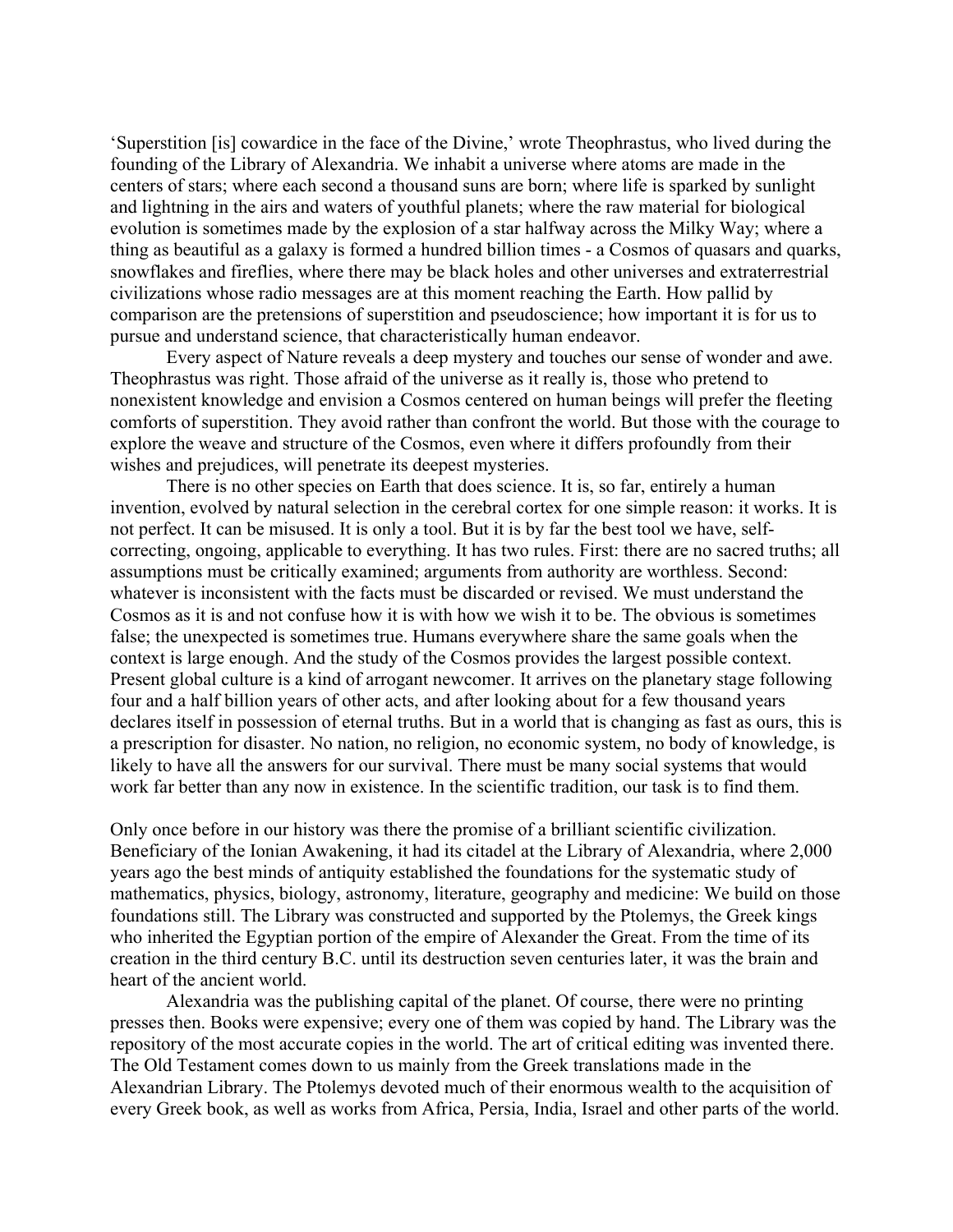'Superstition [is] cowardice in the face of the Divine,' wrote Theophrastus, who lived during the founding of the Library of Alexandria. We inhabit a universe where atoms are made in the centers of stars; where each second a thousand suns are born; where life is sparked by sunlight and lightning in the airs and waters of youthful planets; where the raw material for biological evolution is sometimes made by the explosion of a star halfway across the Milky Way; where a thing as beautiful as a galaxy is formed a hundred billion times - a Cosmos of quasars and quarks, snowflakes and fireflies, where there may be black holes and other universes and extraterrestrial civilizations whose radio messages are at this moment reaching the Earth. How pallid by comparison are the pretensions of superstition and pseudoscience; how important it is for us to pursue and understand science, that characteristically human endeavor.

Every aspect of Nature reveals a deep mystery and touches our sense of wonder and awe. Theophrastus was right. Those afraid of the universe as it really is, those who pretend to nonexistent knowledge and envision a Cosmos centered on human beings will prefer the fleeting comforts of superstition. They avoid rather than confront the world. But those with the courage to explore the weave and structure of the Cosmos, even where it differs profoundly from their wishes and prejudices, will penetrate its deepest mysteries.

There is no other species on Earth that does science. It is, so far, entirely a human invention, evolved by natural selection in the cerebral cortex for one simple reason: it works. It is not perfect. It can be misused. It is only a tool. But it is by far the best tool we have, self-correcting, ongoing, applicable to everything. It has two rules. First: there are no sacred truths; all assumptions must be critically examined; arguments from authority are worthless. Second: whatever is inconsistent with the facts must be discarded or revised. We must understand the Cosmos as it is and not confuse how it is with how we wish it to be. The obvious is sometimes false; the unexpected is sometimes true. Humans everywhere share the same goals when the context is large enough. And the study of the Cosmos provides the largest possible context. Present global culture is a kind of arrogant newcomer. It arrives on the planetary stage following four and a half billion years of other acts, and after looking about for a few thousand years declares itself in possession of eternal truths. But in a world that is changing as fast as ours, this is a prescription for disaster. No nation, no religion, no economic system, no body of knowledge, is likely to have all the answers for our survival. There must be many social systems that would work far better than any now in existence. In the scientific tradition, our task is to find them.

Only once before in our history was there the promise of a brilliant scientific civilization. Beneficiary of the Ionian Awakening, it had its citadel at the Library of Alexandria, where 2,000 years ago the best minds of antiquity established the foundations for the systematic study of mathematics, physics, biology, astronomy, literature, geography and medicine: We build on those foundations still. The Library was constructed and supported by the Ptolemys, the Greek kings who inherited the Egyptian portion of the empire of Alexander the Great. From the time of its creation in the third century B.C. until its destruction seven centuries later, it was the brain and heart of the ancient world.

Alexandria was the publishing capital of the planet. Of course, there were no printing presses then. Books were expensive; every one of them was copied by hand. The Library was the repository of the most accurate copies in the world. The art of critical editing was invented there. The Old Testament comes down to us mainly from the Greek translations made in the Alexandrian Library. The Ptolemys devoted much of their enormous wealth to the acquisition of every Greek book, as well as works from Africa, Persia, India, Israel and other parts of the world.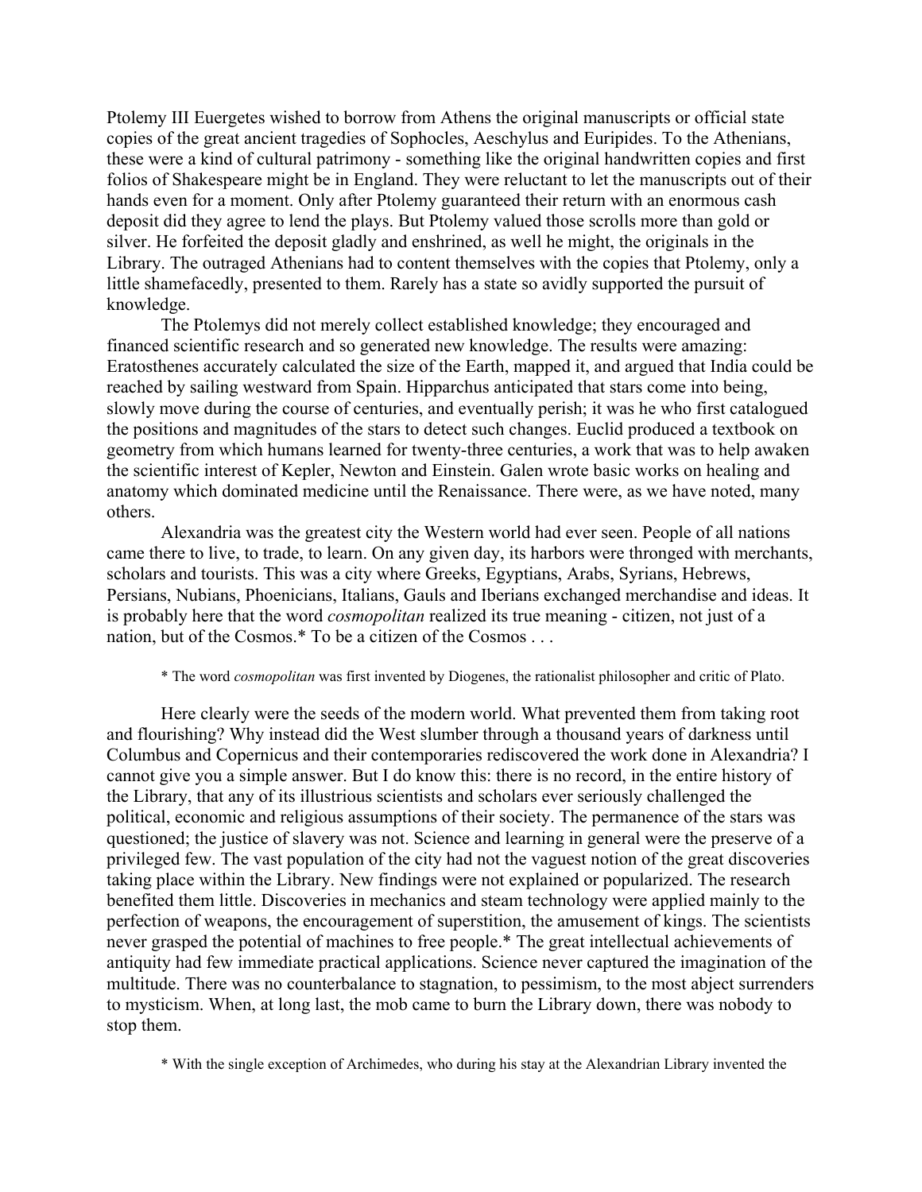Ptolemy III Euergetes wished to borrow from Athens the original manuscripts or official state copies of the great ancient tragedies of Sophocles, Aeschylus and Euripides. To the Athenians, these were a kind of cultural patrimony - something like the original handwritten copies and first folios of Shakespeare might be in England. They were reluctant to let the manuscripts out of their hands even for a moment. Only after Ptolemy guaranteed their return with an enormous cash deposit did they agree to lend the plays. But Ptolemy valued those scrolls more than gold or silver. He forfeited the deposit gladly and enshrined, as well he might, the originals in the Library. The outraged Athenians had to content themselves with the copies that Ptolemy, only a little shamefacedly, presented to them. Rarely has a state so avidly supported the pursuit of knowledge.

The Ptolemys did not merely collect established knowledge; they encouraged and financed scientific research and so generated new knowledge. The results were amazing: Eratosthenes accurately calculated the size of the Earth, mapped it, and argued that India could be reached by sailing westward from Spain. Hipparchus anticipated that stars come into being, slowly move during the course of centuries, and eventually perish; it was he who first catalogued the positions and magnitudes of the stars to detect such changes. Euclid produced a textbook on geometry from which humans learned for twenty-three centuries, a work that was to help awaken the scientific interest of Kepler, Newton and Einstein. Galen wrote basic works on healing and anatomy which dominated medicine until the Renaissance. There were, as we have noted, many others.

Alexandria was the greatest city the Western world had ever seen. People of all nations came there to live, to trade, to learn. On any given day, its harbors were thronged with merchants, scholars and tourists. This was a city where Greeks, Egyptians, Arabs, Syrians, Hebrews, Persians, Nubians, Phoenicians, Italians, Gauls and Iberians exchanged merchandise and ideas. It is probably here that the word *cosmopolitan* realized its true meaning - citizen, not just of a nation, but of the Cosmos.* To be a citizen of the Cosmos . . .

\* The word *cosmopolitan* was first invented by Diogenes, the rationalist philosopher and critic of Plato.

Here clearly were the seeds of the modern world. What prevented them from taking root and flourishing? Why instead did the West slumber through a thousand years of darkness until Columbus and Copernicus and their contemporaries rediscovered the work done in Alexandria? I cannot give you a simple answer. But I do know this: there is no record, in the entire history of the Library, that any of its illustrious scientists and scholars ever seriously challenged the political, economic and religious assumptions of their society. The permanence of the stars was questioned; the justice of slavery was not. Science and learning in general were the preserve of a privileged few. The vast population of the city had not the vaguest notion of the great discoveries taking place within the Library. New findings were not explained or popularized. The research benefited them little. Discoveries in mechanics and steam technology were applied mainly to the perfection of weapons, the encouragement of superstition, the amusement of kings. The scientists never grasped the potential of machines to free people.* The great intellectual achievements of antiquity had few immediate practical applications. Science never captured the imagination of the multitude. There was no counterbalance to stagnation, to pessimism, to the most abject surrenders to mysticism. When, at long last, the mob came to burn the Library down, there was nobody to stop them.

\* With the single exception of Archimedes, who during his stay at the Alexandrian Library invented the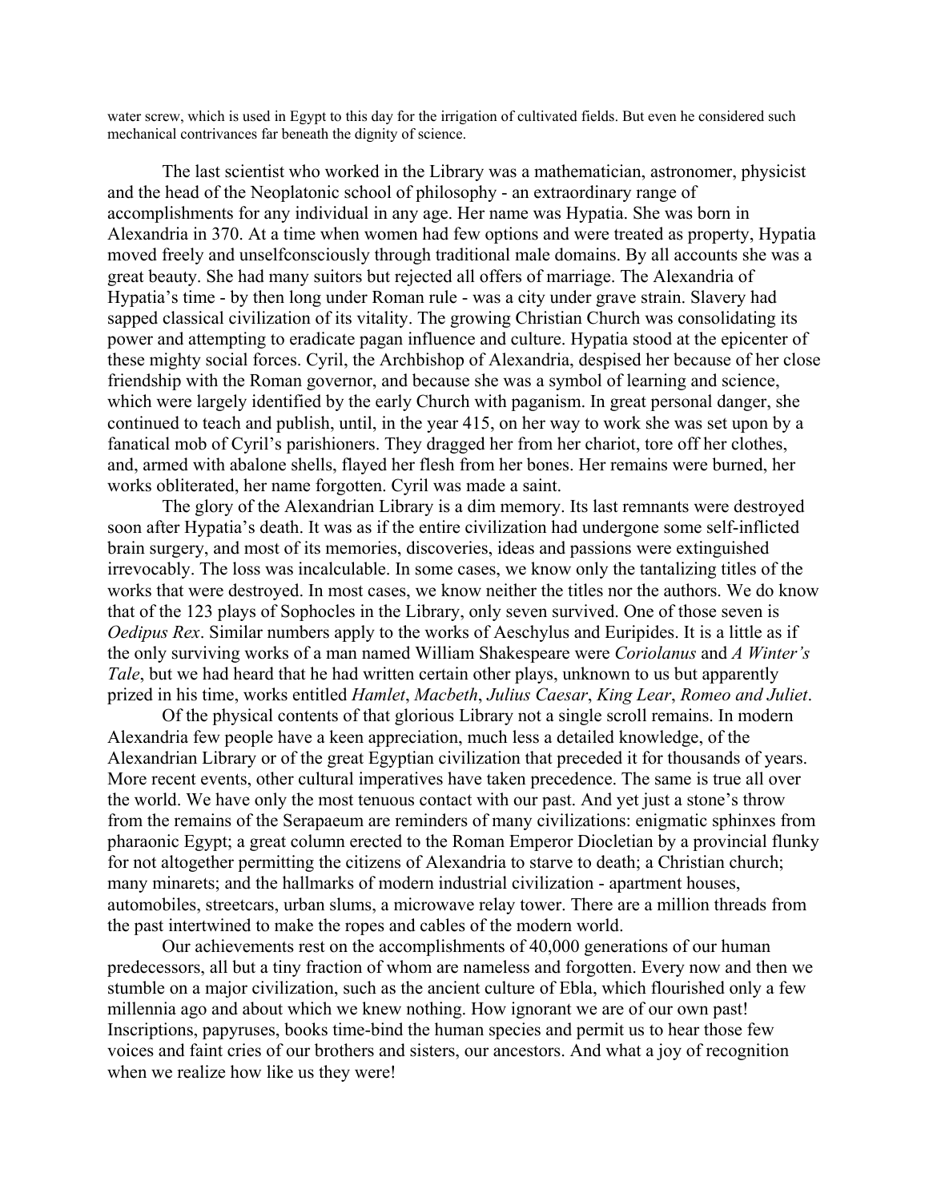water screw, which is used in Egypt to this day for the irrigation of cultivated fields. But even he considered such mechanical contrivances far beneath the dignity of science.

The last scientist who worked in the Library was a mathematician, astronomer, physicist and the head of the Neoplatonic school of philosophy - an extraordinary range of accomplishments for any individual in any age. Her name was Hypatia. She was born in Alexandria in 370. At a time when women had few options and were treated as property, Hypatia moved freely and unselfconsciously through traditional male domains. By all accounts she was a great beauty. She had many suitors but rejected all offers of marriage. The Alexandria of Hypatia's time - by then long under Roman rule - was a city under grave strain. Slavery had sapped classical civilization of its vitality. The growing Christian Church was consolidating its power and attempting to eradicate pagan influence and culture. Hypatia stood at the epicenter of these mighty social forces. Cyril, the Archbishop of Alexandria, despised her because of her close friendship with the Roman governor, and because she was a symbol of learning and science, which were largely identified by the early Church with paganism. In great personal danger, she continued to teach and publish, until, in the year 415, on her way to work she was set upon by a fanatical mob of Cyril's parishioners. They dragged her from her chariot, tore off her clothes, and, armed with abalone shells, flayed her flesh from her bones. Her remains were burned, her works obliterated, her name forgotten. Cyril was made a saint.

The glory of the Alexandrian Library is a dim memory. Its last remnants were destroyed soon after Hypatia's death. It was as if the entire civilization had undergone some self-inflicted brain surgery, and most of its memories, discoveries, ideas and passions were extinguished irrevocably. The loss was incalculable. In some cases, we know only the tantalizing titles of the works that were destroyed. In most cases, we know neither the titles nor the authors. We do know that of the 123 plays of Sophocles in the Library, only seven survived. One of those seven is *Oedipus Rex*. Similar numbers apply to the works of Aeschylus and Euripides. It is a little as if the only surviving works of a man named William Shakespeare were *Coriolanus* and *A Winter's Tale*, but we had heard that he had written certain other plays, unknown to us but apparently prized in his time, works entitled *Hamlet*, *Macbeth*, *Julius Caesar*, *King Lear*, *Romeo and Juliet*.

Of the physical contents of that glorious Library not a single scroll remains. In modern Alexandria few people have a keen appreciation, much less a detailed knowledge, of the Alexandrian Library or of the great Egyptian civilization that preceded it for thousands of years. More recent events, other cultural imperatives have taken precedence. The same is true all over the world. We have only the most tenuous contact with our past. And yet just a stone's throw from the remains of the Serapaeum are reminders of many civilizations: enigmatic sphinxes from pharaonic Egypt; a great column erected to the Roman Emperor Diocletian by a provincial flunky for not altogether permitting the citizens of Alexandria to starve to death; a Christian church; many minarets; and the hallmarks of modern industrial civilization - apartment houses, automobiles, streetcars, urban slums, a microwave relay tower. There are a million threads from the past intertwined to make the ropes and cables of the modern world.

Our achievements rest on the accomplishments of 40,000 generations of our human predecessors, all but a tiny fraction of whom are nameless and forgotten. Every now and then we stumble on a major civilization, such as the ancient culture of Ebla, which flourished only a few millennia ago and about which we knew nothing. How ignorant we are of our own past! Inscriptions, papyruses, books time-bind the human species and permit us to hear those few voices and faint cries of our brothers and sisters, our ancestors. And what a joy of recognition when we realize how like us they were!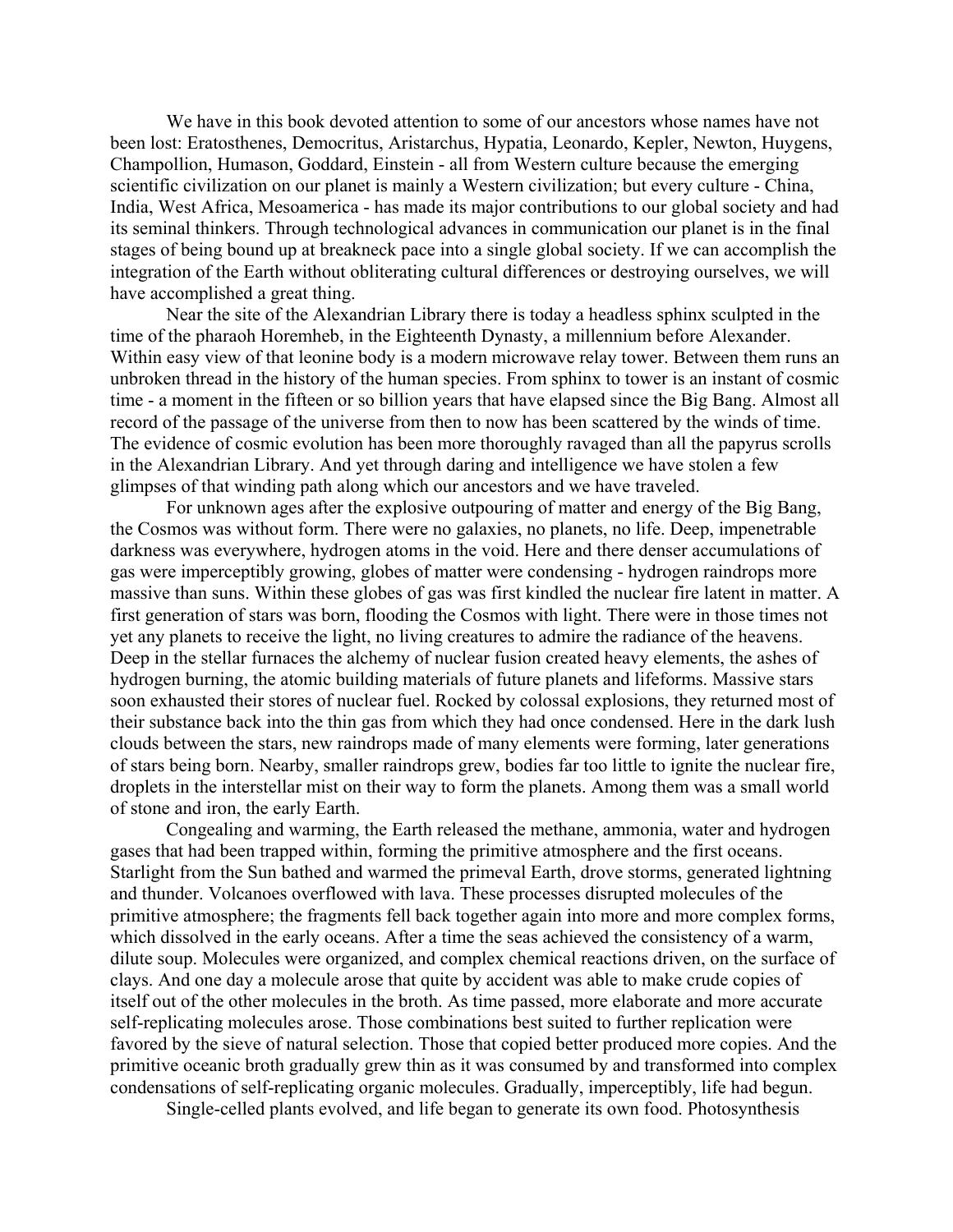We have in this book devoted attention to some of our ancestors whose names have not been lost: Eratosthenes, Democritus, Aristarchus, Hypatia, Leonardo, Kepler, Newton, Huygens, Champollion, Humason, Goddard, Einstein - all from Western culture because the emerging scientific civilization on our planet is mainly a Western civilization; but every culture - China, India, West Africa, Mesoamerica - has made its major contributions to our global society and had its seminal thinkers. Through technological advances in communication our planet is in the final stages of being bound up at breakneck pace into a single global society. If we can accomplish the integration of the Earth without obliterating cultural differences or destroying ourselves, we will have accomplished a great thing.

Near the site of the Alexandrian Library there is today a headless sphinx sculpted in the time of the pharaoh Horemheb, in the Eighteenth Dynasty, a millennium before Alexander. Within easy view of that leonine body is a modern microwave relay tower. Between them runs an unbroken thread in the history of the human species. From sphinx to tower is an instant of cosmic time - a moment in the fifteen or so billion years that have elapsed since the Big Bang. Almost all record of the passage of the universe from then to now has been scattered by the winds of time. The evidence of cosmic evolution has been more thoroughly ravaged than all the papyrus scrolls in the Alexandrian Library. And yet through daring and intelligence we have stolen a few glimpses of that winding path along which our ancestors and we have traveled.

For unknown ages after the explosive outpouring of matter and energy of the Big Bang, the Cosmos was without form. There were no galaxies, no planets, no life. Deep, impenetrable darkness was everywhere, hydrogen atoms in the void. Here and there denser accumulations of gas were imperceptibly growing, globes of matter were condensing - hydrogen raindrops more massive than suns. Within these globes of gas was first kindled the nuclear fire latent in matter. A first generation of stars was born, flooding the Cosmos with light. There were in those times not yet any planets to receive the light, no living creatures to admire the radiance of the heavens. Deep in the stellar furnaces the alchemy of nuclear fusion created heavy elements, the ashes of hydrogen burning, the atomic building materials of future planets and lifeforms. Massive stars soon exhausted their stores of nuclear fuel. Rocked by colossal explosions, they returned most of their substance back into the thin gas from which they had once condensed. Here in the dark lush clouds between the stars, new raindrops made of many elements were forming, later generations of stars being born. Nearby, smaller raindrops grew, bodies far too little to ignite the nuclear fire, droplets in the interstellar mist on their way to form the planets. Among them was a small world of stone and iron, the early Earth.

Congealing and warming, the Earth released the methane, ammonia, water and hydrogen gases that had been trapped within, forming the primitive atmosphere and the first oceans. Starlight from the Sun bathed and warmed the primeval Earth, drove storms, generated lightning and thunder. Volcanoes overflowed with lava. These processes disrupted molecules of the primitive atmosphere; the fragments fell back together again into more and more complex forms, which dissolved in the early oceans. After a time the seas achieved the consistency of a warm, dilute soup. Molecules were organized, and complex chemical reactions driven, on the surface of clays. And one day a molecule arose that quite by accident was able to make crude copies of itself out of the other molecules in the broth. As time passed, more elaborate and more accurate self-replicating molecules arose. Those combinations best suited to further replication were favored by the sieve of natural selection. Those that copied better produced more copies. And the primitive oceanic broth gradually grew thin as it was consumed by and transformed into complex condensations of self-replicating organic molecules. Gradually, imperceptibly, life had begun.

Single-celled plants evolved, and life began to generate its own food. Photosynthesis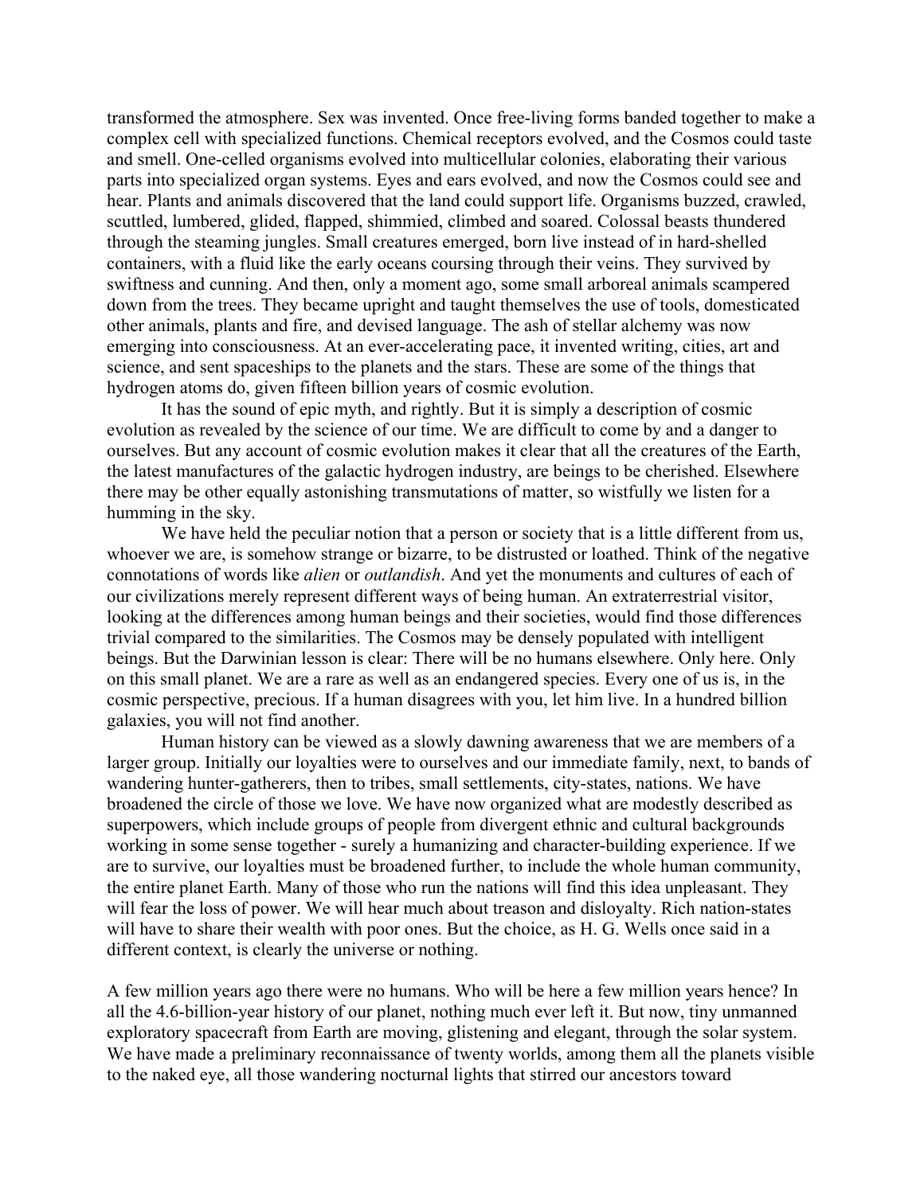transformed the atmosphere. Sex was invented. Once free-living forms banded together to make a complex cell with specialized functions. Chemical receptors evolved, and the Cosmos could taste and smell. One-celled organisms evolved into multicellular colonies, elaborating their various parts into specialized organ systems. Eyes and ears evolved, and now the Cosmos could see and hear. Plants and animals discovered that the land could support life. Organisms buzzed, crawled, scuttled, lumbered, glided, flapped, shimmied, climbed and soared. Colossal beasts thundered through the steaming jungles. Small creatures emerged, born live instead of in hard-shelled containers, with a fluid like the early oceans coursing through their veins. They survived by swiftness and cunning. And then, only a moment ago, some small arboreal animals scampered down from the trees. They became upright and taught themselves the use of tools, domesticated other animals, plants and fire, and devised language. The ash of stellar alchemy was now emerging into consciousness. At an ever-accelerating pace, it invented writing, cities, art and science, and sent spaceships to the planets and the stars. These are some of the things that hydrogen atoms do, given fifteen billion years of cosmic evolution.

It has the sound of epic myth, and rightly. But it is simply a description of cosmic evolution as revealed by the science of our time. We are difficult to come by and a danger to ourselves. But any account of cosmic evolution makes it clear that all the creatures of the Earth, the latest manufactures of the galactic hydrogen industry, are beings to be cherished. Elsewhere there may be other equally astonishing transmutations of matter, so wistfully we listen for a humming in the sky.

We have held the peculiar notion that a person or society that is a little different from us, whoever we are, is somehow strange or bizarre, to be distrusted or loathed. Think of the negative connotations of words like *alien* or *outlandish*. And yet the monuments and cultures of each of our civilizations merely represent different ways of being human. An extraterrestrial visitor, looking at the differences among human beings and their societies, would find those differences trivial compared to the similarities. The Cosmos may be densely populated with intelligent beings. But the Darwinian lesson is clear: There will be no humans elsewhere. Only here. Only on this small planet. We are a rare as well as an endangered species. Every one of us is, in the cosmic perspective, precious. If a human disagrees with you, let him live. In a hundred billion galaxies, you will not find another.

Human history can be viewed as a slowly dawning awareness that we are members of a larger group. Initially our loyalties were to ourselves and our immediate family, next, to bands of wandering hunter-gatherers, then to tribes, small settlements, city-states, nations. We have broadened the circle of those we love. We have now organized what are modestly described as superpowers, which include groups of people from divergent ethnic and cultural backgrounds working in some sense together - surely a humanizing and character-building experience. If we are to survive, our loyalties must be broadened further, to include the whole human community, the entire planet Earth. Many of those who run the nations will find this idea unpleasant. They will fear the loss of power. We will hear much about treason and disloyalty. Rich nation-states will have to share their wealth with poor ones. But the choice, as H. G. Wells once said in a different context, is clearly the universe or nothing.

A few million years ago there were no humans. Who will be here a few million years hence? In all the 4.6-billion-year history of our planet, nothing much ever left it. But now, tiny unmanned exploratory spacecraft from Earth are moving, glistening and elegant, through the solar system. We have made a preliminary reconnaissance of twenty worlds, among them all the planets visible to the naked eye, all those wandering nocturnal lights that stirred our ancestors toward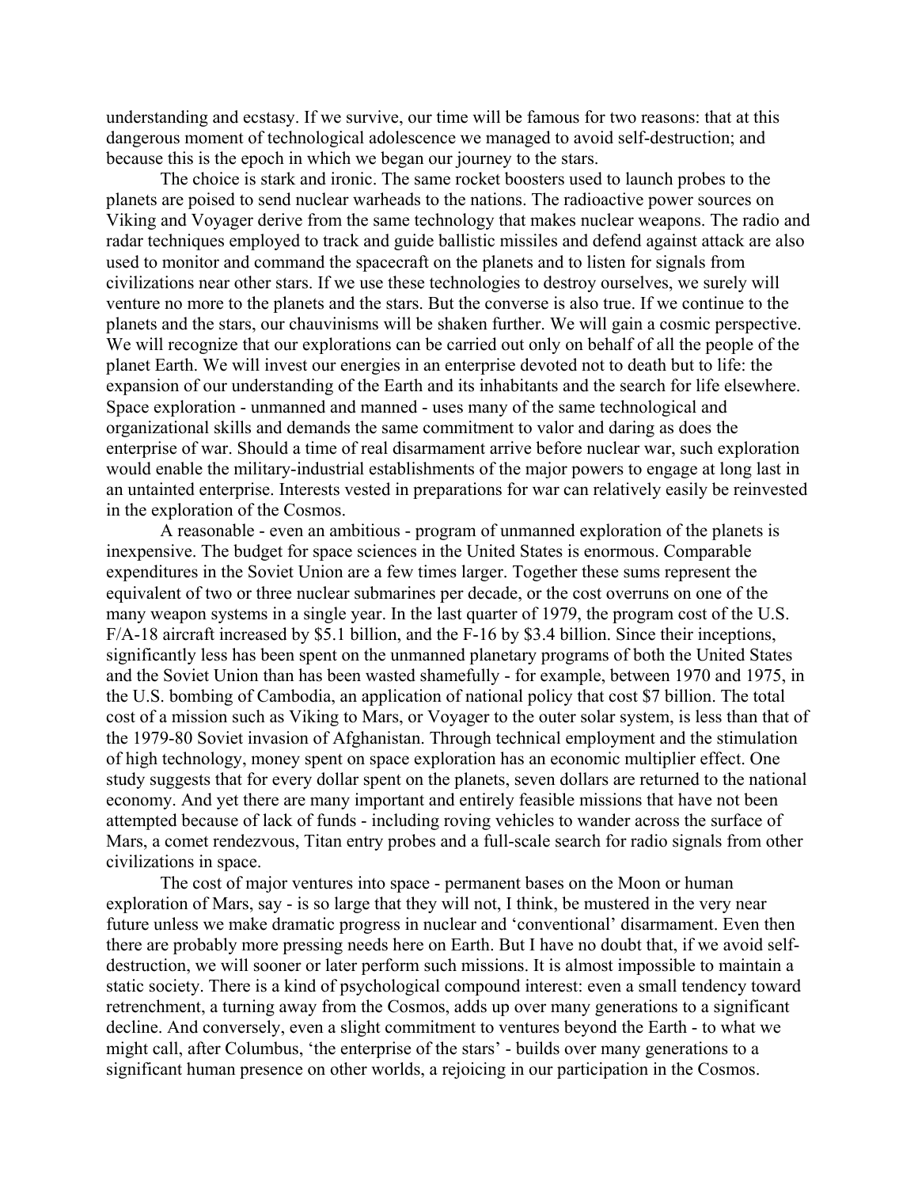understanding and ecstasy. If we survive, our time will be famous for two reasons: that at this dangerous moment of technological adolescence we managed to avoid self-destruction; and because this is the epoch in which we began our journey to the stars.

The choice is stark and ironic. The same rocket boosters used to launch probes to the planets are poised to send nuclear warheads to the nations. The radioactive power sources on Viking and Voyager derive from the same technology that makes nuclear weapons. The radio and radar techniques employed to track and guide ballistic missiles and defend against attack are also used to monitor and command the spacecraft on the planets and to listen for signals from civilizations near other stars. If we use these technologies to destroy ourselves, we surely will venture no more to the planets and the stars. But the converse is also true. If we continue to the planets and the stars, our chauvinisms will be shaken further. We will gain a cosmic perspective. We will recognize that our explorations can be carried out only on behalf of all the people of the planet Earth. We will invest our energies in an enterprise devoted not to death but to life: the expansion of our understanding of the Earth and its inhabitants and the search for life elsewhere. Space exploration - unmanned and manned - uses many of the same technological and organizational skills and demands the same commitment to valor and daring as does the enterprise of war. Should a time of real disarmament arrive before nuclear war, such exploration would enable the military-industrial establishments of the major powers to engage at long last in an untainted enterprise. Interests vested in preparations for war can relatively easily be reinvested in the exploration of the Cosmos.

A reasonable - even an ambitious - program of unmanned exploration of the planets is inexpensive. The budget for space sciences in the United States is enormous. Comparable expenditures in the Soviet Union are a few times larger. Together these sums represent the equivalent of two or three nuclear submarines per decade, or the cost overruns on one of the many weapon systems in a single year. In the last quarter of 1979, the program cost of the U.S. F/A-18 aircraft increased by $5.1 billion, and the F-16 by $3.4 billion. Since their inceptions, significantly less has been spent on the unmanned planetary programs of both the United States and the Soviet Union than has been wasted shamefully - for example, between 1970 and 1975, in the U.S. bombing of Cambodia, an application of national policy that cost $7 billion. The total cost of a mission such as Viking to Mars, or Voyager to the outer solar system, is less than that of the 1979-80 Soviet invasion of Afghanistan. Through technical employment and the stimulation of high technology, money spent on space exploration has an economic multiplier effect. One study suggests that for every dollar spent on the planets, seven dollars are returned to the national economy. And yet there are many important and entirely feasible missions that have not been attempted because of lack of funds - including roving vehicles to wander across the surface of Mars, a comet rendezvous, Titan entry probes and a full-scale search for radio signals from other civilizations in space.

The cost of major ventures into space - permanent bases on the Moon or human exploration of Mars, say - is so large that they will not, I think, be mustered in the very near future unless we make dramatic progress in nuclear and 'conventional' disarmament. Even then there are probably more pressing needs here on Earth. But I have no doubt that, if we avoid self-destruction, we will sooner or later perform such missions. It is almost impossible to maintain a static society. There is a kind of psychological compound interest: even a small tendency toward retrenchment, a turning away from the Cosmos, adds up over many generations to a significant decline. And conversely, even a slight commitment to ventures beyond the Earth - to what we might call, after Columbus, 'the enterprise of the stars' - builds over many generations to a significant human presence on other worlds, a rejoicing in our participation in the Cosmos.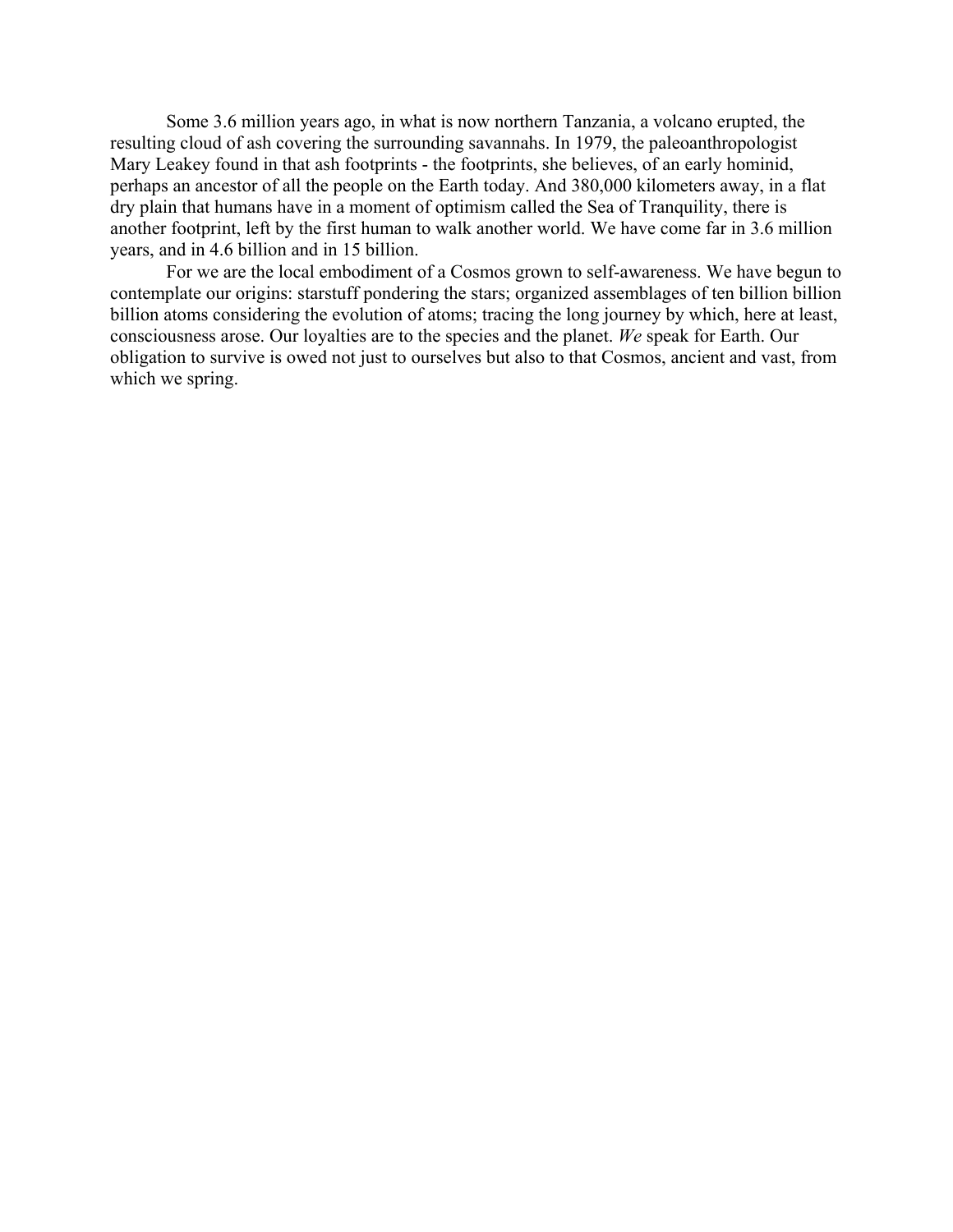Some 3.6 million years ago, in what is now northern Tanzania, a volcano erupted, the resulting cloud of ash covering the surrounding savannahs. In 1979, the paleoanthropologist Mary Leakey found in that ash footprints - the footprints, she believes, of an early hominid, perhaps an ancestor of all the people on the Earth today. And 380,000 kilometers away, in a flat dry plain that humans have in a moment of optimism called the Sea of Tranquility, there is another footprint, left by the first human to walk another world. We have come far in 3.6 million years, and in 4.6 billion and in 15 billion.

For we are the local embodiment of a Cosmos grown to self-awareness. We have begun to contemplate our origins: starstuff pondering the stars; organized assemblages of ten billion billion billion atoms considering the evolution of atoms; tracing the long journey by which, here at least, consciousness arose. Our loyalties are to the species and the planet. *We* speak for Earth. Our obligation to survive is owed not just to ourselves but also to that Cosmos, ancient and vast, from which we spring.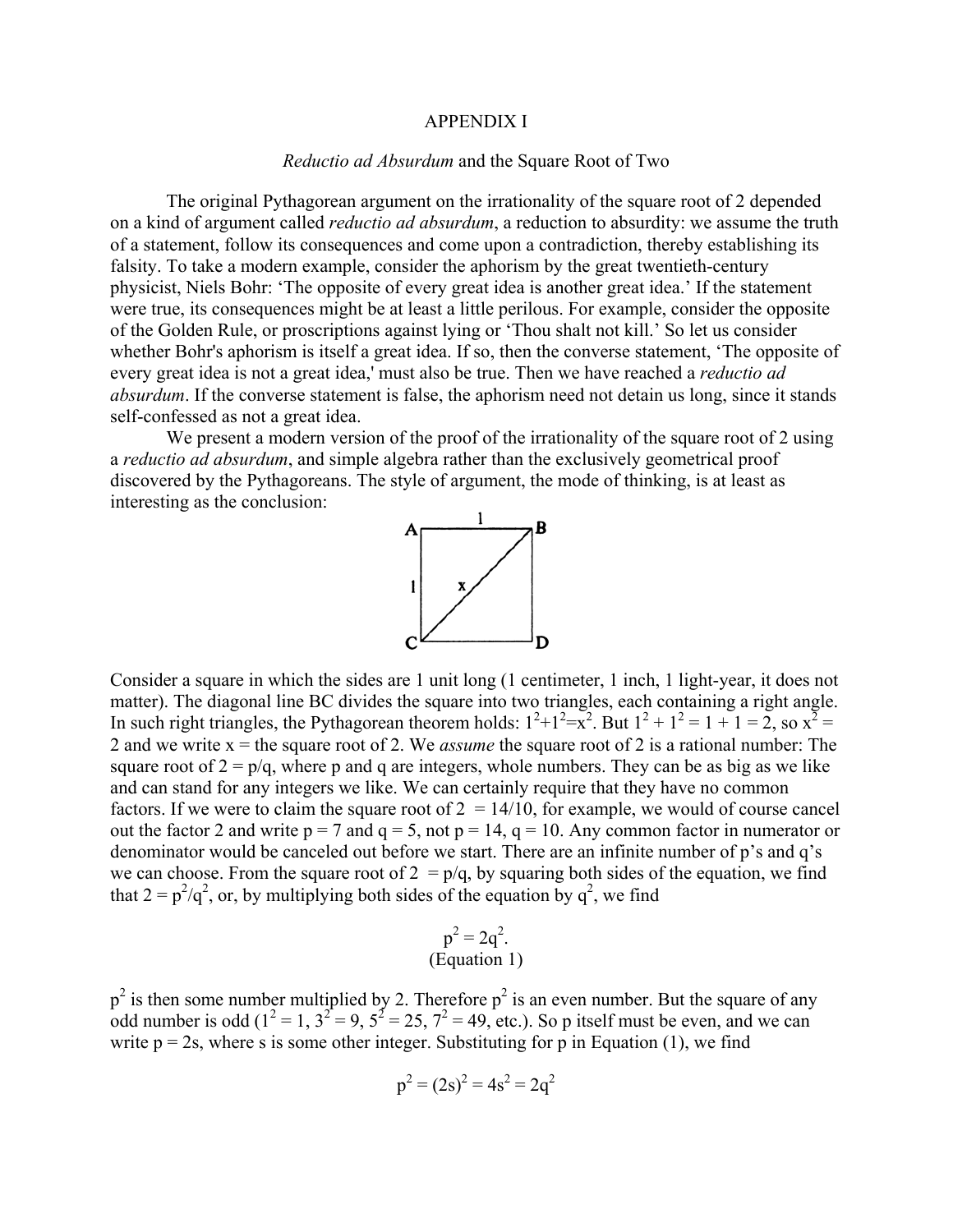# APPENDIX I

## *Reductio ad Absurdum* and the Square Root of Two

The original Pythagorean argument on the irrationality of the square root of 2 depended on a kind of argument called *reductio ad absurdum*, a reduction to absurdity: we assume the truth of a statement, follow its consequences and come upon a contradiction, thereby establishing its falsity. To take a modern example, consider the aphorism by the great twentieth-century physicist, Niels Bohr: 'The opposite of every great idea is another great idea.' If the statement were true, its consequences might be at least a little perilous. For example, consider the opposite of the Golden Rule, or proscriptions against lying or 'Thou shalt not kill.' So let us consider whether Bohr's aphorism is itself a great idea. If so, then the converse statement, 'The opposite of every great idea is not a great idea,' must also be true. Then we have reached a *reductio ad absurdum*. If the converse statement is false, the aphorism need not detain us long, since it stands self-confessed as not a great idea.

We present a modern version of the proof of the irrationality of the square root of 2 using a *reductio ad absurdum*, and simple algebra rather than the exclusively geometrical proof discovered by the Pythagoreans. The style of argument, the mode of thinking, is at least as interesting as the conclusion:

Consider a square in which the sides are 1 unit long (1 centimeter, 1 inch, 1 light-year, it does not matter). The diagonal line BC divides the square into two triangles, each containing a right angle. In such right triangles, the Pythagorean theorem holds: $1^2+1^2=x^2$. But $1^2 + 1^2 = 1 + 1 = 2$, so $x^2 = 2$ and we write x = the square root of 2. We *assume* the square root of 2 is a rational number: The square root of 2 = p/q, where p and q are integers, whole numbers. They can be as big as we like and can stand for any integers we like. We can certainly require that they have no common factors. If we were to claim the square root of 2 = 14/10, for example, we would of course cancel out the factor 2 and write p = 7 and q = 5, not p = 14, q = 10. Any common factor in numerator or denominator would be canceled out before we start. There are an infinite number of p's and q's we can choose. From the square root of 2 = p/q, by squaring both sides of the equation, we find that $2 = p^2/q^2$, or, by multiplying both sides of the equation by $q^2$, we find

$$p^2 = 2q^2.$$
(Equation 1)

$p^2$ is then some number multiplied by 2. Therefore $p^2$ is an even number. But the square of any odd number is odd ($1^2 = 1$, $3^2 = 9$, $5^2 = 25$, $7^2 = 49$, etc.). So p itself must be even, and we can write p = 2s, where s is some other integer. Substituting for p in Equation (1), we find

$$p^2 = (2s)^2 = 4s^2 = 2q^2$$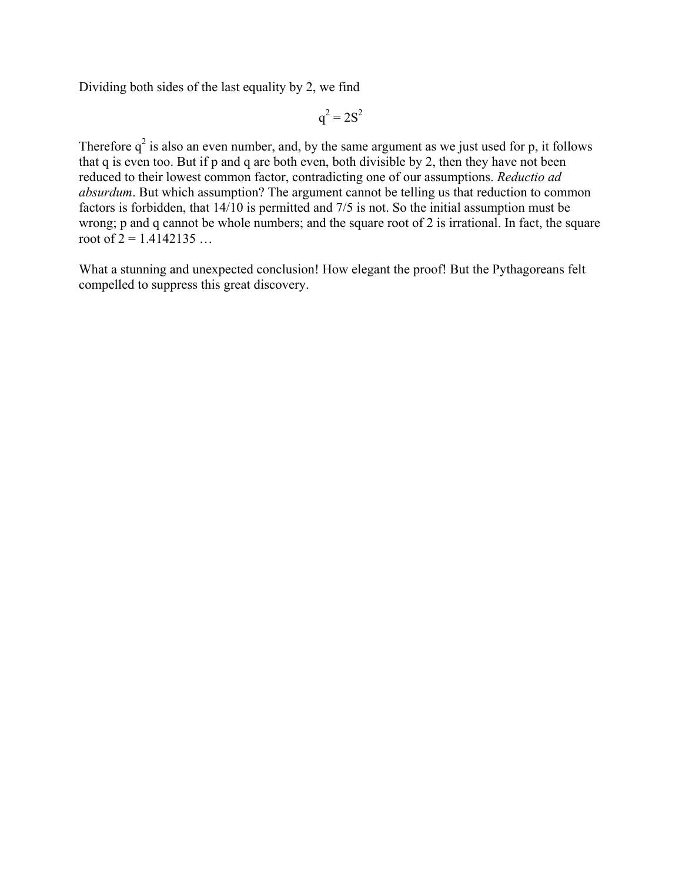Dividing both sides of the last equality by 2, we find

$$q^2 = 2S^2$$

Therefore $q^2$ is also an even number, and, by the same argument as we just used for p, it follows that q is even too. But if p and q are both even, both divisible by 2, then they have not been reduced to their lowest common factor, contradicting one of our assumptions. *Reductio ad absurdum*. But which assumption? The argument cannot be telling us that reduction to common factors is forbidden, that 14/10 is permitted and 7/5 is not. So the initial assumption must be wrong; p and q cannot be whole numbers; and the square root of 2 is irrational. In fact, the square root of 2 = 1.4142135 …

What a stunning and unexpected conclusion! How elegant the proof! But the Pythagoreans felt compelled to suppress this great discovery.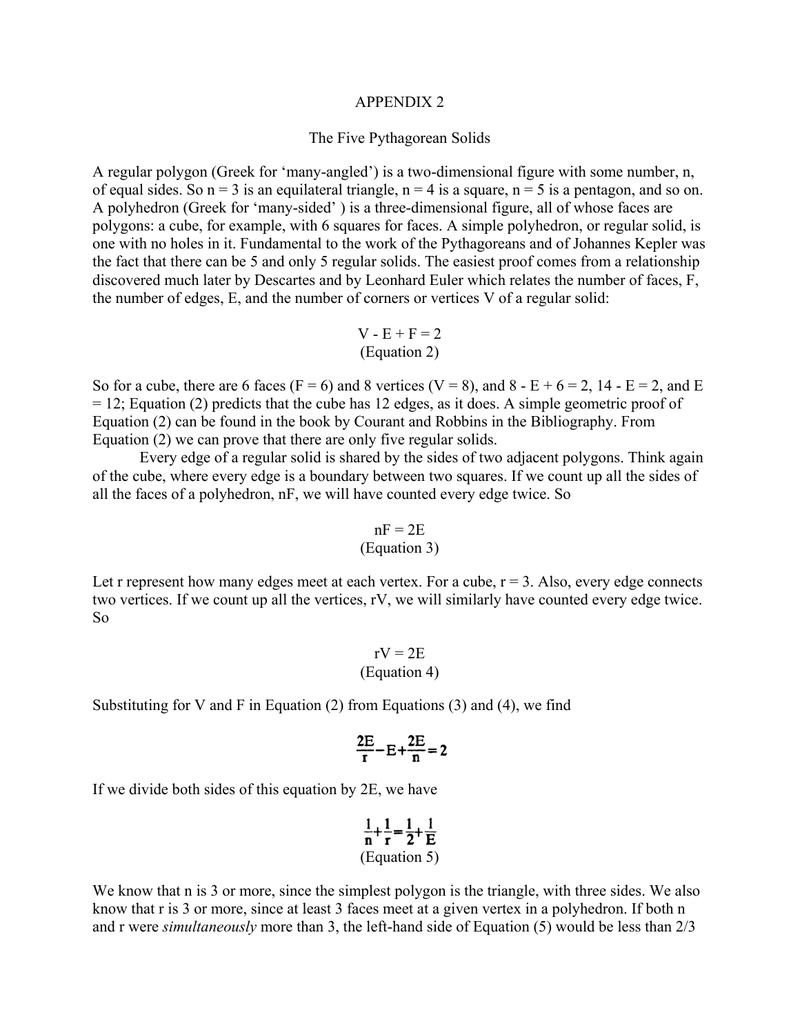# APPENDIX 2

## The Five Pythagorean Solids

A regular polygon (Greek for 'many-angled') is a two-dimensional figure with some number, n, of equal sides. So $n = 3$ is an equilateral triangle, $n = 4$ is a square, $n = 5$ is a pentagon, and so on. A polyhedron (Greek for 'many-sided' ) is a three-dimensional figure, all of whose faces are polygons: a cube, for example, with 6 squares for faces. A simple polyhedron, or regular solid, is one with no holes in it. Fundamental to the work of the Pythagoreans and of Johannes Kepler was the fact that there can be 5 and only 5 regular solids. The easiest proof comes from a relationship discovered much later by Descartes and by Leonhard Euler which relates the number of faces, F, the number of edges, E, and the number of corners or vertices V of a regular solid:

$$V - E + F = 2$$

(Equation 2)

So for a cube, there are 6 faces ($F = 6$) and 8 vertices ($V = 8$), and $8 - E + 6 = 2$, $14 - E = 2$, and $E = 12$; Equation (2) predicts that the cube has 12 edges, as it does. A simple geometric proof of Equation (2) can be found in the book by Courant and Robbins in the Bibliography. From Equation (2) we can prove that there are only five regular solids.

Every edge of a regular solid is shared by the sides of two adjacent polygons. Think again of the cube, where every edge is a boundary between two squares. If we count up all the sides of all the faces of a polyhedron, nF, we will have counted every edge twice. So

$$nF = 2E$$

(Equation 3)

Let r represent how many edges meet at each vertex. For a cube, $r = 3$. Also, every edge connects two vertices. If we count up all the vertices, rV, we will similarly have counted every edge twice. So

$$rV = 2E$$

(Equation 4)

Substituting for V and F in Equation (2) from Equations (3) and (4), we find

$$\frac{2E}{r} - E + \frac{2E}{n} = 2$$

If we divide both sides of this equation by 2E, we have

$$\frac{1}{n} + \frac{1}{r} = \frac{1}{2} + \frac{1}{E}$$

(Equation 5)

We know that n is 3 or more, since the simplest polygon is the triangle, with three sides. We also know that r is 3 or more, since at least 3 faces meet at a given vertex in a polyhedron. If both n and r were *simultaneously* more than 3, the left-hand side of Equation (5) would be less than 2/3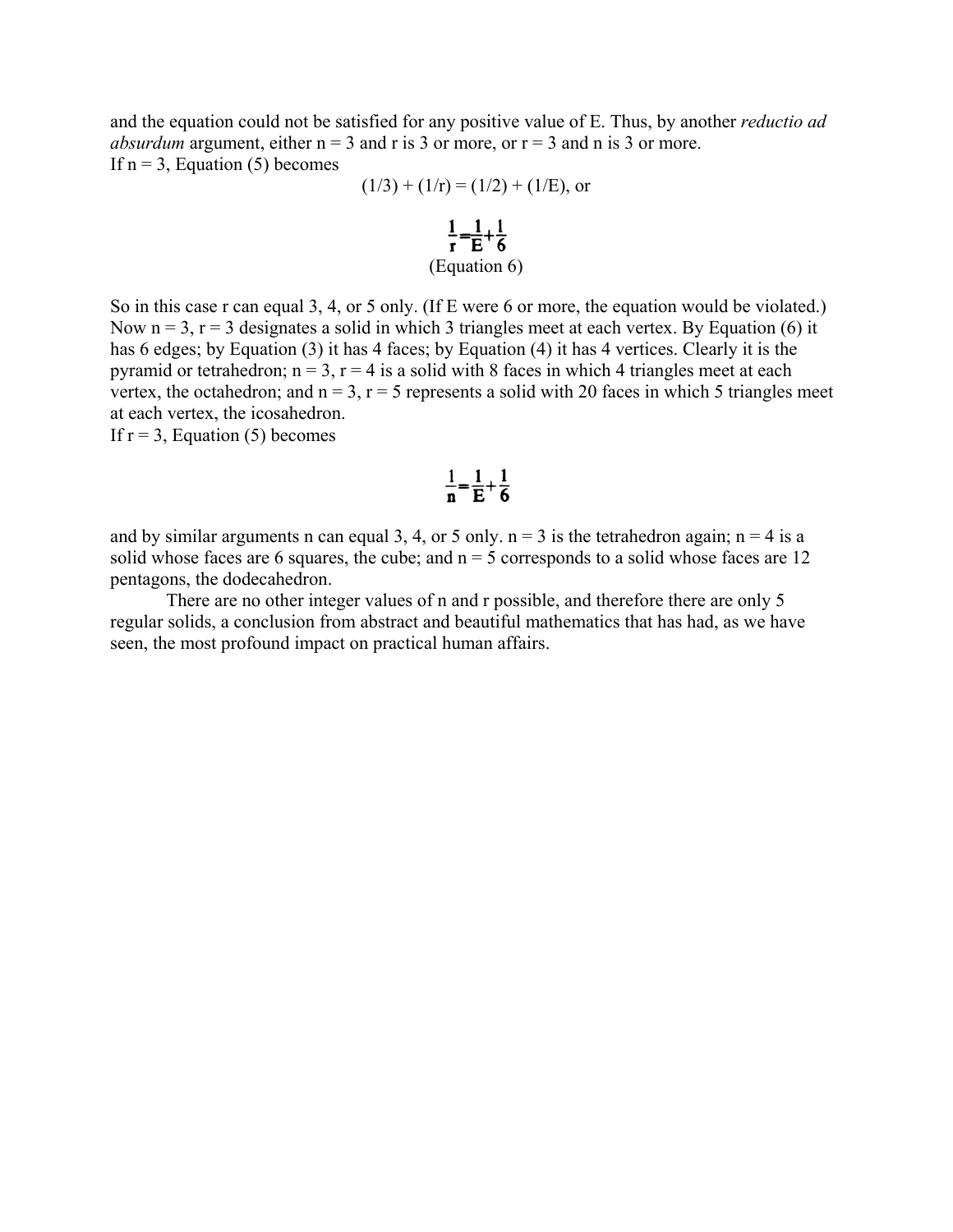and the equation could not be satisfied for any positive value of E. Thus, by another *reductio ad absurdum* argument, either $n = 3$ and $r$ is 3 or more, or $r = 3$ and $n$ is 3 or more.

If $n = 3$, Equation (5) becomes

$$(1/3) + (1/r) = (1/2) + (1/E), \text{ or}$$

$$\frac{1}{r} = \frac{1}{E} + \frac{1}{6}$$

(Equation 6)

So in this case $r$ can equal 3, 4, or 5 only. (If E were 6 or more, the equation would be violated.) Now $n = 3$, $r = 3$ designates a solid in which 3 triangles meet at each vertex. By Equation (6) it has 6 edges; by Equation (3) it has 4 faces; by Equation (4) it has 4 vertices. Clearly it is the pyramid or tetrahedron; $n = 3$, $r = 4$ is a solid with 8 faces in which 4 triangles meet at each vertex, the octahedron; and $n = 3$, $r = 5$ represents a solid with 20 faces in which 5 triangles meet at each vertex, the icosahedron.

If $r = 3$, Equation (5) becomes

$$\frac{1}{n} = \frac{1}{E} + \frac{1}{6}$$

and by similar arguments $n$ can equal 3, 4, or 5 only. $n = 3$ is the tetrahedron again; $n = 4$ is a solid whose faces are 6 squares, the cube; and $n = 5$ corresponds to a solid whose faces are 12 pentagons, the dodecahedron.

There are no other integer values of $n$ and $r$ possible, and therefore there are only 5 regular solids, a conclusion from abstract and beautiful mathematics that has had, as we have seen, the most profound impact on practical human affairs.